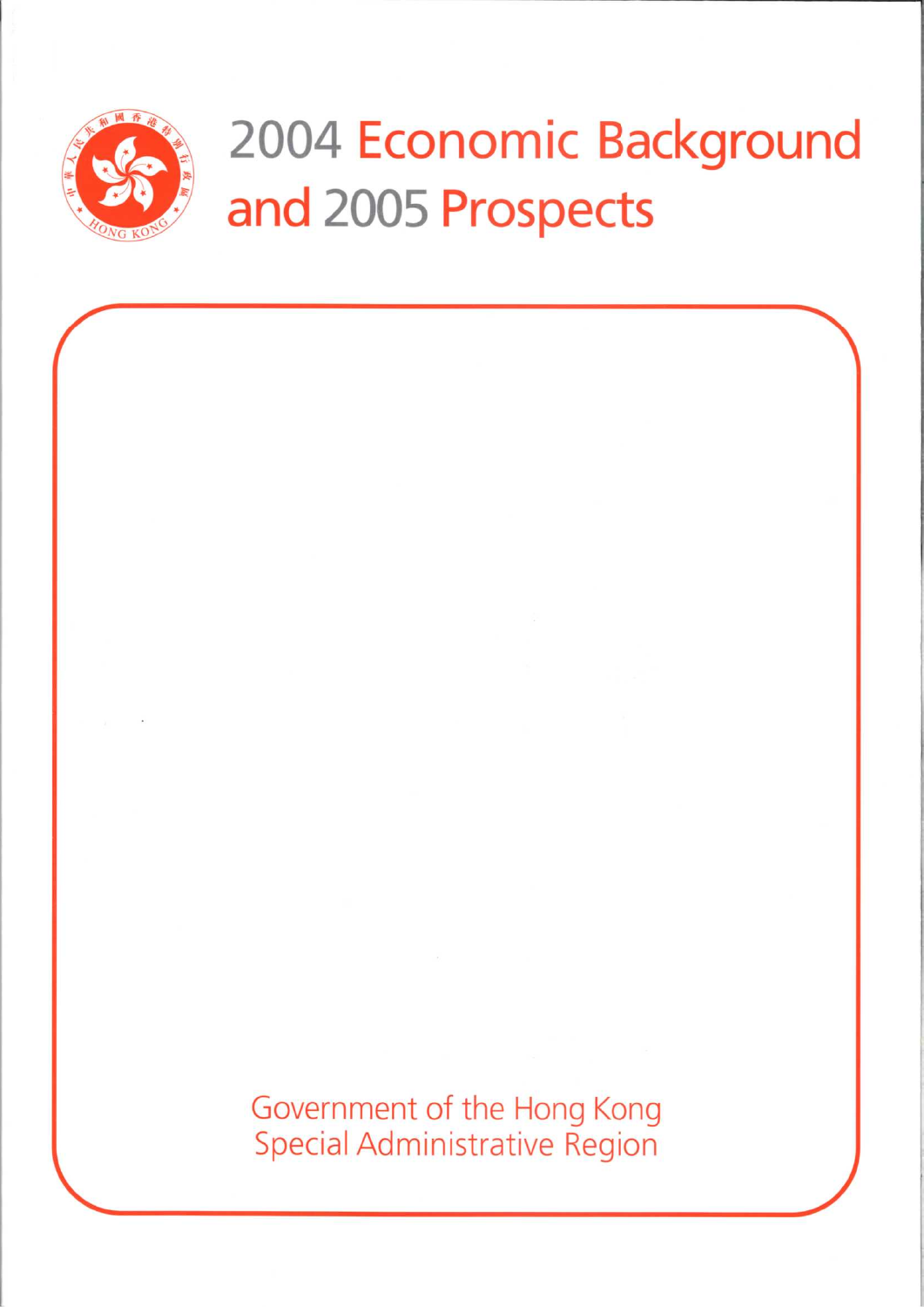# 2004 Economic Background and 2005 Prospects

Government of the Hong Kong Special Administrative Region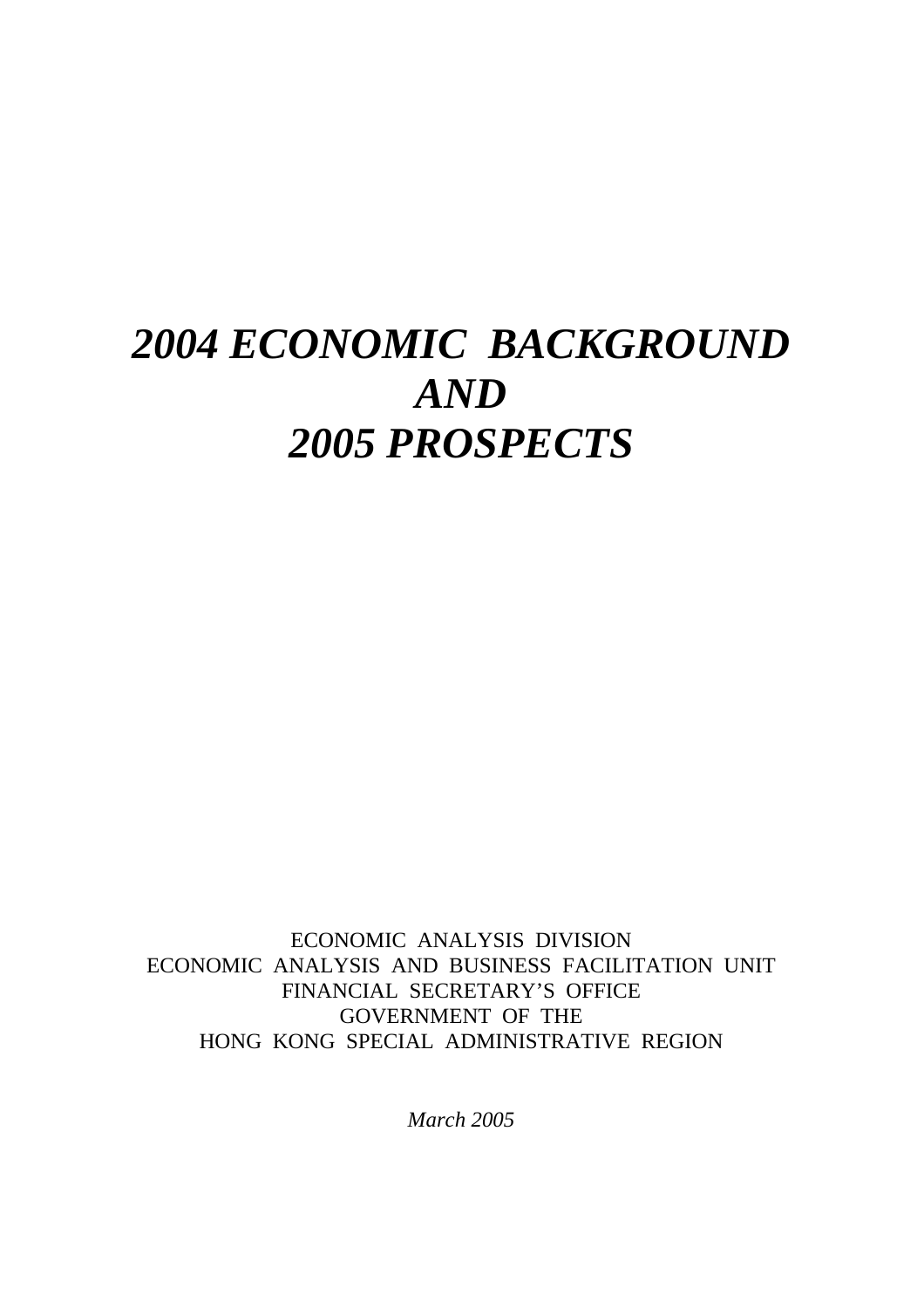# *2004 ECONOMIC BACKGROUND AND 2005 PROSPECTS*

ECONOMIC ANALYSIS DIVISION
ECONOMIC ANALYSIS AND BUSINESS FACILITATION UNIT
FINANCIAL SECRETARY'S OFFICE
GOVERNMENT OF THE
HONG KONG SPECIAL ADMINISTRATIVE REGION

*March 2005*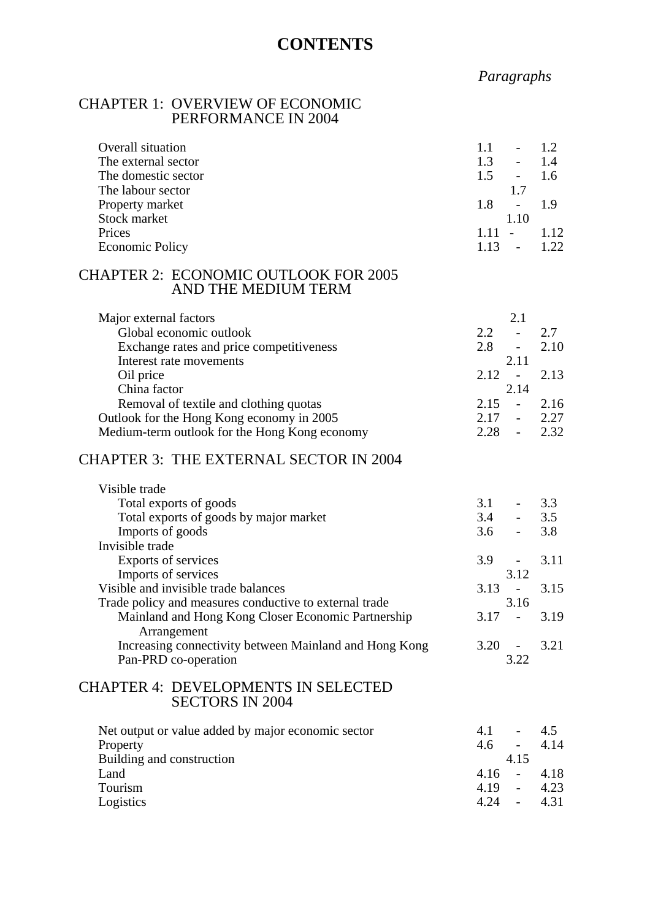# CONTENTS

| | *Paragraphs* |
|---|---|
| **CHAPTER 1: OVERVIEW OF ECONOMIC PERFORMANCE IN 2004** | |
| Overall situation | 1.1 - 1.2 |
| The external sector | 1.3 - 1.4 |
| The domestic sector | 1.5 - 1.6 |
| The labour sector | 1.7 |
| Property market | 1.8 - 1.9 |
| Stock market | 1.10 |
| Prices | 1.11 - 1.12 |
| Economic Policy | 1.13 - 1.22 |
| **CHAPTER 2: ECONOMIC OUTLOOK FOR 2005 AND THE MEDIUM TERM** | |
| Major external factors | 2.1 |
| Global economic outlook | 2.2 - 2.7 |
| Exchange rates and price competitiveness | 2.8 - 2.10 |
| Interest rate movements | 2.11 |
| Oil price | 2.12 - 2.13 |
| China factor | 2.14 |
| Removal of textile and clothing quotas | 2.15 - 2.16 |
| Outlook for the Hong Kong economy in 2005 | 2.17 - 2.27 |
| Medium-term outlook for the Hong Kong economy | 2.28 - 2.32 |
| **CHAPTER 3: THE EXTERNAL SECTOR IN 2004** | |
| Visible trade | |
| Total exports of goods | 3.1 - 3.3 |
| Total exports of goods by major market | 3.4 - 3.5 |
| Imports of goods | 3.6 - 3.8 |
| Invisible trade | |
| Exports of services | 3.9 - 3.11 |
| Imports of services | 3.12 |
| Visible and invisible trade balances | 3.13 - 3.15 |
| Trade policy and measures conductive to external trade | 3.16 |
| Mainland and Hong Kong Closer Economic Partnership Arrangement | 3.17 - 3.19 |
| Increasing connectivity between Mainland and Hong Kong | 3.20 - 3.21 |
| Pan-PRD co-operation | 3.22 |
| **CHAPTER 4: DEVELOPMENTS IN SELECTED SECTORS IN 2004** | |
| Net output or value added by major economic sector | 4.1 - 4.5 |
| Property | 4.6 - 4.14 |
| Building and construction | 4.15 |
| Land | 4.16 - 4.18 |
| Tourism | 4.19 - 4.23 |
| Logistics | 4.24 - 4.31 |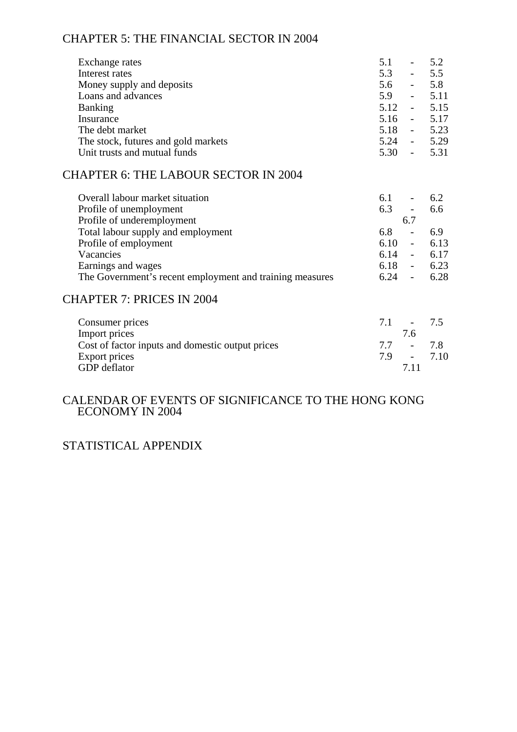## CHAPTER 5: THE FINANCIAL SECTOR IN 2004

| | |
|---|---|
| Exchange rates | 5.1 - 5.2 |
| Interest rates | 5.3 - 5.5 |
| Money supply and deposits | 5.6 - 5.8 |
| Loans and advances | 5.9 - 5.11 |
| Banking | 5.12 - 5.15 |
| Insurance | 5.16 - 5.17 |
| The debt market | 5.18 - 5.23 |
| The stock, futures and gold markets | 5.24 - 5.29 |
| Unit trusts and mutual funds | 5.30 - 5.31 |

## CHAPTER 6: THE LABOUR SECTOR IN 2004

| | |
|---|---|
| Overall labour market situation | 6.1 - 6.2 |
| Profile of unemployment | 6.3 - 6.6 |
| Profile of underemployment | 6.7 |
| Total labour supply and employment | 6.8 - 6.9 |
| Profile of employment | 6.10 - 6.13 |
| Vacancies | 6.14 - 6.17 |
| Earnings and wages | 6.18 - 6.23 |
| The Government's recent employment and training measures | 6.24 - 6.28 |

## CHAPTER 7: PRICES IN 2004

| | |
|---|---|
| Consumer prices | 7.1 - 7.5 |
| Import prices | 7.6 |
| Cost of factor inputs and domestic output prices | 7.7 - 7.8 |
| Export prices | 7.9 - 7.10 |
| GDP deflator | 7.11 |

## CALENDAR OF EVENTS OF SIGNIFICANCE TO THE HONG KONG ECONOMY IN 2004

## STATISTICAL APPENDIX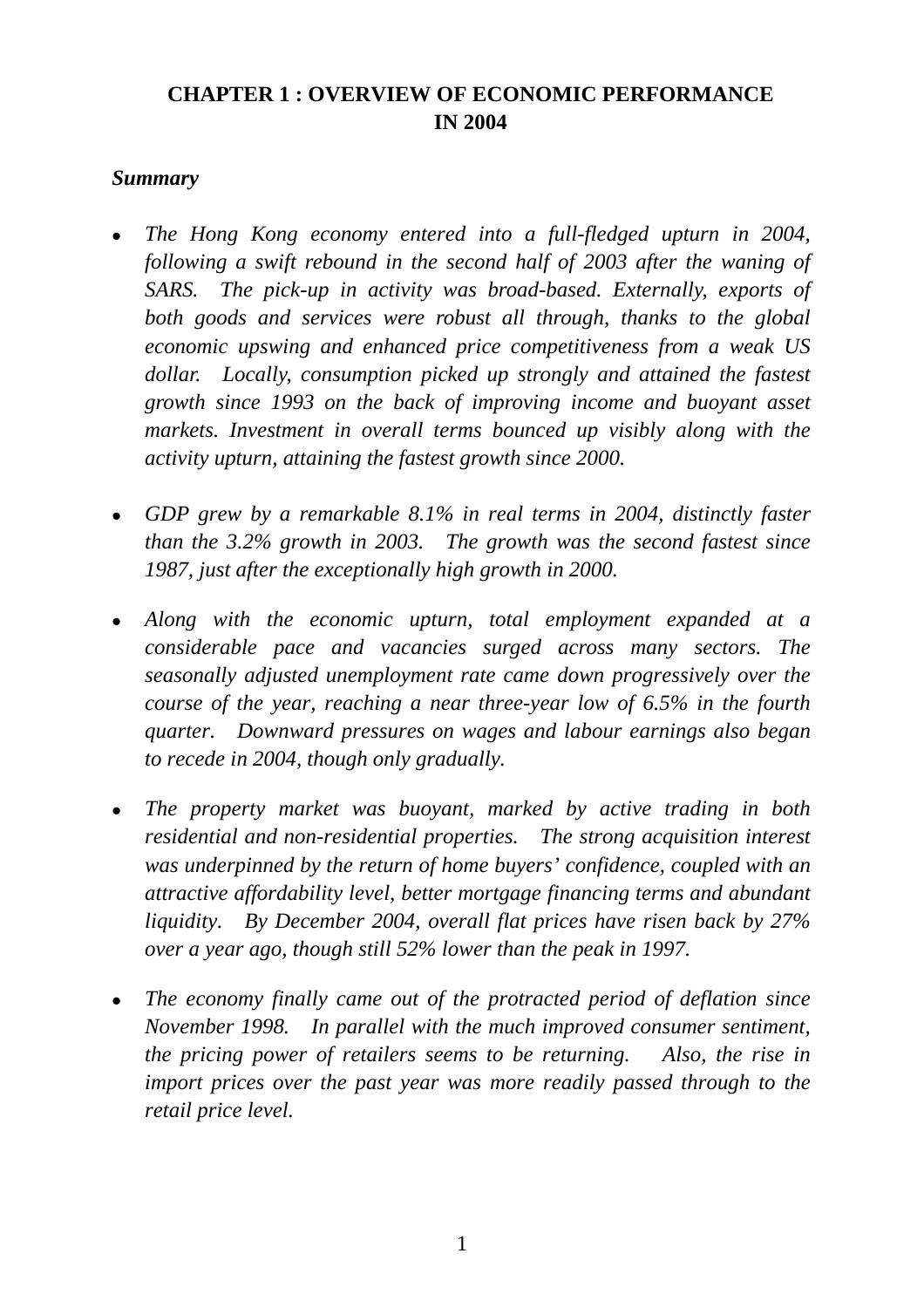# CHAPTER 1 : OVERVIEW OF ECONOMIC PERFORMANCE IN 2004

***Summary***

- *The Hong Kong economy entered into a full-fledged upturn in 2004, following a swift rebound in the second half of 2003 after the waning of SARS. The pick-up in activity was broad-based. Externally, exports of both goods and services were robust all through, thanks to the global economic upswing and enhanced price competitiveness from a weak US dollar. Locally, consumption picked up strongly and attained the fastest growth since 1993 on the back of improving income and buoyant asset markets. Investment in overall terms bounced up visibly along with the activity upturn, attaining the fastest growth since 2000.*

- *GDP grew by a remarkable 8.1% in real terms in 2004, distinctly faster than the 3.2% growth in 2003. The growth was the second fastest since 1987, just after the exceptionally high growth in 2000.*

- *Along with the economic upturn, total employment expanded at a considerable pace and vacancies surged across many sectors. The seasonally adjusted unemployment rate came down progressively over the course of the year, reaching a near three-year low of 6.5% in the fourth quarter. Downward pressures on wages and labour earnings also began to recede in 2004, though only gradually.*

- *The property market was buoyant, marked by active trading in both residential and non-residential properties. The strong acquisition interest was underpinned by the return of home buyers' confidence, coupled with an attractive affordability level, better mortgage financing terms and abundant liquidity. By December 2004, overall flat prices have risen back by 27% over a year ago, though still 52% lower than the peak in 1997.*

- *The economy finally came out of the protracted period of deflation since November 1998. In parallel with the much improved consumer sentiment, the pricing power of retailers seems to be returning. Also, the rise in import prices over the past year was more readily passed through to the retail price level.*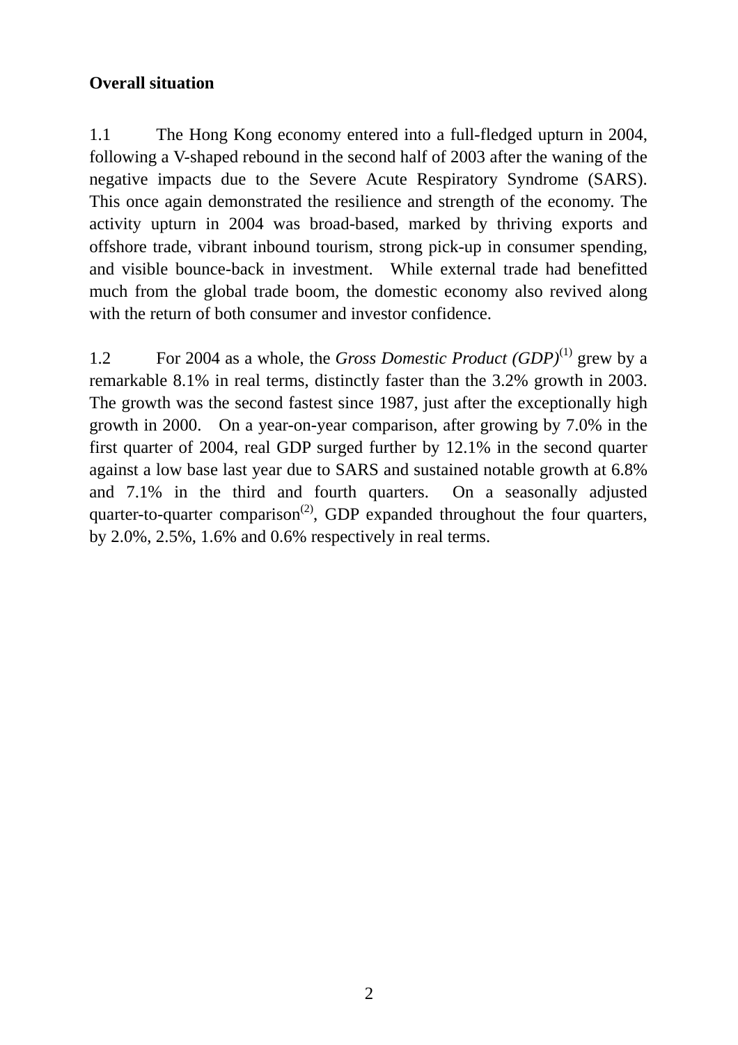**Overall situation**

1.1 The Hong Kong economy entered into a full-fledged upturn in 2004, following a V-shaped rebound in the second half of 2003 after the waning of the negative impacts due to the Severe Acute Respiratory Syndrome (SARS). This once again demonstrated the resilience and strength of the economy. The activity upturn in 2004 was broad-based, marked by thriving exports and offshore trade, vibrant inbound tourism, strong pick-up in consumer spending, and visible bounce-back in investment. While external trade had benefitted much from the global trade boom, the domestic economy also revived along with the return of both consumer and investor confidence.

1.2 For 2004 as a whole, the *Gross Domestic Product (GDP)*[(1)] grew by a remarkable 8.1% in real terms, distinctly faster than the 3.2% growth in 2003. The growth was the second fastest since 1987, just after the exceptionally high growth in 2000. On a year-on-year comparison, after growing by 7.0% in the first quarter of 2004, real GDP surged further by 12.1% in the second quarter against a low base last year due to SARS and sustained notable growth at 6.8% and 7.1% in the third and fourth quarters. On a seasonally adjusted quarter-to-quarter comparison[(2)], GDP expanded throughout the four quarters, by 2.0%, 2.5%, 1.6% and 0.6% respectively in real terms.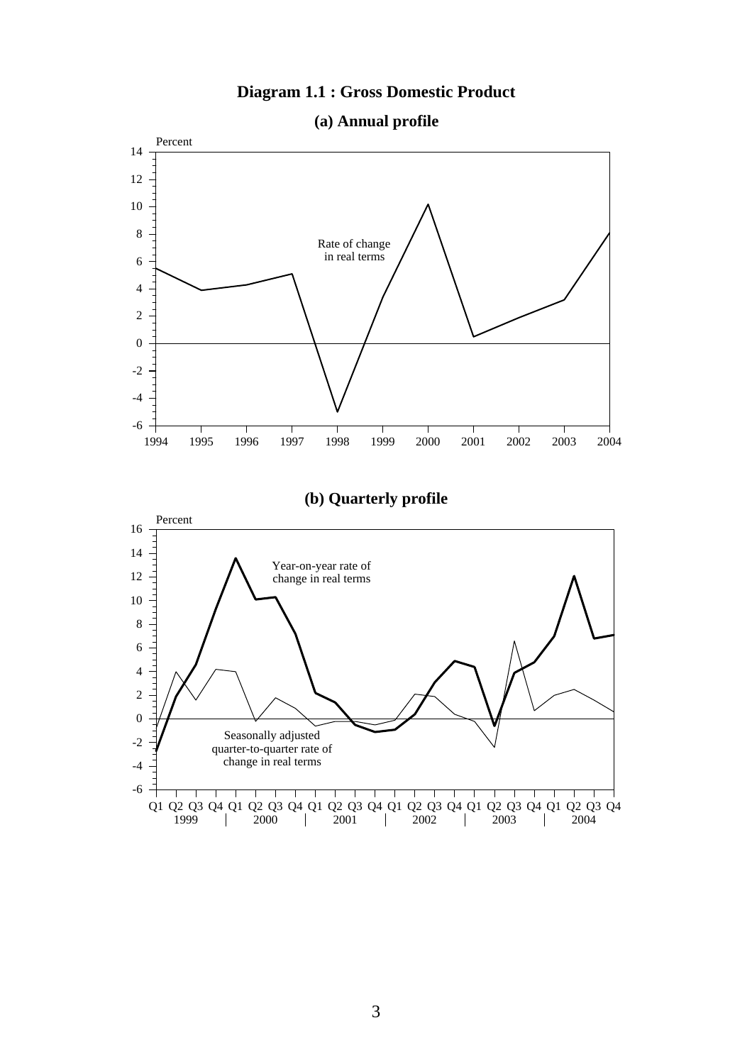# Diagram 1.1 : Gross Domestic Product

## (a) Annual profile

Percent

Rate of change in real terms

## (b) Quarterly profile

Percent

Year-on-year rate of change in real terms

Seasonally adjusted quarter-to-quarter rate of change in real terms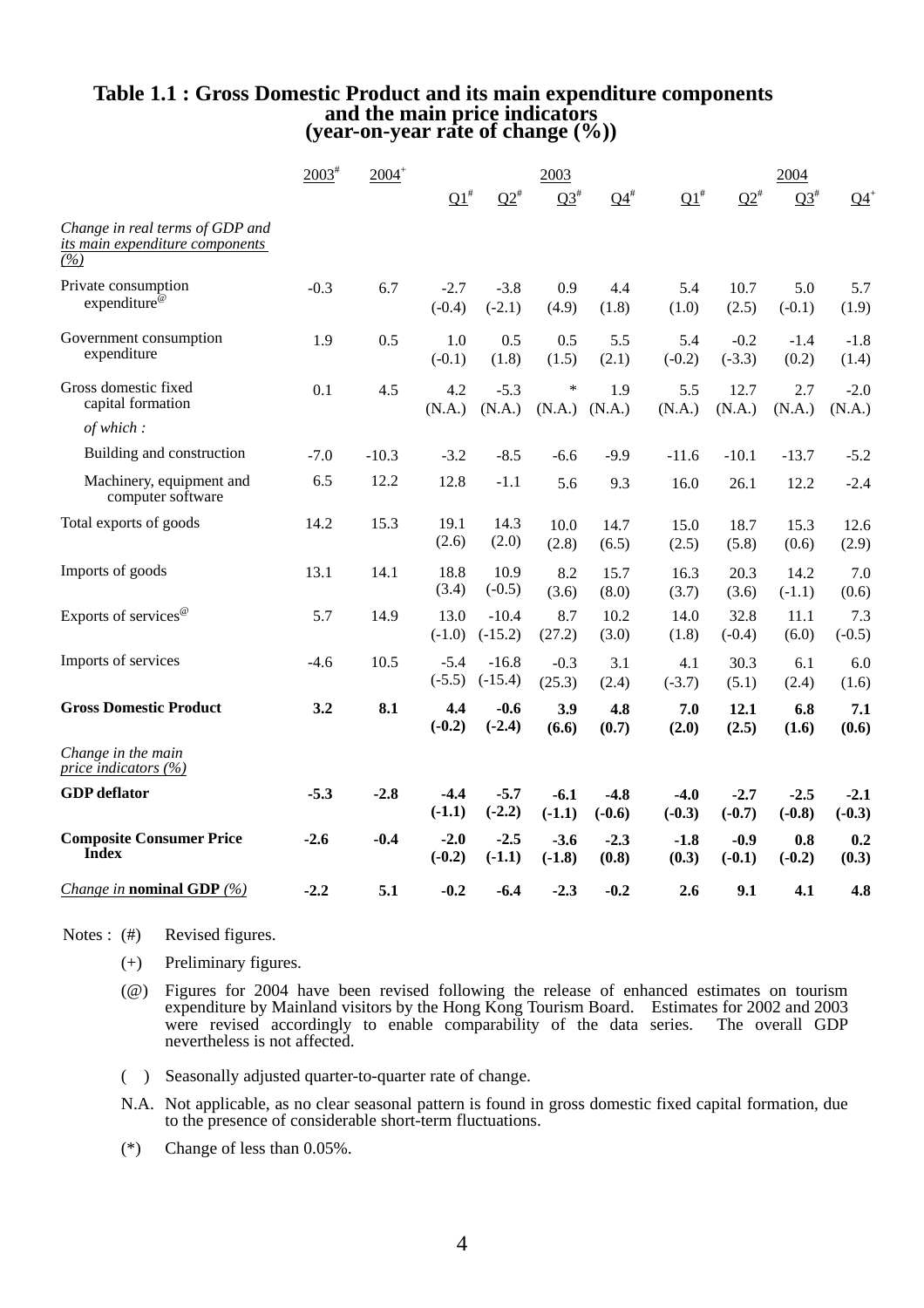# Table 1.1 : Gross Domestic Product and its main expenditure components and the main price indicators
## (year-on-year rate of change (%))

| | 2003# | 2004+ | 2003 | | | | 2004 | | | |
|---|---|---|---|---|---|---|---|---|---|---|
| | | | Q1# | Q2# | Q3# | Q4# | Q1# | Q2# | Q3# | Q4+ |
| *Change in real terms of GDP and its main expenditure components (%)* | | | | | | | | | | |
| Private consumption expenditure@ | -0.3 | 6.7 | -2.7 (-0.4) | -3.8 (-2.1) | 0.9 (4.9) | 4.4 (1.8) | 5.4 (1.0) | 10.7 (2.5) | 5.0 (-0.1) | 5.7 (1.9) |
| Government consumption expenditure | 1.9 | 0.5 | 1.0 (-0.1) | 0.5 (1.8) | 0.5 (1.5) | 5.5 (2.1) | 5.4 (-0.2) | -0.2 (-3.3) | -1.4 (0.2) | -1.8 (1.4) |
| Gross domestic fixed capital formation | 0.1 | 4.5 | 4.2 (N.A.) | -5.3 (N.A.) | * (N.A.) | 1.9 (N.A.) | 5.5 (N.A.) | 12.7 (N.A.) | 2.7 (N.A.) | -2.0 (N.A.) |
| *of which :* | | | | | | | | | | |
| Building and construction | -7.0 | -10.3 | -3.2 | -8.5 | -6.6 | -9.9 | -11.6 | -10.1 | -13.7 | -5.2 |
| Machinery, equipment and computer software | 6.5 | 12.2 | 12.8 | -1.1 | 5.6 | 9.3 | 16.0 | 26.1 | 12.2 | -2.4 |
| Total exports of goods | 14.2 | 15.3 | 19.1 (2.6) | 14.3 (2.0) | 10.0 (2.8) | 14.7 (6.5) | 15.0 (2.5) | 18.7 (5.8) | 15.3 (0.6) | 12.6 (2.9) |
| Imports of goods | 13.1 | 14.1 | 18.8 (3.4) | 10.9 (-0.5) | 8.2 (3.6) | 15.7 (8.0) | 16.3 (3.7) | 20.3 (3.6) | 14.2 (-1.1) | 7.0 (0.6) |
| Exports of services@ | 5.7 | 14.9 | 13.0 (-1.0) | -10.4 (-15.2) | 8.7 (27.2) | 10.2 (3.0) | 14.0 (1.8) | 32.8 (-0.4) | 11.1 (6.0) | 7.3 (-0.5) |
| Imports of services | -4.6 | 10.5 | -5.4 (-5.5) | -16.8 (-15.4) | -0.3 (25.3) | 3.1 (2.4) | 4.1 (-3.7) | 30.3 (5.1) | 6.1 (2.4) | 6.0 (1.6) |
| **Gross Domestic Product** | **3.2** | **8.1** | **4.4 (-0.2)** | **-0.6 (-2.4)** | **3.9 (6.6)** | **4.8 (0.7)** | **7.0 (2.0)** | **12.1 (2.5)** | **6.8 (1.6)** | **7.1 (0.6)** |
| *Change in the main price indicators (%)* | | | | | | | | | | |
| **GDP deflator** | **-5.3** | **-2.8** | **-4.4 (-1.1)** | **-5.7 (-2.2)** | **-6.1 (-1.1)** | **-4.8 (-0.6)** | **-4.0 (-0.3)** | **-2.7 (-0.7)** | **-2.5 (-0.8)** | **-2.1 (-0.3)** |
| **Composite Consumer Price Index** | **-2.6** | **-0.4** | **-2.0 (-0.2)** | **-2.5 (-1.1)** | **-3.6 (-1.8)** | **-2.3 (0.8)** | **-1.8 (0.3)** | **-0.9 (-0.1)** | **0.8 (-0.2)** | **0.2 (0.3)** |
| *Change in* **nominal GDP** *(%)* | **-2.2** | **5.1** | **-0.2** | **-6.4** | **-2.3** | **-0.2** | **2.6** | **9.1** | **4.1** | **4.8** |

Notes :
- (#) Revised figures.
- (+) Preliminary figures.
- (@) Figures for 2004 have been revised following the release of enhanced estimates on tourism expenditure by Mainland visitors by the Hong Kong Tourism Board. Estimates for 2002 and 2003 were revised accordingly to enable comparability of the data series. The overall GDP nevertheless is not affected.
- ( ) Seasonally adjusted quarter-to-quarter rate of change.
- N.A. Not applicable, as no clear seasonal pattern is found in gross domestic fixed capital formation, due to the presence of considerable short-term fluctuations.
- (*) Change of less than 0.05%.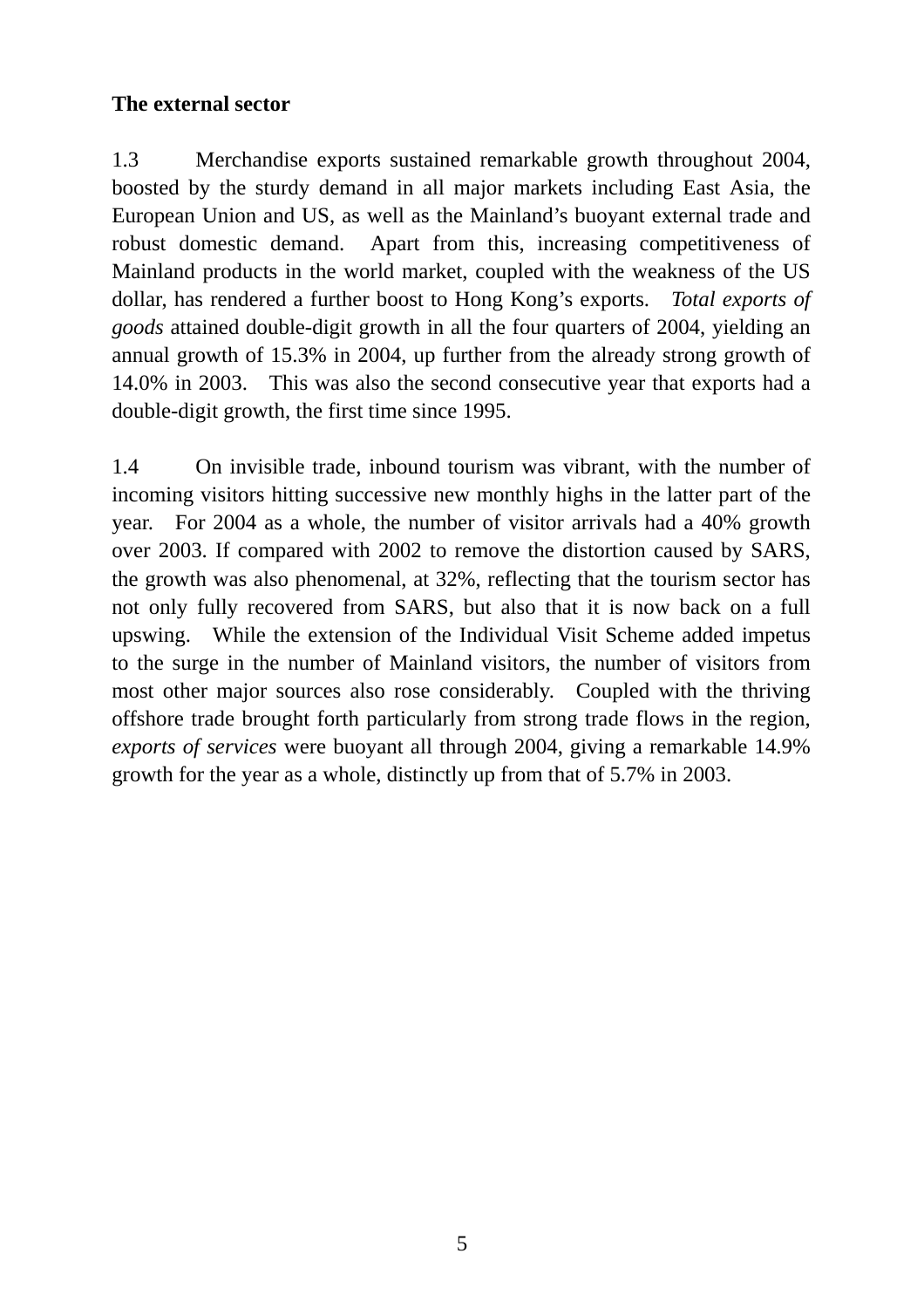**The external sector**

1.3 Merchandise exports sustained remarkable growth throughout 2004, boosted by the sturdy demand in all major markets including East Asia, the European Union and US, as well as the Mainland's buoyant external trade and robust domestic demand. Apart from this, increasing competitiveness of Mainland products in the world market, coupled with the weakness of the US dollar, has rendered a further boost to Hong Kong's exports. *Total exports of goods* attained double-digit growth in all the four quarters of 2004, yielding an annual growth of 15.3% in 2004, up further from the already strong growth of 14.0% in 2003. This was also the second consecutive year that exports had a double-digit growth, the first time since 1995.

1.4 On invisible trade, inbound tourism was vibrant, with the number of incoming visitors hitting successive new monthly highs in the latter part of the year. For 2004 as a whole, the number of visitor arrivals had a 40% growth over 2003. If compared with 2002 to remove the distortion caused by SARS, the growth was also phenomenal, at 32%, reflecting that the tourism sector has not only fully recovered from SARS, but also that it is now back on a full upswing. While the extension of the Individual Visit Scheme added impetus to the surge in the number of Mainland visitors, the number of visitors from most other major sources also rose considerably. Coupled with the thriving offshore trade brought forth particularly from strong trade flows in the region, *exports of services* were buoyant all through 2004, giving a remarkable 14.9% growth for the year as a whole, distinctly up from that of 5.7% in 2003.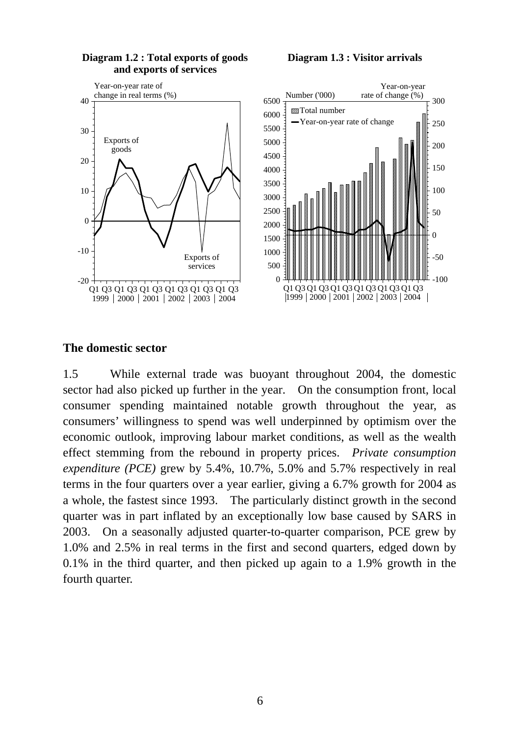**Diagram 1.2 : Total exports of goods and exports of services**

**Diagram 1.3 : Visitor arrivals**

## The domestic sector

1.5 While external trade was buoyant throughout 2004, the domestic sector had also picked up further in the year. On the consumption front, local consumer spending maintained notable growth throughout the year, as consumers' willingness to spend was well underpinned by optimism over the economic outlook, improving labour market conditions, as well as the wealth effect stemming from the rebound in property prices. *Private consumption expenditure (PCE)* grew by 5.4%, 10.7%, 5.0% and 5.7% respectively in real terms in the four quarters over a year earlier, giving a 6.7% growth for 2004 as a whole, the fastest since 1993. The particularly distinct growth in the second quarter was in part inflated by an exceptionally low base caused by SARS in 2003. On a seasonally adjusted quarter-to-quarter comparison, PCE grew by 1.0% and 2.5% in real terms in the first and second quarters, edged down by 0.1% in the third quarter, and then picked up again to a 1.9% growth in the fourth quarter.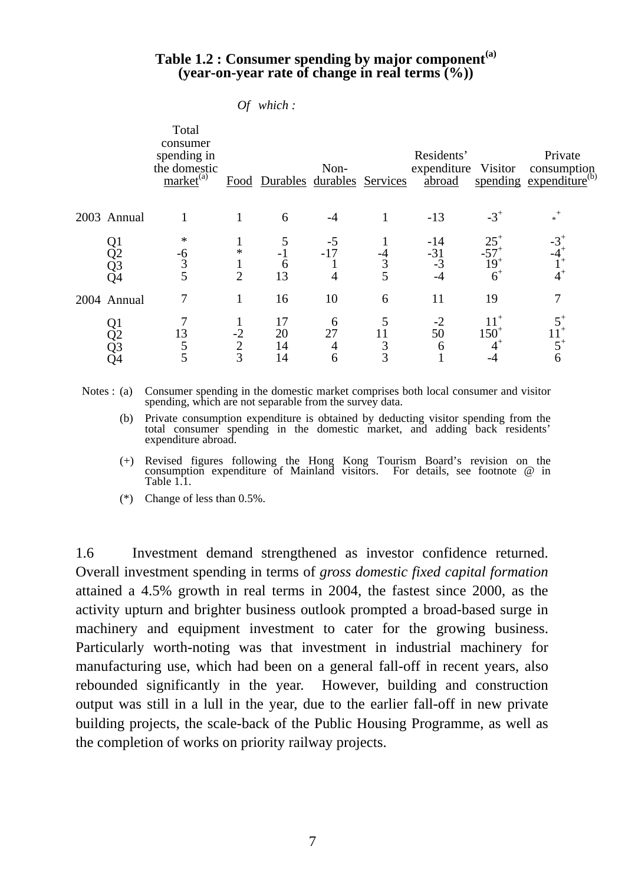**Table 1.2 : Consumer spending by major component[(a)]**
**(year-on-year rate of change in real terms (%))**

| | | | *Of which :* | | | | | | |
|---|---|---|---|---|---|---|---|---|---|
| | | Total consumer spending in the domestic market[(a)] | Food | Durables | Non-durables | Services | Residents' expenditure abroad | Visitor spending | Private consumption expenditure[(b)] |
| 2003 | Annual | 1 | 1 | 6 | -4 | 1 | -13 | -3[+] | *[+] |
| | Q1 | * | 1 | 5 | -5 | 1 | -14 | 25[+] | -3[+] |
| | Q2 | -6 | * | -1 | -17 | -4 | -31 | -57[+] | -4[+] |
| | Q3 | 3 | 1 | 6 | 1 | 3 | -3 | 19[+] | 1[+] |
| | Q4 | 5 | 2 | 13 | 4 | 5 | -4 | 6[+] | 4[+] |
| 2004 | Annual | 7 | 1 | 16 | 10 | 6 | 11 | 19 | 7 |
| | Q1 | 7 | 1 | 17 | 6 | 5 | -2 | 11[+] | 5[+] |
| | Q2 | 13 | -2 | 20 | 27 | 11 | 50 | 150[+] | 11[+] |
| | Q3 | 5 | 2 | 14 | 4 | 3 | 6 | 4[+] | 5[+] |
| | Q4 | 5 | 3 | 14 | 6 | 3 | 1 | -4 | 6 |

Notes : (a) Consumer spending in the domestic market comprises both local consumer and visitor spending, which are not separable from the survey data.

(b) Private consumption expenditure is obtained by deducting visitor spending from the total consumer spending in the domestic market, and adding back residents' expenditure abroad.

(+) Revised figures following the Hong Kong Tourism Board's revision on the consumption expenditure of Mainland visitors. For details, see footnote @ in Table 1.1.

(*) Change of less than 0.5%.

1.6 Investment demand strengthened as investor confidence returned. Overall investment spending in terms of *gross domestic fixed capital formation* attained a 4.5% growth in real terms in 2004, the fastest since 2000, as the activity upturn and brighter business outlook prompted a broad-based surge in machinery and equipment investment to cater for the growing business. Particularly worth-noting was that investment in industrial machinery for manufacturing use, which had been on a general fall-off in recent years, also rebounded significantly in the year. However, building and construction output was still in a lull in the year, due to the earlier fall-off in new private building projects, the scale-back of the Public Housing Programme, as well as the completion of works on priority railway projects.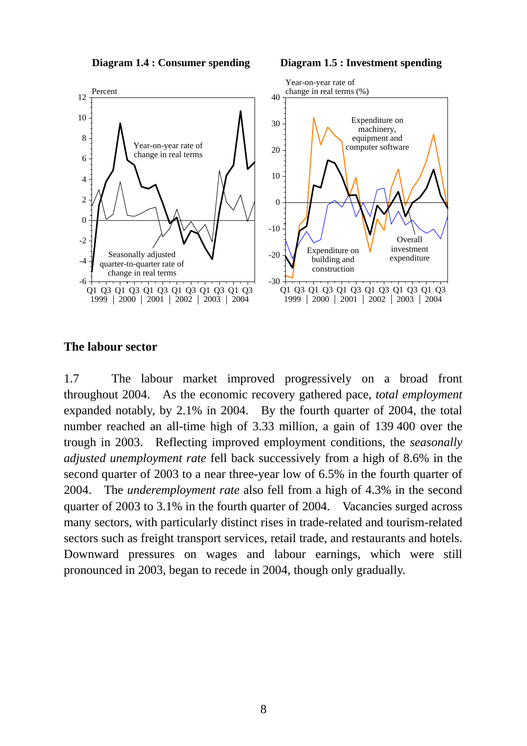**Diagram 1.4 : Consumer spending**

**Diagram 1.5 : Investment spending**

## The labour sector

1.7 The labour market improved progressively on a broad front throughout 2004. As the economic recovery gathered pace, *total employment* expanded notably, by 2.1% in 2004. By the fourth quarter of 2004, the total number reached an all-time high of 3.33 million, a gain of 139 400 over the trough in 2003. Reflecting improved employment conditions, the *seasonally adjusted unemployment rate* fell back successively from a high of 8.6% in the second quarter of 2003 to a near three-year low of 6.5% in the fourth quarter of 2004. The *underemployment rate* also fell from a high of 4.3% in the second quarter of 2003 to 3.1% in the fourth quarter of 2004. Vacancies surged across many sectors, with particularly distinct rises in trade-related and tourism-related sectors such as freight transport services, retail trade, and restaurants and hotels. Downward pressures on wages and labour earnings, which were still pronounced in 2003, began to recede in 2004, though only gradually.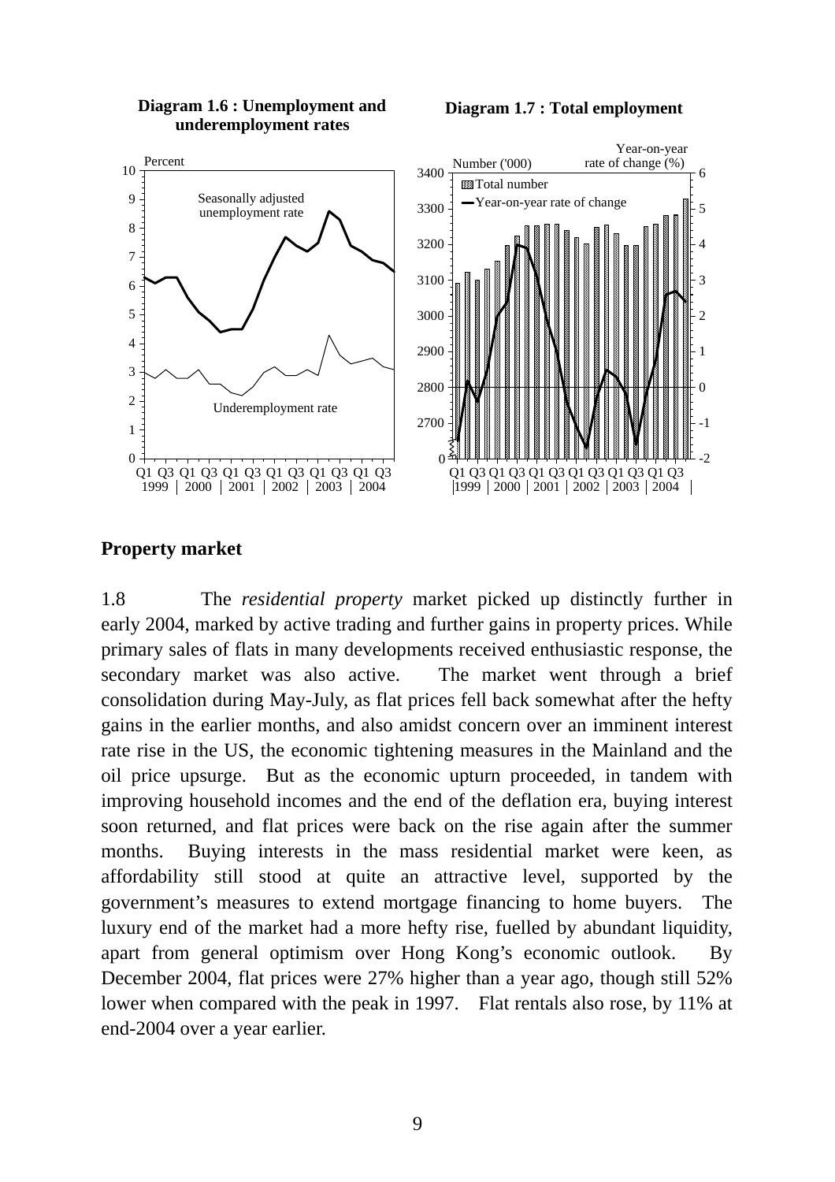**Diagram 1.6 : Unemployment and underemployment rates**

**Diagram 1.7 : Total employment**

## Property market

1.8 The *residential property* market picked up distinctly further in early 2004, marked by active trading and further gains in property prices. While primary sales of flats in many developments received enthusiastic response, the secondary market was also active. The market went through a brief consolidation during May-July, as flat prices fell back somewhat after the hefty gains in the earlier months, and also amidst concern over an imminent interest rate rise in the US, the economic tightening measures in the Mainland and the oil price upsurge. But as the economic upturn proceeded, in tandem with improving household incomes and the end of the deflation era, buying interest soon returned, and flat prices were back on the rise again after the summer months. Buying interests in the mass residential market were keen, as affordability still stood at quite an attractive level, supported by the government's measures to extend mortgage financing to home buyers. The luxury end of the market had a more hefty rise, fuelled by abundant liquidity, apart from general optimism over Hong Kong's economic outlook. By December 2004, flat prices were 27% higher than a year ago, though still 52% lower when compared with the peak in 1997. Flat rentals also rose, by 11% at end-2004 over a year earlier.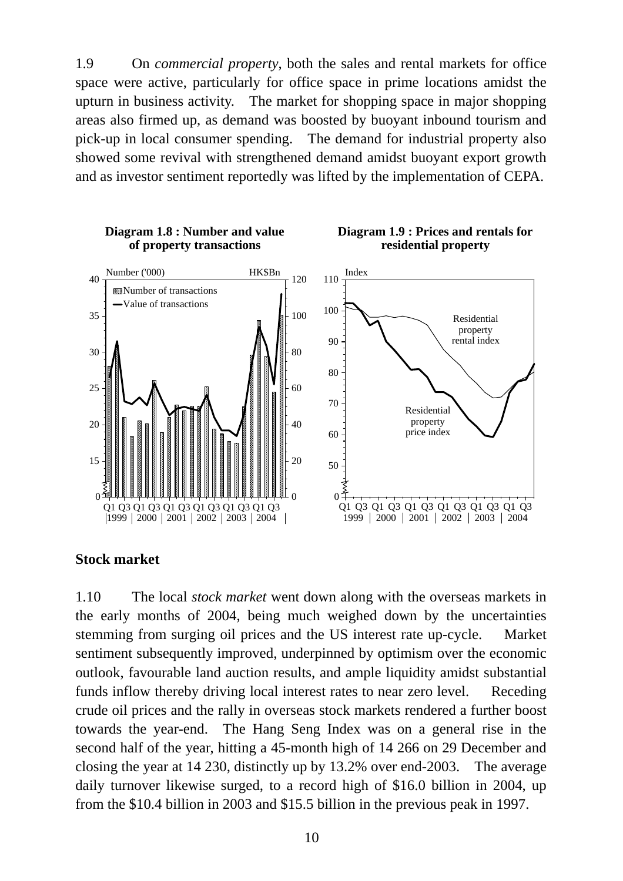1.9 On *commercial property*, both the sales and rental markets for office space were active, particularly for office space in prime locations amidst the upturn in business activity. The market for shopping space in major shopping areas also firmed up, as demand was boosted by buoyant inbound tourism and pick-up in local consumer spending. The demand for industrial property also showed some revival with strengthened demand amidst buoyant export growth and as investor sentiment reportedly was lifted by the implementation of CEPA.

**Diagram 1.8 : Number and value of property transactions**

**Diagram 1.9 : Prices and rentals for residential property**

## Stock market

1.10 The local *stock market* went down along with the overseas markets in the early months of 2004, being much weighed down by the uncertainties stemming from surging oil prices and the US interest rate up-cycle. Market sentiment subsequently improved, underpinned by optimism over the economic outlook, favourable land auction results, and ample liquidity amidst substantial funds inflow thereby driving local interest rates to near zero level. Receding crude oil prices and the rally in overseas stock markets rendered a further boost towards the year-end. The Hang Seng Index was on a general rise in the second half of the year, hitting a 45-month high of 14 266 on 29 December and closing the year at 14 230, distinctly up by 13.2% over end-2003. The average daily turnover likewise surged, to a record high of $16.0 billion in 2004, up from the $10.4 billion in 2003 and $15.5 billion in the previous peak in 1997.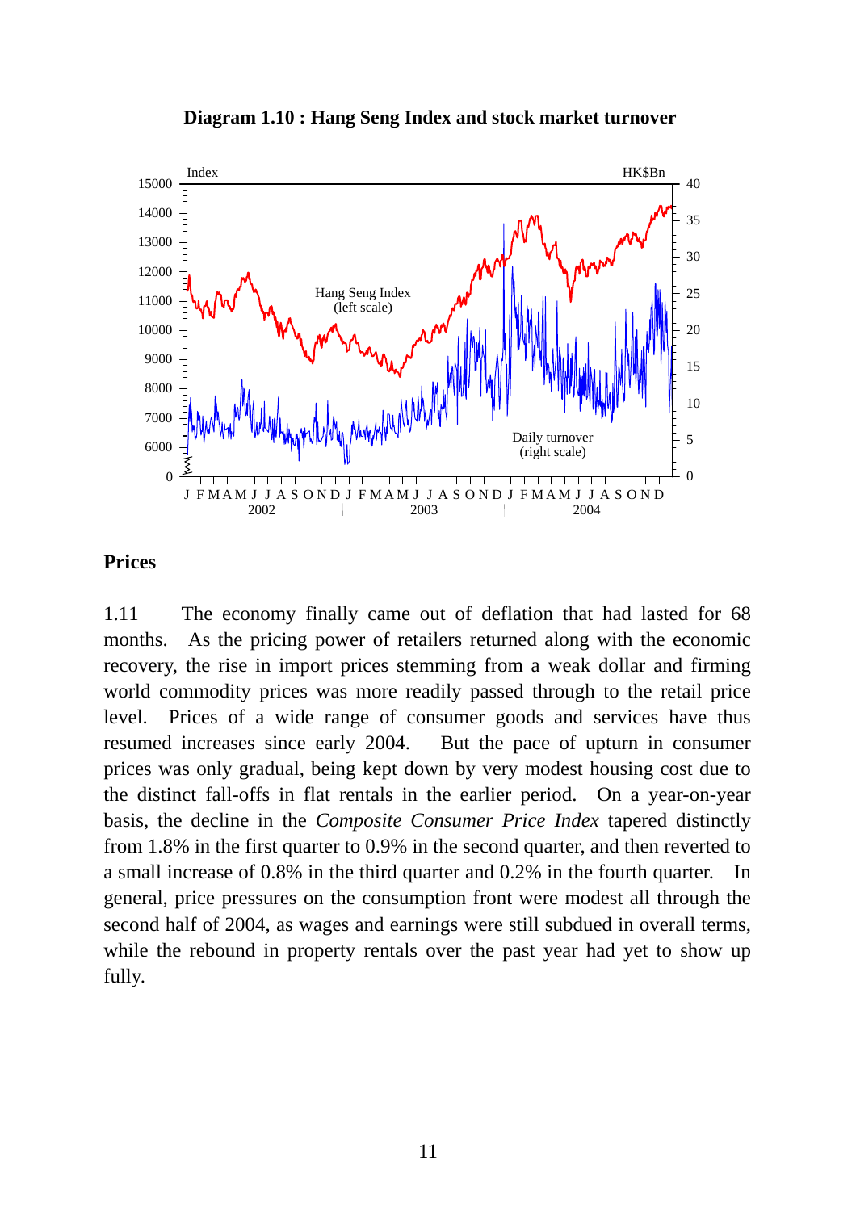**Diagram 1.10 : Hang Seng Index and stock market turnover**

## Prices

1.11 The economy finally came out of deflation that had lasted for 68 months. As the pricing power of retailers returned along with the economic recovery, the rise in import prices stemming from a weak dollar and firming world commodity prices was more readily passed through to the retail price level. Prices of a wide range of consumer goods and services have thus resumed increases since early 2004. But the pace of upturn in consumer prices was only gradual, being kept down by very modest housing cost due to the distinct fall-offs in flat rentals in the earlier period. On a year-on-year basis, the decline in the *Composite Consumer Price Index* tapered distinctly from 1.8% in the first quarter to 0.9% in the second quarter, and then reverted to a small increase of 0.8% in the third quarter and 0.2% in the fourth quarter. In general, price pressures on the consumption front were modest all through the second half of 2004, as wages and earnings were still subdued in overall terms, while the rebound in property rentals over the past year had yet to show up fully.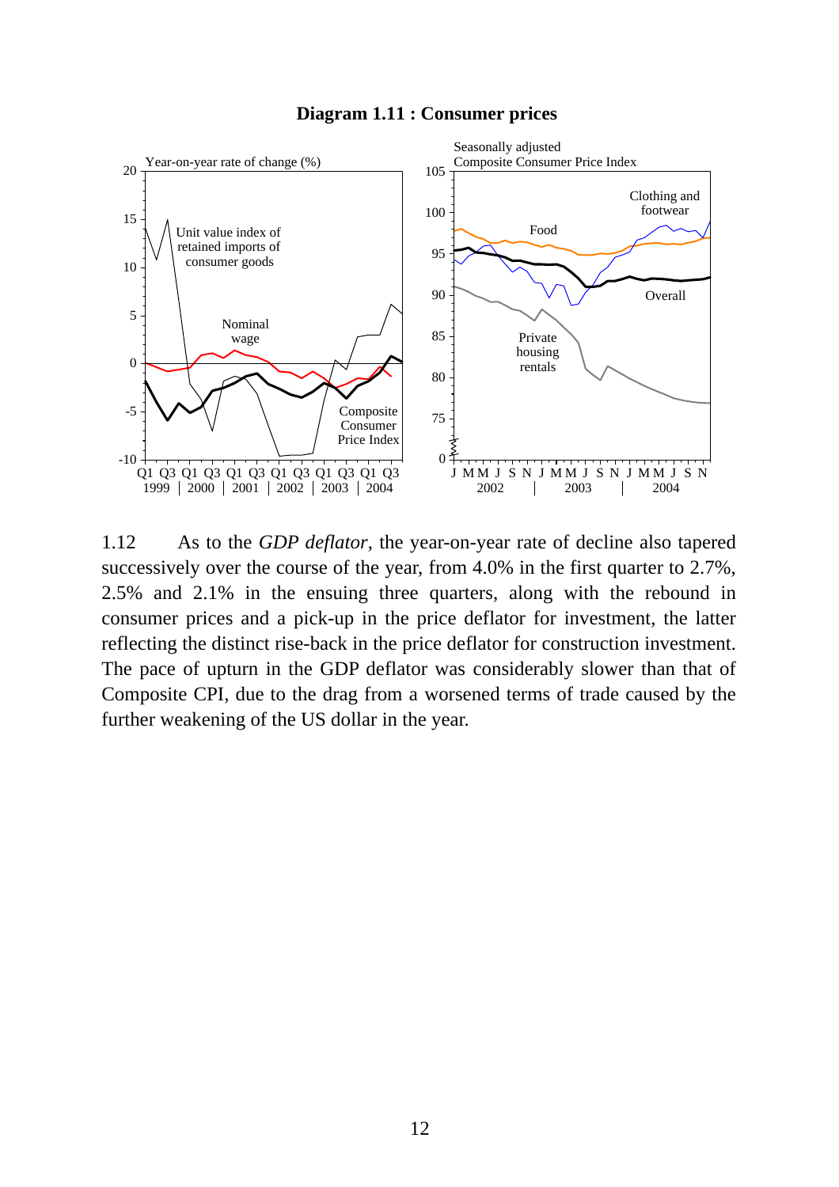**Diagram 1.11 : Consumer prices**

1.12 As to the *GDP deflator*, the year-on-year rate of decline also tapered successively over the course of the year, from 4.0% in the first quarter to 2.7%, 2.5% and 2.1% in the ensuing three quarters, along with the rebound in consumer prices and a pick-up in the price deflator for investment, the latter reflecting the distinct rise-back in the price deflator for construction investment. The pace of upturn in the GDP deflator was considerably slower than that of Composite CPI, due to the drag from a worsened terms of trade caused by the further weakening of the US dollar in the year.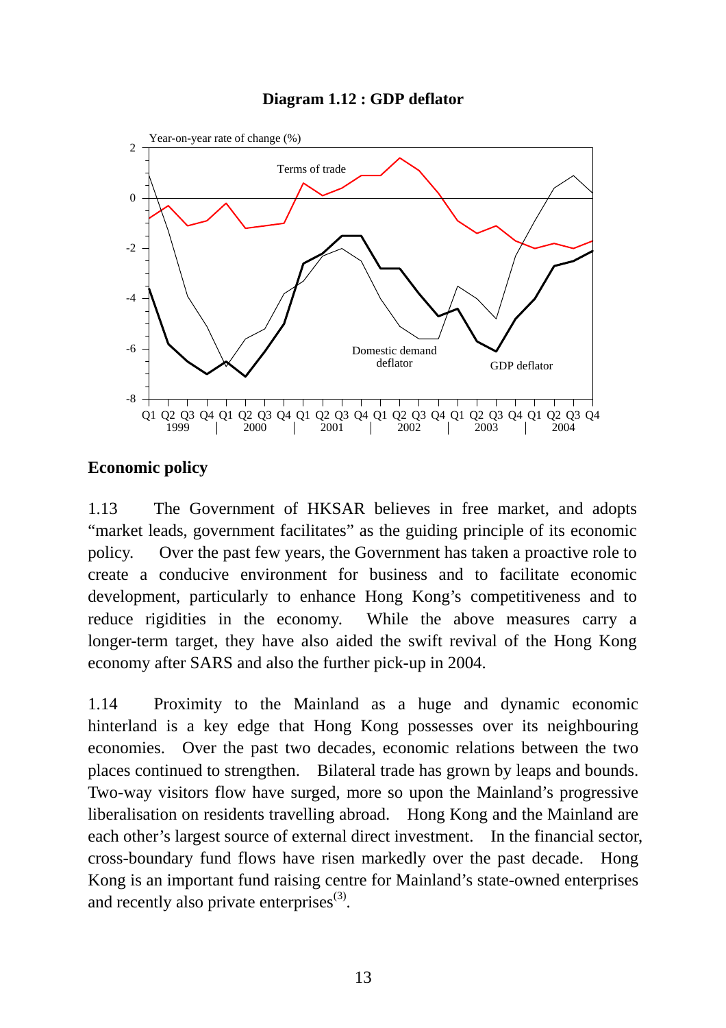**Diagram 1.12 : GDP deflator**

**Economic policy**

1.13 The Government of HKSAR believes in free market, and adopts "market leads, government facilitates" as the guiding principle of its economic policy. Over the past few years, the Government has taken a proactive role to create a conducive environment for business and to facilitate economic development, particularly to enhance Hong Kong's competitiveness and to reduce rigidities in the economy. While the above measures carry a longer-term target, they have also aided the swift revival of the Hong Kong economy after SARS and also the further pick-up in 2004.

1.14 Proximity to the Mainland as a huge and dynamic economic hinterland is a key edge that Hong Kong possesses over its neighbouring economies. Over the past two decades, economic relations between the two places continued to strengthen. Bilateral trade has grown by leaps and bounds. Two-way visitors flow have surged, more so upon the Mainland's progressive liberalisation on residents travelling abroad. Hong Kong and the Mainland are each other's largest source of external direct investment. In the financial sector, cross-boundary fund flows have risen markedly over the past decade. Hong Kong is an important fund raising centre for Mainland's state-owned enterprises and recently also private enterprises[(3)].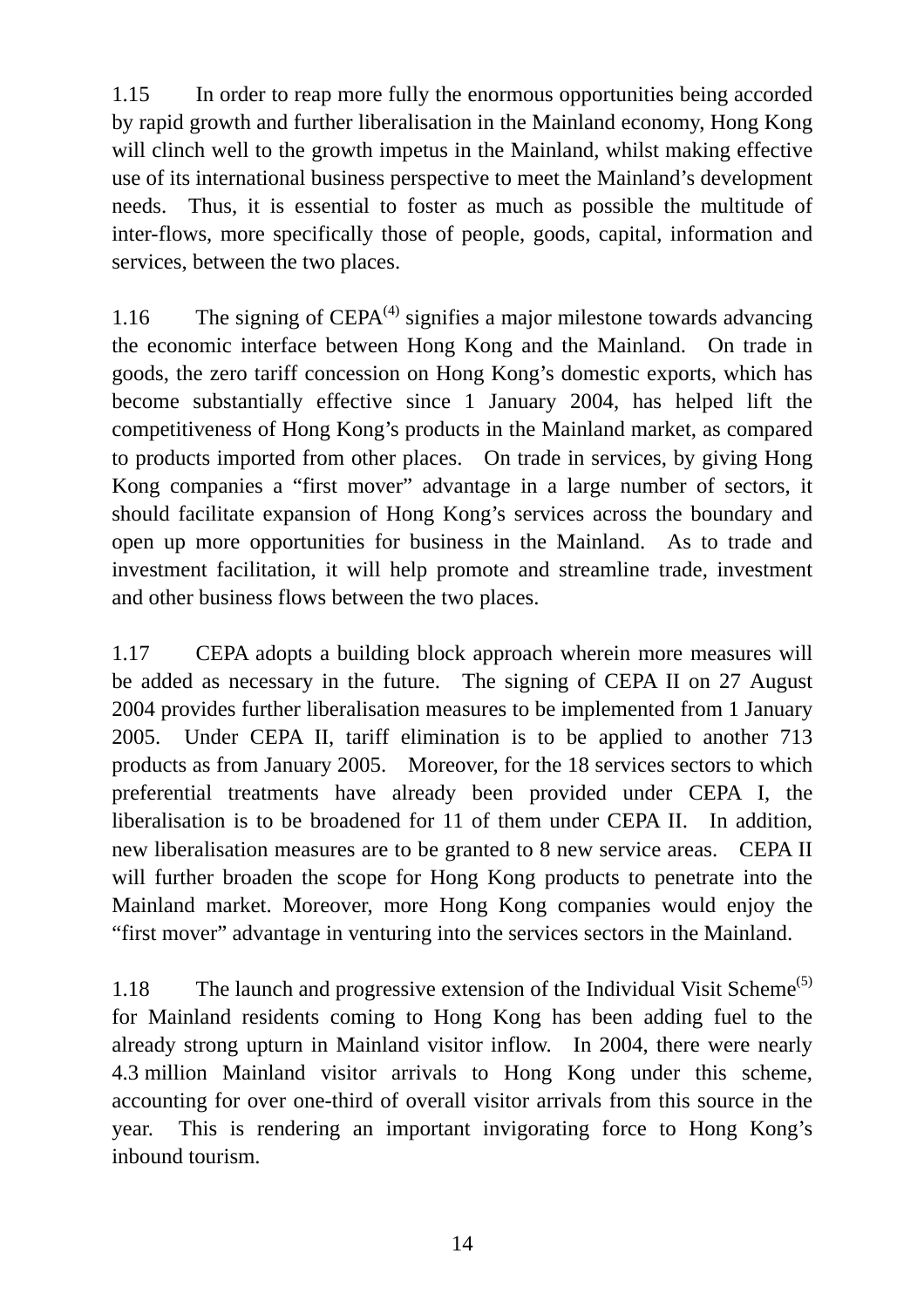1.15 In order to reap more fully the enormous opportunities being accorded by rapid growth and further liberalisation in the Mainland economy, Hong Kong will clinch well to the growth impetus in the Mainland, whilst making effective use of its international business perspective to meet the Mainland's development needs. Thus, it is essential to foster as much as possible the multitude of inter-flows, more specifically those of people, goods, capital, information and services, between the two places.

1.16 The signing of CEPA[(4)] signifies a major milestone towards advancing the economic interface between Hong Kong and the Mainland. On trade in goods, the zero tariff concession on Hong Kong's domestic exports, which has become substantially effective since 1 January 2004, has helped lift the competitiveness of Hong Kong's products in the Mainland market, as compared to products imported from other places. On trade in services, by giving Hong Kong companies a "first mover" advantage in a large number of sectors, it should facilitate expansion of Hong Kong's services across the boundary and open up more opportunities for business in the Mainland. As to trade and investment facilitation, it will help promote and streamline trade, investment and other business flows between the two places.

1.17 CEPA adopts a building block approach wherein more measures will be added as necessary in the future. The signing of CEPA II on 27 August 2004 provides further liberalisation measures to be implemented from 1 January 2005. Under CEPA II, tariff elimination is to be applied to another 713 products as from January 2005. Moreover, for the 18 services sectors to which preferential treatments have already been provided under CEPA I, the liberalisation is to be broadened for 11 of them under CEPA II. In addition, new liberalisation measures are to be granted to 8 new service areas. CEPA II will further broaden the scope for Hong Kong products to penetrate into the Mainland market. Moreover, more Hong Kong companies would enjoy the "first mover" advantage in venturing into the services sectors in the Mainland.

1.18 The launch and progressive extension of the Individual Visit Scheme[(5)] for Mainland residents coming to Hong Kong has been adding fuel to the already strong upturn in Mainland visitor inflow. In 2004, there were nearly 4.3 million Mainland visitor arrivals to Hong Kong under this scheme, accounting for over one-third of overall visitor arrivals from this source in the year. This is rendering an important invigorating force to Hong Kong's inbound tourism.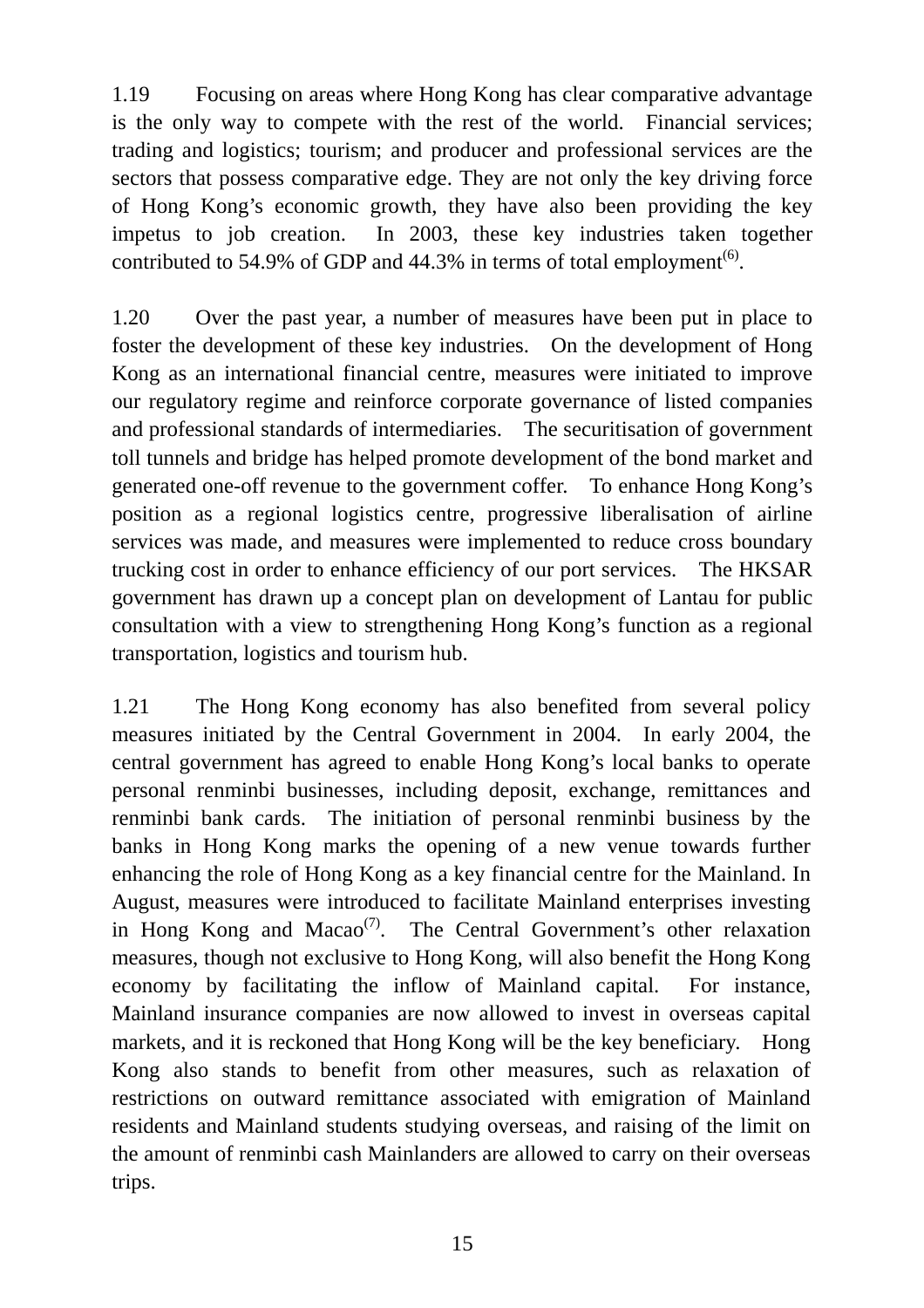1.19 Focusing on areas where Hong Kong has clear comparative advantage is the only way to compete with the rest of the world. Financial services; trading and logistics; tourism; and producer and professional services are the sectors that possess comparative edge. They are not only the key driving force of Hong Kong's economic growth, they have also been providing the key impetus to job creation. In 2003, these key industries taken together contributed to 54.9% of GDP and 44.3% in terms of total employment[(6)].

1.20 Over the past year, a number of measures have been put in place to foster the development of these key industries. On the development of Hong Kong as an international financial centre, measures were initiated to improve our regulatory regime and reinforce corporate governance of listed companies and professional standards of intermediaries. The securitisation of government toll tunnels and bridge has helped promote development of the bond market and generated one-off revenue to the government coffer. To enhance Hong Kong's position as a regional logistics centre, progressive liberalisation of airline services was made, and measures were implemented to reduce cross boundary trucking cost in order to enhance efficiency of our port services. The HKSAR government has drawn up a concept plan on development of Lantau for public consultation with a view to strengthening Hong Kong's function as a regional transportation, logistics and tourism hub.

1.21 The Hong Kong economy has also benefited from several policy measures initiated by the Central Government in 2004. In early 2004, the central government has agreed to enable Hong Kong's local banks to operate personal renminbi businesses, including deposit, exchange, remittances and renminbi bank cards. The initiation of personal renminbi business by the banks in Hong Kong marks the opening of a new venue towards further enhancing the role of Hong Kong as a key financial centre for the Mainland. In August, measures were introduced to facilitate Mainland enterprises investing in Hong Kong and Macao[(7)]. The Central Government's other relaxation measures, though not exclusive to Hong Kong, will also benefit the Hong Kong economy by facilitating the inflow of Mainland capital. For instance, Mainland insurance companies are now allowed to invest in overseas capital markets, and it is reckoned that Hong Kong will be the key beneficiary. Hong Kong also stands to benefit from other measures, such as relaxation of restrictions on outward remittance associated with emigration of Mainland residents and Mainland students studying overseas, and raising of the limit on the amount of renminbi cash Mainlanders are allowed to carry on their overseas trips.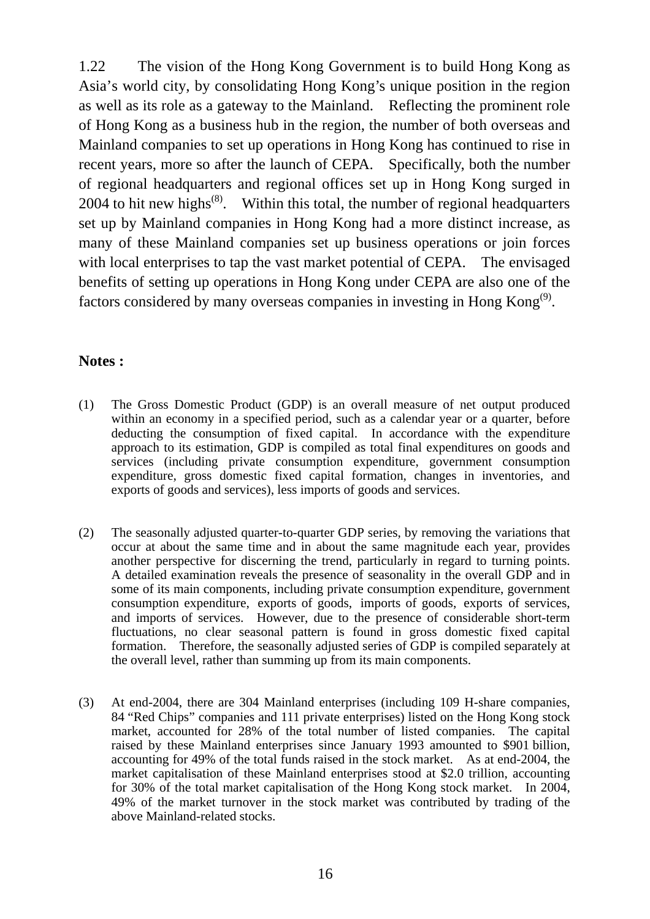1.22 The vision of the Hong Kong Government is to build Hong Kong as Asia's world city, by consolidating Hong Kong's unique position in the region as well as its role as a gateway to the Mainland. Reflecting the prominent role of Hong Kong as a business hub in the region, the number of both overseas and Mainland companies to set up operations in Hong Kong has continued to rise in recent years, more so after the launch of CEPA. Specifically, both the number of regional headquarters and regional offices set up in Hong Kong surged in 2004 to hit new highs(8). Within this total, the number of regional headquarters set up by Mainland companies in Hong Kong had a more distinct increase, as many of these Mainland companies set up business operations or join forces with local enterprises to tap the vast market potential of CEPA. The envisaged benefits of setting up operations in Hong Kong under CEPA are also one of the factors considered by many overseas companies in investing in Hong Kong(9).

**Notes :**

(1) The Gross Domestic Product (GDP) is an overall measure of net output produced within an economy in a specified period, such as a calendar year or a quarter, before deducting the consumption of fixed capital. In accordance with the expenditure approach to its estimation, GDP is compiled as total final expenditures on goods and services (including private consumption expenditure, government consumption expenditure, gross domestic fixed capital formation, changes in inventories, and exports of goods and services), less imports of goods and services.

(2) The seasonally adjusted quarter-to-quarter GDP series, by removing the variations that occur at about the same time and in about the same magnitude each year, provides another perspective for discerning the trend, particularly in regard to turning points. A detailed examination reveals the presence of seasonality in the overall GDP and in some of its main components, including private consumption expenditure, government consumption expenditure, exports of goods, imports of goods, exports of services, and imports of services. However, due to the presence of considerable short-term fluctuations, no clear seasonal pattern is found in gross domestic fixed capital formation. Therefore, the seasonally adjusted series of GDP is compiled separately at the overall level, rather than summing up from its main components.

(3) At end-2004, there are 304 Mainland enterprises (including 109 H-share companies, 84 "Red Chips" companies and 111 private enterprises) listed on the Hong Kong stock market, accounted for 28% of the total number of listed companies. The capital raised by these Mainland enterprises since January 1993 amounted to $901 billion, accounting for 49% of the total funds raised in the stock market. As at end-2004, the market capitalisation of these Mainland enterprises stood at $2.0 trillion, accounting for 30% of the total market capitalisation of the Hong Kong stock market. In 2004, 49% of the market turnover in the stock market was contributed by trading of the above Mainland-related stocks.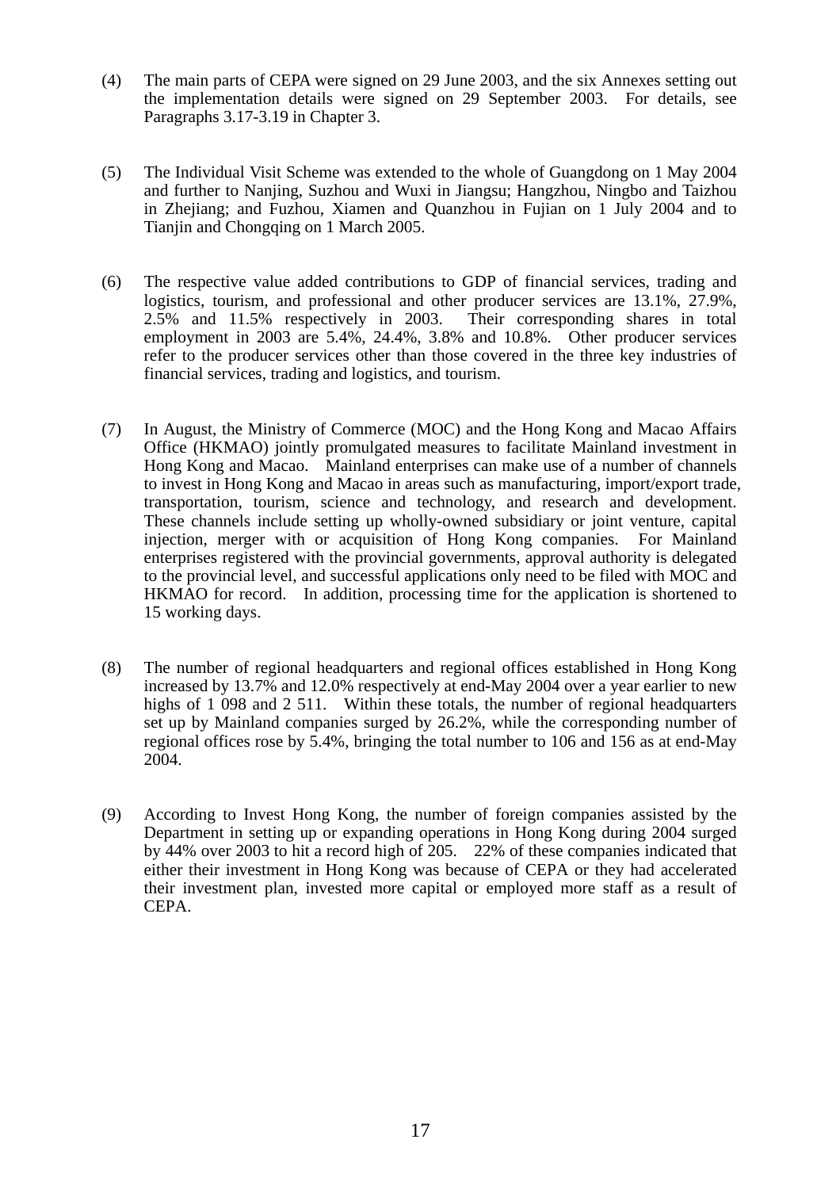(4) The main parts of CEPA were signed on 29 June 2003, and the six Annexes setting out the implementation details were signed on 29 September 2003. For details, see Paragraphs 3.17-3.19 in Chapter 3.

(5) The Individual Visit Scheme was extended to the whole of Guangdong on 1 May 2004 and further to Nanjing, Suzhou and Wuxi in Jiangsu; Hangzhou, Ningbo and Taizhou in Zhejiang; and Fuzhou, Xiamen and Quanzhou in Fujian on 1 July 2004 and to Tianjin and Chongqing on 1 March 2005.

(6) The respective value added contributions to GDP of financial services, trading and logistics, tourism, and professional and other producer services are 13.1%, 27.9%, 2.5% and 11.5% respectively in 2003. Their corresponding shares in total employment in 2003 are 5.4%, 24.4%, 3.8% and 10.8%. Other producer services refer to the producer services other than those covered in the three key industries of financial services, trading and logistics, and tourism.

(7) In August, the Ministry of Commerce (MOC) and the Hong Kong and Macao Affairs Office (HKMAO) jointly promulgated measures to facilitate Mainland investment in Hong Kong and Macao. Mainland enterprises can make use of a number of channels to invest in Hong Kong and Macao in areas such as manufacturing, import/export trade, transportation, tourism, science and technology, and research and development. These channels include setting up wholly-owned subsidiary or joint venture, capital injection, merger with or acquisition of Hong Kong companies. For Mainland enterprises registered with the provincial governments, approval authority is delegated to the provincial level, and successful applications only need to be filed with MOC and HKMAO for record. In addition, processing time for the application is shortened to 15 working days.

(8) The number of regional headquarters and regional offices established in Hong Kong increased by 13.7% and 12.0% respectively at end-May 2004 over a year earlier to new highs of 1 098 and 2 511. Within these totals, the number of regional headquarters set up by Mainland companies surged by 26.2%, while the corresponding number of regional offices rose by 5.4%, bringing the total number to 106 and 156 as at end-May 2004.

(9) According to Invest Hong Kong, the number of foreign companies assisted by the Department in setting up or expanding operations in Hong Kong during 2004 surged by 44% over 2003 to hit a record high of 205. 22% of these companies indicated that either their investment in Hong Kong was because of CEPA or they had accelerated their investment plan, invested more capital or employed more staff as a result of CEPA.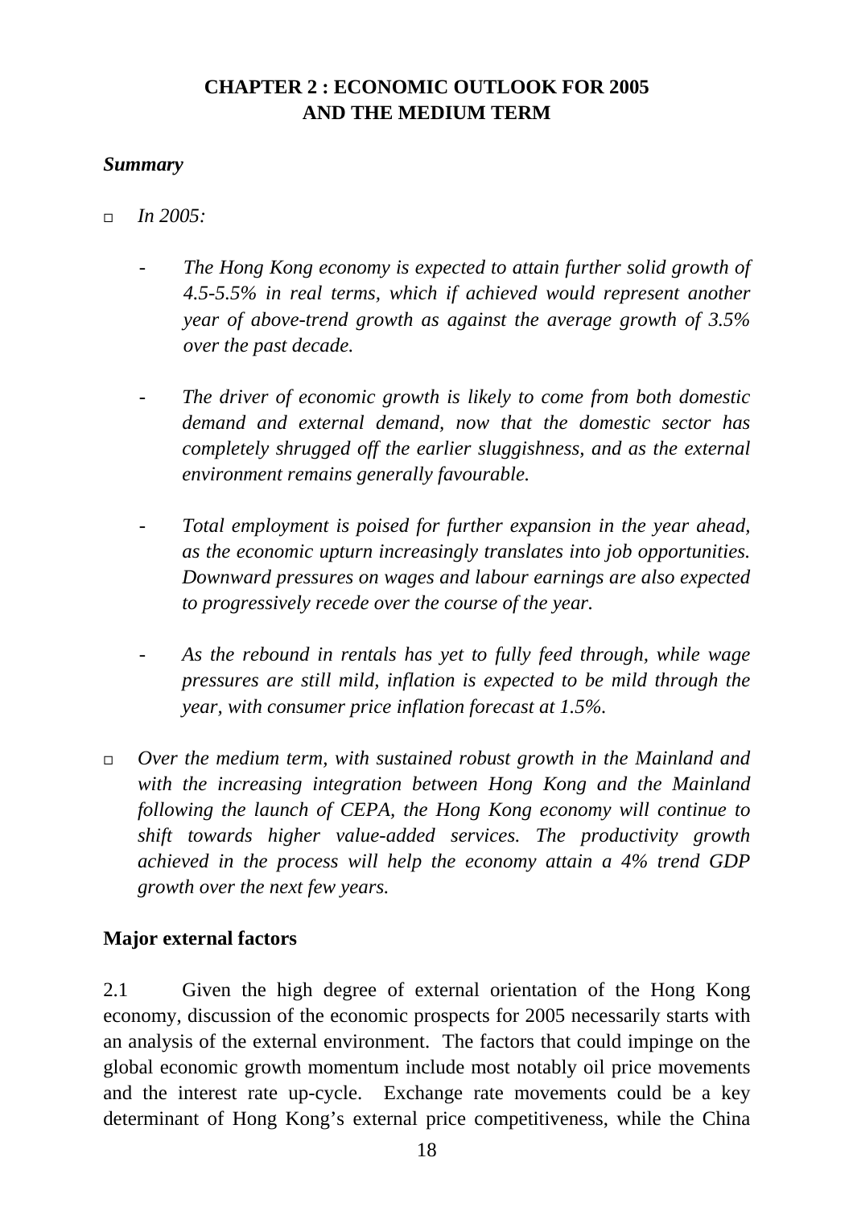# CHAPTER 2 : ECONOMIC OUTLOOK FOR 2005 AND THE MEDIUM TERM

***Summary***

- *In 2005:*

  - *The Hong Kong economy is expected to attain further solid growth of 4.5-5.5% in real terms, which if achieved would represent another year of above-trend growth as against the average growth of 3.5% over the past decade.*

  - *The driver of economic growth is likely to come from both domestic demand and external demand, now that the domestic sector has completely shrugged off the earlier sluggishness, and as the external environment remains generally favourable.*

  - *Total employment is poised for further expansion in the year ahead, as the economic upturn increasingly translates into job opportunities. Downward pressures on wages and labour earnings are also expected to progressively recede over the course of the year.*

  - *As the rebound in rentals has yet to fully feed through, while wage pressures are still mild, inflation is expected to be mild through the year, with consumer price inflation forecast at 1.5%.*

- *Over the medium term, with sustained robust growth in the Mainland and with the increasing integration between Hong Kong and the Mainland following the launch of CEPA, the Hong Kong economy will continue to shift towards higher value-added services. The productivity growth achieved in the process will help the economy attain a 4% trend GDP growth over the next few years.*

## Major external factors

2.1 Given the high degree of external orientation of the Hong Kong economy, discussion of the economic prospects for 2005 necessarily starts with an analysis of the external environment. The factors that could impinge on the global economic growth momentum include most notably oil price movements and the interest rate up-cycle. Exchange rate movements could be a key determinant of Hong Kong's external price competitiveness, while the China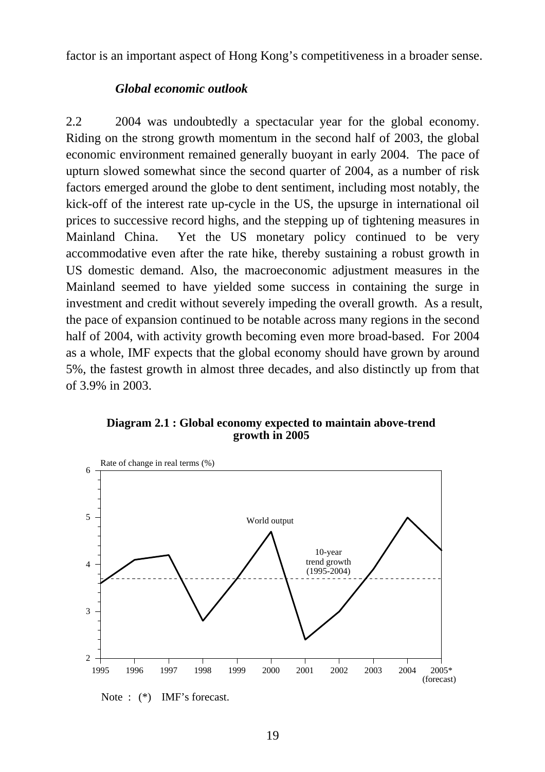factor is an important aspect of Hong Kong's competitiveness in a broader sense.

### *Global economic outlook*

2.2 2004 was undoubtedly a spectacular year for the global economy. Riding on the strong growth momentum in the second half of 2003, the global economic environment remained generally buoyant in early 2004. The pace of upturn slowed somewhat since the second quarter of 2004, as a number of risk factors emerged around the globe to dent sentiment, including most notably, the kick-off of the interest rate up-cycle in the US, the upsurge in international oil prices to successive record highs, and the stepping up of tightening measures in Mainland China. Yet the US monetary policy continued to be very accommodative even after the rate hike, thereby sustaining a robust growth in US domestic demand. Also, the macroeconomic adjustment measures in the Mainland seemed to have yielded some success in containing the surge in investment and credit without severely impeding the overall growth. As a result, the pace of expansion continued to be notable across many regions in the second half of 2004, with activity growth becoming even more broad-based. For 2004 as a whole, IMF expects that the global economy should have grown by around 5%, the fastest growth in almost three decades, and also distinctly up from that of 3.9% in 2003.

**Diagram 2.1 : Global economy expected to maintain above-trend growth in 2005**

Note : (*) IMF's forecast.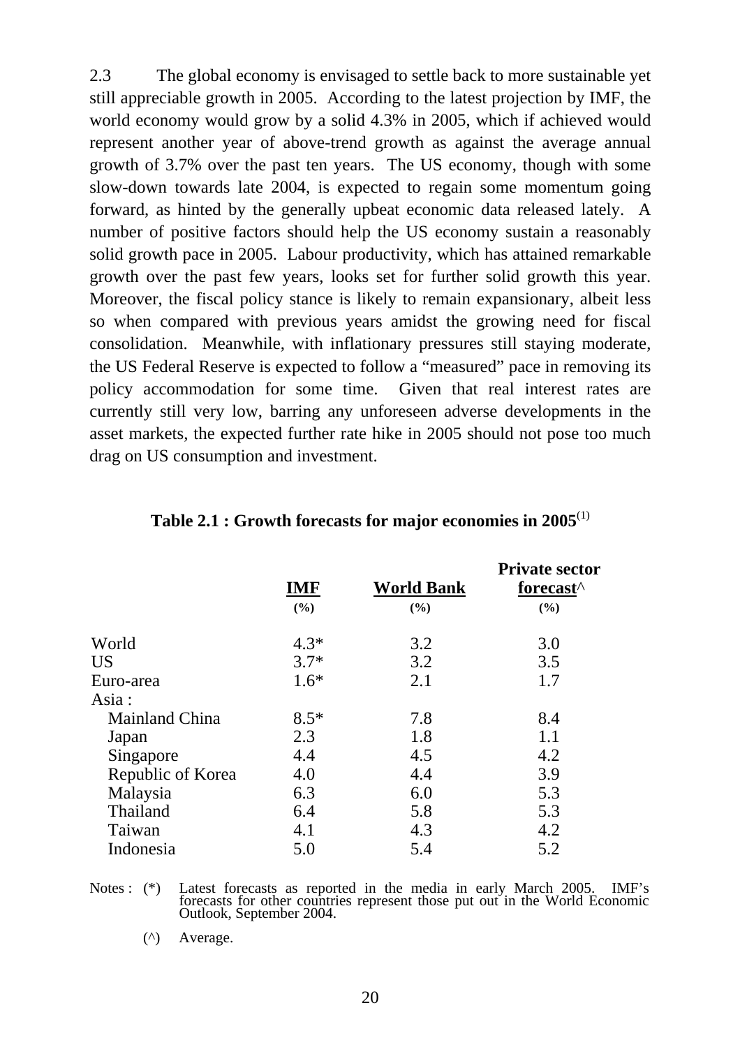2.3 The global economy is envisaged to settle back to more sustainable yet still appreciable growth in 2005. According to the latest projection by IMF, the world economy would grow by a solid 4.3% in 2005, which if achieved would represent another year of above-trend growth as against the average annual growth of 3.7% over the past ten years. The US economy, though with some slow-down towards late 2004, is expected to regain some momentum going forward, as hinted by the generally upbeat economic data released lately. A number of positive factors should help the US economy sustain a reasonably solid growth pace in 2005. Labour productivity, which has attained remarkable growth over the past few years, looks set for further solid growth this year. Moreover, the fiscal policy stance is likely to remain expansionary, albeit less so when compared with previous years amidst the growing need for fiscal consolidation. Meanwhile, with inflationary pressures still staying moderate, the US Federal Reserve is expected to follow a "measured" pace in removing its policy accommodation for some time. Given that real interest rates are currently still very low, barring any unforeseen adverse developments in the asset markets, the expected further rate hike in 2005 should not pose too much drag on US consumption and investment.

**Table 2.1 : Growth forecasts for major economies in 2005**(1)

| | IMF (%) | World Bank (%) | Private sector forecast^ (%) |
|---|---|---|---|
| World | 4.3* | 3.2 | 3.0 |
| US | 3.7* | 3.2 | 3.5 |
| Euro-area | 1.6* | 2.1 | 1.7 |
| Asia : | | | |
| Mainland China | 8.5* | 7.8 | 8.4 |
| Japan | 2.3 | 1.8 | 1.1 |
| Singapore | 4.4 | 4.5 | 4.2 |
| Republic of Korea | 4.0 | 4.4 | 3.9 |
| Malaysia | 6.3 | 6.0 | 5.3 |
| Thailand | 6.4 | 5.8 | 5.3 |
| Taiwan | 4.1 | 4.3 | 4.2 |
| Indonesia | 5.0 | 5.4 | 5.2 |

Notes : (*) Latest forecasts as reported in the media in early March 2005. IMF's forecasts for other countries represent those put out in the World Economic Outlook, September 2004.

(^) Average.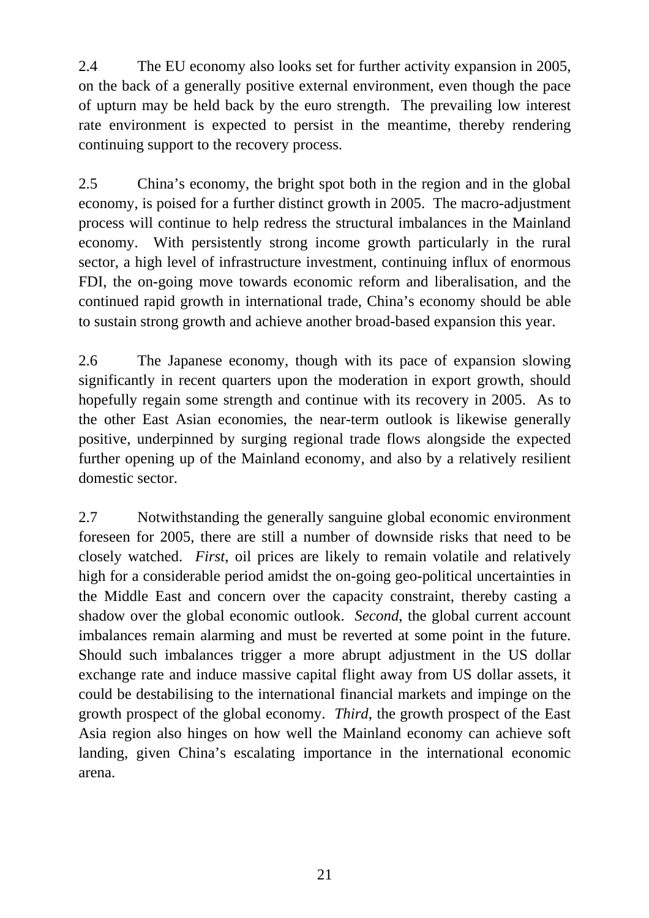2.4 The EU economy also looks set for further activity expansion in 2005, on the back of a generally positive external environment, even though the pace of upturn may be held back by the euro strength. The prevailing low interest rate environment is expected to persist in the meantime, thereby rendering continuing support to the recovery process.

2.5 China's economy, the bright spot both in the region and in the global economy, is poised for a further distinct growth in 2005. The macro-adjustment process will continue to help redress the structural imbalances in the Mainland economy. With persistently strong income growth particularly in the rural sector, a high level of infrastructure investment, continuing influx of enormous FDI, the on-going move towards economic reform and liberalisation, and the continued rapid growth in international trade, China's economy should be able to sustain strong growth and achieve another broad-based expansion this year.

2.6 The Japanese economy, though with its pace of expansion slowing significantly in recent quarters upon the moderation in export growth, should hopefully regain some strength and continue with its recovery in 2005. As to the other East Asian economies, the near-term outlook is likewise generally positive, underpinned by surging regional trade flows alongside the expected further opening up of the Mainland economy, and also by a relatively resilient domestic sector.

2.7 Notwithstanding the generally sanguine global economic environment foreseen for 2005, there are still a number of downside risks that need to be closely watched. *First*, oil prices are likely to remain volatile and relatively high for a considerable period amidst the on-going geo-political uncertainties in the Middle East and concern over the capacity constraint, thereby casting a shadow over the global economic outlook. *Second*, the global current account imbalances remain alarming and must be reverted at some point in the future. Should such imbalances trigger a more abrupt adjustment in the US dollar exchange rate and induce massive capital flight away from US dollar assets, it could be destabilising to the international financial markets and impinge on the growth prospect of the global economy. *Third*, the growth prospect of the East Asia region also hinges on how well the Mainland economy can achieve soft landing, given China's escalating importance in the international economic arena.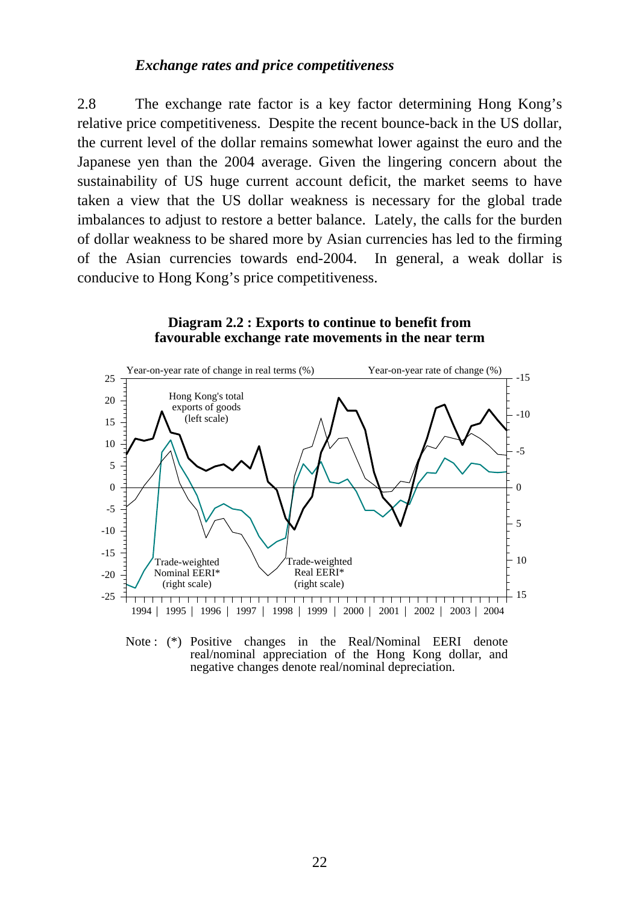### *Exchange rates and price competitiveness*

2.8 The exchange rate factor is a key factor determining Hong Kong's relative price competitiveness. Despite the recent bounce-back in the US dollar, the current level of the dollar remains somewhat lower against the euro and the Japanese yen than the 2004 average. Given the lingering concern about the sustainability of US huge current account deficit, the market seems to have taken a view that the US dollar weakness is necessary for the global trade imbalances to adjust to restore a better balance. Lately, the calls for the burden of dollar weakness to be shared more by Asian currencies has led to the firming of the Asian currencies towards end-2004. In general, a weak dollar is conducive to Hong Kong's price competitiveness.

**Diagram 2.2 : Exports to continue to benefit from favourable exchange rate movements in the near term**

Note : (*) Positive changes in the Real/Nominal EERI denote real/nominal appreciation of the Hong Kong dollar, and negative changes denote real/nominal depreciation.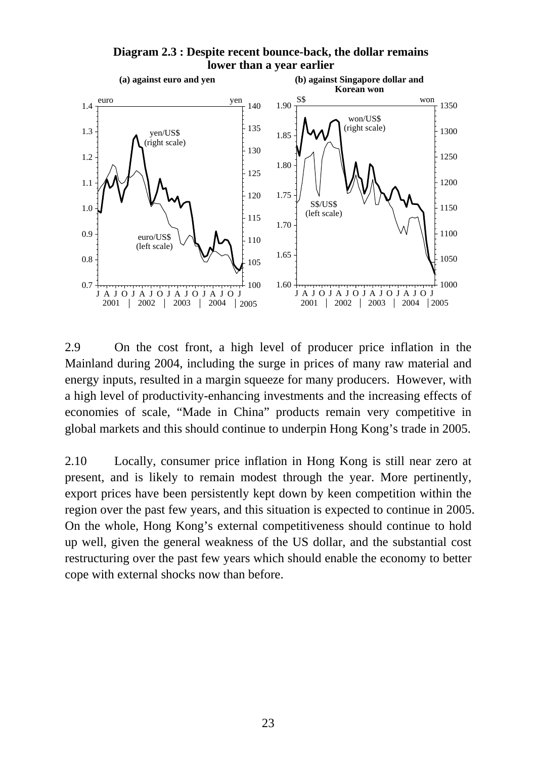**Diagram 2.3 : Despite recent bounce-back, the dollar remains lower than a year earlier**

2.9 On the cost front, a high level of producer price inflation in the Mainland during 2004, including the surge in prices of many raw material and energy inputs, resulted in a margin squeeze for many producers. However, with a high level of productivity-enhancing investments and the increasing effects of economies of scale, "Made in China" products remain very competitive in global markets and this should continue to underpin Hong Kong's trade in 2005.

2.10 Locally, consumer price inflation in Hong Kong is still near zero at present, and is likely to remain modest through the year. More pertinently, export prices have been persistently kept down by keen competition within the region over the past few years, and this situation is expected to continue in 2005. On the whole, Hong Kong's external competitiveness should continue to hold up well, given the general weakness of the US dollar, and the substantial cost restructuring over the past few years which should enable the economy to better cope with external shocks now than before.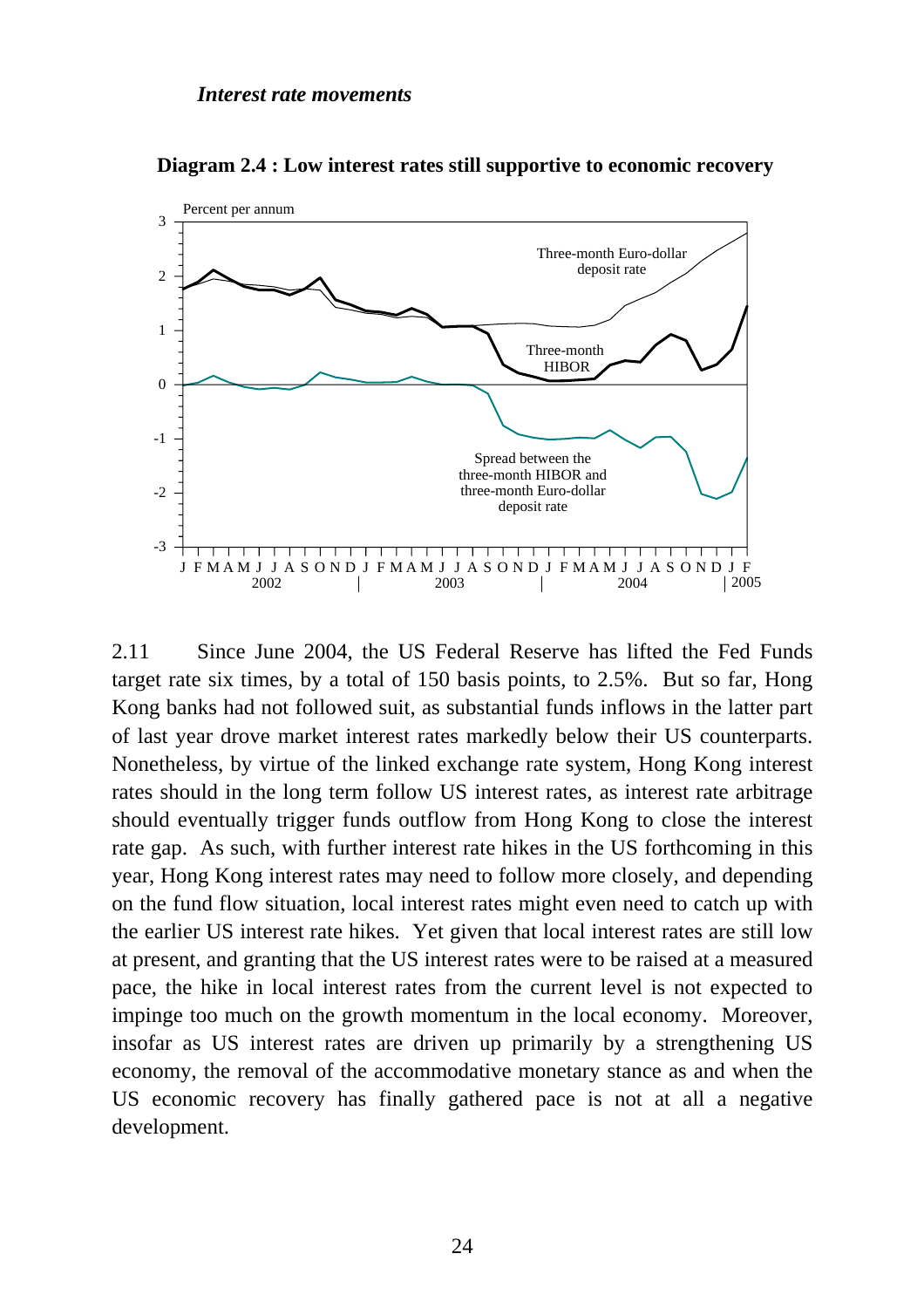*Interest rate movements*

**Diagram 2.4 : Low interest rates still supportive to economic recovery**

2.11 Since June 2004, the US Federal Reserve has lifted the Fed Funds target rate six times, by a total of 150 basis points, to 2.5%. But so far, Hong Kong banks had not followed suit, as substantial funds inflows in the latter part of last year drove market interest rates markedly below their US counterparts. Nonetheless, by virtue of the linked exchange rate system, Hong Kong interest rates should in the long term follow US interest rates, as interest rate arbitrage should eventually trigger funds outflow from Hong Kong to close the interest rate gap. As such, with further interest rate hikes in the US forthcoming in this year, Hong Kong interest rates may need to follow more closely, and depending on the fund flow situation, local interest rates might even need to catch up with the earlier US interest rate hikes. Yet given that local interest rates are still low at present, and granting that the US interest rates were to be raised at a measured pace, the hike in local interest rates from the current level is not expected to impinge too much on the growth momentum in the local economy. Moreover, insofar as US interest rates are driven up primarily by a strengthening US economy, the removal of the accommodative monetary stance as and when the US economic recovery has finally gathered pace is not at all a negative development.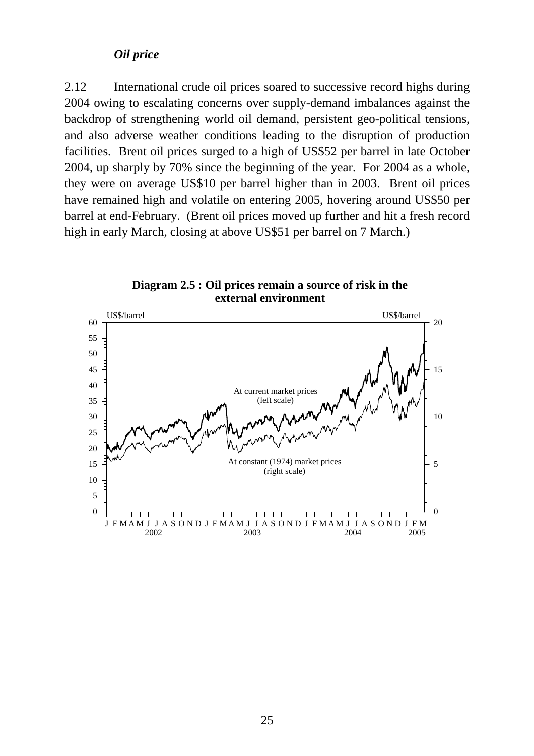***Oil price***

2.12 International crude oil prices soared to successive record highs during 2004 owing to escalating concerns over supply-demand imbalances against the backdrop of strengthening world oil demand, persistent geo-political tensions, and also adverse weather conditions leading to the disruption of production facilities. Brent oil prices surged to a high of US$52 per barrel in late October 2004, up sharply by 70% since the beginning of the year. For 2004 as a whole, they were on average US$10 per barrel higher than in 2003. Brent oil prices have remained high and volatile on entering 2005, hovering around US$50 per barrel at end-February. (Brent oil prices moved up further and hit a fresh record high in early March, closing at above US$51 per barrel on 7 March.)

**Diagram 2.5 : Oil prices remain a source of risk in the external environment**

US$/barrel (left scale) — US$/barrel (right scale)

At current market prices (left scale)

At constant (1974) market prices (right scale)

J F M A M J J A S O N D J F M A M J J A S O N D J F M A M J J A S O N D J F M
2002 | 2003 | 2004 | 2005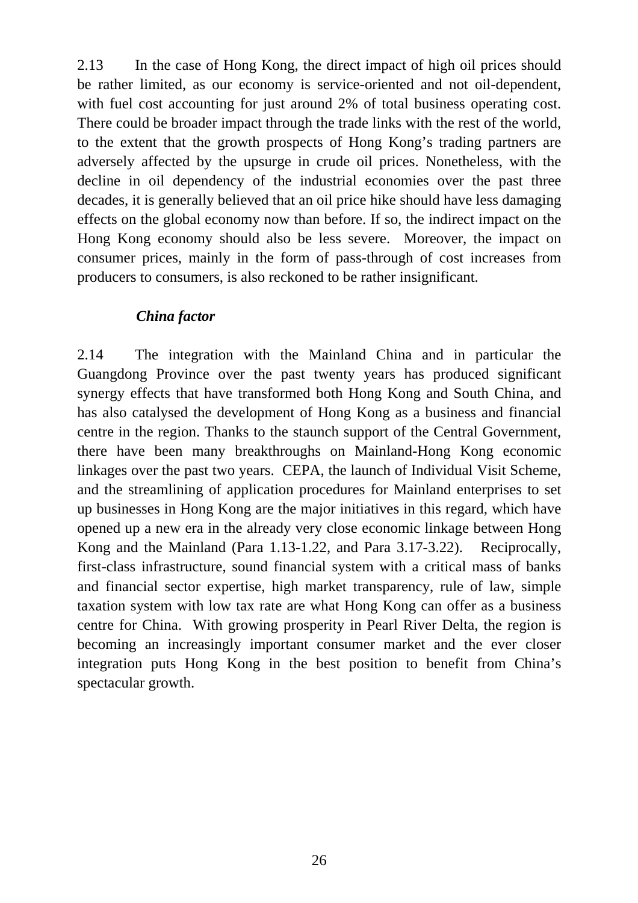2.13 In the case of Hong Kong, the direct impact of high oil prices should be rather limited, as our economy is service-oriented and not oil-dependent, with fuel cost accounting for just around 2% of total business operating cost. There could be broader impact through the trade links with the rest of the world, to the extent that the growth prospects of Hong Kong's trading partners are adversely affected by the upsurge in crude oil prices. Nonetheless, with the decline in oil dependency of the industrial economies over the past three decades, it is generally believed that an oil price hike should have less damaging effects on the global economy now than before. If so, the indirect impact on the Hong Kong economy should also be less severe. Moreover, the impact on consumer prices, mainly in the form of pass-through of cost increases from producers to consumers, is also reckoned to be rather insignificant.

***China factor***

2.14 The integration with the Mainland China and in particular the Guangdong Province over the past twenty years has produced significant synergy effects that have transformed both Hong Kong and South China, and has also catalysed the development of Hong Kong as a business and financial centre in the region. Thanks to the staunch support of the Central Government, there have been many breakthroughs on Mainland-Hong Kong economic linkages over the past two years. CEPA, the launch of Individual Visit Scheme, and the streamlining of application procedures for Mainland enterprises to set up businesses in Hong Kong are the major initiatives in this regard, which have opened up a new era in the already very close economic linkage between Hong Kong and the Mainland (Para 1.13-1.22, and Para 3.17-3.22). Reciprocally, first-class infrastructure, sound financial system with a critical mass of banks and financial sector expertise, high market transparency, rule of law, simple taxation system with low tax rate are what Hong Kong can offer as a business centre for China. With growing prosperity in Pearl River Delta, the region is becoming an increasingly important consumer market and the ever closer integration puts Hong Kong in the best position to benefit from China's spectacular growth.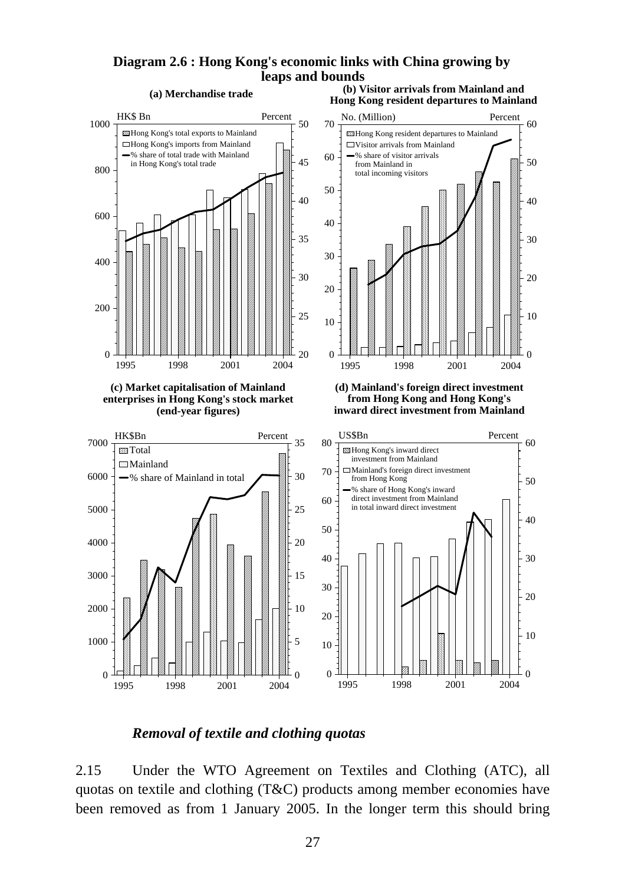**Diagram 2.6 : Hong Kong's economic links with China growing by leaps and bounds**

(a) Merchandise trade

(b) Visitor arrivals from Mainland and Hong Kong resident departures to Mainland

(c) Market capitalisation of Mainland enterprises in Hong Kong's stock market (end-year figures)

(d) Mainland's foreign direct investment from Hong Kong and Hong Kong's inward direct investment from Mainland

### *Removal of textile and clothing quotas*

2.15 Under the WTO Agreement on Textiles and Clothing (ATC), all quotas on textile and clothing (T&C) products among member economies have been removed as from 1 January 2005. In the longer term this should bring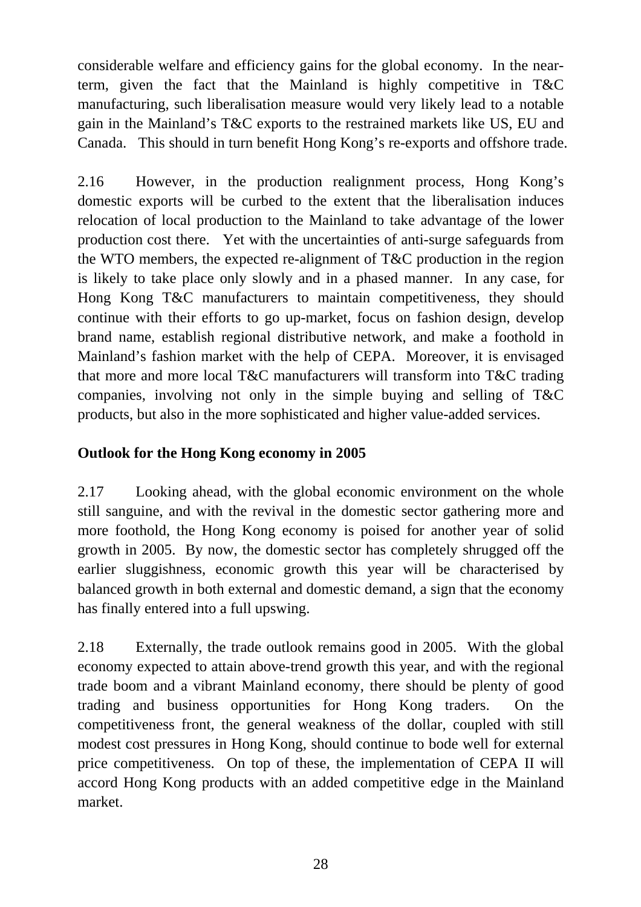considerable welfare and efficiency gains for the global economy. In the near-term, given the fact that the Mainland is highly competitive in T&C manufacturing, such liberalisation measure would very likely lead to a notable gain in the Mainland's T&C exports to the restrained markets like US, EU and Canada. This should in turn benefit Hong Kong's re-exports and offshore trade.

2.16 However, in the production realignment process, Hong Kong's domestic exports will be curbed to the extent that the liberalisation induces relocation of local production to the Mainland to take advantage of the lower production cost there. Yet with the uncertainties of anti-surge safeguards from the WTO members, the expected re-alignment of T&C production in the region is likely to take place only slowly and in a phased manner. In any case, for Hong Kong T&C manufacturers to maintain competitiveness, they should continue with their efforts to go up-market, focus on fashion design, develop brand name, establish regional distributive network, and make a foothold in Mainland's fashion market with the help of CEPA. Moreover, it is envisaged that more and more local T&C manufacturers will transform into T&C trading companies, involving not only in the simple buying and selling of T&C products, but also in the more sophisticated and higher value-added services.

**Outlook for the Hong Kong economy in 2005**

2.17 Looking ahead, with the global economic environment on the whole still sanguine, and with the revival in the domestic sector gathering more and more foothold, the Hong Kong economy is poised for another year of solid growth in 2005. By now, the domestic sector has completely shrugged off the earlier sluggishness, economic growth this year will be characterised by balanced growth in both external and domestic demand, a sign that the economy has finally entered into a full upswing.

2.18 Externally, the trade outlook remains good in 2005. With the global economy expected to attain above-trend growth this year, and with the regional trade boom and a vibrant Mainland economy, there should be plenty of good trading and business opportunities for Hong Kong traders. On the competitiveness front, the general weakness of the dollar, coupled with still modest cost pressures in Hong Kong, should continue to bode well for external price competitiveness. On top of these, the implementation of CEPA II will accord Hong Kong products with an added competitive edge in the Mainland market.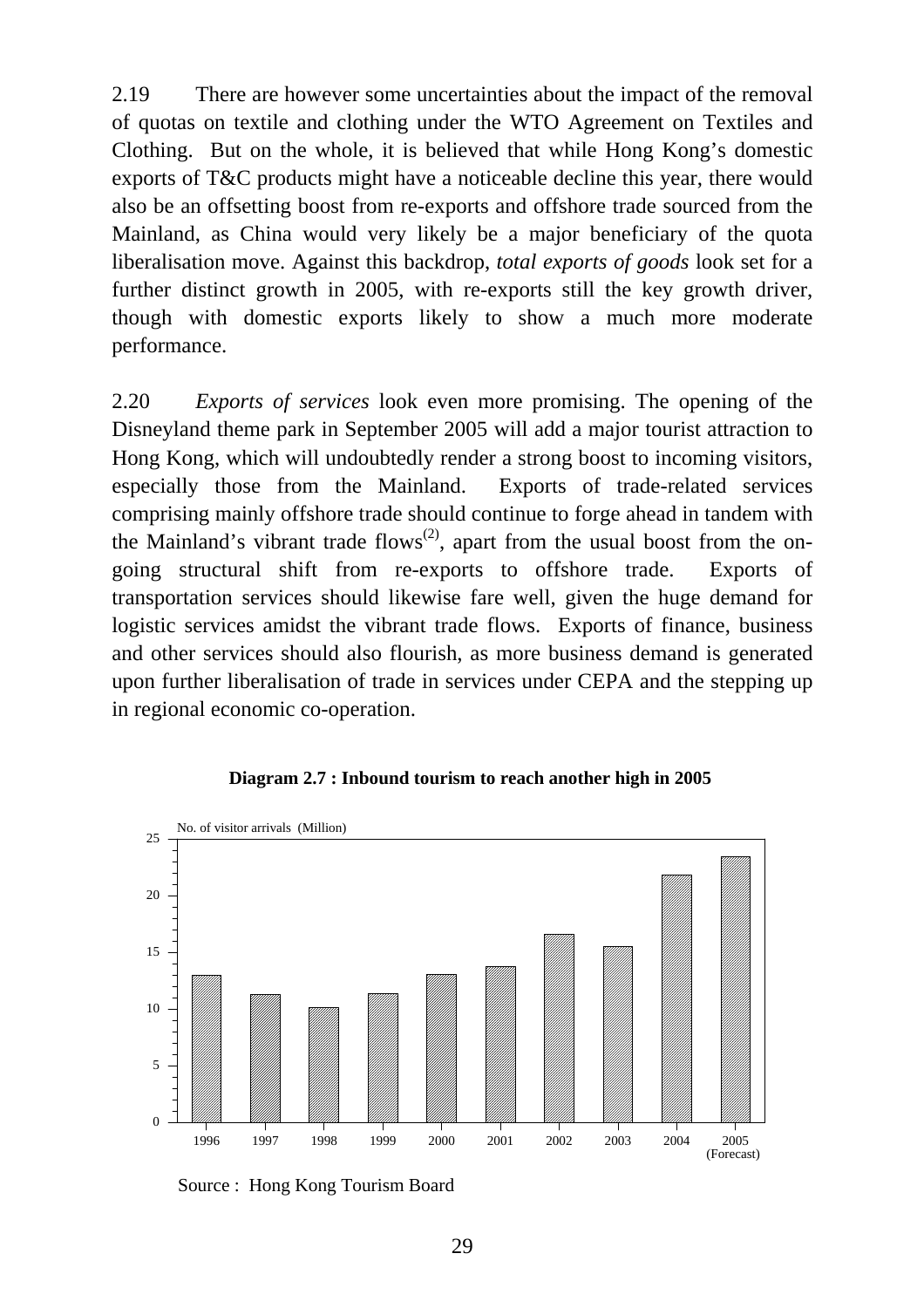2.19 There are however some uncertainties about the impact of the removal of quotas on textile and clothing under the WTO Agreement on Textiles and Clothing. But on the whole, it is believed that while Hong Kong's domestic exports of T&C products might have a noticeable decline this year, there would also be an offsetting boost from re-exports and offshore trade sourced from the Mainland, as China would very likely be a major beneficiary of the quota liberalisation move. Against this backdrop, *total exports of goods* look set for a further distinct growth in 2005, with re-exports still the key growth driver, though with domestic exports likely to show a much more moderate performance.

2.20 *Exports of services* look even more promising. The opening of the Disneyland theme park in September 2005 will add a major tourist attraction to Hong Kong, which will undoubtedly render a strong boost to incoming visitors, especially those from the Mainland. Exports of trade-related services comprising mainly offshore trade should continue to forge ahead in tandem with the Mainland's vibrant trade flows(2), apart from the usual boost from the on-going structural shift from re-exports to offshore trade. Exports of transportation services should likewise fare well, given the huge demand for logistic services amidst the vibrant trade flows. Exports of finance, business and other services should also flourish, as more business demand is generated upon further liberalisation of trade in services under CEPA and the stepping up in regional economic co-operation.

**Diagram 2.7 : Inbound tourism to reach another high in 2005**

No. of visitor arrivals (Million)

Years: 1996, 1997, 1998, 1999, 2000, 2001, 2002, 2003, 2004, 2005 (Forecast)

Source : Hong Kong Tourism Board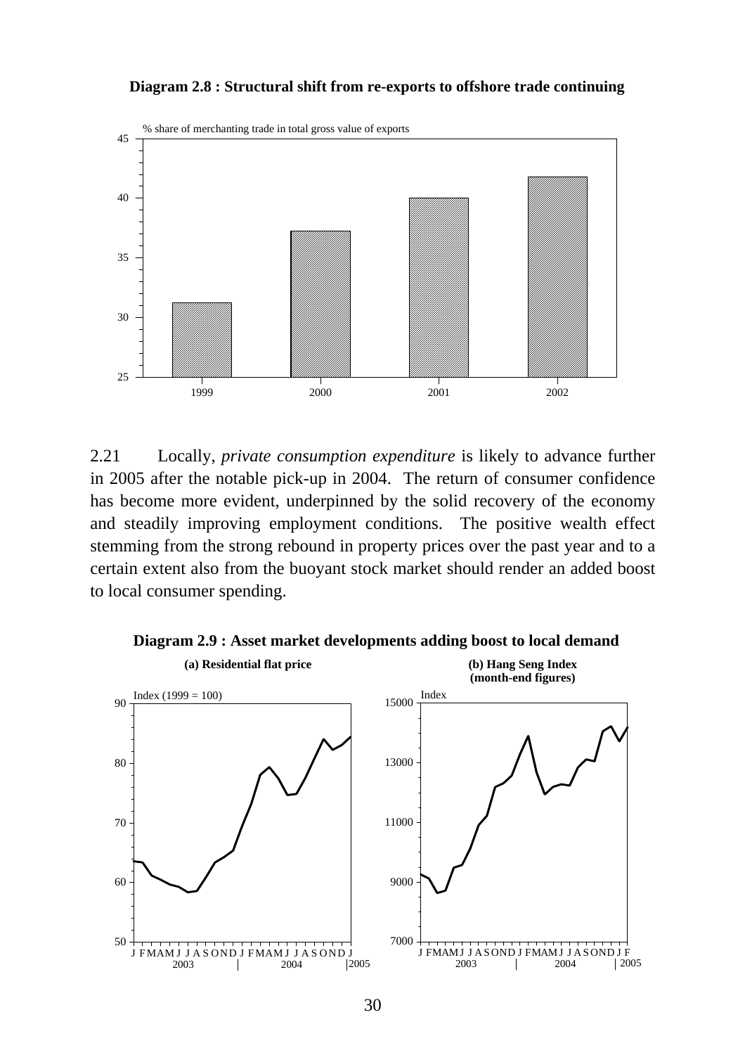**Diagram 2.8 : Structural shift from re-exports to offshore trade continuing**

2.21 Locally, *private consumption expenditure* is likely to advance further in 2005 after the notable pick-up in 2004. The return of consumer confidence has become more evident, underpinned by the solid recovery of the economy and steadily improving employment conditions. The positive wealth effect stemming from the strong rebound in property prices over the past year and to a certain extent also from the buoyant stock market should render an added boost to local consumer spending.

**Diagram 2.9 : Asset market developments adding boost to local demand**

**(a) Residential flat price**

**(b) Hang Seng Index (month-end figures)**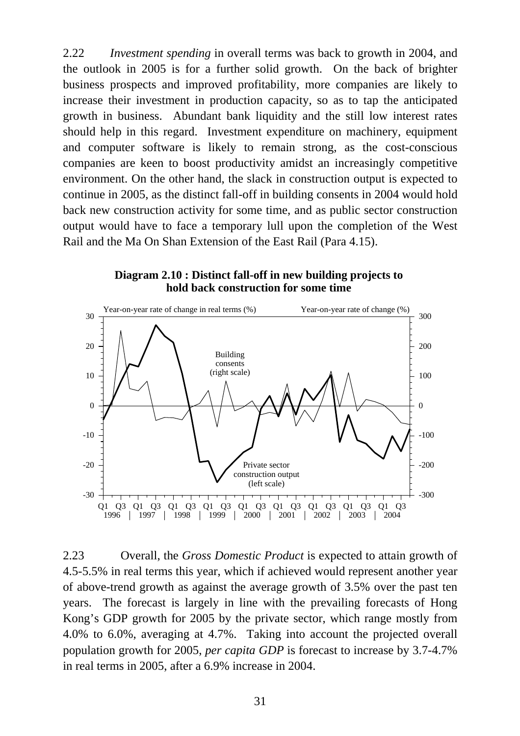2.22 *Investment spending* in overall terms was back to growth in 2004, and the outlook in 2005 is for a further solid growth. On the back of brighter business prospects and improved profitability, more companies are likely to increase their investment in production capacity, so as to tap the anticipated growth in business. Abundant bank liquidity and the still low interest rates should help in this regard. Investment expenditure on machinery, equipment and computer software is likely to remain strong, as the cost-conscious companies are keen to boost productivity amidst an increasingly competitive environment. On the other hand, the slack in construction output is expected to continue in 2005, as the distinct fall-off in building consents in 2004 would hold back new construction activity for some time, and as public sector construction output would have to face a temporary lull upon the completion of the West Rail and the Ma On Shan Extension of the East Rail (Para 4.15).

**Diagram 2.10 : Distinct fall-off in new building projects to hold back construction for some time**

2.23 Overall, the *Gross Domestic Product* is expected to attain growth of 4.5-5.5% in real terms this year, which if achieved would represent another year of above-trend growth as against the average growth of 3.5% over the past ten years. The forecast is largely in line with the prevailing forecasts of Hong Kong's GDP growth for 2005 by the private sector, which range mostly from 4.0% to 6.0%, averaging at 4.7%. Taking into account the projected overall population growth for 2005, *per capita GDP* is forecast to increase by 3.7-4.7% in real terms in 2005, after a 6.9% increase in 2004.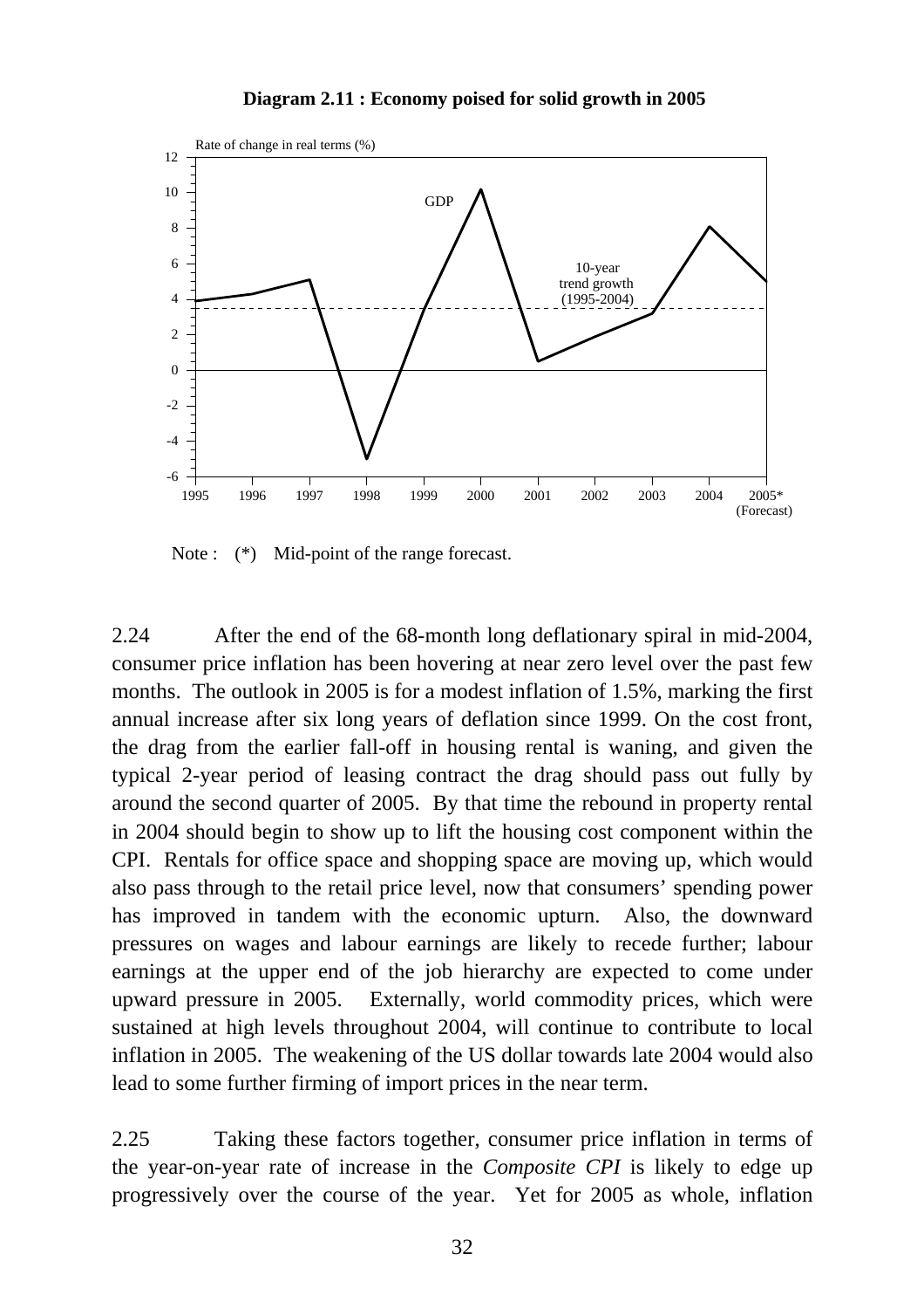**Diagram 2.11 : Economy poised for solid growth in 2005**

Note : (*) Mid-point of the range forecast.

2.24 After the end of the 68-month long deflationary spiral in mid-2004, consumer price inflation has been hovering at near zero level over the past few months. The outlook in 2005 is for a modest inflation of 1.5%, marking the first annual increase after six long years of deflation since 1999. On the cost front, the drag from the earlier fall-off in housing rental is waning, and given the typical 2-year period of leasing contract the drag should pass out fully by around the second quarter of 2005. By that time the rebound in property rental in 2004 should begin to show up to lift the housing cost component within the CPI. Rentals for office space and shopping space are moving up, which would also pass through to the retail price level, now that consumers' spending power has improved in tandem with the economic upturn. Also, the downward pressures on wages and labour earnings are likely to recede further; labour earnings at the upper end of the job hierarchy are expected to come under upward pressure in 2005. Externally, world commodity prices, which were sustained at high levels throughout 2004, will continue to contribute to local inflation in 2005. The weakening of the US dollar towards late 2004 would also lead to some further firming of import prices in the near term.

2.25 Taking these factors together, consumer price inflation in terms of the year-on-year rate of increase in the *Composite CPI* is likely to edge up progressively over the course of the year. Yet for 2005 as whole, inflation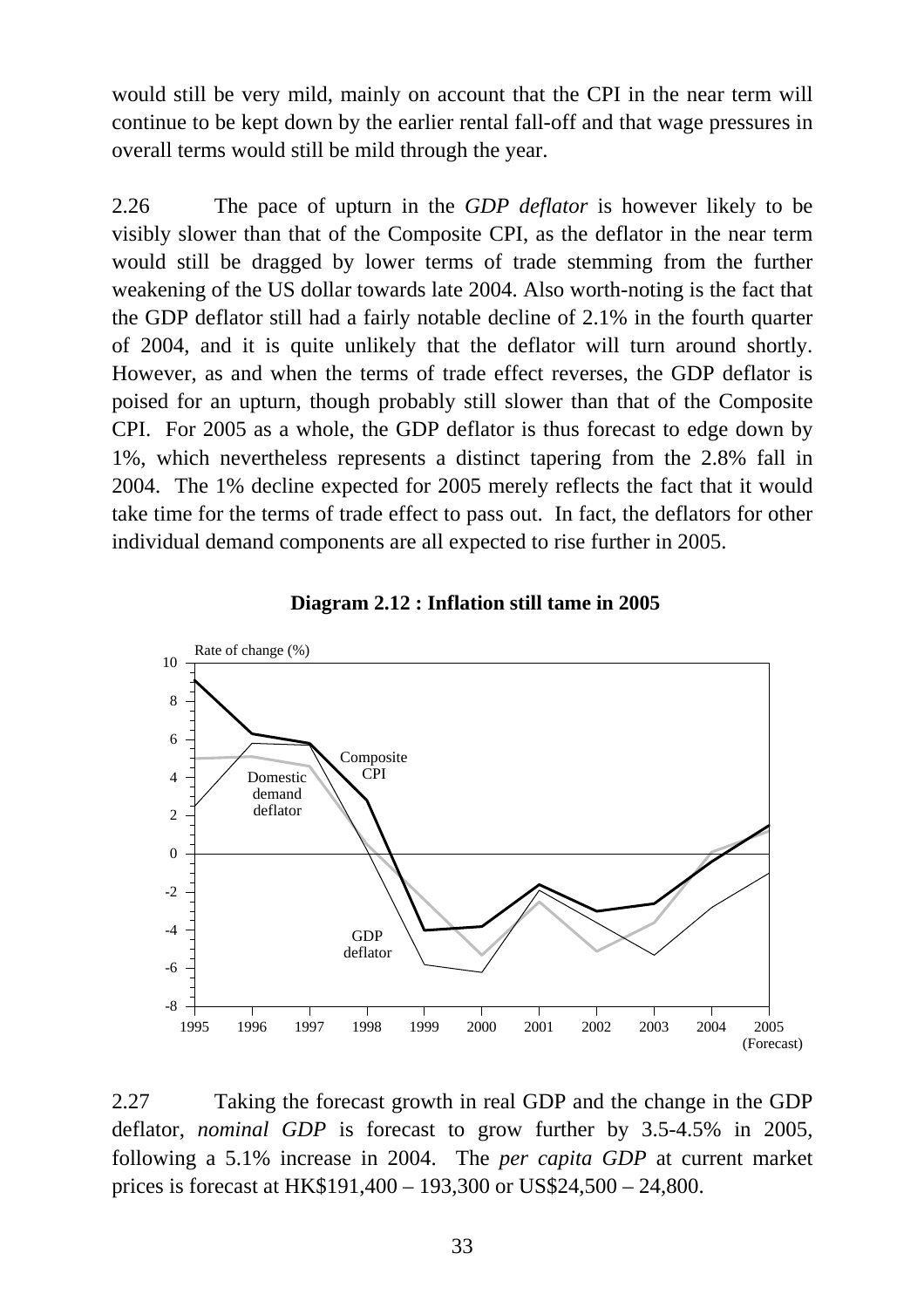would still be very mild, mainly on account that the CPI in the near term will continue to be kept down by the earlier rental fall-off and that wage pressures in overall terms would still be mild through the year.

2.26 The pace of upturn in the *GDP deflator* is however likely to be visibly slower than that of the Composite CPI, as the deflator in the near term would still be dragged by lower terms of trade stemming from the further weakening of the US dollar towards late 2004. Also worth-noting is the fact that the GDP deflator still had a fairly notable decline of 2.1% in the fourth quarter of 2004, and it is quite unlikely that the deflator will turn around shortly. However, as and when the terms of trade effect reverses, the GDP deflator is poised for an upturn, though probably still slower than that of the Composite CPI. For 2005 as a whole, the GDP deflator is thus forecast to edge down by 1%, which nevertheless represents a distinct tapering from the 2.8% fall in 2004. The 1% decline expected for 2005 merely reflects the fact that it would take time for the terms of trade effect to pass out. In fact, the deflators for other individual demand components are all expected to rise further in 2005.

**Diagram 2.12 : Inflation still tame in 2005**

Rate of change (%)

Composite CPI

Domestic demand deflator

GDP deflator

1995 1996 1997 1998 1999 2000 2001 2002 2003 2004 2005 (Forecast)

2.27 Taking the forecast growth in real GDP and the change in the GDP deflator, *nominal GDP* is forecast to grow further by 3.5-4.5% in 2005, following a 5.1% increase in 2004. The *per capita GDP* at current market prices is forecast at HK$191,400 – 193,300 or US$24,500 – 24,800.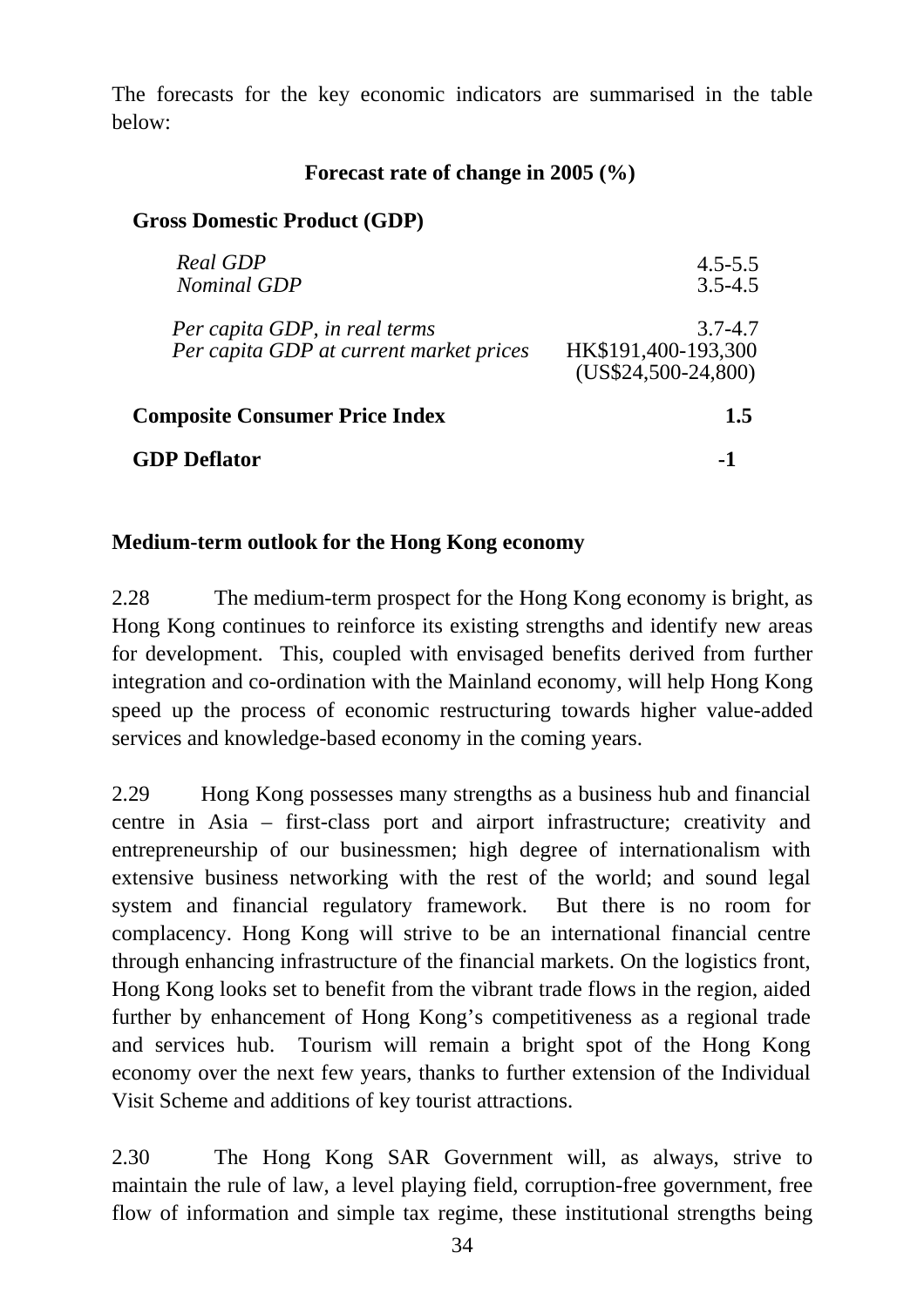The forecasts for the key economic indicators are summarised in the table below:

**Forecast rate of change in 2005 (%)**

| | |
|---|---|
| **Gross Domestic Product (GDP)** | |
| *Real GDP* | 4.5-5.5 |
| *Nominal GDP* | 3.5-4.5 |
| *Per capita GDP, in real terms* | 3.7-4.7 |
| *Per capita GDP at current market prices* | HK$191,400-193,300 (US$24,500-24,800) |
| **Composite Consumer Price Index** | **1.5** |
| **GDP Deflator** | **-1** |

### Medium-term outlook for the Hong Kong economy

2.28 The medium-term prospect for the Hong Kong economy is bright, as Hong Kong continues to reinforce its existing strengths and identify new areas for development. This, coupled with envisaged benefits derived from further integration and co-ordination with the Mainland economy, will help Hong Kong speed up the process of economic restructuring towards higher value-added services and knowledge-based economy in the coming years.

2.29 Hong Kong possesses many strengths as a business hub and financial centre in Asia – first-class port and airport infrastructure; creativity and entrepreneurship of our businessmen; high degree of internationalism with extensive business networking with the rest of the world; and sound legal system and financial regulatory framework. But there is no room for complacency. Hong Kong will strive to be an international financial centre through enhancing infrastructure of the financial markets. On the logistics front, Hong Kong looks set to benefit from the vibrant trade flows in the region, aided further by enhancement of Hong Kong's competitiveness as a regional trade and services hub. Tourism will remain a bright spot of the Hong Kong economy over the next few years, thanks to further extension of the Individual Visit Scheme and additions of key tourist attractions.

2.30 The Hong Kong SAR Government will, as always, strive to maintain the rule of law, a level playing field, corruption-free government, free flow of information and simple tax regime, these institutional strengths being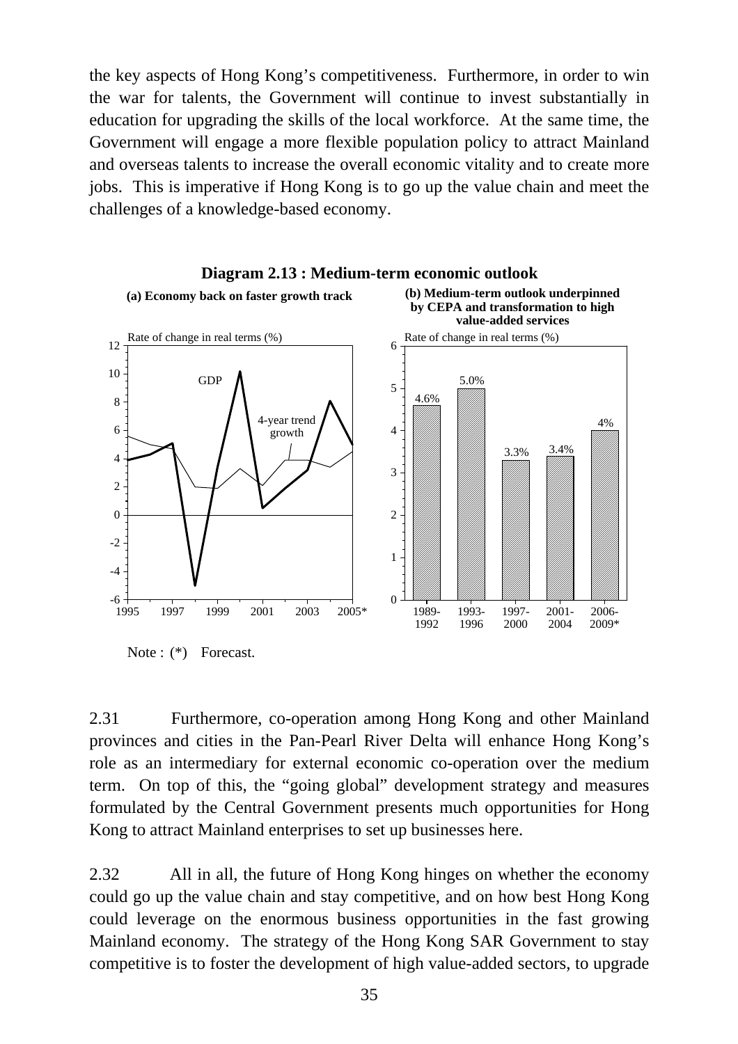the key aspects of Hong Kong's competitiveness. Furthermore, in order to win the war for talents, the Government will continue to invest substantially in education for upgrading the skills of the local workforce. At the same time, the Government will engage a more flexible population policy to attract Mainland and overseas talents to increase the overall economic vitality and to create more jobs. This is imperative if Hong Kong is to go up the value chain and meet the challenges of a knowledge-based economy.

**Diagram 2.13 : Medium-term economic outlook**

**(a) Economy back on faster growth track**

**(b) Medium-term outlook underpinned by CEPA and transformation to high value-added services**

| Period | Rate of change in real terms (%) |
|---|---|
| 1989-1992 | 4.6% |
| 1993-1996 | 5.0% |
| 1997-2000 | 3.3% |
| 2001-2004 | 3.4% |
| 2006-2009* | 4% |

Note : (*) Forecast.

2.31 Furthermore, co-operation among Hong Kong and other Mainland provinces and cities in the Pan-Pearl River Delta will enhance Hong Kong's role as an intermediary for external economic co-operation over the medium term. On top of this, the "going global" development strategy and measures formulated by the Central Government presents much opportunities for Hong Kong to attract Mainland enterprises to set up businesses here.

2.32 All in all, the future of Hong Kong hinges on whether the economy could go up the value chain and stay competitive, and on how best Hong Kong could leverage on the enormous business opportunities in the fast growing Mainland economy. The strategy of the Hong Kong SAR Government to stay competitive is to foster the development of high value-added sectors, to upgrade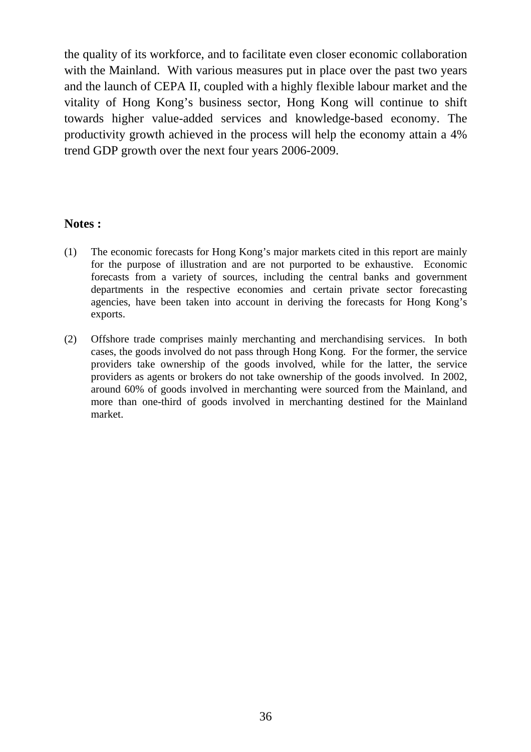the quality of its workforce, and to facilitate even closer economic collaboration with the Mainland. With various measures put in place over the past two years and the launch of CEPA II, coupled with a highly flexible labour market and the vitality of Hong Kong's business sector, Hong Kong will continue to shift towards higher value-added services and knowledge-based economy. The productivity growth achieved in the process will help the economy attain a 4% trend GDP growth over the next four years 2006-2009.

**Notes :**

(1) The economic forecasts for Hong Kong's major markets cited in this report are mainly for the purpose of illustration and are not purported to be exhaustive. Economic forecasts from a variety of sources, including the central banks and government departments in the respective economies and certain private sector forecasting agencies, have been taken into account in deriving the forecasts for Hong Kong's exports.

(2) Offshore trade comprises mainly merchanting and merchandising services. In both cases, the goods involved do not pass through Hong Kong. For the former, the service providers take ownership of the goods involved, while for the latter, the service providers as agents or brokers do not take ownership of the goods involved. In 2002, around 60% of goods involved in merchanting were sourced from the Mainland, and more than one-third of goods involved in merchanting destined for the Mainland market.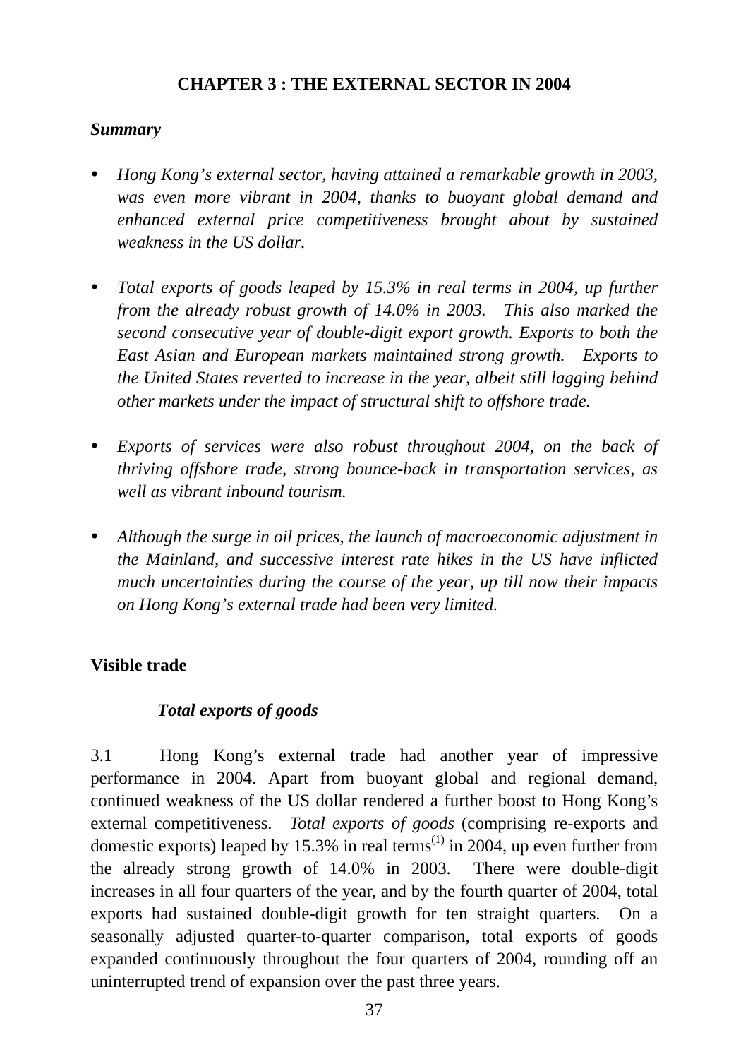# CHAPTER 3 : THE EXTERNAL SECTOR IN 2004

***Summary***

- *Hong Kong's external sector, having attained a remarkable growth in 2003, was even more vibrant in 2004, thanks to buoyant global demand and enhanced external price competitiveness brought about by sustained weakness in the US dollar.*

- *Total exports of goods leaped by 15.3% in real terms in 2004, up further from the already robust growth of 14.0% in 2003. This also marked the second consecutive year of double-digit export growth. Exports to both the East Asian and European markets maintained strong growth. Exports to the United States reverted to increase in the year, albeit still lagging behind other markets under the impact of structural shift to offshore trade.*

- *Exports of services were also robust throughout 2004, on the back of thriving offshore trade, strong bounce-back in transportation services, as well as vibrant inbound tourism.*

- *Although the surge in oil prices, the launch of macroeconomic adjustment in the Mainland, and successive interest rate hikes in the US have inflicted much uncertainties during the course of the year, up till now their impacts on Hong Kong's external trade had been very limited.*

## Visible trade

### *Total exports of goods*

3.1 Hong Kong's external trade had another year of impressive performance in 2004. Apart from buoyant global and regional demand, continued weakness of the US dollar rendered a further boost to Hong Kong's external competitiveness. *Total exports of goods* (comprising re-exports and domestic exports) leaped by 15.3% in real terms(1) in 2004, up even further from the already strong growth of 14.0% in 2003. There were double-digit increases in all four quarters of the year, and by the fourth quarter of 2004, total exports had sustained double-digit growth for ten straight quarters. On a seasonally adjusted quarter-to-quarter comparison, total exports of goods expanded continuously throughout the four quarters of 2004, rounding off an uninterrupted trend of expansion over the past three years.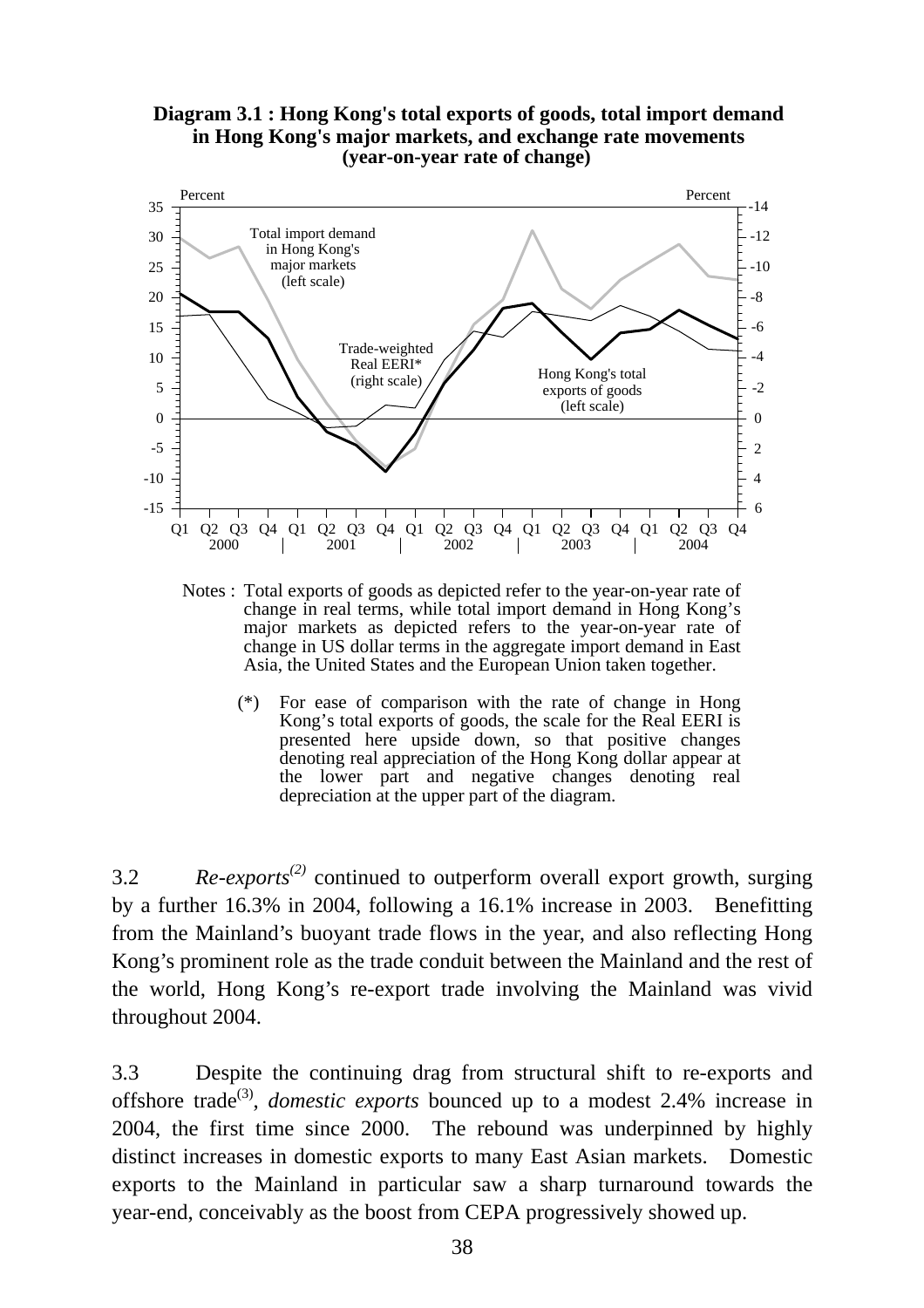**Diagram 3.1 : Hong Kong's total exports of goods, total import demand in Hong Kong's major markets, and exchange rate movements (year-on-year rate of change)**

Notes : Total exports of goods as depicted refer to the year-on-year rate of change in real terms, while total import demand in Hong Kong's major markets as depicted refers to the year-on-year rate of change in US dollar terms in the aggregate import demand in East Asia, the United States and the European Union taken together.

(*) For ease of comparison with the rate of change in Hong Kong's total exports of goods, the scale for the Real EERI is presented here upside down, so that positive changes denoting real appreciation of the Hong Kong dollar appear at the lower part and negative changes denoting real depreciation at the upper part of the diagram.

3.2 *Re-exports*[(2)] continued to outperform overall export growth, surging by a further 16.3% in 2004, following a 16.1% increase in 2003. Benefitting from the Mainland's buoyant trade flows in the year, and also reflecting Hong Kong's prominent role as the trade conduit between the Mainland and the rest of the world, Hong Kong's re-export trade involving the Mainland was vivid throughout 2004.

3.3 Despite the continuing drag from structural shift to re-exports and offshore trade[(3)], *domestic exports* bounced up to a modest 2.4% increase in 2004, the first time since 2000. The rebound was underpinned by highly distinct increases in domestic exports to many East Asian markets. Domestic exports to the Mainland in particular saw a sharp turnaround towards the year-end, conceivably as the boost from CEPA progressively showed up.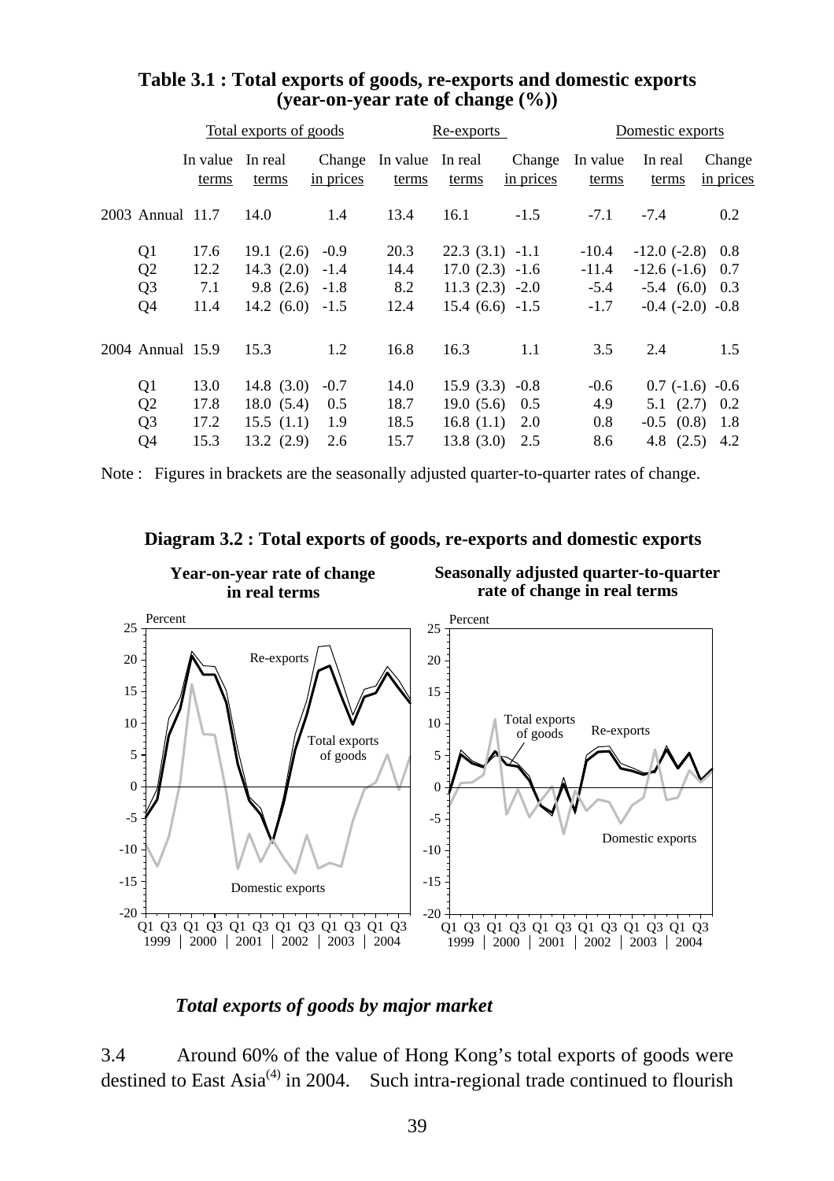**Table 3.1 : Total exports of goods, re-exports and domestic exports (year-on-year rate of change (%))**

| | Total exports of goods | | | Re-exports | | | Domestic exports | | |
|---|---|---|---|---|---|---|---|---|---|
| | In value terms | In real terms | Change in prices | In value terms | In real terms | Change in prices | In value terms | In real terms | Change in prices |
| 2003 Annual | 11.7 | 14.0 | 1.4 | 13.4 | 16.1 | -1.5 | -7.1 | -7.4 | 0.2 |
| Q1 | 17.6 | 19.1 (2.6) | -0.9 | 20.3 | 22.3 (3.1) | -1.1 | -10.4 | -12.0 (-2.8) | 0.8 |
| Q2 | 12.2 | 14.3 (2.0) | -1.4 | 14.4 | 17.0 (2.3) | -1.6 | -11.4 | -12.6 (-1.6) | 0.7 |
| Q3 | 7.1 | 9.8 (2.6) | -1.8 | 8.2 | 11.3 (2.3) | -2.0 | -5.4 | -5.4 (6.0) | 0.3 |
| Q4 | 11.4 | 14.2 (6.0) | -1.5 | 12.4 | 15.4 (6.6) | -1.5 | -1.7 | -0.4 (-2.0) | -0.8 |
| 2004 Annual | 15.9 | 15.3 | 1.2 | 16.8 | 16.3 | 1.1 | 3.5 | 2.4 | 1.5 |
| Q1 | 13.0 | 14.8 (3.0) | -0.7 | 14.0 | 15.9 (3.3) | -0.8 | -0.6 | 0.7 (-1.6) | -0.6 |
| Q2 | 17.8 | 18.0 (5.4) | 0.5 | 18.7 | 19.0 (5.6) | 0.5 | 4.9 | 5.1 (2.7) | 0.2 |
| Q3 | 17.2 | 15.5 (1.1) | 1.9 | 18.5 | 16.8 (1.1) | 2.0 | 0.8 | -0.5 (0.8) | 1.8 |
| Q4 | 15.3 | 13.2 (2.9) | 2.6 | 15.7 | 13.8 (3.0) | 2.5 | 8.6 | 4.8 (2.5) | 4.2 |

Note : Figures in brackets are the seasonally adjusted quarter-to-quarter rates of change.

**Diagram 3.2 : Total exports of goods, re-exports and domestic exports**

*Total exports of goods by major market*

3.4 Around 60% of the value of Hong Kong's total exports of goods were destined to East Asia[4] in 2004. Such intra-regional trade continued to flourish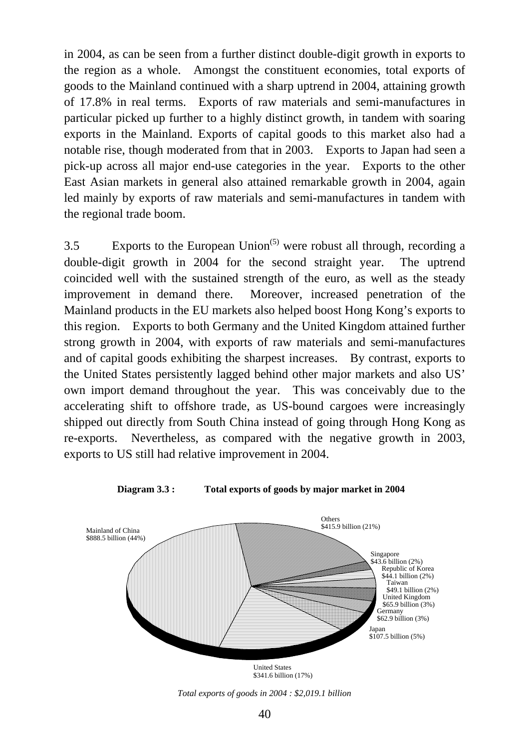in 2004, as can be seen from a further distinct double-digit growth in exports to the region as a whole. Amongst the constituent economies, total exports of goods to the Mainland continued with a sharp uptrend in 2004, attaining growth of 17.8% in real terms. Exports of raw materials and semi-manufactures in particular picked up further to a highly distinct growth, in tandem with soaring exports in the Mainland. Exports of capital goods to this market also had a notable rise, though moderated from that in 2003. Exports to Japan had seen a pick-up across all major end-use categories in the year. Exports to the other East Asian markets in general also attained remarkable growth in 2004, again led mainly by exports of raw materials and semi-manufactures in tandem with the regional trade boom.

3.5 Exports to the European Union[(5)] were robust all through, recording a double-digit growth in 2004 for the second straight year. The uptrend coincided well with the sustained strength of the euro, as well as the steady improvement in demand there. Moreover, increased penetration of the Mainland products in the EU markets also helped boost Hong Kong's exports to this region. Exports to both Germany and the United Kingdom attained further strong growth in 2004, with exports of raw materials and semi-manufactures and of capital goods exhibiting the sharpest increases. By contrast, exports to the United States persistently lagged behind other major markets and also US' own import demand throughout the year. This was conceivably due to the accelerating shift to offshore trade, as US-bound cargoes were increasingly shipped out directly from South China instead of going through Hong Kong as re-exports. Nevertheless, as compared with the negative growth in 2003, exports to US still had relative improvement in 2004.

**Diagram 3.3 : Total exports of goods by major market in 2004**

Mainland of China $888.5 billion (44%)

Others $415.9 billion (21%)

Singapore $43.6 billion (2%)

Republic of Korea $44.1 billion (2%)

Taiwan $49.1 billion (2%)

United Kingdom $65.9 billion (3%)

Germany $62.9 billion (3%)

Japan $107.5 billion (5%)

United States $341.6 billion (17%)

*Total exports of goods in 2004 : $2,019.1 billion*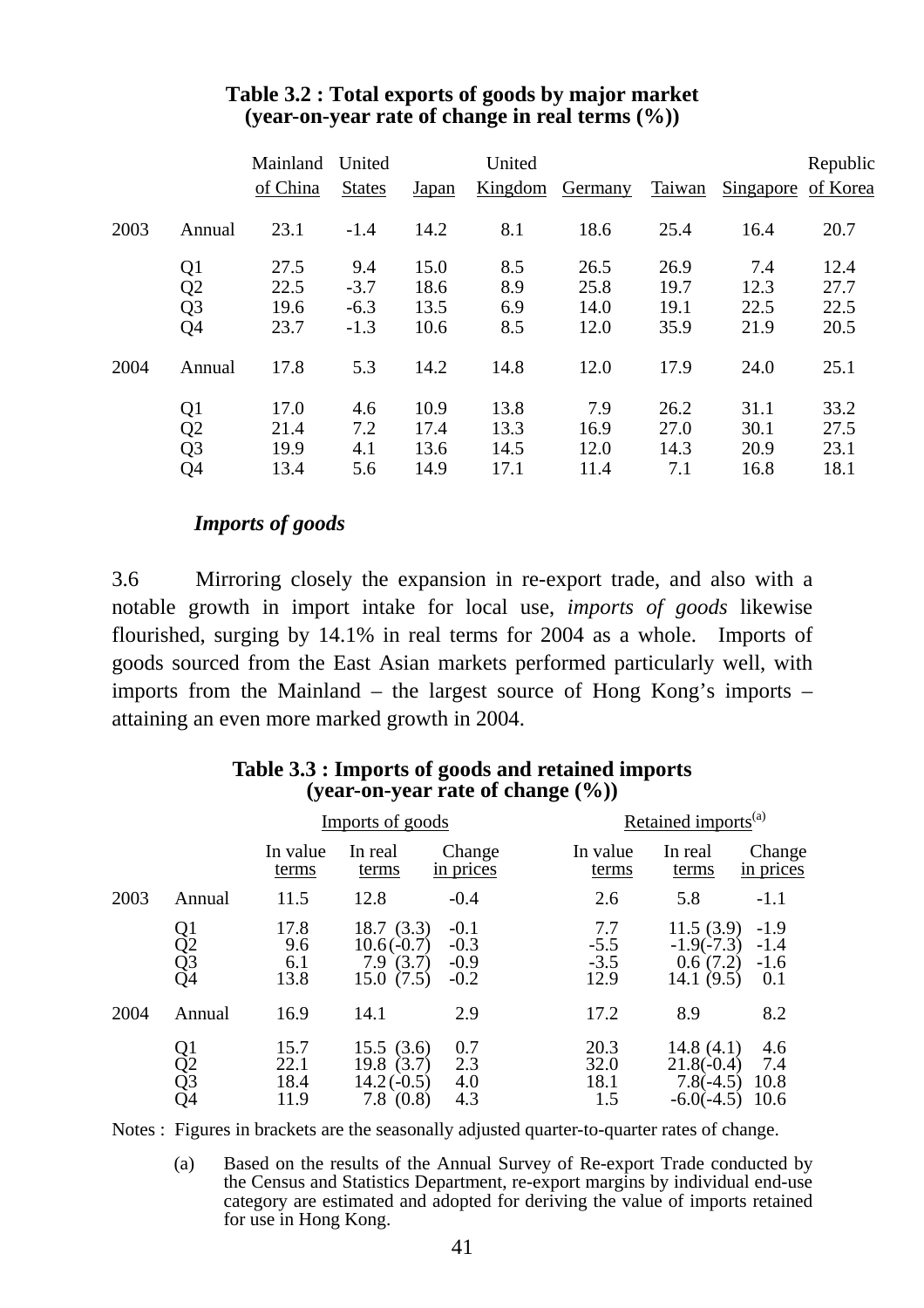**Table 3.2 : Total exports of goods by major market (year-on-year rate of change in real terms (%))**

| | | Mainland of China | United States | Japan | United Kingdom | Germany | Taiwan | Singapore | Republic of Korea |
|---|---|---|---|---|---|---|---|---|---|
| 2003 | Annual | 23.1 | -1.4 | 14.2 | 8.1 | 18.6 | 25.4 | 16.4 | 20.7 |
| | Q1 | 27.5 | 9.4 | 15.0 | 8.5 | 26.5 | 26.9 | 7.4 | 12.4 |
| | Q2 | 22.5 | -3.7 | 18.6 | 8.9 | 25.8 | 19.7 | 12.3 | 27.7 |
| | Q3 | 19.6 | -6.3 | 13.5 | 6.9 | 14.0 | 19.1 | 22.5 | 22.5 |
| | Q4 | 23.7 | -1.3 | 10.6 | 8.5 | 12.0 | 35.9 | 21.9 | 20.5 |
| 2004 | Annual | 17.8 | 5.3 | 14.2 | 14.8 | 12.0 | 17.9 | 24.0 | 25.1 |
| | Q1 | 17.0 | 4.6 | 10.9 | 13.8 | 7.9 | 26.2 | 31.1 | 33.2 |
| | Q2 | 21.4 | 7.2 | 17.4 | 13.3 | 16.9 | 27.0 | 30.1 | 27.5 |
| | Q3 | 19.9 | 4.1 | 13.6 | 14.5 | 12.0 | 14.3 | 20.9 | 23.1 |
| | Q4 | 13.4 | 5.6 | 14.9 | 17.1 | 11.4 | 7.1 | 16.8 | 18.1 |

***Imports of goods***

3.6 Mirroring closely the expansion in re-export trade, and also with a notable growth in import intake for local use, *imports of goods* likewise flourished, surging by 14.1% in real terms for 2004 as a whole. Imports of goods sourced from the East Asian markets performed particularly well, with imports from the Mainland – the largest source of Hong Kong's imports – attaining an even more marked growth in 2004.

**Table 3.3 : Imports of goods and retained imports (year-on-year rate of change (%))**

| | | Imports of goods | | | Retained imports[(a)] | | |
|---|---|---|---|---|---|---|---|
| | | In value terms | In real terms | Change in prices | In value terms | In real terms | Change in prices |
| 2003 | Annual | 11.5 | 12.8 | -0.4 | 2.6 | 5.8 | -1.1 |
| | Q1 | 17.8 | 18.7 (3.3) | -0.1 | 7.7 | 11.5 (3.9) | -1.9 |
| | Q2 | 9.6 | 10.6 (-0.7) | -0.3 | -5.5 | -1.9 (-7.3) | -1.4 |
| | Q3 | 6.1 | 7.9 (3.7) | -0.9 | -3.5 | 0.6 (7.2) | -1.6 |
| | Q4 | 13.8 | 15.0 (7.5) | -0.2 | 12.9 | 14.1 (9.5) | 0.1 |
| 2004 | Annual | 16.9 | 14.1 | 2.9 | 17.2 | 8.9 | 8.2 |
| | Q1 | 15.7 | 15.5 (3.6) | 0.7 | 20.3 | 14.8 (4.1) | 4.6 |
| | Q2 | 22.1 | 19.8 (3.7) | 2.3 | 32.0 | 21.8 (-0.4) | 7.4 |
| | Q3 | 18.4 | 14.2 (-0.5) | 4.0 | 18.1 | 7.8 (-4.5) | 10.8 |
| | Q4 | 11.9 | 7.8 (0.8) | 4.3 | 1.5 | -6.0 (-4.5) | 10.6 |

Notes : Figures in brackets are the seasonally adjusted quarter-to-quarter rates of change.

(a) Based on the results of the Annual Survey of Re-export Trade conducted by the Census and Statistics Department, re-export margins by individual end-use category are estimated and adopted for deriving the value of imports retained for use in Hong Kong.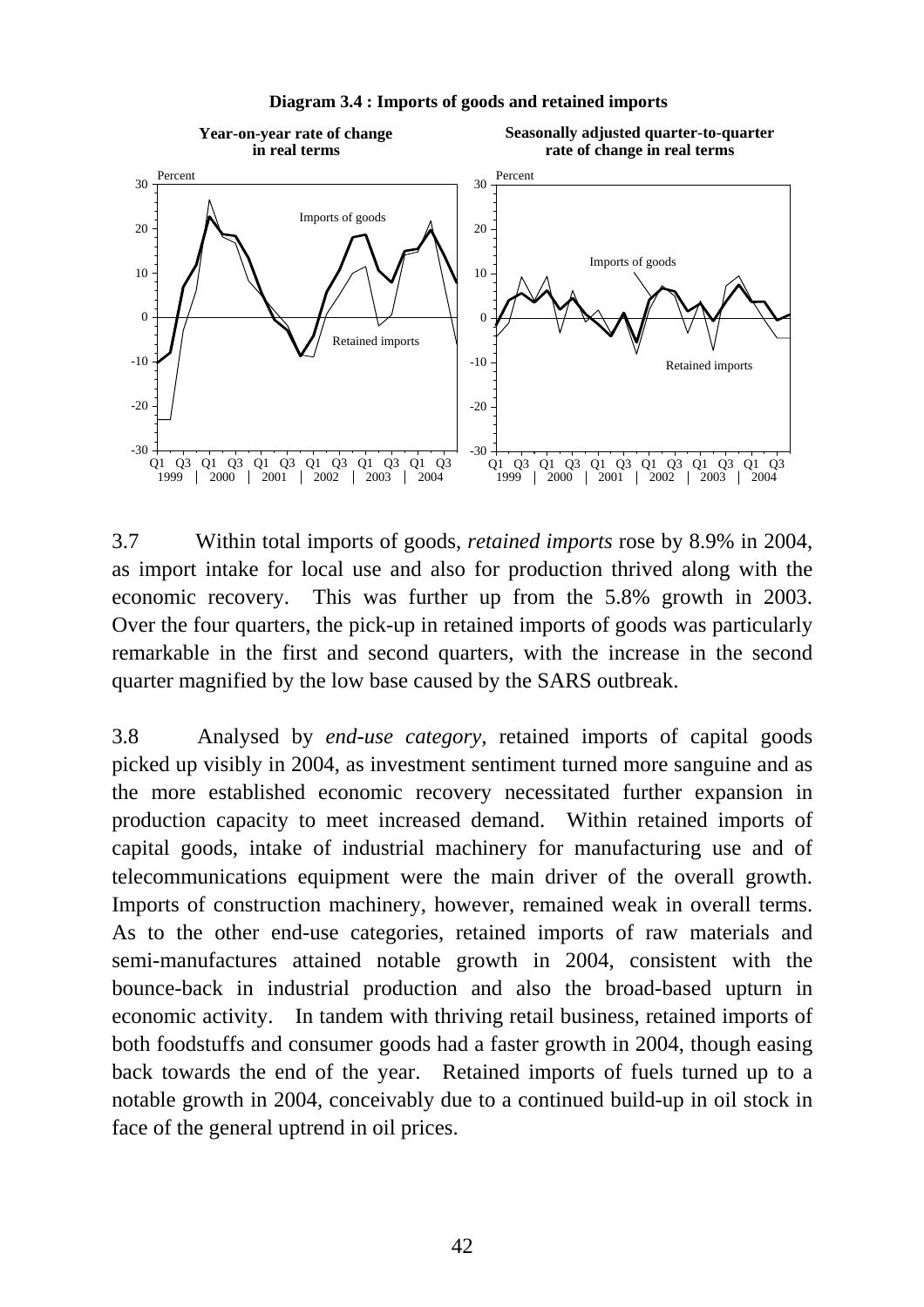**Diagram 3.4 : Imports of goods and retained imports**

3.7 Within total imports of goods, *retained imports* rose by 8.9% in 2004, as import intake for local use and also for production thrived along with the economic recovery. This was further up from the 5.8% growth in 2003. Over the four quarters, the pick-up in retained imports of goods was particularly remarkable in the first and second quarters, with the increase in the second quarter magnified by the low base caused by the SARS outbreak.

3.8 Analysed by *end-use category*, retained imports of capital goods picked up visibly in 2004, as investment sentiment turned more sanguine and as the more established economic recovery necessitated further expansion in production capacity to meet increased demand. Within retained imports of capital goods, intake of industrial machinery for manufacturing use and of telecommunications equipment were the main driver of the overall growth. Imports of construction machinery, however, remained weak in overall terms. As to the other end-use categories, retained imports of raw materials and semi-manufactures attained notable growth in 2004, consistent with the bounce-back in industrial production and also the broad-based upturn in economic activity. In tandem with thriving retail business, retained imports of both foodstuffs and consumer goods had a faster growth in 2004, though easing back towards the end of the year. Retained imports of fuels turned up to a notable growth in 2004, conceivably due to a continued build-up in oil stock in face of the general uptrend in oil prices.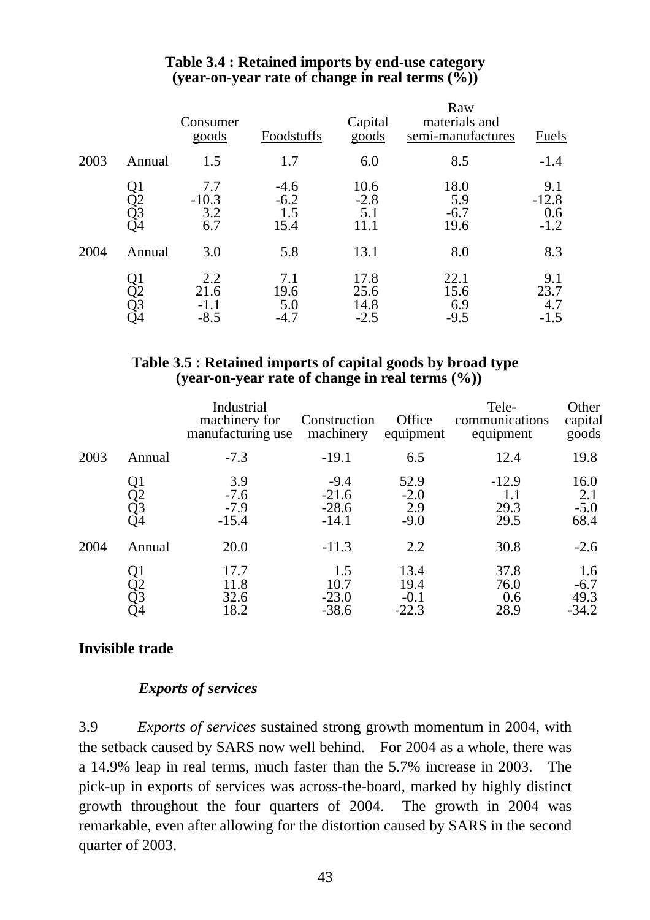**Table 3.4 : Retained imports by end-use category (year-on-year rate of change in real terms (%))**

| | | Consumer goods | Foodstuffs | Capital goods | Raw materials and semi-manufactures | Fuels |
|---|---|---|---|---|---|---|
| 2003 | Annual | 1.5 | 1.7 | 6.0 | 8.5 | -1.4 |
| | Q1 | 7.7 | -4.6 | 10.6 | 18.0 | 9.1 |
| | Q2 | -10.3 | -6.2 | -2.8 | 5.9 | -12.8 |
| | Q3 | 3.2 | 1.5 | 5.1 | -6.7 | 0.6 |
| | Q4 | 6.7 | 15.4 | 11.1 | 19.6 | -1.2 |
| 2004 | Annual | 3.0 | 5.8 | 13.1 | 8.0 | 8.3 |
| | Q1 | 2.2 | 7.1 | 17.8 | 22.1 | 9.1 |
| | Q2 | 21.6 | 19.6 | 25.6 | 15.6 | 23.7 |
| | Q3 | -1.1 | 5.0 | 14.8 | 6.9 | 4.7 |
| | Q4 | -8.5 | -4.7 | -2.5 | -9.5 | -1.5 |

**Table 3.5 : Retained imports of capital goods by broad type (year-on-year rate of change in real terms (%))**

| | | Industrial machinery for manufacturing use | Construction machinery | Office equipment | Tele-communications equipment | Other capital goods |
|---|---|---|---|---|---|---|
| 2003 | Annual | -7.3 | -19.1 | 6.5 | 12.4 | 19.8 |
| | Q1 | 3.9 | -9.4 | 52.9 | -12.9 | 16.0 |
| | Q2 | -7.6 | -21.6 | -2.0 | 1.1 | 2.1 |
| | Q3 | -7.9 | -28.6 | 2.9 | 29.3 | -5.0 |
| | Q4 | -15.4 | -14.1 | -9.0 | 29.5 | 68.4 |
| 2004 | Annual | 20.0 | -11.3 | 2.2 | 30.8 | -2.6 |
| | Q1 | 17.7 | 1.5 | 13.4 | 37.8 | 1.6 |
| | Q2 | 11.8 | 10.7 | 19.4 | 76.0 | -6.7 |
| | Q3 | 32.6 | -23.0 | -0.1 | 0.6 | 49.3 |
| | Q4 | 18.2 | -38.6 | -22.3 | 28.9 | -34.2 |

**Invisible trade**

***Exports of services***

3.9 *Exports of services* sustained strong growth momentum in 2004, with the setback caused by SARS now well behind. For 2004 as a whole, there was a 14.9% leap in real terms, much faster than the 5.7% increase in 2003. The pick-up in exports of services was across-the-board, marked by highly distinct growth throughout the four quarters of 2004. The growth in 2004 was remarkable, even after allowing for the distortion caused by SARS in the second quarter of 2003.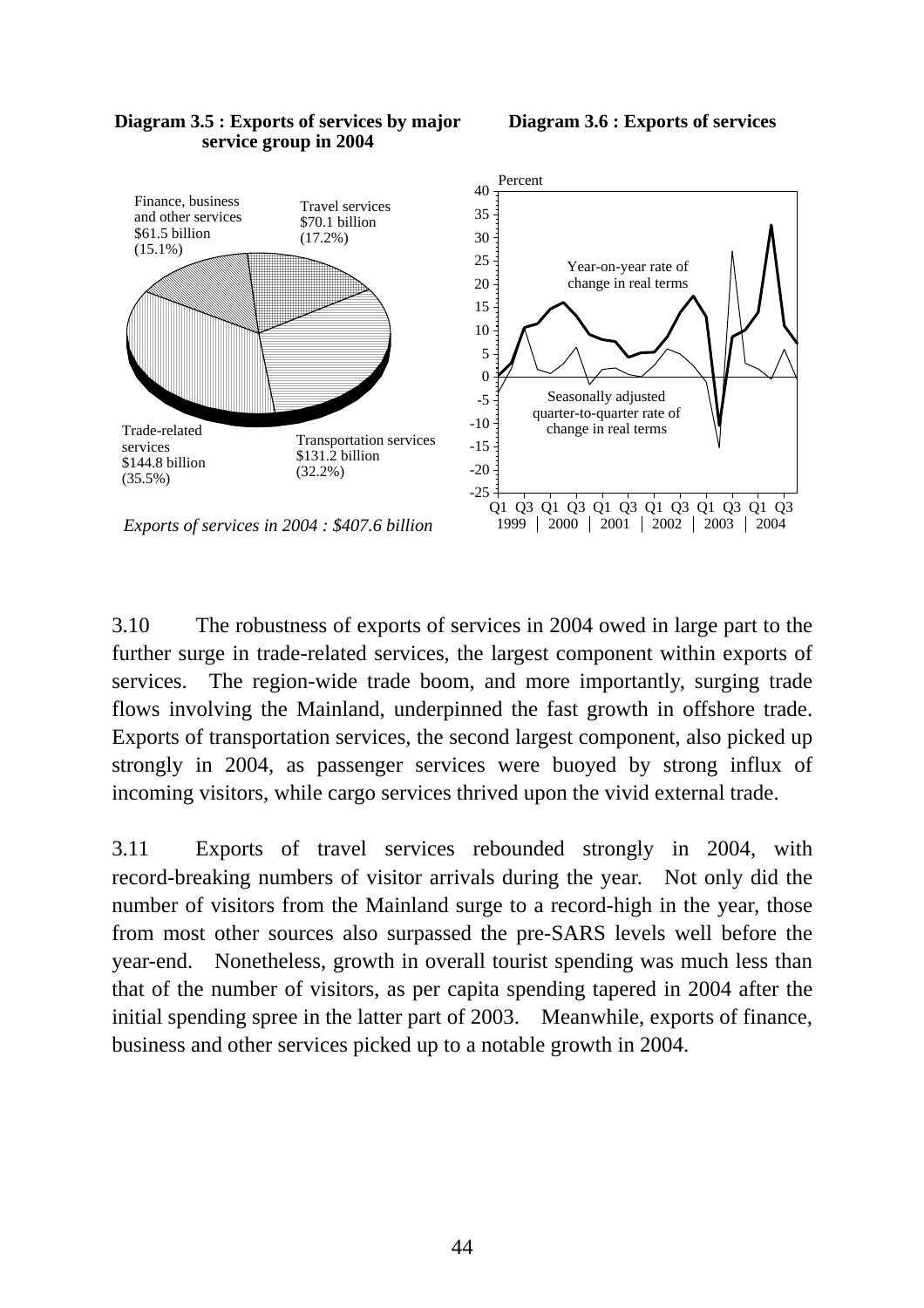**Diagram 3.5 : Exports of services by major service group in 2004**

Finance, business and other services $61.5 billion (15.1%)

Travel services $70.1 billion (17.2%)

Trade-related services $144.8 billion (35.5%)

Transportation services $131.2 billion (32.2%)

*Exports of services in 2004 : $407.6 billion*

**Diagram 3.6 : Exports of services**

Percent

Year-on-year rate of change in real terms

Seasonally adjusted quarter-to-quarter rate of change in real terms

Q1 Q3 Q1 Q3 Q1 Q3 Q1 Q3 Q1 Q3 Q1 Q3
1999 | 2000 | 2001 | 2002 | 2003 | 2004

3.10 The robustness of exports of services in 2004 owed in large part to the further surge in trade-related services, the largest component within exports of services. The region-wide trade boom, and more importantly, surging trade flows involving the Mainland, underpinned the fast growth in offshore trade. Exports of transportation services, the second largest component, also picked up strongly in 2004, as passenger services were buoyed by strong influx of incoming visitors, while cargo services thrived upon the vivid external trade.

3.11 Exports of travel services rebounded strongly in 2004, with record-breaking numbers of visitor arrivals during the year. Not only did the number of visitors from the Mainland surge to a record-high in the year, those from most other sources also surpassed the pre-SARS levels well before the year-end. Nonetheless, growth in overall tourist spending was much less than that of the number of visitors, as per capita spending tapered in 2004 after the initial spending spree in the latter part of 2003. Meanwhile, exports of finance, business and other services picked up to a notable growth in 2004.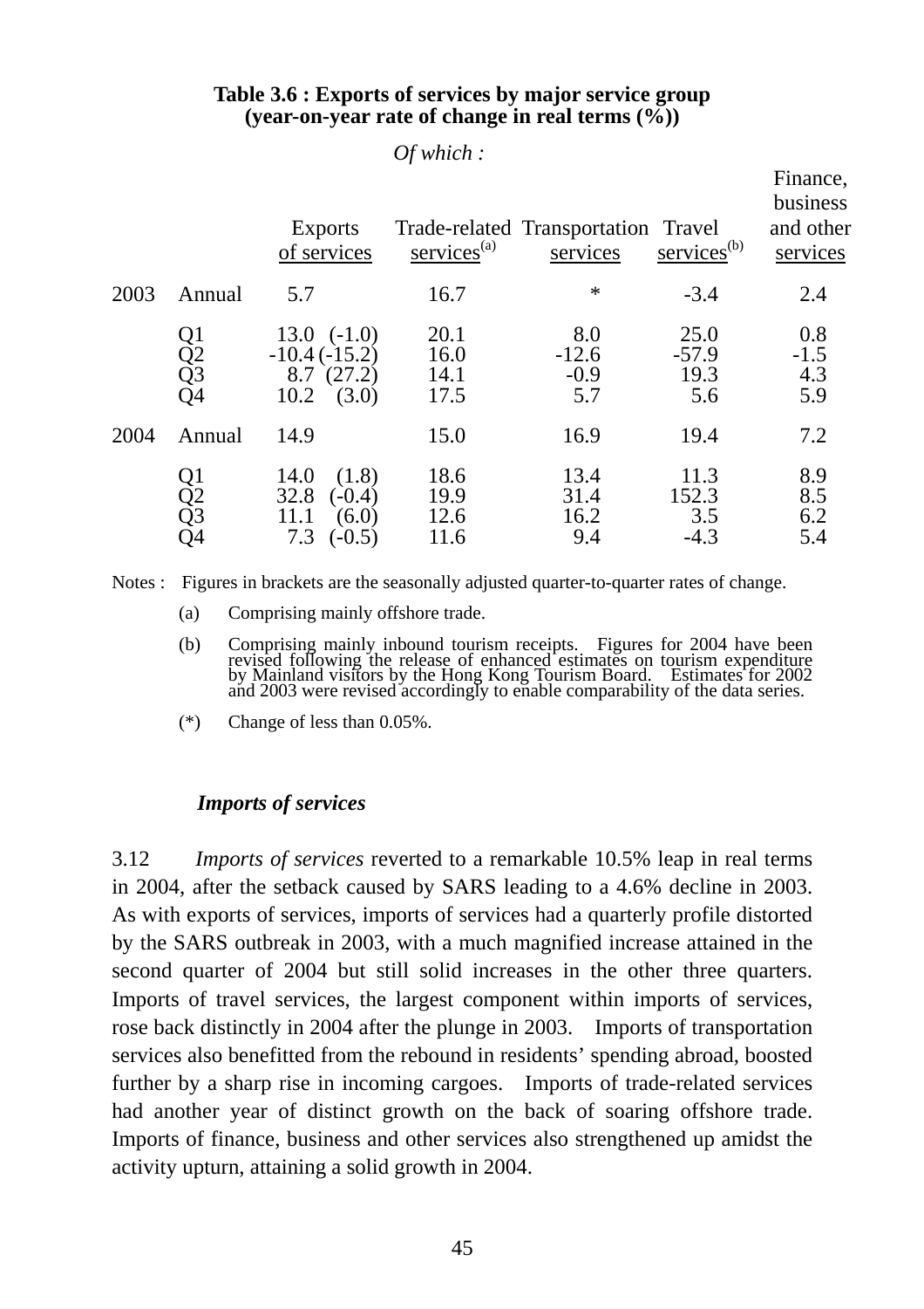**Table 3.6 : Exports of services by major service group (year-on-year rate of change in real terms (%))**

| | | Exports of services | *Of which :* Trade-related services(a) | Transportation services | Travel services(b) | Finance, business and other services |
|---|---|---|---|---|---|---|
| 2003 | Annual | 5.7 | 16.7 | * | -3.4 | 2.4 |
| | Q1 | 13.0 (-1.0) | 20.1 | 8.0 | 25.0 | 0.8 |
| | Q2 | -10.4 (-15.2) | 16.0 | -12.6 | -57.9 | -1.5 |
| | Q3 | 8.7 (27.2) | 14.1 | -0.9 | 19.3 | 4.3 |
| | Q4 | 10.2 (3.0) | 17.5 | 5.7 | 5.6 | 5.9 |
| 2004 | Annual | 14.9 | 15.0 | 16.9 | 19.4 | 7.2 |
| | Q1 | 14.0 (1.8) | 18.6 | 13.4 | 11.3 | 8.9 |
| | Q2 | 32.8 (-0.4) | 19.9 | 31.4 | 152.3 | 8.5 |
| | Q3 | 11.1 (6.0) | 12.6 | 16.2 | 3.5 | 6.2 |
| | Q4 | 7.3 (-0.5) | 11.6 | 9.4 | -4.3 | 5.4 |

Notes : Figures in brackets are the seasonally adjusted quarter-to-quarter rates of change.

(a) Comprising mainly offshore trade.

(b) Comprising mainly inbound tourism receipts. Figures for 2004 have been revised following the release of enhanced estimates on tourism expenditure by Mainland visitors by the Hong Kong Tourism Board. Estimates for 2002 and 2003 were revised accordingly to enable comparability of the data series.

(*) Change of less than 0.05%.

### *Imports of services*

3.12 *Imports of services* reverted to a remarkable 10.5% leap in real terms in 2004, after the setback caused by SARS leading to a 4.6% decline in 2003. As with exports of services, imports of services had a quarterly profile distorted by the SARS outbreak in 2003, with a much magnified increase attained in the second quarter of 2004 but still solid increases in the other three quarters. Imports of travel services, the largest component within imports of services, rose back distinctly in 2004 after the plunge in 2003. Imports of transportation services also benefitted from the rebound in residents' spending abroad, boosted further by a sharp rise in incoming cargoes. Imports of trade-related services had another year of distinct growth on the back of soaring offshore trade. Imports of finance, business and other services also strengthened up amidst the activity upturn, attaining a solid growth in 2004.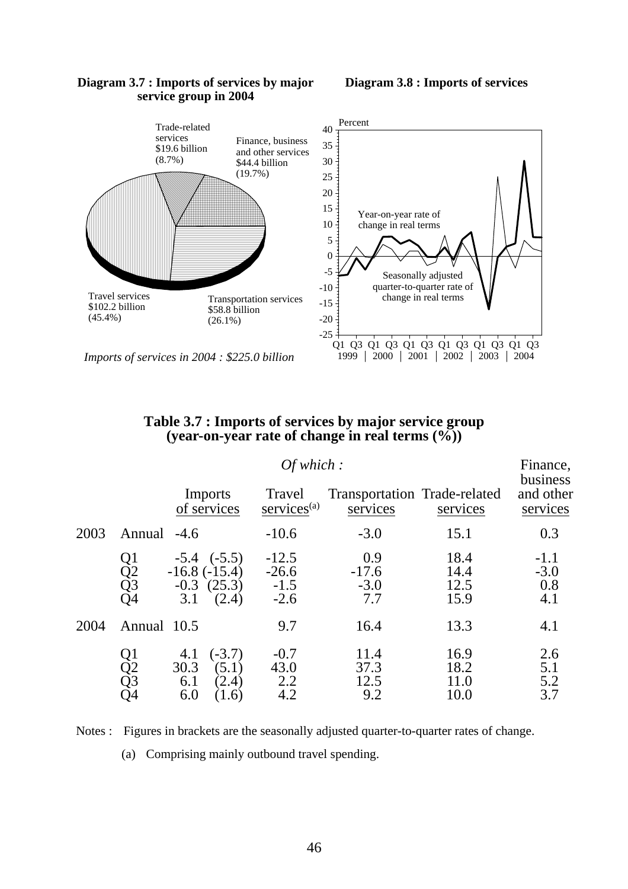**Diagram 3.7 : Imports of services by major service group in 2004**

Trade-related services $19.6 billion (8.7%)

Finance, business and other services $44.4 billion (19.7%)

Travel services $102.2 billion (45.4%)

Transportation services $58.8 billion (26.1%)

*Imports of services in 2004 : $225.0 billion*

**Diagram 3.8 : Imports of services**

Percent

Year-on-year rate of change in real terms

Seasonally adjusted quarter-to-quarter rate of change in real terms

Q1 Q3 Q1 Q3 Q1 Q3 Q1 Q3 Q1 Q3 Q1 Q3
1999 | 2000 | 2001 | 2002 | 2003 | 2004

## Table 3.7 : Imports of services by major service group (year-on-year rate of change in real terms (%))

| | | Imports of services | *Of which :* Travel services[(a)] | Transportation services | Trade-related services | Finance, business and other services |
|---|---|---|---|---|---|---|
| 2003 | Annual | -4.6 | -10.6 | -3.0 | 15.1 | 0.3 |
| | Q1 | -5.4 (-5.5) | -12.5 | 0.9 | 18.4 | -1.1 |
| | Q2 | -16.8 (-15.4) | -26.6 | -17.6 | 14.4 | -3.0 |
| | Q3 | -0.3 (25.3) | -1.5 | -3.0 | 12.5 | 0.8 |
| | Q4 | 3.1 (2.4) | -2.6 | 7.7 | 15.9 | 4.1 |
| 2004 | Annual | 10.5 | 9.7 | 16.4 | 13.3 | 4.1 |
| | Q1 | 4.1 (-3.7) | -0.7 | 11.4 | 16.9 | 2.6 |
| | Q2 | 30.3 (5.1) | 43.0 | 37.3 | 18.2 | 5.1 |
| | Q3 | 6.1 (2.4) | 2.2 | 12.5 | 11.0 | 5.2 |
| | Q4 | 6.0 (1.6) | 4.2 | 9.2 | 10.0 | 3.7 |

Notes : Figures in brackets are the seasonally adjusted quarter-to-quarter rates of change.

(a) Comprising mainly outbound travel spending.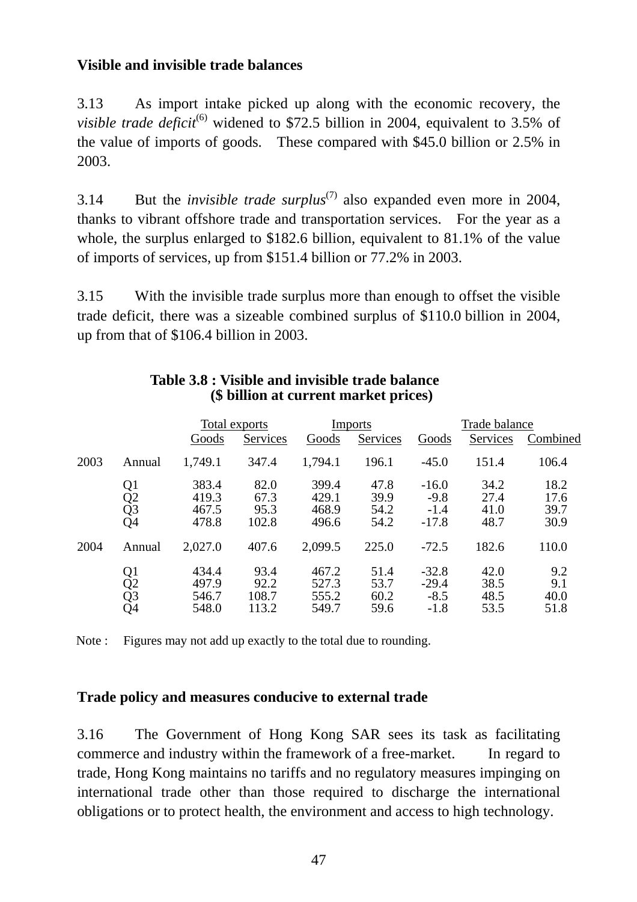### Visible and invisible trade balances

3.13 As import intake picked up along with the economic recovery, the *visible trade deficit*[(6)] widened to $72.5 billion in 2004, equivalent to 3.5% of the value of imports of goods. These compared with $45.0 billion or 2.5% in 2003.

3.14 But the *invisible trade surplus*[(7)] also expanded even more in 2004, thanks to vibrant offshore trade and transportation services. For the year as a whole, the surplus enlarged to $182.6 billion, equivalent to 81.1% of the value of imports of services, up from $151.4 billion or 77.2% in 2003.

3.15 With the invisible trade surplus more than enough to offset the visible trade deficit, there was a sizeable combined surplus of $110.0 billion in 2004, up from that of $106.4 billion in 2003.

**Table 3.8 : Visible and invisible trade balance**
**($ billion at current market prices)**

| | | Total exports | | Imports | | Trade balance | | |
|---|---|---|---|---|---|---|---|---|
| | | Goods | Services | Goods | Services | Goods | Services | Combined |
| 2003 | Annual | 1,749.1 | 347.4 | 1,794.1 | 196.1 | -45.0 | 151.4 | 106.4 |
| | Q1 | 383.4 | 82.0 | 399.4 | 47.8 | -16.0 | 34.2 | 18.2 |
| | Q2 | 419.3 | 67.3 | 429.1 | 39.9 | -9.8 | 27.4 | 17.6 |
| | Q3 | 467.5 | 95.3 | 468.9 | 54.2 | -1.4 | 41.0 | 39.7 |
| | Q4 | 478.8 | 102.8 | 496.6 | 54.2 | -17.8 | 48.7 | 30.9 |
| 2004 | Annual | 2,027.0 | 407.6 | 2,099.5 | 225.0 | -72.5 | 182.6 | 110.0 |
| | Q1 | 434.4 | 93.4 | 467.2 | 51.4 | -32.8 | 42.0 | 9.2 |
| | Q2 | 497.9 | 92.2 | 527.3 | 53.7 | -29.4 | 38.5 | 9.1 |
| | Q3 | 546.7 | 108.7 | 555.2 | 60.2 | -8.5 | 48.5 | 40.0 |
| | Q4 | 548.0 | 113.2 | 549.7 | 59.6 | -1.8 | 53.5 | 51.8 |

Note : Figures may not add up exactly to the total due to rounding.

### Trade policy and measures conducive to external trade

3.16 The Government of Hong Kong SAR sees its task as facilitating commerce and industry within the framework of a free-market. In regard to trade, Hong Kong maintains no tariffs and no regulatory measures impinging on international trade other than those required to discharge the international obligations or to protect health, the environment and access to high technology.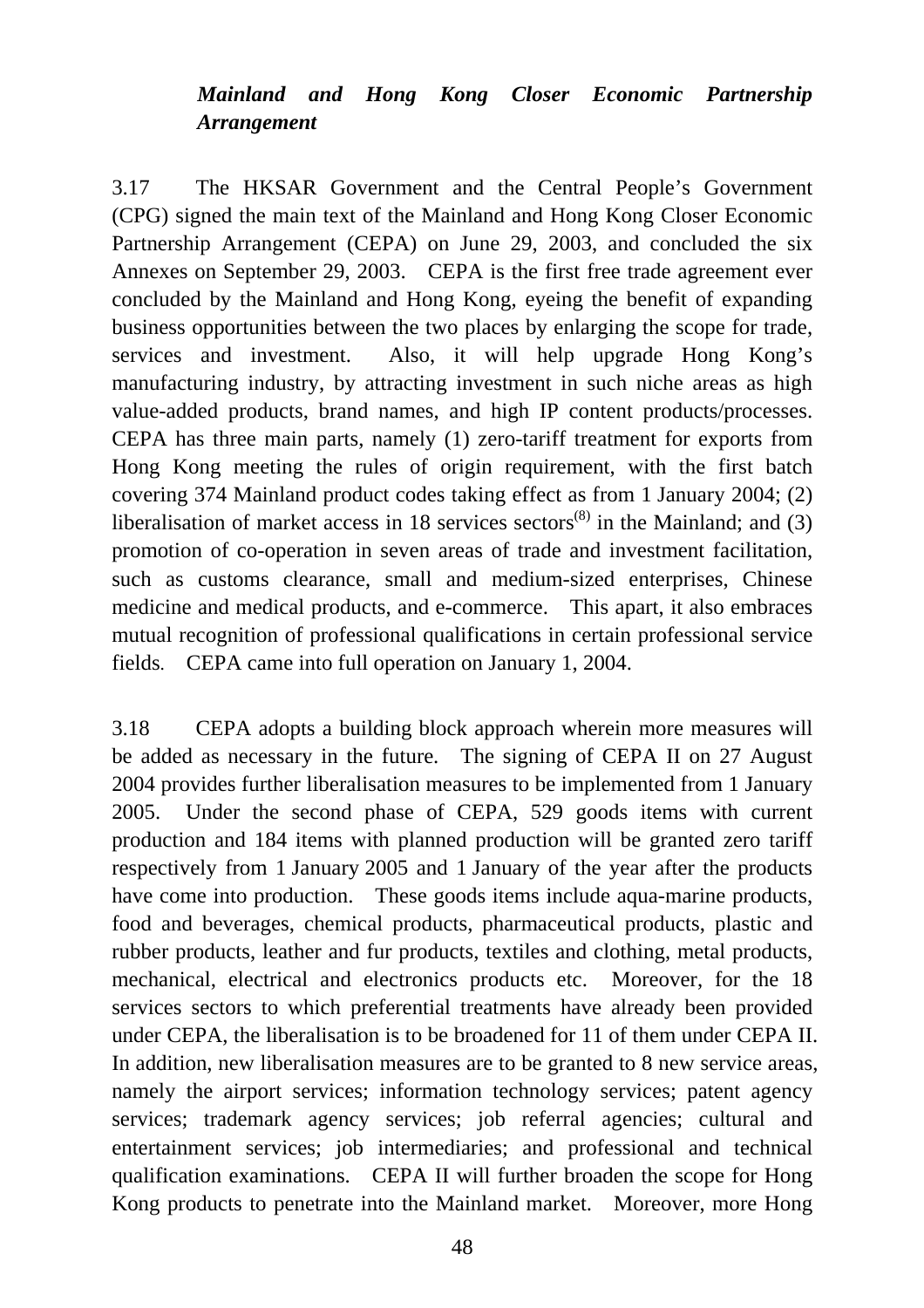***Mainland and Hong Kong Closer Economic Partnership Arrangement***

3.17 The HKSAR Government and the Central People's Government (CPG) signed the main text of the Mainland and Hong Kong Closer Economic Partnership Arrangement (CEPA) on June 29, 2003, and concluded the six Annexes on September 29, 2003. CEPA is the first free trade agreement ever concluded by the Mainland and Hong Kong, eyeing the benefit of expanding business opportunities between the two places by enlarging the scope for trade, services and investment. Also, it will help upgrade Hong Kong's manufacturing industry, by attracting investment in such niche areas as high value-added products, brand names, and high IP content products/processes. CEPA has three main parts, namely (1) zero-tariff treatment for exports from Hong Kong meeting the rules of origin requirement, with the first batch covering 374 Mainland product codes taking effect as from 1 January 2004; (2) liberalisation of market access in 18 services sectors[(8)] in the Mainland; and (3) promotion of co-operation in seven areas of trade and investment facilitation, such as customs clearance, small and medium-sized enterprises, Chinese medicine and medical products, and e-commerce. This apart, it also embraces mutual recognition of professional qualifications in certain professional service fields. CEPA came into full operation on January 1, 2004.

3.18 CEPA adopts a building block approach wherein more measures will be added as necessary in the future. The signing of CEPA II on 27 August 2004 provides further liberalisation measures to be implemented from 1 January 2005. Under the second phase of CEPA, 529 goods items with current production and 184 items with planned production will be granted zero tariff respectively from 1 January 2005 and 1 January of the year after the products have come into production. These goods items include aqua-marine products, food and beverages, chemical products, pharmaceutical products, plastic and rubber products, leather and fur products, textiles and clothing, metal products, mechanical, electrical and electronics products etc. Moreover, for the 18 services sectors to which preferential treatments have already been provided under CEPA, the liberalisation is to be broadened for 11 of them under CEPA II. In addition, new liberalisation measures are to be granted to 8 new service areas, namely the airport services; information technology services; patent agency services; trademark agency services; job referral agencies; cultural and entertainment services; job intermediaries; and professional and technical qualification examinations. CEPA II will further broaden the scope for Hong Kong products to penetrate into the Mainland market. Moreover, more Hong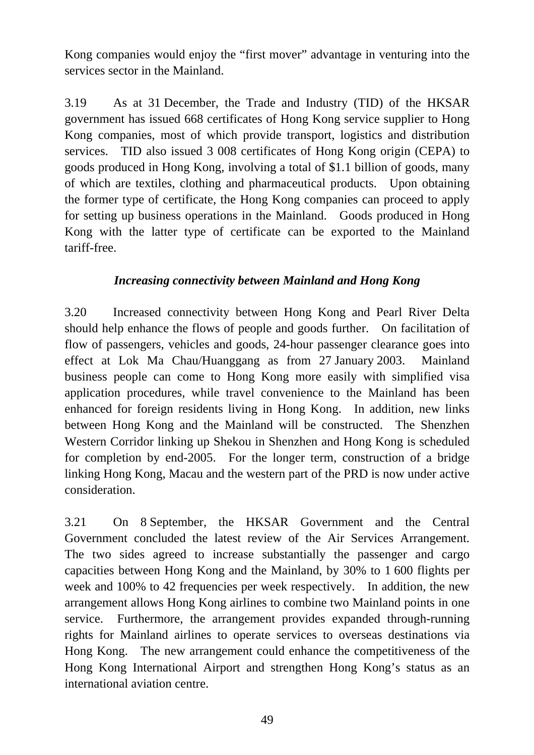Kong companies would enjoy the "first mover" advantage in venturing into the services sector in the Mainland.

3.19 As at 31 December, the Trade and Industry (TID) of the HKSAR government has issued 668 certificates of Hong Kong service supplier to Hong Kong companies, most of which provide transport, logistics and distribution services. TID also issued 3 008 certificates of Hong Kong origin (CEPA) to goods produced in Hong Kong, involving a total of $1.1 billion of goods, many of which are textiles, clothing and pharmaceutical products. Upon obtaining the former type of certificate, the Hong Kong companies can proceed to apply for setting up business operations in the Mainland. Goods produced in Hong Kong with the latter type of certificate can be exported to the Mainland tariff-free.

### *Increasing connectivity between Mainland and Hong Kong*

3.20 Increased connectivity between Hong Kong and Pearl River Delta should help enhance the flows of people and goods further. On facilitation of flow of passengers, vehicles and goods, 24-hour passenger clearance goes into effect at Lok Ma Chau/Huanggang as from 27 January 2003. Mainland business people can come to Hong Kong more easily with simplified visa application procedures, while travel convenience to the Mainland has been enhanced for foreign residents living in Hong Kong. In addition, new links between Hong Kong and the Mainland will be constructed. The Shenzhen Western Corridor linking up Shekou in Shenzhen and Hong Kong is scheduled for completion by end-2005. For the longer term, construction of a bridge linking Hong Kong, Macau and the western part of the PRD is now under active consideration.

3.21 On 8 September, the HKSAR Government and the Central Government concluded the latest review of the Air Services Arrangement. The two sides agreed to increase substantially the passenger and cargo capacities between Hong Kong and the Mainland, by 30% to 1 600 flights per week and 100% to 42 frequencies per week respectively. In addition, the new arrangement allows Hong Kong airlines to combine two Mainland points in one service. Furthermore, the arrangement provides expanded through-running rights for Mainland airlines to operate services to overseas destinations via Hong Kong. The new arrangement could enhance the competitiveness of the Hong Kong International Airport and strengthen Hong Kong's status as an international aviation centre.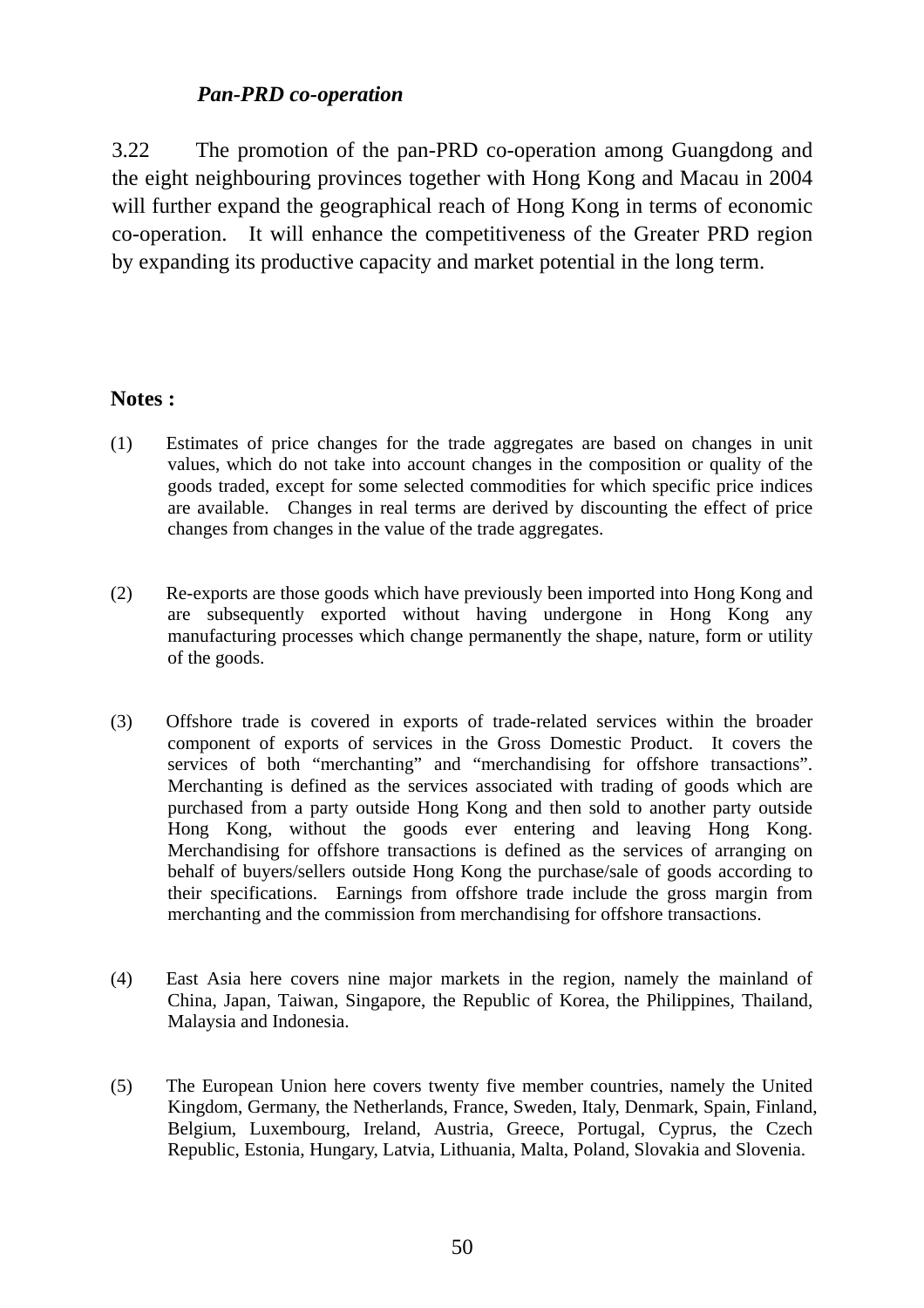*Pan-PRD co-operation*

3.22 The promotion of the pan-PRD co-operation among Guangdong and the eight neighbouring provinces together with Hong Kong and Macau in 2004 will further expand the geographical reach of Hong Kong in terms of economic co-operation. It will enhance the competitiveness of the Greater PRD region by expanding its productive capacity and market potential in the long term.

**Notes :**

(1) Estimates of price changes for the trade aggregates are based on changes in unit values, which do not take into account changes in the composition or quality of the goods traded, except for some selected commodities for which specific price indices are available. Changes in real terms are derived by discounting the effect of price changes from changes in the value of the trade aggregates.

(2) Re-exports are those goods which have previously been imported into Hong Kong and are subsequently exported without having undergone in Hong Kong any manufacturing processes which change permanently the shape, nature, form or utility of the goods.

(3) Offshore trade is covered in exports of trade-related services within the broader component of exports of services in the Gross Domestic Product. It covers the services of both "merchanting" and "merchandising for offshore transactions". Merchanting is defined as the services associated with trading of goods which are purchased from a party outside Hong Kong and then sold to another party outside Hong Kong, without the goods ever entering and leaving Hong Kong. Merchandising for offshore transactions is defined as the services of arranging on behalf of buyers/sellers outside Hong Kong the purchase/sale of goods according to their specifications. Earnings from offshore trade include the gross margin from merchanting and the commission from merchandising for offshore transactions.

(4) East Asia here covers nine major markets in the region, namely the mainland of China, Japan, Taiwan, Singapore, the Republic of Korea, the Philippines, Thailand, Malaysia and Indonesia.

(5) The European Union here covers twenty five member countries, namely the United Kingdom, Germany, the Netherlands, France, Sweden, Italy, Denmark, Spain, Finland, Belgium, Luxembourg, Ireland, Austria, Greece, Portugal, Cyprus, the Czech Republic, Estonia, Hungary, Latvia, Lithuania, Malta, Poland, Slovakia and Slovenia.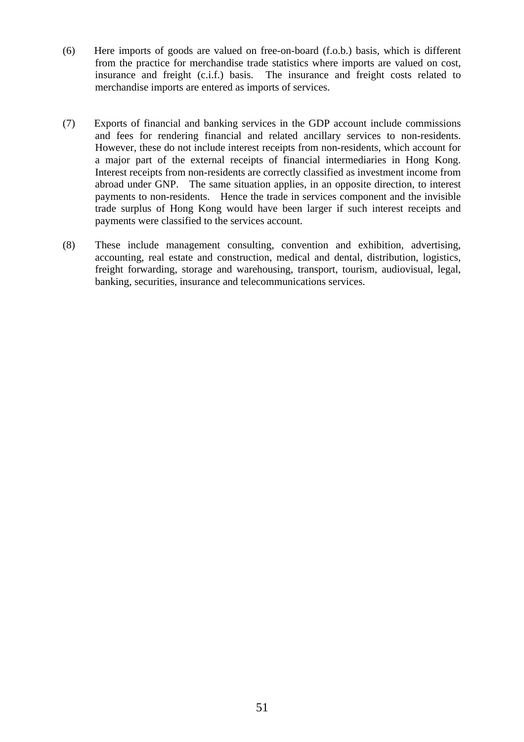(6) Here imports of goods are valued on free-on-board (f.o.b.) basis, which is different from the practice for merchandise trade statistics where imports are valued on cost, insurance and freight (c.i.f.) basis. The insurance and freight costs related to merchandise imports are entered as imports of services.

(7) Exports of financial and banking services in the GDP account include commissions and fees for rendering financial and related ancillary services to non-residents. However, these do not include interest receipts from non-residents, which account for a major part of the external receipts of financial intermediaries in Hong Kong. Interest receipts from non-residents are correctly classified as investment income from abroad under GNP. The same situation applies, in an opposite direction, to interest payments to non-residents. Hence the trade in services component and the invisible trade surplus of Hong Kong would have been larger if such interest receipts and payments were classified to the services account.

(8) These include management consulting, convention and exhibition, advertising, accounting, real estate and construction, medical and dental, distribution, logistics, freight forwarding, storage and warehousing, transport, tourism, audiovisual, legal, banking, securities, insurance and telecommunications services.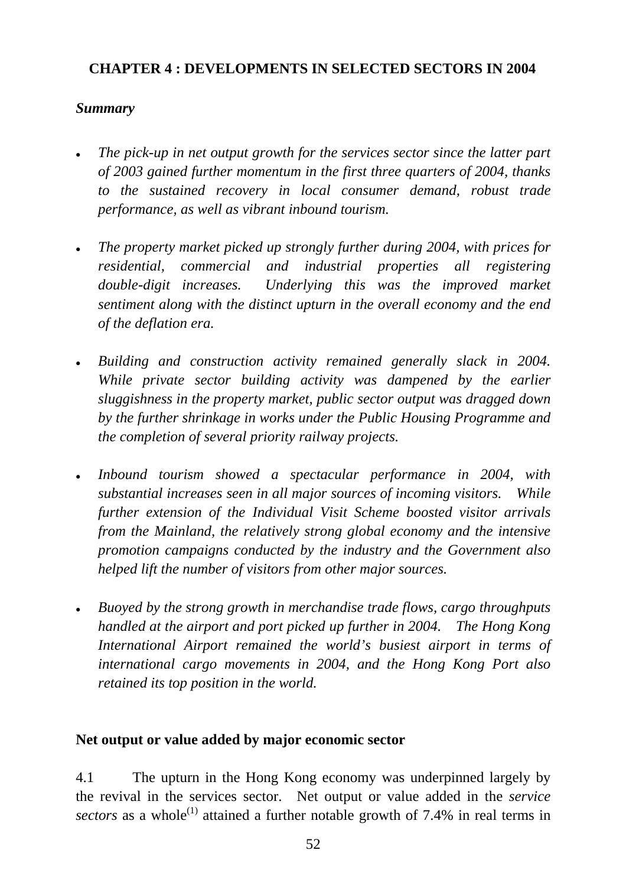## CHAPTER 4 : DEVELOPMENTS IN SELECTED SECTORS IN 2004

### *Summary*

- *The pick-up in net output growth for the services sector since the latter part of 2003 gained further momentum in the first three quarters of 2004, thanks to the sustained recovery in local consumer demand, robust trade performance, as well as vibrant inbound tourism.*

- *The property market picked up strongly further during 2004, with prices for residential, commercial and industrial properties all registering double-digit increases. Underlying this was the improved market sentiment along with the distinct upturn in the overall economy and the end of the deflation era.*

- *Building and construction activity remained generally slack in 2004. While private sector building activity was dampened by the earlier sluggishness in the property market, public sector output was dragged down by the further shrinkage in works under the Public Housing Programme and the completion of several priority railway projects.*

- *Inbound tourism showed a spectacular performance in 2004, with substantial increases seen in all major sources of incoming visitors. While further extension of the Individual Visit Scheme boosted visitor arrivals from the Mainland, the relatively strong global economy and the intensive promotion campaigns conducted by the industry and the Government also helped lift the number of visitors from other major sources.*

- *Buoyed by the strong growth in merchandise trade flows, cargo throughputs handled at the airport and port picked up further in 2004. The Hong Kong International Airport remained the world's busiest airport in terms of international cargo movements in 2004, and the Hong Kong Port also retained its top position in the world.*

### Net output or value added by major economic sector

4.1 The upturn in the Hong Kong economy was underpinned largely by the revival in the services sector. Net output or value added in the *service sectors* as a whole[(1)] attained a further notable growth of 7.4% in real terms in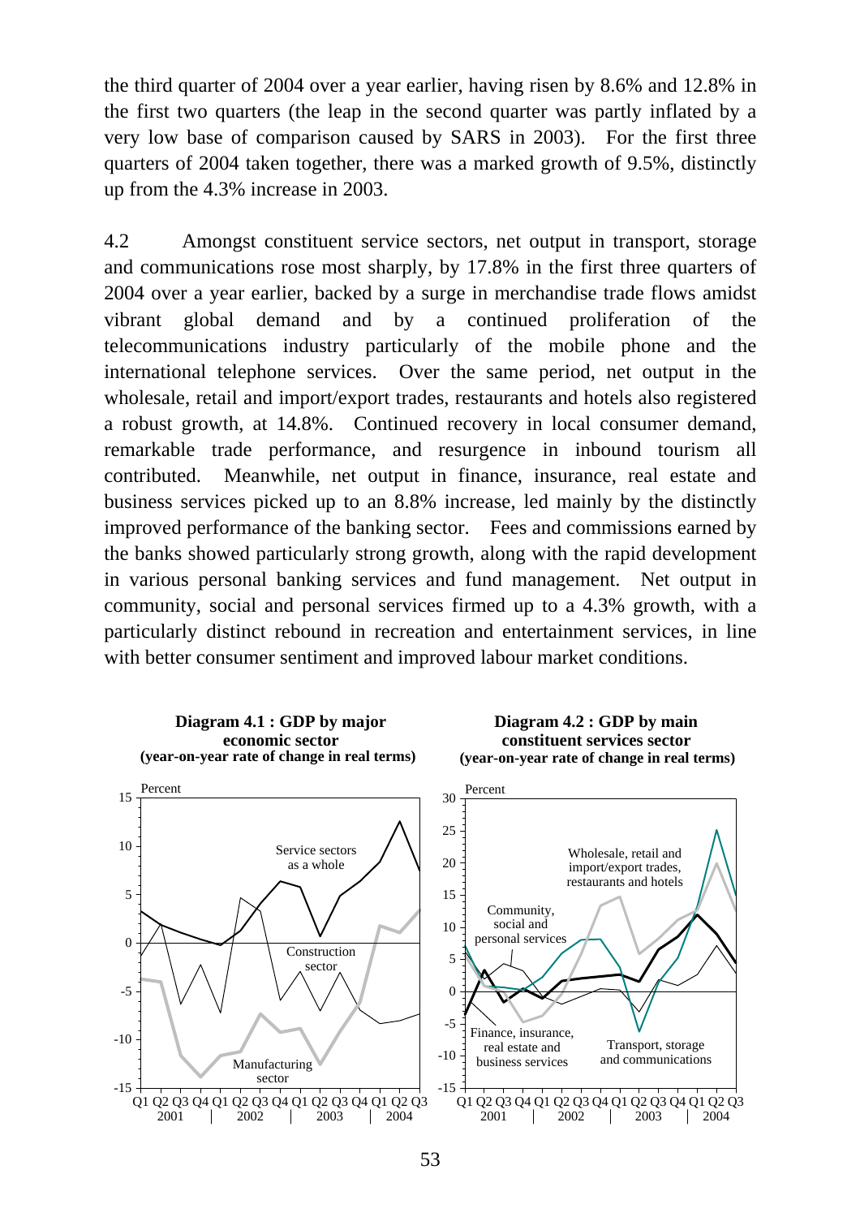the third quarter of 2004 over a year earlier, having risen by 8.6% and 12.8% in the first two quarters (the leap in the second quarter was partly inflated by a very low base of comparison caused by SARS in 2003). For the first three quarters of 2004 taken together, there was a marked growth of 9.5%, distinctly up from the 4.3% increase in 2003.

4.2 Amongst constituent service sectors, net output in transport, storage and communications rose most sharply, by 17.8% in the first three quarters of 2004 over a year earlier, backed by a surge in merchandise trade flows amidst vibrant global demand and by a continued proliferation of the telecommunications industry particularly of the mobile phone and the international telephone services. Over the same period, net output in the wholesale, retail and import/export trades, restaurants and hotels also registered a robust growth, at 14.8%. Continued recovery in local consumer demand, remarkable trade performance, and resurgence in inbound tourism all contributed. Meanwhile, net output in finance, insurance, real estate and business services picked up to an 8.8% increase, led mainly by the distinctly improved performance of the banking sector. Fees and commissions earned by the banks showed particularly strong growth, along with the rapid development in various personal banking services and fund management. Net output in community, social and personal services firmed up to a 4.3% growth, with a particularly distinct rebound in recreation and entertainment services, in line with better consumer sentiment and improved labour market conditions.

**Diagram 4.1 : GDP by major economic sector (year-on-year rate of change in real terms)**

**Diagram 4.2 : GDP by main constituent services sector (year-on-year rate of change in real terms)**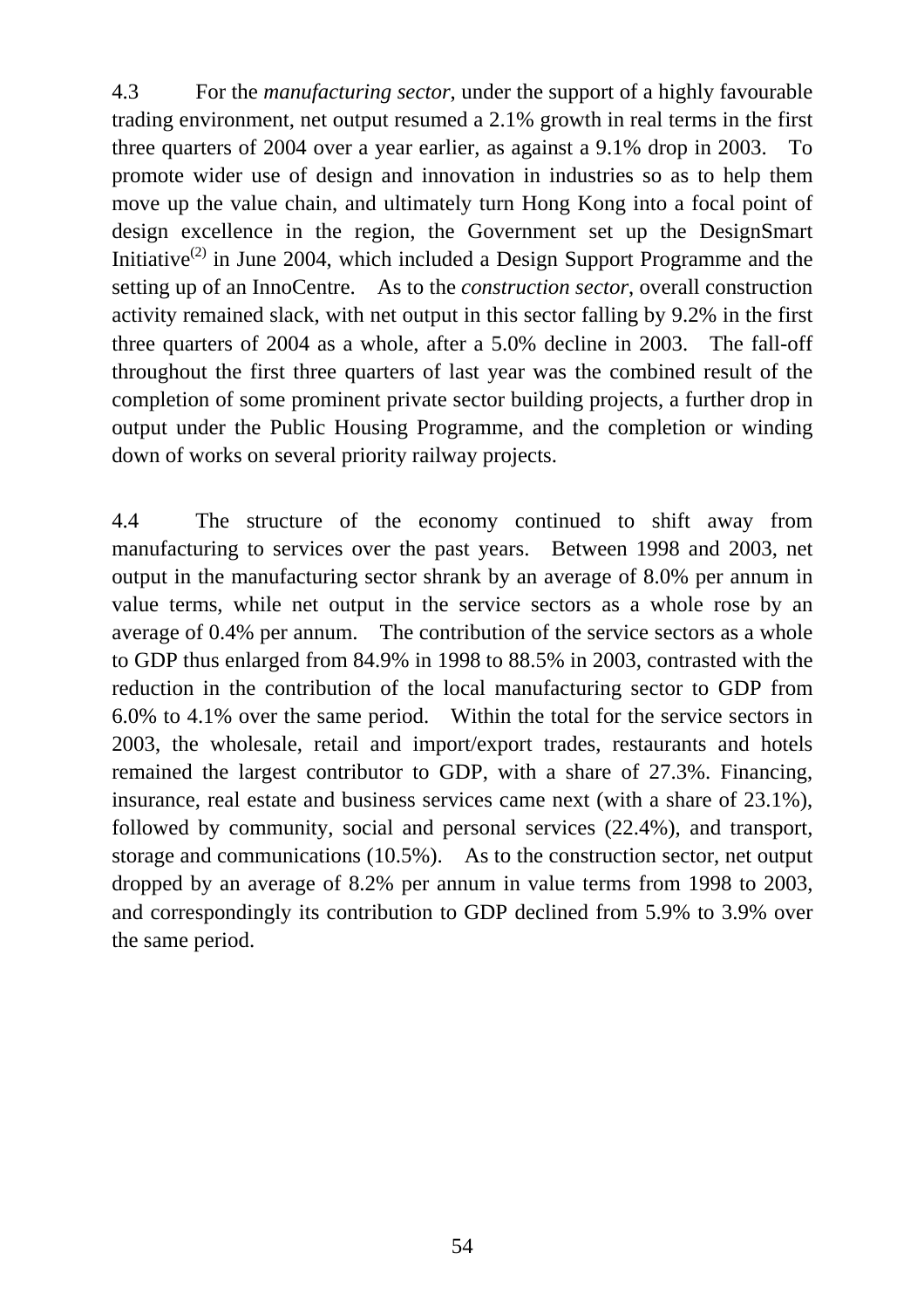4.3 For the *manufacturing sector*, under the support of a highly favourable trading environment, net output resumed a 2.1% growth in real terms in the first three quarters of 2004 over a year earlier, as against a 9.1% drop in 2003. To promote wider use of design and innovation in industries so as to help them move up the value chain, and ultimately turn Hong Kong into a focal point of design excellence in the region, the Government set up the DesignSmart Initiative[(2)] in June 2004, which included a Design Support Programme and the setting up of an InnoCentre. As to the *construction sector*, overall construction activity remained slack, with net output in this sector falling by 9.2% in the first three quarters of 2004 as a whole, after a 5.0% decline in 2003. The fall-off throughout the first three quarters of last year was the combined result of the completion of some prominent private sector building projects, a further drop in output under the Public Housing Programme, and the completion or winding down of works on several priority railway projects.

4.4 The structure of the economy continued to shift away from manufacturing to services over the past years. Between 1998 and 2003, net output in the manufacturing sector shrank by an average of 8.0% per annum in value terms, while net output in the service sectors as a whole rose by an average of 0.4% per annum. The contribution of the service sectors as a whole to GDP thus enlarged from 84.9% in 1998 to 88.5% in 2003, contrasted with the reduction in the contribution of the local manufacturing sector to GDP from 6.0% to 4.1% over the same period. Within the total for the service sectors in 2003, the wholesale, retail and import/export trades, restaurants and hotels remained the largest contributor to GDP, with a share of 27.3%. Financing, insurance, real estate and business services came next (with a share of 23.1%), followed by community, social and personal services (22.4%), and transport, storage and communications (10.5%). As to the construction sector, net output dropped by an average of 8.2% per annum in value terms from 1998 to 2003, and correspondingly its contribution to GDP declined from 5.9% to 3.9% over the same period.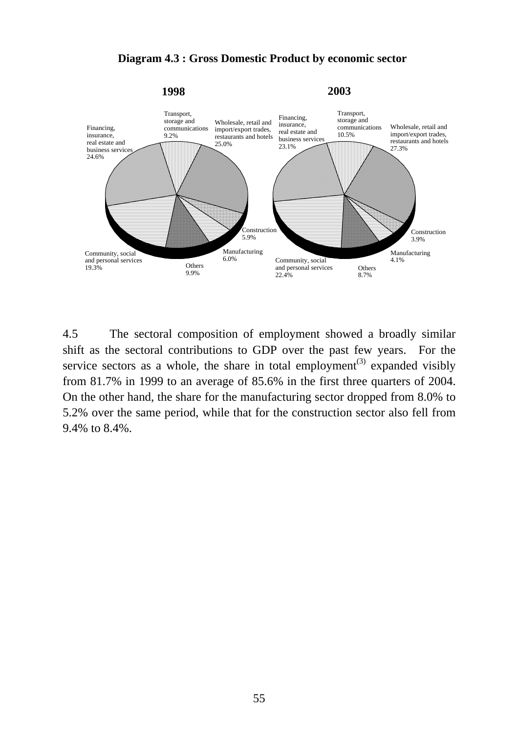**Diagram 4.3 : Gross Domestic Product by economic sector**

**1998**

Transport, storage and communications 9.2%
Wholesale, retail and import/export trades, restaurants and hotels 25.0%
Financing, insurance, real estate and business services 24.6%
Construction 5.9%
Manufacturing 6.0%
Others 9.9%
Community, social and personal services 19.3%

**2003**

Transport, storage and communications 10.5%
Wholesale, retail and import/export trades, restaurants and hotels 27.3%
Financing, insurance, real estate and business services 23.1%
Construction 3.9%
Manufacturing 4.1%
Others 8.7%
Community, social and personal services 22.4%

4.5 The sectoral composition of employment showed a broadly similar shift as the sectoral contributions to GDP over the past few years. For the service sectors as a whole, the share in total employment[(3)] expanded visibly from 81.7% in 1999 to an average of 85.6% in the first three quarters of 2004. On the other hand, the share for the manufacturing sector dropped from 8.0% to 5.2% over the same period, while that for the construction sector also fell from 9.4% to 8.4%.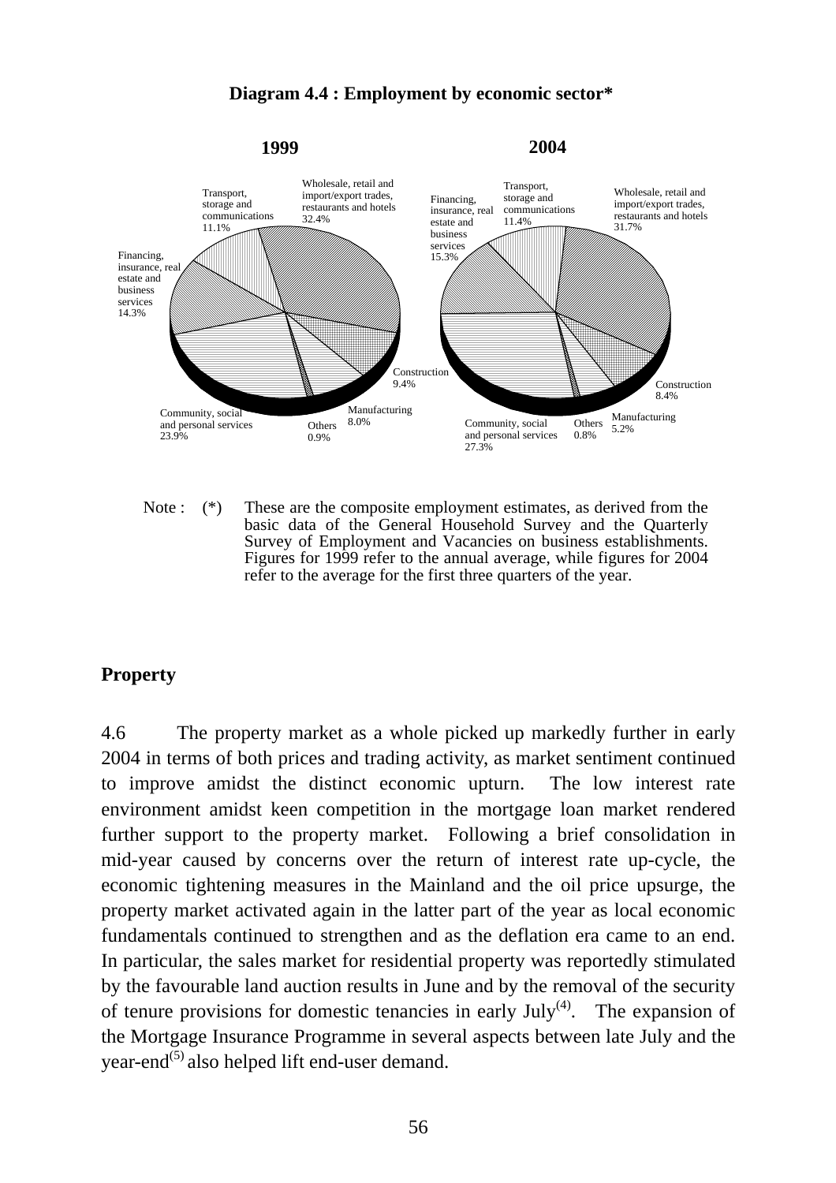**Diagram 4.4 : Employment by economic sector***

**1999**

Wholesale, retail and import/export trades, restaurants and hotels 32.4%

Transport, storage and communications 11.1%

Financing, insurance, real estate and business services 14.3%

Community, social and personal services 23.9%

Others 0.9%

Manufacturing 8.0%

Construction 9.4%

**2004**

Wholesale, retail and import/export trades, restaurants and hotels 31.7%

Transport, storage and communications 11.4%

Financing, insurance, real estate and business services 15.3%

Community, social and personal services 27.3%

Others 0.8%

Manufacturing 5.2%

Construction 8.4%

Note : (*) These are the composite employment estimates, as derived from the basic data of the General Household Survey and the Quarterly Survey of Employment and Vacancies on business establishments. Figures for 1999 refer to the annual average, while figures for 2004 refer to the average for the first three quarters of the year.

## Property

4.6 The property market as a whole picked up markedly further in early 2004 in terms of both prices and trading activity, as market sentiment continued to improve amidst the distinct economic upturn. The low interest rate environment amidst keen competition in the mortgage loan market rendered further support to the property market. Following a brief consolidation in mid-year caused by concerns over the return of interest rate up-cycle, the economic tightening measures in the Mainland and the oil price upsurge, the property market activated again in the latter part of the year as local economic fundamentals continued to strengthen and as the deflation era came to an end. In particular, the sales market for residential property was reportedly stimulated by the favourable land auction results in June and by the removal of the security of tenure provisions for domestic tenancies in early July[(4)]. The expansion of the Mortgage Insurance Programme in several aspects between late July and the year-end[(5)] also helped lift end-user demand.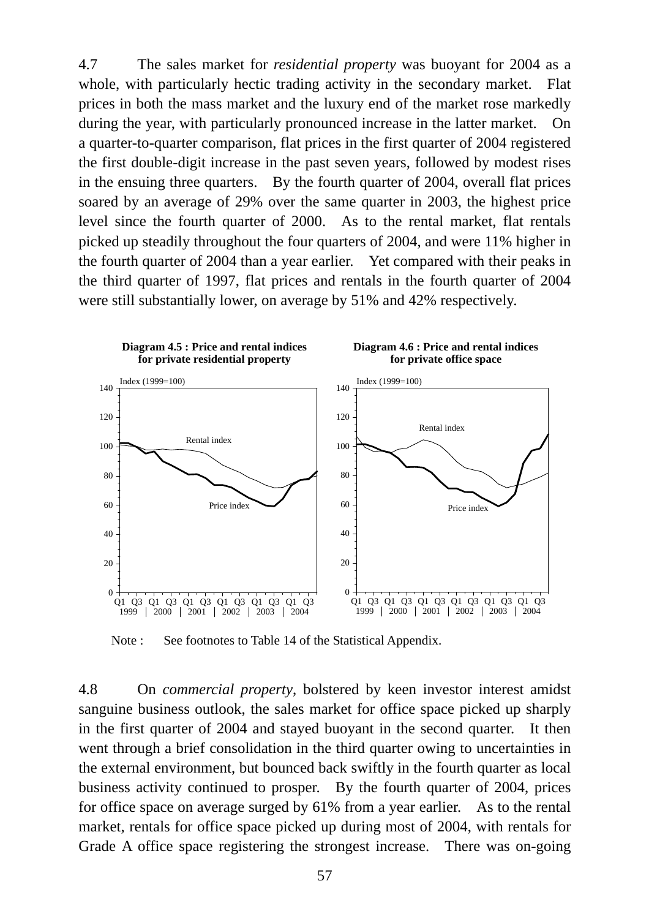4.7 The sales market for *residential property* was buoyant for 2004 as a whole, with particularly hectic trading activity in the secondary market. Flat prices in both the mass market and the luxury end of the market rose markedly during the year, with particularly pronounced increase in the latter market. On a quarter-to-quarter comparison, flat prices in the first quarter of 2004 registered the first double-digit increase in the past seven years, followed by modest rises in the ensuing three quarters. By the fourth quarter of 2004, overall flat prices soared by an average of 29% over the same quarter in 2003, the highest price level since the fourth quarter of 2000. As to the rental market, flat rentals picked up steadily throughout the four quarters of 2004, and were 11% higher in the fourth quarter of 2004 than a year earlier. Yet compared with their peaks in the third quarter of 1997, flat prices and rentals in the fourth quarter of 2004 were still substantially lower, on average by 51% and 42% respectively.

**Diagram 4.5 : Price and rental indices for private residential property**

**Diagram 4.6 : Price and rental indices for private office space**

Note : See footnotes to Table 14 of the Statistical Appendix.

4.8 On *commercial property*, bolstered by keen investor interest amidst sanguine business outlook, the sales market for office space picked up sharply in the first quarter of 2004 and stayed buoyant in the second quarter. It then went through a brief consolidation in the third quarter owing to uncertainties in the external environment, but bounced back swiftly in the fourth quarter as local business activity continued to prosper. By the fourth quarter of 2004, prices for office space on average surged by 61% from a year earlier. As to the rental market, rentals for office space picked up during most of 2004, with rentals for Grade A office space registering the strongest increase. There was on-going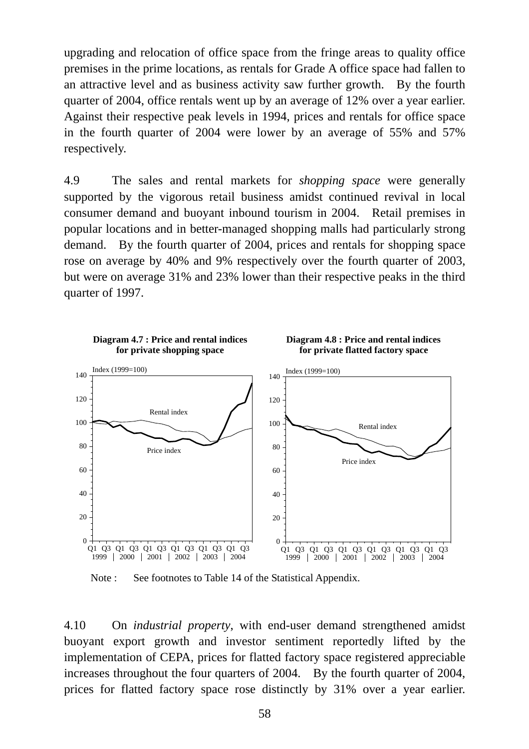upgrading and relocation of office space from the fringe areas to quality office premises in the prime locations, as rentals for Grade A office space had fallen to an attractive level and as business activity saw further growth. By the fourth quarter of 2004, office rentals went up by an average of 12% over a year earlier. Against their respective peak levels in 1994, prices and rentals for office space in the fourth quarter of 2004 were lower by an average of 55% and 57% respectively.

4.9 The sales and rental markets for *shopping space* were generally supported by the vigorous retail business amidst continued revival in local consumer demand and buoyant inbound tourism in 2004. Retail premises in popular locations and in better-managed shopping malls had particularly strong demand. By the fourth quarter of 2004, prices and rentals for shopping space rose on average by 40% and 9% respectively over the fourth quarter of 2003, but were on average 31% and 23% lower than their respective peaks in the third quarter of 1997.

**Diagram 4.7 : Price and rental indices for private shopping space**

**Diagram 4.8 : Price and rental indices for private flatted factory space**

Note : See footnotes to Table 14 of the Statistical Appendix.

4.10 On *industrial property*, with end-user demand strengthened amidst buoyant export growth and investor sentiment reportedly lifted by the implementation of CEPA, prices for flatted factory space registered appreciable increases throughout the four quarters of 2004. By the fourth quarter of 2004, prices for flatted factory space rose distinctly by 31% over a year earlier.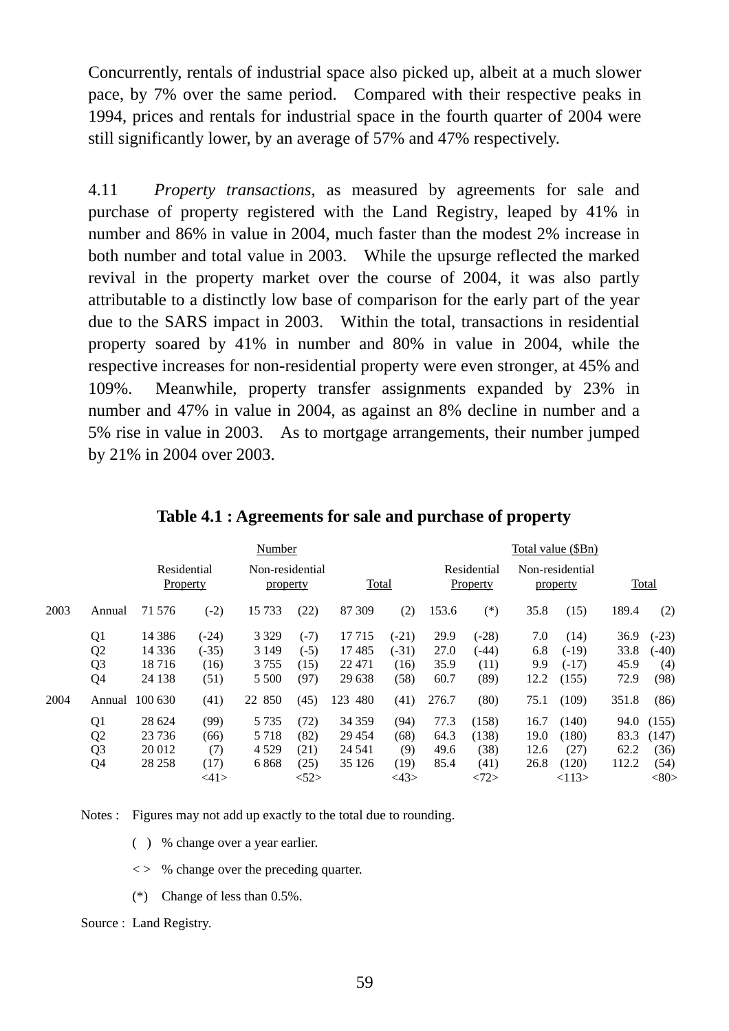Concurrently, rentals of industrial space also picked up, albeit at a much slower pace, by 7% over the same period. Compared with their respective peaks in 1994, prices and rentals for industrial space in the fourth quarter of 2004 were still significantly lower, by an average of 57% and 47% respectively.

4.11 *Property transactions*, as measured by agreements for sale and purchase of property registered with the Land Registry, leaped by 41% in number and 86% in value in 2004, much faster than the modest 2% increase in both number and total value in 2003. While the upsurge reflected the marked revival in the property market over the course of 2004, it was also partly attributable to a distinctly low base of comparison for the early part of the year due to the SARS impact in 2003. Within the total, transactions in residential property soared by 41% in number and 80% in value in 2004, while the respective increases for non-residential property were even stronger, at 45% and 109%. Meanwhile, property transfer assignments expanded by 23% in number and 47% in value in 2004, as against an 8% decline in number and a 5% rise in value in 2003. As to mortgage arrangements, their number jumped by 21% in 2004 over 2003.

**Table 4.1 : Agreements for sale and purchase of property**

| | | Number | | | | | | Total value ($Bn) | | | | | |
|---|---|---|---|---|---|---|---|---|---|---|---|---|---|
| | | Residential Property | | Non-residential property | | Total | | Residential Property | | Non-residential property | | Total | |
| 2003 | Annual | 71 576 | (-2) | 15 733 | (22) | 87 309 | (2) | 153.6 | (*) | 35.8 | (15) | 189.4 | (2) |
| | Q1 | 14 386 | (-24) | 3 329 | (-7) | 17 715 | (-21) | 29.9 | (-28) | 7.0 | (14) | 36.9 | (-23) |
| | Q2 | 14 336 | (-35) | 3 149 | (-5) | 17 485 | (-31) | 27.0 | (-44) | 6.8 | (-19) | 33.8 | (-40) |
| | Q3 | 18 716 | (16) | 3 755 | (15) | 22 471 | (16) | 35.9 | (11) | 9.9 | (-17) | 45.9 | (4) |
| | Q4 | 24 138 | (51) | 5 500 | (97) | 29 638 | (58) | 60.7 | (89) | 12.2 | (155) | 72.9 | (98) |
| 2004 | Annual | 100 630 | (41) | 22 850 | (45) | 123 480 | (41) | 276.7 | (80) | 75.1 | (109) | 351.8 | (86) |
| | Q1 | 28 624 | (99) | 5 735 | (72) | 34 359 | (94) | 77.3 | (158) | 16.7 | (140) | 94.0 | (155) |
| | Q2 | 23 736 | (66) | 5 718 | (82) | 29 454 | (68) | 64.3 | (138) | 19.0 | (180) | 83.3 | (147) |
| | Q3 | 20 012 | (7) | 4 529 | (21) | 24 541 | (9) | 49.6 | (38) | 12.6 | (27) | 62.2 | (36) |
| | Q4 | 28 258 | (17) <41> | 6 868 | (25) <52> | 35 126 | (19) <43> | 85.4 | (41) <72> | 26.8 | (120) <113> | 112.2 | (54) <80> |

Notes : Figures may not add up exactly to the total due to rounding.

( ) % change over a year earlier.

< > % change over the preceding quarter.

(*) Change of less than 0.5%.

Source : Land Registry.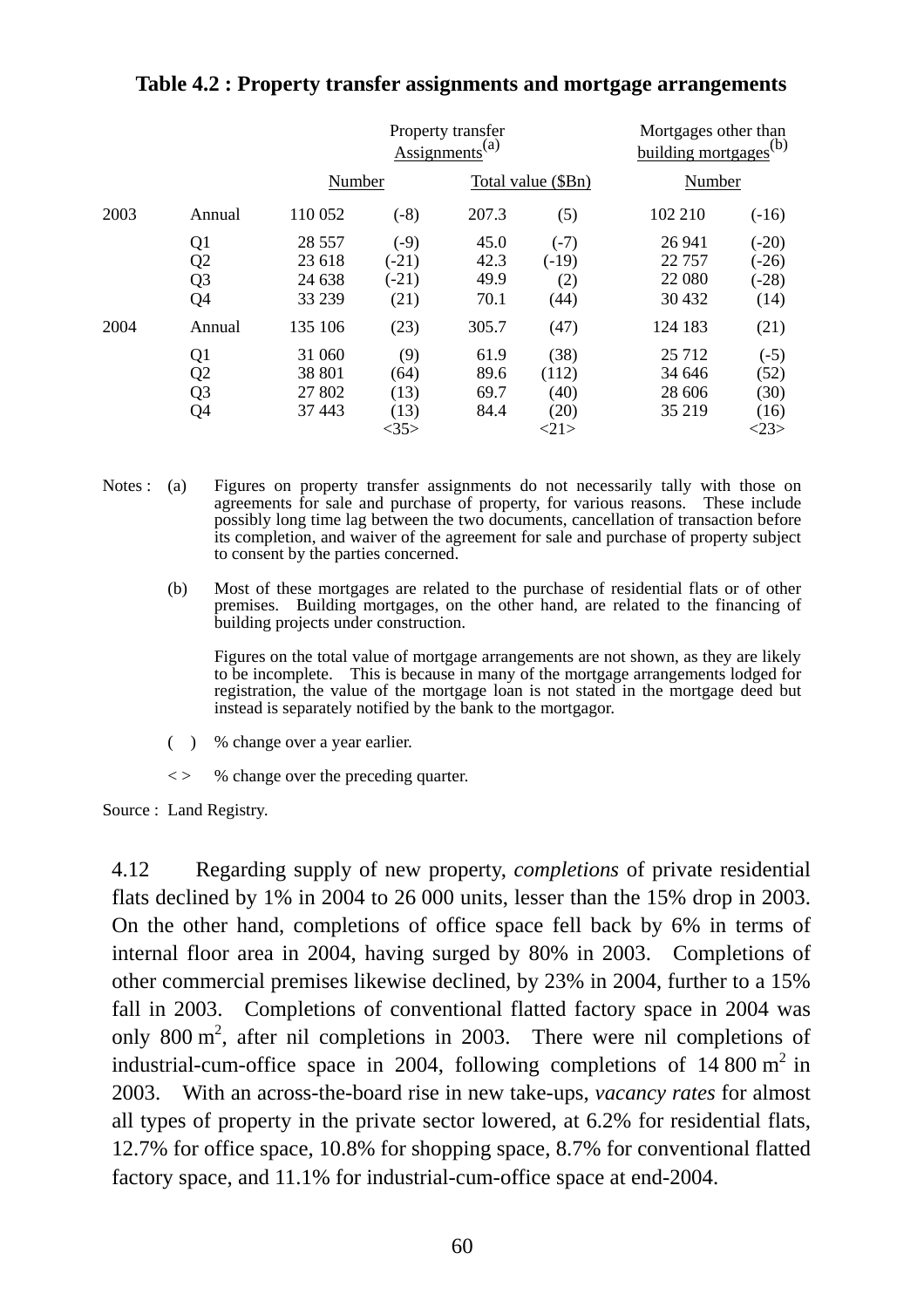**Table 4.2 : Property transfer assignments and mortgage arrangements**

| | | Property transfer Assignments[(a)] | | | | Mortgages other than building mortgages[(b)] | |
|---|---|---|---|---|---|---|---|
| | | Number | | Total value ($Bn) | | Number | |
| 2003 | Annual | 110 052 | (-8) | 207.3 | (5) | 102 210 | (-16) |
| | Q1 | 28 557 | (-9) | 45.0 | (-7) | 26 941 | (-20) |
| | Q2 | 23 618 | (-21) | 42.3 | (-19) | 22 757 | (-26) |
| | Q3 | 24 638 | (-21) | 49.9 | (2) | 22 080 | (-28) |
| | Q4 | 33 239 | (21) | 70.1 | (44) | 30 432 | (14) |
| 2004 | Annual | 135 106 | (23) | 305.7 | (47) | 124 183 | (21) |
| | Q1 | 31 060 | (9) | 61.9 | (38) | 25 712 | (-5) |
| | Q2 | 38 801 | (64) | 89.6 | (112) | 34 646 | (52) |
| | Q3 | 27 802 | (13) | 69.7 | (40) | 28 606 | (30) |
| | Q4 | 37 443 | (13) <35> | 84.4 | (20) <21> | 35 219 | (16) <23> |

Notes : (a) Figures on property transfer assignments do not necessarily tally with those on agreements for sale and purchase of property, for various reasons. These include possibly long time lag between the two documents, cancellation of transaction before its completion, and waiver of the agreement for sale and purchase of property subject to consent by the parties concerned.

(b) Most of these mortgages are related to the purchase of residential flats or of other premises. Building mortgages, on the other hand, are related to the financing of building projects under construction.

Figures on the total value of mortgage arrangements are not shown, as they are likely to be incomplete. This is because in many of the mortgage arrangements lodged for registration, the value of the mortgage loan is not stated in the mortgage deed but instead is separately notified by the bank to the mortgagor.

( ) % change over a year earlier.

< > % change over the preceding quarter.

Source : Land Registry.

4.12 Regarding supply of new property, *completions* of private residential flats declined by 1% in 2004 to 26 000 units, lesser than the 15% drop in 2003. On the other hand, completions of office space fell back by 6% in terms of internal floor area in 2004, having surged by 80% in 2003. Completions of other commercial premises likewise declined, by 23% in 2004, further to a 15% fall in 2003. Completions of conventional flatted factory space in 2004 was only 800 $m^2$, after nil completions in 2003. There were nil completions of industrial-cum-office space in 2004, following completions of 14 800 $m^2$ in 2003. With an across-the-board rise in new take-ups, *vacancy rates* for almost all types of property in the private sector lowered, at 6.2% for residential flats, 12.7% for office space, 10.8% for shopping space, 8.7% for conventional flatted factory space, and 11.1% for industrial-cum-office space at end-2004.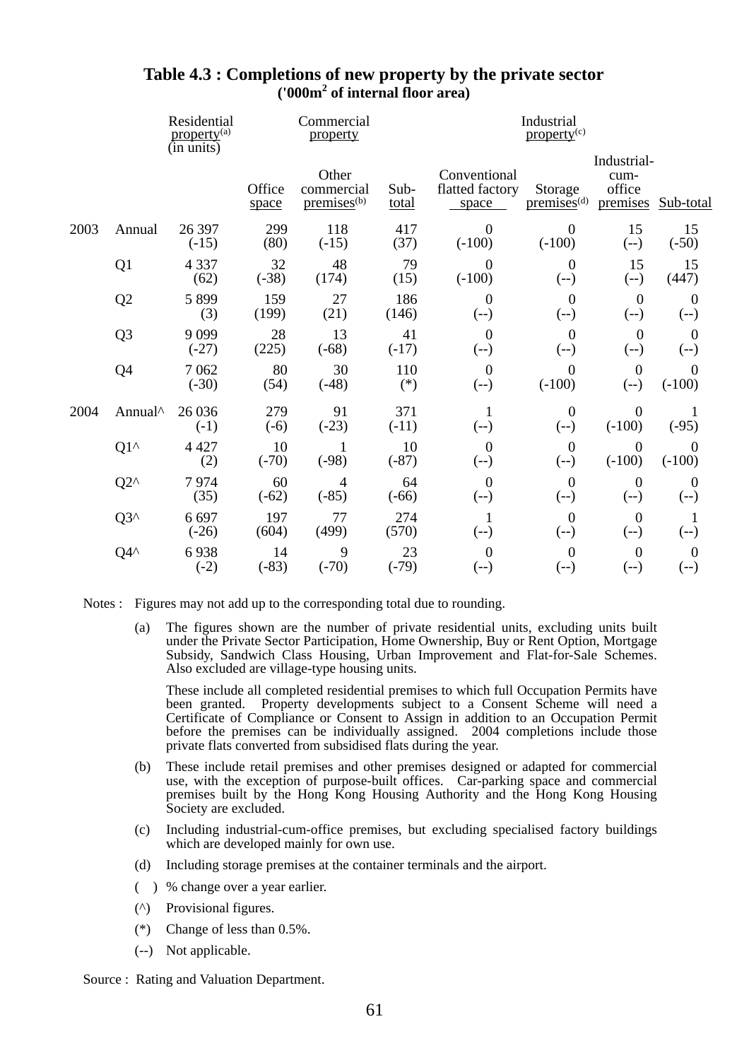## Table 4.3 : Completions of new property by the private sector
**('000m² of internal floor area)**

| | | Residential property(a) (in units) | Commercial property | | | Industrial property(c) | | | |
|---|---|---|---|---|---|---|---|---|---|
| | | | Office space | Other commercial premises(b) | Sub-total | Conventional flatted factory space | Storage premises(d) | Industrial-cum-office premises | Sub-total |
| 2003 | Annual | 26 397 (-15) | 299 (80) | 118 (-15) | 417 (37) | 0 (-100) | 0 (-100) | 15 (--) | 15 (-50) |
| | Q1 | 4 337 (62) | 32 (-38) | 48 (174) | 79 (15) | 0 (-100) | 0 (--) | 15 (--) | 15 (447) |
| | Q2 | 5 899 (3) | 159 (199) | 27 (21) | 186 (146) | 0 (--) | 0 (--) | 0 (--) | 0 (--) |
| | Q3 | 9 099 (-27) | 28 (225) | 13 (-68) | 41 (-17) | 0 (--) | 0 (--) | 0 (--) | 0 (--) |
| | Q4 | 7 062 (-30) | 80 (54) | 30 (-48) | 110 (*) | 0 (--) | 0 (-100) | 0 (--) | 0 (-100) |
| 2004 | Annual^ | 26 036 (-1) | 279 (-6) | 91 (-23) | 371 (-11) | 1 (--) | 0 (--) | 0 (-100) | 1 (-95) |
| | Q1^ | 4 427 (2) | 10 (-70) | 1 (-98) | 10 (-87) | 0 (--) | 0 (--) | 0 (-100) | 0 (-100) |
| | Q2^ | 7 974 (35) | 60 (-62) | 4 (-85) | 64 (-66) | 0 (--) | 0 (--) | 0 (--) | 0 (--) |
| | Q3^ | 6 697 (-26) | 197 (604) | 77 (499) | 274 (570) | 1 (--) | 0 (--) | 0 (--) | 1 (--) |
| | Q4^ | 6 938 (-2) | 14 (-83) | 9 (-70) | 23 (-79) | 0 (--) | 0 (--) | 0 (--) | 0 (--) |

Notes : Figures may not add up to the corresponding total due to rounding.

(a) The figures shown are the number of private residential units, excluding units built under the Private Sector Participation, Home Ownership, Buy or Rent Option, Mortgage Subsidy, Sandwich Class Housing, Urban Improvement and Flat-for-Sale Schemes. Also excluded are village-type housing units.

These include all completed residential premises to which full Occupation Permits have been granted. Property developments subject to a Consent Scheme will need a Certificate of Compliance or Consent to Assign in addition to an Occupation Permit before the premises can be individually assigned. 2004 completions include those private flats converted from subsidised flats during the year.

(b) These include retail premises and other premises designed or adapted for commercial use, with the exception of purpose-built offices. Car-parking space and commercial premises built by the Hong Kong Housing Authority and the Hong Kong Housing Society are excluded.

(c) Including industrial-cum-office premises, but excluding specialised factory buildings which are developed mainly for own use.

(d) Including storage premises at the container terminals and the airport.

( ) % change over a year earlier.

(^) Provisional figures.

(*) Change of less than 0.5%.

(--) Not applicable.

Source : Rating and Valuation Department.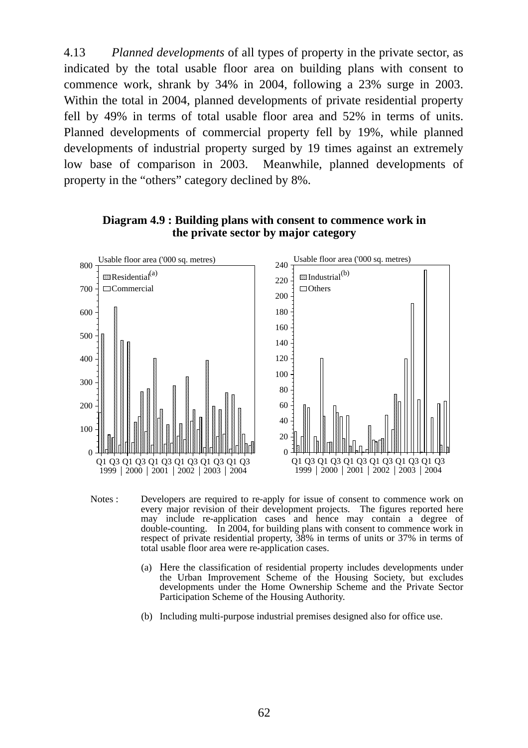4.13 *Planned developments* of all types of property in the private sector, as indicated by the total usable floor area on building plans with consent to commence work, shrank by 34% in 2004, following a 23% surge in 2003. Within the total in 2004, planned developments of private residential property fell by 49% in terms of total usable floor area and 52% in terms of units. Planned developments of commercial property fell by 19%, while planned developments of industrial property surged by 19 times against an extremely low base of comparison in 2003. Meanwhile, planned developments of property in the "others" category declined by 8%.

**Diagram 4.9 : Building plans with consent to commence work in the private sector by major category**

Notes : Developers are required to re-apply for issue of consent to commence work on every major revision of their development projects. The figures reported here may include re-application cases and hence may contain a degree of double-counting. In 2004, for building plans with consent to commence work in respect of private residential property, 38% in terms of units or 37% in terms of total usable floor area were re-application cases.

(a) Here the classification of residential property includes developments under the Urban Improvement Scheme of the Housing Society, but excludes developments under the Home Ownership Scheme and the Private Sector Participation Scheme of the Housing Authority.

(b) Including multi-purpose industrial premises designed also for office use.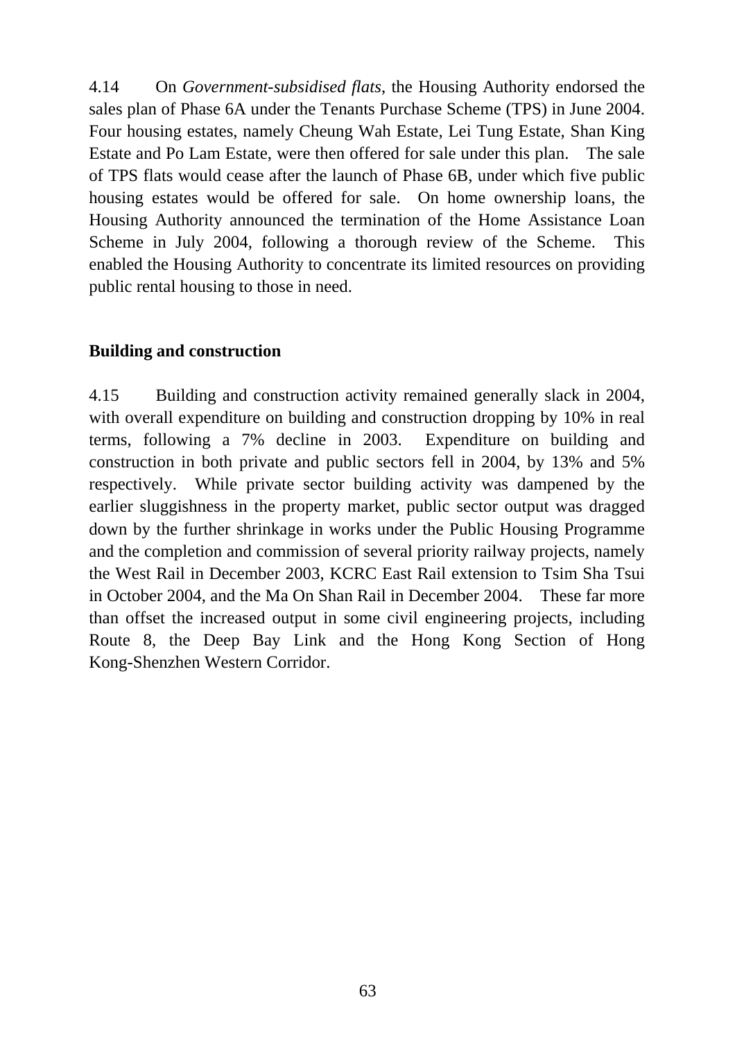4.14 On *Government-subsidised flats*, the Housing Authority endorsed the sales plan of Phase 6A under the Tenants Purchase Scheme (TPS) in June 2004. Four housing estates, namely Cheung Wah Estate, Lei Tung Estate, Shan King Estate and Po Lam Estate, were then offered for sale under this plan. The sale of TPS flats would cease after the launch of Phase 6B, under which five public housing estates would be offered for sale. On home ownership loans, the Housing Authority announced the termination of the Home Assistance Loan Scheme in July 2004, following a thorough review of the Scheme. This enabled the Housing Authority to concentrate its limited resources on providing public rental housing to those in need.

**Building and construction**

4.15 Building and construction activity remained generally slack in 2004, with overall expenditure on building and construction dropping by 10% in real terms, following a 7% decline in 2003. Expenditure on building and construction in both private and public sectors fell in 2004, by 13% and 5% respectively. While private sector building activity was dampened by the earlier sluggishness in the property market, public sector output was dragged down by the further shrinkage in works under the Public Housing Programme and the completion and commission of several priority railway projects, namely the West Rail in December 2003, KCRC East Rail extension to Tsim Sha Tsui in October 2004, and the Ma On Shan Rail in December 2004. These far more than offset the increased output in some civil engineering projects, including Route 8, the Deep Bay Link and the Hong Kong Section of Hong Kong-Shenzhen Western Corridor.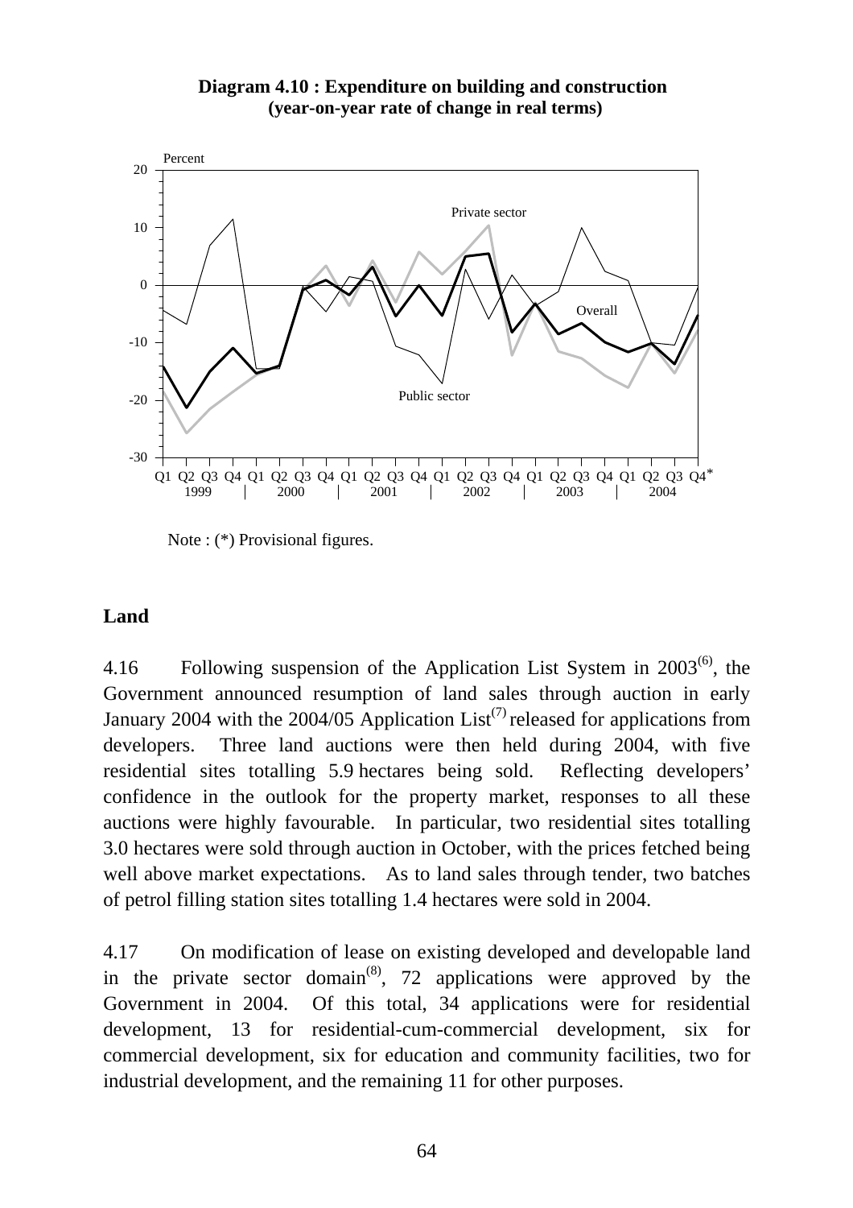**Diagram 4.10 : Expenditure on building and construction (year-on-year rate of change in real terms)**

Note : (*) Provisional figures.

## Land

4.16 Following suspension of the Application List System in 2003[6], the Government announced resumption of land sales through auction in early January 2004 with the 2004/05 Application List[7] released for applications from developers. Three land auctions were then held during 2004, with five residential sites totalling 5.9 hectares being sold. Reflecting developers' confidence in the outlook for the property market, responses to all these auctions were highly favourable. In particular, two residential sites totalling 3.0 hectares were sold through auction in October, with the prices fetched being well above market expectations. As to land sales through tender, two batches of petrol filling station sites totalling 1.4 hectares were sold in 2004.

4.17 On modification of lease on existing developed and developable land in the private sector domain[8], 72 applications were approved by the Government in 2004. Of this total, 34 applications were for residential development, 13 for residential-cum-commercial development, six for commercial development, six for education and community facilities, two for industrial development, and the remaining 11 for other purposes.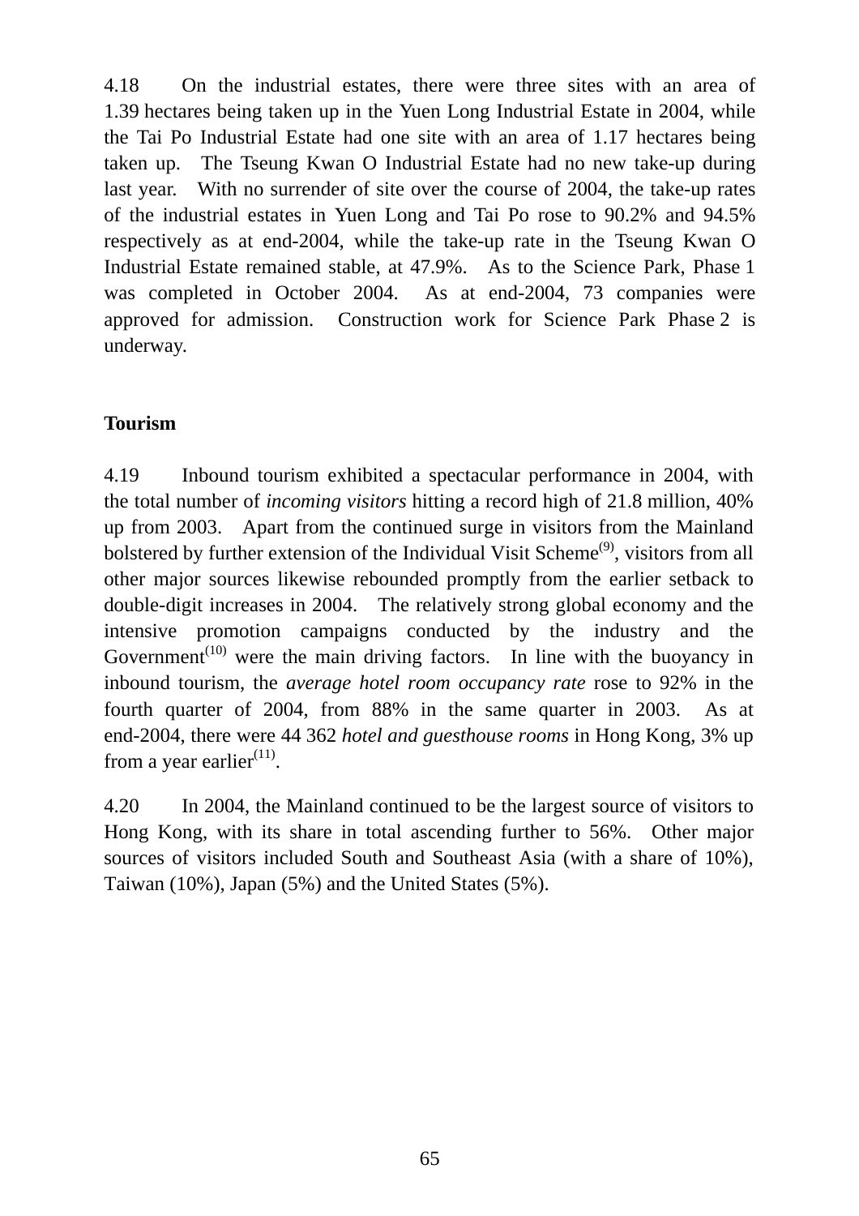4.18 On the industrial estates, there were three sites with an area of 1.39 hectares being taken up in the Yuen Long Industrial Estate in 2004, while the Tai Po Industrial Estate had one site with an area of 1.17 hectares being taken up. The Tseung Kwan O Industrial Estate had no new take-up during last year. With no surrender of site over the course of 2004, the take-up rates of the industrial estates in Yuen Long and Tai Po rose to 90.2% and 94.5% respectively as at end-2004, while the take-up rate in the Tseung Kwan O Industrial Estate remained stable, at 47.9%. As to the Science Park, Phase 1 was completed in October 2004. As at end-2004, 73 companies were approved for admission. Construction work for Science Park Phase 2 is underway.

**Tourism**

4.19 Inbound tourism exhibited a spectacular performance in 2004, with the total number of *incoming visitors* hitting a record high of 21.8 million, 40% up from 2003. Apart from the continued surge in visitors from the Mainland bolstered by further extension of the Individual Visit Scheme(9), visitors from all other major sources likewise rebounded promptly from the earlier setback to double-digit increases in 2004. The relatively strong global economy and the intensive promotion campaigns conducted by the industry and the Government(10) were the main driving factors. In line with the buoyancy in inbound tourism, the *average hotel room occupancy rate* rose to 92% in the fourth quarter of 2004, from 88% in the same quarter in 2003. As at end-2004, there were 44 362 *hotel and guesthouse rooms* in Hong Kong, 3% up from a year earlier(11).

4.20 In 2004, the Mainland continued to be the largest source of visitors to Hong Kong, with its share in total ascending further to 56%. Other major sources of visitors included South and Southeast Asia (with a share of 10%), Taiwan (10%), Japan (5%) and the United States (5%).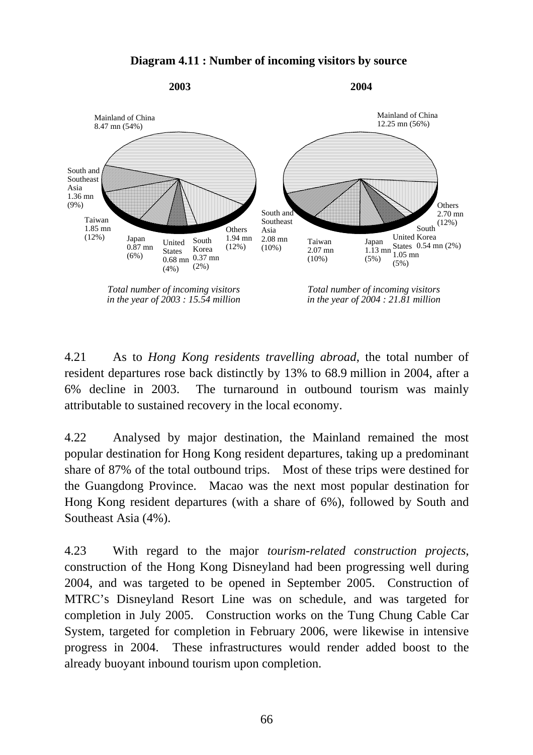**Diagram 4.11 : Number of incoming visitors by source**

**2003**

Mainland of China 8.47 mn (54%)

South and Southeast Asia 1.36 mn (9%)

Taiwan 1.85 mn (12%)

Japan 0.87 mn (6%)

United States 0.68 mn (4%)

South Korea 0.37 mn (2%)

Others 1.94 mn (12%)

*Total number of incoming visitors in the year of 2003 : 15.54 million*

**2004**

Mainland of China 12.25 mn (56%)

South and Southeast Asia 2.08 mn (10%)

Taiwan 2.07 mn (10%)

Japan 1.13 mn (5%)

United States 1.05 mn (5%)

South Korea 0.54 mn (2%)

Others 2.70 mn (12%)

*Total number of incoming visitors in the year of 2004 : 21.81 million*

4.21 As to *Hong Kong residents travelling abroad*, the total number of resident departures rose back distinctly by 13% to 68.9 million in 2004, after a 6% decline in 2003. The turnaround in outbound tourism was mainly attributable to sustained recovery in the local economy.

4.22 Analysed by major destination, the Mainland remained the most popular destination for Hong Kong resident departures, taking up a predominant share of 87% of the total outbound trips. Most of these trips were destined for the Guangdong Province. Macao was the next most popular destination for Hong Kong resident departures (with a share of 6%), followed by South and Southeast Asia (4%).

4.23 With regard to the major *tourism-related construction projects*, construction of the Hong Kong Disneyland had been progressing well during 2004, and was targeted to be opened in September 2005. Construction of MTRC's Disneyland Resort Line was on schedule, and was targeted for completion in July 2005. Construction works on the Tung Chung Cable Car System, targeted for completion in February 2006, were likewise in intensive progress in 2004. These infrastructures would render added boost to the already buoyant inbound tourism upon completion.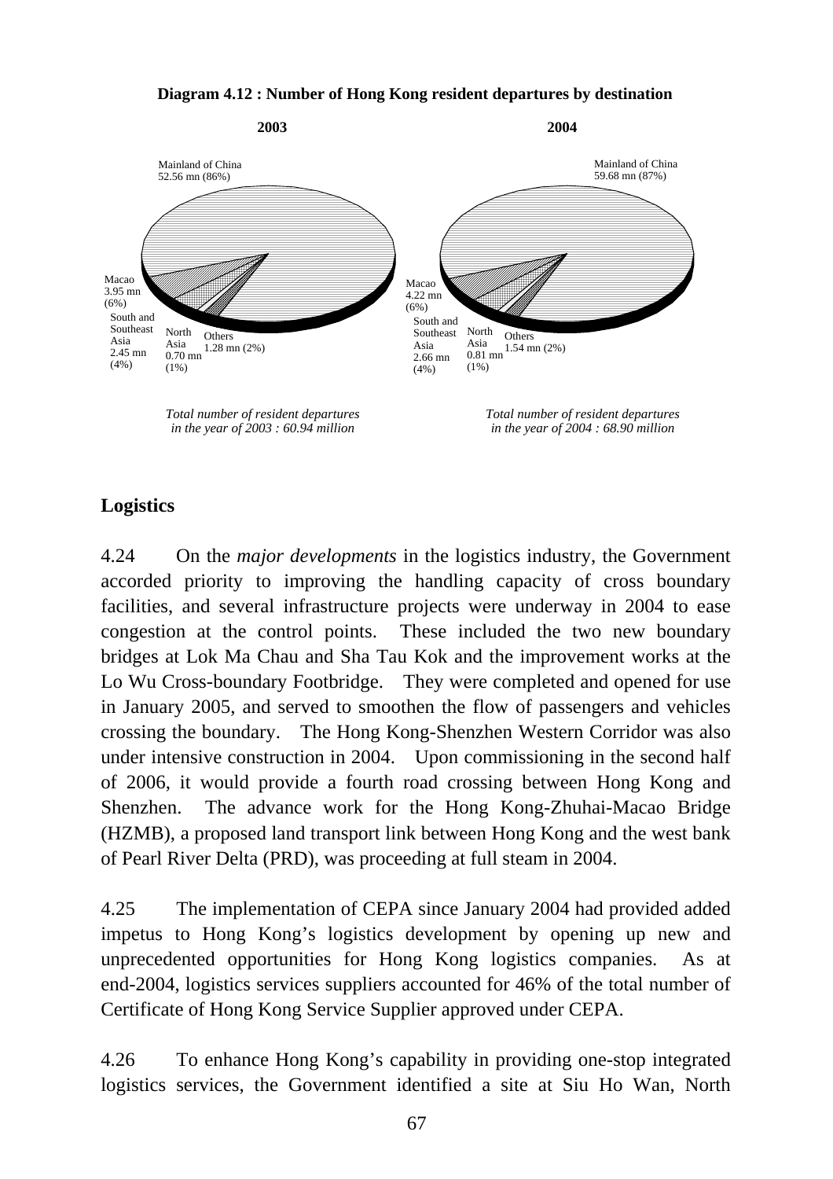**Diagram 4.12 : Number of Hong Kong resident departures by destination**

**2003**

Mainland of China 52.56 mn (86%)

Macao 3.95 mn (6%)

South and Southeast Asia 2.45 mn (4%)

North Asia 0.70 mn (1%)

Others 1.28 mn (2%)

*Total number of resident departures in the year of 2003 : 60.94 million*

**2004**

Mainland of China 59.68 mn (87%)

Macao 4.22 mn (6%)

South and Southeast Asia 2.66 mn (4%)

North Asia 0.81 mn (1%)

Others 1.54 mn (2%)

*Total number of resident departures in the year of 2004 : 68.90 million*

## Logistics

4.24 On the *major developments* in the logistics industry, the Government accorded priority to improving the handling capacity of cross boundary facilities, and several infrastructure projects were underway in 2004 to ease congestion at the control points. These included the two new boundary bridges at Lok Ma Chau and Sha Tau Kok and the improvement works at the Lo Wu Cross-boundary Footbridge. They were completed and opened for use in January 2005, and served to smoothen the flow of passengers and vehicles crossing the boundary. The Hong Kong-Shenzhen Western Corridor was also under intensive construction in 2004. Upon commissioning in the second half of 2006, it would provide a fourth road crossing between Hong Kong and Shenzhen. The advance work for the Hong Kong-Zhuhai-Macao Bridge (HZMB), a proposed land transport link between Hong Kong and the west bank of Pearl River Delta (PRD), was proceeding at full steam in 2004.

4.25 The implementation of CEPA since January 2004 had provided added impetus to Hong Kong's logistics development by opening up new and unprecedented opportunities for Hong Kong logistics companies. As at end-2004, logistics services suppliers accounted for 46% of the total number of Certificate of Hong Kong Service Supplier approved under CEPA.

4.26 To enhance Hong Kong's capability in providing one-stop integrated logistics services, the Government identified a site at Siu Ho Wan, North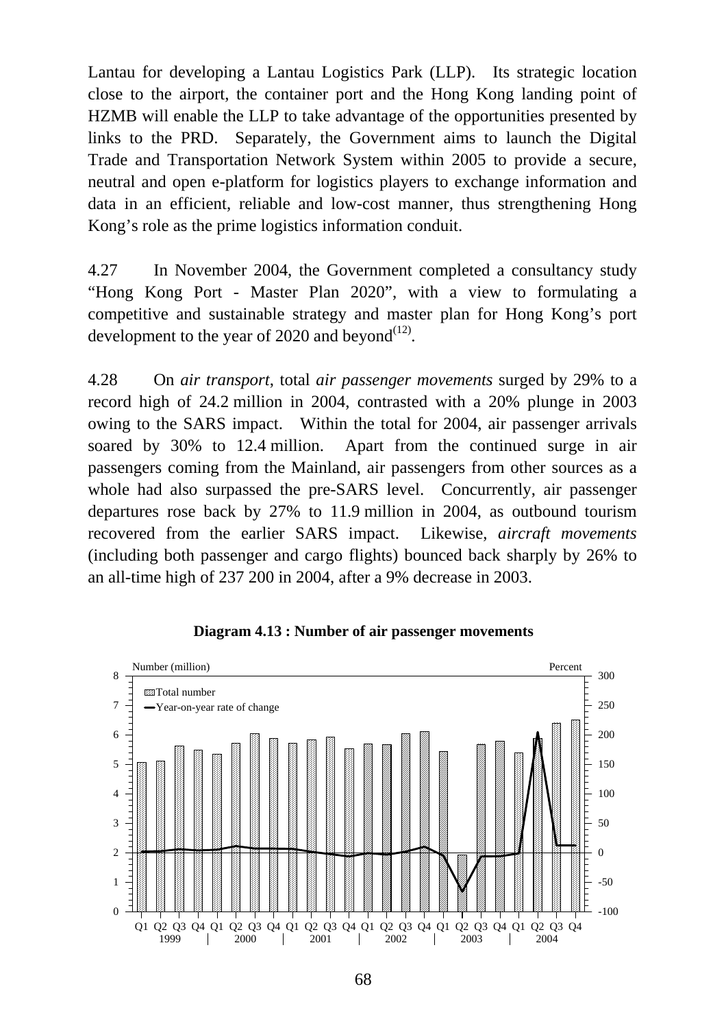Lantau for developing a Lantau Logistics Park (LLP). Its strategic location close to the airport, the container port and the Hong Kong landing point of HZMB will enable the LLP to take advantage of the opportunities presented by links to the PRD. Separately, the Government aims to launch the Digital Trade and Transportation Network System within 2005 to provide a secure, neutral and open e-platform for logistics players to exchange information and data in an efficient, reliable and low-cost manner, thus strengthening Hong Kong's role as the prime logistics information conduit.

4.27 In November 2004, the Government completed a consultancy study "Hong Kong Port - Master Plan 2020", with a view to formulating a competitive and sustainable strategy and master plan for Hong Kong's port development to the year of 2020 and beyond[(12)].

4.28 On *air transport*, total *air passenger movements* surged by 29% to a record high of 24.2 million in 2004, contrasted with a 20% plunge in 2003 owing to the SARS impact. Within the total for 2004, air passenger arrivals soared by 30% to 12.4 million. Apart from the continued surge in air passengers coming from the Mainland, air passengers from other sources as a whole had also surpassed the pre-SARS level. Concurrently, air passenger departures rose back by 27% to 11.9 million in 2004, as outbound tourism recovered from the earlier SARS impact. Likewise, *aircraft movements* (including both passenger and cargo flights) bounced back sharply by 26% to an all-time high of 237 200 in 2004, after a 9% decrease in 2003.

**Diagram 4.13 : Number of air passenger movements**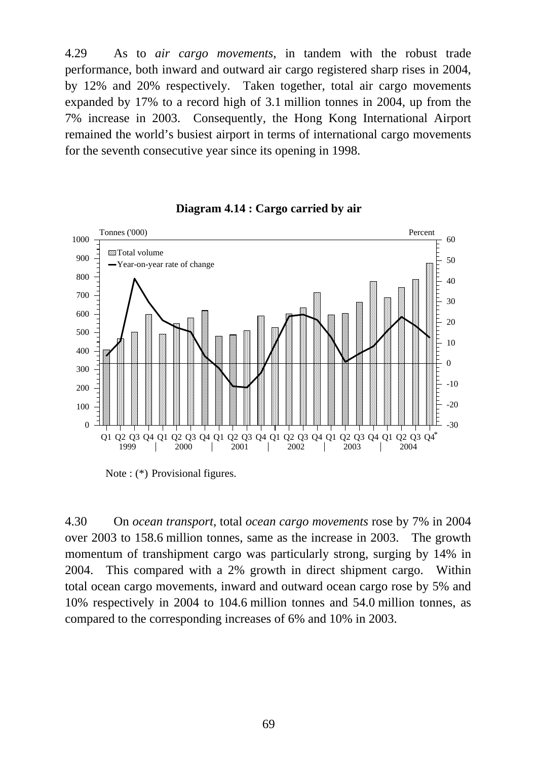4.29 As to *air cargo movements*, in tandem with the robust trade performance, both inward and outward air cargo registered sharp rises in 2004, by 12% and 20% respectively. Taken together, total air cargo movements expanded by 17% to a record high of 3.1 million tonnes in 2004, up from the 7% increase in 2003. Consequently, the Hong Kong International Airport remained the world's busiest airport in terms of international cargo movements for the seventh consecutive year since its opening in 1998.

**Diagram 4.14 : Cargo carried by air**

Note : (*) Provisional figures.

4.30 On *ocean transport*, total *ocean cargo movements* rose by 7% in 2004 over 2003 to 158.6 million tonnes, same as the increase in 2003. The growth momentum of transhipment cargo was particularly strong, surging by 14% in 2004. This compared with a 2% growth in direct shipment cargo. Within total ocean cargo movements, inward and outward ocean cargo rose by 5% and 10% respectively in 2004 to 104.6 million tonnes and 54.0 million tonnes, as compared to the corresponding increases of 6% and 10% in 2003.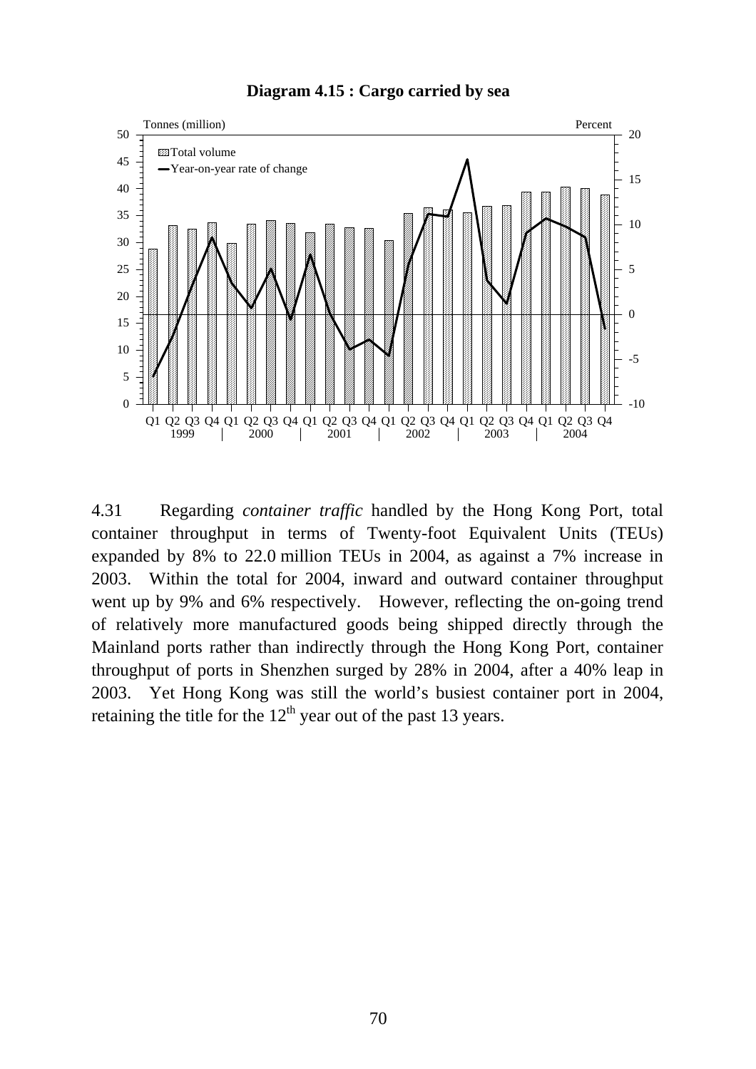**Diagram 4.15 : Cargo carried by sea**

4.31 Regarding *container traffic* handled by the Hong Kong Port, total container throughput in terms of Twenty-foot Equivalent Units (TEUs) expanded by 8% to 22.0 million TEUs in 2004, as against a 7% increase in 2003. Within the total for 2004, inward and outward container throughput went up by 9% and 6% respectively. However, reflecting the on-going trend of relatively more manufactured goods being shipped directly through the Mainland ports rather than indirectly through the Hong Kong Port, container throughput of ports in Shenzhen surged by 28% in 2004, after a 40% leap in 2003. Yet Hong Kong was still the world's busiest container port in 2004, retaining the title for the $12^{th}$ year out of the past 13 years.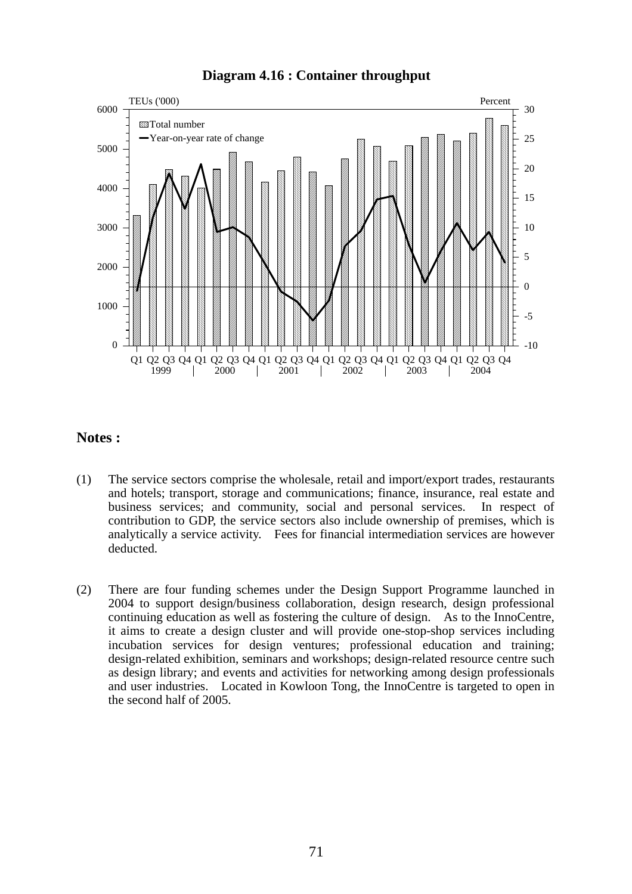**Diagram 4.16 : Container throughput**

**Notes :**

(1) The service sectors comprise the wholesale, retail and import/export trades, restaurants and hotels; transport, storage and communications; finance, insurance, real estate and business services; and community, social and personal services. In respect of contribution to GDP, the service sectors also include ownership of premises, which is analytically a service activity. Fees for financial intermediation services are however deducted.

(2) There are four funding schemes under the Design Support Programme launched in 2004 to support design/business collaboration, design research, design professional continuing education as well as fostering the culture of design. As to the InnoCentre, it aims to create a design cluster and will provide one-stop-shop services including incubation services for design ventures; professional education and training; design-related exhibition, seminars and workshops; design-related resource centre such as design library; and events and activities for networking among design professionals and user industries. Located in Kowloon Tong, the InnoCentre is targeted to open in the second half of 2005.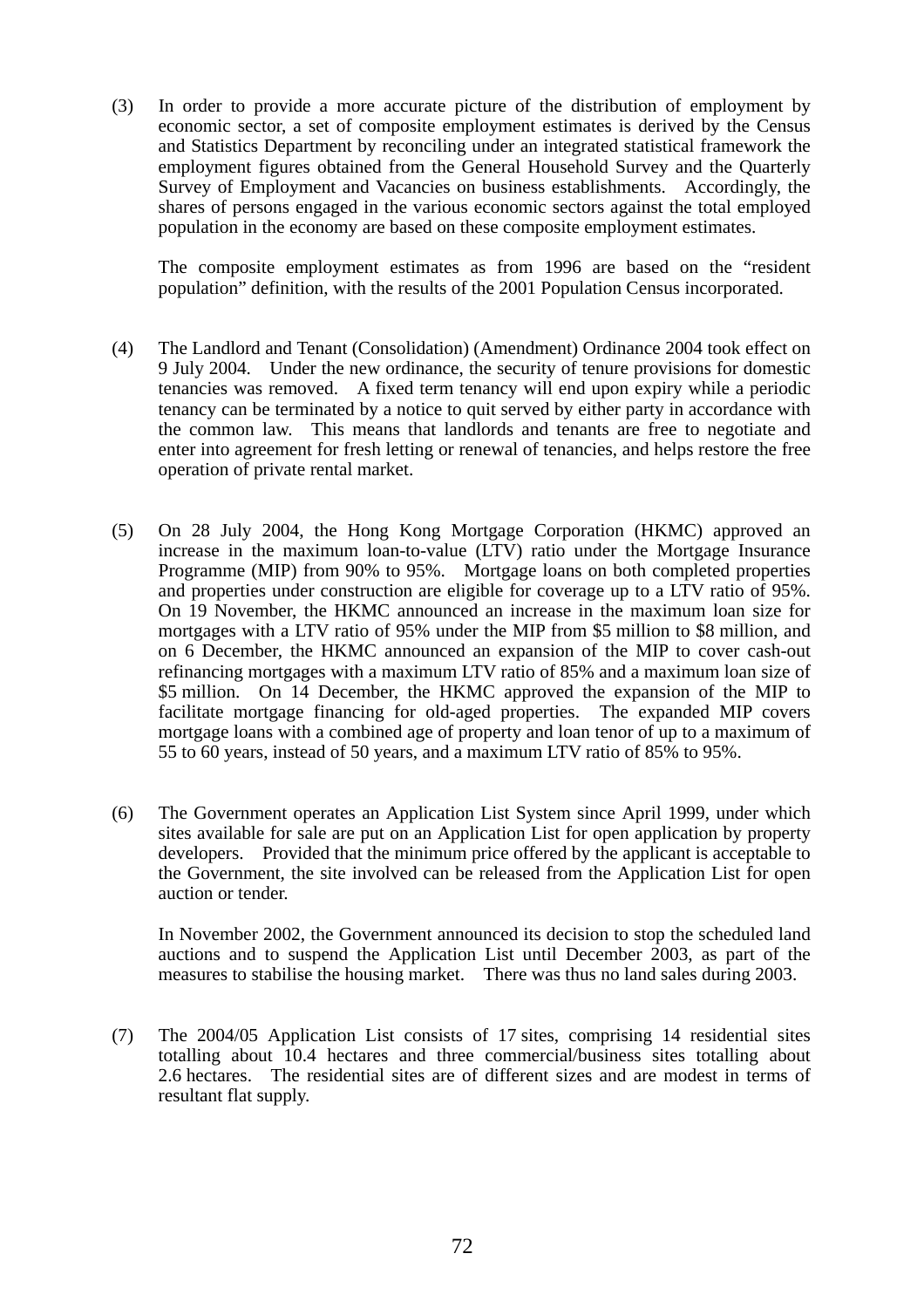(3) In order to provide a more accurate picture of the distribution of employment by economic sector, a set of composite employment estimates is derived by the Census and Statistics Department by reconciling under an integrated statistical framework the employment figures obtained from the General Household Survey and the Quarterly Survey of Employment and Vacancies on business establishments. Accordingly, the shares of persons engaged in the various economic sectors against the total employed population in the economy are based on these composite employment estimates.

The composite employment estimates as from 1996 are based on the "resident population" definition, with the results of the 2001 Population Census incorporated.

(4) The Landlord and Tenant (Consolidation) (Amendment) Ordinance 2004 took effect on 9 July 2004. Under the new ordinance, the security of tenure provisions for domestic tenancies was removed. A fixed term tenancy will end upon expiry while a periodic tenancy can be terminated by a notice to quit served by either party in accordance with the common law. This means that landlords and tenants are free to negotiate and enter into agreement for fresh letting or renewal of tenancies, and helps restore the free operation of private rental market.

(5) On 28 July 2004, the Hong Kong Mortgage Corporation (HKMC) approved an increase in the maximum loan-to-value (LTV) ratio under the Mortgage Insurance Programme (MIP) from 90% to 95%. Mortgage loans on both completed properties and properties under construction are eligible for coverage up to a LTV ratio of 95%. On 19 November, the HKMC announced an increase in the maximum loan size for mortgages with a LTV ratio of 95% under the MIP from $5 million to $8 million, and on 6 December, the HKMC announced an expansion of the MIP to cover cash-out refinancing mortgages with a maximum LTV ratio of 85% and a maximum loan size of $5 million. On 14 December, the HKMC approved the expansion of the MIP to facilitate mortgage financing for old-aged properties. The expanded MIP covers mortgage loans with a combined age of property and loan tenor of up to a maximum of 55 to 60 years, instead of 50 years, and a maximum LTV ratio of 85% to 95%.

(6) The Government operates an Application List System since April 1999, under which sites available for sale are put on an Application List for open application by property developers. Provided that the minimum price offered by the applicant is acceptable to the Government, the site involved can be released from the Application List for open auction or tender.

In November 2002, the Government announced its decision to stop the scheduled land auctions and to suspend the Application List until December 2003, as part of the measures to stabilise the housing market. There was thus no land sales during 2003.

(7) The 2004/05 Application List consists of 17 sites, comprising 14 residential sites totalling about 10.4 hectares and three commercial/business sites totalling about 2.6 hectares. The residential sites are of different sizes and are modest in terms of resultant flat supply.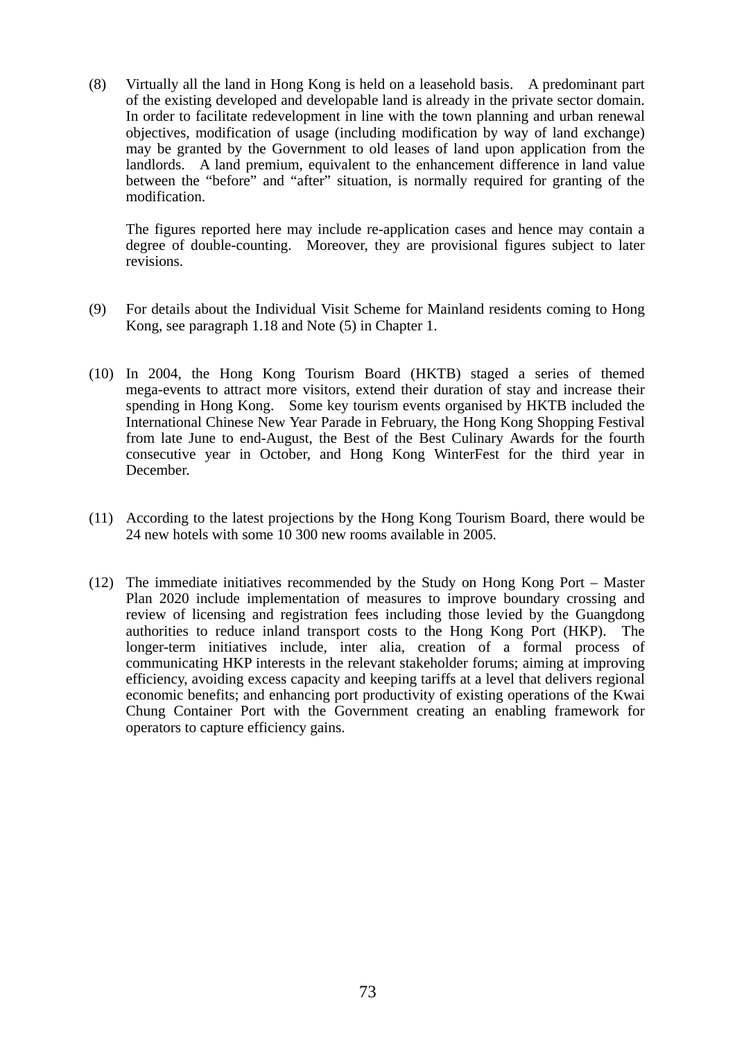(8) Virtually all the land in Hong Kong is held on a leasehold basis. A predominant part of the existing developed and developable land is already in the private sector domain. In order to facilitate redevelopment in line with the town planning and urban renewal objectives, modification of usage (including modification by way of land exchange) may be granted by the Government to old leases of land upon application from the landlords. A land premium, equivalent to the enhancement difference in land value between the "before" and "after" situation, is normally required for granting of the modification.

The figures reported here may include re-application cases and hence may contain a degree of double-counting. Moreover, they are provisional figures subject to later revisions.

(9) For details about the Individual Visit Scheme for Mainland residents coming to Hong Kong, see paragraph 1.18 and Note (5) in Chapter 1.

(10) In 2004, the Hong Kong Tourism Board (HKTB) staged a series of themed mega-events to attract more visitors, extend their duration of stay and increase their spending in Hong Kong. Some key tourism events organised by HKTB included the International Chinese New Year Parade in February, the Hong Kong Shopping Festival from late June to end-August, the Best of the Best Culinary Awards for the fourth consecutive year in October, and Hong Kong WinterFest for the third year in December.

(11) According to the latest projections by the Hong Kong Tourism Board, there would be 24 new hotels with some 10 300 new rooms available in 2005.

(12) The immediate initiatives recommended by the Study on Hong Kong Port – Master Plan 2020 include implementation of measures to improve boundary crossing and review of licensing and registration fees including those levied by the Guangdong authorities to reduce inland transport costs to the Hong Kong Port (HKP). The longer-term initiatives include, inter alia, creation of a formal process of communicating HKP interests in the relevant stakeholder forums; aiming at improving efficiency, avoiding excess capacity and keeping tariffs at a level that delivers regional economic benefits; and enhancing port productivity of existing operations of the Kwai Chung Container Port with the Government creating an enabling framework for operators to capture efficiency gains.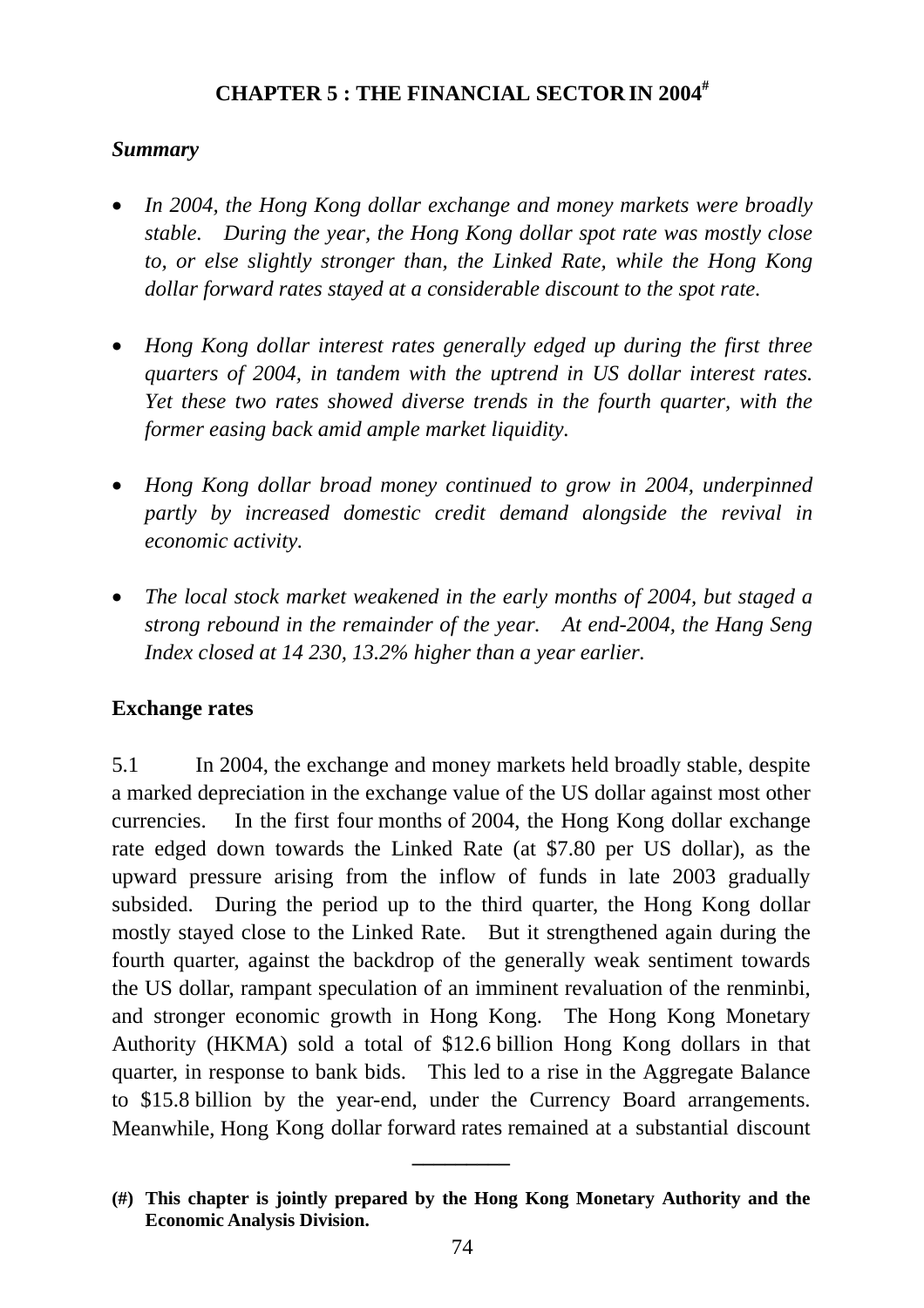# CHAPTER 5 : THE FINANCIAL SECTOR IN 2004[#]

***Summary***

- *In 2004, the Hong Kong dollar exchange and money markets were broadly stable. During the year, the Hong Kong dollar spot rate was mostly close to, or else slightly stronger than, the Linked Rate, while the Hong Kong dollar forward rates stayed at a considerable discount to the spot rate.*

- *Hong Kong dollar interest rates generally edged up during the first three quarters of 2004, in tandem with the uptrend in US dollar interest rates. Yet these two rates showed diverse trends in the fourth quarter, with the former easing back amid ample market liquidity.*

- *Hong Kong dollar broad money continued to grow in 2004, underpinned partly by increased domestic credit demand alongside the revival in economic activity.*

- *The local stock market weakened in the early months of 2004, but staged a strong rebound in the remainder of the year. At end-2004, the Hang Seng Index closed at 14 230, 13.2% higher than a year earlier.*

## Exchange rates

5.1 In 2004, the exchange and money markets held broadly stable, despite a marked depreciation in the exchange value of the US dollar against most other currencies. In the first four months of 2004, the Hong Kong dollar exchange rate edged down towards the Linked Rate (at $7.80 per US dollar), as the upward pressure arising from the inflow of funds in late 2003 gradually subsided. During the period up to the third quarter, the Hong Kong dollar mostly stayed close to the Linked Rate. But it strengthened again during the fourth quarter, against the backdrop of the generally weak sentiment towards the US dollar, rampant speculation of an imminent revaluation of the renminbi, and stronger economic growth in Hong Kong. The Hong Kong Monetary Authority (HKMA) sold a total of $12.6 billion Hong Kong dollars in that quarter, in response to bank bids. This led to a rise in the Aggregate Balance to $15.8 billion by the year-end, under the Currency Board arrangements. Meanwhile, Hong Kong dollar forward rates remained at a substantial discount

---

**(#) This chapter is jointly prepared by the Hong Kong Monetary Authority and the Economic Analysis Division.**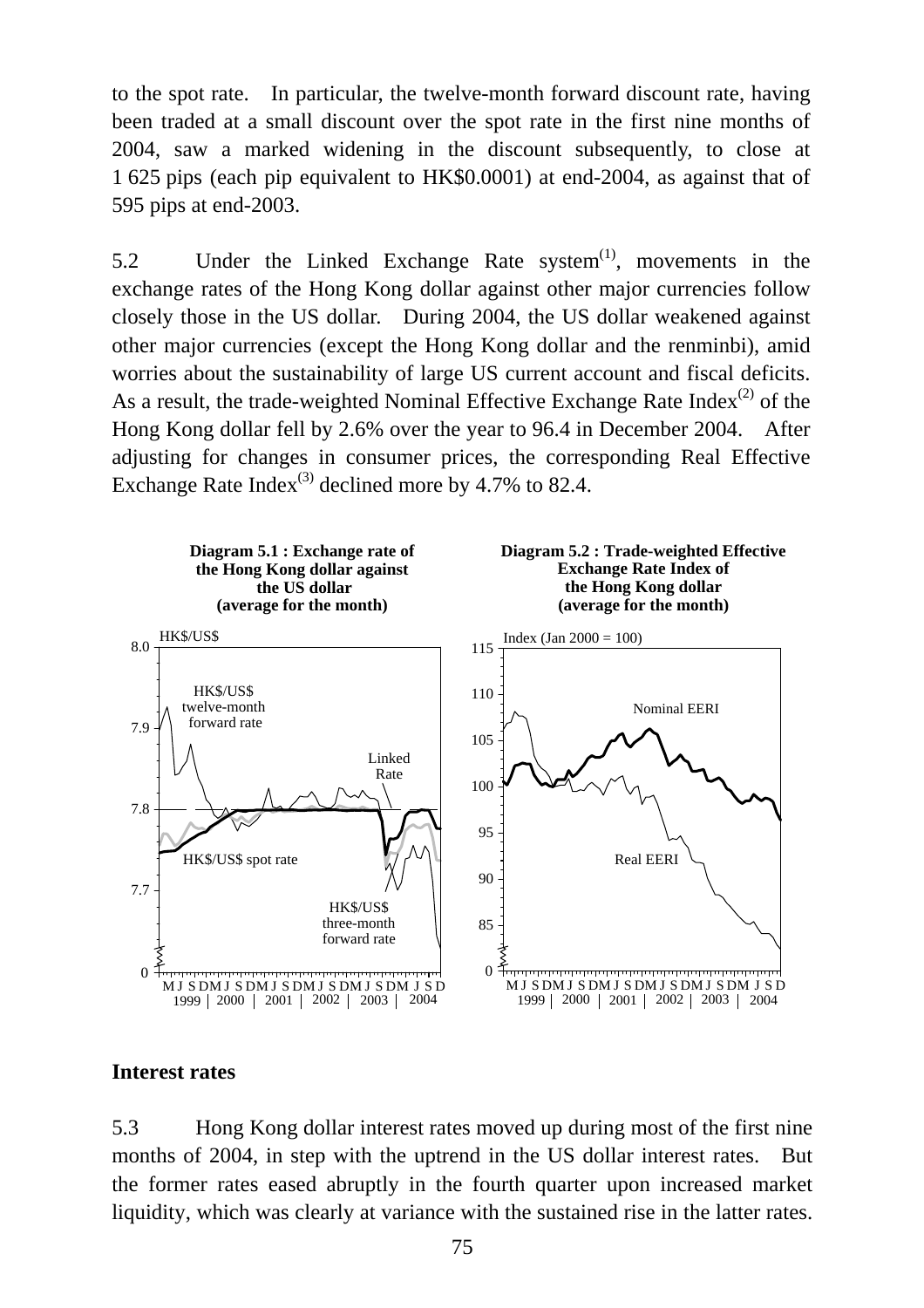to the spot rate. In particular, the twelve-month forward discount rate, having been traded at a small discount over the spot rate in the first nine months of 2004, saw a marked widening in the discount subsequently, to close at 1 625 pips (each pip equivalent to HK$0.0001) at end-2004, as against that of 595 pips at end-2003.

5.2 Under the Linked Exchange Rate system(1), movements in the exchange rates of the Hong Kong dollar against other major currencies follow closely those in the US dollar. During 2004, the US dollar weakened against other major currencies (except the Hong Kong dollar and the renminbi), amid worries about the sustainability of large US current account and fiscal deficits. As a result, the trade-weighted Nominal Effective Exchange Rate Index(2) of the Hong Kong dollar fell by 2.6% over the year to 96.4 in December 2004. After adjusting for changes in consumer prices, the corresponding Real Effective Exchange Rate Index(3) declined more by 4.7% to 82.4.

**Diagram 5.1 : Exchange rate of the Hong Kong dollar against the US dollar (average for the month)**

**Diagram 5.2 : Trade-weighted Effective Exchange Rate Index of the Hong Kong dollar (average for the month)**

## Interest rates

5.3 Hong Kong dollar interest rates moved up during most of the first nine months of 2004, in step with the uptrend in the US dollar interest rates. But the former rates eased abruptly in the fourth quarter upon increased market liquidity, which was clearly at variance with the sustained rise in the latter rates.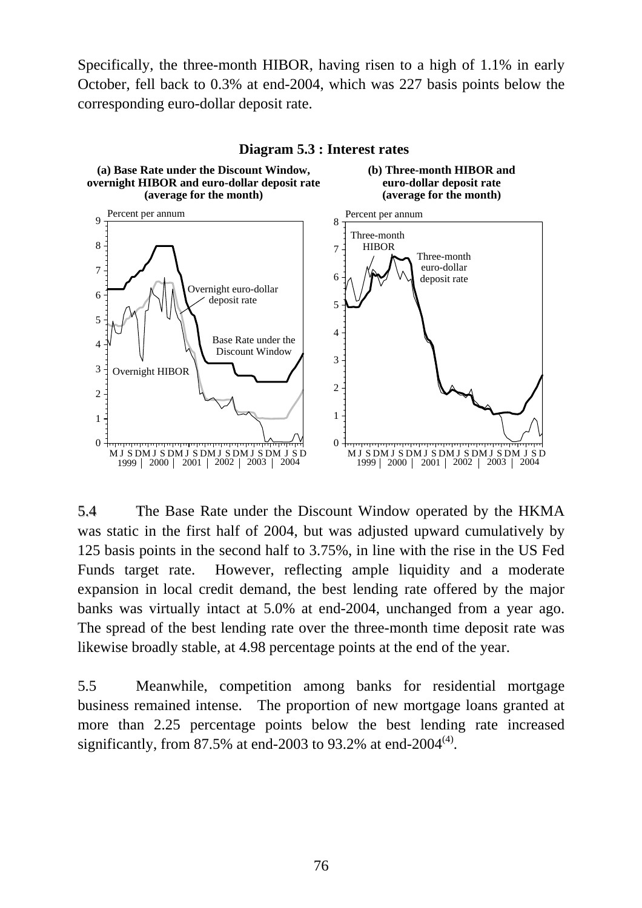Specifically, the three-month HIBOR, having risen to a high of 1.1% in early October, fell back to 0.3% at end-2004, which was 227 basis points below the corresponding euro-dollar deposit rate.

**Diagram 5.3 : Interest rates**

**(a) Base Rate under the Discount Window, overnight HIBOR and euro-dollar deposit rate (average for the month)**

**(b) Three-month HIBOR and euro-dollar deposit rate (average for the month)**

5.4 The Base Rate under the Discount Window operated by the HKMA was static in the first half of 2004, but was adjusted upward cumulatively by 125 basis points in the second half to 3.75%, in line with the rise in the US Fed Funds target rate. However, reflecting ample liquidity and a moderate expansion in local credit demand, the best lending rate offered by the major banks was virtually intact at 5.0% at end-2004, unchanged from a year ago. The spread of the best lending rate over the three-month time deposit rate was likewise broadly stable, at 4.98 percentage points at the end of the year.

5.5 Meanwhile, competition among banks for residential mortgage business remained intense. The proportion of new mortgage loans granted at more than 2.25 percentage points below the best lending rate increased significantly, from 87.5% at end-2003 to 93.2% at end-2004[(4)].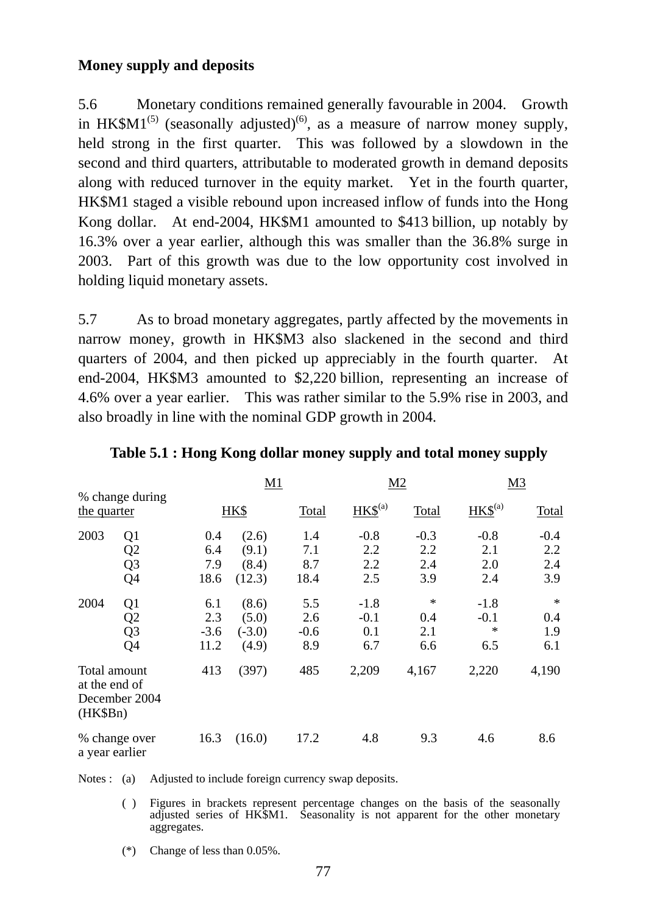**Money supply and deposits**

5.6 Monetary conditions remained generally favourable in 2004. Growth in HK$M1[(5)] (seasonally adjusted)[(6)], as a measure of narrow money supply, held strong in the first quarter. This was followed by a slowdown in the second and third quarters, attributable to moderated growth in demand deposits along with reduced turnover in the equity market. Yet in the fourth quarter, HK$M1 staged a visible rebound upon increased inflow of funds into the Hong Kong dollar. At end-2004, HK$M1 amounted to $413 billion, up notably by 16.3% over a year earlier, although this was smaller than the 36.8% surge in 2003. Part of this growth was due to the low opportunity cost involved in holding liquid monetary assets.

5.7 As to broad monetary aggregates, partly affected by the movements in narrow money, growth in HK$M3 also slackened in the second and third quarters of 2004, and then picked up appreciably in the fourth quarter. At end-2004, HK$M3 amounted to $2,220 billion, representing an increase of 4.6% over a year earlier. This was rather similar to the 5.9% rise in 2003, and also broadly in line with the nominal GDP growth in 2004.

**Table 5.1 : Hong Kong dollar money supply and total money supply**

| % change during the quarter | | M1 | | | M2 | | M3 | |
|---|---|---|---|---|---|---|---|---|
| | | HK$ | | Total | HK$[(a)] | Total | HK$[(a)] | Total |
| 2003 | Q1 | 0.4 | (2.6) | 1.4 | -0.8 | -0.3 | -0.8 | -0.4 |
| | Q2 | 6.4 | (9.1) | 7.1 | 2.2 | 2.2 | 2.1 | 2.2 |
| | Q3 | 7.9 | (8.4) | 8.7 | 2.2 | 2.4 | 2.0 | 2.4 |
| | Q4 | 18.6 | (12.3) | 18.4 | 2.5 | 3.9 | 2.4 | 3.9 |
| 2004 | Q1 | 6.1 | (8.6) | 5.5 | -1.8 | * | -1.8 | * |
| | Q2 | 2.3 | (5.0) | 2.6 | -0.1 | 0.4 | -0.1 | 0.4 |
| | Q3 | -3.6 | (-3.0) | -0.6 | 0.1 | 2.1 | * | 1.9 |
| | Q4 | 11.2 | (4.9) | 8.9 | 6.7 | 6.6 | 6.5 | 6.1 |
| Total amount at the end of December 2004 (HK$Bn) | | 413 | (397) | 485 | 2,209 | 4,167 | 2,220 | 4,190 |
| % change over a year earlier | | 16.3 | (16.0) | 17.2 | 4.8 | 9.3 | 4.6 | 8.6 |

Notes : (a) Adjusted to include foreign currency swap deposits.

( ) Figures in brackets represent percentage changes on the basis of the seasonally adjusted series of HK$M1. Seasonality is not apparent for the other monetary aggregates.

(*) Change of less than 0.05%.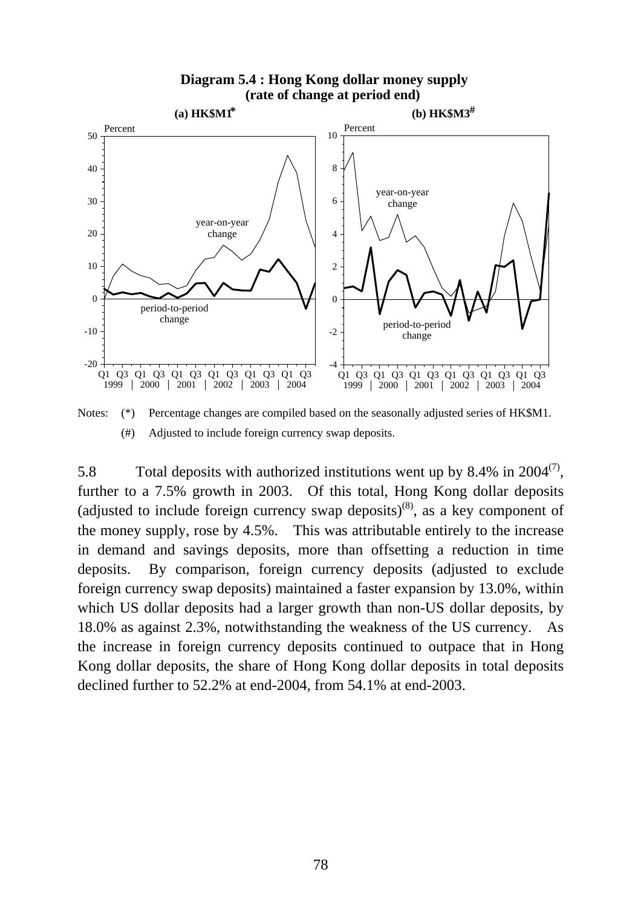**Diagram 5.4 : Hong Kong dollar money supply (rate of change at period end)**

(a) HK$M1*

(b) HK$M3#

Notes: (*) Percentage changes are compiled based on the seasonally adjusted series of HK$M1.

(#) Adjusted to include foreign currency swap deposits.

5.8 Total deposits with authorized institutions went up by 8.4% in 2004[7], further to a 7.5% growth in 2003. Of this total, Hong Kong dollar deposits (adjusted to include foreign currency swap deposits)[8], as a key component of the money supply, rose by 4.5%. This was attributable entirely to the increase in demand and savings deposits, more than offsetting a reduction in time deposits. By comparison, foreign currency deposits (adjusted to exclude foreign currency swap deposits) maintained a faster expansion by 13.0%, within which US dollar deposits had a larger growth than non-US dollar deposits, by 18.0% as against 2.3%, notwithstanding the weakness of the US currency. As the increase in foreign currency deposits continued to outpace that in Hong Kong dollar deposits, the share of Hong Kong dollar deposits in total deposits declined further to 52.2% at end-2004, from 54.1% at end-2003.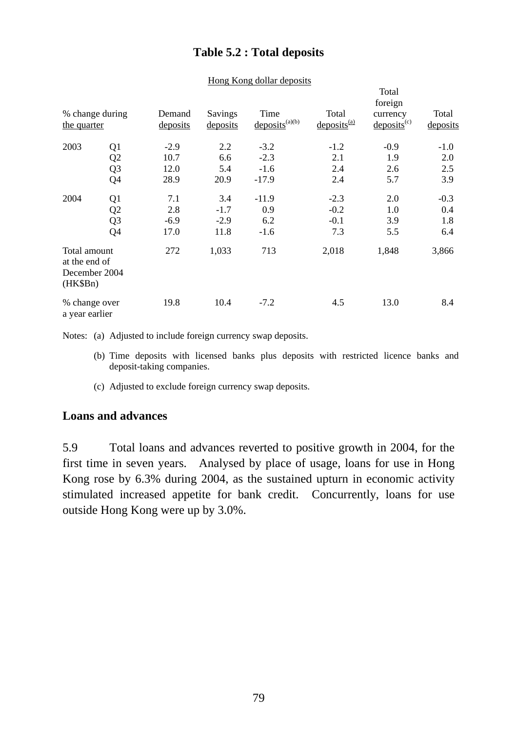## Table 5.2 : Total deposits

| % change during the quarter | | Hong Kong dollar deposits | | | | | |
|---|---|---|---|---|---|---|---|
| | | Demand deposits | Savings deposits | Time deposits[(a)(b)] | Total deposits[(a)] | Total foreign currency deposits[(c)] | Total deposits |
| 2003 | Q1 | -2.9 | 2.2 | -3.2 | -1.2 | -0.9 | -1.0 |
| | Q2 | 10.7 | 6.6 | -2.3 | 2.1 | 1.9 | 2.0 |
| | Q3 | 12.0 | 5.4 | -1.6 | 2.4 | 2.6 | 2.5 |
| | Q4 | 28.9 | 20.9 | -17.9 | 2.4 | 5.7 | 3.9 |
| 2004 | Q1 | 7.1 | 3.4 | -11.9 | -2.3 | 2.0 | -0.3 |
| | Q2 | 2.8 | -1.7 | 0.9 | -0.2 | 1.0 | 0.4 |
| | Q3 | -6.9 | -2.9 | 6.2 | -0.1 | 3.9 | 1.8 |
| | Q4 | 17.0 | 11.8 | -1.6 | 7.3 | 5.5 | 6.4 |
| Total amount at the end of December 2004 (HK$Bn) | | 272 | 1,033 | 713 | 2,018 | 1,848 | 3,866 |
| % change over a year earlier | | 19.8 | 10.4 | -7.2 | 4.5 | 13.0 | 8.4 |

Notes: (a) Adjusted to include foreign currency swap deposits.

(b) Time deposits with licensed banks plus deposits with restricted licence banks and deposit-taking companies.

(c) Adjusted to exclude foreign currency swap deposits.

### Loans and advances

5.9 Total loans and advances reverted to positive growth in 2004, for the first time in seven years. Analysed by place of usage, loans for use in Hong Kong rose by 6.3% during 2004, as the sustained upturn in economic activity stimulated increased appetite for bank credit. Concurrently, loans for use outside Hong Kong were up by 3.0%.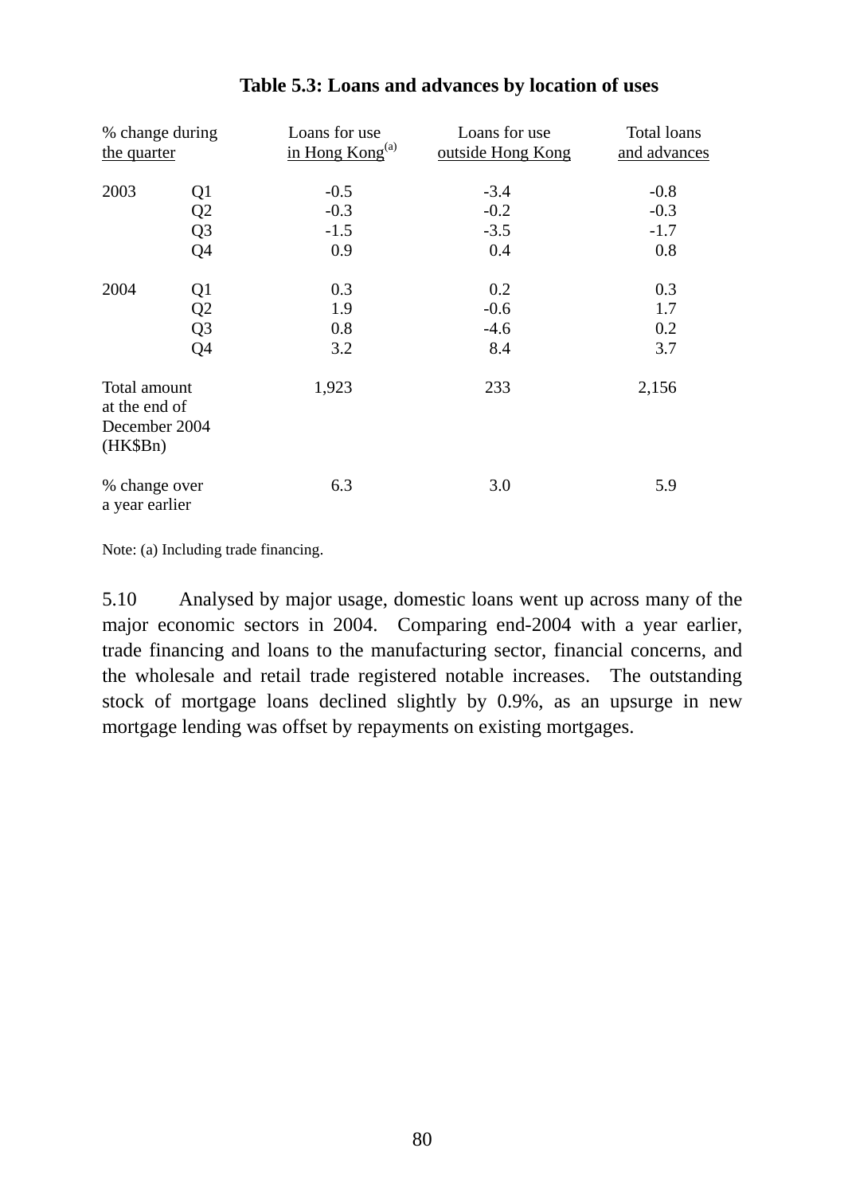**Table 5.3: Loans and advances by location of uses**

| % change during the quarter | | Loans for use in Hong Kong[(a)] | Loans for use outside Hong Kong | Total loans and advances |
|---|---|---|---|---|
| 2003 | Q1 | -0.5 | -3.4 | -0.8 |
| | Q2 | -0.3 | -0.2 | -0.3 |
| | Q3 | -1.5 | -3.5 | -1.7 |
| | Q4 | 0.9 | 0.4 | 0.8 |
| 2004 | Q1 | 0.3 | 0.2 | 0.3 |
| | Q2 | 1.9 | -0.6 | 1.7 |
| | Q3 | 0.8 | -4.6 | 0.2 |
| | Q4 | 3.2 | 8.4 | 3.7 |
| Total amount at the end of December 2004 (HK$Bn) | | 1,923 | 233 | 2,156 |
| % change over a year earlier | | 6.3 | 3.0 | 5.9 |

Note: (a) Including trade financing.

5.10 Analysed by major usage, domestic loans went up across many of the major economic sectors in 2004. Comparing end-2004 with a year earlier, trade financing and loans to the manufacturing sector, financial concerns, and the wholesale and retail trade registered notable increases. The outstanding stock of mortgage loans declined slightly by 0.9%, as an upsurge in new mortgage lending was offset by repayments on existing mortgages.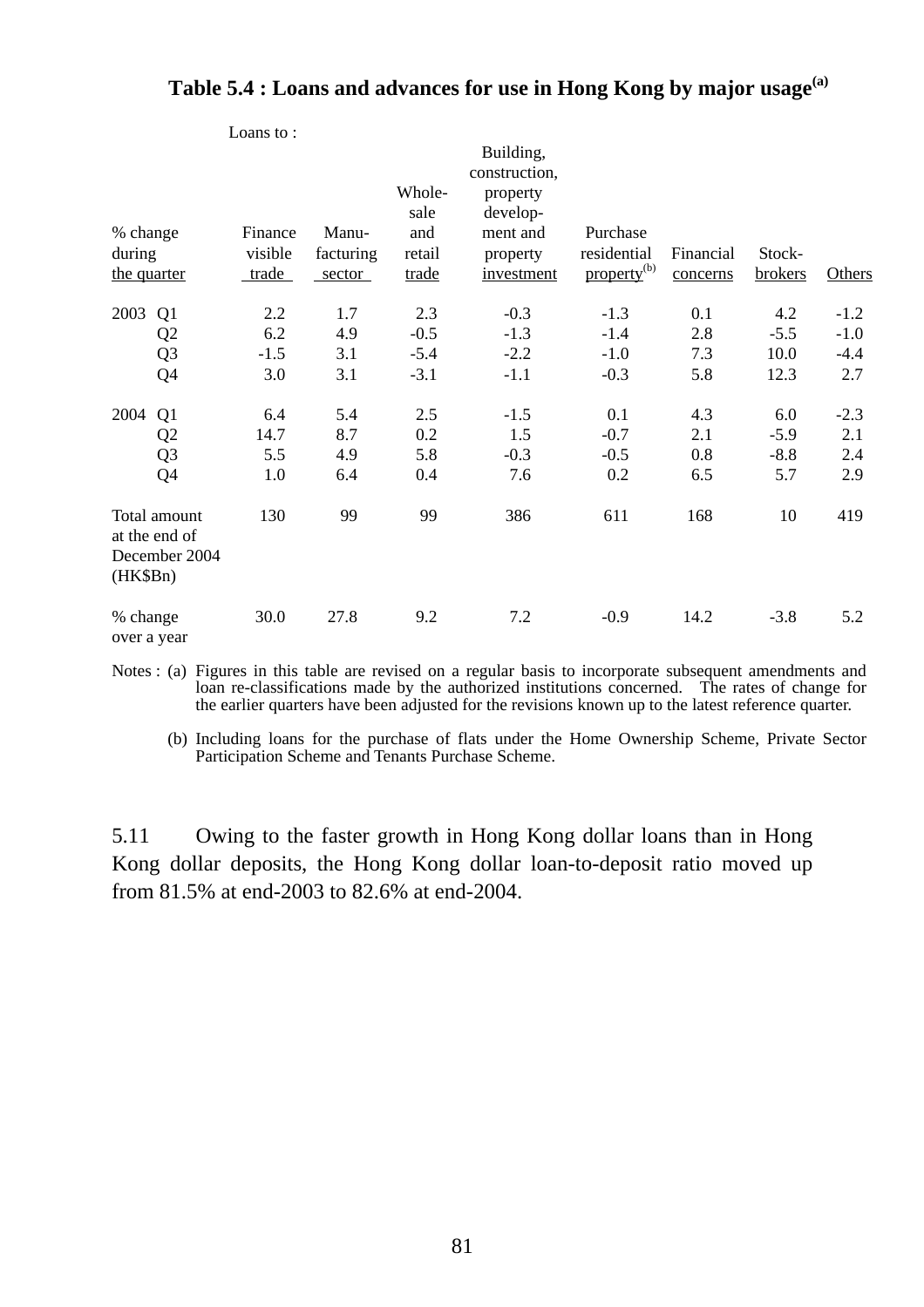**Table 5.4 : Loans and advances for use in Hong Kong by major usage[(a)]**

| % change during the quarter | | Loans to : Finance visible trade | Manu-facturing sector | Whole-sale and retail trade | Building, construction, property develop-ment and property investment | Purchase residential property[(b)] | Financial concerns | Stock-brokers | Others |
|---|---|---|---|---|---|---|---|---|---|
| 2003 | Q1 | 2.2 | 1.7 | 2.3 | -0.3 | -1.3 | 0.1 | 4.2 | -1.2 |
| | Q2 | 6.2 | 4.9 | -0.5 | -1.3 | -1.4 | 2.8 | -5.5 | -1.0 |
| | Q3 | -1.5 | 3.1 | -5.4 | -2.2 | -1.0 | 7.3 | 10.0 | -4.4 |
| | Q4 | 3.0 | 3.1 | -3.1 | -1.1 | -0.3 | 5.8 | 12.3 | 2.7 |
| 2004 | Q1 | 6.4 | 5.4 | 2.5 | -1.5 | 0.1 | 4.3 | 6.0 | -2.3 |
| | Q2 | 14.7 | 8.7 | 0.2 | 1.5 | -0.7 | 2.1 | -5.9 | 2.1 |
| | Q3 | 5.5 | 4.9 | 5.8 | -0.3 | -0.5 | 0.8 | -8.8 | 2.4 |
| | Q4 | 1.0 | 6.4 | 0.4 | 7.6 | 0.2 | 6.5 | 5.7 | 2.9 |
| Total amount at the end of December 2004 (HK$Bn) | | 130 | 99 | 99 | 386 | 611 | 168 | 10 | 419 |
| % change over a year | | 30.0 | 27.8 | 9.2 | 7.2 | -0.9 | 14.2 | -3.8 | 5.2 |

Notes : (a) Figures in this table are revised on a regular basis to incorporate subsequent amendments and loan re-classifications made by the authorized institutions concerned. The rates of change for the earlier quarters have been adjusted for the revisions known up to the latest reference quarter.

(b) Including loans for the purchase of flats under the Home Ownership Scheme, Private Sector Participation Scheme and Tenants Purchase Scheme.

5.11 Owing to the faster growth in Hong Kong dollar loans than in Hong Kong dollar deposits, the Hong Kong dollar loan-to-deposit ratio moved up from 81.5% at end-2003 to 82.6% at end-2004.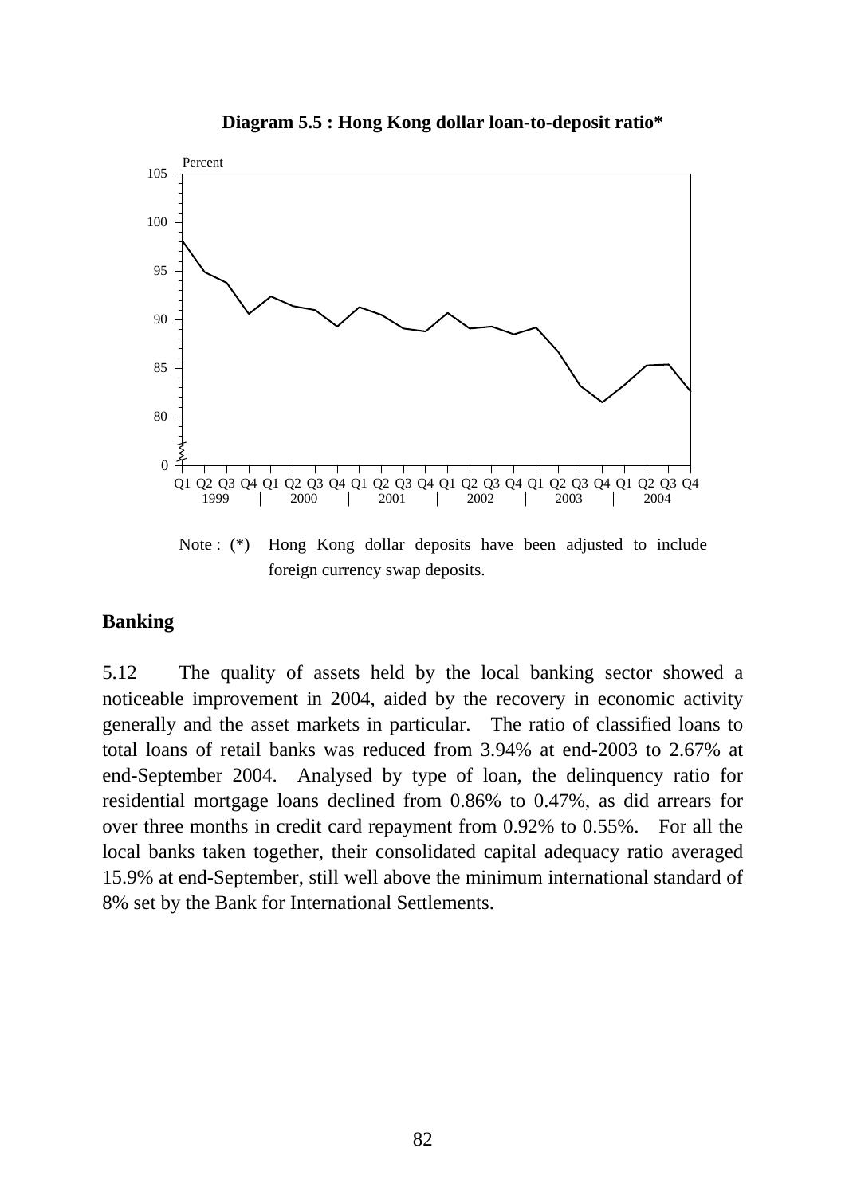**Diagram 5.5 : Hong Kong dollar loan-to-deposit ratio***

Note : (*) Hong Kong dollar deposits have been adjusted to include foreign currency swap deposits.

## Banking

5.12 The quality of assets held by the local banking sector showed a noticeable improvement in 2004, aided by the recovery in economic activity generally and the asset markets in particular. The ratio of classified loans to total loans of retail banks was reduced from 3.94% at end-2003 to 2.67% at end-September 2004. Analysed by type of loan, the delinquency ratio for residential mortgage loans declined from 0.86% to 0.47%, as did arrears for over three months in credit card repayment from 0.92% to 0.55%. For all the local banks taken together, their consolidated capital adequacy ratio averaged 15.9% at end-September, still well above the minimum international standard of 8% set by the Bank for International Settlements.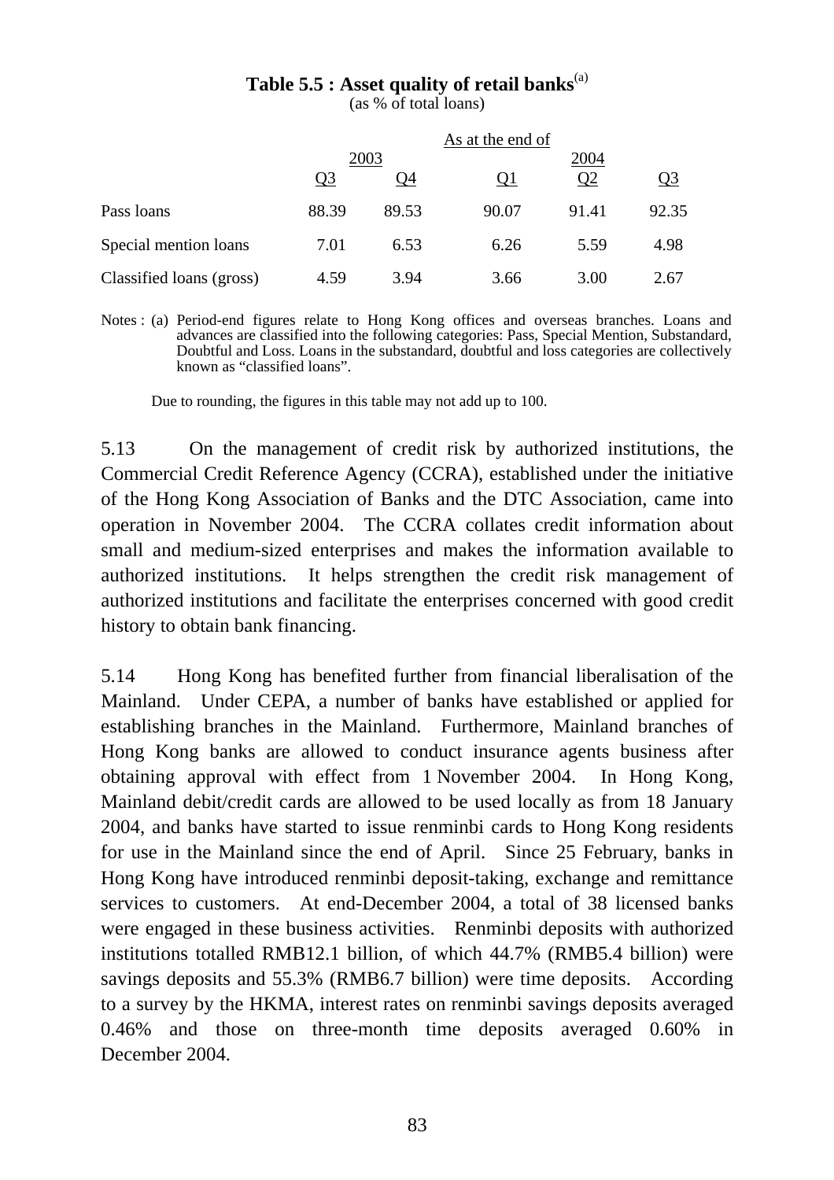**Table 5.5 : Asset quality of retail banks**[(a)]

(as % of total loans)

| | As at the end of | | | | |
|---|---|---|---|---|---|
| | 2003 | | 2004 | | |
| | Q3 | Q4 | Q1 | Q2 | Q3 |
| Pass loans | 88.39 | 89.53 | 90.07 | 91.41 | 92.35 |
| Special mention loans | 7.01 | 6.53 | 6.26 | 5.59 | 4.98 |
| Classified loans (gross) | 4.59 | 3.94 | 3.66 | 3.00 | 2.67 |

Notes : (a) Period-end figures relate to Hong Kong offices and overseas branches. Loans and advances are classified into the following categories: Pass, Special Mention, Substandard, Doubtful and Loss. Loans in the substandard, doubtful and loss categories are collectively known as "classified loans".

Due to rounding, the figures in this table may not add up to 100.

5.13 On the management of credit risk by authorized institutions, the Commercial Credit Reference Agency (CCRA), established under the initiative of the Hong Kong Association of Banks and the DTC Association, came into operation in November 2004. The CCRA collates credit information about small and medium-sized enterprises and makes the information available to authorized institutions. It helps strengthen the credit risk management of authorized institutions and facilitate the enterprises concerned with good credit history to obtain bank financing.

5.14 Hong Kong has benefited further from financial liberalisation of the Mainland. Under CEPA, a number of banks have established or applied for establishing branches in the Mainland. Furthermore, Mainland branches of Hong Kong banks are allowed to conduct insurance agents business after obtaining approval with effect from 1 November 2004. In Hong Kong, Mainland debit/credit cards are allowed to be used locally as from 18 January 2004, and banks have started to issue renminbi cards to Hong Kong residents for use in the Mainland since the end of April. Since 25 February, banks in Hong Kong have introduced renminbi deposit-taking, exchange and remittance services to customers. At end-December 2004, a total of 38 licensed banks were engaged in these business activities. Renminbi deposits with authorized institutions totalled RMB12.1 billion, of which 44.7% (RMB5.4 billion) were savings deposits and 55.3% (RMB6.7 billion) were time deposits. According to a survey by the HKMA, interest rates on renminbi savings deposits averaged 0.46% and those on three-month time deposits averaged 0.60% in December 2004.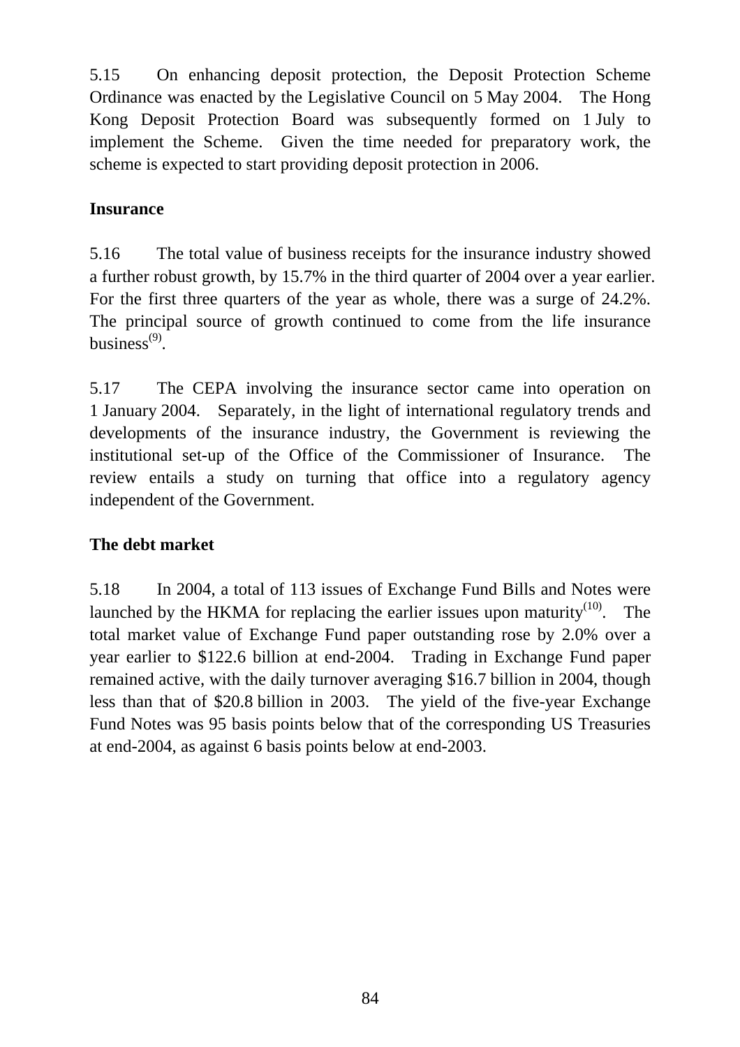5.15 On enhancing deposit protection, the Deposit Protection Scheme Ordinance was enacted by the Legislative Council on 5 May 2004. The Hong Kong Deposit Protection Board was subsequently formed on 1 July to implement the Scheme. Given the time needed for preparatory work, the scheme is expected to start providing deposit protection in 2006.

**Insurance**

5.16 The total value of business receipts for the insurance industry showed a further robust growth, by 15.7% in the third quarter of 2004 over a year earlier. For the first three quarters of the year as whole, there was a surge of 24.2%. The principal source of growth continued to come from the life insurance business[9].

5.17 The CEPA involving the insurance sector came into operation on 1 January 2004. Separately, in the light of international regulatory trends and developments of the insurance industry, the Government is reviewing the institutional set-up of the Office of the Commissioner of Insurance. The review entails a study on turning that office into a regulatory agency independent of the Government.

**The debt market**

5.18 In 2004, a total of 113 issues of Exchange Fund Bills and Notes were launched by the HKMA for replacing the earlier issues upon maturity[10]. The total market value of Exchange Fund paper outstanding rose by 2.0% over a year earlier to $122.6 billion at end-2004. Trading in Exchange Fund paper remained active, with the daily turnover averaging $16.7 billion in 2004, though less than that of $20.8 billion in 2003. The yield of the five-year Exchange Fund Notes was 95 basis points below that of the corresponding US Treasuries at end-2004, as against 6 basis points below at end-2003.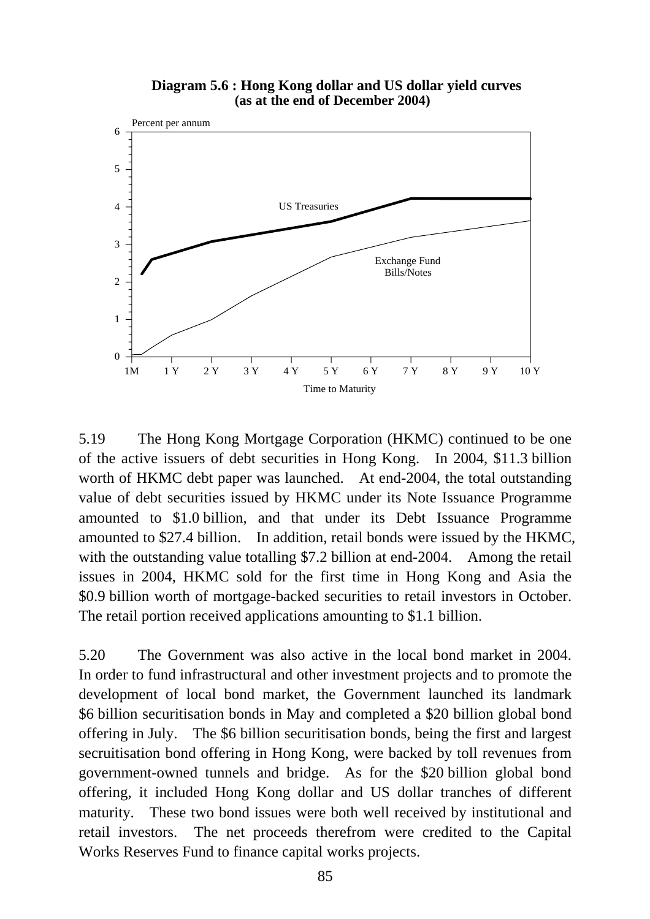**Diagram 5.6 : Hong Kong dollar and US dollar yield curves (as at the end of December 2004)**

Percent per annum

US Treasuries

Exchange Fund Bills/Notes

Time to Maturity

5.19 The Hong Kong Mortgage Corporation (HKMC) continued to be one of the active issuers of debt securities in Hong Kong. In 2004, $11.3 billion worth of HKMC debt paper was launched. At end-2004, the total outstanding value of debt securities issued by HKMC under its Note Issuance Programme amounted to $1.0 billion, and that under its Debt Issuance Programme amounted to $27.4 billion. In addition, retail bonds were issued by the HKMC, with the outstanding value totalling $7.2 billion at end-2004. Among the retail issues in 2004, HKMC sold for the first time in Hong Kong and Asia the $0.9 billion worth of mortgage-backed securities to retail investors in October. The retail portion received applications amounting to $1.1 billion.

5.20 The Government was also active in the local bond market in 2004. In order to fund infrastructural and other investment projects and to promote the development of local bond market, the Government launched its landmark $6 billion securitisation bonds in May and completed a $20 billion global bond offering in July. The $6 billion securitisation bonds, being the first and largest secruitisation bond offering in Hong Kong, were backed by toll revenues from government-owned tunnels and bridge. As for the $20 billion global bond offering, it included Hong Kong dollar and US dollar tranches of different maturity. These two bond issues were both well received by institutional and retail investors. The net proceeds therefrom were credited to the Capital Works Reserves Fund to finance capital works projects.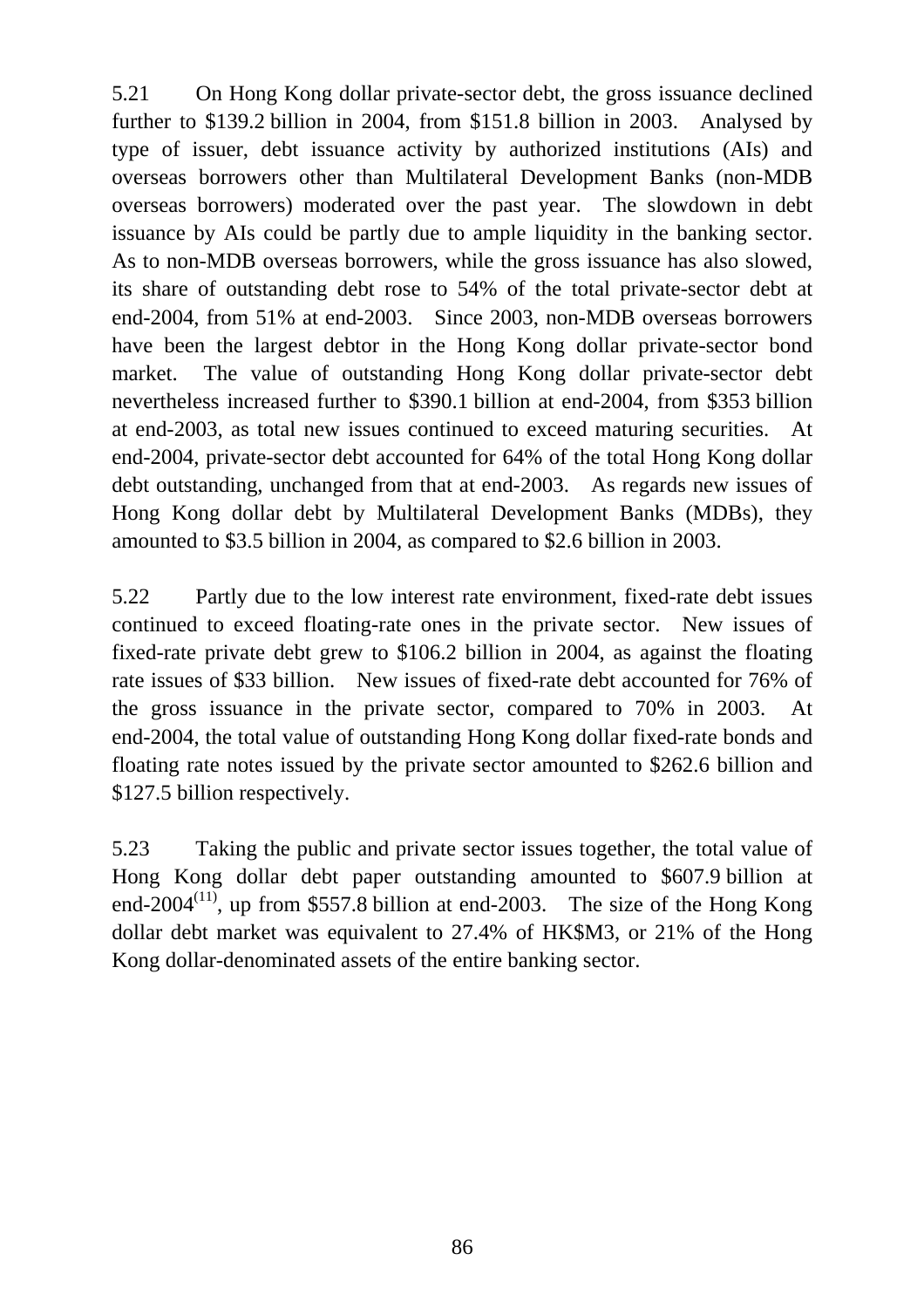5.21 On Hong Kong dollar private-sector debt, the gross issuance declined further to $139.2 billion in 2004, from $151.8 billion in 2003. Analysed by type of issuer, debt issuance activity by authorized institutions (AIs) and overseas borrowers other than Multilateral Development Banks (non-MDB overseas borrowers) moderated over the past year. The slowdown in debt issuance by AIs could be partly due to ample liquidity in the banking sector. As to non-MDB overseas borrowers, while the gross issuance has also slowed, its share of outstanding debt rose to 54% of the total private-sector debt at end-2004, from 51% at end-2003. Since 2003, non-MDB overseas borrowers have been the largest debtor in the Hong Kong dollar private-sector bond market. The value of outstanding Hong Kong dollar private-sector debt nevertheless increased further to $390.1 billion at end-2004, from $353 billion at end-2003, as total new issues continued to exceed maturing securities. At end-2004, private-sector debt accounted for 64% of the total Hong Kong dollar debt outstanding, unchanged from that at end-2003. As regards new issues of Hong Kong dollar debt by Multilateral Development Banks (MDBs), they amounted to $3.5 billion in 2004, as compared to $2.6 billion in 2003.

5.22 Partly due to the low interest rate environment, fixed-rate debt issues continued to exceed floating-rate ones in the private sector. New issues of fixed-rate private debt grew to $106.2 billion in 2004, as against the floating rate issues of $33 billion. New issues of fixed-rate debt accounted for 76% of the gross issuance in the private sector, compared to 70% in 2003. At end-2004, the total value of outstanding Hong Kong dollar fixed-rate bonds and floating rate notes issued by the private sector amounted to $262.6 billion and $127.5 billion respectively.

5.23 Taking the public and private sector issues together, the total value of Hong Kong dollar debt paper outstanding amounted to $607.9 billion at end-2004[(11)], up from $557.8 billion at end-2003. The size of the Hong Kong dollar debt market was equivalent to 27.4% of HK$M3, or 21% of the Hong Kong dollar-denominated assets of the entire banking sector.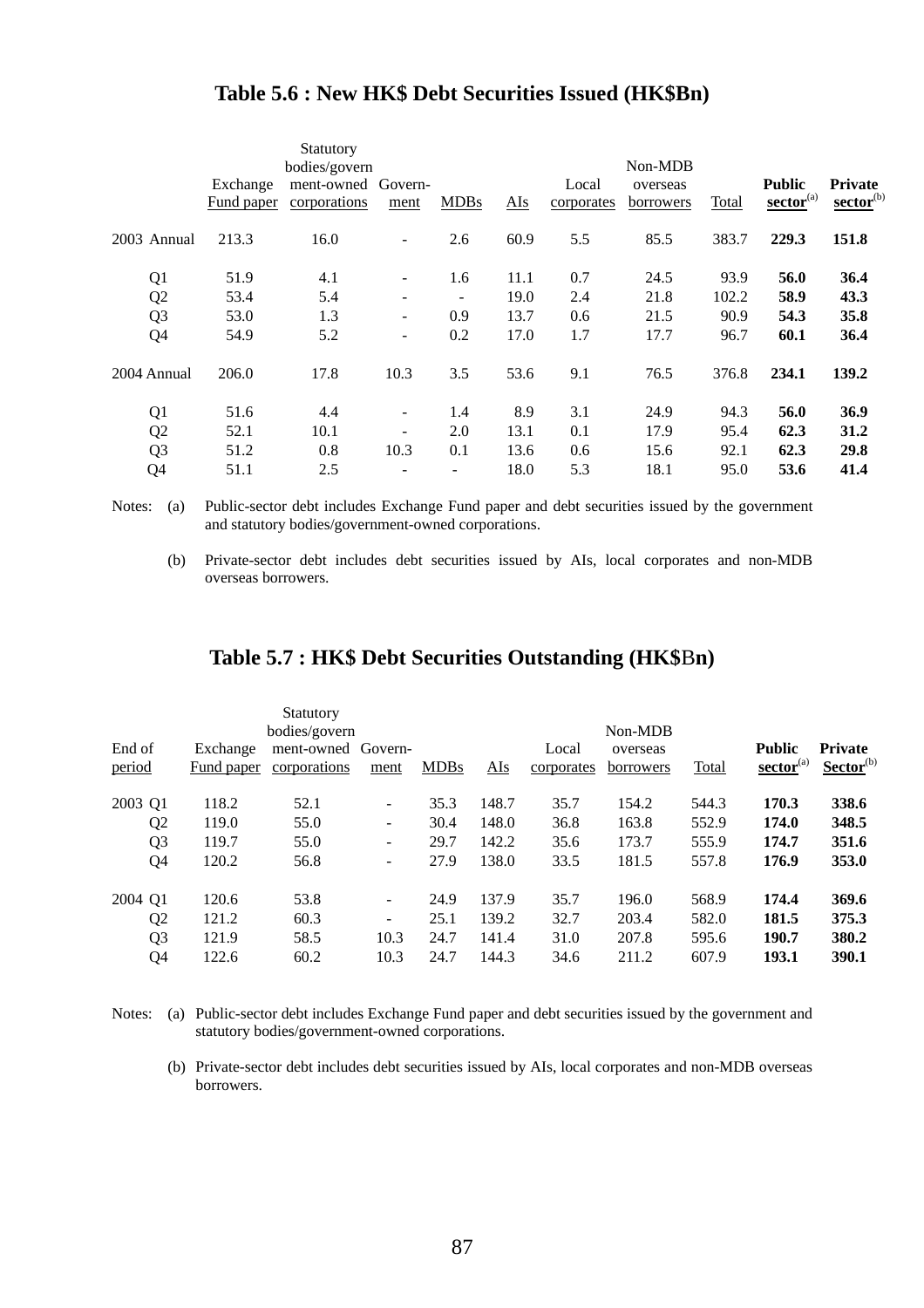## Table 5.6 : New HK$ Debt Securities Issued (HK$Bn)

| | Exchange Fund paper | Statutory bodies/government-owned corporations | Government | MDBs | AIs | Local corporates | Non-MDB overseas borrowers | Total | **Public sector**[(a)] | **Private sector**[(b)] |
|---|---|---|---|---|---|---|---|---|---|---|
| 2003 Annual | 213.3 | 16.0 | - | 2.6 | 60.9 | 5.5 | 85.5 | 383.7 | **229.3** | **151.8** |
| Q1 | 51.9 | 4.1 | - | 1.6 | 11.1 | 0.7 | 24.5 | 93.9 | **56.0** | **36.4** |
| Q2 | 53.4 | 5.4 | - | - | 19.0 | 2.4 | 21.8 | 102.2 | **58.9** | **43.3** |
| Q3 | 53.0 | 1.3 | - | 0.9 | 13.7 | 0.6 | 21.5 | 90.9 | **54.3** | **35.8** |
| Q4 | 54.9 | 5.2 | - | 0.2 | 17.0 | 1.7 | 17.7 | 96.7 | **60.1** | **36.4** |
| 2004 Annual | 206.0 | 17.8 | 10.3 | 3.5 | 53.6 | 9.1 | 76.5 | 376.8 | **234.1** | **139.2** |
| Q1 | 51.6 | 4.4 | - | 1.4 | 8.9 | 3.1 | 24.9 | 94.3 | **56.0** | **36.9** |
| Q2 | 52.1 | 10.1 | - | 2.0 | 13.1 | 0.1 | 17.9 | 95.4 | **62.3** | **31.2** |
| Q3 | 51.2 | 0.8 | 10.3 | 0.1 | 13.6 | 0.6 | 15.6 | 92.1 | **62.3** | **29.8** |
| Q4 | 51.1 | 2.5 | - | - | 18.0 | 5.3 | 18.1 | 95.0 | **53.6** | **41.4** |

Notes: (a) Public-sector debt includes Exchange Fund paper and debt securities issued by the government and statutory bodies/government-owned corporations.

(b) Private-sector debt includes debt securities issued by AIs, local corporates and non-MDB overseas borrowers.

## Table 5.7 : HK$ Debt Securities Outstanding (HK$Bn)

| End of period | Exchange Fund paper | Statutory bodies/government-owned corporations | Government | MDBs | AIs | Local corporates | Non-MDB overseas borrowers | Total | **Public sector**[(a)] | **Private Sector**[(b)] |
|---|---|---|---|---|---|---|---|---|---|---|
| 2003 Q1 | 118.2 | 52.1 | - | 35.3 | 148.7 | 35.7 | 154.2 | 544.3 | **170.3** | **338.6** |
| Q2 | 119.0 | 55.0 | - | 30.4 | 148.0 | 36.8 | 163.8 | 552.9 | **174.0** | **348.5** |
| Q3 | 119.7 | 55.0 | - | 29.7 | 142.2 | 35.6 | 173.7 | 555.9 | **174.7** | **351.6** |
| Q4 | 120.2 | 56.8 | - | 27.9 | 138.0 | 33.5 | 181.5 | 557.8 | **176.9** | **353.0** |
| 2004 Q1 | 120.6 | 53.8 | - | 24.9 | 137.9 | 35.7 | 196.0 | 568.9 | **174.4** | **369.6** |
| Q2 | 121.2 | 60.3 | - | 25.1 | 139.2 | 32.7 | 203.4 | 582.0 | **181.5** | **375.3** |
| Q3 | 121.9 | 58.5 | 10.3 | 24.7 | 141.4 | 31.0 | 207.8 | 595.6 | **190.7** | **380.2** |
| Q4 | 122.6 | 60.2 | 10.3 | 24.7 | 144.3 | 34.6 | 211.2 | 607.9 | **193.1** | **390.1** |

Notes: (a) Public-sector debt includes Exchange Fund paper and debt securities issued by the government and statutory bodies/government-owned corporations.

(b) Private-sector debt includes debt securities issued by AIs, local corporates and non-MDB overseas borrowers.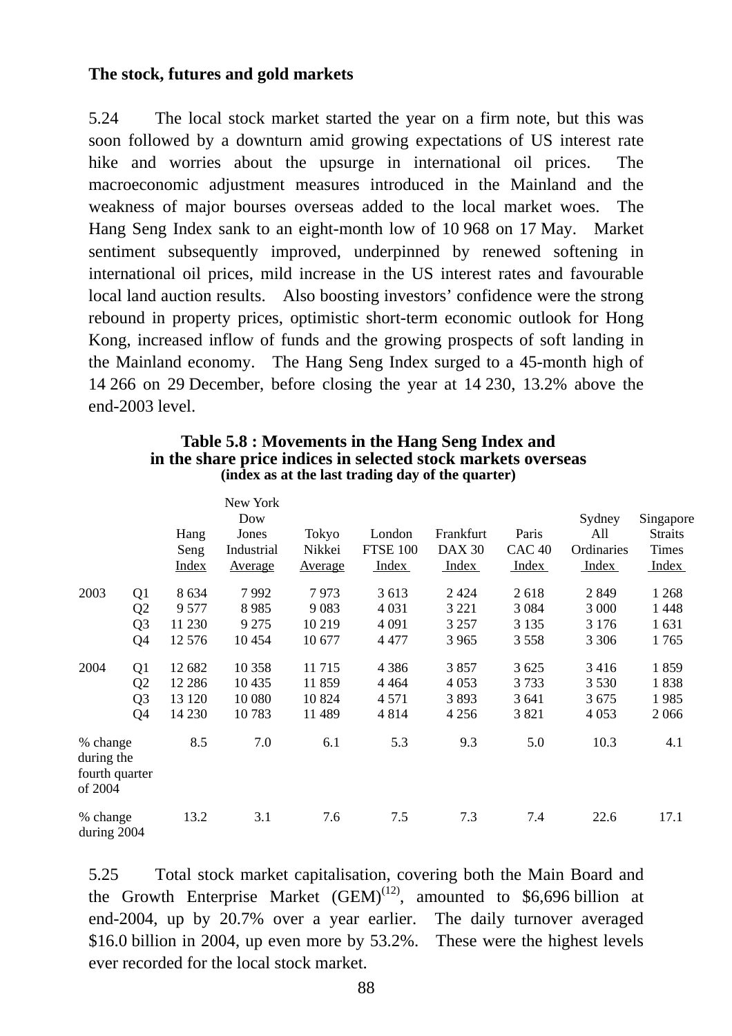**The stock, futures and gold markets**

5.24 The local stock market started the year on a firm note, but this was soon followed by a downturn amid growing expectations of US interest rate hike and worries about the upsurge in international oil prices. The macroeconomic adjustment measures introduced in the Mainland and the weakness of major bourses overseas added to the local market woes. The Hang Seng Index sank to an eight-month low of 10 968 on 17 May. Market sentiment subsequently improved, underpinned by renewed softening in international oil prices, mild increase in the US interest rates and favourable local land auction results. Also boosting investors' confidence were the strong rebound in property prices, optimistic short-term economic outlook for Hong Kong, increased inflow of funds and the growing prospects of soft landing in the Mainland economy. The Hang Seng Index surged to a 45-month high of 14 266 on 29 December, before closing the year at 14 230, 13.2% above the end-2003 level.

**Table 5.8 : Movements in the Hang Seng Index and in the share price indices in selected stock markets overseas**
**(index as at the last trading day of the quarter)**

| | | Hang Seng Index | New York Dow Jones Industrial Average | Tokyo Nikkei Average | London FTSE 100 Index | Frankfurt DAX 30 Index | Paris CAC 40 Index | Sydney All Ordinaries Index | Singapore Straits Times Index |
|---|---|---|---|---|---|---|---|---|---|
| 2003 | Q1 | 8 634 | 7 992 | 7 973 | 3 613 | 2 424 | 2 618 | 2 849 | 1 268 |
| | Q2 | 9 577 | 8 985 | 9 083 | 4 031 | 3 221 | 3 084 | 3 000 | 1 448 |
| | Q3 | 11 230 | 9 275 | 10 219 | 4 091 | 3 257 | 3 135 | 3 176 | 1 631 |
| | Q4 | 12 576 | 10 454 | 10 677 | 4 477 | 3 965 | 3 558 | 3 306 | 1 765 |
| 2004 | Q1 | 12 682 | 10 358 | 11 715 | 4 386 | 3 857 | 3 625 | 3 416 | 1 859 |
| | Q2 | 12 286 | 10 435 | 11 859 | 4 464 | 4 053 | 3 733 | 3 530 | 1 838 |
| | Q3 | 13 120 | 10 080 | 10 824 | 4 571 | 3 893 | 3 641 | 3 675 | 1 985 |
| | Q4 | 14 230 | 10 783 | 11 489 | 4 814 | 4 256 | 3 821 | 4 053 | 2 066 |
| % change during the fourth quarter of 2004 | | 8.5 | 7.0 | 6.1 | 5.3 | 9.3 | 5.0 | 10.3 | 4.1 |
| % change during 2004 | | 13.2 | 3.1 | 7.6 | 7.5 | 7.3 | 7.4 | 22.6 | 17.1 |

5.25 Total stock market capitalisation, covering both the Main Board and the Growth Enterprise Market (GEM)[12], amounted to $6,696 billion at end-2004, up by 20.7% over a year earlier. The daily turnover averaged $16.0 billion in 2004, up even more by 53.2%. These were the highest levels ever recorded for the local stock market.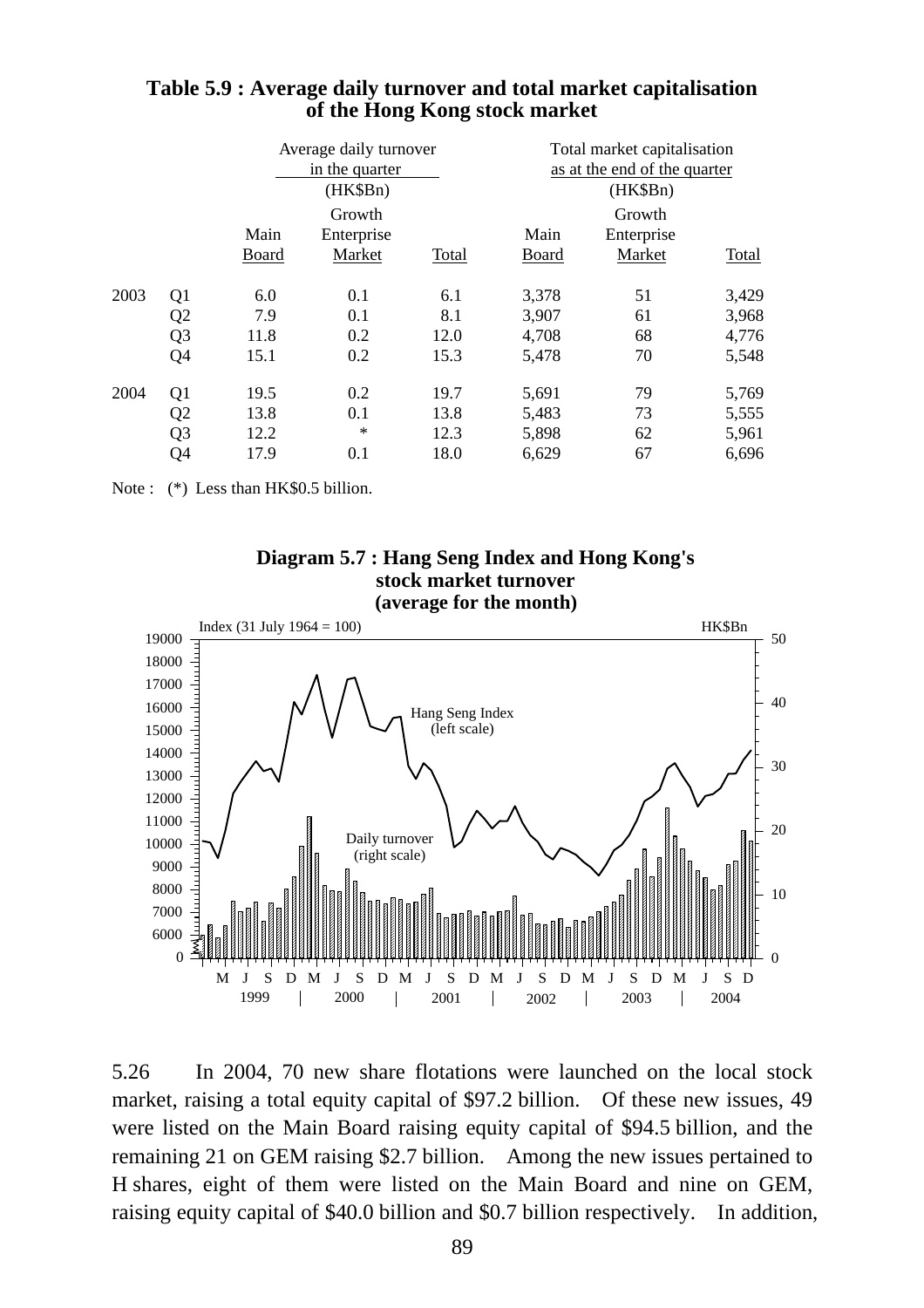**Table 5.9 : Average daily turnover and total market capitalisation of the Hong Kong stock market**

| | | Average daily turnover in the quarter (HK$Bn) | | | Total market capitalisation as at the end of the quarter (HK$Bn) | | |
|---|---|---|---|---|---|---|---|
| | | Main Board | Growth Enterprise Market | Total | Main Board | Growth Enterprise Market | Total |
| 2003 | Q1 | 6.0 | 0.1 | 6.1 | 3,378 | 51 | 3,429 |
| | Q2 | 7.9 | 0.1 | 8.1 | 3,907 | 61 | 3,968 |
| | Q3 | 11.8 | 0.2 | 12.0 | 4,708 | 68 | 4,776 |
| | Q4 | 15.1 | 0.2 | 15.3 | 5,478 | 70 | 5,548 |
| 2004 | Q1 | 19.5 | 0.2 | 19.7 | 5,691 | 79 | 5,769 |
| | Q2 | 13.8 | 0.1 | 13.8 | 5,483 | 73 | 5,555 |
| | Q3 | 12.2 | * | 12.3 | 5,898 | 62 | 5,961 |
| | Q4 | 17.9 | 0.1 | 18.0 | 6,629 | 67 | 6,696 |

Note : (*) Less than HK$0.5 billion.

**Diagram 5.7 : Hang Seng Index and Hong Kong's stock market turnover (average for the month)**

5.26 In 2004, 70 new share flotations were launched on the local stock market, raising a total equity capital of $97.2 billion. Of these new issues, 49 were listed on the Main Board raising equity capital of $94.5 billion, and the remaining 21 on GEM raising $2.7 billion. Among the new issues pertained to H shares, eight of them were listed on the Main Board and nine on GEM, raising equity capital of $40.0 billion and $0.7 billion respectively. In addition,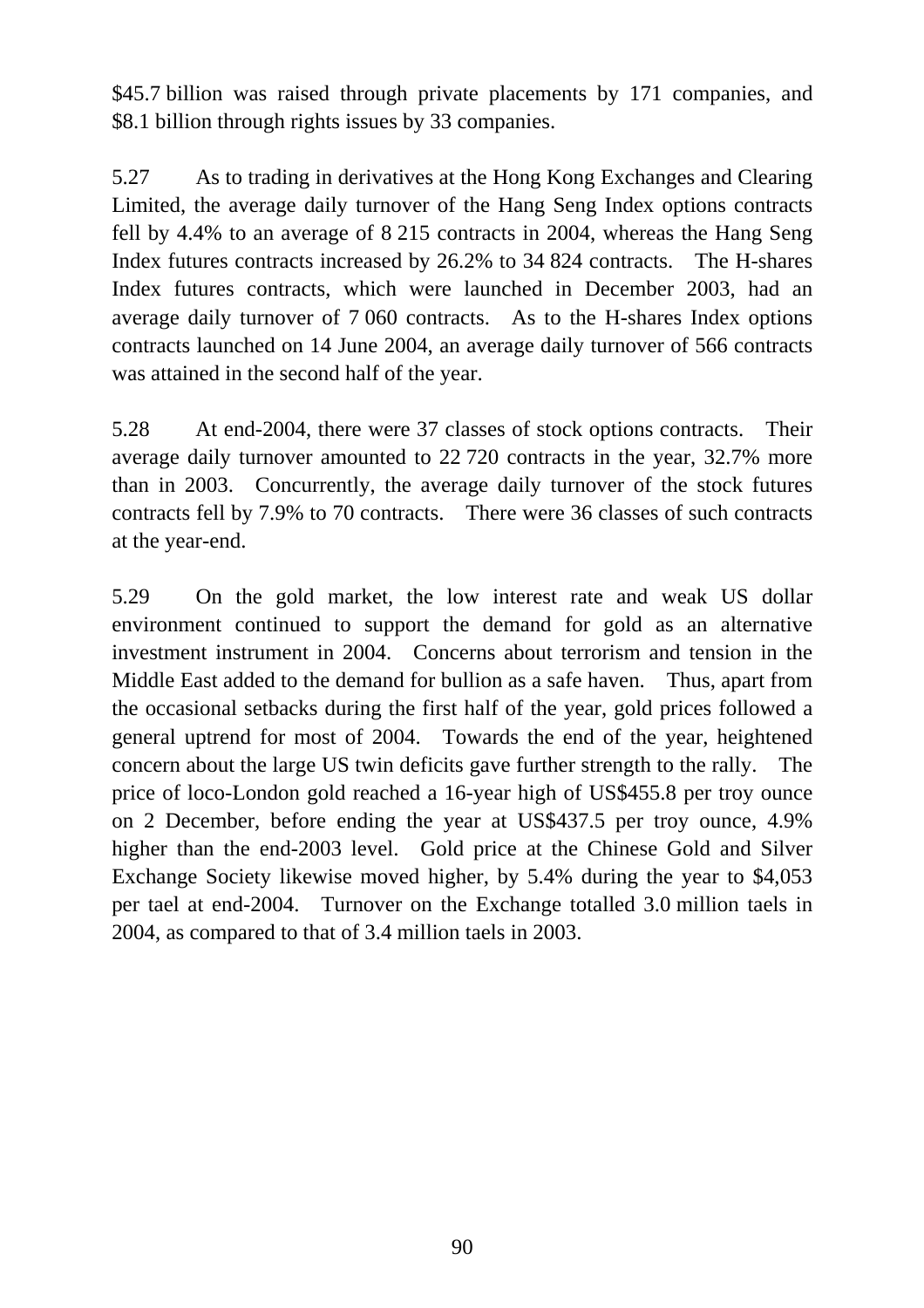$45.7 billion was raised through private placements by 171 companies, and $8.1 billion through rights issues by 33 companies.

5.27 As to trading in derivatives at the Hong Kong Exchanges and Clearing Limited, the average daily turnover of the Hang Seng Index options contracts fell by 4.4% to an average of 8 215 contracts in 2004, whereas the Hang Seng Index futures contracts increased by 26.2% to 34 824 contracts. The H-shares Index futures contracts, which were launched in December 2003, had an average daily turnover of 7 060 contracts. As to the H-shares Index options contracts launched on 14 June 2004, an average daily turnover of 566 contracts was attained in the second half of the year.

5.28 At end-2004, there were 37 classes of stock options contracts. Their average daily turnover amounted to 22 720 contracts in the year, 32.7% more than in 2003. Concurrently, the average daily turnover of the stock futures contracts fell by 7.9% to 70 contracts. There were 36 classes of such contracts at the year-end.

5.29 On the gold market, the low interest rate and weak US dollar environment continued to support the demand for gold as an alternative investment instrument in 2004. Concerns about terrorism and tension in the Middle East added to the demand for bullion as a safe haven. Thus, apart from the occasional setbacks during the first half of the year, gold prices followed a general uptrend for most of 2004. Towards the end of the year, heightened concern about the large US twin deficits gave further strength to the rally. The price of loco-London gold reached a 16-year high of US$455.8 per troy ounce on 2 December, before ending the year at US$437.5 per troy ounce, 4.9% higher than the end-2003 level. Gold price at the Chinese Gold and Silver Exchange Society likewise moved higher, by 5.4% during the year to $4,053 per tael at end-2004. Turnover on the Exchange totalled 3.0 million taels in 2004, as compared to that of 3.4 million taels in 2003.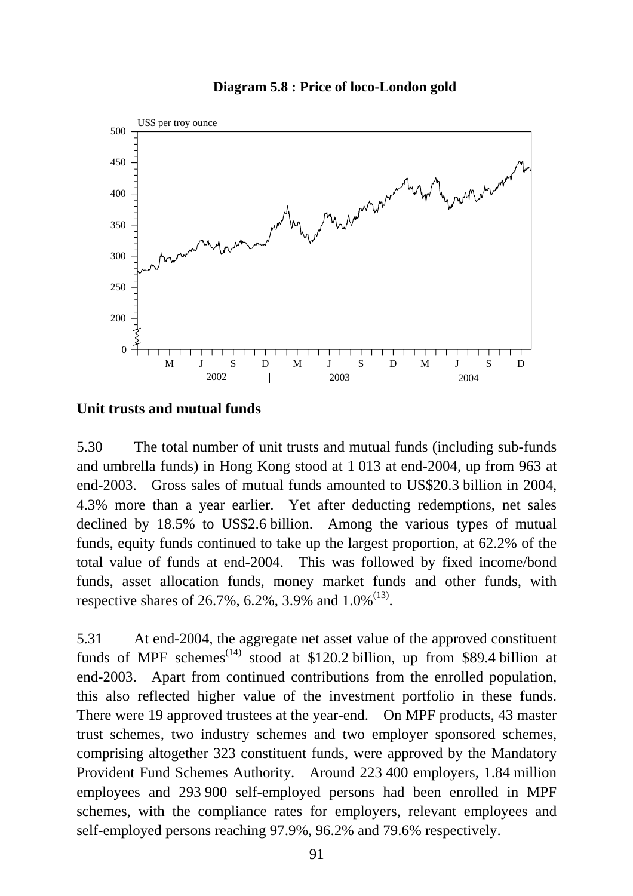**Diagram 5.8 : Price of loco-London gold**

## Unit trusts and mutual funds

5.30 The total number of unit trusts and mutual funds (including sub-funds and umbrella funds) in Hong Kong stood at 1 013 at end-2004, up from 963 at end-2003. Gross sales of mutual funds amounted to US$20.3 billion in 2004, 4.3% more than a year earlier. Yet after deducting redemptions, net sales declined by 18.5% to US$2.6 billion. Among the various types of mutual funds, equity funds continued to take up the largest proportion, at 62.2% of the total value of funds at end-2004. This was followed by fixed income/bond funds, asset allocation funds, money market funds and other funds, with respective shares of 26.7%, 6.2%, 3.9% and 1.0%[13].

5.31 At end-2004, the aggregate net asset value of the approved constituent funds of MPF schemes[14] stood at $120.2 billion, up from $89.4 billion at end-2003. Apart from continued contributions from the enrolled population, this also reflected higher value of the investment portfolio in these funds. There were 19 approved trustees at the year-end. On MPF products, 43 master trust schemes, two industry schemes and two employer sponsored schemes, comprising altogether 323 constituent funds, were approved by the Mandatory Provident Fund Schemes Authority. Around 223 400 employers, 1.84 million employees and 293 900 self-employed persons had been enrolled in MPF schemes, with the compliance rates for employers, relevant employees and self-employed persons reaching 97.9%, 96.2% and 79.6% respectively.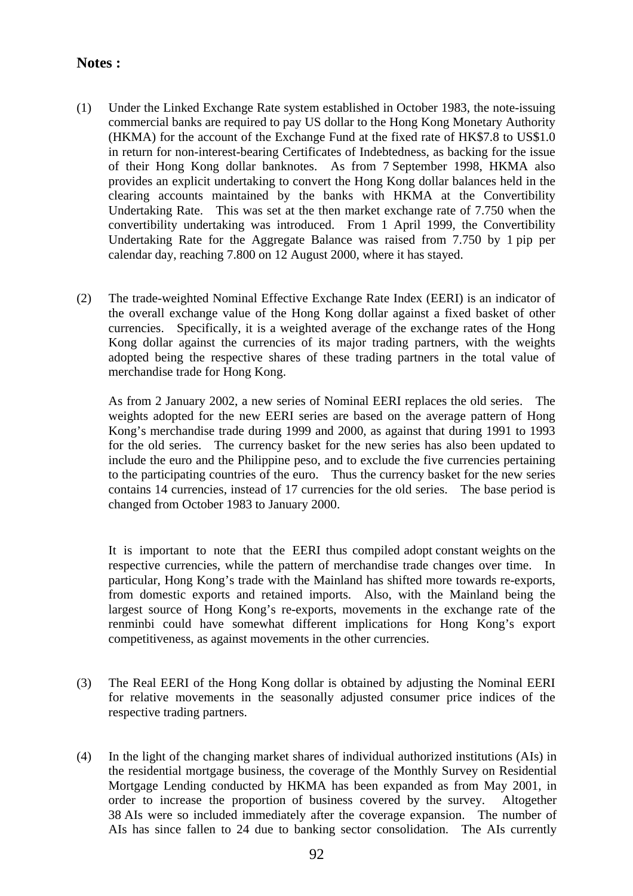## Notes :

(1) Under the Linked Exchange Rate system established in October 1983, the note-issuing commercial banks are required to pay US dollar to the Hong Kong Monetary Authority (HKMA) for the account of the Exchange Fund at the fixed rate of HK$7.8 to US$1.0 in return for non-interest-bearing Certificates of Indebtedness, as backing for the issue of their Hong Kong dollar banknotes. As from 7 September 1998, HKMA also provides an explicit undertaking to convert the Hong Kong dollar balances held in the clearing accounts maintained by the banks with HKMA at the Convertibility Undertaking Rate. This was set at the then market exchange rate of 7.750 when the convertibility undertaking was introduced. From 1 April 1999, the Convertibility Undertaking Rate for the Aggregate Balance was raised from 7.750 by 1 pip per calendar day, reaching 7.800 on 12 August 2000, where it has stayed.

(2) The trade-weighted Nominal Effective Exchange Rate Index (EERI) is an indicator of the overall exchange value of the Hong Kong dollar against a fixed basket of other currencies. Specifically, it is a weighted average of the exchange rates of the Hong Kong dollar against the currencies of its major trading partners, with the weights adopted being the respective shares of these trading partners in the total value of merchandise trade for Hong Kong.

   As from 2 January 2002, a new series of Nominal EERI replaces the old series. The weights adopted for the new EERI series are based on the average pattern of Hong Kong's merchandise trade during 1999 and 2000, as against that during 1991 to 1993 for the old series. The currency basket for the new series has also been updated to include the euro and the Philippine peso, and to exclude the five currencies pertaining to the participating countries of the euro. Thus the currency basket for the new series contains 14 currencies, instead of 17 currencies for the old series. The base period is changed from October 1983 to January 2000.

   It is important to note that the EERI thus compiled adopt constant weights on the respective currencies, while the pattern of merchandise trade changes over time. In particular, Hong Kong's trade with the Mainland has shifted more towards re-exports, from domestic exports and retained imports. Also, with the Mainland being the largest source of Hong Kong's re-exports, movements in the exchange rate of the renminbi could have somewhat different implications for Hong Kong's export competitiveness, as against movements in the other currencies.

(3) The Real EERI of the Hong Kong dollar is obtained by adjusting the Nominal EERI for relative movements in the seasonally adjusted consumer price indices of the respective trading partners.

(4) In the light of the changing market shares of individual authorized institutions (AIs) in the residential mortgage business, the coverage of the Monthly Survey on Residential Mortgage Lending conducted by HKMA has been expanded as from May 2001, in order to increase the proportion of business covered by the survey. Altogether 38 AIs were so included immediately after the coverage expansion. The number of AIs has since fallen to 24 due to banking sector consolidation. The AIs currently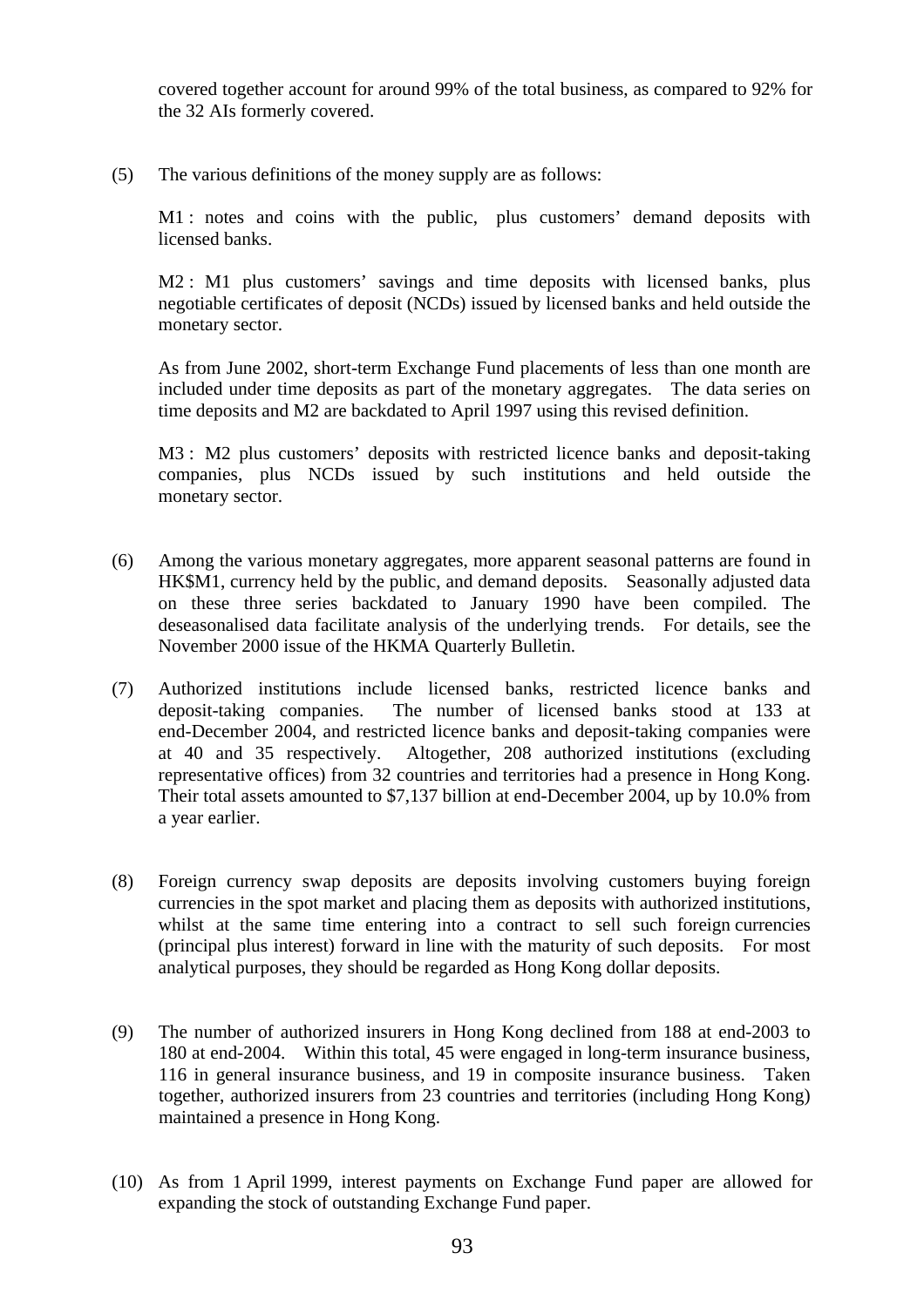covered together account for around 99% of the total business, as compared to 92% for the 32 AIs formerly covered.

(5) The various definitions of the money supply are as follows:

M1 : notes and coins with the public, plus customers' demand deposits with licensed banks.

M2 : M1 plus customers' savings and time deposits with licensed banks, plus negotiable certificates of deposit (NCDs) issued by licensed banks and held outside the monetary sector.

As from June 2002, short-term Exchange Fund placements of less than one month are included under time deposits as part of the monetary aggregates. The data series on time deposits and M2 are backdated to April 1997 using this revised definition.

M3 : M2 plus customers' deposits with restricted licence banks and deposit-taking companies, plus NCDs issued by such institutions and held outside the monetary sector.

(6) Among the various monetary aggregates, more apparent seasonal patterns are found in HK$M1, currency held by the public, and demand deposits. Seasonally adjusted data on these three series backdated to January 1990 have been compiled. The deseasonalised data facilitate analysis of the underlying trends. For details, see the November 2000 issue of the HKMA Quarterly Bulletin.

(7) Authorized institutions include licensed banks, restricted licence banks and deposit-taking companies. The number of licensed banks stood at 133 at end-December 2004, and restricted licence banks and deposit-taking companies were at 40 and 35 respectively. Altogether, 208 authorized institutions (excluding representative offices) from 32 countries and territories had a presence in Hong Kong. Their total assets amounted to $7,137 billion at end-December 2004, up by 10.0% from a year earlier.

(8) Foreign currency swap deposits are deposits involving customers buying foreign currencies in the spot market and placing them as deposits with authorized institutions, whilst at the same time entering into a contract to sell such foreign currencies (principal plus interest) forward in line with the maturity of such deposits. For most analytical purposes, they should be regarded as Hong Kong dollar deposits.

(9) The number of authorized insurers in Hong Kong declined from 188 at end-2003 to 180 at end-2004. Within this total, 45 were engaged in long-term insurance business, 116 in general insurance business, and 19 in composite insurance business. Taken together, authorized insurers from 23 countries and territories (including Hong Kong) maintained a presence in Hong Kong.

(10) As from 1 April 1999, interest payments on Exchange Fund paper are allowed for expanding the stock of outstanding Exchange Fund paper.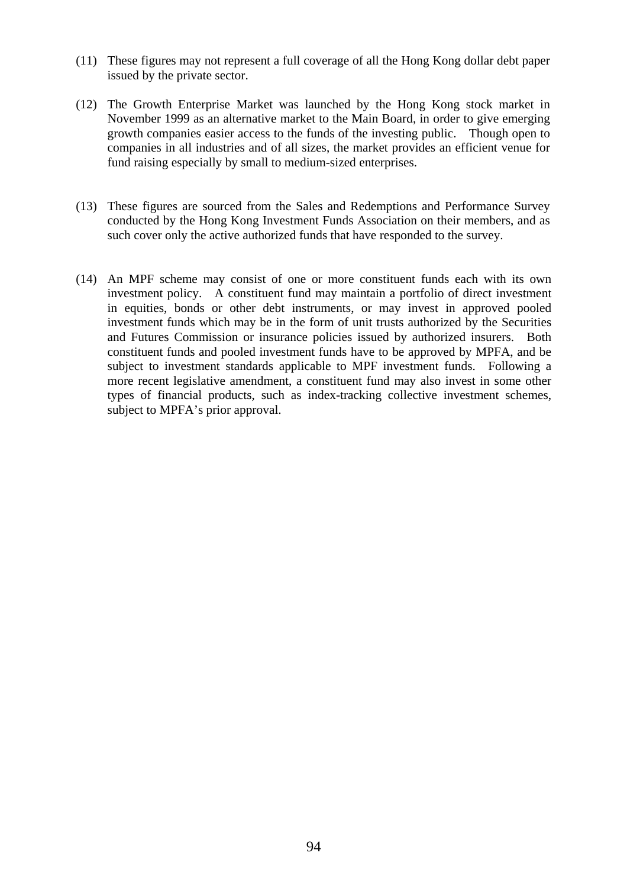(11) These figures may not represent a full coverage of all the Hong Kong dollar debt paper issued by the private sector.

(12) The Growth Enterprise Market was launched by the Hong Kong stock market in November 1999 as an alternative market to the Main Board, in order to give emerging growth companies easier access to the funds of the investing public. Though open to companies in all industries and of all sizes, the market provides an efficient venue for fund raising especially by small to medium-sized enterprises.

(13) These figures are sourced from the Sales and Redemptions and Performance Survey conducted by the Hong Kong Investment Funds Association on their members, and as such cover only the active authorized funds that have responded to the survey.

(14) An MPF scheme may consist of one or more constituent funds each with its own investment policy. A constituent fund may maintain a portfolio of direct investment in equities, bonds or other debt instruments, or may invest in approved pooled investment funds which may be in the form of unit trusts authorized by the Securities and Futures Commission or insurance policies issued by authorized insurers. Both constituent funds and pooled investment funds have to be approved by MPFA, and be subject to investment standards applicable to MPF investment funds. Following a more recent legislative amendment, a constituent fund may also invest in some other types of financial products, such as index-tracking collective investment schemes, subject to MPFA's prior approval.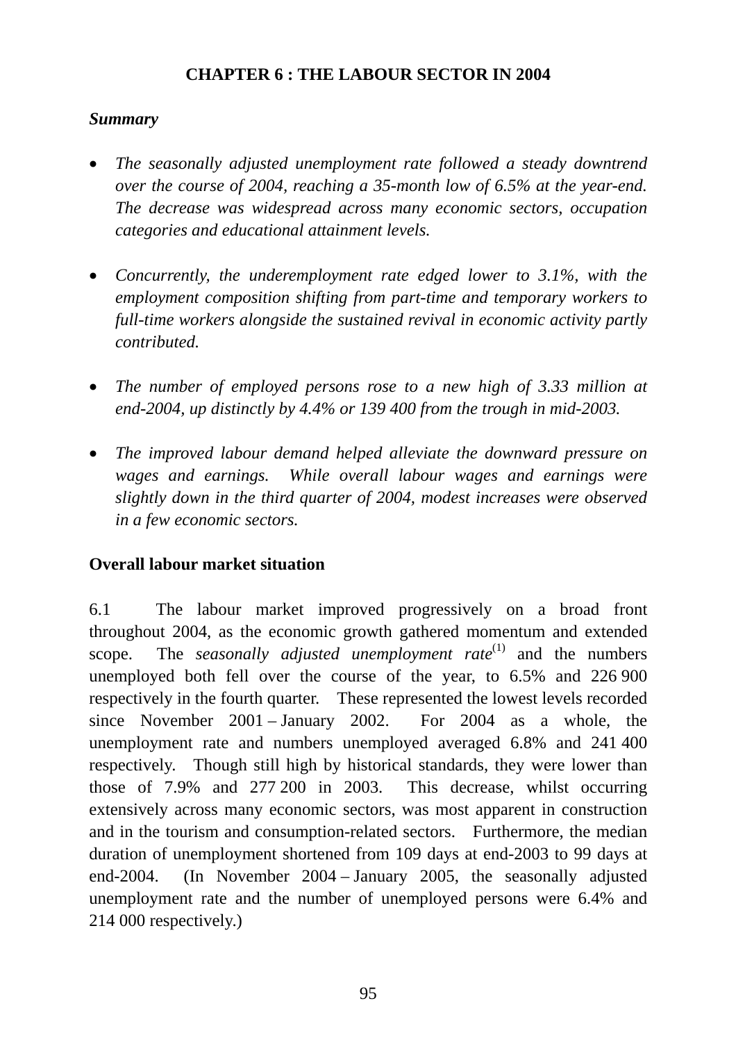# CHAPTER 6 : THE LABOUR SECTOR IN 2004

***Summary***

- *The seasonally adjusted unemployment rate followed a steady downtrend over the course of 2004, reaching a 35-month low of 6.5% at the year-end. The decrease was widespread across many economic sectors, occupation categories and educational attainment levels.*

- *Concurrently, the underemployment rate edged lower to 3.1%, with the employment composition shifting from part-time and temporary workers to full-time workers alongside the sustained revival in economic activity partly contributed.*

- *The number of employed persons rose to a new high of 3.33 million at end-2004, up distinctly by 4.4% or 139 400 from the trough in mid-2003.*

- *The improved labour demand helped alleviate the downward pressure on wages and earnings. While overall labour wages and earnings were slightly down in the third quarter of 2004, modest increases were observed in a few economic sectors.*

## Overall labour market situation

6.1 The labour market improved progressively on a broad front throughout 2004, as the economic growth gathered momentum and extended scope. The *seasonally adjusted unemployment rate*[(1)] and the numbers unemployed both fell over the course of the year, to 6.5% and 226 900 respectively in the fourth quarter. These represented the lowest levels recorded since November 2001 – January 2002. For 2004 as a whole, the unemployment rate and numbers unemployed averaged 6.8% and 241 400 respectively. Though still high by historical standards, they were lower than those of 7.9% and 277 200 in 2003. This decrease, whilst occurring extensively across many economic sectors, was most apparent in construction and in the tourism and consumption-related sectors. Furthermore, the median duration of unemployment shortened from 109 days at end-2003 to 99 days at end-2004. (In November 2004 – January 2005, the seasonally adjusted unemployment rate and the number of unemployed persons were 6.4% and 214 000 respectively.)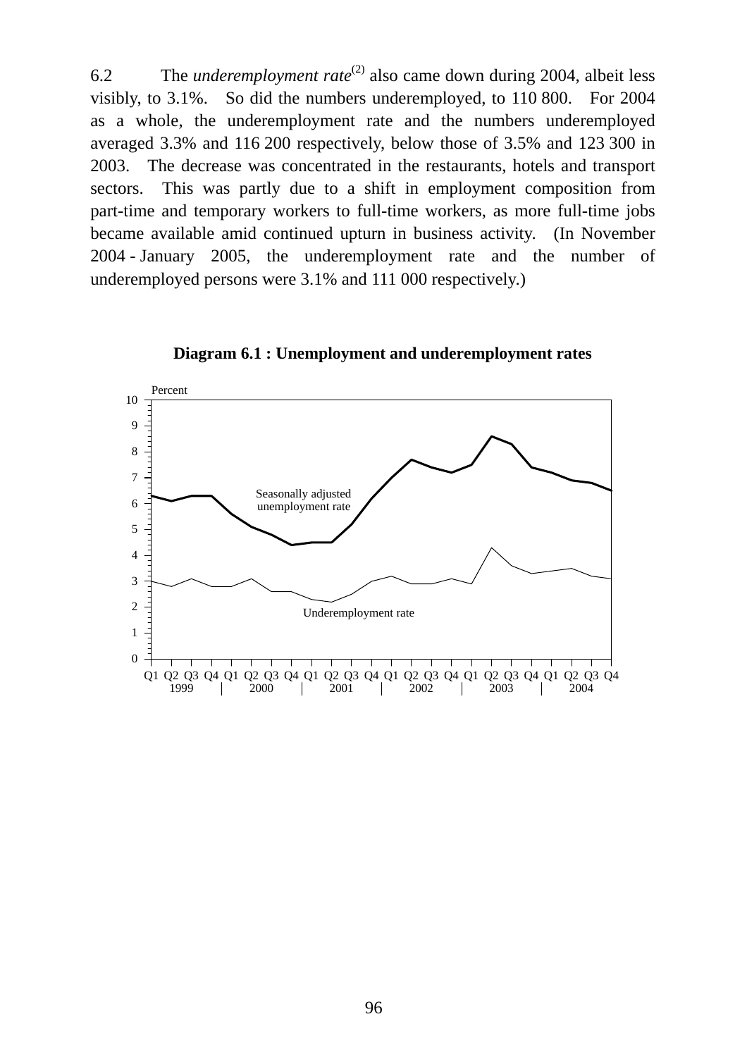6.2 The *underemployment rate*[(2)] also came down during 2004, albeit less visibly, to 3.1%. So did the numbers underemployed, to 110 800. For 2004 as a whole, the underemployment rate and the numbers underemployed averaged 3.3% and 116 200 respectively, below those of 3.5% and 123 300 in 2003. The decrease was concentrated in the restaurants, hotels and transport sectors. This was partly due to a shift in employment composition from part-time and temporary workers to full-time workers, as more full-time jobs became available amid continued upturn in business activity. (In November 2004 - January 2005, the underemployment rate and the number of underemployed persons were 3.1% and 111 000 respectively.)

**Diagram 6.1 : Unemployment and underemployment rates**

Percent

Seasonally adjusted unemployment rate

Underemployment rate

Q1 Q2 Q3 Q4 Q1 Q2 Q3 Q4 Q1 Q2 Q3 Q4 Q1 Q2 Q3 Q4 Q1 Q2 Q3 Q4 Q1 Q2 Q3 Q4

1999 | 2000 | 2001 | 2002 | 2003 | 2004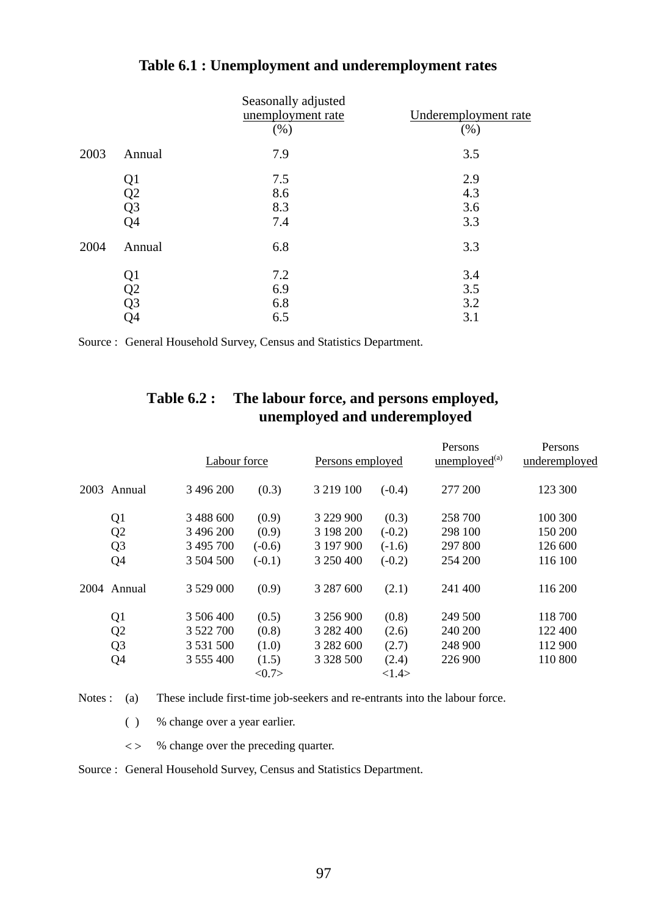### Table 6.1 : Unemployment and underemployment rates

| | | Seasonally adjusted unemployment rate (%) | Underemployment rate (%) |
|---|---|---|---|
| 2003 | Annual | 7.9 | 3.5 |
| | Q1 | 7.5 | 2.9 |
| | Q2 | 8.6 | 4.3 |
| | Q3 | 8.3 | 3.6 |
| | Q4 | 7.4 | 3.3 |
| 2004 | Annual | 6.8 | 3.3 |
| | Q1 | 7.2 | 3.4 |
| | Q2 | 6.9 | 3.5 |
| | Q3 | 6.8 | 3.2 |
| | Q4 | 6.5 | 3.1 |

Source : General Household Survey, Census and Statistics Department.

### Table 6.2 : The labour force, and persons employed, unemployed and underemployed

| | | Labour force | | Persons employed | | Persons unemployed[(a)] | Persons underemployed |
|---|---|---|---|---|---|---|---|
| 2003 | Annual | 3 496 200 | (0.3) | 3 219 100 | (-0.4) | 277 200 | 123 300 |
| | Q1 | 3 488 600 | (0.9) | 3 229 900 | (0.3) | 258 700 | 100 300 |
| | Q2 | 3 496 200 | (0.9) | 3 198 200 | (-0.2) | 298 100 | 150 200 |
| | Q3 | 3 495 700 | (-0.6) | 3 197 900 | (-1.6) | 297 800 | 126 600 |
| | Q4 | 3 504 500 | (-0.1) | 3 250 400 | (-0.2) | 254 200 | 116 100 |
| 2004 | Annual | 3 529 000 | (0.9) | 3 287 600 | (2.1) | 241 400 | 116 200 |
| | Q1 | 3 506 400 | (0.5) | 3 256 900 | (0.8) | 249 500 | 118 700 |
| | Q2 | 3 522 700 | (0.8) | 3 282 400 | (2.6) | 240 200 | 122 400 |
| | Q3 | 3 531 500 | (1.0) | 3 282 600 | (2.7) | 248 900 | 112 900 |
| | Q4 | 3 555 400 | (1.5) <0.7> | 3 328 500 | (2.4) <1.4> | 226 900 | 110 800 |

Notes : (a) These include first-time job-seekers and re-entrants into the labour force.

( ) % change over a year earlier.

< > % change over the preceding quarter.

Source : General Household Survey, Census and Statistics Department.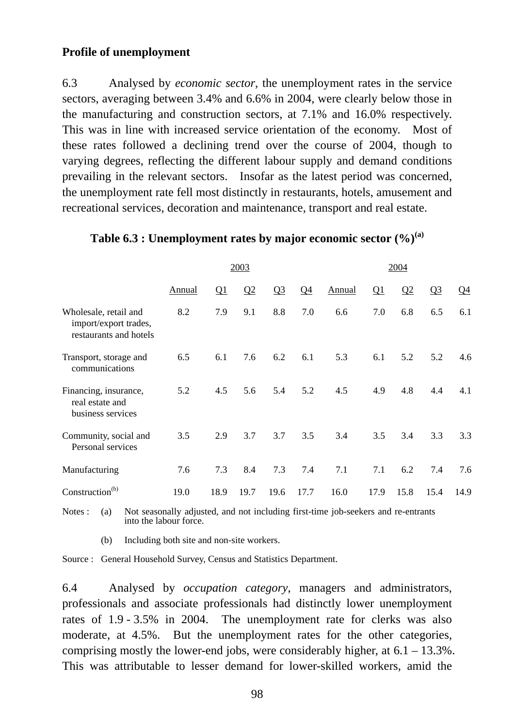**Profile of unemployment**

6.3 Analysed by *economic sector*, the unemployment rates in the service sectors, averaging between 3.4% and 6.6% in 2004, were clearly below those in the manufacturing and construction sectors, at 7.1% and 16.0% respectively. This was in line with increased service orientation of the economy. Most of these rates followed a declining trend over the course of 2004, though to varying degrees, reflecting the different labour supply and demand conditions prevailing in the relevant sectors. Insofar as the latest period was concerned, the unemployment rate fell most distinctly in restaurants, hotels, amusement and recreational services, decoration and maintenance, transport and real estate.

**Table 6.3 : Unemployment rates by major economic sector (%)[(a)]**

| | 2003 | | | | | 2004 | | | | |
|---|---|---|---|---|---|---|---|---|---|---|
| | Annual | Q1 | Q2 | Q3 | Q4 | Annual | Q1 | Q2 | Q3 | Q4 |
| Wholesale, retail and import/export trades, restaurants and hotels | 8.2 | 7.9 | 9.1 | 8.8 | 7.0 | 6.6 | 7.0 | 6.8 | 6.5 | 6.1 |
| Transport, storage and communications | 6.5 | 6.1 | 7.6 | 6.2 | 6.1 | 5.3 | 6.1 | 5.2 | 5.2 | 4.6 |
| Financing, insurance, real estate and business services | 5.2 | 4.5 | 5.6 | 5.4 | 5.2 | 4.5 | 4.9 | 4.8 | 4.4 | 4.1 |
| Community, social and Personal services | 3.5 | 2.9 | 3.7 | 3.7 | 3.5 | 3.4 | 3.5 | 3.4 | 3.3 | 3.3 |
| Manufacturing | 7.6 | 7.3 | 8.4 | 7.3 | 7.4 | 7.1 | 7.1 | 6.2 | 7.4 | 7.6 |
| Construction[(b)] | 19.0 | 18.9 | 19.7 | 19.6 | 17.7 | 16.0 | 17.9 | 15.8 | 15.4 | 14.9 |

Notes : (a) Not seasonally adjusted, and not including first-time job-seekers and re-entrants into the labour force.

(b) Including both site and non-site workers.

Source : General Household Survey, Census and Statistics Department.

6.4 Analysed by *occupation category*, managers and administrators, professionals and associate professionals had distinctly lower unemployment rates of 1.9 - 3.5% in 2004. The unemployment rate for clerks was also moderate, at 4.5%. But the unemployment rates for the other categories, comprising mostly the lower-end jobs, were considerably higher, at 6.1 – 13.3%. This was attributable to lesser demand for lower-skilled workers, amid the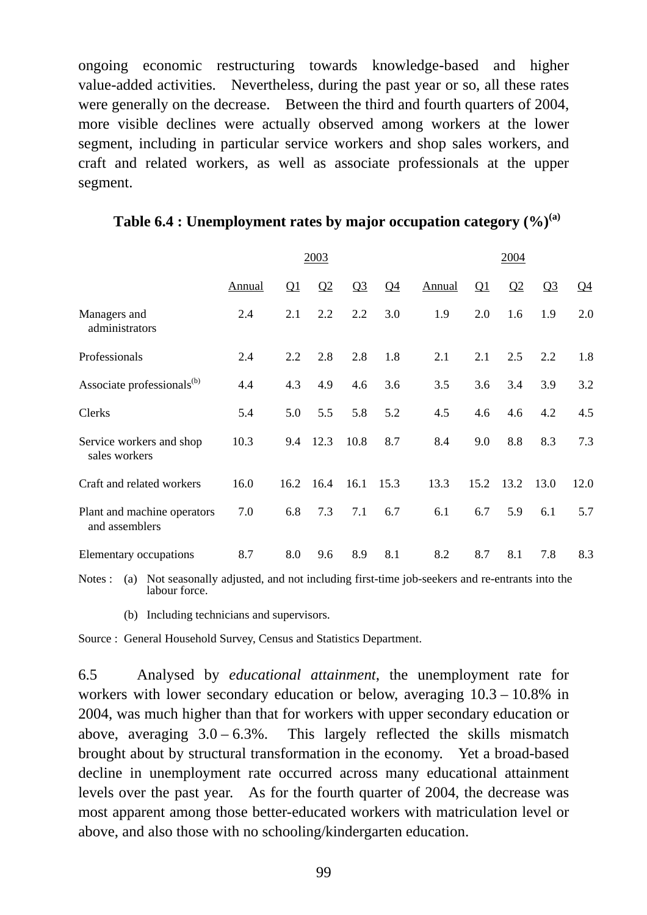ongoing economic restructuring towards knowledge-based and higher value-added activities. Nevertheless, during the past year or so, all these rates were generally on the decrease. Between the third and fourth quarters of 2004, more visible declines were actually observed among workers at the lower segment, including in particular service workers and shop sales workers, and craft and related workers, as well as associate professionals at the upper segment.

**Table 6.4 : Unemployment rates by major occupation category (%)[(a)]**

| | 2003 | | | | | 2004 | | | | |
|---|---|---|---|---|---|---|---|---|---|---|
| | Annual | Q1 | Q2 | Q3 | Q4 | Annual | Q1 | Q2 | Q3 | Q4 |
| Managers and administrators | 2.4 | 2.1 | 2.2 | 2.2 | 3.0 | 1.9 | 2.0 | 1.6 | 1.9 | 2.0 |
| Professionals | 2.4 | 2.2 | 2.8 | 2.8 | 1.8 | 2.1 | 2.1 | 2.5 | 2.2 | 1.8 |
| Associate professionals[(b)] | 4.4 | 4.3 | 4.9 | 4.6 | 3.6 | 3.5 | 3.6 | 3.4 | 3.9 | 3.2 |
| Clerks | 5.4 | 5.0 | 5.5 | 5.8 | 5.2 | 4.5 | 4.6 | 4.6 | 4.2 | 4.5 |
| Service workers and shop sales workers | 10.3 | 9.4 | 12.3 | 10.8 | 8.7 | 8.4 | 9.0 | 8.8 | 8.3 | 7.3 |
| Craft and related workers | 16.0 | 16.2 | 16.4 | 16.1 | 15.3 | 13.3 | 15.2 | 13.2 | 13.0 | 12.0 |
| Plant and machine operators and assemblers | 7.0 | 6.8 | 7.3 | 7.1 | 6.7 | 6.1 | 6.7 | 5.9 | 6.1 | 5.7 |
| Elementary occupations | 8.7 | 8.0 | 9.6 | 8.9 | 8.1 | 8.2 | 8.7 | 8.1 | 7.8 | 8.3 |

Notes : (a) Not seasonally adjusted, and not including first-time job-seekers and re-entrants into the labour force.

(b) Including technicians and supervisors.

Source : General Household Survey, Census and Statistics Department.

6.5 Analysed by *educational attainment*, the unemployment rate for workers with lower secondary education or below, averaging 10.3 – 10.8% in 2004, was much higher than that for workers with upper secondary education or above, averaging 3.0 – 6.3%. This largely reflected the skills mismatch brought about by structural transformation in the economy. Yet a broad-based decline in unemployment rate occurred across many educational attainment levels over the past year. As for the fourth quarter of 2004, the decrease was most apparent among those better-educated workers with matriculation level or above, and also those with no schooling/kindergarten education.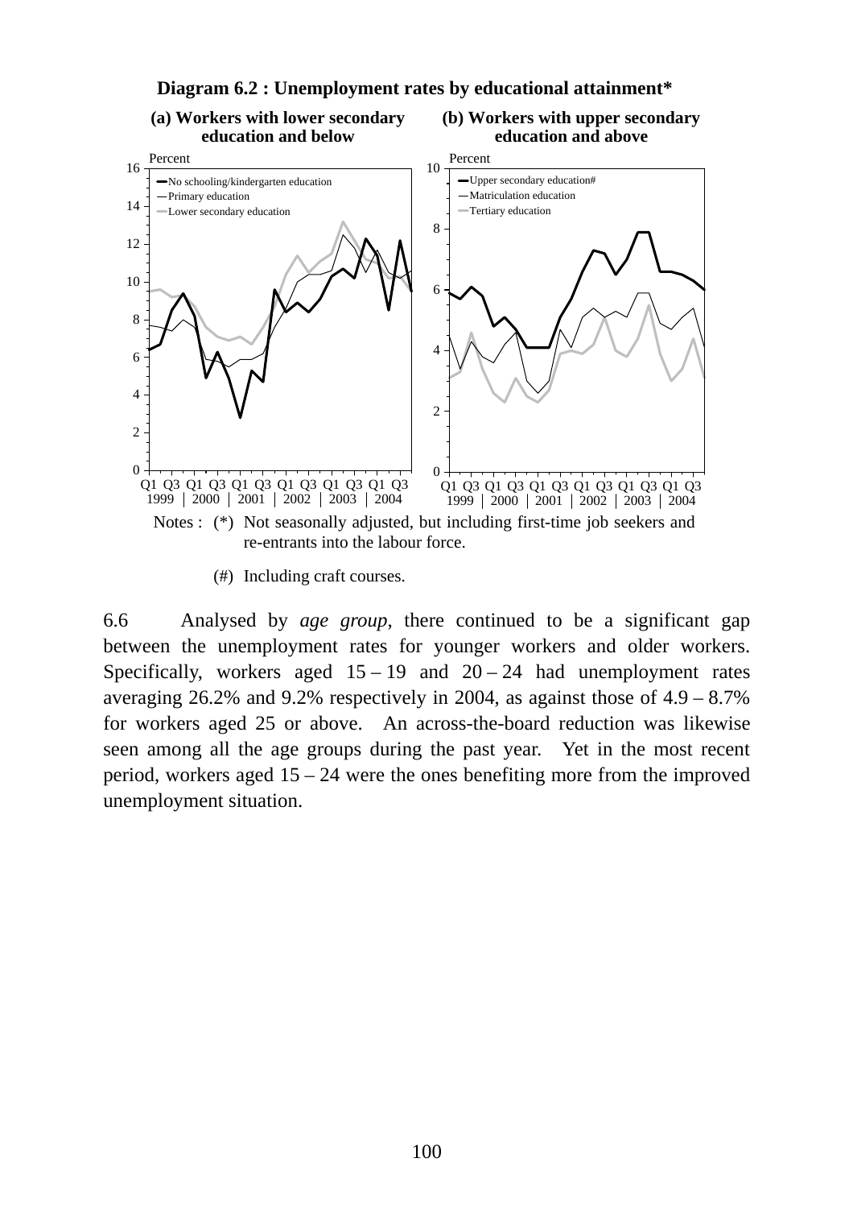**Diagram 6.2 : Unemployment rates by educational attainment***

(a) Workers with lower secondary education and below

(b) Workers with upper secondary education and above

Notes : (*) Not seasonally adjusted, but including first-time job seekers and re-entrants into the labour force.

(#) Including craft courses.

6.6 Analysed by *age group*, there continued to be a significant gap between the unemployment rates for younger workers and older workers. Specifically, workers aged 15 – 19 and 20 – 24 had unemployment rates averaging 26.2% and 9.2% respectively in 2004, as against those of 4.9 – 8.7% for workers aged 25 or above. An across-the-board reduction was likewise seen among all the age groups during the past year. Yet in the most recent period, workers aged 15 – 24 were the ones benefiting more from the improved unemployment situation.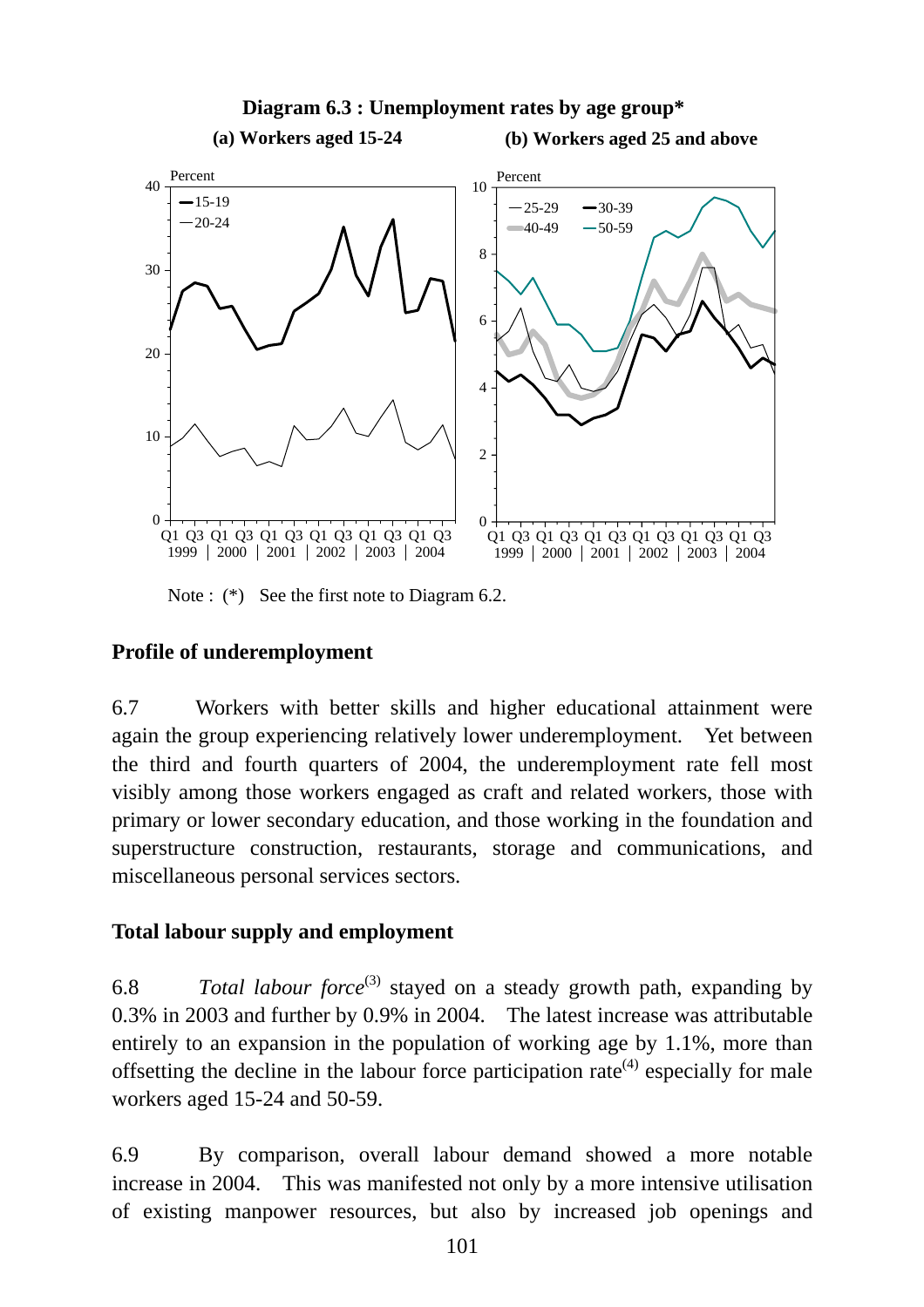**Diagram 6.3 : Unemployment rates by age group***

**(a) Workers aged 15-24** **(b) Workers aged 25 and above**

Note : (*) See the first note to Diagram 6.2.

## Profile of underemployment

6.7 Workers with better skills and higher educational attainment were again the group experiencing relatively lower underemployment. Yet between the third and fourth quarters of 2004, the underemployment rate fell most visibly among those workers engaged as craft and related workers, those with primary or lower secondary education, and those working in the foundation and superstructure construction, restaurants, storage and communications, and miscellaneous personal services sectors.

## Total labour supply and employment

6.8 *Total labour force*[3] stayed on a steady growth path, expanding by 0.3% in 2003 and further by 0.9% in 2004. The latest increase was attributable entirely to an expansion in the population of working age by 1.1%, more than offsetting the decline in the labour force participation rate[4] especially for male workers aged 15-24 and 50-59.

6.9 By comparison, overall labour demand showed a more notable increase in 2004. This was manifested not only by a more intensive utilisation of existing manpower resources, but also by increased job openings and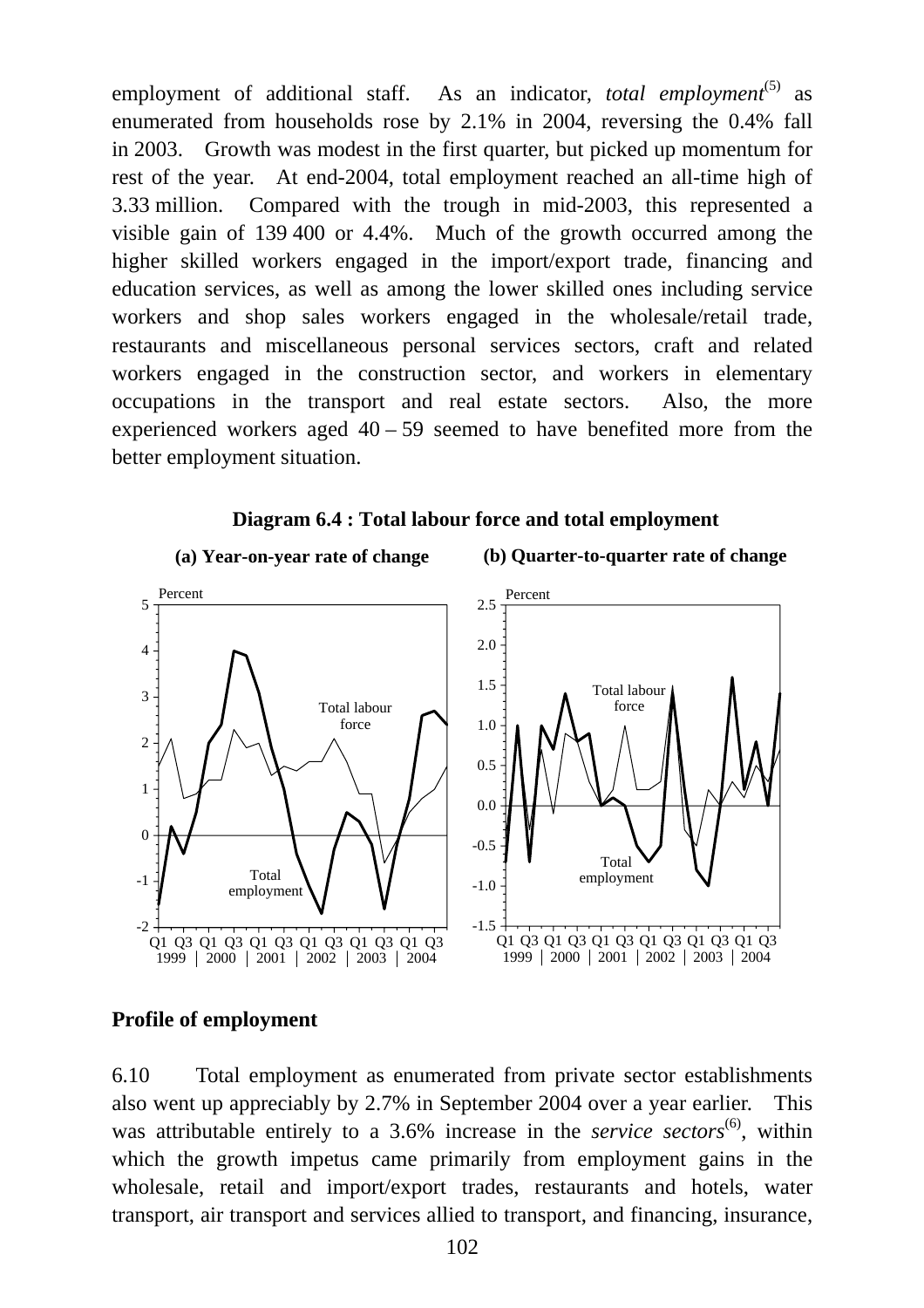employment of additional staff. As an indicator, *total employment*[5] as enumerated from households rose by 2.1% in 2004, reversing the 0.4% fall in 2003. Growth was modest in the first quarter, but picked up momentum for rest of the year. At end-2004, total employment reached an all-time high of 3.33 million. Compared with the trough in mid-2003, this represented a visible gain of 139 400 or 4.4%. Much of the growth occurred among the higher skilled workers engaged in the import/export trade, financing and education services, as well as among the lower skilled ones including service workers and shop sales workers engaged in the wholesale/retail trade, restaurants and miscellaneous personal services sectors, craft and related workers engaged in the construction sector, and workers in elementary occupations in the transport and real estate sectors. Also, the more experienced workers aged 40 – 59 seemed to have benefited more from the better employment situation.

**Diagram 6.4 : Total labour force and total employment**

**(a) Year-on-year rate of change**

**(b) Quarter-to-quarter rate of change**

### Profile of employment

6.10 Total employment as enumerated from private sector establishments also went up appreciably by 2.7% in September 2004 over a year earlier. This was attributable entirely to a 3.6% increase in the *service sectors*[6], within which the growth impetus came primarily from employment gains in the wholesale, retail and import/export trades, restaurants and hotels, water transport, air transport and services allied to transport, and financing, insurance,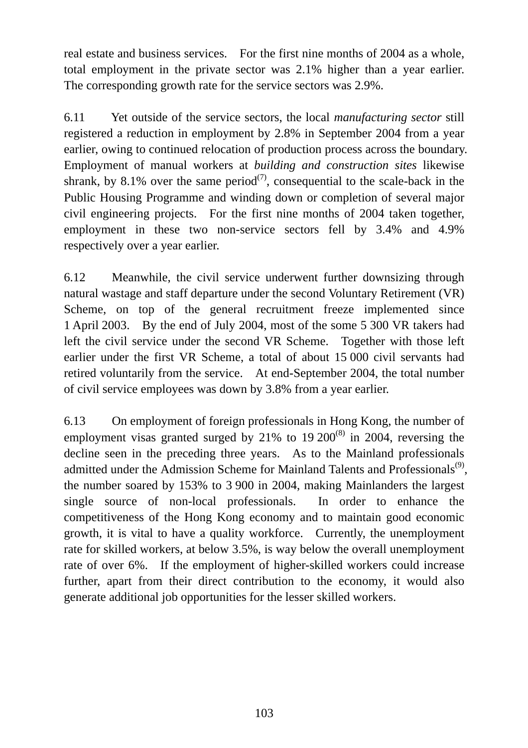real estate and business services. For the first nine months of 2004 as a whole, total employment in the private sector was 2.1% higher than a year earlier. The corresponding growth rate for the service sectors was 2.9%.

6.11 Yet outside of the service sectors, the local *manufacturing sector* still registered a reduction in employment by 2.8% in September 2004 from a year earlier, owing to continued relocation of production process across the boundary. Employment of manual workers at *building and construction sites* likewise shrank, by 8.1% over the same period[(7)], consequential to the scale-back in the Public Housing Programme and winding down or completion of several major civil engineering projects. For the first nine months of 2004 taken together, employment in these two non-service sectors fell by 3.4% and 4.9% respectively over a year earlier.

6.12 Meanwhile, the civil service underwent further downsizing through natural wastage and staff departure under the second Voluntary Retirement (VR) Scheme, on top of the general recruitment freeze implemented since 1 April 2003. By the end of July 2004, most of the some 5 300 VR takers had left the civil service under the second VR Scheme. Together with those left earlier under the first VR Scheme, a total of about 15 000 civil servants had retired voluntarily from the service. At end-September 2004, the total number of civil service employees was down by 3.8% from a year earlier.

6.13 On employment of foreign professionals in Hong Kong, the number of employment visas granted surged by 21% to 19 200[(8)] in 2004, reversing the decline seen in the preceding three years. As to the Mainland professionals admitted under the Admission Scheme for Mainland Talents and Professionals[(9)], the number soared by 153% to 3 900 in 2004, making Mainlanders the largest single source of non-local professionals. In order to enhance the competitiveness of the Hong Kong economy and to maintain good economic growth, it is vital to have a quality workforce. Currently, the unemployment rate for skilled workers, at below 3.5%, is way below the overall unemployment rate of over 6%. If the employment of higher-skilled workers could increase further, apart from their direct contribution to the economy, it would also generate additional job opportunities for the lesser skilled workers.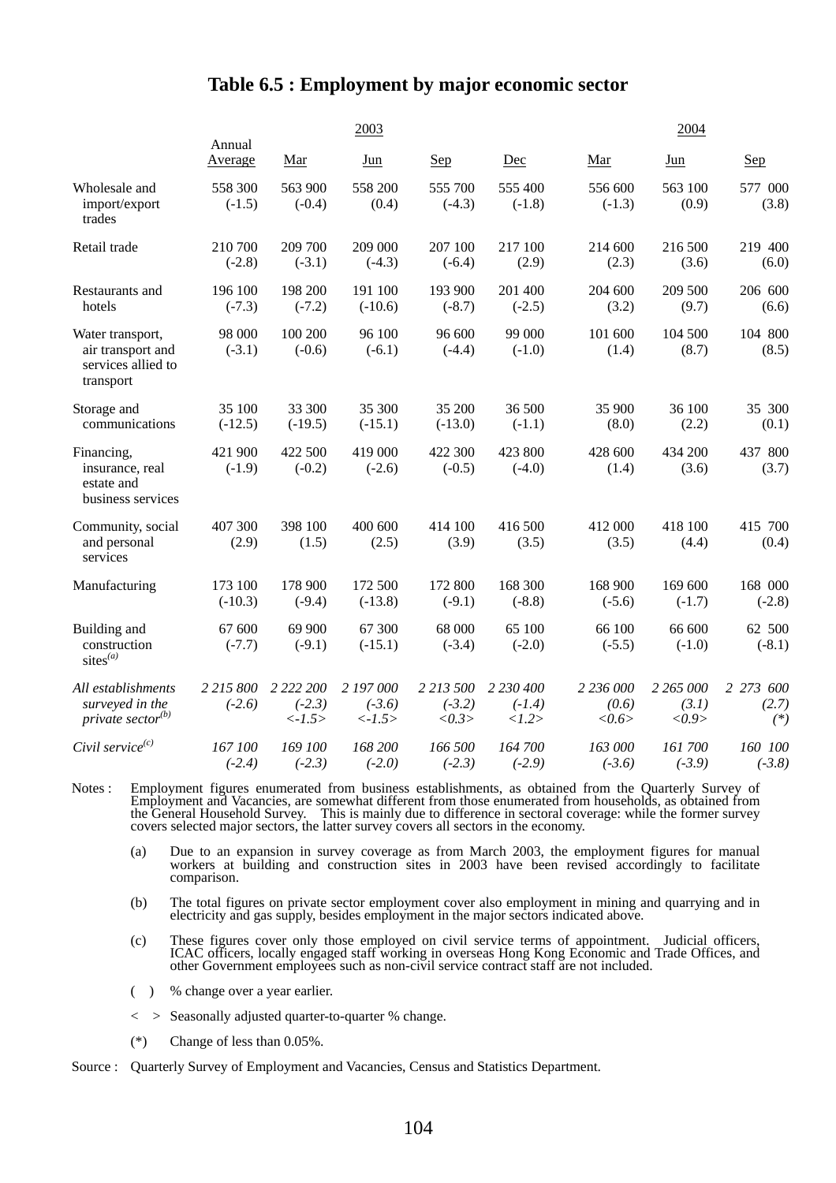# Table 6.5 : Employment by major economic sector

| | 2003 | | | | | 2004 | | |
|---|---|---|---|---|---|---|---|---|
| | Annual Average | Mar | Jun | Sep | Dec | Mar | Jun | Sep |
| Wholesale and import/export trades | 558 300 (-1.5) | 563 900 (-0.4) | 558 200 (0.4) | 555 700 (-4.3) | 555 400 (-1.8) | 556 600 (-1.3) | 563 100 (0.9) | 577 000 (3.8) |
| Retail trade | 210 700 (-2.8) | 209 700 (-3.1) | 209 000 (-4.3) | 207 100 (-6.4) | 217 100 (2.9) | 214 600 (2.3) | 216 500 (3.6) | 219 400 (6.0) |
| Restaurants and hotels | 196 100 (-7.3) | 198 200 (-7.2) | 191 100 (-10.6) | 193 900 (-8.7) | 201 400 (-2.5) | 204 600 (3.2) | 209 500 (9.7) | 206 600 (6.6) |
| Water transport, air transport and services allied to transport | 98 000 (-3.1) | 100 200 (-0.6) | 96 100 (-6.1) | 96 600 (-4.4) | 99 000 (-1.0) | 101 600 (1.4) | 104 500 (8.7) | 104 800 (8.5) |
| Storage and communications | 35 100 (-12.5) | 33 300 (-19.5) | 35 300 (-15.1) | 35 200 (-13.0) | 36 500 (-1.1) | 35 900 (8.0) | 36 100 (2.2) | 35 300 (0.1) |
| Financing, insurance, real estate and business services | 421 900 (-1.9) | 422 500 (-0.2) | 419 000 (-2.6) | 422 300 (-0.5) | 423 800 (-4.0) | 428 600 (1.4) | 434 200 (3.6) | 437 800 (3.7) |
| Community, social and personal services | 407 300 (2.9) | 398 100 (1.5) | 400 600 (2.5) | 414 100 (3.9) | 416 500 (3.5) | 412 000 (3.5) | 418 100 (4.4) | 415 700 (0.4) |
| Manufacturing | 173 100 (-10.3) | 178 900 (-9.4) | 172 500 (-13.8) | 172 800 (-9.1) | 168 300 (-8.8) | 168 900 (-5.6) | 169 600 (-1.7) | 168 000 (-2.8) |
| Building and construction sites[(a)] | 67 600 (-7.7) | 69 900 (-9.1) | 67 300 (-15.1) | 68 000 (-3.4) | 65 100 (-2.0) | 66 100 (-5.5) | 66 600 (-1.0) | 62 500 (-8.1) |
| *All establishments surveyed in the private sector[(b)]* | *2 215 800 (-2.6)* | *2 222 200 (-2.3) <-1.5>* | *2 197 000 (-3.6) <-1.5>* | *2 213 500 (-3.2) <0.3>* | *2 230 400 (-1.4) <1.2>* | *2 236 000 (0.6) <0.6>* | *2 265 000 (3.1) <0.9>* | *2 273 600 (2.7) (\*)* |
| *Civil service[(c)]* | *167 100 (-2.4)* | *169 100 (-2.3)* | *168 200 (-2.0)* | *166 500 (-2.3)* | *164 700 (-2.9)* | *163 000 (-3.6)* | *161 700 (-3.9)* | *160 100 (-3.8)* |

Notes : Employment figures enumerated from business establishments, as obtained from the Quarterly Survey of Employment and Vacancies, are somewhat different from those enumerated from households, as obtained from the General Household Survey. This is mainly due to difference in sectoral coverage: while the former survey covers selected major sectors, the latter survey covers all sectors in the economy.

(a) Due to an expansion in survey coverage as from March 2003, the employment figures for manual workers at building and construction sites in 2003 have been revised accordingly to facilitate comparison.

(b) The total figures on private sector employment cover also employment in mining and quarrying and in electricity and gas supply, besides employment in the major sectors indicated above.

(c) These figures cover only those employed on civil service terms of appointment. Judicial officers, ICAC officers, locally engaged staff working in overseas Hong Kong Economic and Trade Offices, and other Government employees such as non-civil service contract staff are not included.

( ) % change over a year earlier.

< > Seasonally adjusted quarter-to-quarter % change.

(*) Change of less than 0.05%.

Source : Quarterly Survey of Employment and Vacancies, Census and Statistics Department.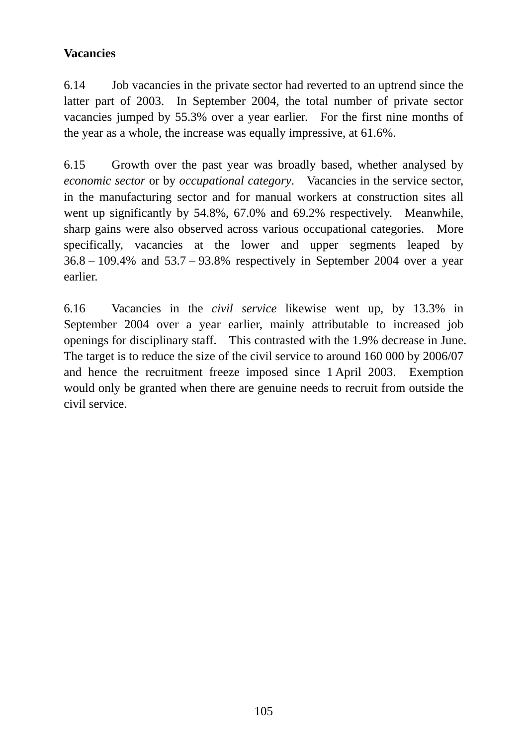**Vacancies**

6.14 Job vacancies in the private sector had reverted to an uptrend since the latter part of 2003. In September 2004, the total number of private sector vacancies jumped by 55.3% over a year earlier. For the first nine months of the year as a whole, the increase was equally impressive, at 61.6%.

6.15 Growth over the past year was broadly based, whether analysed by *economic sector* or by *occupational category*. Vacancies in the service sector, in the manufacturing sector and for manual workers at construction sites all went up significantly by 54.8%, 67.0% and 69.2% respectively. Meanwhile, sharp gains were also observed across various occupational categories. More specifically, vacancies at the lower and upper segments leaped by 36.8 – 109.4% and 53.7 – 93.8% respectively in September 2004 over a year earlier.

6.16 Vacancies in the *civil service* likewise went up, by 13.3% in September 2004 over a year earlier, mainly attributable to increased job openings for disciplinary staff. This contrasted with the 1.9% decrease in June. The target is to reduce the size of the civil service to around 160 000 by 2006/07 and hence the recruitment freeze imposed since 1 April 2003. Exemption would only be granted when there are genuine needs to recruit from outside the civil service.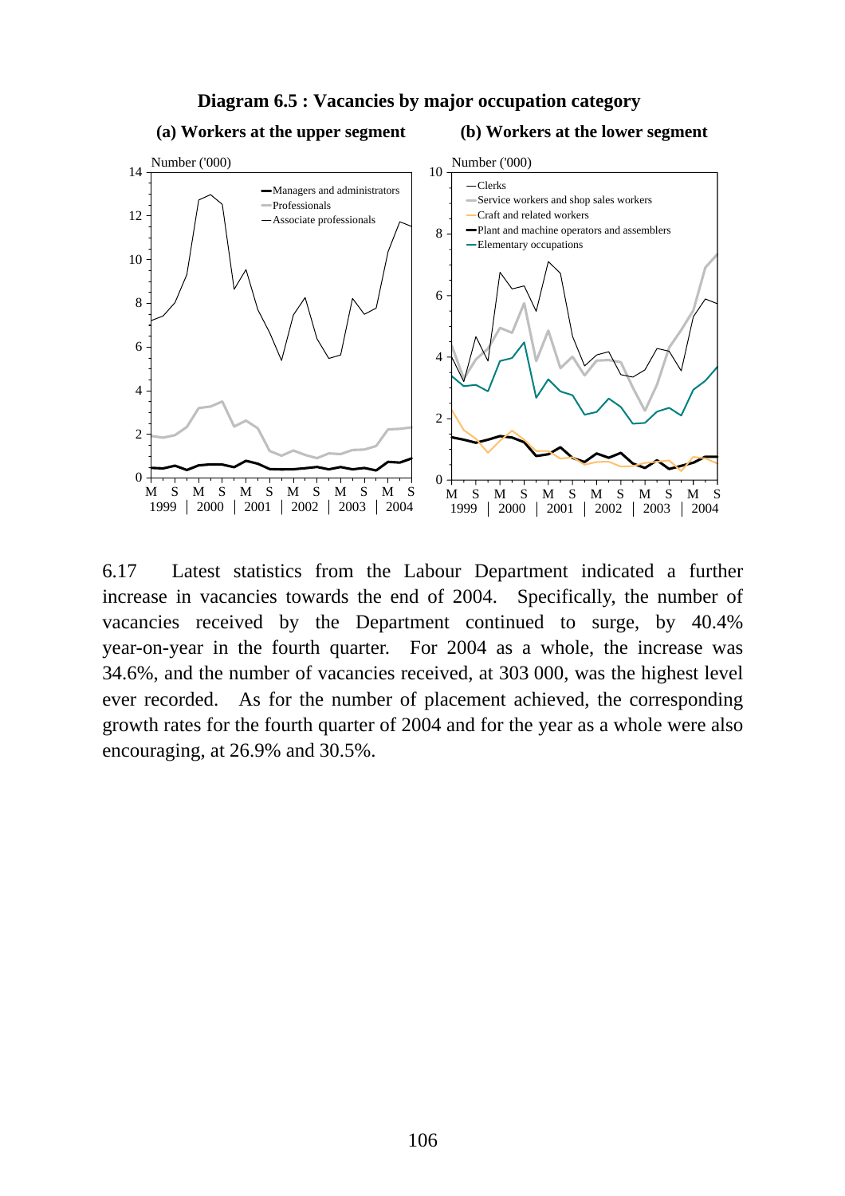**Diagram 6.5 : Vacancies by major occupation category**

**(a) Workers at the upper segment**

**(b) Workers at the lower segment**

6.17 Latest statistics from the Labour Department indicated a further increase in vacancies towards the end of 2004. Specifically, the number of vacancies received by the Department continued to surge, by 40.4% year-on-year in the fourth quarter. For 2004 as a whole, the increase was 34.6%, and the number of vacancies received, at 303 000, was the highest level ever recorded. As for the number of placement achieved, the corresponding growth rates for the fourth quarter of 2004 and for the year as a whole were also encouraging, at 26.9% and 30.5%.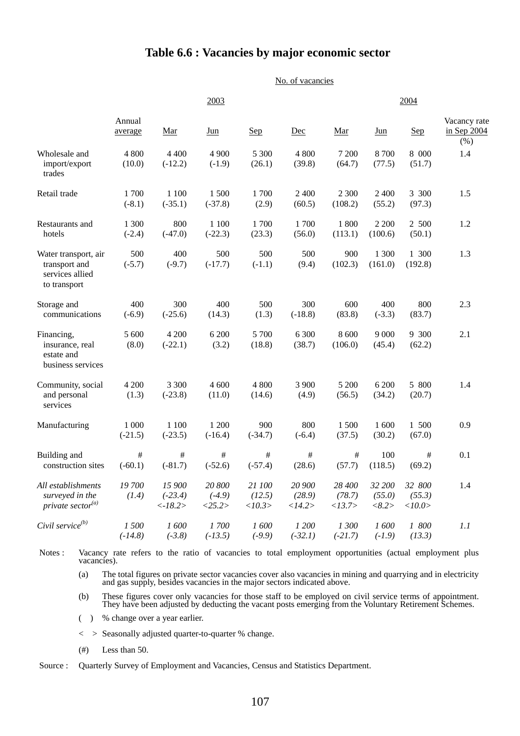# Table 6.6 : Vacancies by major economic sector

| | No. of vacancies | | | | | | | | |
|---|---|---|---|---|---|---|---|---|---|
| | 2003 | | | | | 2004 | | | |
| | Annual average | Mar | Jun | Sep | Dec | Mar | Jun | Sep | Vacancy rate in Sep 2004 (%) |
| Wholesale and import/export trades | 4 800 (10.0) | 4 400 (-12.2) | 4 900 (-1.9) | 5 300 (26.1) | 4 800 (39.8) | 7 200 (64.7) | 8 700 (77.5) | 8 000 (51.7) | 1.4 |
| Retail trade | 1 700 (-8.1) | 1 100 (-35.1) | 1 500 (-37.8) | 1 700 (2.9) | 2 400 (60.5) | 2 300 (108.2) | 2 400 (55.2) | 3 300 (97.3) | 1.5 |
| Restaurants and hotels | 1 300 (-2.4) | 800 (-47.0) | 1 100 (-22.3) | 1 700 (23.3) | 1 700 (56.0) | 1 800 (113.1) | 2 200 (100.6) | 2 500 (50.1) | 1.2 |
| Water transport, air transport and services allied to transport | 500 (-5.7) | 400 (-9.7) | 500 (-17.7) | 500 (-1.1) | 500 (9.4) | 900 (102.3) | 1 300 (161.0) | 1 300 (192.8) | 1.3 |
| Storage and communications | 400 (-6.9) | 300 (-25.6) | 400 (14.3) | 500 (1.3) | 300 (-18.8) | 600 (83.8) | 400 (-3.3) | 800 (83.7) | 2.3 |
| Financing, insurance, real estate and business services | 5 600 (8.0) | 4 200 (-22.1) | 6 200 (3.2) | 5 700 (18.8) | 6 300 (38.7) | 8 600 (106.0) | 9 000 (45.4) | 9 300 (62.2) | 2.1 |
| Community, social and personal services | 4 200 (1.3) | 3 300 (-23.8) | 4 600 (11.0) | 4 800 (14.6) | 3 900 (4.9) | 5 200 (56.5) | 6 200 (34.2) | 5 800 (20.7) | 1.4 |
| Manufacturing | 1 000 (-21.5) | 1 100 (-23.5) | 1 200 (-16.4) | 900 (-34.7) | 800 (-6.4) | 1 500 (37.5) | 1 600 (30.2) | 1 500 (67.0) | 0.9 |
| Building and construction sites | # (-60.1) | # (-81.7) | # (-52.6) | # (-57.4) | # (28.6) | # (57.7) | 100 (118.5) | # (69.2) | 0.1 |
| *All establishments surveyed in the private sector[(a)]* | *19 700 (1.4)* | *15 900 (-23.4) <-18.2>* | *20 800 (-4.9) <25.2>* | *21 100 (12.5) <10.3>* | *20 900 (28.9) <14.2>* | *28 400 (78.7) <13.7>* | *32 200 (55.0) <8.2>* | *32 800 (55.3) <10.0>* | 1.4 |
| *Civil service[(b)]* | *1 500 (-14.8)* | *1 600 (-3.8)* | *1 700 (-13.5)* | *1 600 (-9.9)* | *1 200 (-32.1)* | *1 300 (-21.7)* | *1 600 (-1.9)* | *1 800 (13.3)* | *1.1* |

Notes : Vacancy rate refers to the ratio of vacancies to total employment opportunities (actual employment plus vacancies).

(a) The total figures on private sector vacancies cover also vacancies in mining and quarrying and in electricity and gas supply, besides vacancies in the major sectors indicated above.

(b) These figures cover only vacancies for those staff to be employed on civil service terms of appointment. They have been adjusted by deducting the vacant posts emerging from the Voluntary Retirement Schemes.

( ) % change over a year earlier.

< > Seasonally adjusted quarter-to-quarter % change.

(#) Less than 50.

Source : Quarterly Survey of Employment and Vacancies, Census and Statistics Department.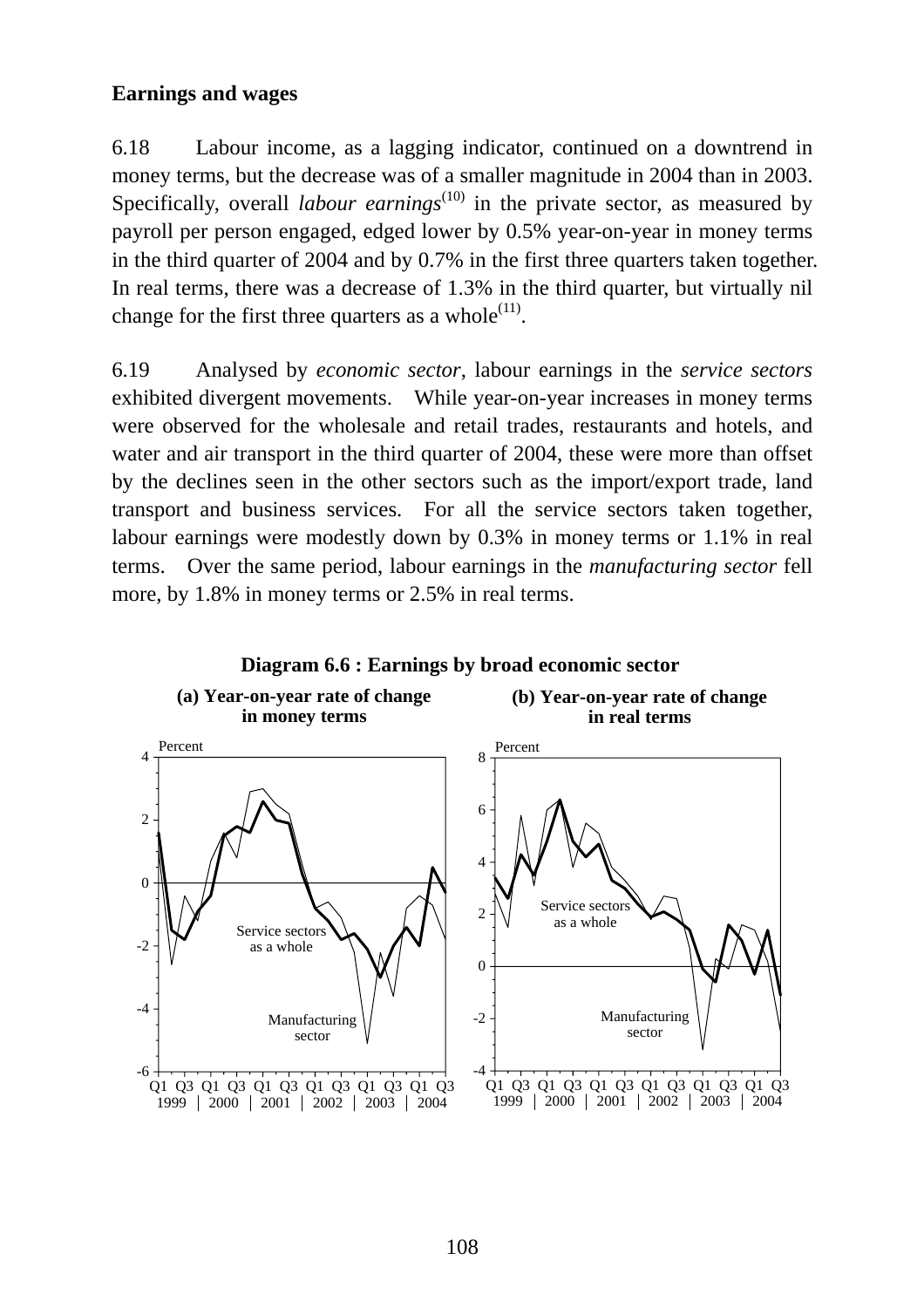**Earnings and wages**

6.18 Labour income, as a lagging indicator, continued on a downtrend in money terms, but the decrease was of a smaller magnitude in 2004 than in 2003. Specifically, overall *labour earnings*[(10)] in the private sector, as measured by payroll per person engaged, edged lower by 0.5% year-on-year in money terms in the third quarter of 2004 and by 0.7% in the first three quarters taken together. In real terms, there was a decrease of 1.3% in the third quarter, but virtually nil change for the first three quarters as a whole[(11)].

6.19 Analysed by *economic sector*, labour earnings in the *service sectors* exhibited divergent movements. While year-on-year increases in money terms were observed for the wholesale and retail trades, restaurants and hotels, and water and air transport in the third quarter of 2004, these were more than offset by the declines seen in the other sectors such as the import/export trade, land transport and business services. For all the service sectors taken together, labour earnings were modestly down by 0.3% in money terms or 1.1% in real terms. Over the same period, labour earnings in the *manufacturing sector* fell more, by 1.8% in money terms or 2.5% in real terms.

**Diagram 6.6 : Earnings by broad economic sector**

**(a) Year-on-year rate of change in money terms**

**(b) Year-on-year rate of change in real terms**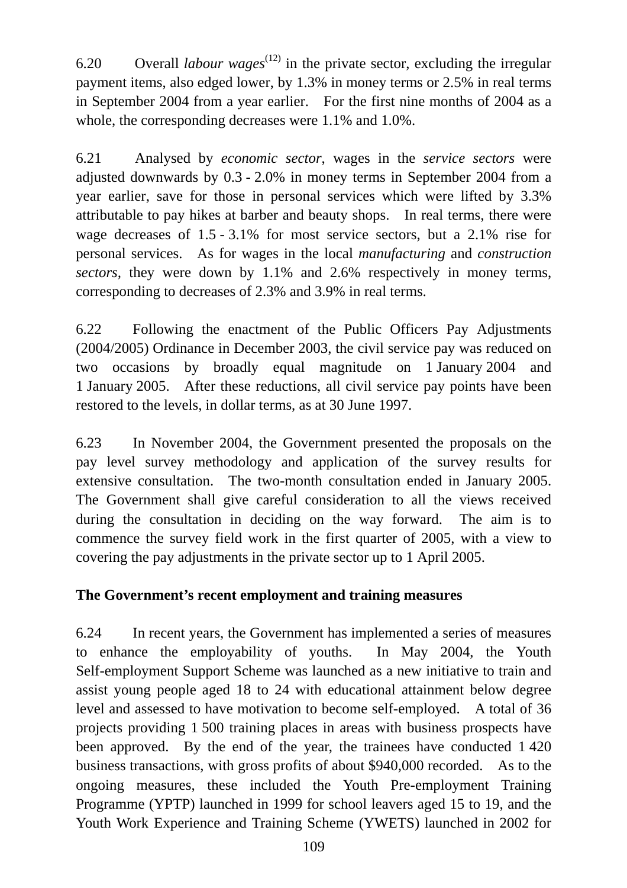6.20 Overall *labour wages*[12] in the private sector, excluding the irregular payment items, also edged lower, by 1.3% in money terms or 2.5% in real terms in September 2004 from a year earlier. For the first nine months of 2004 as a whole, the corresponding decreases were 1.1% and 1.0%.

6.21 Analysed by *economic sector*, wages in the *service sectors* were adjusted downwards by 0.3 - 2.0% in money terms in September 2004 from a year earlier, save for those in personal services which were lifted by 3.3% attributable to pay hikes at barber and beauty shops. In real terms, there were wage decreases of 1.5 - 3.1% for most service sectors, but a 2.1% rise for personal services. As for wages in the local *manufacturing* and *construction sectors*, they were down by 1.1% and 2.6% respectively in money terms, corresponding to decreases of 2.3% and 3.9% in real terms.

6.22 Following the enactment of the Public Officers Pay Adjustments (2004/2005) Ordinance in December 2003, the civil service pay was reduced on two occasions by broadly equal magnitude on 1 January 2004 and 1 January 2005. After these reductions, all civil service pay points have been restored to the levels, in dollar terms, as at 30 June 1997.

6.23 In November 2004, the Government presented the proposals on the pay level survey methodology and application of the survey results for extensive consultation. The two-month consultation ended in January 2005. The Government shall give careful consideration to all the views received during the consultation in deciding on the way forward. The aim is to commence the survey field work in the first quarter of 2005, with a view to covering the pay adjustments in the private sector up to 1 April 2005.

**The Government's recent employment and training measures**

6.24 In recent years, the Government has implemented a series of measures to enhance the employability of youths. In May 2004, the Youth Self-employment Support Scheme was launched as a new initiative to train and assist young people aged 18 to 24 with educational attainment below degree level and assessed to have motivation to become self-employed. A total of 36 projects providing 1 500 training places in areas with business prospects have been approved. By the end of the year, the trainees have conducted 1 420 business transactions, with gross profits of about $940,000 recorded. As to the ongoing measures, these included the Youth Pre-employment Training Programme (YPTP) launched in 1999 for school leavers aged 15 to 19, and the Youth Work Experience and Training Scheme (YWETS) launched in 2002 for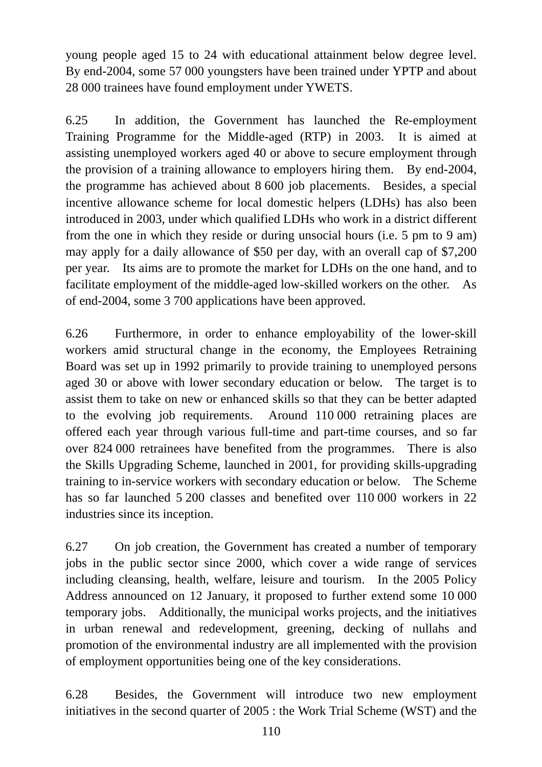young people aged 15 to 24 with educational attainment below degree level. By end-2004, some 57 000 youngsters have been trained under YPTP and about 28 000 trainees have found employment under YWETS.

6.25 In addition, the Government has launched the Re-employment Training Programme for the Middle-aged (RTP) in 2003. It is aimed at assisting unemployed workers aged 40 or above to secure employment through the provision of a training allowance to employers hiring them. By end-2004, the programme has achieved about 8 600 job placements. Besides, a special incentive allowance scheme for local domestic helpers (LDHs) has also been introduced in 2003, under which qualified LDHs who work in a district different from the one in which they reside or during unsocial hours (i.e. 5 pm to 9 am) may apply for a daily allowance of $50 per day, with an overall cap of $7,200 per year. Its aims are to promote the market for LDHs on the one hand, and to facilitate employment of the middle-aged low-skilled workers on the other. As of end-2004, some 3 700 applications have been approved.

6.26 Furthermore, in order to enhance employability of the lower-skill workers amid structural change in the economy, the Employees Retraining Board was set up in 1992 primarily to provide training to unemployed persons aged 30 or above with lower secondary education or below. The target is to assist them to take on new or enhanced skills so that they can be better adapted to the evolving job requirements. Around 110 000 retraining places are offered each year through various full-time and part-time courses, and so far over 824 000 retrainees have benefited from the programmes. There is also the Skills Upgrading Scheme, launched in 2001, for providing skills-upgrading training to in-service workers with secondary education or below. The Scheme has so far launched 5 200 classes and benefited over 110 000 workers in 22 industries since its inception.

6.27 On job creation, the Government has created a number of temporary jobs in the public sector since 2000, which cover a wide range of services including cleansing, health, welfare, leisure and tourism. In the 2005 Policy Address announced on 12 January, it proposed to further extend some 10 000 temporary jobs. Additionally, the municipal works projects, and the initiatives in urban renewal and redevelopment, greening, decking of nullahs and promotion of the environmental industry are all implemented with the provision of employment opportunities being one of the key considerations.

6.28 Besides, the Government will introduce two new employment initiatives in the second quarter of 2005 : the Work Trial Scheme (WST) and the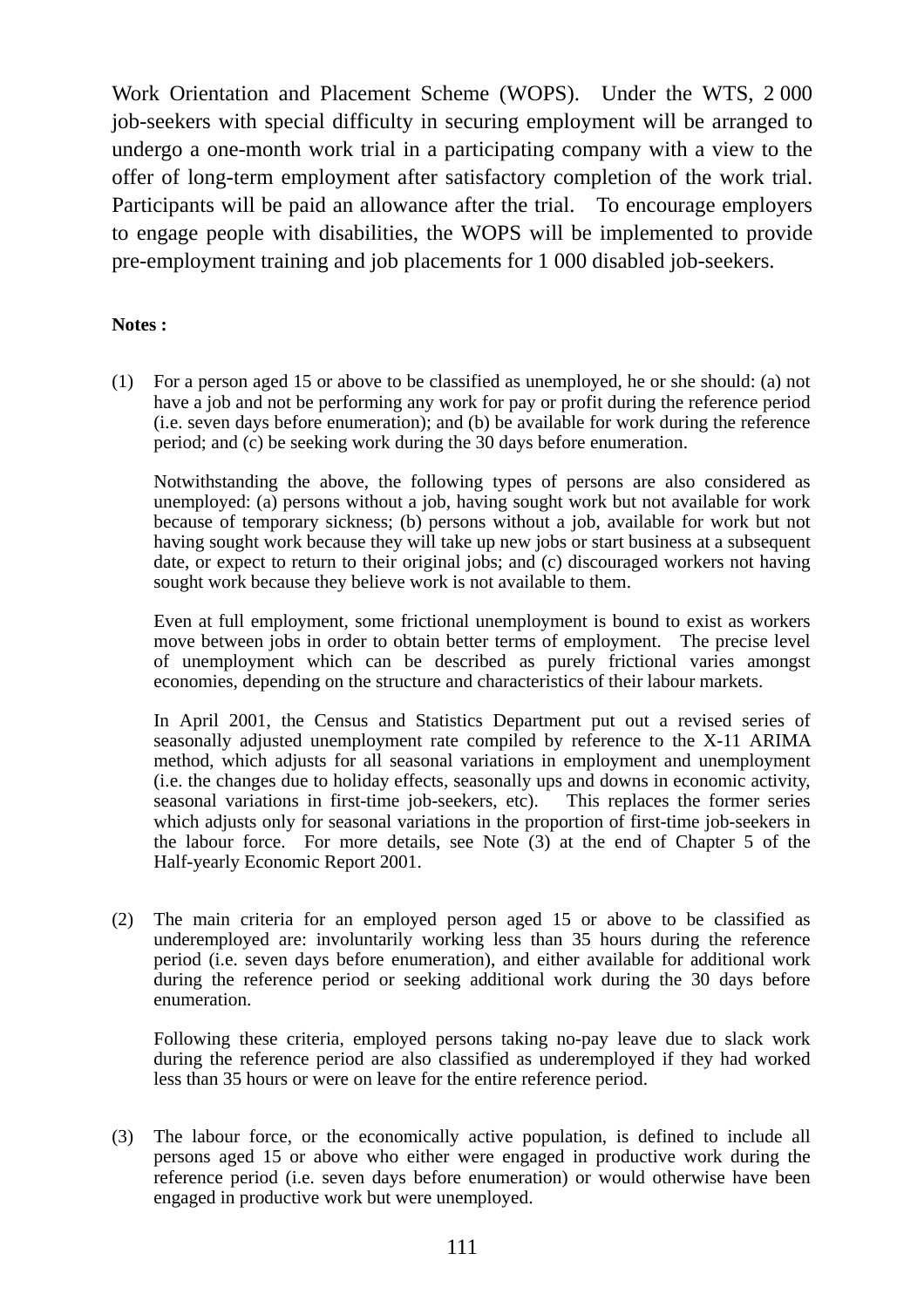Work Orientation and Placement Scheme (WOPS). Under the WTS, 2 000 job-seekers with special difficulty in securing employment will be arranged to undergo a one-month work trial in a participating company with a view to the offer of long-term employment after satisfactory completion of the work trial. Participants will be paid an allowance after the trial. To encourage employers to engage people with disabilities, the WOPS will be implemented to provide pre-employment training and job placements for 1 000 disabled job-seekers.

**Notes :**

(1) For a person aged 15 or above to be classified as unemployed, he or she should: (a) not have a job and not be performing any work for pay or profit during the reference period (i.e. seven days before enumeration); and (b) be available for work during the reference period; and (c) be seeking work during the 30 days before enumeration.

Notwithstanding the above, the following types of persons are also considered as unemployed: (a) persons without a job, having sought work but not available for work because of temporary sickness; (b) persons without a job, available for work but not having sought work because they will take up new jobs or start business at a subsequent date, or expect to return to their original jobs; and (c) discouraged workers not having sought work because they believe work is not available to them.

Even at full employment, some frictional unemployment is bound to exist as workers move between jobs in order to obtain better terms of employment. The precise level of unemployment which can be described as purely frictional varies amongst economies, depending on the structure and characteristics of their labour markets.

In April 2001, the Census and Statistics Department put out a revised series of seasonally adjusted unemployment rate compiled by reference to the X-11 ARIMA method, which adjusts for all seasonal variations in employment and unemployment (i.e. the changes due to holiday effects, seasonally ups and downs in economic activity, seasonal variations in first-time job-seekers, etc). This replaces the former series which adjusts only for seasonal variations in the proportion of first-time job-seekers in the labour force. For more details, see Note (3) at the end of Chapter 5 of the Half-yearly Economic Report 2001.

(2) The main criteria for an employed person aged 15 or above to be classified as underemployed are: involuntarily working less than 35 hours during the reference period (i.e. seven days before enumeration), and either available for additional work during the reference period or seeking additional work during the 30 days before enumeration.

Following these criteria, employed persons taking no-pay leave due to slack work during the reference period are also classified as underemployed if they had worked less than 35 hours or were on leave for the entire reference period.

(3) The labour force, or the economically active population, is defined to include all persons aged 15 or above who either were engaged in productive work during the reference period (i.e. seven days before enumeration) or would otherwise have been engaged in productive work but were unemployed.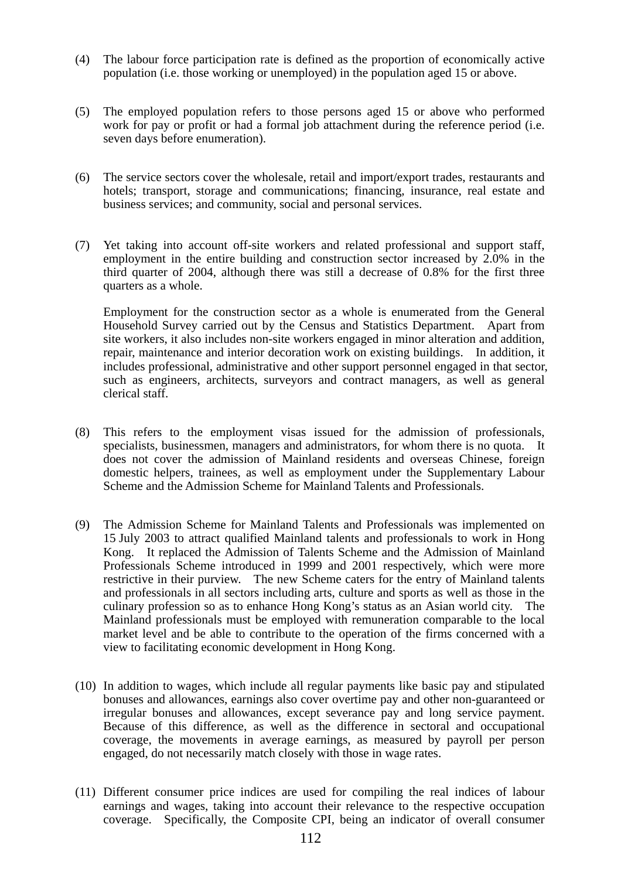(4) The labour force participation rate is defined as the proportion of economically active population (i.e. those working or unemployed) in the population aged 15 or above.

(5) The employed population refers to those persons aged 15 or above who performed work for pay or profit or had a formal job attachment during the reference period (i.e. seven days before enumeration).

(6) The service sectors cover the wholesale, retail and import/export trades, restaurants and hotels; transport, storage and communications; financing, insurance, real estate and business services; and community, social and personal services.

(7) Yet taking into account off-site workers and related professional and support staff, employment in the entire building and construction sector increased by 2.0% in the third quarter of 2004, although there was still a decrease of 0.8% for the first three quarters as a whole.

Employment for the construction sector as a whole is enumerated from the General Household Survey carried out by the Census and Statistics Department. Apart from site workers, it also includes non-site workers engaged in minor alteration and addition, repair, maintenance and interior decoration work on existing buildings. In addition, it includes professional, administrative and other support personnel engaged in that sector, such as engineers, architects, surveyors and contract managers, as well as general clerical staff.

(8) This refers to the employment visas issued for the admission of professionals, specialists, businessmen, managers and administrators, for whom there is no quota. It does not cover the admission of Mainland residents and overseas Chinese, foreign domestic helpers, trainees, as well as employment under the Supplementary Labour Scheme and the Admission Scheme for Mainland Talents and Professionals.

(9) The Admission Scheme for Mainland Talents and Professionals was implemented on 15 July 2003 to attract qualified Mainland talents and professionals to work in Hong Kong. It replaced the Admission of Talents Scheme and the Admission of Mainland Professionals Scheme introduced in 1999 and 2001 respectively, which were more restrictive in their purview. The new Scheme caters for the entry of Mainland talents and professionals in all sectors including arts, culture and sports as well as those in the culinary profession so as to enhance Hong Kong's status as an Asian world city. The Mainland professionals must be employed with remuneration comparable to the local market level and be able to contribute to the operation of the firms concerned with a view to facilitating economic development in Hong Kong.

(10) In addition to wages, which include all regular payments like basic pay and stipulated bonuses and allowances, earnings also cover overtime pay and other non-guaranteed or irregular bonuses and allowances, except severance pay and long service payment. Because of this difference, as well as the difference in sectoral and occupational coverage, the movements in average earnings, as measured by payroll per person engaged, do not necessarily match closely with those in wage rates.

(11) Different consumer price indices are used for compiling the real indices of labour earnings and wages, taking into account their relevance to the respective occupation coverage. Specifically, the Composite CPI, being an indicator of overall consumer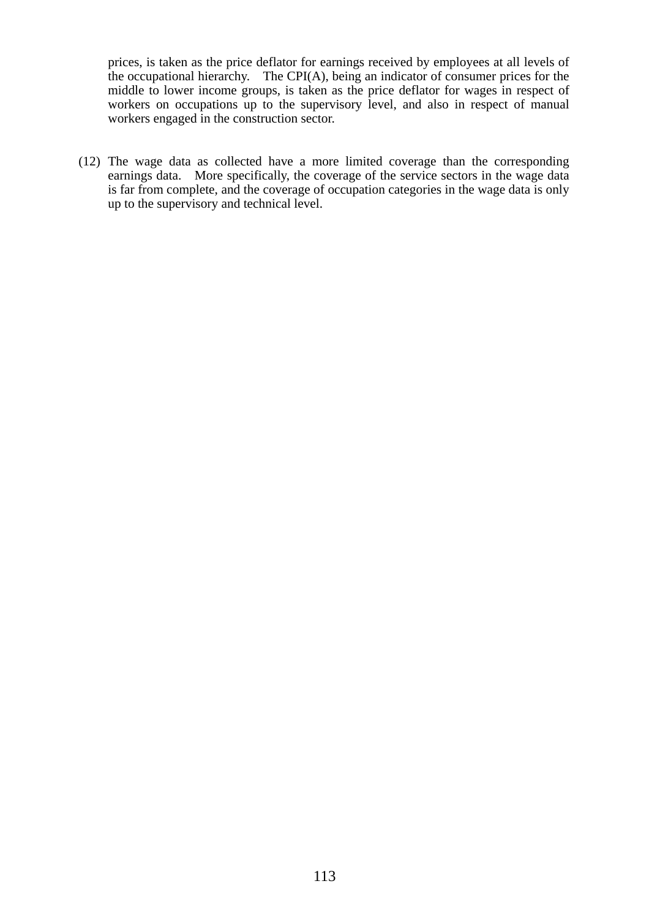prices, is taken as the price deflator for earnings received by employees at all levels of the occupational hierarchy. The CPI(A), being an indicator of consumer prices for the middle to lower income groups, is taken as the price deflator for wages in respect of workers on occupations up to the supervisory level, and also in respect of manual workers engaged in the construction sector.

(12) The wage data as collected have a more limited coverage than the corresponding earnings data. More specifically, the coverage of the service sectors in the wage data is far from complete, and the coverage of occupation categories in the wage data is only up to the supervisory and technical level.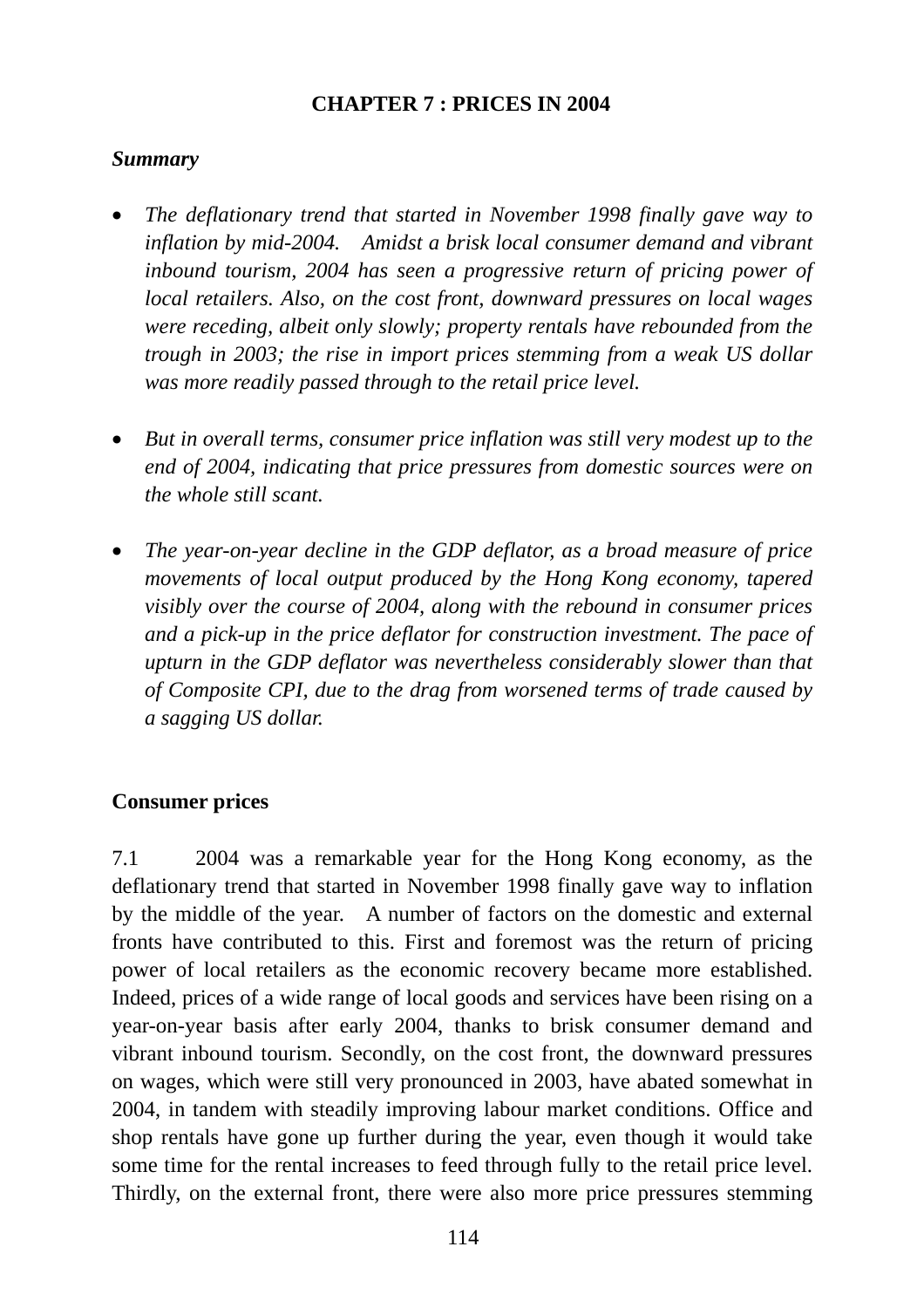# CHAPTER 7 : PRICES IN 2004

***Summary***

- *The deflationary trend that started in November 1998 finally gave way to inflation by mid-2004. Amidst a brisk local consumer demand and vibrant inbound tourism, 2004 has seen a progressive return of pricing power of local retailers. Also, on the cost front, downward pressures on local wages were receding, albeit only slowly; property rentals have rebounded from the trough in 2003; the rise in import prices stemming from a weak US dollar was more readily passed through to the retail price level.*

- *But in overall terms, consumer price inflation was still very modest up to the end of 2004, indicating that price pressures from domestic sources were on the whole still scant.*

- *The year-on-year decline in the GDP deflator, as a broad measure of price movements of local output produced by the Hong Kong economy, tapered visibly over the course of 2004, along with the rebound in consumer prices and a pick-up in the price deflator for construction investment. The pace of upturn in the GDP deflator was nevertheless considerably slower than that of Composite CPI, due to the drag from worsened terms of trade caused by a sagging US dollar.*

## Consumer prices

7.1 2004 was a remarkable year for the Hong Kong economy, as the deflationary trend that started in November 1998 finally gave way to inflation by the middle of the year. A number of factors on the domestic and external fronts have contributed to this. First and foremost was the return of pricing power of local retailers as the economic recovery became more established. Indeed, prices of a wide range of local goods and services have been rising on a year-on-year basis after early 2004, thanks to brisk consumer demand and vibrant inbound tourism. Secondly, on the cost front, the downward pressures on wages, which were still very pronounced in 2003, have abated somewhat in 2004, in tandem with steadily improving labour market conditions. Office and shop rentals have gone up further during the year, even though it would take some time for the rental increases to feed through fully to the retail price level. Thirdly, on the external front, there were also more price pressures stemming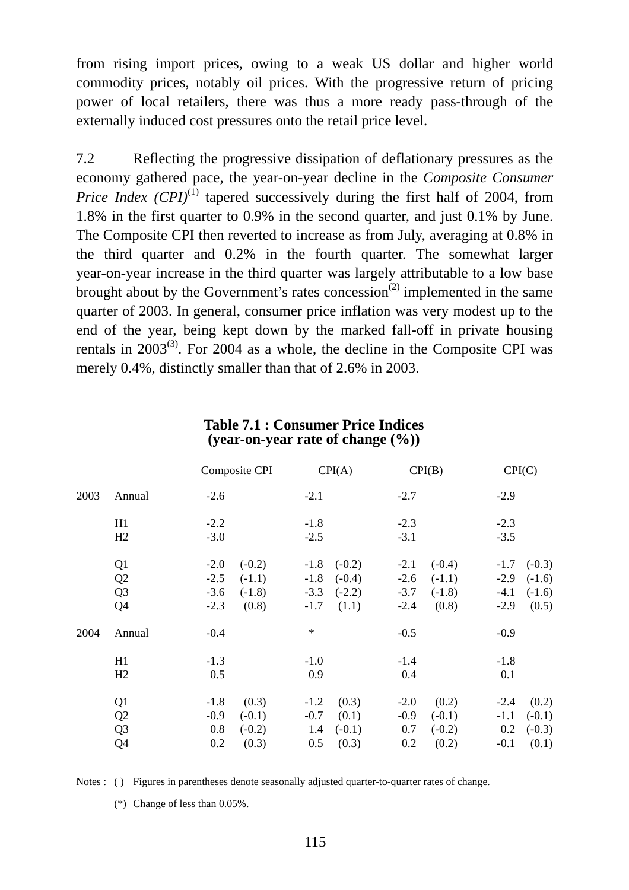from rising import prices, owing to a weak US dollar and higher world commodity prices, notably oil prices. With the progressive return of pricing power of local retailers, there was thus a more ready pass-through of the externally induced cost pressures onto the retail price level.

7.2 Reflecting the progressive dissipation of deflationary pressures as the economy gathered pace, the year-on-year decline in the *Composite Consumer Price Index (CPI)*[1] tapered successively during the first half of 2004, from 1.8% in the first quarter to 0.9% in the second quarter, and just 0.1% by June. The Composite CPI then reverted to increase as from July, averaging at 0.8% in the third quarter and 0.2% in the fourth quarter. The somewhat larger year-on-year increase in the third quarter was largely attributable to a low base brought about by the Government's rates concession[2] implemented in the same quarter of 2003. In general, consumer price inflation was very modest up to the end of the year, being kept down by the marked fall-off in private housing rentals in 2003[3]. For 2004 as a whole, the decline in the Composite CPI was merely 0.4%, distinctly smaller than that of 2.6% in 2003.

**Table 7.1 : Consumer Price Indices (year-on-year rate of change (%))**

| | | Composite CPI | | CPI(A) | | CPI(B) | | CPI(C) | |
|---|---|---|---|---|---|---|---|---|---|
| 2003 | Annual | -2.6 | | -2.1 | | -2.7 | | -2.9 | |
| | H1 | -2.2 | | -1.8 | | -2.3 | | -2.3 | |
| | H2 | -3.0 | | -2.5 | | -3.1 | | -3.5 | |
| | Q1 | -2.0 | (-0.2) | -1.8 | (-0.2) | -2.1 | (-0.4) | -1.7 | (-0.3) |
| | Q2 | -2.5 | (-1.1) | -1.8 | (-0.4) | -2.6 | (-1.1) | -2.9 | (-1.6) |
| | Q3 | -3.6 | (-1.8) | -3.3 | (-2.2) | -3.7 | (-1.8) | -4.1 | (-1.6) |
| | Q4 | -2.3 | (0.8) | -1.7 | (1.1) | -2.4 | (0.8) | -2.9 | (0.5) |
| 2004 | Annual | -0.4 | | * | | -0.5 | | -0.9 | |
| | H1 | -1.3 | | -1.0 | | -1.4 | | -1.8 | |
| | H2 | 0.5 | | 0.9 | | 0.4 | | 0.1 | |
| | Q1 | -1.8 | (0.3) | -1.2 | (0.3) | -2.0 | (0.2) | -2.4 | (0.2) |
| | Q2 | -0.9 | (-0.1) | -0.7 | (0.1) | -0.9 | (-0.1) | -1.1 | (-0.1) |
| | Q3 | 0.8 | (-0.2) | 1.4 | (-0.1) | 0.7 | (-0.2) | 0.2 | (-0.3) |
| | Q4 | 0.2 | (0.3) | 0.5 | (0.3) | 0.2 | (0.2) | -0.1 | (0.1) |

Notes : ( ) Figures in parentheses denote seasonally adjusted quarter-to-quarter rates of change.

(*) Change of less than 0.05%.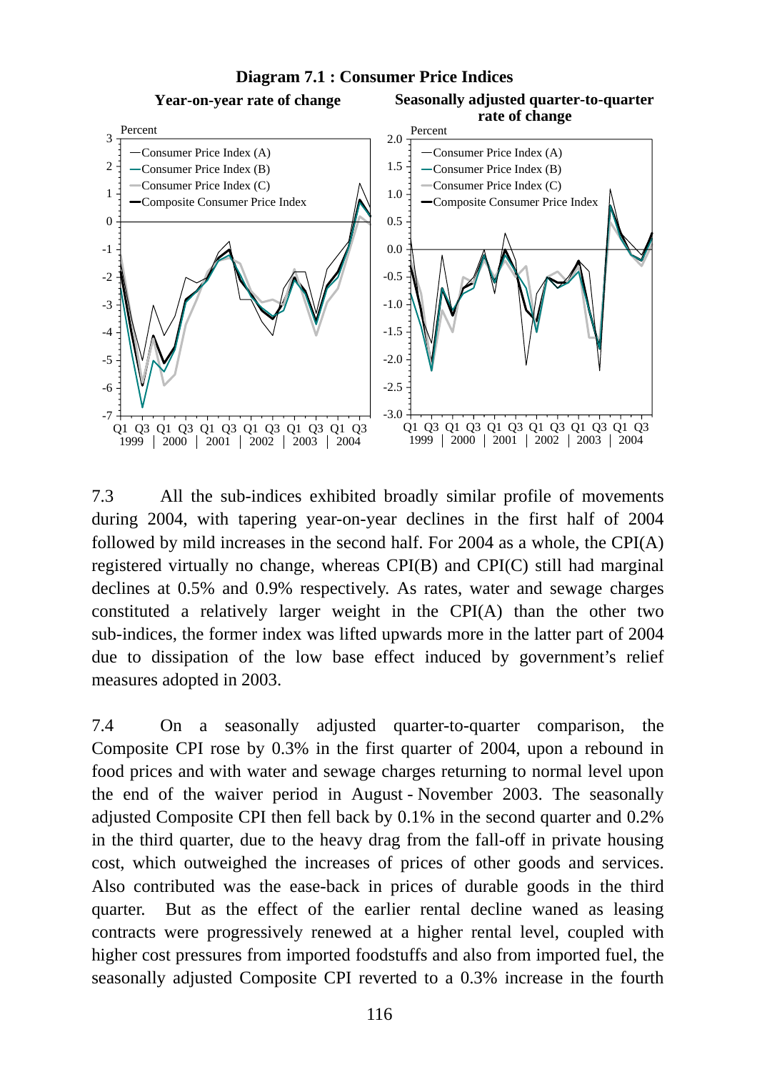**Diagram 7.1 : Consumer Price Indices**

7.3 All the sub-indices exhibited broadly similar profile of movements during 2004, with tapering year-on-year declines in the first half of 2004 followed by mild increases in the second half. For 2004 as a whole, the CPI(A) registered virtually no change, whereas CPI(B) and CPI(C) still had marginal declines at 0.5% and 0.9% respectively. As rates, water and sewage charges constituted a relatively larger weight in the CPI(A) than the other two sub-indices, the former index was lifted upwards more in the latter part of 2004 due to dissipation of the low base effect induced by government's relief measures adopted in 2003.

7.4 On a seasonally adjusted quarter-to-quarter comparison, the Composite CPI rose by 0.3% in the first quarter of 2004, upon a rebound in food prices and with water and sewage charges returning to normal level upon the end of the waiver period in August - November 2003. The seasonally adjusted Composite CPI then fell back by 0.1% in the second quarter and 0.2% in the third quarter, due to the heavy drag from the fall-off in private housing cost, which outweighed the increases of prices of other goods and services. Also contributed was the ease-back in prices of durable goods in the third quarter. But as the effect of the earlier rental decline waned as leasing contracts were progressively renewed at a higher rental level, coupled with higher cost pressures from imported foodstuffs and also from imported fuel, the seasonally adjusted Composite CPI reverted to a 0.3% increase in the fourth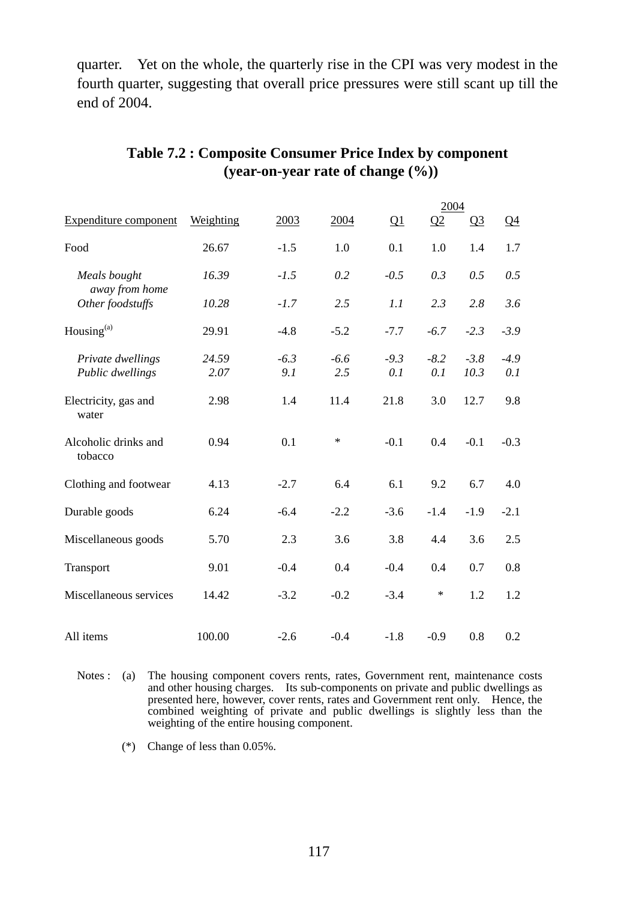quarter. Yet on the whole, the quarterly rise in the CPI was very modest in the fourth quarter, suggesting that overall price pressures were still scant up till the end of 2004.

**Table 7.2 : Composite Consumer Price Index by component (year-on-year rate of change (%))**

| Expenditure component | Weighting | 2003 | 2004 | 2004 Q1 | 2004 Q2 | 2004 Q3 | 2004 Q4 |
|---|---|---|---|---|---|---|---|
| Food | 26.67 | -1.5 | 1.0 | 0.1 | 1.0 | 1.4 | 1.7 |
| *Meals bought away from home* | *16.39* | *-1.5* | *0.2* | *-0.5* | *0.3* | *0.5* | *0.5* |
| *Other foodstuffs* | *10.28* | *-1.7* | *2.5* | *1.1* | *2.3* | *2.8* | *3.6* |
| Housing[(a)] | 29.91 | -4.8 | -5.2 | -7.7 | -6.7 | -2.3 | -3.9 |
| *Private dwellings* | *24.59* | *-6.3* | *-6.6* | *-9.3* | *-8.2* | *-3.8* | *-4.9* |
| *Public dwellings* | *2.07* | *9.1* | *2.5* | *0.1* | *0.1* | *10.3* | *0.1* |
| Electricity, gas and water | 2.98 | 1.4 | 11.4 | 21.8 | 3.0 | 12.7 | 9.8 |
| Alcoholic drinks and tobacco | 0.94 | 0.1 | * | -0.1 | 0.4 | -0.1 | -0.3 |
| Clothing and footwear | 4.13 | -2.7 | 6.4 | 6.1 | 9.2 | 6.7 | 4.0 |
| Durable goods | 6.24 | -6.4 | -2.2 | -3.6 | -1.4 | -1.9 | -2.1 |
| Miscellaneous goods | 5.70 | 2.3 | 3.6 | 3.8 | 4.4 | 3.6 | 2.5 |
| Transport | 9.01 | -0.4 | 0.4 | -0.4 | 0.4 | 0.7 | 0.8 |
| Miscellaneous services | 14.42 | -3.2 | -0.2 | -3.4 | * | 1.2 | 1.2 |
| All items | 100.00 | -2.6 | -0.4 | -1.8 | -0.9 | 0.8 | 0.2 |

Notes : (a) The housing component covers rents, rates, Government rent, maintenance costs and other housing charges. Its sub-components on private and public dwellings as presented here, however, cover rents, rates and Government rent only. Hence, the combined weighting of private and public dwellings is slightly less than the weighting of the entire housing component.

(*) Change of less than 0.05%.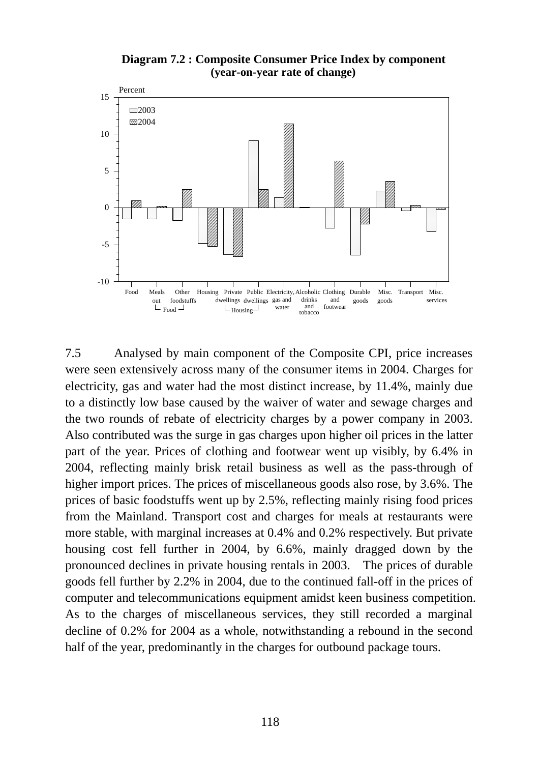**Diagram 7.2 : Composite Consumer Price Index by component (year-on-year rate of change)**

7.5 Analysed by main component of the Composite CPI, price increases were seen extensively across many of the consumer items in 2004. Charges for electricity, gas and water had the most distinct increase, by 11.4%, mainly due to a distinctly low base caused by the waiver of water and sewage charges and the two rounds of rebate of electricity charges by a power company in 2003. Also contributed was the surge in gas charges upon higher oil prices in the latter part of the year. Prices of clothing and footwear went up visibly, by 6.4% in 2004, reflecting mainly brisk retail business as well as the pass-through of higher import prices. The prices of miscellaneous goods also rose, by 3.6%. The prices of basic foodstuffs went up by 2.5%, reflecting mainly rising food prices from the Mainland. Transport cost and charges for meals at restaurants were more stable, with marginal increases at 0.4% and 0.2% respectively. But private housing cost fell further in 2004, by 6.6%, mainly dragged down by the pronounced declines in private housing rentals in 2003. The prices of durable goods fell further by 2.2% in 2004, due to the continued fall-off in the prices of computer and telecommunications equipment amidst keen business competition. As to the charges of miscellaneous services, they still recorded a marginal decline of 0.2% for 2004 as a whole, notwithstanding a rebound in the second half of the year, predominantly in the charges for outbound package tours.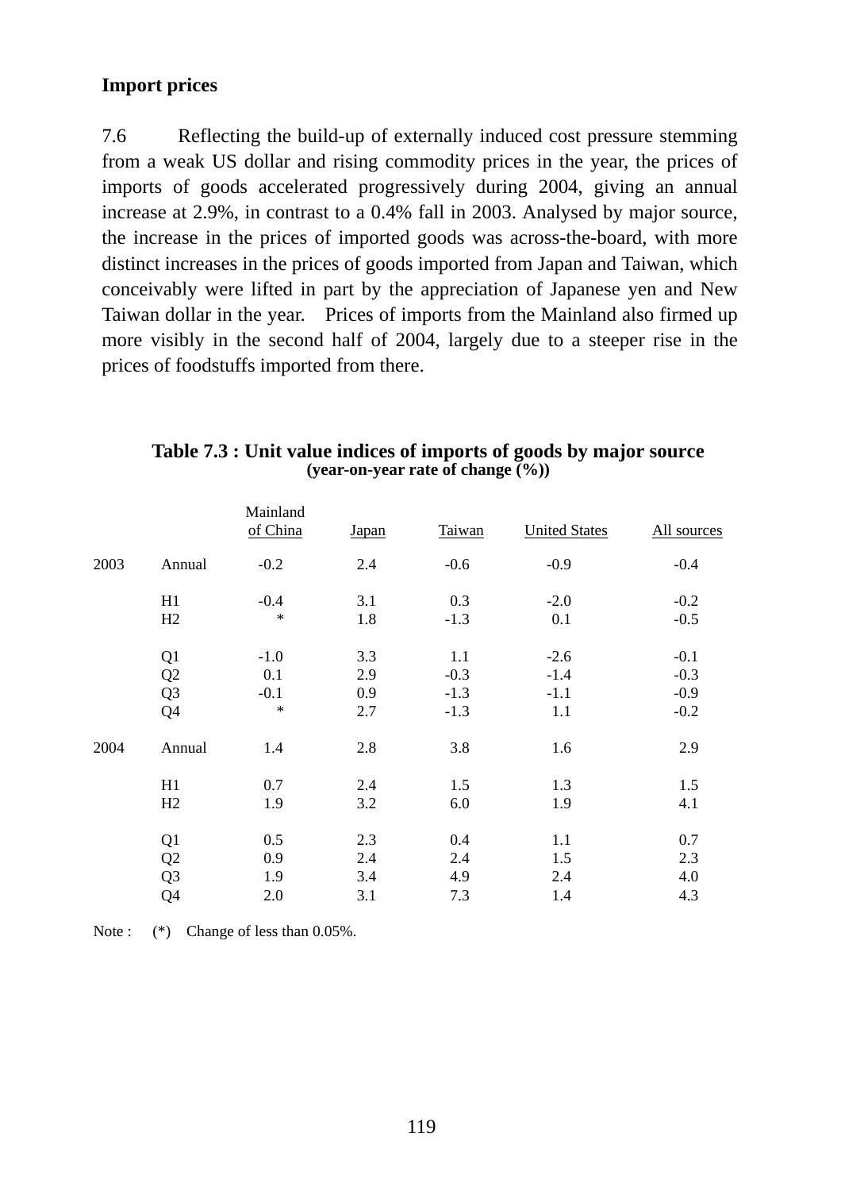**Import prices**

7.6 Reflecting the build-up of externally induced cost pressure stemming from a weak US dollar and rising commodity prices in the year, the prices of imports of goods accelerated progressively during 2004, giving an annual increase at 2.9%, in contrast to a 0.4% fall in 2003. Analysed by major source, the increase in the prices of imported goods was across-the-board, with more distinct increases in the prices of goods imported from Japan and Taiwan, which conceivably were lifted in part by the appreciation of Japanese yen and New Taiwan dollar in the year. Prices of imports from the Mainland also firmed up more visibly in the second half of 2004, largely due to a steeper rise in the prices of foodstuffs imported from there.

**Table 7.3 : Unit value indices of imports of goods by major source**
**(year-on-year rate of change (%))**

| | | Mainland of China | Japan | Taiwan | United States | All sources |
|---|---|---|---|---|---|---|
| 2003 | Annual | -0.2 | 2.4 | -0.6 | -0.9 | -0.4 |
| | H1 | -0.4 | 3.1 | 0.3 | -2.0 | -0.2 |
| | H2 | * | 1.8 | -1.3 | 0.1 | -0.5 |
| | Q1 | -1.0 | 3.3 | 1.1 | -2.6 | -0.1 |
| | Q2 | 0.1 | 2.9 | -0.3 | -1.4 | -0.3 |
| | Q3 | -0.1 | 0.9 | -1.3 | -1.1 | -0.9 |
| | Q4 | * | 2.7 | -1.3 | 1.1 | -0.2 |
| 2004 | Annual | 1.4 | 2.8 | 3.8 | 1.6 | 2.9 |
| | H1 | 0.7 | 2.4 | 1.5 | 1.3 | 1.5 |
| | H2 | 1.9 | 3.2 | 6.0 | 1.9 | 4.1 |
| | Q1 | 0.5 | 2.3 | 0.4 | 1.1 | 0.7 |
| | Q2 | 0.9 | 2.4 | 2.4 | 1.5 | 2.3 |
| | Q3 | 1.9 | 3.4 | 4.9 | 2.4 | 4.0 |
| | Q4 | 2.0 | 3.1 | 7.3 | 1.4 | 4.3 |

Note : (*) Change of less than 0.05%.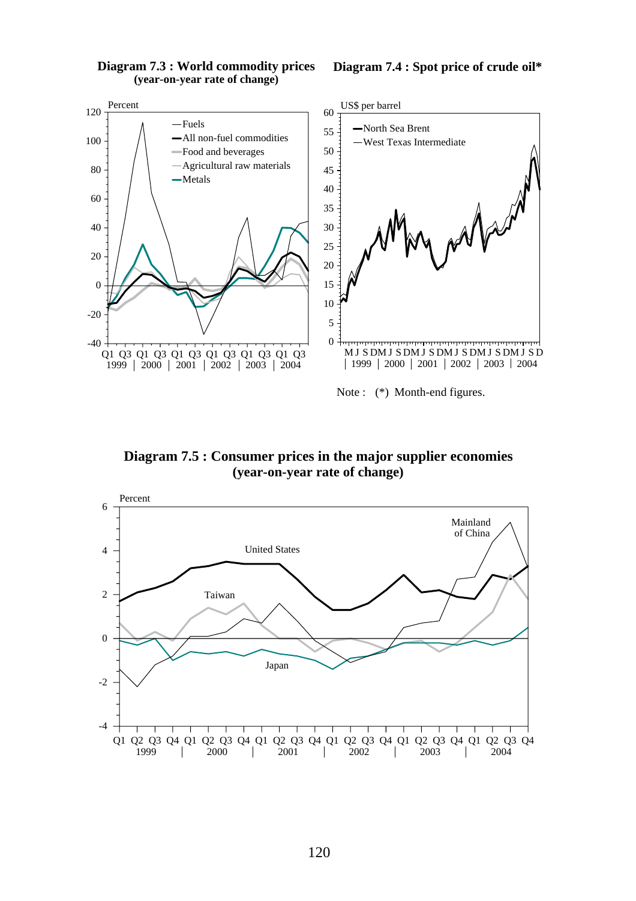**Diagram 7.3 : World commodity prices**
**(year-on-year rate of change)**

**Diagram 7.4 : Spot price of crude oil***

Note : (*) Month-end figures.

**Diagram 7.5 : Consumer prices in the major supplier economies**
**(year-on-year rate of change)**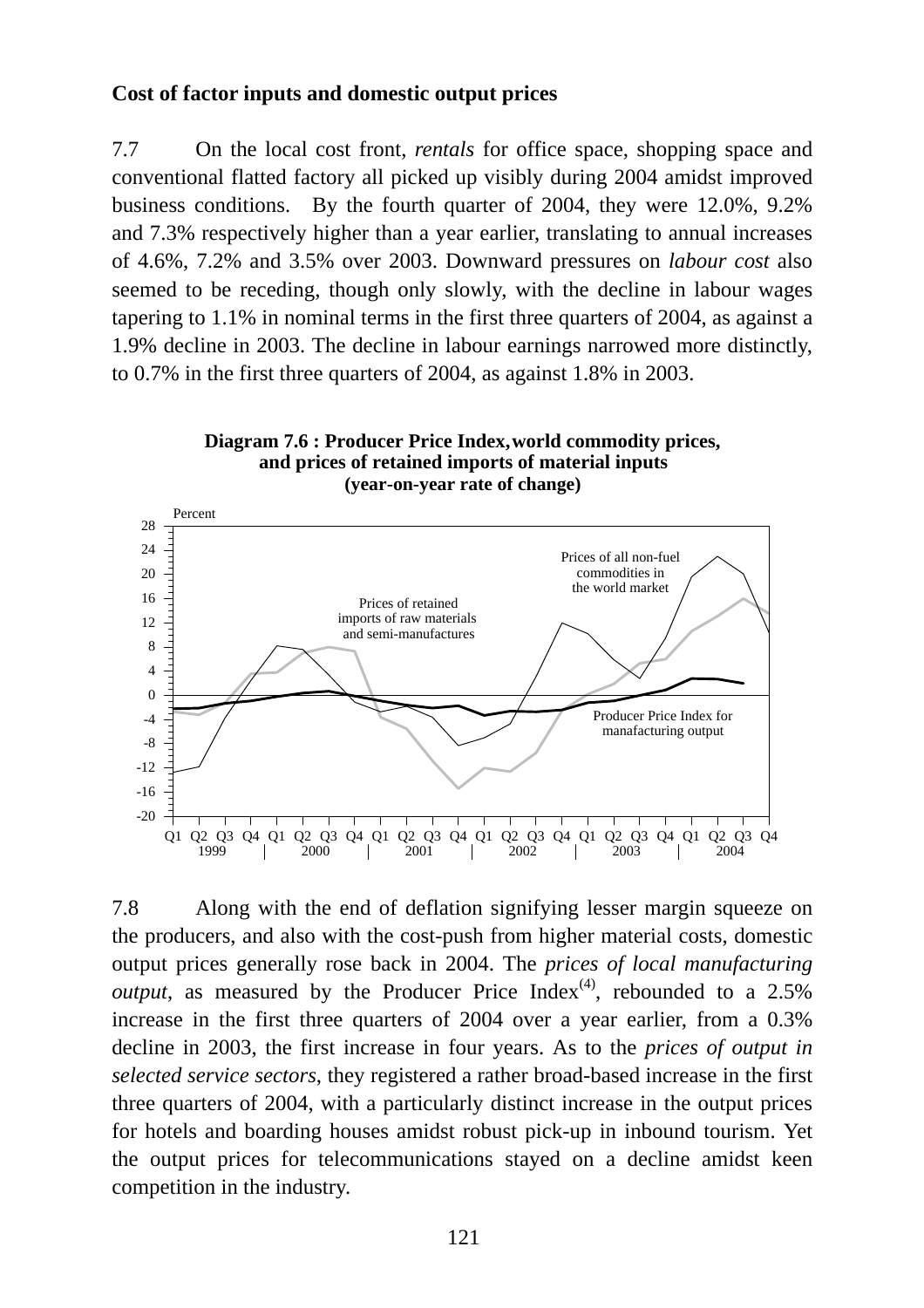**Cost of factor inputs and domestic output prices**

7.7 On the local cost front, *rentals* for office space, shopping space and conventional flatted factory all picked up visibly during 2004 amidst improved business conditions. By the fourth quarter of 2004, they were 12.0%, 9.2% and 7.3% respectively higher than a year earlier, translating to annual increases of 4.6%, 7.2% and 3.5% over 2003. Downward pressures on *labour cost* also seemed to be receding, though only slowly, with the decline in labour wages tapering to 1.1% in nominal terms in the first three quarters of 2004, as against a 1.9% decline in 2003. The decline in labour earnings narrowed more distinctly, to 0.7% in the first three quarters of 2004, as against 1.8% in 2003.

**Diagram 7.6 : Producer Price Index, world commodity prices, and prices of retained imports of material inputs (year-on-year rate of change)**

7.8 Along with the end of deflation signifying lesser margin squeeze on the producers, and also with the cost-push from higher material costs, domestic output prices generally rose back in 2004. The *prices of local manufacturing output*, as measured by the Producer Price Index[(4)], rebounded to a 2.5% increase in the first three quarters of 2004 over a year earlier, from a 0.3% decline in 2003, the first increase in four years. As to the *prices of output in selected service sectors*, they registered a rather broad-based increase in the first three quarters of 2004, with a particularly distinct increase in the output prices for hotels and boarding houses amidst robust pick-up in inbound tourism. Yet the output prices for telecommunications stayed on a decline amidst keen competition in the industry.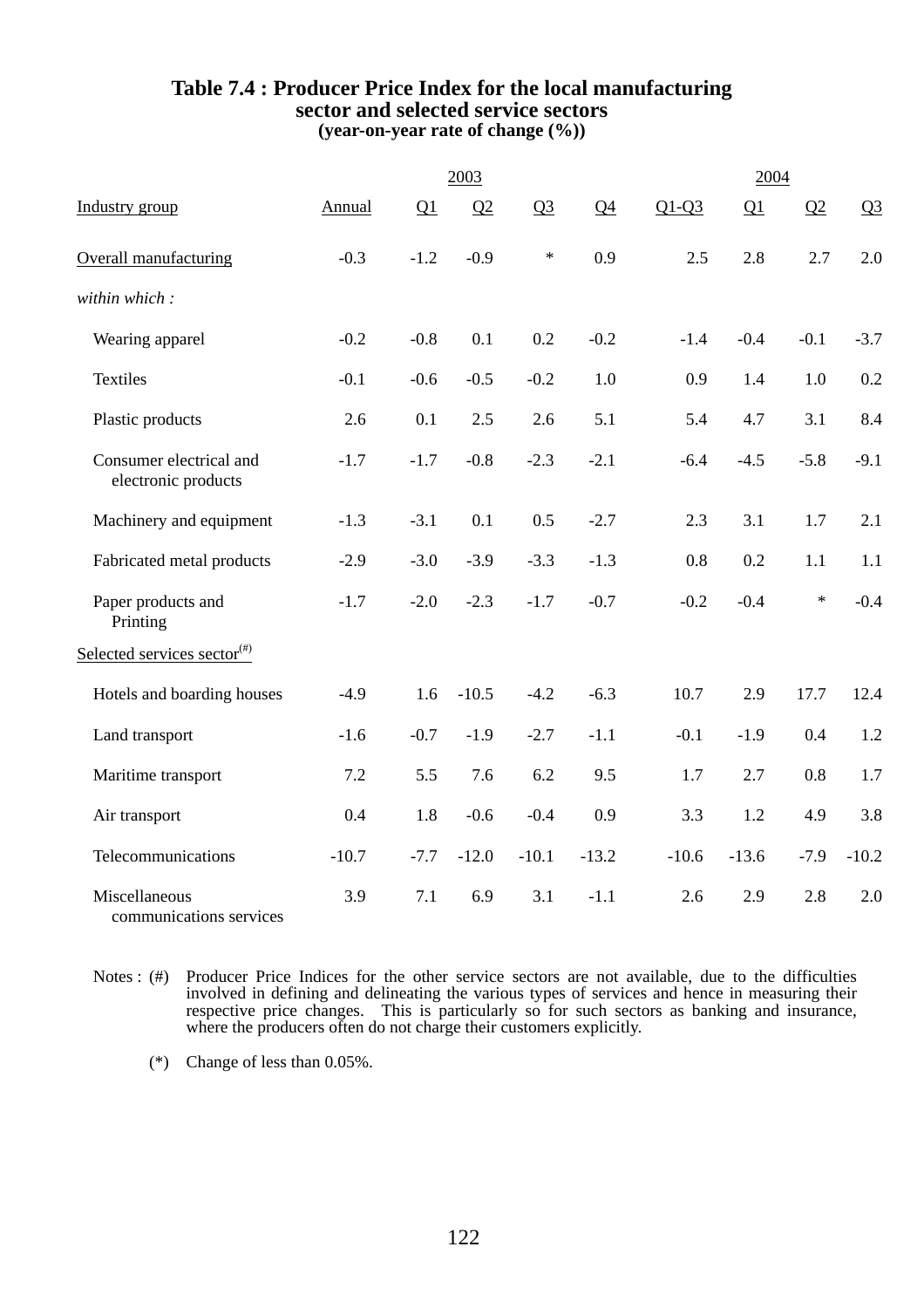### Table 7.4 : Producer Price Index for the local manufacturing sector and selected service sectors

**(year-on-year rate of change (%))**

| Industry group | 2003 Annual | 2003 Q1 | 2003 Q2 | 2003 Q3 | 2003 Q4 | 2004 Q1-Q3 | 2004 Q1 | 2004 Q2 | 2004 Q3 |
|---|---|---|---|---|---|---|---|---|---|
| Overall manufacturing | -0.3 | -1.2 | -0.9 | * | 0.9 | 2.5 | 2.8 | 2.7 | 2.0 |
| *within which :* | | | | | | | | | |
| Wearing apparel | -0.2 | -0.8 | 0.1 | 0.2 | -0.2 | -1.4 | -0.4 | -0.1 | -3.7 |
| Textiles | -0.1 | -0.6 | -0.5 | -0.2 | 1.0 | 0.9 | 1.4 | 1.0 | 0.2 |
| Plastic products | 2.6 | 0.1 | 2.5 | 2.6 | 5.1 | 5.4 | 4.7 | 3.1 | 8.4 |
| Consumer electrical and electronic products | -1.7 | -1.7 | -0.8 | -2.3 | -2.1 | -6.4 | -4.5 | -5.8 | -9.1 |
| Machinery and equipment | -1.3 | -3.1 | 0.1 | 0.5 | -2.7 | 2.3 | 3.1 | 1.7 | 2.1 |
| Fabricated metal products | -2.9 | -3.0 | -3.9 | -3.3 | -1.3 | 0.8 | 0.2 | 1.1 | 1.1 |
| Paper products and Printing | -1.7 | -2.0 | -2.3 | -1.7 | -0.7 | -0.2 | -0.4 | * | -0.4 |
| Selected services sector(#) | | | | | | | | | |
| Hotels and boarding houses | -4.9 | 1.6 | -10.5 | -4.2 | -6.3 | 10.7 | 2.9 | 17.7 | 12.4 |
| Land transport | -1.6 | -0.7 | -1.9 | -2.7 | -1.1 | -0.1 | -1.9 | 0.4 | 1.2 |
| Maritime transport | 7.2 | 5.5 | 7.6 | 6.2 | 9.5 | 1.7 | 2.7 | 0.8 | 1.7 |
| Air transport | 0.4 | 1.8 | -0.6 | -0.4 | 0.9 | 3.3 | 1.2 | 4.9 | 3.8 |
| Telecommunications | -10.7 | -7.7 | -12.0 | -10.1 | -13.2 | -10.6 | -13.6 | -7.9 | -10.2 |
| Miscellaneous communications services | 3.9 | 7.1 | 6.9 | 3.1 | -1.1 | 2.6 | 2.9 | 2.8 | 2.0 |

Notes : (#) Producer Price Indices for the other service sectors are not available, due to the difficulties involved in defining and delineating the various types of services and hence in measuring their respective price changes. This is particularly so for such sectors as banking and insurance, where the producers often do not charge their customers explicitly.

(*) Change of less than 0.05%.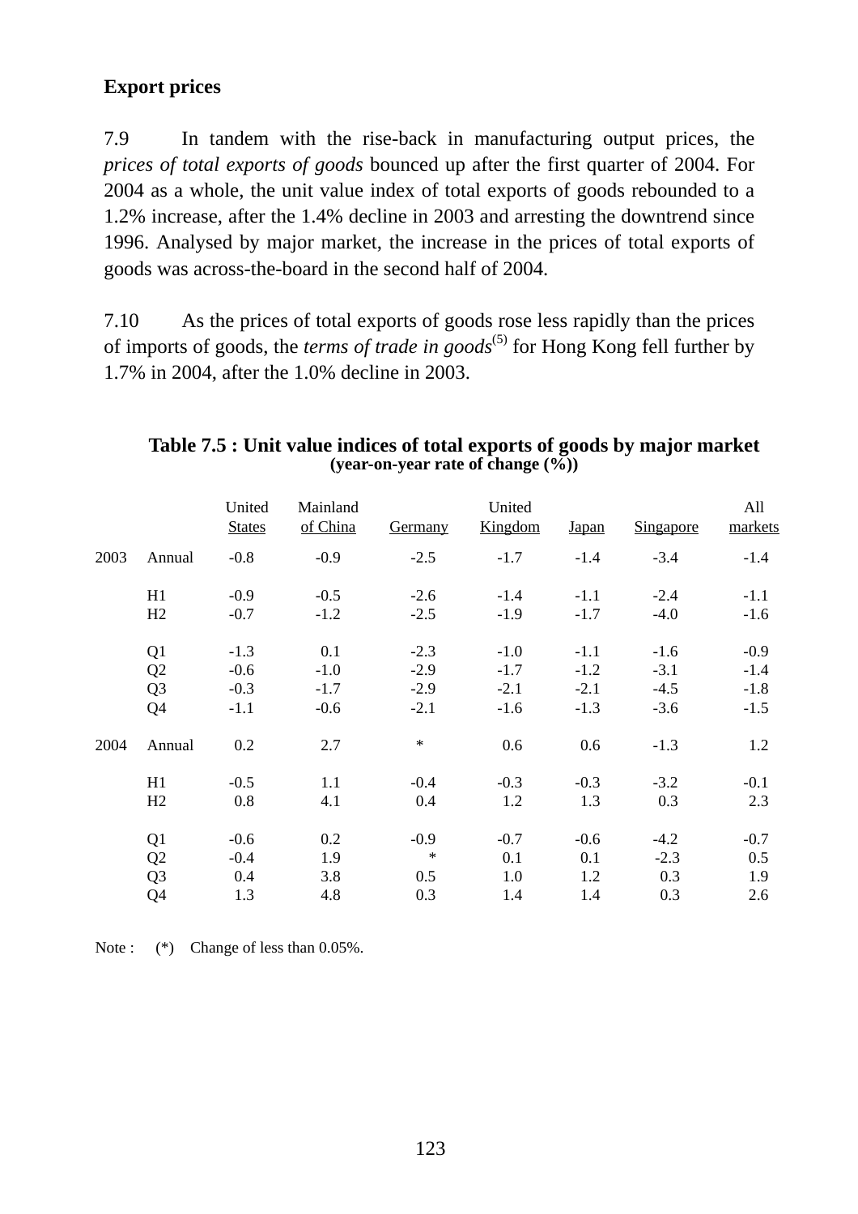**Export prices**

7.9 In tandem with the rise-back in manufacturing output prices, the *prices of total exports of goods* bounced up after the first quarter of 2004. For 2004 as a whole, the unit value index of total exports of goods rebounded to a 1.2% increase, after the 1.4% decline in 2003 and arresting the downtrend since 1996. Analysed by major market, the increase in the prices of total exports of goods was across-the-board in the second half of 2004.

7.10 As the prices of total exports of goods rose less rapidly than the prices of imports of goods, the *terms of trade in goods*[(5)] for Hong Kong fell further by 1.7% in 2004, after the 1.0% decline in 2003.

**Table 7.5 : Unit value indices of total exports of goods by major market**
**(year-on-year rate of change (%))**

| | | United States | Mainland of China | Germany | United Kingdom | Japan | Singapore | All markets |
|---|---|---|---|---|---|---|---|---|
| 2003 | Annual | -0.8 | -0.9 | -2.5 | -1.7 | -1.4 | -3.4 | -1.4 |
| | H1 | -0.9 | -0.5 | -2.6 | -1.4 | -1.1 | -2.4 | -1.1 |
| | H2 | -0.7 | -1.2 | -2.5 | -1.9 | -1.7 | -4.0 | -1.6 |
| | Q1 | -1.3 | 0.1 | -2.3 | -1.0 | -1.1 | -1.6 | -0.9 |
| | Q2 | -0.6 | -1.0 | -2.9 | -1.7 | -1.2 | -3.1 | -1.4 |
| | Q3 | -0.3 | -1.7 | -2.9 | -2.1 | -2.1 | -4.5 | -1.8 |
| | Q4 | -1.1 | -0.6 | -2.1 | -1.6 | -1.3 | -3.6 | -1.5 |
| 2004 | Annual | 0.2 | 2.7 | * | 0.6 | 0.6 | -1.3 | 1.2 |
| | H1 | -0.5 | 1.1 | -0.4 | -0.3 | -0.3 | -3.2 | -0.1 |
| | H2 | 0.8 | 4.1 | 0.4 | 1.2 | 1.3 | 0.3 | 2.3 |
| | Q1 | -0.6 | 0.2 | -0.9 | -0.7 | -0.6 | -4.2 | -0.7 |
| | Q2 | -0.4 | 1.9 | * | 0.1 | 0.1 | -2.3 | 0.5 |
| | Q3 | 0.4 | 3.8 | 0.5 | 1.0 | 1.2 | 0.3 | 1.9 |
| | Q4 | 1.3 | 4.8 | 0.3 | 1.4 | 1.4 | 0.3 | 2.6 |

Note : (*) Change of less than 0.05%.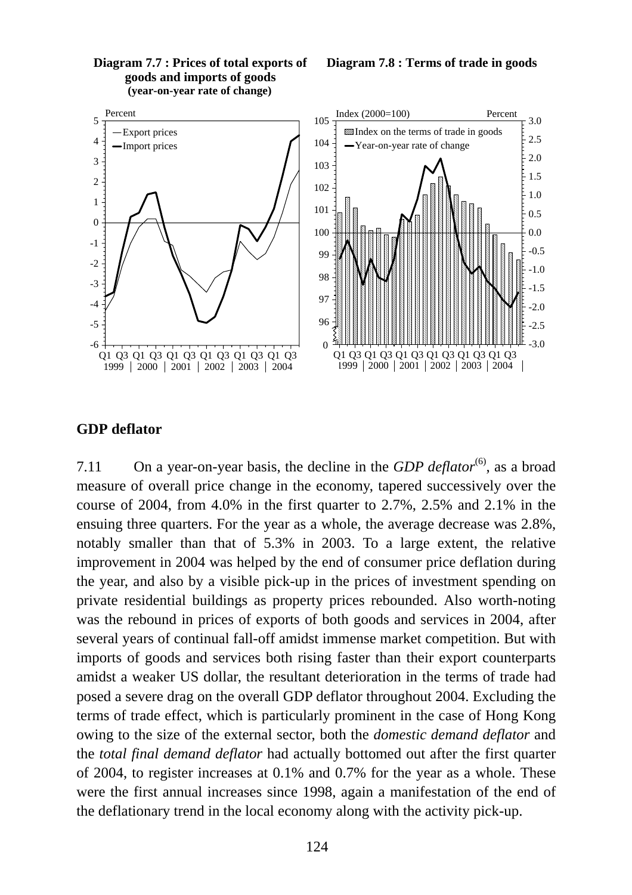**Diagram 7.7 : Prices of total exports of goods and imports of goods (year-on-year rate of change)**

**Diagram 7.8 : Terms of trade in goods**

## GDP deflator

7.11 On a year-on-year basis, the decline in the *GDP deflator*[(6)], as a broad measure of overall price change in the economy, tapered successively over the course of 2004, from 4.0% in the first quarter to 2.7%, 2.5% and 2.1% in the ensuing three quarters. For the year as a whole, the average decrease was 2.8%, notably smaller than that of 5.3% in 2003. To a large extent, the relative improvement in 2004 was helped by the end of consumer price deflation during the year, and also by a visible pick-up in the prices of investment spending on private residential buildings as property prices rebounded. Also worth-noting was the rebound in prices of exports of both goods and services in 2004, after several years of continual fall-off amidst immense market competition. But with imports of goods and services both rising faster than their export counterparts amidst a weaker US dollar, the resultant deterioration in the terms of trade had posed a severe drag on the overall GDP deflator throughout 2004. Excluding the terms of trade effect, which is particularly prominent in the case of Hong Kong owing to the size of the external sector, both the *domestic demand deflator* and the *total final demand deflator* had actually bottomed out after the first quarter of 2004, to register increases at 0.1% and 0.7% for the year as a whole. These were the first annual increases since 1998, again a manifestation of the end of the deflationary trend in the local economy along with the activity pick-up.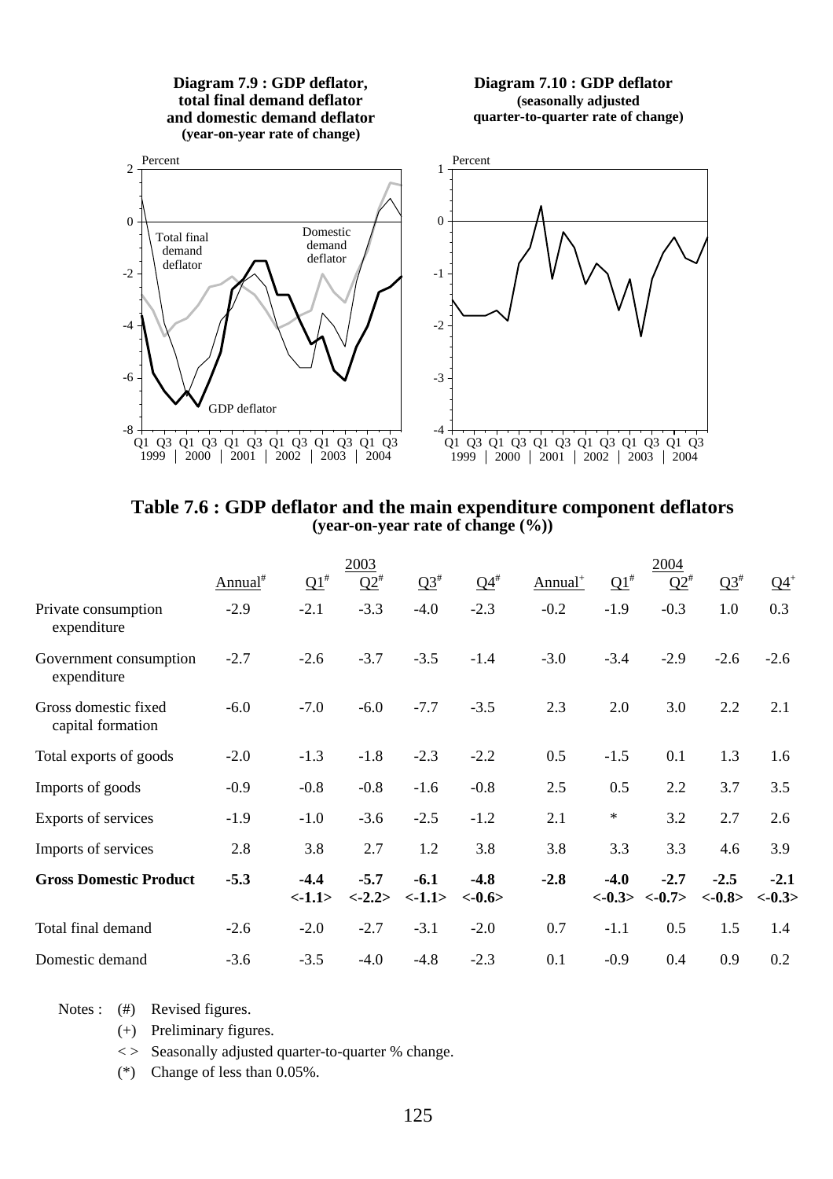**Diagram 7.9 : GDP deflator, total final demand deflator and domestic demand deflator**
**(year-on-year rate of change)**

**Diagram 7.10 : GDP deflator**
**(seasonally adjusted quarter-to-quarter rate of change)**

## Table 7.6 : GDP deflator and the main expenditure component deflators
**(year-on-year rate of change (%))**

| | 2003 | | | | | 2004 | | | | |
|---|---|---|---|---|---|---|---|---|---|---|
| | Annual# | Q1# | Q2# | Q3# | Q4# | Annual+ | Q1# | Q2# | Q3# | Q4+ |
| Private consumption expenditure | -2.9 | -2.1 | -3.3 | -4.0 | -2.3 | -0.2 | -1.9 | -0.3 | 1.0 | 0.3 |
| Government consumption expenditure | -2.7 | -2.6 | -3.7 | -3.5 | -1.4 | -3.0 | -3.4 | -2.9 | -2.6 | -2.6 |
| Gross domestic fixed capital formation | -6.0 | -7.0 | -6.0 | -7.7 | -3.5 | 2.3 | 2.0 | 3.0 | 2.2 | 2.1 |
| Total exports of goods | -2.0 | -1.3 | -1.8 | -2.3 | -2.2 | 0.5 | -1.5 | 0.1 | 1.3 | 1.6 |
| Imports of goods | -0.9 | -0.8 | -0.8 | -1.6 | -0.8 | 2.5 | 0.5 | 2.2 | 3.7 | 3.5 |
| Exports of services | -1.9 | -1.0 | -3.6 | -2.5 | -1.2 | 2.1 | * | 3.2 | 2.7 | 2.6 |
| Imports of services | 2.8 | 3.8 | 2.7 | 1.2 | 3.8 | 3.8 | 3.3 | 3.3 | 4.6 | 3.9 |
| **Gross Domestic Product** | **-5.3** | **-4.4 <-1.1>** | **-5.7 <-2.2>** | **-6.1 <-1.1>** | **-4.8 <-0.6>** | **-2.8** | **-4.0 <-0.3>** | **-2.7 <-0.7>** | **-2.5 <-0.8>** | **-2.1 <-0.3>** |
| Total final demand | -2.6 | -2.0 | -2.7 | -3.1 | -2.0 | 0.7 | -1.1 | 0.5 | 1.5 | 1.4 |
| Domestic demand | -3.6 | -3.5 | -4.0 | -4.8 | -2.3 | 0.1 | -0.9 | 0.4 | 0.9 | 0.2 |

Notes : (#) Revised figures.
(+) Preliminary figures.
< > Seasonally adjusted quarter-to-quarter % change.
(*) Change of less than 0.05%.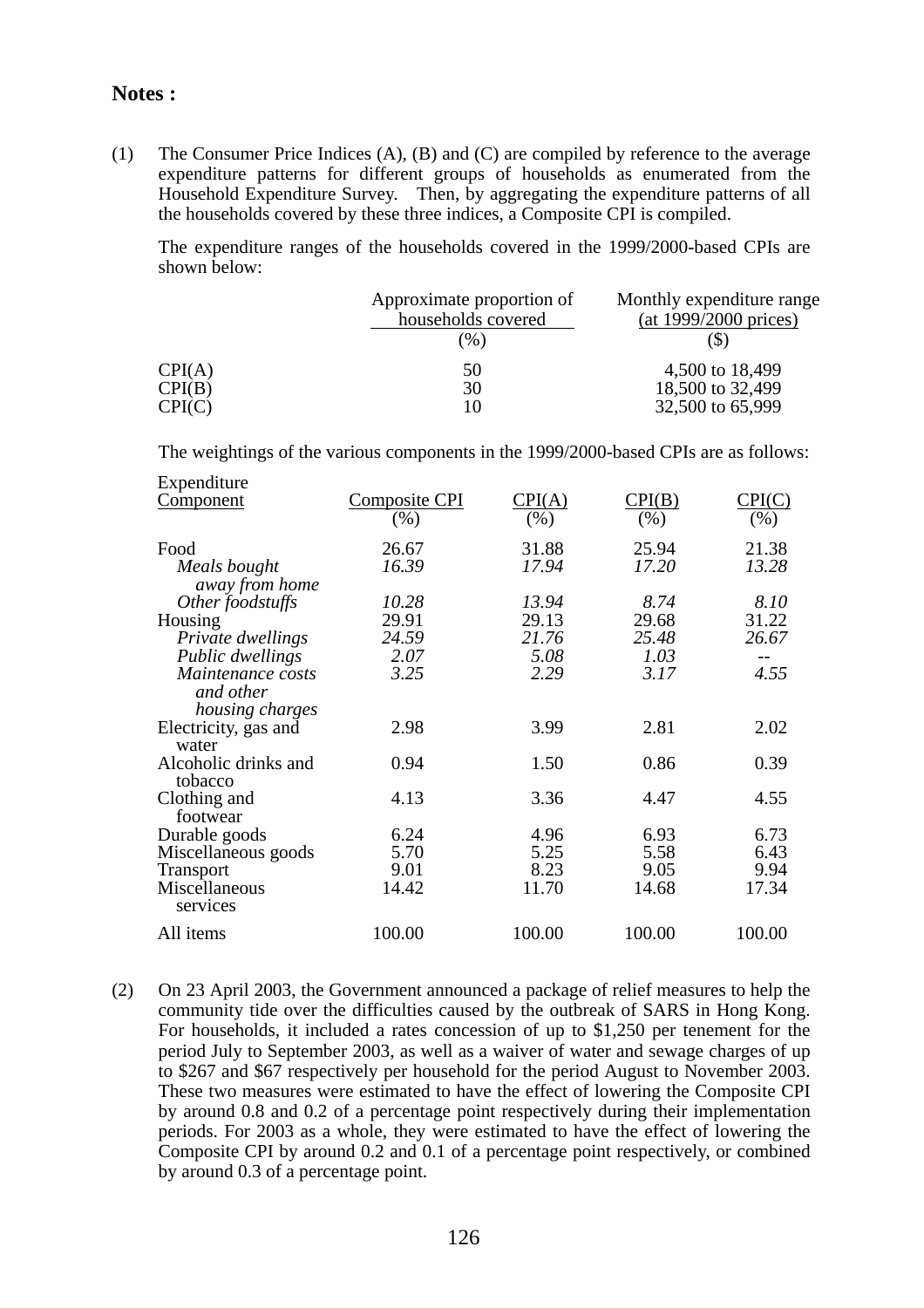## Notes :

(1) The Consumer Price Indices (A), (B) and (C) are compiled by reference to the average expenditure patterns for different groups of households as enumerated from the Household Expenditure Survey. Then, by aggregating the expenditure patterns of all the households covered by these three indices, a Composite CPI is compiled.

The expenditure ranges of the households covered in the 1999/2000-based CPIs are shown below:

| | Approximate proportion of households covered (%) | Monthly expenditure range (at 1999/2000 prices) ($) |
|---|---|---|
| CPI(A) | 50 | 4,500 to 18,499 |
| CPI(B) | 30 | 18,500 to 32,499 |
| CPI(C) | 10 | 32,500 to 65,999 |

The weightings of the various components in the 1999/2000-based CPIs are as follows:

| Expenditure Component | Composite CPI (%) | CPI(A) (%) | CPI(B) (%) | CPI(C) (%) |
|---|---|---|---|---|
| Food | 26.67 | 31.88 | 25.94 | 21.38 |
| *Meals bought away from home* | *16.39* | *17.94* | *17.20* | *13.28* |
| *Other foodstuffs* | *10.28* | *13.94* | *8.74* | *8.10* |
| Housing | 29.91 | 29.13 | 29.68 | 31.22 |
| *Private dwellings* | *24.59* | *21.76* | *25.48* | *26.67* |
| *Public dwellings* | *2.07* | *5.08* | *1.03* | -- |
| *Maintenance costs and other housing charges* | *3.25* | *2.29* | *3.17* | *4.55* |
| Electricity, gas and water | 2.98 | 3.99 | 2.81 | 2.02 |
| Alcoholic drinks and tobacco | 0.94 | 1.50 | 0.86 | 0.39 |
| Clothing and footwear | 4.13 | 3.36 | 4.47 | 4.55 |
| Durable goods | 6.24 | 4.96 | 6.93 | 6.73 |
| Miscellaneous goods | 5.70 | 5.25 | 5.58 | 6.43 |
| Transport | 9.01 | 8.23 | 9.05 | 9.94 |
| Miscellaneous services | 14.42 | 11.70 | 14.68 | 17.34 |
| All items | 100.00 | 100.00 | 100.00 | 100.00 |

(2) On 23 April 2003, the Government announced a package of relief measures to help the community tide over the difficulties caused by the outbreak of SARS in Hong Kong. For households, it included a rates concession of up to $1,250 per tenement for the period July to September 2003, as well as a waiver of water and sewage charges of up to $267 and $67 respectively per household for the period August to November 2003. These two measures were estimated to have the effect of lowering the Composite CPI by around 0.8 and 0.2 of a percentage point respectively during their implementation periods. For 2003 as a whole, they were estimated to have the effect of lowering the Composite CPI by around 0.2 and 0.1 of a percentage point respectively, or combined by around 0.3 of a percentage point.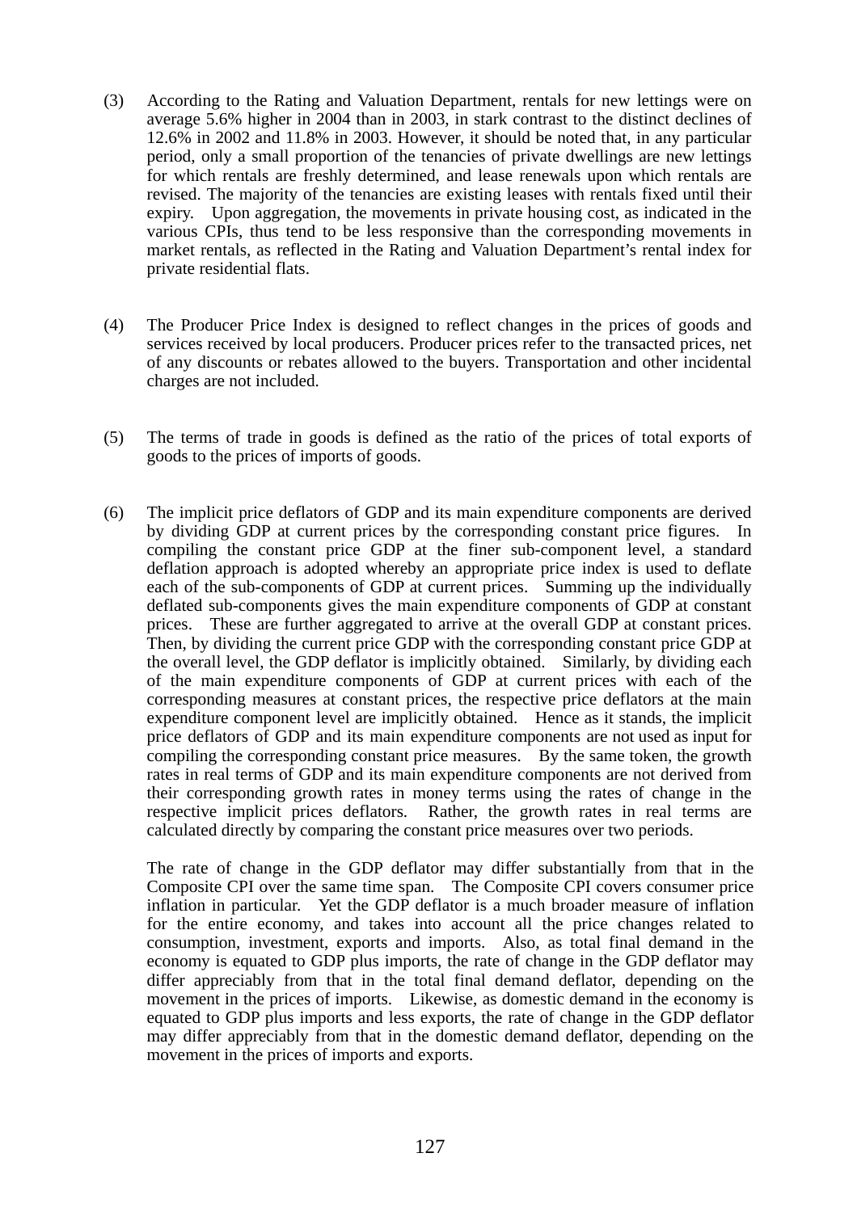(3) According to the Rating and Valuation Department, rentals for new lettings were on average 5.6% higher in 2004 than in 2003, in stark contrast to the distinct declines of 12.6% in 2002 and 11.8% in 2003. However, it should be noted that, in any particular period, only a small proportion of the tenancies of private dwellings are new lettings for which rentals are freshly determined, and lease renewals upon which rentals are revised. The majority of the tenancies are existing leases with rentals fixed until their expiry. Upon aggregation, the movements in private housing cost, as indicated in the various CPIs, thus tend to be less responsive than the corresponding movements in market rentals, as reflected in the Rating and Valuation Department's rental index for private residential flats.

(4) The Producer Price Index is designed to reflect changes in the prices of goods and services received by local producers. Producer prices refer to the transacted prices, net of any discounts or rebates allowed to the buyers. Transportation and other incidental charges are not included.

(5) The terms of trade in goods is defined as the ratio of the prices of total exports of goods to the prices of imports of goods.

(6) The implicit price deflators of GDP and its main expenditure components are derived by dividing GDP at current prices by the corresponding constant price figures. In compiling the constant price GDP at the finer sub-component level, a standard deflation approach is adopted whereby an appropriate price index is used to deflate each of the sub-components of GDP at current prices. Summing up the individually deflated sub-components gives the main expenditure components of GDP at constant prices. These are further aggregated to arrive at the overall GDP at constant prices. Then, by dividing the current price GDP with the corresponding constant price GDP at the overall level, the GDP deflator is implicitly obtained. Similarly, by dividing each of the main expenditure components of GDP at current prices with each of the corresponding measures at constant prices, the respective price deflators at the main expenditure component level are implicitly obtained. Hence as it stands, the implicit price deflators of GDP and its main expenditure components are not used as input for compiling the corresponding constant price measures. By the same token, the growth rates in real terms of GDP and its main expenditure components are not derived from their corresponding growth rates in money terms using the rates of change in the respective implicit prices deflators. Rather, the growth rates in real terms are calculated directly by comparing the constant price measures over two periods.

The rate of change in the GDP deflator may differ substantially from that in the Composite CPI over the same time span. The Composite CPI covers consumer price inflation in particular. Yet the GDP deflator is a much broader measure of inflation for the entire economy, and takes into account all the price changes related to consumption, investment, exports and imports. Also, as total final demand in the economy is equated to GDP plus imports, the rate of change in the GDP deflator may differ appreciably from that in the total final demand deflator, depending on the movement in the prices of imports. Likewise, as domestic demand in the economy is equated to GDP plus imports and less exports, the rate of change in the GDP deflator may differ appreciably from that in the domestic demand deflator, depending on the movement in the prices of imports and exports.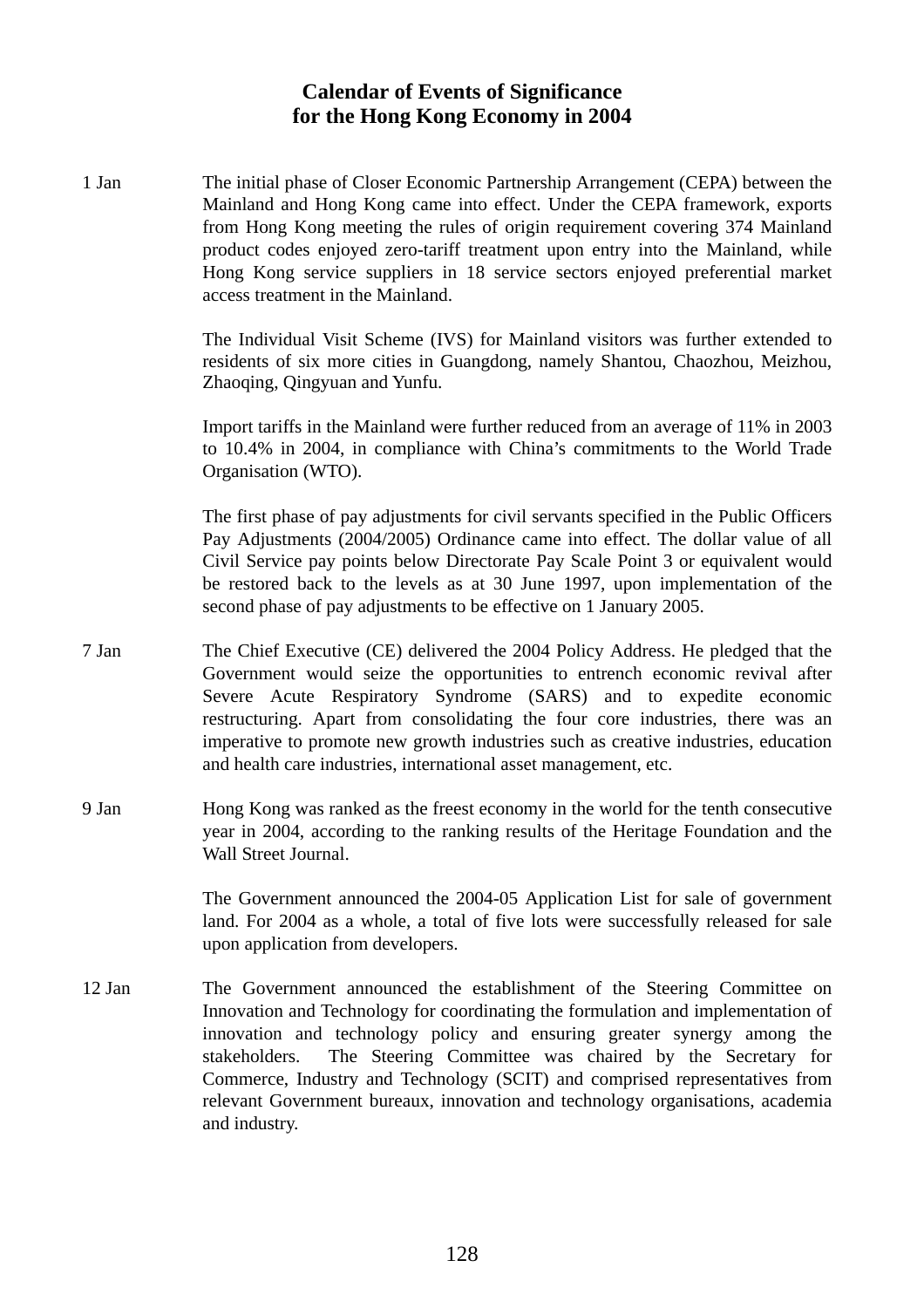# Calendar of Events of Significance for the Hong Kong Economy in 2004

| | |
|---|---|
| 1 Jan | The initial phase of Closer Economic Partnership Arrangement (CEPA) between the Mainland and Hong Kong came into effect. Under the CEPA framework, exports from Hong Kong meeting the rules of origin requirement covering 374 Mainland product codes enjoyed zero-tariff treatment upon entry into the Mainland, while Hong Kong service suppliers in 18 service sectors enjoyed preferential market access treatment in the Mainland. |
| | The Individual Visit Scheme (IVS) for Mainland visitors was further extended to residents of six more cities in Guangdong, namely Shantou, Chaozhou, Meizhou, Zhaoqing, Qingyuan and Yunfu. |
| | Import tariffs in the Mainland were further reduced from an average of 11% in 2003 to 10.4% in 2004, in compliance with China's commitments to the World Trade Organisation (WTO). |
| | The first phase of pay adjustments for civil servants specified in the Public Officers Pay Adjustments (2004/2005) Ordinance came into effect. The dollar value of all Civil Service pay points below Directorate Pay Scale Point 3 or equivalent would be restored back to the levels as at 30 June 1997, upon implementation of the second phase of pay adjustments to be effective on 1 January 2005. |
| 7 Jan | The Chief Executive (CE) delivered the 2004 Policy Address. He pledged that the Government would seize the opportunities to entrench economic revival after Severe Acute Respiratory Syndrome (SARS) and to expedite economic restructuring. Apart from consolidating the four core industries, there was an imperative to promote new growth industries such as creative industries, education and health care industries, international asset management, etc. |
| 9 Jan | Hong Kong was ranked as the freest economy in the world for the tenth consecutive year in 2004, according to the ranking results of the Heritage Foundation and the Wall Street Journal. |
| | The Government announced the 2004-05 Application List for sale of government land. For 2004 as a whole, a total of five lots were successfully released for sale upon application from developers. |
| 12 Jan | The Government announced the establishment of the Steering Committee on Innovation and Technology for coordinating the formulation and implementation of innovation and technology policy and ensuring greater synergy among the stakeholders. The Steering Committee was chaired by the Secretary for Commerce, Industry and Technology (SCIT) and comprised representatives from relevant Government bureaux, innovation and technology organisations, academia and industry. |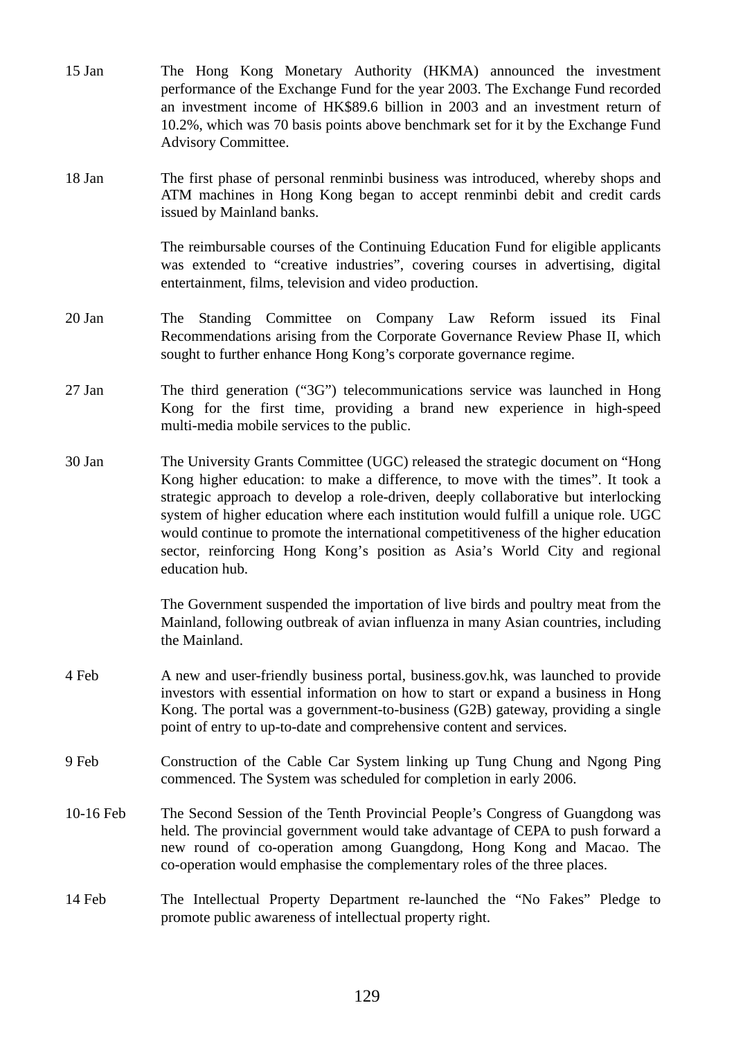15 Jan The Hong Kong Monetary Authority (HKMA) announced the investment performance of the Exchange Fund for the year 2003. The Exchange Fund recorded an investment income of HK$89.6 billion in 2003 and an investment return of 10.2%, which was 70 basis points above benchmark set for it by the Exchange Fund Advisory Committee.

18 Jan The first phase of personal renminbi business was introduced, whereby shops and ATM machines in Hong Kong began to accept renminbi debit and credit cards issued by Mainland banks.

The reimbursable courses of the Continuing Education Fund for eligible applicants was extended to "creative industries", covering courses in advertising, digital entertainment, films, television and video production.

20 Jan The Standing Committee on Company Law Reform issued its Final Recommendations arising from the Corporate Governance Review Phase II, which sought to further enhance Hong Kong's corporate governance regime.

27 Jan The third generation ("3G") telecommunications service was launched in Hong Kong for the first time, providing a brand new experience in high-speed multi-media mobile services to the public.

30 Jan The University Grants Committee (UGC) released the strategic document on "Hong Kong higher education: to make a difference, to move with the times". It took a strategic approach to develop a role-driven, deeply collaborative but interlocking system of higher education where each institution would fulfill a unique role. UGC would continue to promote the international competitiveness of the higher education sector, reinforcing Hong Kong's position as Asia's World City and regional education hub.

The Government suspended the importation of live birds and poultry meat from the Mainland, following outbreak of avian influenza in many Asian countries, including the Mainland.

4 Feb A new and user-friendly business portal, business.gov.hk, was launched to provide investors with essential information on how to start or expand a business in Hong Kong. The portal was a government-to-business (G2B) gateway, providing a single point of entry to up-to-date and comprehensive content and services.

9 Feb Construction of the Cable Car System linking up Tung Chung and Ngong Ping commenced. The System was scheduled for completion in early 2006.

10-16 Feb The Second Session of the Tenth Provincial People's Congress of Guangdong was held. The provincial government would take advantage of CEPA to push forward a new round of co-operation among Guangdong, Hong Kong and Macao. The co-operation would emphasise the complementary roles of the three places.

14 Feb The Intellectual Property Department re-launched the "No Fakes" Pledge to promote public awareness of intellectual property right.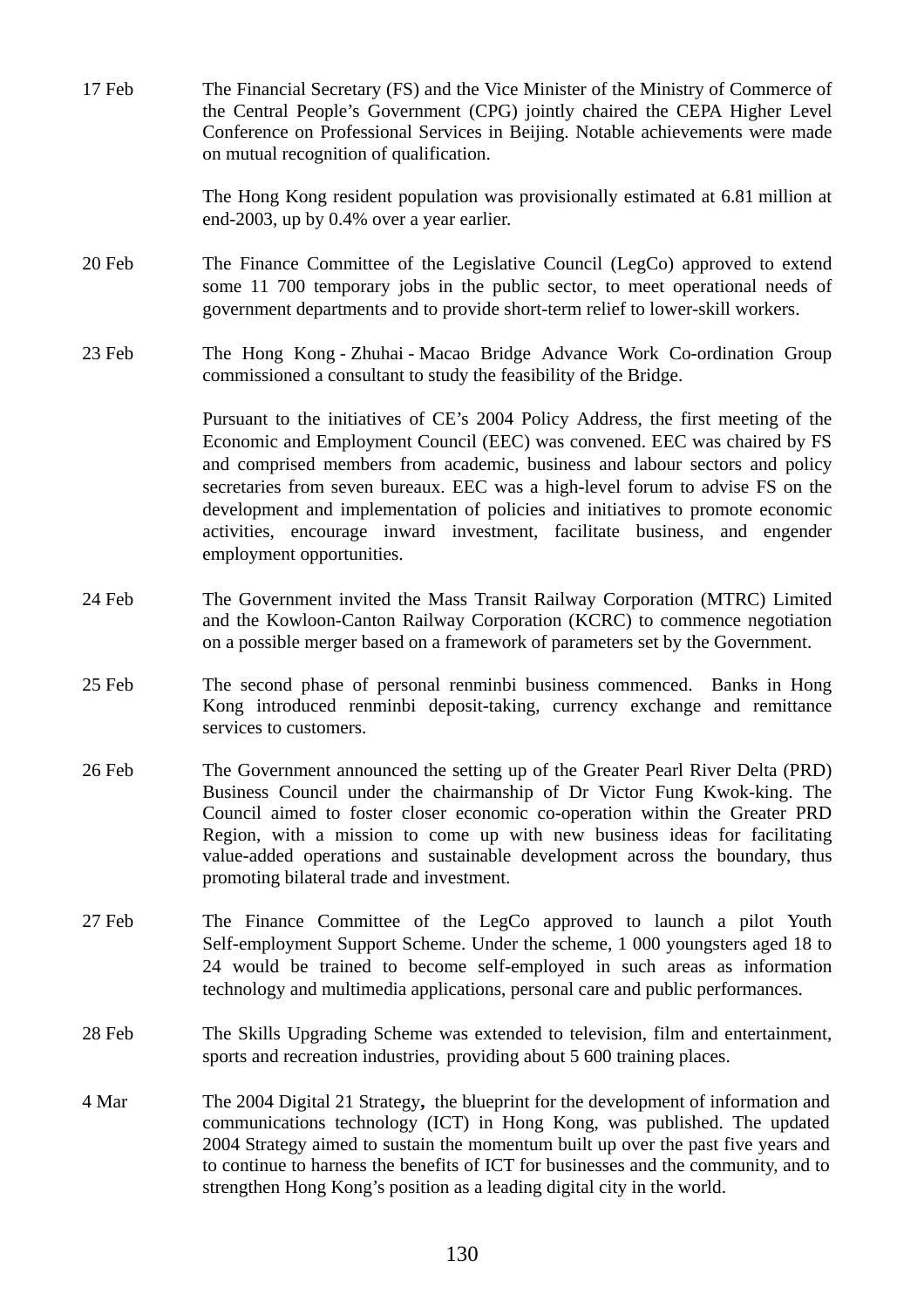17 Feb The Financial Secretary (FS) and the Vice Minister of the Ministry of Commerce of the Central People's Government (CPG) jointly chaired the CEPA Higher Level Conference on Professional Services in Beijing. Notable achievements were made on mutual recognition of qualification.

The Hong Kong resident population was provisionally estimated at 6.81 million at end-2003, up by 0.4% over a year earlier.

20 Feb The Finance Committee of the Legislative Council (LegCo) approved to extend some 11 700 temporary jobs in the public sector, to meet operational needs of government departments and to provide short-term relief to lower-skill workers.

23 Feb The Hong Kong - Zhuhai - Macao Bridge Advance Work Co-ordination Group commissioned a consultant to study the feasibility of the Bridge.

Pursuant to the initiatives of CE's 2004 Policy Address, the first meeting of the Economic and Employment Council (EEC) was convened. EEC was chaired by FS and comprised members from academic, business and labour sectors and policy secretaries from seven bureaux. EEC was a high-level forum to advise FS on the development and implementation of policies and initiatives to promote economic activities, encourage inward investment, facilitate business, and engender employment opportunities.

24 Feb The Government invited the Mass Transit Railway Corporation (MTRC) Limited and the Kowloon-Canton Railway Corporation (KCRC) to commence negotiation on a possible merger based on a framework of parameters set by the Government.

25 Feb The second phase of personal renminbi business commenced. Banks in Hong Kong introduced renminbi deposit-taking, currency exchange and remittance services to customers.

26 Feb The Government announced the setting up of the Greater Pearl River Delta (PRD) Business Council under the chairmanship of Dr Victor Fung Kwok-king. The Council aimed to foster closer economic co-operation within the Greater PRD Region, with a mission to come up with new business ideas for facilitating value-added operations and sustainable development across the boundary, thus promoting bilateral trade and investment.

27 Feb The Finance Committee of the LegCo approved to launch a pilot Youth Self-employment Support Scheme. Under the scheme, 1 000 youngsters aged 18 to 24 would be trained to become self-employed in such areas as information technology and multimedia applications, personal care and public performances.

28 Feb The Skills Upgrading Scheme was extended to television, film and entertainment, sports and recreation industries, providing about 5 600 training places.

4 Mar The 2004 Digital 21 Strategy**,** the blueprint for the development of information and communications technology (ICT) in Hong Kong, was published. The updated 2004 Strategy aimed to sustain the momentum built up over the past five years and to continue to harness the benefits of ICT for businesses and the community, and to strengthen Hong Kong's position as a leading digital city in the world.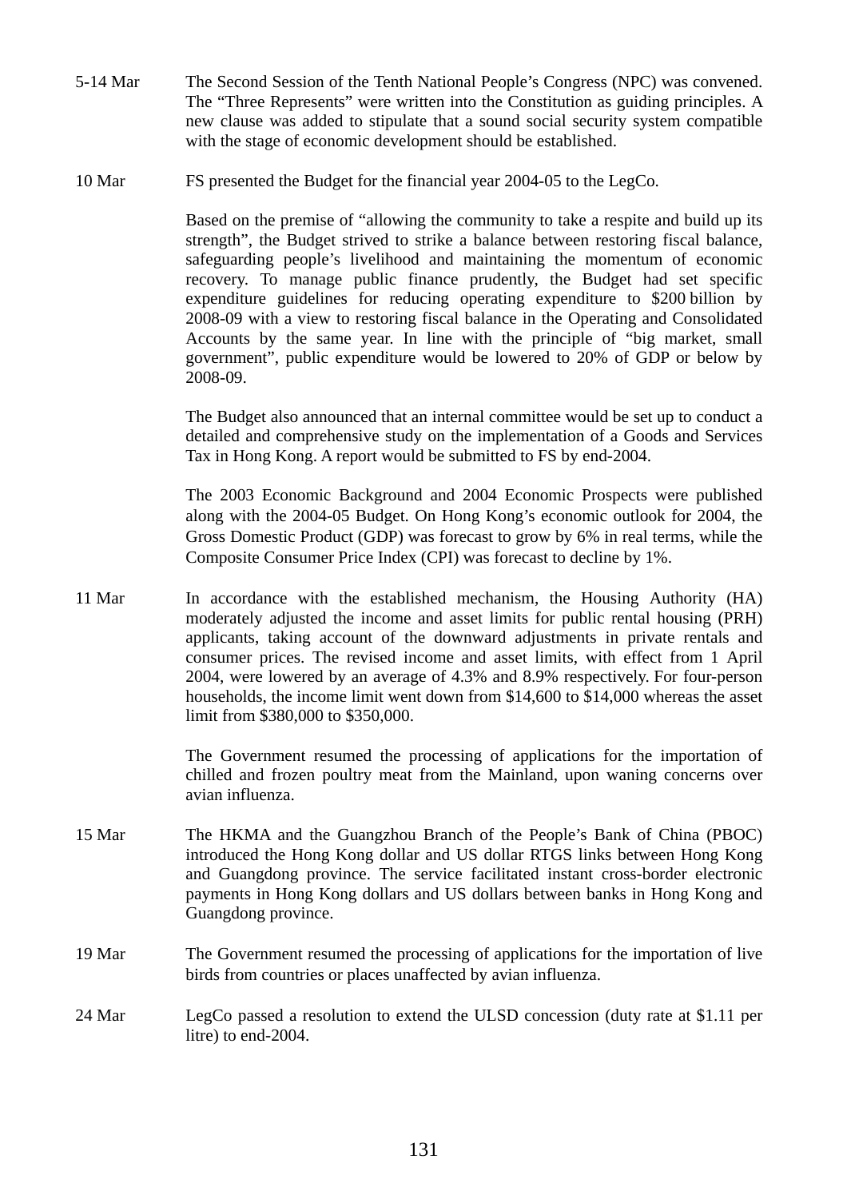5-14 Mar The Second Session of the Tenth National People's Congress (NPC) was convened. The "Three Represents" were written into the Constitution as guiding principles. A new clause was added to stipulate that a sound social security system compatible with the stage of economic development should be established.

10 Mar FS presented the Budget for the financial year 2004-05 to the LegCo.

Based on the premise of "allowing the community to take a respite and build up its strength", the Budget strived to strike a balance between restoring fiscal balance, safeguarding people's livelihood and maintaining the momentum of economic recovery. To manage public finance prudently, the Budget had set specific expenditure guidelines for reducing operating expenditure to $200 billion by 2008-09 with a view to restoring fiscal balance in the Operating and Consolidated Accounts by the same year. In line with the principle of "big market, small government", public expenditure would be lowered to 20% of GDP or below by 2008-09.

The Budget also announced that an internal committee would be set up to conduct a detailed and comprehensive study on the implementation of a Goods and Services Tax in Hong Kong. A report would be submitted to FS by end-2004.

The 2003 Economic Background and 2004 Economic Prospects were published along with the 2004-05 Budget. On Hong Kong's economic outlook for 2004, the Gross Domestic Product (GDP) was forecast to grow by 6% in real terms, while the Composite Consumer Price Index (CPI) was forecast to decline by 1%.

11 Mar In accordance with the established mechanism, the Housing Authority (HA) moderately adjusted the income and asset limits for public rental housing (PRH) applicants, taking account of the downward adjustments in private rentals and consumer prices. The revised income and asset limits, with effect from 1 April 2004, were lowered by an average of 4.3% and 8.9% respectively. For four-person households, the income limit went down from $14,600 to $14,000 whereas the asset limit from $380,000 to $350,000.

The Government resumed the processing of applications for the importation of chilled and frozen poultry meat from the Mainland, upon waning concerns over avian influenza.

15 Mar The HKMA and the Guangzhou Branch of the People's Bank of China (PBOC) introduced the Hong Kong dollar and US dollar RTGS links between Hong Kong and Guangdong province. The service facilitated instant cross-border electronic payments in Hong Kong dollars and US dollars between banks in Hong Kong and Guangdong province.

19 Mar The Government resumed the processing of applications for the importation of live birds from countries or places unaffected by avian influenza.

24 Mar LegCo passed a resolution to extend the ULSD concession (duty rate at $1.11 per litre) to end-2004.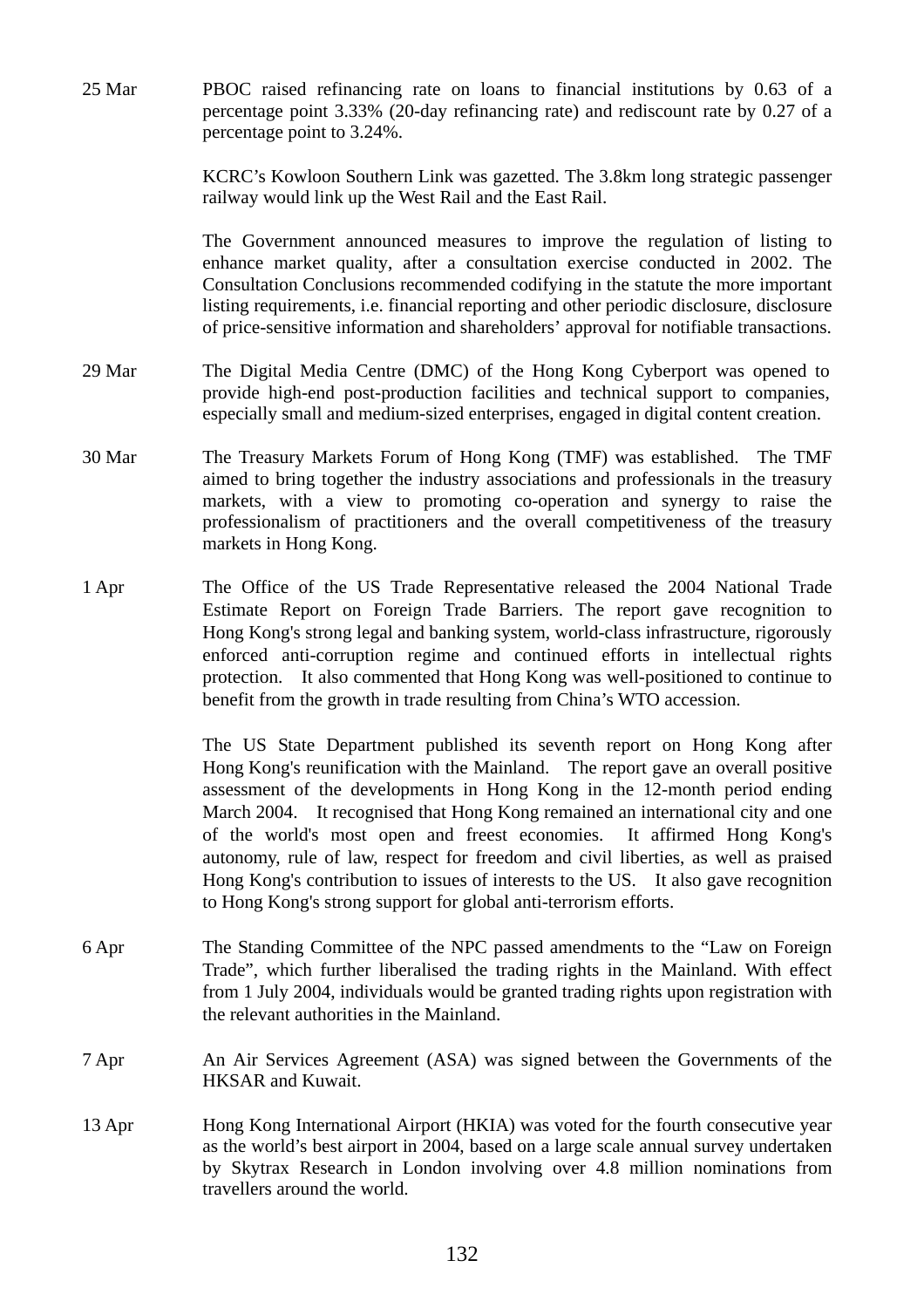| | |
|---|---|
| 25 Mar | PBOC raised refinancing rate on loans to financial institutions by 0.63 of a percentage point 3.33% (20-day refinancing rate) and rediscount rate by 0.27 of a percentage point to 3.24%. |
| | KCRC's Kowloon Southern Link was gazetted. The 3.8km long strategic passenger railway would link up the West Rail and the East Rail. |
| | The Government announced measures to improve the regulation of listing to enhance market quality, after a consultation exercise conducted in 2002. The Consultation Conclusions recommended codifying in the statute the more important listing requirements, i.e. financial reporting and other periodic disclosure, disclosure of price-sensitive information and shareholders' approval for notifiable transactions. |
| 29 Mar | The Digital Media Centre (DMC) of the Hong Kong Cyberport was opened to provide high-end post-production facilities and technical support to companies, especially small and medium-sized enterprises, engaged in digital content creation. |
| 30 Mar | The Treasury Markets Forum of Hong Kong (TMF) was established. The TMF aimed to bring together the industry associations and professionals in the treasury markets, with a view to promoting co-operation and synergy to raise the professionalism of practitioners and the overall competitiveness of the treasury markets in Hong Kong. |
| 1 Apr | The Office of the US Trade Representative released the 2004 National Trade Estimate Report on Foreign Trade Barriers. The report gave recognition to Hong Kong's strong legal and banking system, world-class infrastructure, rigorously enforced anti-corruption regime and continued efforts in intellectual rights protection. It also commented that Hong Kong was well-positioned to continue to benefit from the growth in trade resulting from China's WTO accession. |
| | The US State Department published its seventh report on Hong Kong after Hong Kong's reunification with the Mainland. The report gave an overall positive assessment of the developments in Hong Kong in the 12-month period ending March 2004. It recognised that Hong Kong remained an international city and one of the world's most open and freest economies. It affirmed Hong Kong's autonomy, rule of law, respect for freedom and civil liberties, as well as praised Hong Kong's contribution to issues of interests to the US. It also gave recognition to Hong Kong's strong support for global anti-terrorism efforts. |
| 6 Apr | The Standing Committee of the NPC passed amendments to the "Law on Foreign Trade", which further liberalised the trading rights in the Mainland. With effect from 1 July 2004, individuals would be granted trading rights upon registration with the relevant authorities in the Mainland. |
| 7 Apr | An Air Services Agreement (ASA) was signed between the Governments of the HKSAR and Kuwait. |
| 13 Apr | Hong Kong International Airport (HKIA) was voted for the fourth consecutive year as the world's best airport in 2004, based on a large scale annual survey undertaken by Skytrax Research in London involving over 4.8 million nominations from travellers around the world. |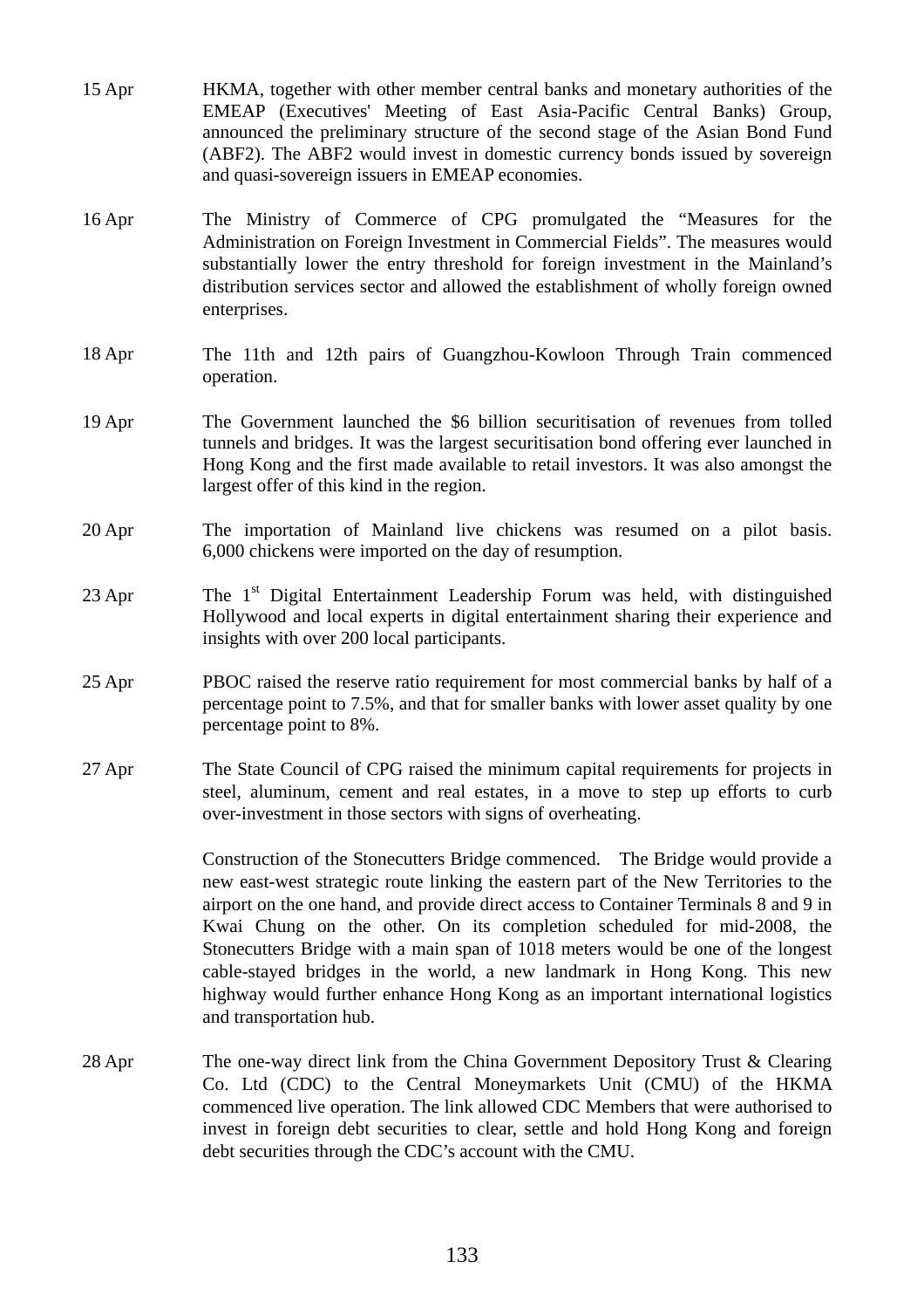15 Apr HKMA, together with other member central banks and monetary authorities of the EMEAP (Executives' Meeting of East Asia-Pacific Central Banks) Group, announced the preliminary structure of the second stage of the Asian Bond Fund (ABF2). The ABF2 would invest in domestic currency bonds issued by sovereign and quasi-sovereign issuers in EMEAP economies.

16 Apr The Ministry of Commerce of CPG promulgated the "Measures for the Administration on Foreign Investment in Commercial Fields". The measures would substantially lower the entry threshold for foreign investment in the Mainland's distribution services sector and allowed the establishment of wholly foreign owned enterprises.

18 Apr The 11th and 12th pairs of Guangzhou-Kowloon Through Train commenced operation.

19 Apr The Government launched the $6 billion securitisation of revenues from tolled tunnels and bridges. It was the largest securitisation bond offering ever launched in Hong Kong and the first made available to retail investors. It was also amongst the largest offer of this kind in the region.

20 Apr The importation of Mainland live chickens was resumed on a pilot basis. 6,000 chickens were imported on the day of resumption.

23 Apr The 1st Digital Entertainment Leadership Forum was held, with distinguished Hollywood and local experts in digital entertainment sharing their experience and insights with over 200 local participants.

25 Apr PBOC raised the reserve ratio requirement for most commercial banks by half of a percentage point to 7.5%, and that for smaller banks with lower asset quality by one percentage point to 8%.

27 Apr The State Council of CPG raised the minimum capital requirements for projects in steel, aluminum, cement and real estates, in a move to step up efforts to curb over-investment in those sectors with signs of overheating.

Construction of the Stonecutters Bridge commenced. The Bridge would provide a new east-west strategic route linking the eastern part of the New Territories to the airport on the one hand, and provide direct access to Container Terminals 8 and 9 in Kwai Chung on the other. On its completion scheduled for mid-2008, the Stonecutters Bridge with a main span of 1018 meters would be one of the longest cable-stayed bridges in the world, a new landmark in Hong Kong. This new highway would further enhance Hong Kong as an important international logistics and transportation hub.

28 Apr The one-way direct link from the China Government Depository Trust & Clearing Co. Ltd (CDC) to the Central Moneymarkets Unit (CMU) of the HKMA commenced live operation. The link allowed CDC Members that were authorised to invest in foreign debt securities to clear, settle and hold Hong Kong and foreign debt securities through the CDC's account with the CMU.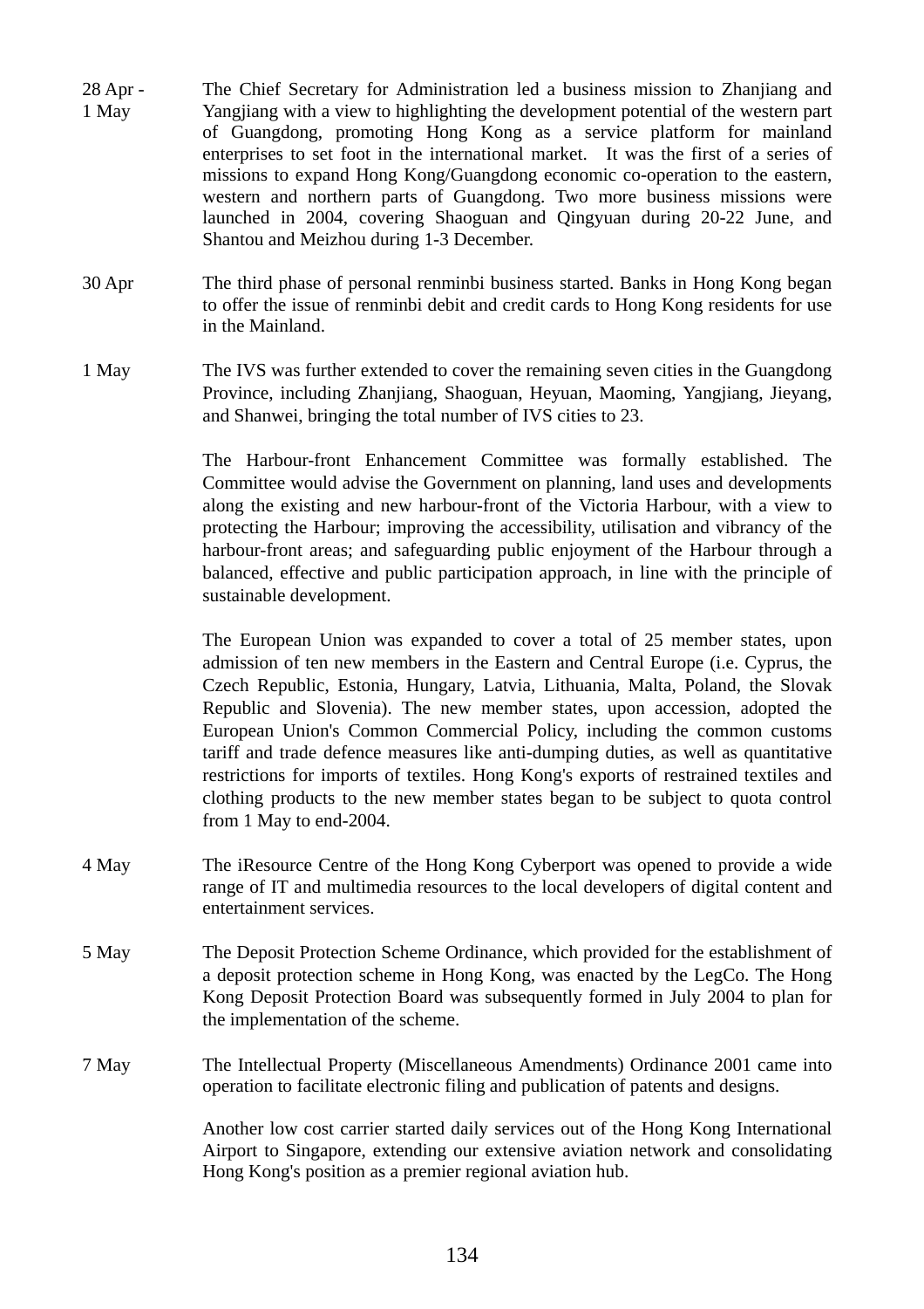| | |
|---|---|
| 28 Apr - 1 May | The Chief Secretary for Administration led a business mission to Zhanjiang and Yangjiang with a view to highlighting the development potential of the western part of Guangdong, promoting Hong Kong as a service platform for mainland enterprises to set foot in the international market. It was the first of a series of missions to expand Hong Kong/Guangdong economic co-operation to the eastern, western and northern parts of Guangdong. Two more business missions were launched in 2004, covering Shaoguan and Qingyuan during 20-22 June, and Shantou and Meizhou during 1-3 December. |
| 30 Apr | The third phase of personal renminbi business started. Banks in Hong Kong began to offer the issue of renminbi debit and credit cards to Hong Kong residents for use in the Mainland. |
| 1 May | The IVS was further extended to cover the remaining seven cities in the Guangdong Province, including Zhanjiang, Shaoguan, Heyuan, Maoming, Yangjiang, Jieyang, and Shanwei, bringing the total number of IVS cities to 23. |
| | The Harbour-front Enhancement Committee was formally established. The Committee would advise the Government on planning, land uses and developments along the existing and new harbour-front of the Victoria Harbour, with a view to protecting the Harbour; improving the accessibility, utilisation and vibrancy of the harbour-front areas; and safeguarding public enjoyment of the Harbour through a balanced, effective and public participation approach, in line with the principle of sustainable development. |
| | The European Union was expanded to cover a total of 25 member states, upon admission of ten new members in the Eastern and Central Europe (i.e. Cyprus, the Czech Republic, Estonia, Hungary, Latvia, Lithuania, Malta, Poland, the Slovak Republic and Slovenia). The new member states, upon accession, adopted the European Union's Common Commercial Policy, including the common customs tariff and trade defence measures like anti-dumping duties, as well as quantitative restrictions for imports of textiles. Hong Kong's exports of restrained textiles and clothing products to the new member states began to be subject to quota control from 1 May to end-2004. |
| 4 May | The iResource Centre of the Hong Kong Cyberport was opened to provide a wide range of IT and multimedia resources to the local developers of digital content and entertainment services. |
| 5 May | The Deposit Protection Scheme Ordinance, which provided for the establishment of a deposit protection scheme in Hong Kong, was enacted by the LegCo. The Hong Kong Deposit Protection Board was subsequently formed in July 2004 to plan for the implementation of the scheme. |
| 7 May | The Intellectual Property (Miscellaneous Amendments) Ordinance 2001 came into operation to facilitate electronic filing and publication of patents and designs. |
| | Another low cost carrier started daily services out of the Hong Kong International Airport to Singapore, extending our extensive aviation network and consolidating Hong Kong's position as a premier regional aviation hub. |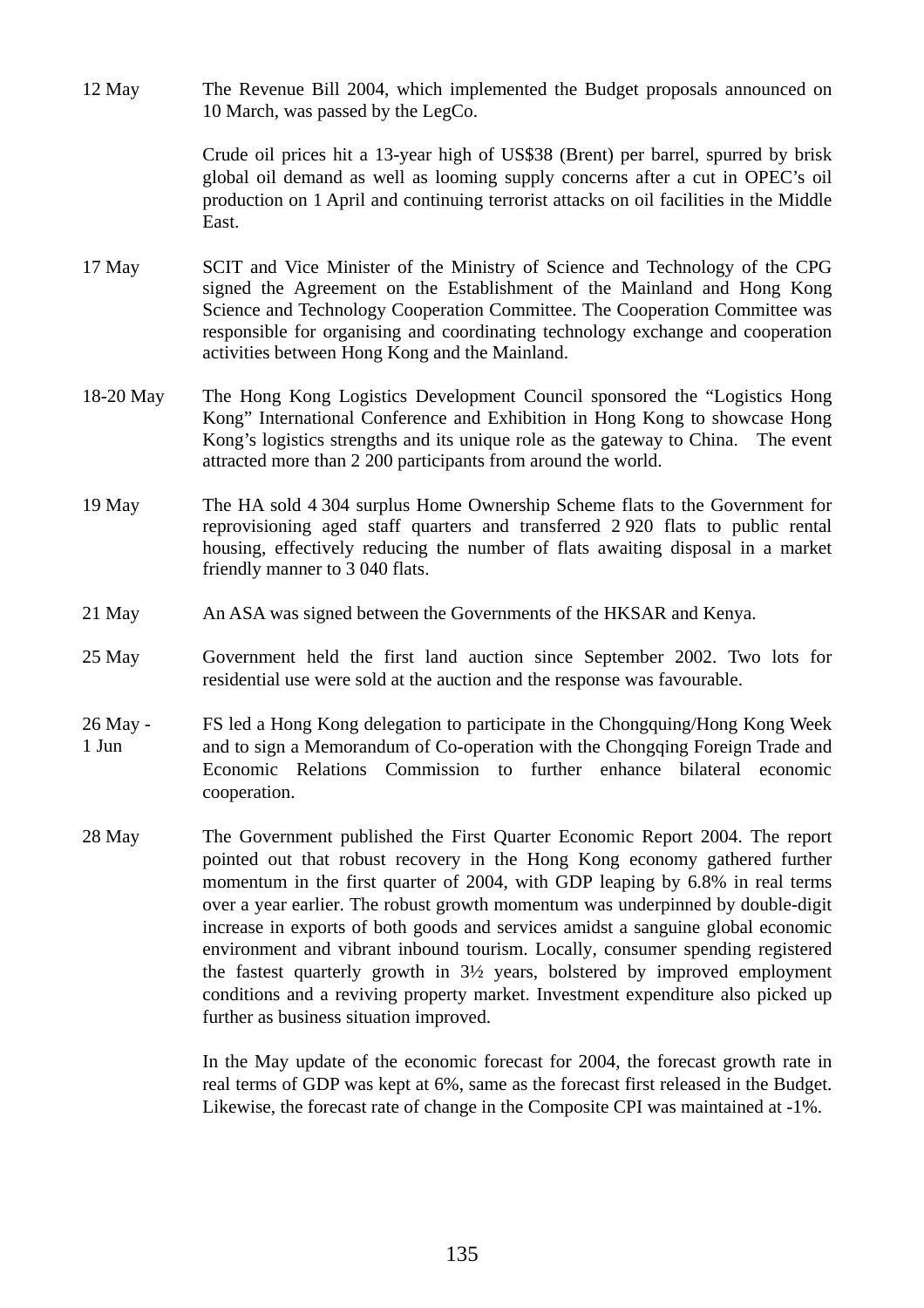| | |
|---|---|
| 12 May | The Revenue Bill 2004, which implemented the Budget proposals announced on 10 March, was passed by the LegCo. |
| | Crude oil prices hit a 13-year high of US$38 (Brent) per barrel, spurred by brisk global oil demand as well as looming supply concerns after a cut in OPEC's oil production on 1 April and continuing terrorist attacks on oil facilities in the Middle East. |
| 17 May | SCIT and Vice Minister of the Ministry of Science and Technology of the CPG signed the Agreement on the Establishment of the Mainland and Hong Kong Science and Technology Cooperation Committee. The Cooperation Committee was responsible for organising and coordinating technology exchange and cooperation activities between Hong Kong and the Mainland. |
| 18-20 May | The Hong Kong Logistics Development Council sponsored the "Logistics Hong Kong" International Conference and Exhibition in Hong Kong to showcase Hong Kong's logistics strengths and its unique role as the gateway to China. The event attracted more than 2 200 participants from around the world. |
| 19 May | The HA sold 4 304 surplus Home Ownership Scheme flats to the Government for reprovisioning aged staff quarters and transferred 2 920 flats to public rental housing, effectively reducing the number of flats awaiting disposal in a market friendly manner to 3 040 flats. |
| 21 May | An ASA was signed between the Governments of the HKSAR and Kenya. |
| 25 May | Government held the first land auction since September 2002. Two lots for residential use were sold at the auction and the response was favourable. |
| 26 May - 1 Jun | FS led a Hong Kong delegation to participate in the Chongquing/Hong Kong Week and to sign a Memorandum of Co-operation with the Chongqing Foreign Trade and Economic Relations Commission to further enhance bilateral economic cooperation. |
| 28 May | The Government published the First Quarter Economic Report 2004. The report pointed out that robust recovery in the Hong Kong economy gathered further momentum in the first quarter of 2004, with GDP leaping by 6.8% in real terms over a year earlier. The robust growth momentum was underpinned by double-digit increase in exports of both goods and services amidst a sanguine global economic environment and vibrant inbound tourism. Locally, consumer spending registered the fastest quarterly growth in 3½ years, bolstered by improved employment conditions and a reviving property market. Investment expenditure also picked up further as business situation improved. |
| | In the May update of the economic forecast for 2004, the forecast growth rate in real terms of GDP was kept at 6%, same as the forecast first released in the Budget. Likewise, the forecast rate of change in the Composite CPI was maintained at -1%. |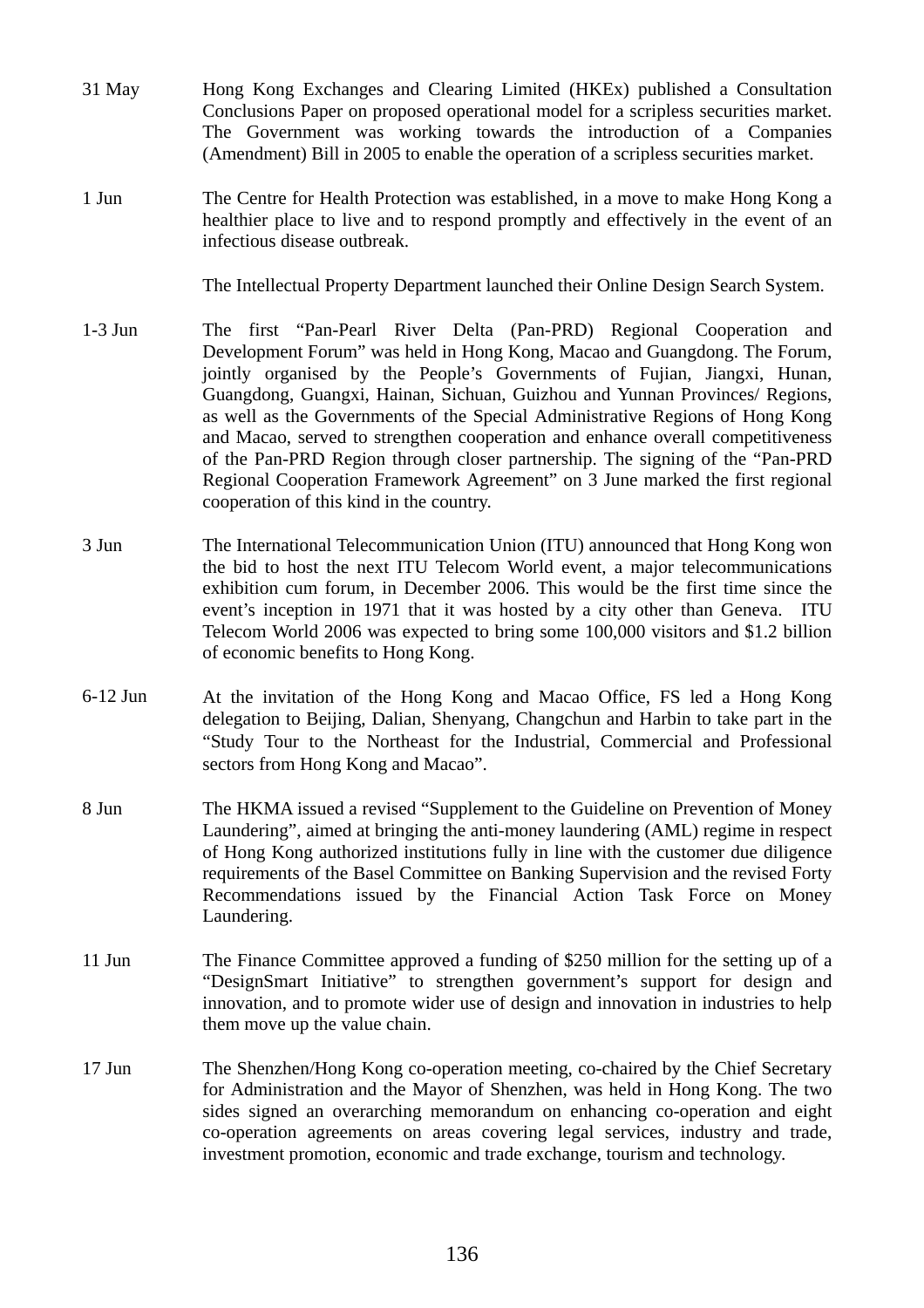| | |
|---|---|
| 31 May | Hong Kong Exchanges and Clearing Limited (HKEx) published a Consultation Conclusions Paper on proposed operational model for a scripless securities market. The Government was working towards the introduction of a Companies (Amendment) Bill in 2005 to enable the operation of a scripless securities market. |
| 1 Jun | The Centre for Health Protection was established, in a move to make Hong Kong a healthier place to live and to respond promptly and effectively in the event of an infectious disease outbreak. |
| | The Intellectual Property Department launched their Online Design Search System. |
| 1-3 Jun | The first "Pan-Pearl River Delta (Pan-PRD) Regional Cooperation and Development Forum" was held in Hong Kong, Macao and Guangdong. The Forum, jointly organised by the People's Governments of Fujian, Jiangxi, Hunan, Guangdong, Guangxi, Hainan, Sichuan, Guizhou and Yunnan Provinces/ Regions, as well as the Governments of the Special Administrative Regions of Hong Kong and Macao, served to strengthen cooperation and enhance overall competitiveness of the Pan-PRD Region through closer partnership. The signing of the "Pan-PRD Regional Cooperation Framework Agreement" on 3 June marked the first regional cooperation of this kind in the country. |
| 3 Jun | The International Telecommunication Union (ITU) announced that Hong Kong won the bid to host the next ITU Telecom World event, a major telecommunications exhibition cum forum, in December 2006. This would be the first time since the event's inception in 1971 that it was hosted by a city other than Geneva. ITU Telecom World 2006 was expected to bring some 100,000 visitors and $1.2 billion of economic benefits to Hong Kong. |
| 6-12 Jun | At the invitation of the Hong Kong and Macao Office, FS led a Hong Kong delegation to Beijing, Dalian, Shenyang, Changchun and Harbin to take part in the "Study Tour to the Northeast for the Industrial, Commercial and Professional sectors from Hong Kong and Macao". |
| 8 Jun | The HKMA issued a revised "Supplement to the Guideline on Prevention of Money Laundering", aimed at bringing the anti-money laundering (AML) regime in respect of Hong Kong authorized institutions fully in line with the customer due diligence requirements of the Basel Committee on Banking Supervision and the revised Forty Recommendations issued by the Financial Action Task Force on Money Laundering. |
| 11 Jun | The Finance Committee approved a funding of $250 million for the setting up of a "DesignSmart Initiative" to strengthen government's support for design and innovation, and to promote wider use of design and innovation in industries to help them move up the value chain. |
| 17 Jun | The Shenzhen/Hong Kong co-operation meeting, co-chaired by the Chief Secretary for Administration and the Mayor of Shenzhen, was held in Hong Kong. The two sides signed an overarching memorandum on enhancing co-operation and eight co-operation agreements on areas covering legal services, industry and trade, investment promotion, economic and trade exchange, tourism and technology. |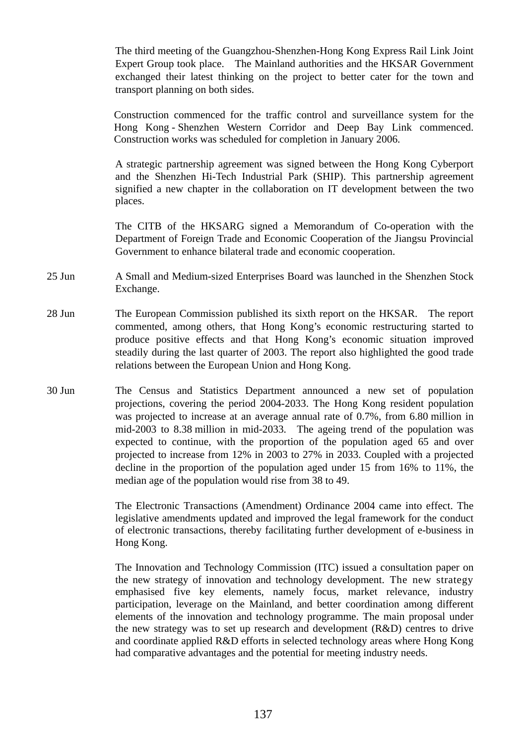The third meeting of the Guangzhou-Shenzhen-Hong Kong Express Rail Link Joint Expert Group took place. The Mainland authorities and the HKSAR Government exchanged their latest thinking on the project to better cater for the town and transport planning on both sides.

Construction commenced for the traffic control and surveillance system for the Hong Kong - Shenzhen Western Corridor and Deep Bay Link commenced. Construction works was scheduled for completion in January 2006.

A strategic partnership agreement was signed between the Hong Kong Cyberport and the Shenzhen Hi-Tech Industrial Park (SHIP). This partnership agreement signified a new chapter in the collaboration on IT development between the two places.

The CITB of the HKSARG signed a Memorandum of Co-operation with the Department of Foreign Trade and Economic Cooperation of the Jiangsu Provincial Government to enhance bilateral trade and economic cooperation.

25 Jun  A Small and Medium-sized Enterprises Board was launched in the Shenzhen Stock Exchange.

28 Jun  The European Commission published its sixth report on the HKSAR. The report commented, among others, that Hong Kong's economic restructuring started to produce positive effects and that Hong Kong's economic situation improved steadily during the last quarter of 2003. The report also highlighted the good trade relations between the European Union and Hong Kong.

30 Jun  The Census and Statistics Department announced a new set of population projections, covering the period 2004-2033. The Hong Kong resident population was projected to increase at an average annual rate of 0.7%, from 6.80 million in mid-2003 to 8.38 million in mid-2033. The ageing trend of the population was expected to continue, with the proportion of the population aged 65 and over projected to increase from 12% in 2003 to 27% in 2033. Coupled with a projected decline in the proportion of the population aged under 15 from 16% to 11%, the median age of the population would rise from 38 to 49.

The Electronic Transactions (Amendment) Ordinance 2004 came into effect. The legislative amendments updated and improved the legal framework for the conduct of electronic transactions, thereby facilitating further development of e-business in Hong Kong.

The Innovation and Technology Commission (ITC) issued a consultation paper on the new strategy of innovation and technology development. The new strategy emphasised five key elements, namely focus, market relevance, industry participation, leverage on the Mainland, and better coordination among different elements of the innovation and technology programme. The main proposal under the new strategy was to set up research and development (R&D) centres to drive and coordinate applied R&D efforts in selected technology areas where Hong Kong had comparative advantages and the potential for meeting industry needs.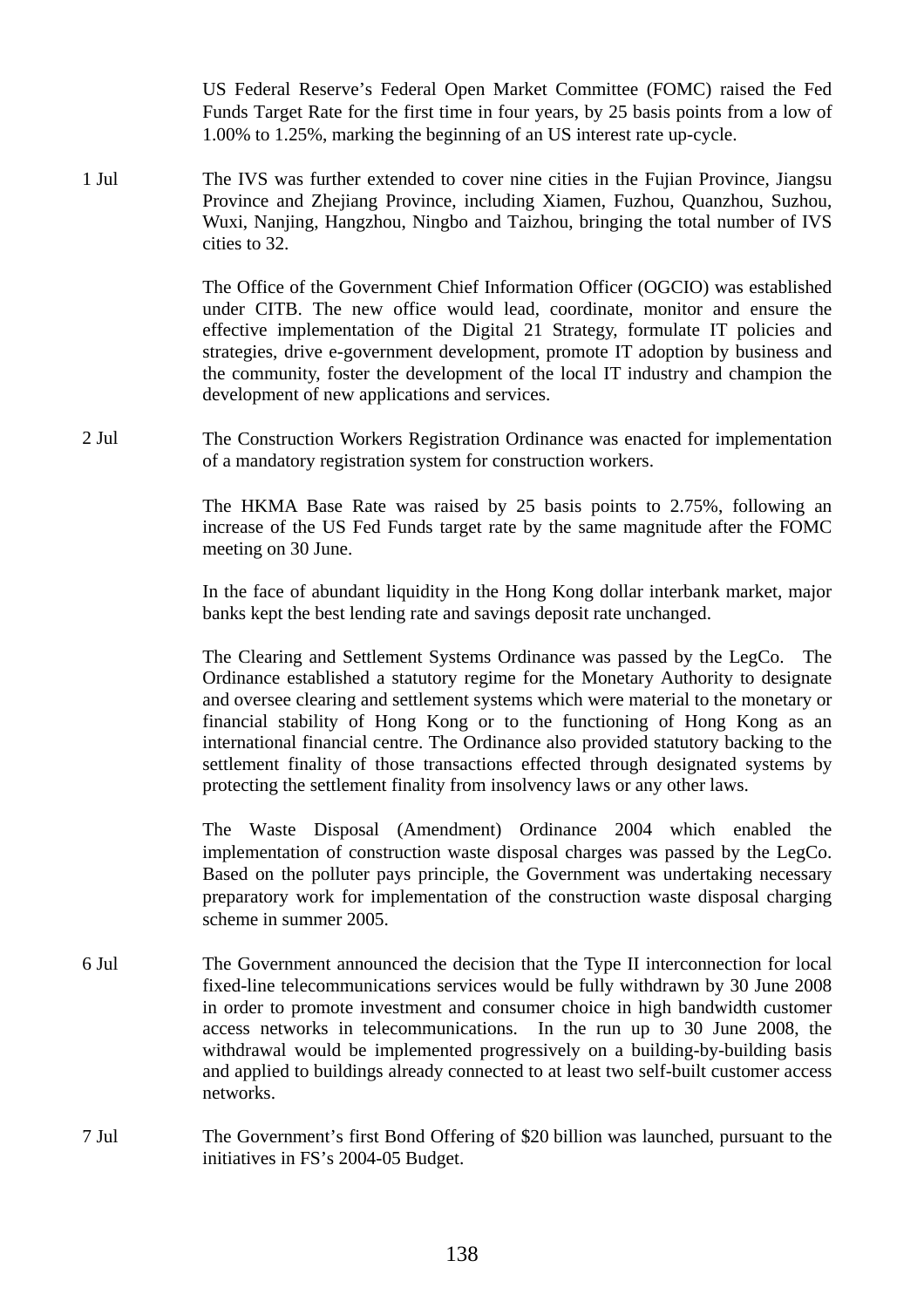US Federal Reserve's Federal Open Market Committee (FOMC) raised the Fed Funds Target Rate for the first time in four years, by 25 basis points from a low of 1.00% to 1.25%, marking the beginning of an US interest rate up-cycle.

1 Jul

The IVS was further extended to cover nine cities in the Fujian Province, Jiangsu Province and Zhejiang Province, including Xiamen, Fuzhou, Quanzhou, Suzhou, Wuxi, Nanjing, Hangzhou, Ningbo and Taizhou, bringing the total number of IVS cities to 32.

The Office of the Government Chief Information Officer (OGCIO) was established under CITB. The new office would lead, coordinate, monitor and ensure the effective implementation of the Digital 21 Strategy, formulate IT policies and strategies, drive e-government development, promote IT adoption by business and the community, foster the development of the local IT industry and champion the development of new applications and services.

2 Jul

The Construction Workers Registration Ordinance was enacted for implementation of a mandatory registration system for construction workers.

The HKMA Base Rate was raised by 25 basis points to 2.75%, following an increase of the US Fed Funds target rate by the same magnitude after the FOMC meeting on 30 June.

In the face of abundant liquidity in the Hong Kong dollar interbank market, major banks kept the best lending rate and savings deposit rate unchanged.

The Clearing and Settlement Systems Ordinance was passed by the LegCo. The Ordinance established a statutory regime for the Monetary Authority to designate and oversee clearing and settlement systems which were material to the monetary or financial stability of Hong Kong or to the functioning of Hong Kong as an international financial centre. The Ordinance also provided statutory backing to the settlement finality of those transactions effected through designated systems by protecting the settlement finality from insolvency laws or any other laws.

The Waste Disposal (Amendment) Ordinance 2004 which enabled the implementation of construction waste disposal charges was passed by the LegCo. Based on the polluter pays principle, the Government was undertaking necessary preparatory work for implementation of the construction waste disposal charging scheme in summer 2005.

6 Jul

The Government announced the decision that the Type II interconnection for local fixed-line telecommunications services would be fully withdrawn by 30 June 2008 in order to promote investment and consumer choice in high bandwidth customer access networks in telecommunications. In the run up to 30 June 2008, the withdrawal would be implemented progressively on a building-by-building basis and applied to buildings already connected to at least two self-built customer access networks.

7 Jul

The Government's first Bond Offering of $20 billion was launched, pursuant to the initiatives in FS's 2004-05 Budget.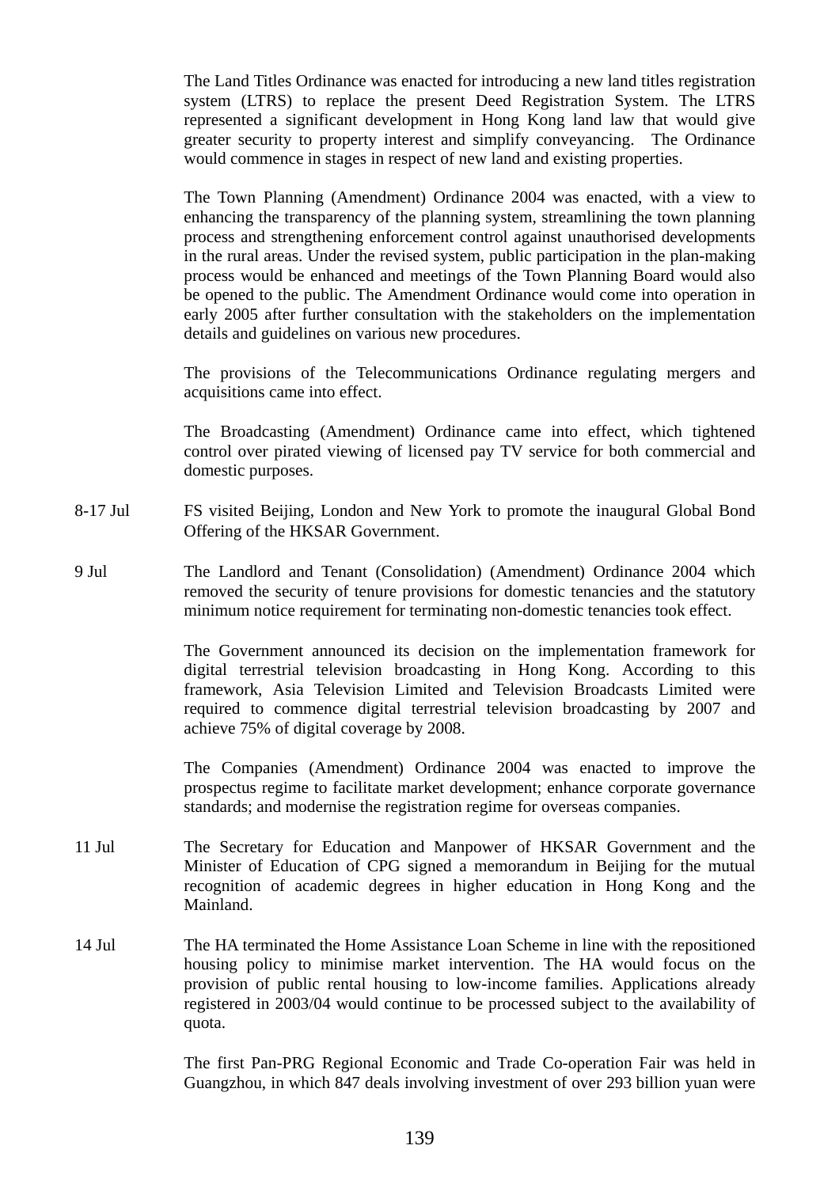The Land Titles Ordinance was enacted for introducing a new land titles registration system (LTRS) to replace the present Deed Registration System. The LTRS represented a significant development in Hong Kong land law that would give greater security to property interest and simplify conveyancing. The Ordinance would commence in stages in respect of new land and existing properties.

The Town Planning (Amendment) Ordinance 2004 was enacted, with a view to enhancing the transparency of the planning system, streamlining the town planning process and strengthening enforcement control against unauthorised developments in the rural areas. Under the revised system, public participation in the plan-making process would be enhanced and meetings of the Town Planning Board would also be opened to the public. The Amendment Ordinance would come into operation in early 2005 after further consultation with the stakeholders on the implementation details and guidelines on various new procedures.

The provisions of the Telecommunications Ordinance regulating mergers and acquisitions came into effect.

The Broadcasting (Amendment) Ordinance came into effect, which tightened control over pirated viewing of licensed pay TV service for both commercial and domestic purposes.

8-17 Jul — FS visited Beijing, London and New York to promote the inaugural Global Bond Offering of the HKSAR Government.

9 Jul — The Landlord and Tenant (Consolidation) (Amendment) Ordinance 2004 which removed the security of tenure provisions for domestic tenancies and the statutory minimum notice requirement for terminating non-domestic tenancies took effect.

The Government announced its decision on the implementation framework for digital terrestrial television broadcasting in Hong Kong. According to this framework, Asia Television Limited and Television Broadcasts Limited were required to commence digital terrestrial television broadcasting by 2007 and achieve 75% of digital coverage by 2008.

The Companies (Amendment) Ordinance 2004 was enacted to improve the prospectus regime to facilitate market development; enhance corporate governance standards; and modernise the registration regime for overseas companies.

11 Jul — The Secretary for Education and Manpower of HKSAR Government and the Minister of Education of CPG signed a memorandum in Beijing for the mutual recognition of academic degrees in higher education in Hong Kong and the Mainland.

14 Jul — The HA terminated the Home Assistance Loan Scheme in line with the repositioned housing policy to minimise market intervention. The HA would focus on the provision of public rental housing to low-income families. Applications already registered in 2003/04 would continue to be processed subject to the availability of quota.

The first Pan-PRG Regional Economic and Trade Co-operation Fair was held in Guangzhou, in which 847 deals involving investment of over 293 billion yuan were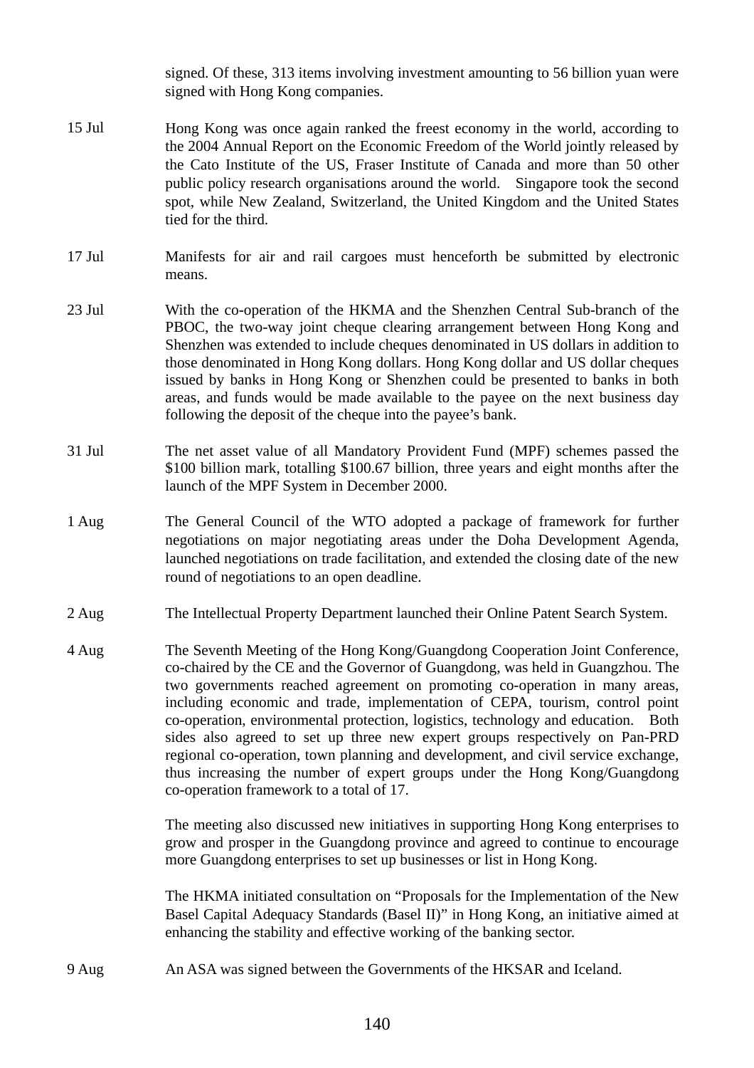signed. Of these, 313 items involving investment amounting to 56 billion yuan were signed with Hong Kong companies.

| | |
|---|---|
| 15 Jul | Hong Kong was once again ranked the freest economy in the world, according to the 2004 Annual Report on the Economic Freedom of the World jointly released by the Cato Institute of the US, Fraser Institute of Canada and more than 50 other public policy research organisations around the world. Singapore took the second spot, while New Zealand, Switzerland, the United Kingdom and the United States tied for the third. |
| 17 Jul | Manifests for air and rail cargoes must henceforth be submitted by electronic means. |
| 23 Jul | With the co-operation of the HKMA and the Shenzhen Central Sub-branch of the PBOC, the two-way joint cheque clearing arrangement between Hong Kong and Shenzhen was extended to include cheques denominated in US dollars in addition to those denominated in Hong Kong dollars. Hong Kong dollar and US dollar cheques issued by banks in Hong Kong or Shenzhen could be presented to banks in both areas, and funds would be made available to the payee on the next business day following the deposit of the cheque into the payee's bank. |
| 31 Jul | The net asset value of all Mandatory Provident Fund (MPF) schemes passed the \$100 billion mark, totalling \$100.67 billion, three years and eight months after the launch of the MPF System in December 2000. |
| 1 Aug | The General Council of the WTO adopted a package of framework for further negotiations on major negotiating areas under the Doha Development Agenda, launched negotiations on trade facilitation, and extended the closing date of the new round of negotiations to an open deadline. |
| 2 Aug | The Intellectual Property Department launched their Online Patent Search System. |
| 4 Aug | The Seventh Meeting of the Hong Kong/Guangdong Cooperation Joint Conference, co-chaired by the CE and the Governor of Guangdong, was held in Guangzhou. The two governments reached agreement on promoting co-operation in many areas, including economic and trade, implementation of CEPA, tourism, control point co-operation, environmental protection, logistics, technology and education. Both sides also agreed to set up three new expert groups respectively on Pan-PRD regional co-operation, town planning and development, and civil service exchange, thus increasing the number of expert groups under the Hong Kong/Guangdong co-operation framework to a total of 17. |
| | The meeting also discussed new initiatives in supporting Hong Kong enterprises to grow and prosper in the Guangdong province and agreed to continue to encourage more Guangdong enterprises to set up businesses or list in Hong Kong. |
| | The HKMA initiated consultation on "Proposals for the Implementation of the New Basel Capital Adequacy Standards (Basel II)" in Hong Kong, an initiative aimed at enhancing the stability and effective working of the banking sector. |
| 9 Aug | An ASA was signed between the Governments of the HKSAR and Iceland. |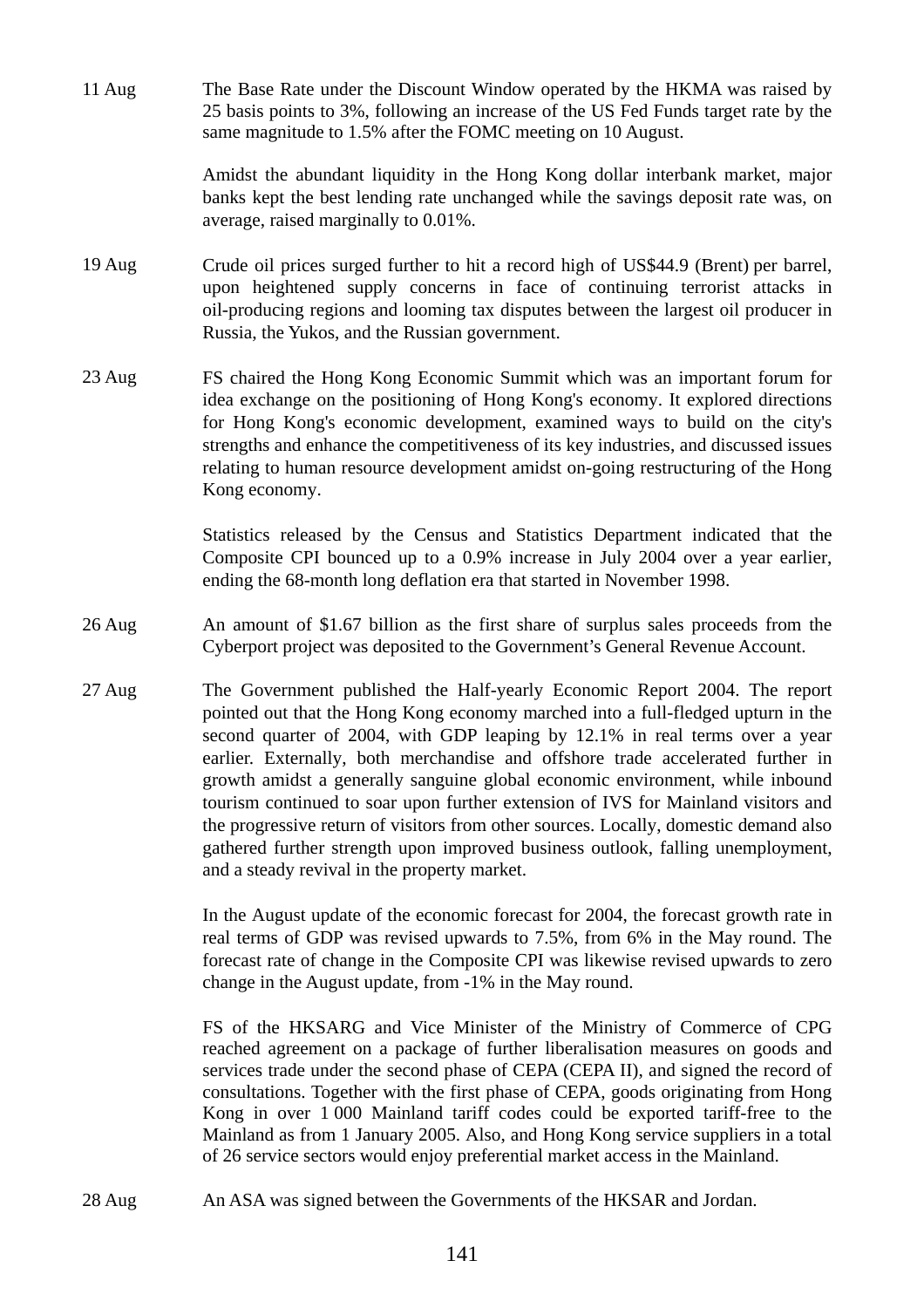| | |
|---|---|
| 11 Aug | The Base Rate under the Discount Window operated by the HKMA was raised by 25 basis points to 3%, following an increase of the US Fed Funds target rate by the same magnitude to 1.5% after the FOMC meeting on 10 August. |
| | Amidst the abundant liquidity in the Hong Kong dollar interbank market, major banks kept the best lending rate unchanged while the savings deposit rate was, on average, raised marginally to 0.01%. |
| 19 Aug | Crude oil prices surged further to hit a record high of US$44.9 (Brent) per barrel, upon heightened supply concerns in face of continuing terrorist attacks in oil-producing regions and looming tax disputes between the largest oil producer in Russia, the Yukos, and the Russian government. |
| 23 Aug | FS chaired the Hong Kong Economic Summit which was an important forum for idea exchange on the positioning of Hong Kong's economy. It explored directions for Hong Kong's economic development, examined ways to build on the city's strengths and enhance the competitiveness of its key industries, and discussed issues relating to human resource development amidst on-going restructuring of the Hong Kong economy. |
| | Statistics released by the Census and Statistics Department indicated that the Composite CPI bounced up to a 0.9% increase in July 2004 over a year earlier, ending the 68-month long deflation era that started in November 1998. |
| 26 Aug | An amount of $1.67 billion as the first share of surplus sales proceeds from the Cyberport project was deposited to the Government's General Revenue Account. |
| 27 Aug | The Government published the Half-yearly Economic Report 2004. The report pointed out that the Hong Kong economy marched into a full-fledged upturn in the second quarter of 2004, with GDP leaping by 12.1% in real terms over a year earlier. Externally, both merchandise and offshore trade accelerated further in growth amidst a generally sanguine global economic environment, while inbound tourism continued to soar upon further extension of IVS for Mainland visitors and the progressive return of visitors from other sources. Locally, domestic demand also gathered further strength upon improved business outlook, falling unemployment, and a steady revival in the property market. |
| | In the August update of the economic forecast for 2004, the forecast growth rate in real terms of GDP was revised upwards to 7.5%, from 6% in the May round. The forecast rate of change in the Composite CPI was likewise revised upwards to zero change in the August update, from -1% in the May round. |
| | FS of the HKSARG and Vice Minister of the Ministry of Commerce of CPG reached agreement on a package of further liberalisation measures on goods and services trade under the second phase of CEPA (CEPA II), and signed the record of consultations. Together with the first phase of CEPA, goods originating from Hong Kong in over 1 000 Mainland tariff codes could be exported tariff-free to the Mainland as from 1 January 2005. Also, and Hong Kong service suppliers in a total of 26 service sectors would enjoy preferential market access in the Mainland. |
| 28 Aug | An ASA was signed between the Governments of the HKSAR and Jordan. |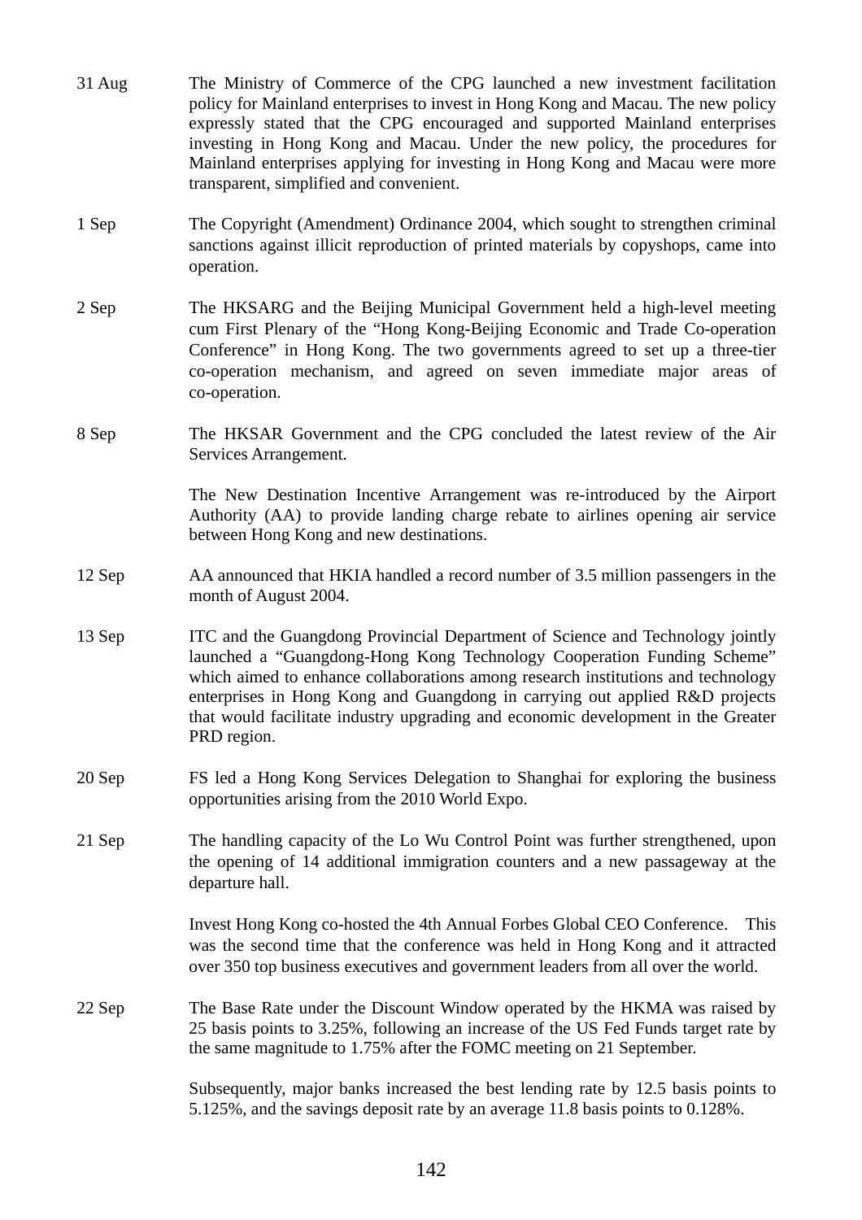31 Aug The Ministry of Commerce of the CPG launched a new investment facilitation policy for Mainland enterprises to invest in Hong Kong and Macau. The new policy expressly stated that the CPG encouraged and supported Mainland enterprises investing in Hong Kong and Macau. Under the new policy, the procedures for Mainland enterprises applying for investing in Hong Kong and Macau were more transparent, simplified and convenient.

1 Sep The Copyright (Amendment) Ordinance 2004, which sought to strengthen criminal sanctions against illicit reproduction of printed materials by copyshops, came into operation.

2 Sep The HKSARG and the Beijing Municipal Government held a high-level meeting cum First Plenary of the "Hong Kong-Beijing Economic and Trade Co-operation Conference" in Hong Kong. The two governments agreed to set up a three-tier co-operation mechanism, and agreed on seven immediate major areas of co-operation.

8 Sep The HKSAR Government and the CPG concluded the latest review of the Air Services Arrangement.

The New Destination Incentive Arrangement was re-introduced by the Airport Authority (AA) to provide landing charge rebate to airlines opening air service between Hong Kong and new destinations.

12 Sep AA announced that HKIA handled a record number of 3.5 million passengers in the month of August 2004.

13 Sep ITC and the Guangdong Provincial Department of Science and Technology jointly launched a "Guangdong-Hong Kong Technology Cooperation Funding Scheme" which aimed to enhance collaborations among research institutions and technology enterprises in Hong Kong and Guangdong in carrying out applied R&D projects that would facilitate industry upgrading and economic development in the Greater PRD region.

20 Sep FS led a Hong Kong Services Delegation to Shanghai for exploring the business opportunities arising from the 2010 World Expo.

21 Sep The handling capacity of the Lo Wu Control Point was further strengthened, upon the opening of 14 additional immigration counters and a new passageway at the departure hall.

Invest Hong Kong co-hosted the 4th Annual Forbes Global CEO Conference. This was the second time that the conference was held in Hong Kong and it attracted over 350 top business executives and government leaders from all over the world.

22 Sep The Base Rate under the Discount Window operated by the HKMA was raised by 25 basis points to 3.25%, following an increase of the US Fed Funds target rate by the same magnitude to 1.75% after the FOMC meeting on 21 September.

Subsequently, major banks increased the best lending rate by 12.5 basis points to 5.125%, and the savings deposit rate by an average 11.8 basis points to 0.128%.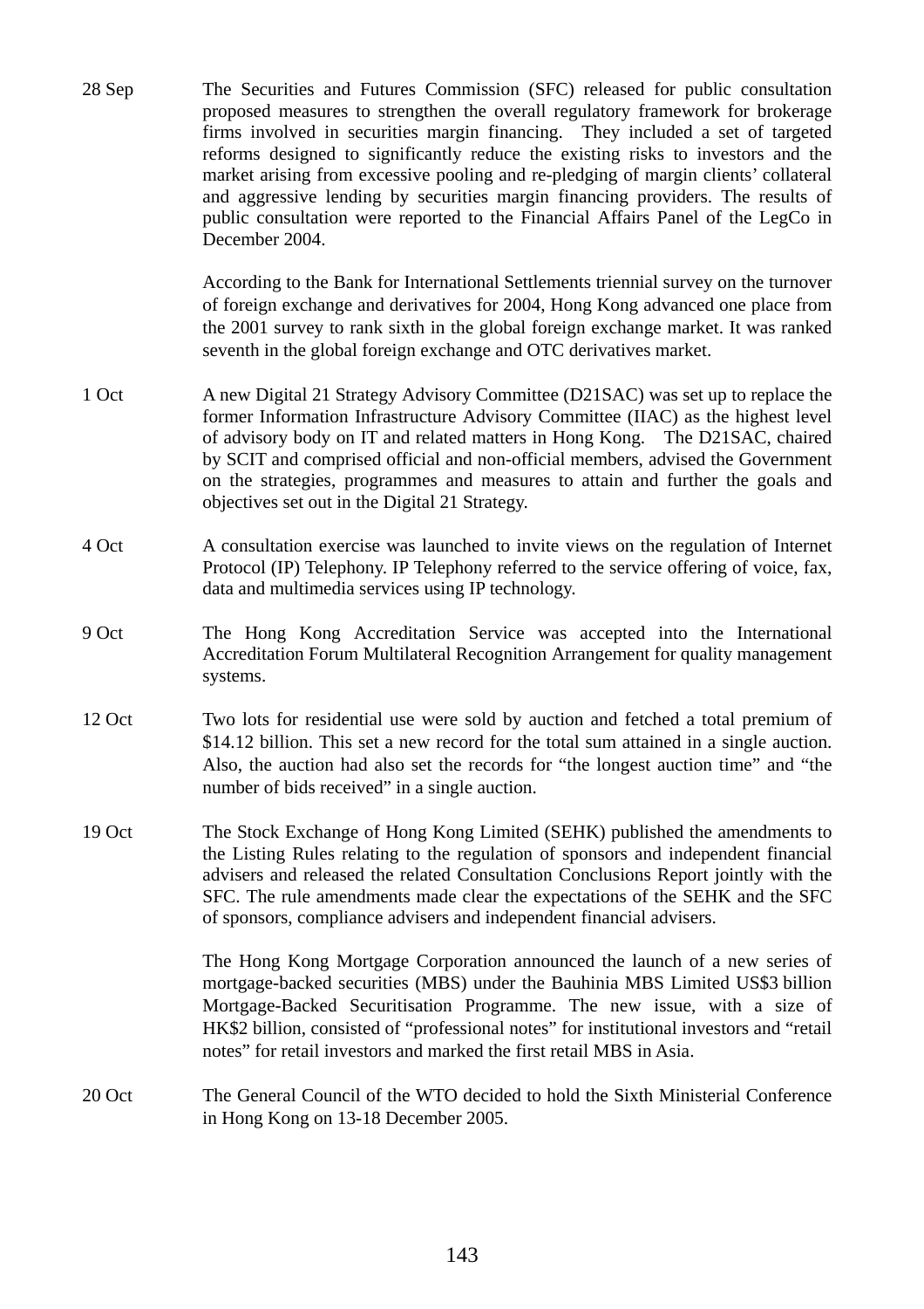28 Sep The Securities and Futures Commission (SFC) released for public consultation proposed measures to strengthen the overall regulatory framework for brokerage firms involved in securities margin financing. They included a set of targeted reforms designed to significantly reduce the existing risks to investors and the market arising from excessive pooling and re-pledging of margin clients' collateral and aggressive lending by securities margin financing providers. The results of public consultation were reported to the Financial Affairs Panel of the LegCo in December 2004.

According to the Bank for International Settlements triennial survey on the turnover of foreign exchange and derivatives for 2004, Hong Kong advanced one place from the 2001 survey to rank sixth in the global foreign exchange market. It was ranked seventh in the global foreign exchange and OTC derivatives market.

1 Oct A new Digital 21 Strategy Advisory Committee (D21SAC) was set up to replace the former Information Infrastructure Advisory Committee (IIAC) as the highest level of advisory body on IT and related matters in Hong Kong. The D21SAC, chaired by SCIT and comprised official and non-official members, advised the Government on the strategies, programmes and measures to attain and further the goals and objectives set out in the Digital 21 Strategy.

4 Oct A consultation exercise was launched to invite views on the regulation of Internet Protocol (IP) Telephony. IP Telephony referred to the service offering of voice, fax, data and multimedia services using IP technology.

9 Oct The Hong Kong Accreditation Service was accepted into the International Accreditation Forum Multilateral Recognition Arrangement for quality management systems.

12 Oct Two lots for residential use were sold by auction and fetched a total premium of $14.12 billion. This set a new record for the total sum attained in a single auction. Also, the auction had also set the records for "the longest auction time" and "the number of bids received" in a single auction.

19 Oct The Stock Exchange of Hong Kong Limited (SEHK) published the amendments to the Listing Rules relating to the regulation of sponsors and independent financial advisers and released the related Consultation Conclusions Report jointly with the SFC. The rule amendments made clear the expectations of the SEHK and the SFC of sponsors, compliance advisers and independent financial advisers.

The Hong Kong Mortgage Corporation announced the launch of a new series of mortgage-backed securities (MBS) under the Bauhinia MBS Limited US$3 billion Mortgage-Backed Securitisation Programme. The new issue, with a size of HK$2 billion, consisted of "professional notes" for institutional investors and "retail notes" for retail investors and marked the first retail MBS in Asia.

20 Oct The General Council of the WTO decided to hold the Sixth Ministerial Conference in Hong Kong on 13-18 December 2005.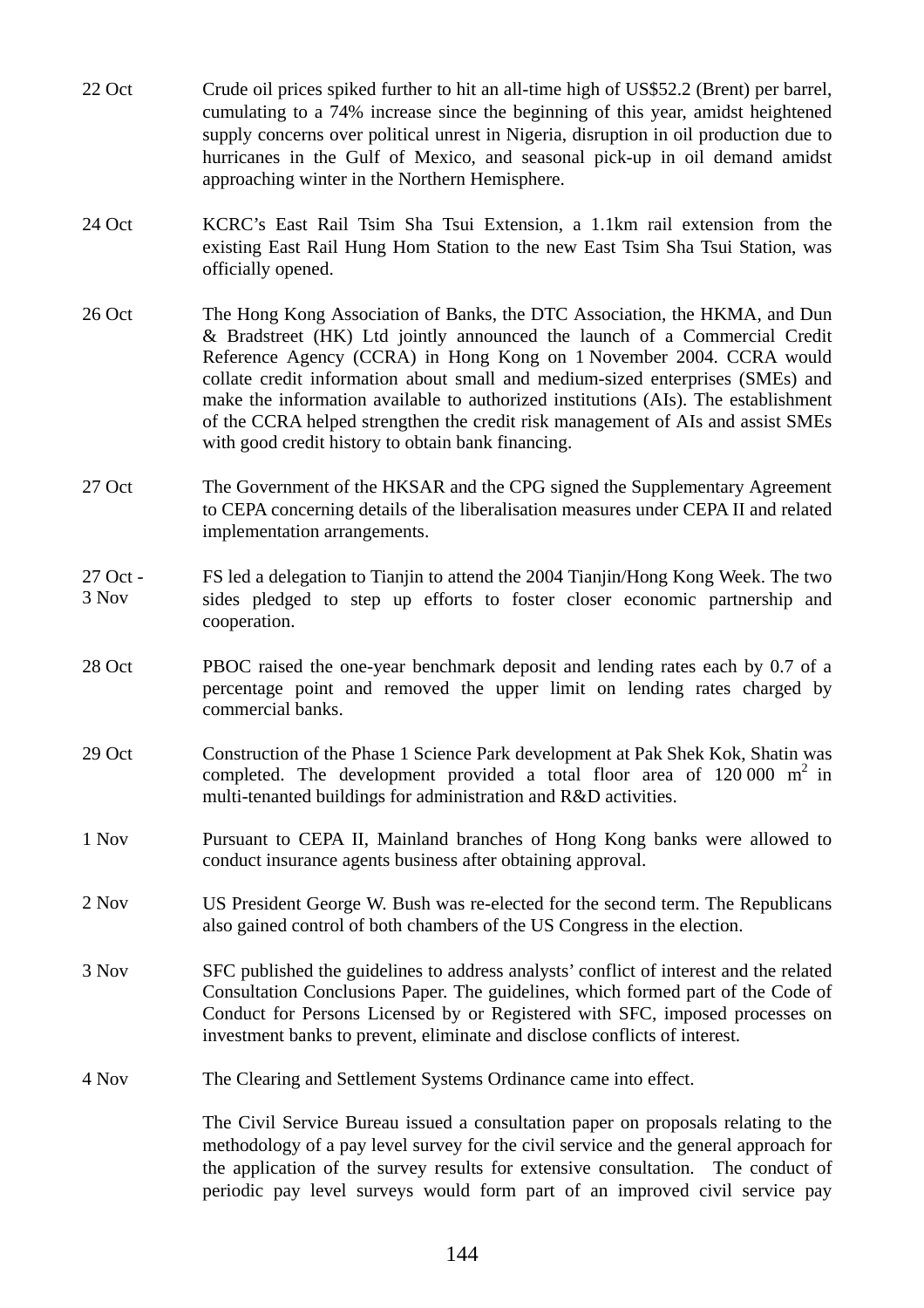| | |
|---|---|
| 22 Oct | Crude oil prices spiked further to hit an all-time high of US$52.2 (Brent) per barrel, cumulating to a 74% increase since the beginning of this year, amidst heightened supply concerns over political unrest in Nigeria, disruption in oil production due to hurricanes in the Gulf of Mexico, and seasonal pick-up in oil demand amidst approaching winter in the Northern Hemisphere. |
| 24 Oct | KCRC's East Rail Tsim Sha Tsui Extension, a 1.1km rail extension from the existing East Rail Hung Hom Station to the new East Tsim Sha Tsui Station, was officially opened. |
| 26 Oct | The Hong Kong Association of Banks, the DTC Association, the HKMA, and Dun & Bradstreet (HK) Ltd jointly announced the launch of a Commercial Credit Reference Agency (CCRA) in Hong Kong on 1 November 2004. CCRA would collate credit information about small and medium-sized enterprises (SMEs) and make the information available to authorized institutions (AIs). The establishment of the CCRA helped strengthen the credit risk management of AIs and assist SMEs with good credit history to obtain bank financing. |
| 27 Oct | The Government of the HKSAR and the CPG signed the Supplementary Agreement to CEPA concerning details of the liberalisation measures under CEPA II and related implementation arrangements. |
| 27 Oct - 3 Nov | FS led a delegation to Tianjin to attend the 2004 Tianjin/Hong Kong Week. The two sides pledged to step up efforts to foster closer economic partnership and cooperation. |
| 28 Oct | PBOC raised the one-year benchmark deposit and lending rates each by 0.7 of a percentage point and removed the upper limit on lending rates charged by commercial banks. |
| 29 Oct | Construction of the Phase 1 Science Park development at Pak Shek Kok, Shatin was completed. The development provided a total floor area of 120 000 $m^2$ in multi-tenanted buildings for administration and R&D activities. |
| 1 Nov | Pursuant to CEPA II, Mainland branches of Hong Kong banks were allowed to conduct insurance agents business after obtaining approval. |
| 2 Nov | US President George W. Bush was re-elected for the second term. The Republicans also gained control of both chambers of the US Congress in the election. |
| 3 Nov | SFC published the guidelines to address analysts' conflict of interest and the related Consultation Conclusions Paper. The guidelines, which formed part of the Code of Conduct for Persons Licensed by or Registered with SFC, imposed processes on investment banks to prevent, eliminate and disclose conflicts of interest. |
| 4 Nov | The Clearing and Settlement Systems Ordinance came into effect. |
| | The Civil Service Bureau issued a consultation paper on proposals relating to the methodology of a pay level survey for the civil service and the general approach for the application of the survey results for extensive consultation. The conduct of periodic pay level surveys would form part of an improved civil service pay |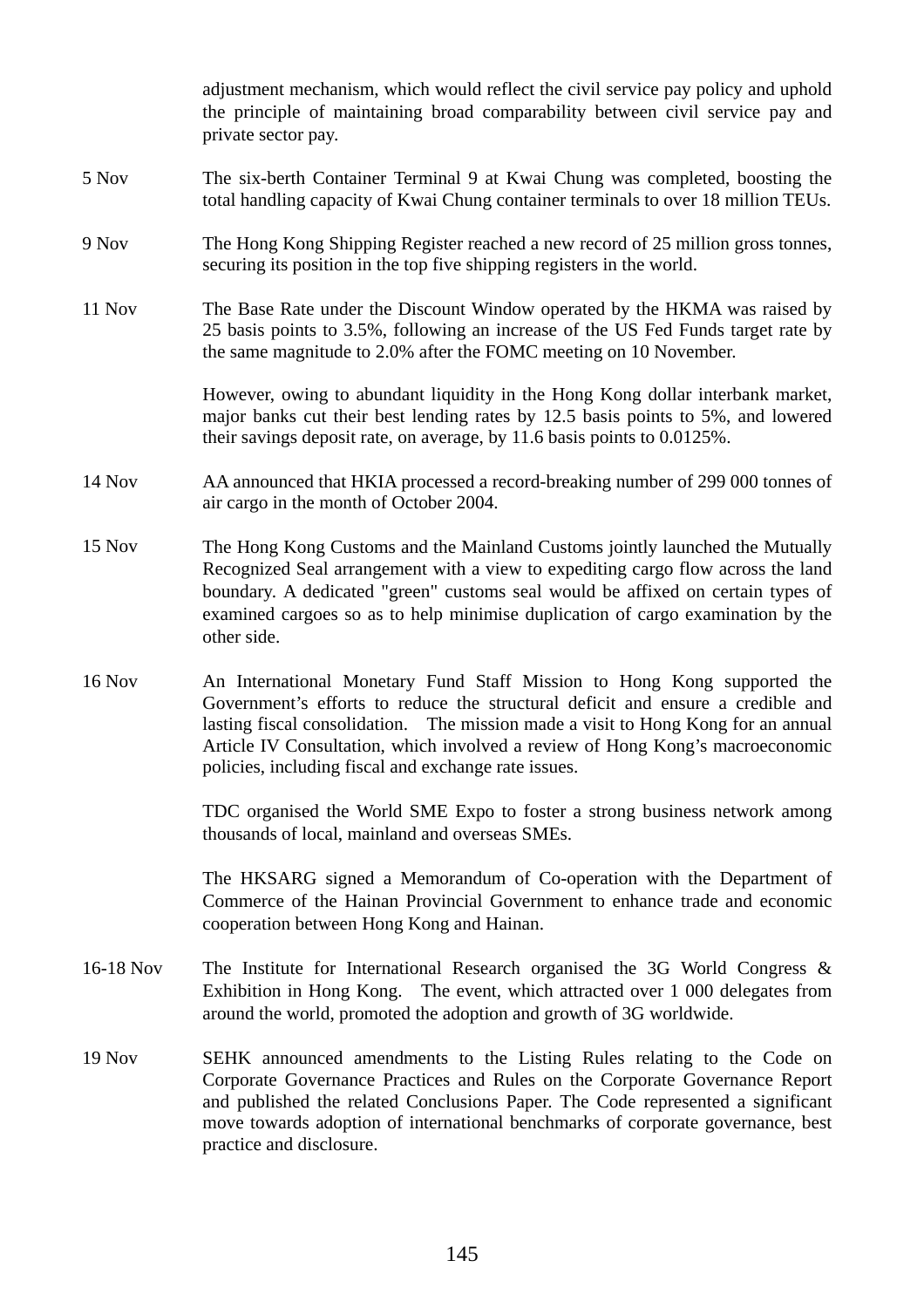adjustment mechanism, which would reflect the civil service pay policy and uphold the principle of maintaining broad comparability between civil service pay and private sector pay.

5 Nov The six-berth Container Terminal 9 at Kwai Chung was completed, boosting the total handling capacity of Kwai Chung container terminals to over 18 million TEUs.

9 Nov The Hong Kong Shipping Register reached a new record of 25 million gross tonnes, securing its position in the top five shipping registers in the world.

11 Nov The Base Rate under the Discount Window operated by the HKMA was raised by 25 basis points to 3.5%, following an increase of the US Fed Funds target rate by the same magnitude to 2.0% after the FOMC meeting on 10 November.

However, owing to abundant liquidity in the Hong Kong dollar interbank market, major banks cut their best lending rates by 12.5 basis points to 5%, and lowered their savings deposit rate, on average, by 11.6 basis points to 0.0125%.

14 Nov AA announced that HKIA processed a record-breaking number of 299 000 tonnes of air cargo in the month of October 2004.

15 Nov The Hong Kong Customs and the Mainland Customs jointly launched the Mutually Recognized Seal arrangement with a view to expediting cargo flow across the land boundary. A dedicated "green" customs seal would be affixed on certain types of examined cargoes so as to help minimise duplication of cargo examination by the other side.

16 Nov An International Monetary Fund Staff Mission to Hong Kong supported the Government's efforts to reduce the structural deficit and ensure a credible and lasting fiscal consolidation. The mission made a visit to Hong Kong for an annual Article IV Consultation, which involved a review of Hong Kong's macroeconomic policies, including fiscal and exchange rate issues.

TDC organised the World SME Expo to foster a strong business network among thousands of local, mainland and overseas SMEs.

The HKSARG signed a Memorandum of Co-operation with the Department of Commerce of the Hainan Provincial Government to enhance trade and economic cooperation between Hong Kong and Hainan.

16-18 Nov The Institute for International Research organised the 3G World Congress & Exhibition in Hong Kong. The event, which attracted over 1 000 delegates from around the world, promoted the adoption and growth of 3G worldwide.

19 Nov SEHK announced amendments to the Listing Rules relating to the Code on Corporate Governance Practices and Rules on the Corporate Governance Report and published the related Conclusions Paper. The Code represented a significant move towards adoption of international benchmarks of corporate governance, best practice and disclosure.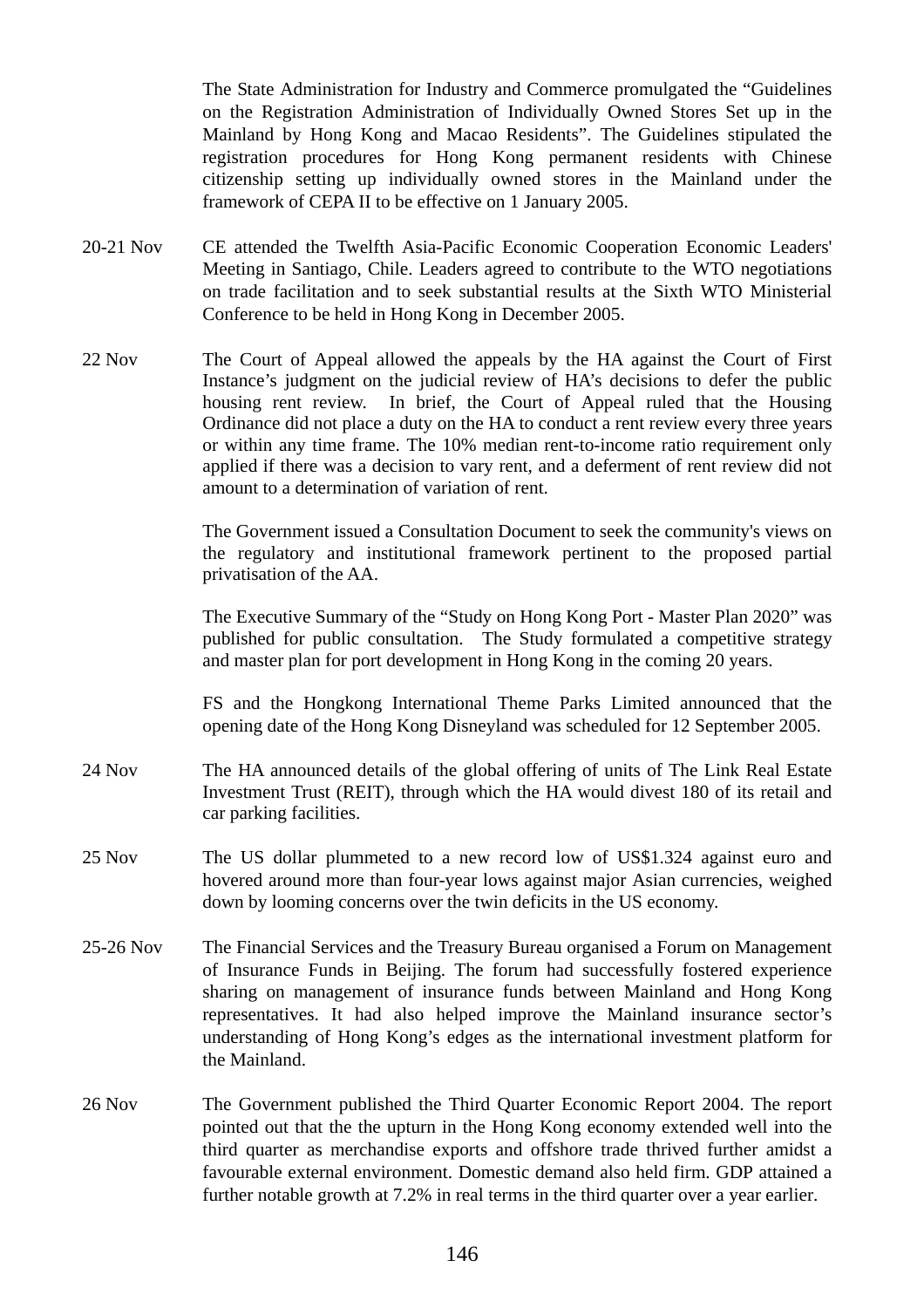The State Administration for Industry and Commerce promulgated the "Guidelines on the Registration Administration of Individually Owned Stores Set up in the Mainland by Hong Kong and Macao Residents". The Guidelines stipulated the registration procedures for Hong Kong permanent residents with Chinese citizenship setting up individually owned stores in the Mainland under the framework of CEPA II to be effective on 1 January 2005.

20-21 Nov CE attended the Twelfth Asia-Pacific Economic Cooperation Economic Leaders' Meeting in Santiago, Chile. Leaders agreed to contribute to the WTO negotiations on trade facilitation and to seek substantial results at the Sixth WTO Ministerial Conference to be held in Hong Kong in December 2005.

22 Nov The Court of Appeal allowed the appeals by the HA against the Court of First Instance's judgment on the judicial review of HA's decisions to defer the public housing rent review. In brief, the Court of Appeal ruled that the Housing Ordinance did not place a duty on the HA to conduct a rent review every three years or within any time frame. The 10% median rent-to-income ratio requirement only applied if there was a decision to vary rent, and a deferment of rent review did not amount to a determination of variation of rent.

The Government issued a Consultation Document to seek the community's views on the regulatory and institutional framework pertinent to the proposed partial privatisation of the AA.

The Executive Summary of the "Study on Hong Kong Port - Master Plan 2020" was published for public consultation. The Study formulated a competitive strategy and master plan for port development in Hong Kong in the coming 20 years.

FS and the Hongkong International Theme Parks Limited announced that the opening date of the Hong Kong Disneyland was scheduled for 12 September 2005.

24 Nov The HA announced details of the global offering of units of The Link Real Estate Investment Trust (REIT), through which the HA would divest 180 of its retail and car parking facilities.

25 Nov The US dollar plummeted to a new record low of US$1.324 against euro and hovered around more than four-year lows against major Asian currencies, weighed down by looming concerns over the twin deficits in the US economy.

25-26 Nov The Financial Services and the Treasury Bureau organised a Forum on Management of Insurance Funds in Beijing. The forum had successfully fostered experience sharing on management of insurance funds between Mainland and Hong Kong representatives. It had also helped improve the Mainland insurance sector's understanding of Hong Kong's edges as the international investment platform for the Mainland.

26 Nov The Government published the Third Quarter Economic Report 2004. The report pointed out that the the upturn in the Hong Kong economy extended well into the third quarter as merchandise exports and offshore trade thrived further amidst a favourable external environment. Domestic demand also held firm. GDP attained a further notable growth at 7.2% in real terms in the third quarter over a year earlier.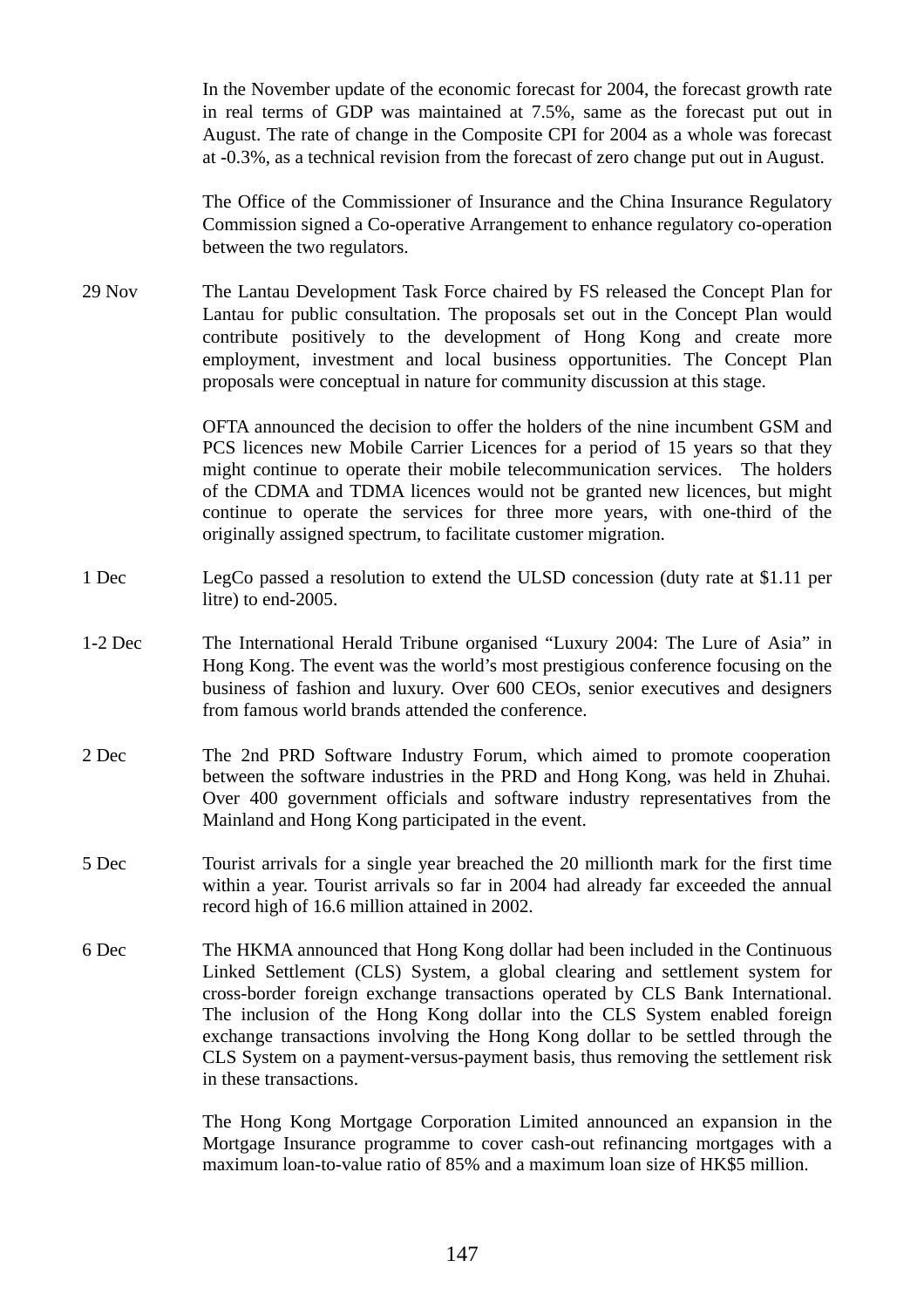In the November update of the economic forecast for 2004, the forecast growth rate in real terms of GDP was maintained at 7.5%, same as the forecast put out in August. The rate of change in the Composite CPI for 2004 as a whole was forecast at -0.3%, as a technical revision from the forecast of zero change put out in August.

The Office of the Commissioner of Insurance and the China Insurance Regulatory Commission signed a Co-operative Arrangement to enhance regulatory co-operation between the two regulators.

29 Nov The Lantau Development Task Force chaired by FS released the Concept Plan for Lantau for public consultation. The proposals set out in the Concept Plan would contribute positively to the development of Hong Kong and create more employment, investment and local business opportunities. The Concept Plan proposals were conceptual in nature for community discussion at this stage.

OFTA announced the decision to offer the holders of the nine incumbent GSM and PCS licences new Mobile Carrier Licences for a period of 15 years so that they might continue to operate their mobile telecommunication services. The holders of the CDMA and TDMA licences would not be granted new licences, but might continue to operate the services for three more years, with one-third of the originally assigned spectrum, to facilitate customer migration.

1 Dec LegCo passed a resolution to extend the ULSD concession (duty rate at $1.11 per litre) to end-2005.

1-2 Dec The International Herald Tribune organised “Luxury 2004: The Lure of Asia” in Hong Kong. The event was the world’s most prestigious conference focusing on the business of fashion and luxury. Over 600 CEOs, senior executives and designers from famous world brands attended the conference.

2 Dec The 2nd PRD Software Industry Forum, which aimed to promote cooperation between the software industries in the PRD and Hong Kong, was held in Zhuhai. Over 400 government officials and software industry representatives from the Mainland and Hong Kong participated in the event.

5 Dec Tourist arrivals for a single year breached the 20 millionth mark for the first time within a year. Tourist arrivals so far in 2004 had already far exceeded the annual record high of 16.6 million attained in 2002.

6 Dec The HKMA announced that Hong Kong dollar had been included in the Continuous Linked Settlement (CLS) System, a global clearing and settlement system for cross-border foreign exchange transactions operated by CLS Bank International. The inclusion of the Hong Kong dollar into the CLS System enabled foreign exchange transactions involving the Hong Kong dollar to be settled through the CLS System on a payment-versus-payment basis, thus removing the settlement risk in these transactions.

The Hong Kong Mortgage Corporation Limited announced an expansion in the Mortgage Insurance programme to cover cash-out refinancing mortgages with a maximum loan-to-value ratio of 85% and a maximum loan size of HK$5 million.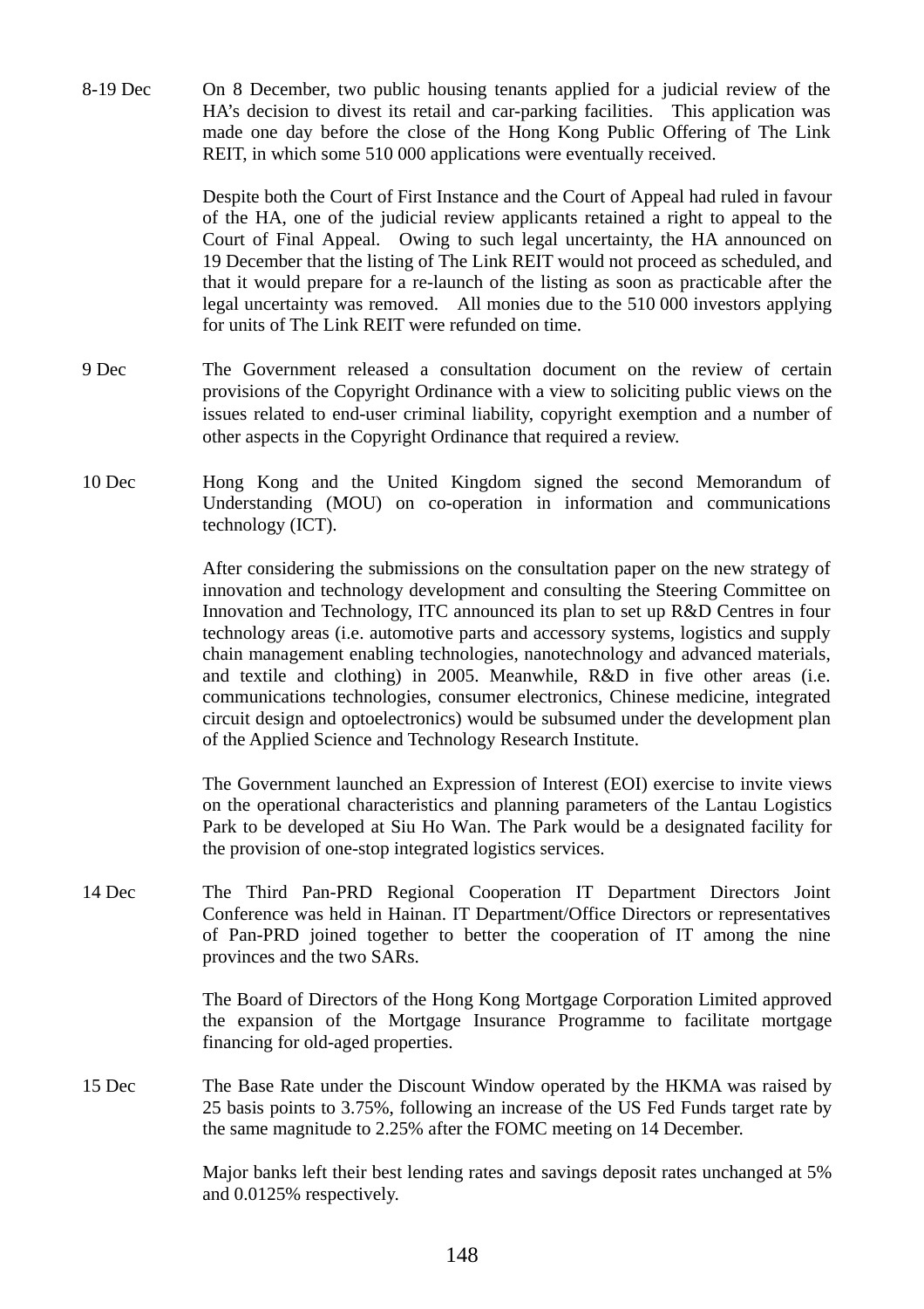8-19 Dec On 8 December, two public housing tenants applied for a judicial review of the HA's decision to divest its retail and car-parking facilities. This application was made one day before the close of the Hong Kong Public Offering of The Link REIT, in which some 510 000 applications were eventually received.

Despite both the Court of First Instance and the Court of Appeal had ruled in favour of the HA, one of the judicial review applicants retained a right to appeal to the Court of Final Appeal. Owing to such legal uncertainty, the HA announced on 19 December that the listing of The Link REIT would not proceed as scheduled, and that it would prepare for a re-launch of the listing as soon as practicable after the legal uncertainty was removed. All monies due to the 510 000 investors applying for units of The Link REIT were refunded on time.

9 Dec The Government released a consultation document on the review of certain provisions of the Copyright Ordinance with a view to soliciting public views on the issues related to end-user criminal liability, copyright exemption and a number of other aspects in the Copyright Ordinance that required a review.

10 Dec Hong Kong and the United Kingdom signed the second Memorandum of Understanding (MOU) on co-operation in information and communications technology (ICT).

After considering the submissions on the consultation paper on the new strategy of innovation and technology development and consulting the Steering Committee on Innovation and Technology, ITC announced its plan to set up R&D Centres in four technology areas (i.e. automotive parts and accessory systems, logistics and supply chain management enabling technologies, nanotechnology and advanced materials, and textile and clothing) in 2005. Meanwhile, R&D in five other areas (i.e. communications technologies, consumer electronics, Chinese medicine, integrated circuit design and optoelectronics) would be subsumed under the development plan of the Applied Science and Technology Research Institute.

The Government launched an Expression of Interest (EOI) exercise to invite views on the operational characteristics and planning parameters of the Lantau Logistics Park to be developed at Siu Ho Wan. The Park would be a designated facility for the provision of one-stop integrated logistics services.

14 Dec The Third Pan-PRD Regional Cooperation IT Department Directors Joint Conference was held in Hainan. IT Department/Office Directors or representatives of Pan-PRD joined together to better the cooperation of IT among the nine provinces and the two SARs.

The Board of Directors of the Hong Kong Mortgage Corporation Limited approved the expansion of the Mortgage Insurance Programme to facilitate mortgage financing for old-aged properties.

15 Dec The Base Rate under the Discount Window operated by the HKMA was raised by 25 basis points to 3.75%, following an increase of the US Fed Funds target rate by the same magnitude to 2.25% after the FOMC meeting on 14 December.

Major banks left their best lending rates and savings deposit rates unchanged at 5% and 0.0125% respectively.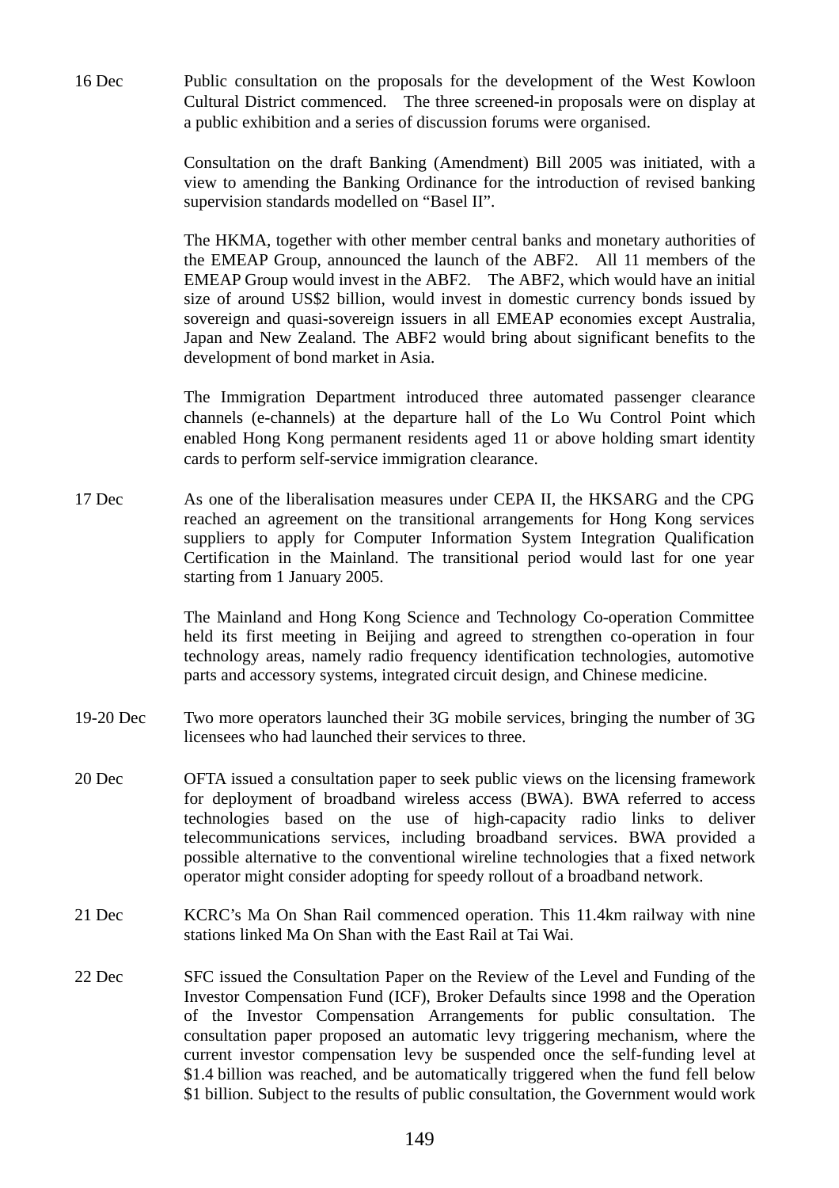16 Dec Public consultation on the proposals for the development of the West Kowloon Cultural District commenced. The three screened-in proposals were on display at a public exhibition and a series of discussion forums were organised.

Consultation on the draft Banking (Amendment) Bill 2005 was initiated, with a view to amending the Banking Ordinance for the introduction of revised banking supervision standards modelled on "Basel II".

The HKMA, together with other member central banks and monetary authorities of the EMEAP Group, announced the launch of the ABF2. All 11 members of the EMEAP Group would invest in the ABF2. The ABF2, which would have an initial size of around US$2 billion, would invest in domestic currency bonds issued by sovereign and quasi-sovereign issuers in all EMEAP economies except Australia, Japan and New Zealand. The ABF2 would bring about significant benefits to the development of bond market in Asia.

The Immigration Department introduced three automated passenger clearance channels (e-channels) at the departure hall of the Lo Wu Control Point which enabled Hong Kong permanent residents aged 11 or above holding smart identity cards to perform self-service immigration clearance.

17 Dec As one of the liberalisation measures under CEPA II, the HKSARG and the CPG reached an agreement on the transitional arrangements for Hong Kong services suppliers to apply for Computer Information System Integration Qualification Certification in the Mainland. The transitional period would last for one year starting from 1 January 2005.

The Mainland and Hong Kong Science and Technology Co-operation Committee held its first meeting in Beijing and agreed to strengthen co-operation in four technology areas, namely radio frequency identification technologies, automotive parts and accessory systems, integrated circuit design, and Chinese medicine.

19-20 Dec Two more operators launched their 3G mobile services, bringing the number of 3G licensees who had launched their services to three.

20 Dec OFTA issued a consultation paper to seek public views on the licensing framework for deployment of broadband wireless access (BWA). BWA referred to access technologies based on the use of high-capacity radio links to deliver telecommunications services, including broadband services. BWA provided a possible alternative to the conventional wireline technologies that a fixed network operator might consider adopting for speedy rollout of a broadband network.

21 Dec KCRC's Ma On Shan Rail commenced operation. This 11.4km railway with nine stations linked Ma On Shan with the East Rail at Tai Wai.

22 Dec SFC issued the Consultation Paper on the Review of the Level and Funding of the Investor Compensation Fund (ICF), Broker Defaults since 1998 and the Operation of the Investor Compensation Arrangements for public consultation. The consultation paper proposed an automatic levy triggering mechanism, where the current investor compensation levy be suspended once the self-funding level at $1.4 billion was reached, and be automatically triggered when the fund fell below $1 billion. Subject to the results of public consultation, the Government would work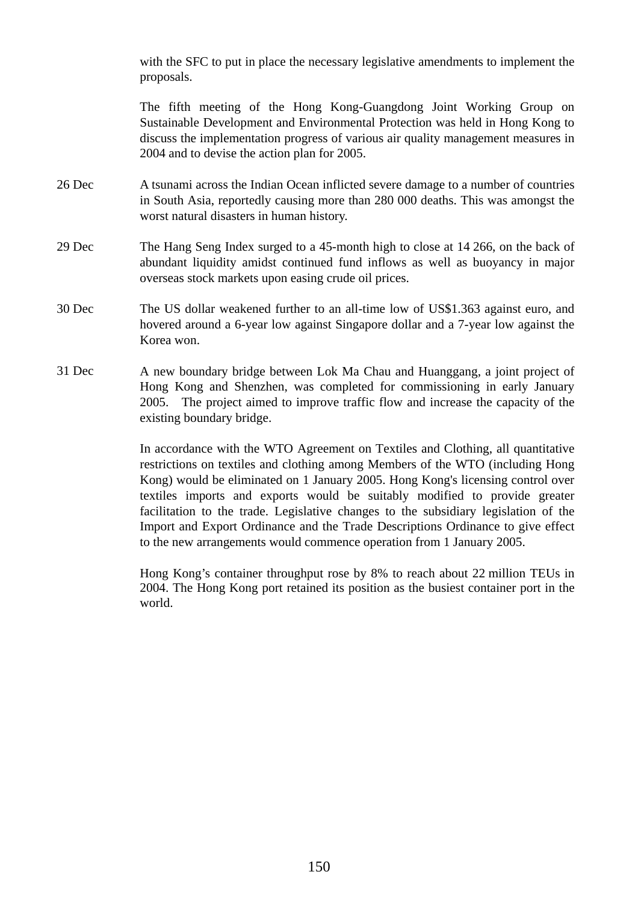with the SFC to put in place the necessary legislative amendments to implement the proposals.

The fifth meeting of the Hong Kong-Guangdong Joint Working Group on Sustainable Development and Environmental Protection was held in Hong Kong to discuss the implementation progress of various air quality management measures in 2004 and to devise the action plan for 2005.

26 Dec — A tsunami across the Indian Ocean inflicted severe damage to a number of countries in South Asia, reportedly causing more than 280 000 deaths. This was amongst the worst natural disasters in human history.

29 Dec — The Hang Seng Index surged to a 45-month high to close at 14 266, on the back of abundant liquidity amidst continued fund inflows as well as buoyancy in major overseas stock markets upon easing crude oil prices.

30 Dec — The US dollar weakened further to an all-time low of US$1.363 against euro, and hovered around a 6-year low against Singapore dollar and a 7-year low against the Korea won.

31 Dec — A new boundary bridge between Lok Ma Chau and Huanggang, a joint project of Hong Kong and Shenzhen, was completed for commissioning in early January 2005. The project aimed to improve traffic flow and increase the capacity of the existing boundary bridge.

In accordance with the WTO Agreement on Textiles and Clothing, all quantitative restrictions on textiles and clothing among Members of the WTO (including Hong Kong) would be eliminated on 1 January 2005. Hong Kong's licensing control over textiles imports and exports would be suitably modified to provide greater facilitation to the trade. Legislative changes to the subsidiary legislation of the Import and Export Ordinance and the Trade Descriptions Ordinance to give effect to the new arrangements would commence operation from 1 January 2005.

Hong Kong's container throughput rose by 8% to reach about 22 million TEUs in 2004. The Hong Kong port retained its position as the busiest container port in the world.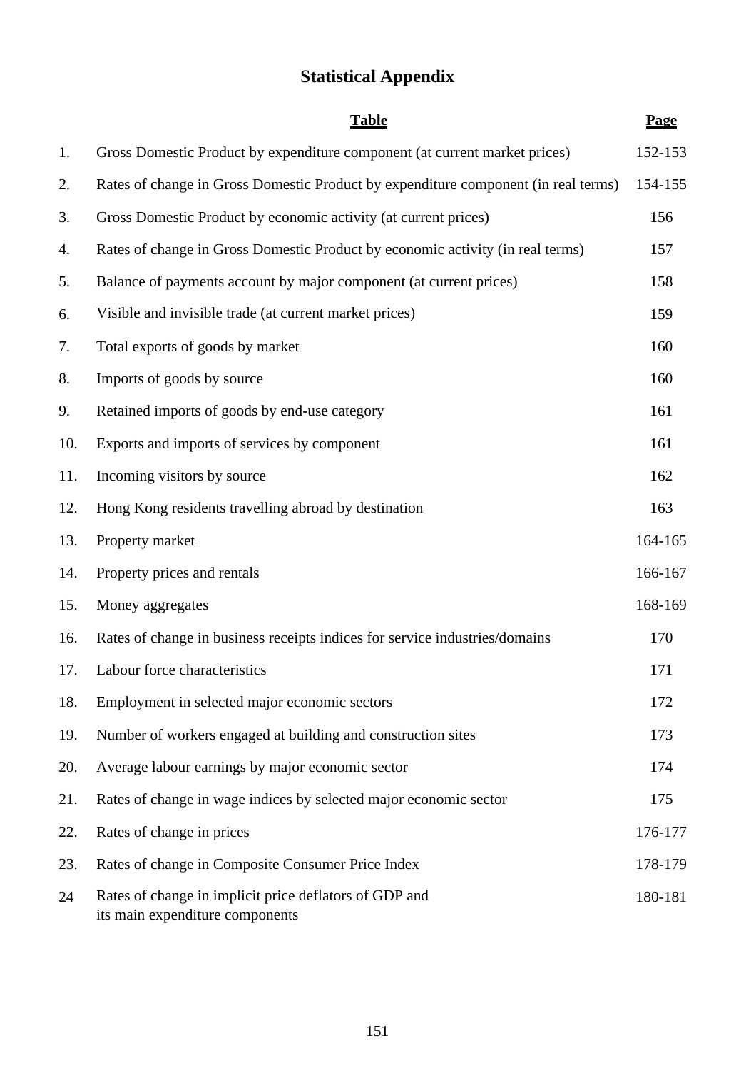# Statistical Appendix

| | Table | Page |
|---|---|---|
| 1. | Gross Domestic Product by expenditure component (at current market prices) | 152-153 |
| 2. | Rates of change in Gross Domestic Product by expenditure component (in real terms) | 154-155 |
| 3. | Gross Domestic Product by economic activity (at current prices) | 156 |
| 4. | Rates of change in Gross Domestic Product by economic activity (in real terms) | 157 |
| 5. | Balance of payments account by major component (at current prices) | 158 |
| 6. | Visible and invisible trade (at current market prices) | 159 |
| 7. | Total exports of goods by market | 160 |
| 8. | Imports of goods by source | 160 |
| 9. | Retained imports of goods by end-use category | 161 |
| 10. | Exports and imports of services by component | 161 |
| 11. | Incoming visitors by source | 162 |
| 12. | Hong Kong residents travelling abroad by destination | 163 |
| 13. | Property market | 164-165 |
| 14. | Property prices and rentals | 166-167 |
| 15. | Money aggregates | 168-169 |
| 16. | Rates of change in business receipts indices for service industries/domains | 170 |
| 17. | Labour force characteristics | 171 |
| 18. | Employment in selected major economic sectors | 172 |
| 19. | Number of workers engaged at building and construction sites | 173 |
| 20. | Average labour earnings by major economic sector | 174 |
| 21. | Rates of change in wage indices by selected major economic sector | 175 |
| 22. | Rates of change in prices | 176-177 |
| 23. | Rates of change in Composite Consumer Price Index | 178-179 |
| 24 | Rates of change in implicit price deflators of GDP and its main expenditure components | 180-181 |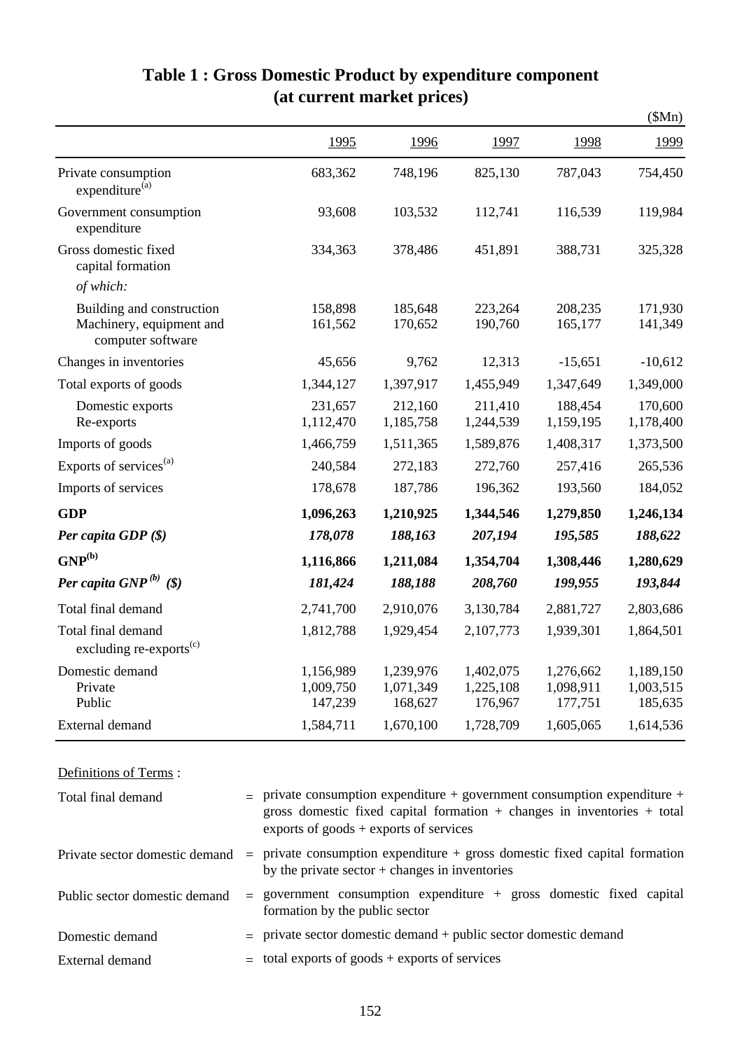# Table 1 : Gross Domestic Product by expenditure component (at current market prices)

($Mn)

| | 1995 | 1996 | 1997 | 1998 | 1999 |
|---|---|---|---|---|---|
| Private consumption expenditure[(a)] | 683,362 | 748,196 | 825,130 | 787,043 | 754,450 |
| Government consumption expenditure | 93,608 | 103,532 | 112,741 | 116,539 | 119,984 |
| Gross domestic fixed capital formation | 334,363 | 378,486 | 451,891 | 388,731 | 325,328 |
| *of which:* | | | | | |
| Building and construction | 158,898 | 185,648 | 223,264 | 208,235 | 171,930 |
| Machinery, equipment and computer software | 161,562 | 170,652 | 190,760 | 165,177 | 141,349 |
| Changes in inventories | 45,656 | 9,762 | 12,313 | -15,651 | -10,612 |
| Total exports of goods | 1,344,127 | 1,397,917 | 1,455,949 | 1,347,649 | 1,349,000 |
| Domestic exports | 231,657 | 212,160 | 211,410 | 188,454 | 170,600 |
| Re-exports | 1,112,470 | 1,185,758 | 1,244,539 | 1,159,195 | 1,178,400 |
| Imports of goods | 1,466,759 | 1,511,365 | 1,589,876 | 1,408,317 | 1,373,500 |
| Exports of services[(a)] | 240,584 | 272,183 | 272,760 | 257,416 | 265,536 |
| Imports of services | 178,678 | 187,786 | 196,362 | 193,560 | 184,052 |
| **GDP** | **1,096,263** | **1,210,925** | **1,344,546** | **1,279,850** | **1,246,134** |
| ***Per capita GDP ($)*** | ***178,078*** | ***188,163*** | ***207,194*** | ***195,585*** | ***188,622*** |
| **GNP[(b)]** | **1,116,866** | **1,211,084** | **1,354,704** | **1,308,446** | **1,280,629** |
| ***Per capita GNP[(b)] ($)*** | ***181,424*** | ***188,188*** | ***208,760*** | ***199,955*** | ***193,844*** |
| Total final demand | 2,741,700 | 2,910,076 | 3,130,784 | 2,881,727 | 2,803,686 |
| Total final demand excluding re-exports[(c)] | 1,812,788 | 1,929,454 | 2,107,773 | 1,939,301 | 1,864,501 |
| Domestic demand | 1,156,989 | 1,239,976 | 1,402,075 | 1,276,662 | 1,189,150 |
| Private | 1,009,750 | 1,071,349 | 1,225,108 | 1,098,911 | 1,003,515 |
| Public | 147,239 | 168,627 | 176,967 | 177,751 | 185,635 |
| External demand | 1,584,711 | 1,670,100 | 1,728,709 | 1,605,065 | 1,614,536 |

Definitions of Terms :

| | | |
|---|---|---|
| Total final demand | = | private consumption expenditure + government consumption expenditure + gross domestic fixed capital formation + changes in inventories + total exports of goods + exports of services |
| Private sector domestic demand | = | private consumption expenditure + gross domestic fixed capital formation by the private sector + changes in inventories |
| Public sector domestic demand | = | government consumption expenditure + gross domestic fixed capital formation by the public sector |
| Domestic demand | = | private sector domestic demand + public sector domestic demand |
| External demand | = | total exports of goods + exports of services |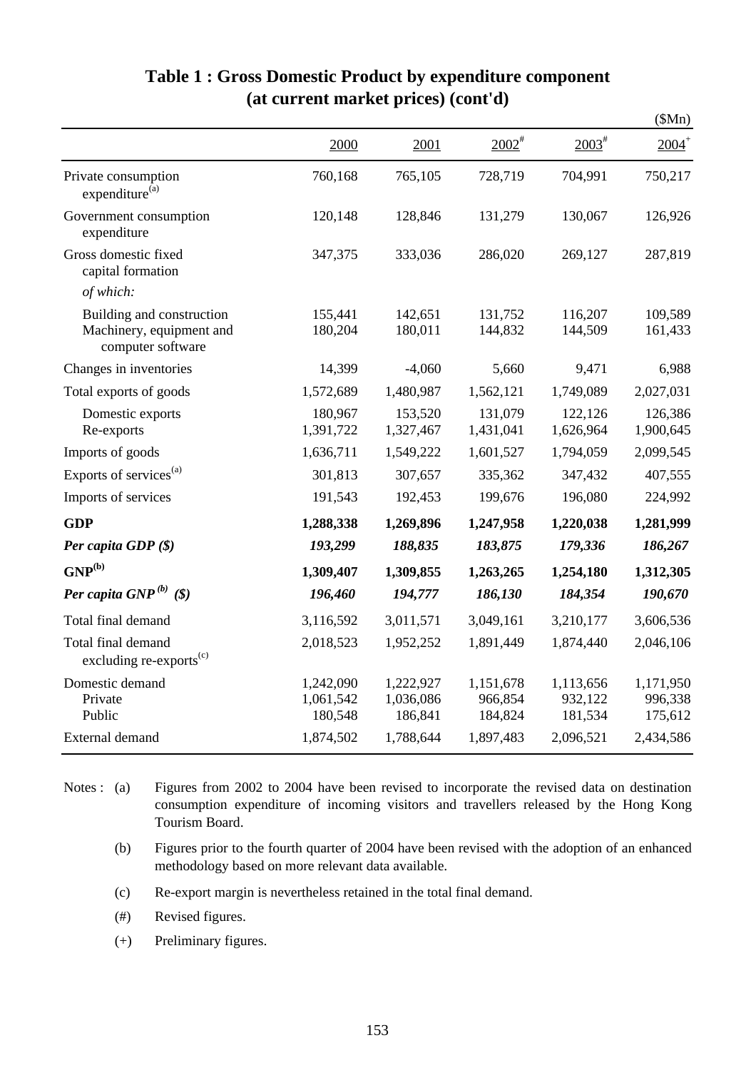# Table 1 : Gross Domestic Product by expenditure component (at current market prices) (cont'd)

($Mn)

| | 2000 | 2001 | 2002# | 2003# | 2004+ |
|---|---|---|---|---|---|
| Private consumption expenditure(a) | 760,168 | 765,105 | 728,719 | 704,991 | 750,217 |
| Government consumption expenditure | 120,148 | 128,846 | 131,279 | 130,067 | 126,926 |
| Gross domestic fixed capital formation | 347,375 | 333,036 | 286,020 | 269,127 | 287,819 |
| *of which:* | | | | | |
| Building and construction | 155,441 | 142,651 | 131,752 | 116,207 | 109,589 |
| Machinery, equipment and computer software | 180,204 | 180,011 | 144,832 | 144,509 | 161,433 |
| Changes in inventories | 14,399 | -4,060 | 5,660 | 9,471 | 6,988 |
| Total exports of goods | 1,572,689 | 1,480,987 | 1,562,121 | 1,749,089 | 2,027,031 |
| Domestic exports | 180,967 | 153,520 | 131,079 | 122,126 | 126,386 |
| Re-exports | 1,391,722 | 1,327,467 | 1,431,041 | 1,626,964 | 1,900,645 |
| Imports of goods | 1,636,711 | 1,549,222 | 1,601,527 | 1,794,059 | 2,099,545 |
| Exports of services(a) | 301,813 | 307,657 | 335,362 | 347,432 | 407,555 |
| Imports of services | 191,543 | 192,453 | 199,676 | 196,080 | 224,992 |
| **GDP** | **1,288,338** | **1,269,896** | **1,247,958** | **1,220,038** | **1,281,999** |
| ***Per capita GDP ($)*** | ***193,299*** | ***188,835*** | ***183,875*** | ***179,336*** | ***186,267*** |
| **GNP(b)** | **1,309,407** | **1,309,855** | **1,263,265** | **1,254,180** | **1,312,305** |
| ***Per capita GNP(b) ($)*** | ***196,460*** | ***194,777*** | ***186,130*** | ***184,354*** | ***190,670*** |
| Total final demand | 3,116,592 | 3,011,571 | 3,049,161 | 3,210,177 | 3,606,536 |
| Total final demand excluding re-exports(c) | 2,018,523 | 1,952,252 | 1,891,449 | 1,874,440 | 2,046,106 |
| Domestic demand | 1,242,090 | 1,222,927 | 1,151,678 | 1,113,656 | 1,171,950 |
| Private | 1,061,542 | 1,036,086 | 966,854 | 932,122 | 996,338 |
| Public | 180,548 | 186,841 | 184,824 | 181,534 | 175,612 |
| External demand | 1,874,502 | 1,788,644 | 1,897,483 | 2,096,521 | 2,434,586 |

Notes :
- (a) Figures from 2002 to 2004 have been revised to incorporate the revised data on destination consumption expenditure of incoming visitors and travellers released by the Hong Kong Tourism Board.
- (b) Figures prior to the fourth quarter of 2004 have been revised with the adoption of an enhanced methodology based on more relevant data available.
- (c) Re-export margin is nevertheless retained in the total final demand.
- (#) Revised figures.
- (+) Preliminary figures.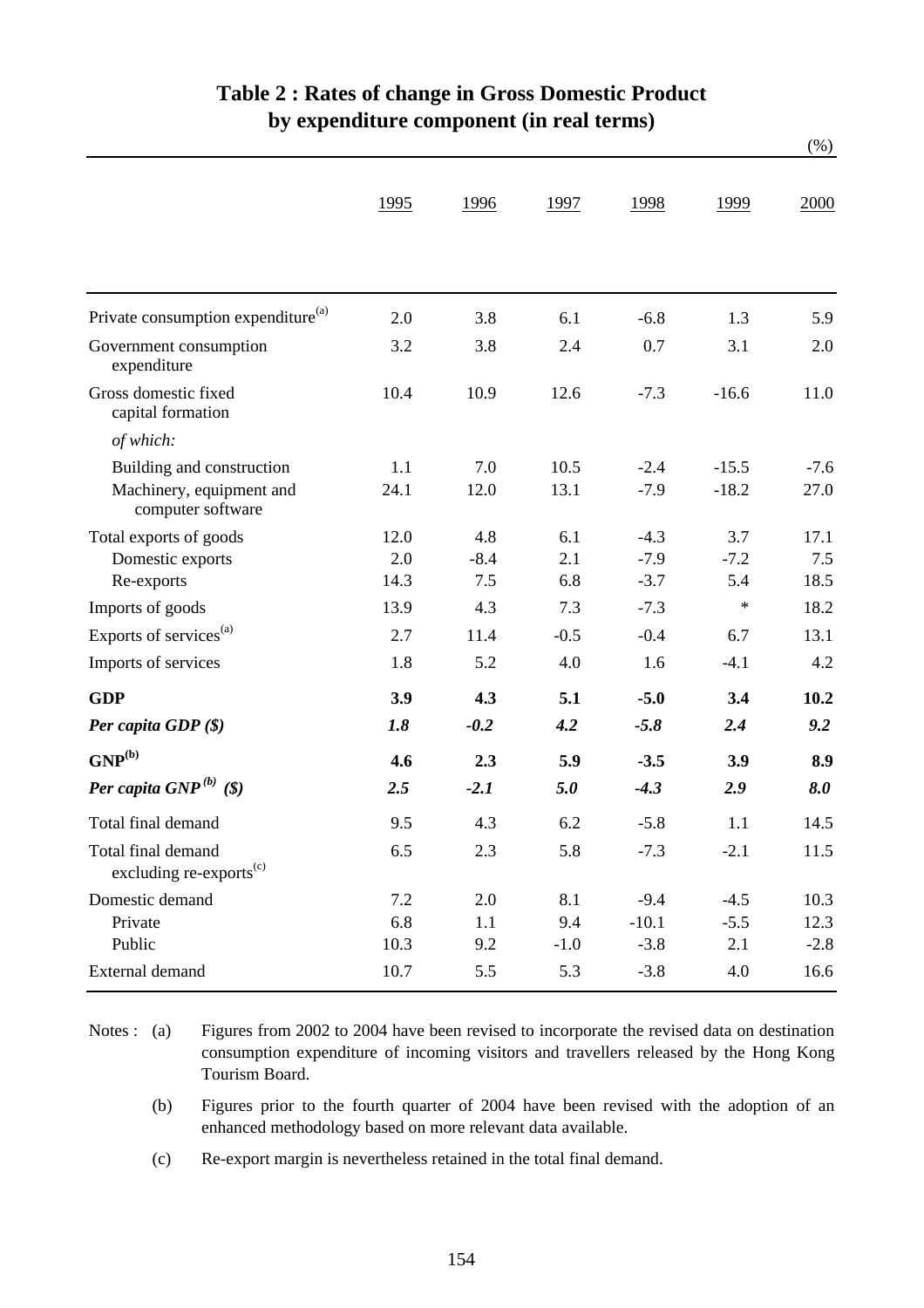# Table 2 : Rates of change in Gross Domestic Product by expenditure component (in real terms)

(%)

| | 1995 | 1996 | 1997 | 1998 | 1999 | 2000 |
|---|---|---|---|---|---|---|
| Private consumption expenditure[(a)] | 2.0 | 3.8 | 6.1 | -6.8 | 1.3 | 5.9 |
| Government consumption expenditure | 3.2 | 3.8 | 2.4 | 0.7 | 3.1 | 2.0 |
| Gross domestic fixed capital formation | 10.4 | 10.9 | 12.6 | -7.3 | -16.6 | 11.0 |
| *of which:* | | | | | | |
| Building and construction | 1.1 | 7.0 | 10.5 | -2.4 | -15.5 | -7.6 |
| Machinery, equipment and computer software | 24.1 | 12.0 | 13.1 | -7.9 | -18.2 | 27.0 |
| Total exports of goods | 12.0 | 4.8 | 6.1 | -4.3 | 3.7 | 17.1 |
| Domestic exports | 2.0 | -8.4 | 2.1 | -7.9 | -7.2 | 7.5 |
| Re-exports | 14.3 | 7.5 | 6.8 | -3.7 | 5.4 | 18.5 |
| Imports of goods | 13.9 | 4.3 | 7.3 | -7.3 | * | 18.2 |
| Exports of services[(a)] | 2.7 | 11.4 | -0.5 | -0.4 | 6.7 | 13.1 |
| Imports of services | 1.8 | 5.2 | 4.0 | 1.6 | -4.1 | 4.2 |
| **GDP** | **3.9** | **4.3** | **5.1** | **-5.0** | **3.4** | **10.2** |
| ***Per capita GDP ($)*** | ***1.8*** | ***-0.2*** | ***4.2*** | ***-5.8*** | ***2.4*** | ***9.2*** |
| **GNP[(b)]** | **4.6** | **2.3** | **5.9** | **-3.5** | **3.9** | **8.9** |
| ***Per capita GNP[(b)] ($)*** | ***2.5*** | ***-2.1*** | ***5.0*** | ***-4.3*** | ***2.9*** | ***8.0*** |
| Total final demand | 9.5 | 4.3 | 6.2 | -5.8 | 1.1 | 14.5 |
| Total final demand excluding re-exports[(c)] | 6.5 | 2.3 | 5.8 | -7.3 | -2.1 | 11.5 |
| Domestic demand | 7.2 | 2.0 | 8.1 | -9.4 | -4.5 | 10.3 |
| Private | 6.8 | 1.1 | 9.4 | -10.1 | -5.5 | 12.3 |
| Public | 10.3 | 9.2 | -1.0 | -3.8 | 2.1 | -2.8 |
| External demand | 10.7 | 5.5 | 5.3 | -3.8 | 4.0 | 16.6 |

Notes : (a) Figures from 2002 to 2004 have been revised to incorporate the revised data on destination consumption expenditure of incoming visitors and travellers released by the Hong Kong Tourism Board.

(b) Figures prior to the fourth quarter of 2004 have been revised with the adoption of an enhanced methodology based on more relevant data available.

(c) Re-export margin is nevertheless retained in the total final demand.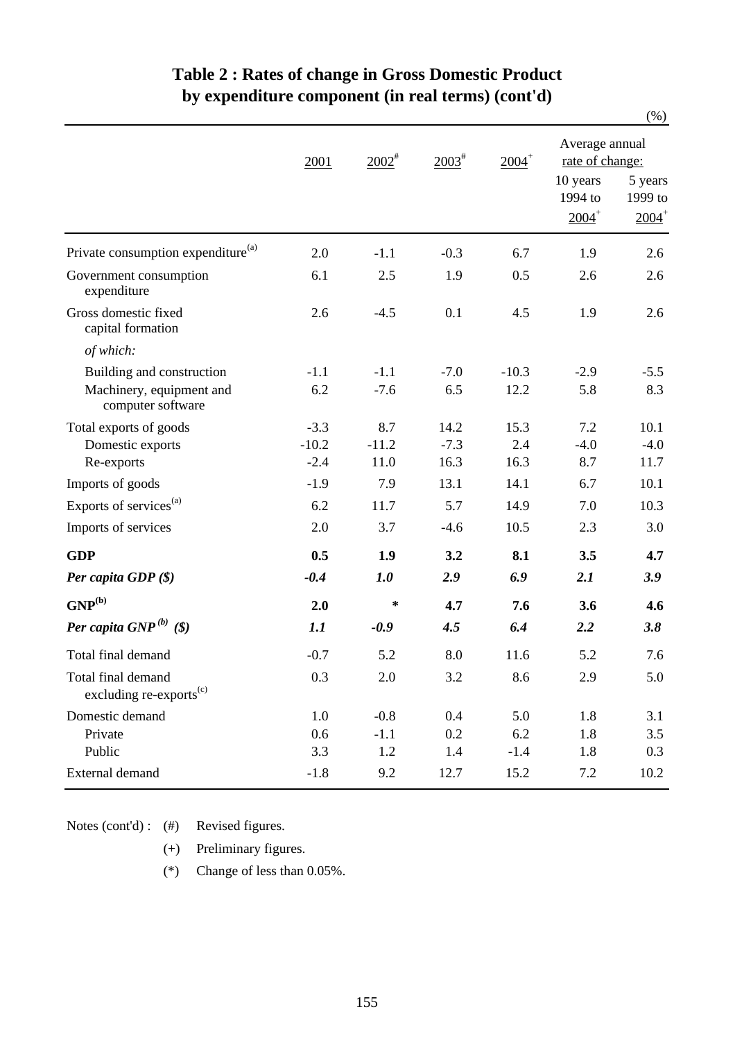# Table 2 : Rates of change in Gross Domestic Product by expenditure component (in real terms) (cont'd)

(%)

| | 2001 | 2002# | 2003# | 2004+ | Average annual rate of change: 10 years 1994 to 2004+ | Average annual rate of change: 5 years 1999 to 2004+ |
|---|---|---|---|---|---|---|
| Private consumption expenditure(a) | 2.0 | -1.1 | -0.3 | 6.7 | 1.9 | 2.6 |
| Government consumption expenditure | 6.1 | 2.5 | 1.9 | 0.5 | 2.6 | 2.6 |
| Gross domestic fixed capital formation | 2.6 | -4.5 | 0.1 | 4.5 | 1.9 | 2.6 |
| *of which:* | | | | | | |
| Building and construction | -1.1 | -1.1 | -7.0 | -10.3 | -2.9 | -5.5 |
| Machinery, equipment and computer software | 6.2 | -7.6 | 6.5 | 12.2 | 5.8 | 8.3 |
| Total exports of goods | -3.3 | 8.7 | 14.2 | 15.3 | 7.2 | 10.1 |
| Domestic exports | -10.2 | -11.2 | -7.3 | 2.4 | -4.0 | -4.0 |
| Re-exports | -2.4 | 11.0 | 16.3 | 16.3 | 8.7 | 11.7 |
| Imports of goods | -1.9 | 7.9 | 13.1 | 14.1 | 6.7 | 10.1 |
| Exports of services(a) | 6.2 | 11.7 | 5.7 | 14.9 | 7.0 | 10.3 |
| Imports of services | 2.0 | 3.7 | -4.6 | 10.5 | 2.3 | 3.0 |
| **GDP** | **0.5** | **1.9** | **3.2** | **8.1** | **3.5** | **4.7** |
| ***Per capita GDP ($)*** | ***-0.4*** | ***1.0*** | ***2.9*** | ***6.9*** | ***2.1*** | ***3.9*** |
| **GNP(b)** | **2.0** | **\*** | **4.7** | **7.6** | **3.6** | **4.6** |
| ***Per capita GNP(b) ($)*** | ***1.1*** | ***-0.9*** | ***4.5*** | ***6.4*** | ***2.2*** | ***3.8*** |
| Total final demand | -0.7 | 5.2 | 8.0 | 11.6 | 5.2 | 7.6 |
| Total final demand excluding re-exports(c) | 0.3 | 2.0 | 3.2 | 8.6 | 2.9 | 5.0 |
| Domestic demand | 1.0 | -0.8 | 0.4 | 5.0 | 1.8 | 3.1 |
| Private | 0.6 | -1.1 | 0.2 | 6.2 | 1.8 | 3.5 |
| Public | 3.3 | 1.2 | 1.4 | -1.4 | 1.8 | 0.3 |
| External demand | -1.8 | 9.2 | 12.7 | 15.2 | 7.2 | 10.2 |

Notes (cont'd) :
(#) Revised figures.
(+) Preliminary figures.
(*) Change of less than 0.05%.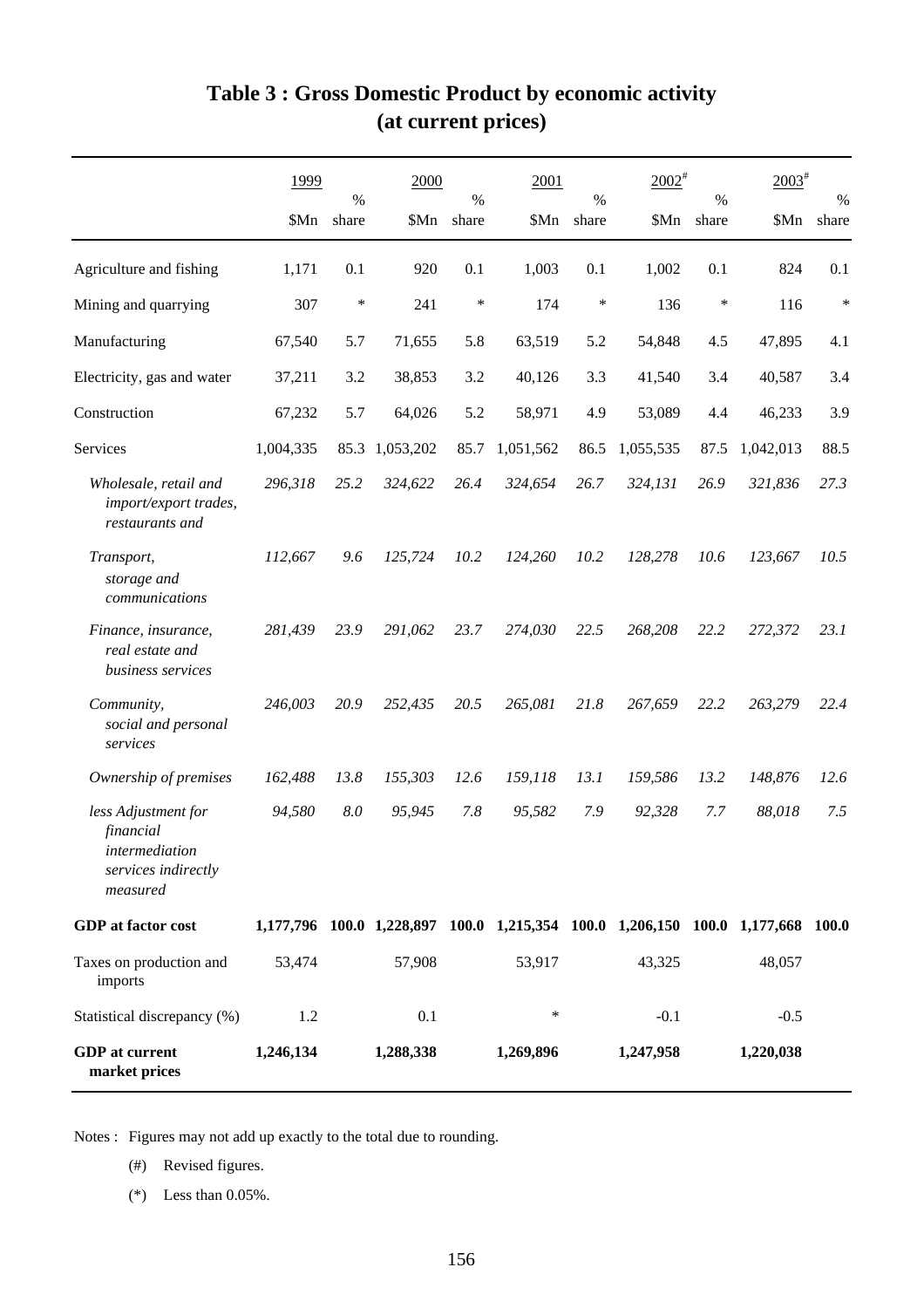# Table 3 : Gross Domestic Product by economic activity (at current prices)

| | 1999 | | 2000 | | 2001 | | 2002[#] | | 2003[#] | |
|---|---|---|---|---|---|---|---|---|---|---|
| | $Mn | % share | $Mn | % share | $Mn | % share | $Mn | % share | $Mn | % share |
| Agriculture and fishing | 1,171 | 0.1 | 920 | 0.1 | 1,003 | 0.1 | 1,002 | 0.1 | 824 | 0.1 |
| Mining and quarrying | 307 | * | 241 | * | 174 | * | 136 | * | 116 | * |
| Manufacturing | 67,540 | 5.7 | 71,655 | 5.8 | 63,519 | 5.2 | 54,848 | 4.5 | 47,895 | 4.1 |
| Electricity, gas and water | 37,211 | 3.2 | 38,853 | 3.2 | 40,126 | 3.3 | 41,540 | 3.4 | 40,587 | 3.4 |
| Construction | 67,232 | 5.7 | 64,026 | 5.2 | 58,971 | 4.9 | 53,089 | 4.4 | 46,233 | 3.9 |
| Services | 1,004,335 | 85.3 | 1,053,202 | 85.7 | 1,051,562 | 86.5 | 1,055,535 | 87.5 | 1,042,013 | 88.5 |
| *Wholesale, retail and import/export trades, restaurants and* | *296,318* | *25.2* | *324,622* | *26.4* | *324,654* | *26.7* | *324,131* | *26.9* | *321,836* | *27.3* |
| *Transport, storage and communications* | *112,667* | *9.6* | *125,724* | *10.2* | *124,260* | *10.2* | *128,278* | *10.6* | *123,667* | *10.5* |
| *Finance, insurance, real estate and business services* | *281,439* | *23.9* | *291,062* | *23.7* | *274,030* | *22.5* | *268,208* | *22.2* | *272,372* | *23.1* |
| *Community, social and personal services* | *246,003* | *20.9* | *252,435* | *20.5* | *265,081* | *21.8* | *267,659* | *22.2* | *263,279* | *22.4* |
| *Ownership of premises* | *162,488* | *13.8* | *155,303* | *12.6* | *159,118* | *13.1* | *159,586* | *13.2* | *148,876* | *12.6* |
| *less Adjustment for financial intermediation services indirectly measured* | *94,580* | *8.0* | *95,945* | *7.8* | *95,582* | *7.9* | *92,328* | *7.7* | *88,018* | *7.5* |
| **GDP at factor cost** | **1,177,796** | **100.0** | **1,228,897** | **100.0** | **1,215,354** | **100.0** | **1,206,150** | **100.0** | **1,177,668** | **100.0** |
| Taxes on production and imports | 53,474 | | 57,908 | | 53,917 | | 43,325 | | 48,057 | |
| Statistical discrepancy (%) | 1.2 | | 0.1 | | * | | -0.1 | | -0.5 | |
| **GDP at current market prices** | **1,246,134** | | **1,288,338** | | **1,269,896** | | **1,247,958** | | **1,220,038** | |

Notes : Figures may not add up exactly to the total due to rounding.

(#) Revised figures.

(*) Less than 0.05%.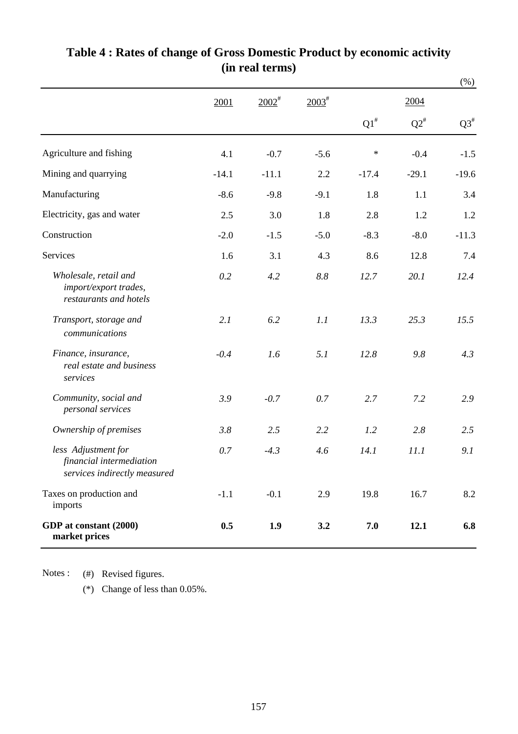# Table 4 : Rates of change of Gross Domestic Product by economic activity (in real terms)

(%)

| | 2001 | 2002[#] | 2003[#] | 2004 | | |
|---|---|---|---|---|---|---|
| | | | | Q1[#] | Q2[#] | Q3[#] |
| Agriculture and fishing | 4.1 | -0.7 | -5.6 | * | -0.4 | -1.5 |
| Mining and quarrying | -14.1 | -11.1 | 2.2 | -17.4 | -29.1 | -19.6 |
| Manufacturing | -8.6 | -9.8 | -9.1 | 1.8 | 1.1 | 3.4 |
| Electricity, gas and water | 2.5 | 3.0 | 1.8 | 2.8 | 1.2 | 1.2 |
| Construction | -2.0 | -1.5 | -5.0 | -8.3 | -8.0 | -11.3 |
| Services | 1.6 | 3.1 | 4.3 | 8.6 | 12.8 | 7.4 |
| *Wholesale, retail and import/export trades, restaurants and hotels* | *0.2* | *4.2* | *8.8* | *12.7* | *20.1* | *12.4* |
| *Transport, storage and communications* | *2.1* | *6.2* | *1.1* | *13.3* | *25.3* | *15.5* |
| *Finance, insurance, real estate and business services* | *-0.4* | *1.6* | *5.1* | *12.8* | *9.8* | *4.3* |
| *Community, social and personal services* | *3.9* | *-0.7* | *0.7* | *2.7* | *7.2* | *2.9* |
| *Ownership of premises* | *3.8* | *2.5* | *2.2* | *1.2* | *2.8* | *2.5* |
| *less Adjustment for financial intermediation services indirectly measured* | *0.7* | *-4.3* | *4.6* | *14.1* | *11.1* | *9.1* |
| Taxes on production and imports | -1.1 | -0.1 | 2.9 | 19.8 | 16.7 | 8.2 |
| **GDP at constant (2000) market prices** | **0.5** | **1.9** | **3.2** | **7.0** | **12.1** | **6.8** |

Notes : (#) Revised figures.

(*) Change of less than 0.05%.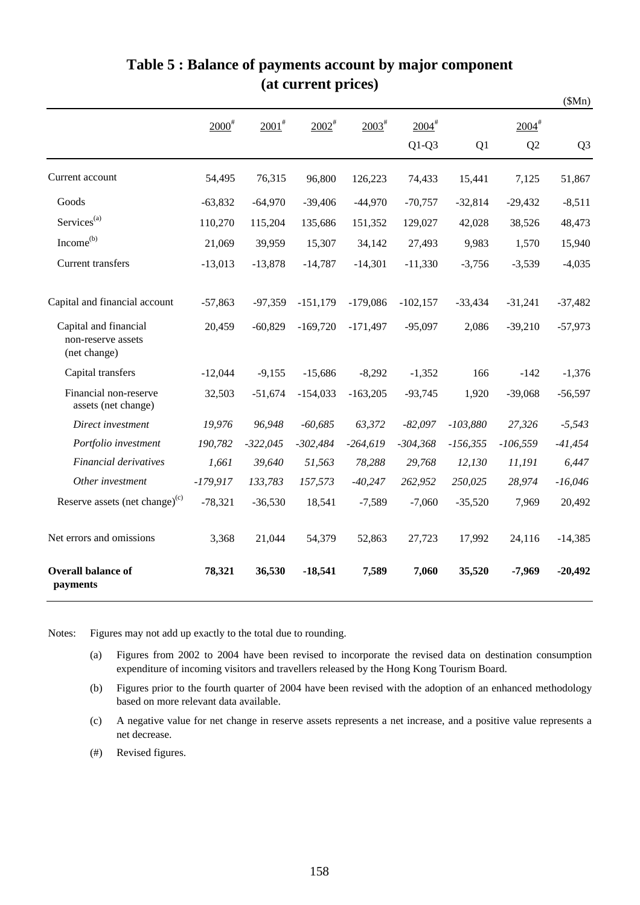# Table 5 : Balance of payments account by major component (at current prices)

($Mn)

| | 2000# | 2001# | 2002# | 2003# | 2004# Q1-Q3 | Q1 | 2004# Q2 | Q3 |
|---|---|---|---|---|---|---|---|---|
| Current account | 54,495 | 76,315 | 96,800 | 126,223 | 74,433 | 15,441 | 7,125 | 51,867 |
| Goods | -63,832 | -64,970 | -39,406 | -44,970 | -70,757 | -32,814 | -29,432 | -8,511 |
| Services(a) | 110,270 | 115,204 | 135,686 | 151,352 | 129,027 | 42,028 | 38,526 | 48,473 |
| Income(b) | 21,069 | 39,959 | 15,307 | 34,142 | 27,493 | 9,983 | 1,570 | 15,940 |
| Current transfers | -13,013 | -13,878 | -14,787 | -14,301 | -11,330 | -3,756 | -3,539 | -4,035 |
| Capital and financial account | -57,863 | -97,359 | -151,179 | -179,086 | -102,157 | -33,434 | -31,241 | -37,482 |
| Capital and financial non-reserve assets (net change) | 20,459 | -60,829 | -169,720 | -171,497 | -95,097 | 2,086 | -39,210 | -57,973 |
| Capital transfers | -12,044 | -9,155 | -15,686 | -8,292 | -1,352 | 166 | -142 | -1,376 |
| Financial non-reserve assets (net change) | 32,503 | -51,674 | -154,033 | -163,205 | -93,745 | 1,920 | -39,068 | -56,597 |
| *Direct investment* | *19,976* | *96,948* | *-60,685* | *63,372* | *-82,097* | *-103,880* | *27,326* | *-5,543* |
| *Portfolio investment* | *190,782* | *-322,045* | *-302,484* | *-264,619* | *-304,368* | *-156,355* | *-106,559* | *-41,454* |
| *Financial derivatives* | *1,661* | *39,640* | *51,563* | *78,288* | *29,768* | *12,130* | *11,191* | *6,447* |
| *Other investment* | *-179,917* | *133,783* | *157,573* | *-40,247* | *262,952* | *250,025* | *28,974* | *-16,046* |
| Reserve assets (net change)(c) | -78,321 | -36,530 | 18,541 | -7,589 | -7,060 | -35,520 | 7,969 | 20,492 |
| Net errors and omissions | 3,368 | 21,044 | 54,379 | 52,863 | 27,723 | 17,992 | 24,116 | -14,385 |
| **Overall balance of payments** | **78,321** | **36,530** | **-18,541** | **7,589** | **7,060** | **35,520** | **-7,969** | **-20,492** |

Notes: Figures may not add up exactly to the total due to rounding.

(a) Figures from 2002 to 2004 have been revised to incorporate the revised data on destination consumption expenditure of incoming visitors and travellers released by the Hong Kong Tourism Board.

(b) Figures prior to the fourth quarter of 2004 have been revised with the adoption of an enhanced methodology based on more relevant data available.

(c) A negative value for net change in reserve assets represents a net increase, and a positive value represents a net decrease.

(#) Revised figures.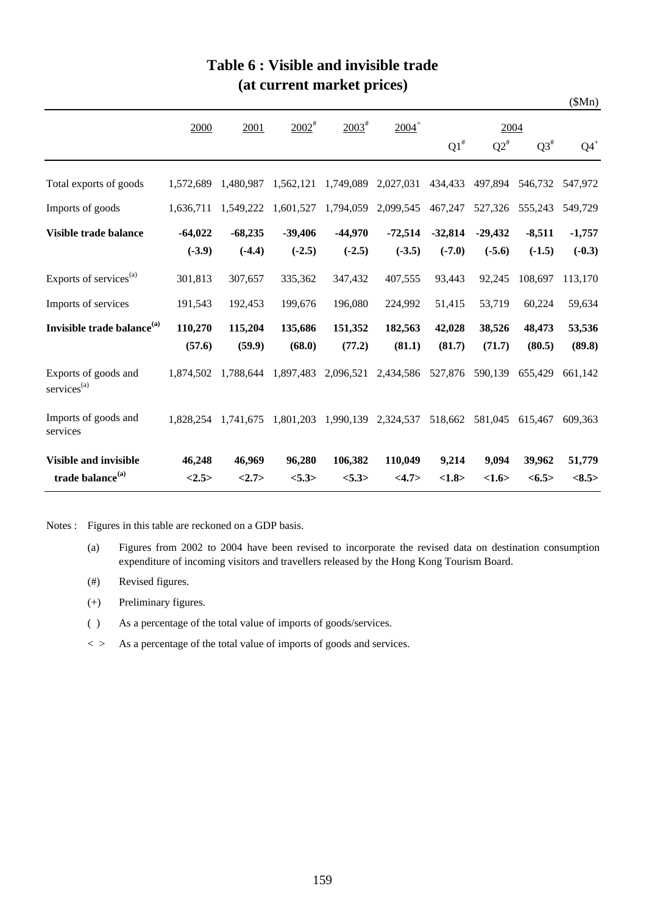# Table 6 : Visible and invisible trade (at current market prices)

($Mn)

| | 2000 | 2001 | 2002[#] | 2003[#] | 2004[+] | 2004 | | | |
|---|---|---|---|---|---|---|---|---|---|
| | | | | | | Q1[#] | Q2[#] | Q3[#] | Q4[+] |
| Total exports of goods | 1,572,689 | 1,480,987 | 1,562,121 | 1,749,089 | 2,027,031 | 434,433 | 497,894 | 546,732 | 547,972 |
| Imports of goods | 1,636,711 | 1,549,222 | 1,601,527 | 1,794,059 | 2,099,545 | 467,247 | 527,326 | 555,243 | 549,729 |
| **Visible trade balance** | **-64,022** | **-68,235** | **-39,406** | **-44,970** | **-72,514** | **-32,814** | **-29,432** | **-8,511** | **-1,757** |
| | **(-3.9)** | **(-4.4)** | **(-2.5)** | **(-2.5)** | **(-3.5)** | **(-7.0)** | **(-5.6)** | **(-1.5)** | **(-0.3)** |
| Exports of services[(a)] | 301,813 | 307,657 | 335,362 | 347,432 | 407,555 | 93,443 | 92,245 | 108,697 | 113,170 |
| Imports of services | 191,543 | 192,453 | 199,676 | 196,080 | 224,992 | 51,415 | 53,719 | 60,224 | 59,634 |
| **Invisible trade balance[(a)]** | **110,270** | **115,204** | **135,686** | **151,352** | **182,563** | **42,028** | **38,526** | **48,473** | **53,536** |
| | **(57.6)** | **(59.9)** | **(68.0)** | **(77.2)** | **(81.1)** | **(81.7)** | **(71.7)** | **(80.5)** | **(89.8)** |
| Exports of goods and services[(a)] | 1,874,502 | 1,788,644 | 1,897,483 | 2,096,521 | 2,434,586 | 527,876 | 590,139 | 655,429 | 661,142 |
| Imports of goods and services | 1,828,254 | 1,741,675 | 1,801,203 | 1,990,139 | 2,324,537 | 518,662 | 581,045 | 615,467 | 609,363 |
| **Visible and invisible trade balance[(a)]** | **46,248** | **46,969** | **96,280** | **106,382** | **110,049** | **9,214** | **9,094** | **39,962** | **51,779** |
| | **<2.5>** | **<2.7>** | **<5.3>** | **<5.3>** | **<4.7>** | **<1.8>** | **<1.6>** | **<6.5>** | **<8.5>** |

Notes : Figures in this table are reckoned on a GDP basis.

(a) Figures from 2002 to 2004 have been revised to incorporate the revised data on destination consumption expenditure of incoming visitors and travellers released by the Hong Kong Tourism Board.

(#) Revised figures.

(+) Preliminary figures.

( ) As a percentage of the total value of imports of goods/services.

< > As a percentage of the total value of imports of goods and services.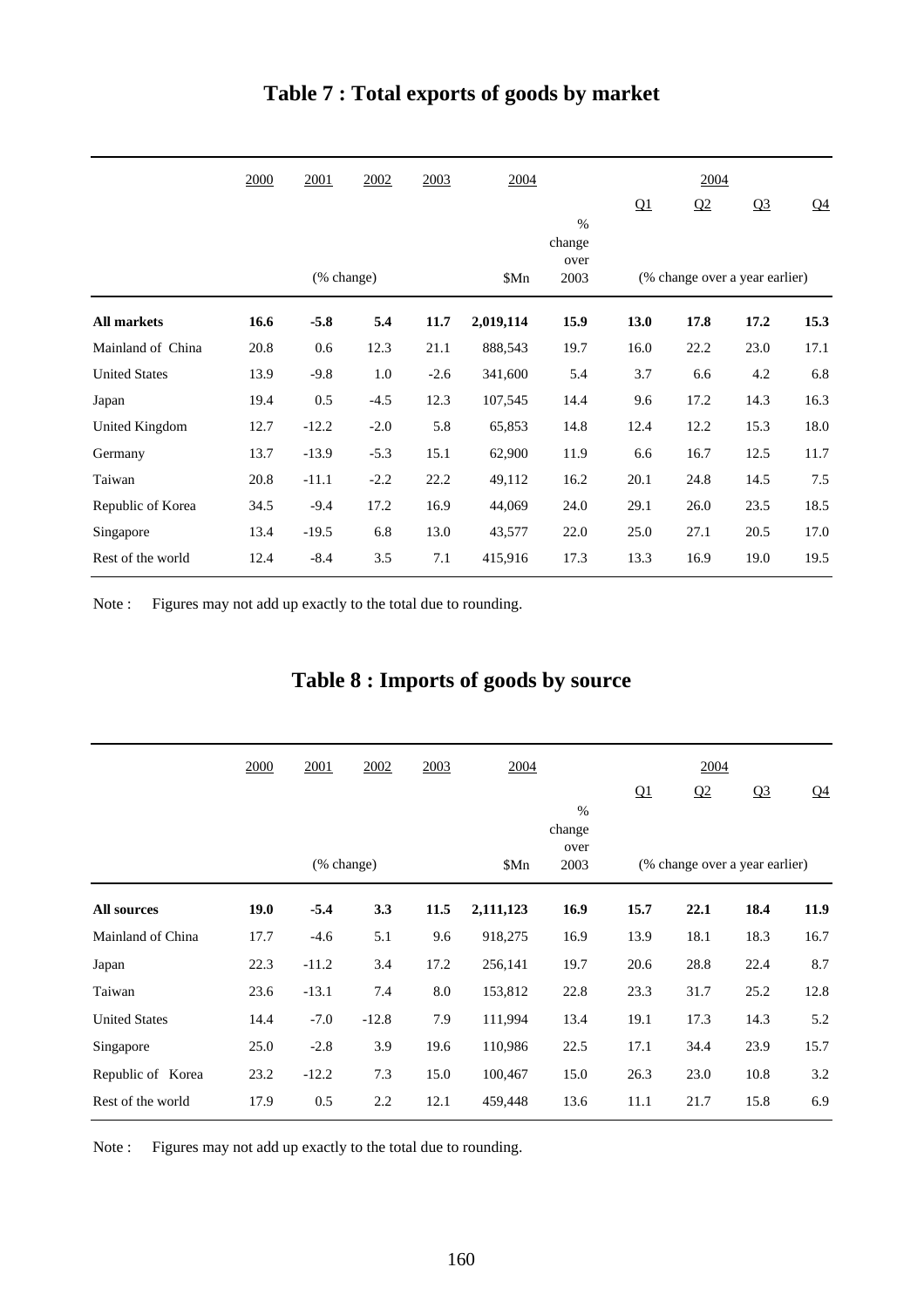# Table 7 : Total exports of goods by market

| | 2000 | 2001 | 2002 | 2003 | 2004 | | 2004 | | | |
|---|---|---|---|---|---|---|---|---|---|---|
| | | | | | | | Q1 | Q2 | Q3 | Q4 |
| | | (% change) | | | $Mn | % change over 2003 | (% change over a year earlier) | | | |
| **All markets** | **16.6** | **-5.8** | **5.4** | **11.7** | **2,019,114** | **15.9** | **13.0** | **17.8** | **17.2** | **15.3** |
| Mainland of China | 20.8 | 0.6 | 12.3 | 21.1 | 888,543 | 19.7 | 16.0 | 22.2 | 23.0 | 17.1 |
| United States | 13.9 | -9.8 | 1.0 | -2.6 | 341,600 | 5.4 | 3.7 | 6.6 | 4.2 | 6.8 |
| Japan | 19.4 | 0.5 | -4.5 | 12.3 | 107,545 | 14.4 | 9.6 | 17.2 | 14.3 | 16.3 |
| United Kingdom | 12.7 | -12.2 | -2.0 | 5.8 | 65,853 | 14.8 | 12.4 | 12.2 | 15.3 | 18.0 |
| Germany | 13.7 | -13.9 | -5.3 | 15.1 | 62,900 | 11.9 | 6.6 | 16.7 | 12.5 | 11.7 |
| Taiwan | 20.8 | -11.1 | -2.2 | 22.2 | 49,112 | 16.2 | 20.1 | 24.8 | 14.5 | 7.5 |
| Republic of Korea | 34.5 | -9.4 | 17.2 | 16.9 | 44,069 | 24.0 | 29.1 | 26.0 | 23.5 | 18.5 |
| Singapore | 13.4 | -19.5 | 6.8 | 13.0 | 43,577 | 22.0 | 25.0 | 27.1 | 20.5 | 17.0 |
| Rest of the world | 12.4 | -8.4 | 3.5 | 7.1 | 415,916 | 17.3 | 13.3 | 16.9 | 19.0 | 19.5 |

Note : Figures may not add up exactly to the total due to rounding.

# Table 8 : Imports of goods by source

| | 2000 | 2001 | 2002 | 2003 | 2004 | | 2004 | | | |
|---|---|---|---|---|---|---|---|---|---|---|
| | | | | | | | Q1 | Q2 | Q3 | Q4 |
| | | (% change) | | | $Mn | % change over 2003 | (% change over a year earlier) | | | |
| **All sources** | **19.0** | **-5.4** | **3.3** | **11.5** | **2,111,123** | **16.9** | **15.7** | **22.1** | **18.4** | **11.9** |
| Mainland of China | 17.7 | -4.6 | 5.1 | 9.6 | 918,275 | 16.9 | 13.9 | 18.1 | 18.3 | 16.7 |
| Japan | 22.3 | -11.2 | 3.4 | 17.2 | 256,141 | 19.7 | 20.6 | 28.8 | 22.4 | 8.7 |
| Taiwan | 23.6 | -13.1 | 7.4 | 8.0 | 153,812 | 22.8 | 23.3 | 31.7 | 25.2 | 12.8 |
| United States | 14.4 | -7.0 | -12.8 | 7.9 | 111,994 | 13.4 | 19.1 | 17.3 | 14.3 | 5.2 |
| Singapore | 25.0 | -2.8 | 3.9 | 19.6 | 110,986 | 22.5 | 17.1 | 34.4 | 23.9 | 15.7 |
| Republic of Korea | 23.2 | -12.2 | 7.3 | 15.0 | 100,467 | 15.0 | 26.3 | 23.0 | 10.8 | 3.2 |
| Rest of the world | 17.9 | 0.5 | 2.2 | 12.1 | 459,448 | 13.6 | 11.1 | 21.7 | 15.8 | 6.9 |

Note : Figures may not add up exactly to the total due to rounding.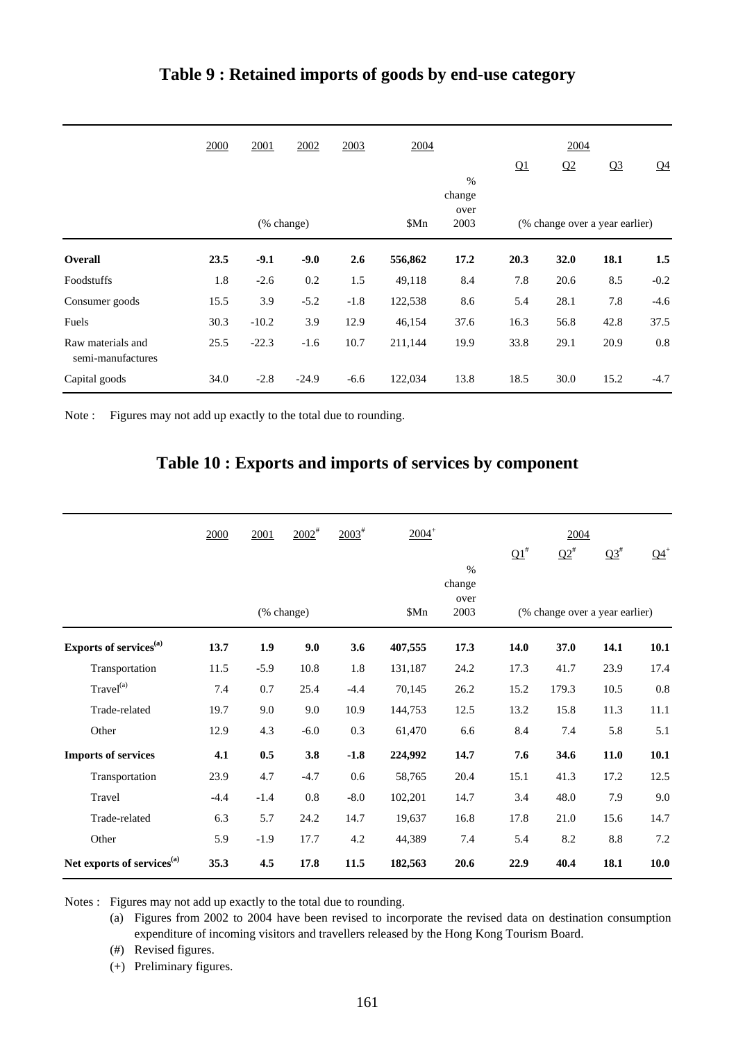## Table 9 : Retained imports of goods by end-use category

| | 2000 | 2001 | 2002 | 2003 | 2004 | | 2004 | | | |
|---|---|---|---|---|---|---|---|---|---|---|
| | | | | | | | Q1 | Q2 | Q3 | Q4 |
| | | (% change) | | | $Mn | % change over 2003 | (% change over a year earlier) | | | |
| **Overall** | **23.5** | **-9.1** | **-9.0** | **2.6** | **556,862** | **17.2** | **20.3** | **32.0** | **18.1** | **1.5** |
| Foodstuffs | 1.8 | -2.6 | 0.2 | 1.5 | 49,118 | 8.4 | 7.8 | 20.6 | 8.5 | -0.2 |
| Consumer goods | 15.5 | 3.9 | -5.2 | -1.8 | 122,538 | 8.6 | 5.4 | 28.1 | 7.8 | -4.6 |
| Fuels | 30.3 | -10.2 | 3.9 | 12.9 | 46,154 | 37.6 | 16.3 | 56.8 | 42.8 | 37.5 |
| Raw materials and semi-manufactures | 25.5 | -22.3 | -1.6 | 10.7 | 211,144 | 19.9 | 33.8 | 29.1 | 20.9 | 0.8 |
| Capital goods | 34.0 | -2.8 | -24.9 | -6.6 | 122,034 | 13.8 | 18.5 | 30.0 | 15.2 | -4.7 |

Note : Figures may not add up exactly to the total due to rounding.

## Table 10 : Exports and imports of services by component

| | 2000 | 2001 | 2002[#] | 2003[#] | 2004[+] | | 2004 | | | |
|---|---|---|---|---|---|---|---|---|---|---|
| | | | | | | | Q1[#] | Q2[#] | Q3[#] | Q4[+] |
| | | (% change) | | | $Mn | % change over 2003 | (% change over a year earlier) | | | |
| **Exports of services[(a)]** | **13.7** | **1.9** | **9.0** | **3.6** | **407,555** | **17.3** | **14.0** | **37.0** | **14.1** | **10.1** |
| Transportation | 11.5 | -5.9 | 10.8 | 1.8 | 131,187 | 24.2 | 17.3 | 41.7 | 23.9 | 17.4 |
| Travel[(a)] | 7.4 | 0.7 | 25.4 | -4.4 | 70,145 | 26.2 | 15.2 | 179.3 | 10.5 | 0.8 |
| Trade-related | 19.7 | 9.0 | 9.0 | 10.9 | 144,753 | 12.5 | 13.2 | 15.8 | 11.3 | 11.1 |
| Other | 12.9 | 4.3 | -6.0 | 0.3 | 61,470 | 6.6 | 8.4 | 7.4 | 5.8 | 5.1 |
| **Imports of services** | **4.1** | **0.5** | **3.8** | **-1.8** | **224,992** | **14.7** | **7.6** | **34.6** | **11.0** | **10.1** |
| Transportation | 23.9 | 4.7 | -4.7 | 0.6 | 58,765 | 20.4 | 15.1 | 41.3 | 17.2 | 12.5 |
| Travel | -4.4 | -1.4 | 0.8 | -8.0 | 102,201 | 14.7 | 3.4 | 48.0 | 7.9 | 9.0 |
| Trade-related | 6.3 | 5.7 | 24.2 | 14.7 | 19,637 | 16.8 | 17.8 | 21.0 | 15.6 | 14.7 |
| Other | 5.9 | -1.9 | 17.7 | 4.2 | 44,389 | 7.4 | 5.4 | 8.2 | 8.8 | 7.2 |
| **Net exports of services[(a)]** | **35.3** | **4.5** | **17.8** | **11.5** | **182,563** | **20.6** | **22.9** | **40.4** | **18.1** | **10.0** |

Notes : Figures may not add up exactly to the total due to rounding.

(a) Figures from 2002 to 2004 have been revised to incorporate the revised data on destination consumption expenditure of incoming visitors and travellers released by the Hong Kong Tourism Board.

(#) Revised figures.

(+) Preliminary figures.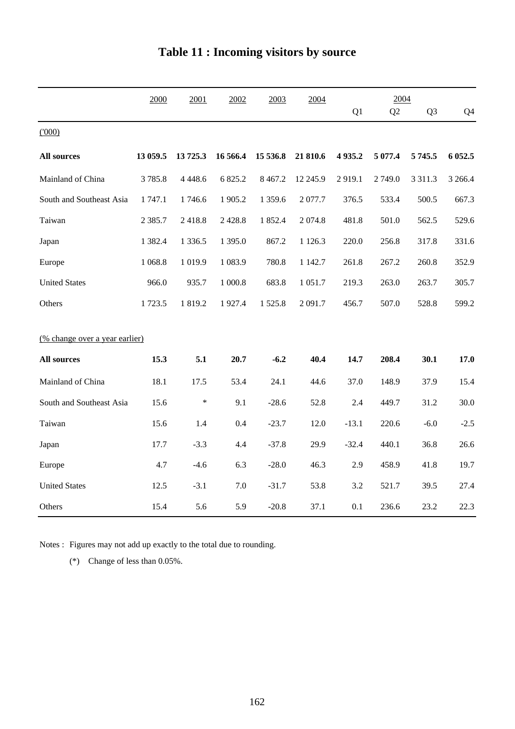# Table 11 : Incoming visitors by source

| | 2000 | 2001 | 2002 | 2003 | 2004 | 2004 | | | |
|---|---|---|---|---|---|---|---|---|---|
| | | | | | | Q1 | Q2 | Q3 | Q4 |
| ('000) | | | | | | | | | |
| **All sources** | **13 059.5** | **13 725.3** | **16 566.4** | **15 536.8** | **21 810.6** | **4 935.2** | **5 077.4** | **5 745.5** | **6 052.5** |
| Mainland of China | 3 785.8 | 4 448.6 | 6 825.2 | 8 467.2 | 12 245.9 | 2 919.1 | 2 749.0 | 3 311.3 | 3 266.4 |
| South and Southeast Asia | 1 747.1 | 1 746.6 | 1 905.2 | 1 359.6 | 2 077.7 | 376.5 | 533.4 | 500.5 | 667.3 |
| Taiwan | 2 385.7 | 2 418.8 | 2 428.8 | 1 852.4 | 2 074.8 | 481.8 | 501.0 | 562.5 | 529.6 |
| Japan | 1 382.4 | 1 336.5 | 1 395.0 | 867.2 | 1 126.3 | 220.0 | 256.8 | 317.8 | 331.6 |
| Europe | 1 068.8 | 1 019.9 | 1 083.9 | 780.8 | 1 142.7 | 261.8 | 267.2 | 260.8 | 352.9 |
| United States | 966.0 | 935.7 | 1 000.8 | 683.8 | 1 051.7 | 219.3 | 263.0 | 263.7 | 305.7 |
| Others | 1 723.5 | 1 819.2 | 1 927.4 | 1 525.8 | 2 091.7 | 456.7 | 507.0 | 528.8 | 599.2 |
| (% change over a year earlier) | | | | | | | | | |
| **All sources** | **15.3** | **5.1** | **20.7** | **-6.2** | **40.4** | **14.7** | **208.4** | **30.1** | **17.0** |
| Mainland of China | 18.1 | 17.5 | 53.4 | 24.1 | 44.6 | 37.0 | 148.9 | 37.9 | 15.4 |
| South and Southeast Asia | 15.6 | * | 9.1 | -28.6 | 52.8 | 2.4 | 449.7 | 31.2 | 30.0 |
| Taiwan | 15.6 | 1.4 | 0.4 | -23.7 | 12.0 | -13.1 | 220.6 | -6.0 | -2.5 |
| Japan | 17.7 | -3.3 | 4.4 | -37.8 | 29.9 | -32.4 | 440.1 | 36.8 | 26.6 |
| Europe | 4.7 | -4.6 | 6.3 | -28.0 | 46.3 | 2.9 | 458.9 | 41.8 | 19.7 |
| United States | 12.5 | -3.1 | 7.0 | -31.7 | 53.8 | 3.2 | 521.7 | 39.5 | 27.4 |
| Others | 15.4 | 5.6 | 5.9 | -20.8 | 37.1 | 0.1 | 236.6 | 23.2 | 22.3 |

Notes : Figures may not add up exactly to the total due to rounding.

(*) Change of less than 0.05%.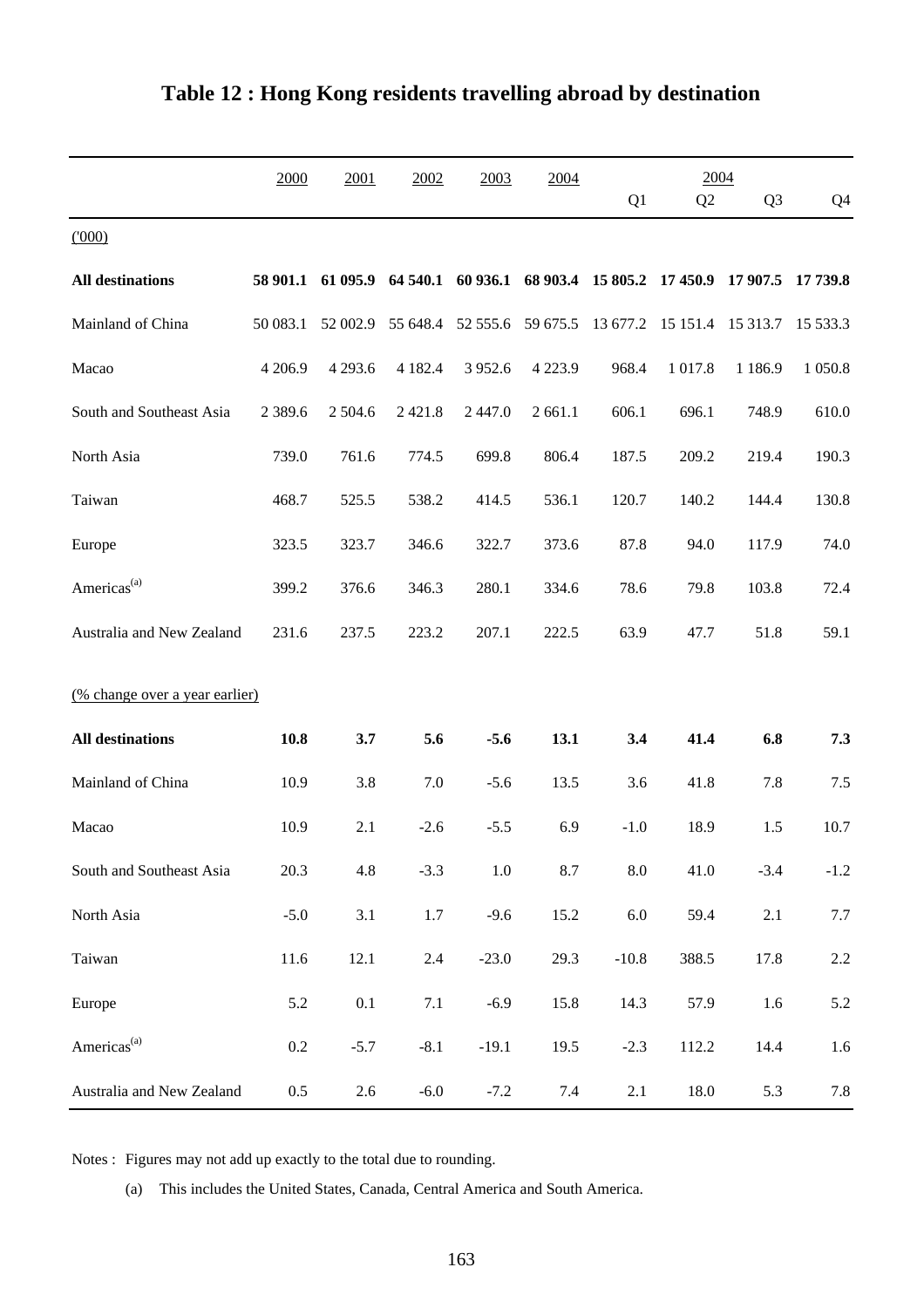# Table 12 : Hong Kong residents travelling abroad by destination

| | 2000 | 2001 | 2002 | 2003 | 2004 | 2004 | | | |
|---|---|---|---|---|---|---|---|---|---|
| | | | | | | Q1 | Q2 | Q3 | Q4 |
| ('000) | | | | | | | | | |
| **All destinations** | **58 901.1** | **61 095.9** | **64 540.1** | **60 936.1** | **68 903.4** | **15 805.2** | **17 450.9** | **17 907.5** | **17 739.8** |
| Mainland of China | 50 083.1 | 52 002.9 | 55 648.4 | 52 555.6 | 59 675.5 | 13 677.2 | 15 151.4 | 15 313.7 | 15 533.3 |
| Macao | 4 206.9 | 4 293.6 | 4 182.4 | 3 952.6 | 4 223.9 | 968.4 | 1 017.8 | 1 186.9 | 1 050.8 |
| South and Southeast Asia | 2 389.6 | 2 504.6 | 2 421.8 | 2 447.0 | 2 661.1 | 606.1 | 696.1 | 748.9 | 610.0 |
| North Asia | 739.0 | 761.6 | 774.5 | 699.8 | 806.4 | 187.5 | 209.2 | 219.4 | 190.3 |
| Taiwan | 468.7 | 525.5 | 538.2 | 414.5 | 536.1 | 120.7 | 140.2 | 144.4 | 130.8 |
| Europe | 323.5 | 323.7 | 346.6 | 322.7 | 373.6 | 87.8 | 94.0 | 117.9 | 74.0 |
| Americas[(a)] | 399.2 | 376.6 | 346.3 | 280.1 | 334.6 | 78.6 | 79.8 | 103.8 | 72.4 |
| Australia and New Zealand | 231.6 | 237.5 | 223.2 | 207.1 | 222.5 | 63.9 | 47.7 | 51.8 | 59.1 |
| (% change over a year earlier) | | | | | | | | | |
| **All destinations** | **10.8** | **3.7** | **5.6** | **-5.6** | **13.1** | **3.4** | **41.4** | **6.8** | **7.3** |
| Mainland of China | 10.9 | 3.8 | 7.0 | -5.6 | 13.5 | 3.6 | 41.8 | 7.8 | 7.5 |
| Macao | 10.9 | 2.1 | -2.6 | -5.5 | 6.9 | -1.0 | 18.9 | 1.5 | 10.7 |
| South and Southeast Asia | 20.3 | 4.8 | -3.3 | 1.0 | 8.7 | 8.0 | 41.0 | -3.4 | -1.2 |
| North Asia | -5.0 | 3.1 | 1.7 | -9.6 | 15.2 | 6.0 | 59.4 | 2.1 | 7.7 |
| Taiwan | 11.6 | 12.1 | 2.4 | -23.0 | 29.3 | -10.8 | 388.5 | 17.8 | 2.2 |
| Europe | 5.2 | 0.1 | 7.1 | -6.9 | 15.8 | 14.3 | 57.9 | 1.6 | 5.2 |
| Americas[(a)] | 0.2 | -5.7 | -8.1 | -19.1 | 19.5 | -2.3 | 112.2 | 14.4 | 1.6 |
| Australia and New Zealand | 0.5 | 2.6 | -6.0 | -7.2 | 7.4 | 2.1 | 18.0 | 5.3 | 7.8 |

Notes : Figures may not add up exactly to the total due to rounding.

(a) This includes the United States, Canada, Central America and South America.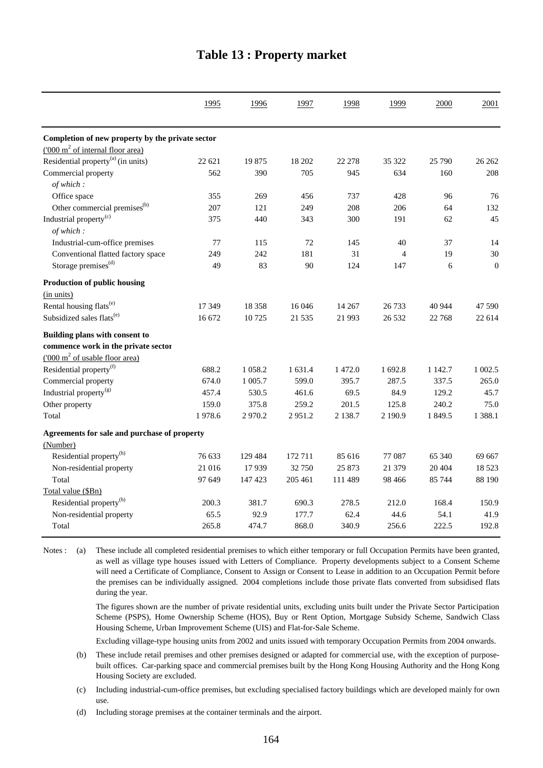# Table 13 : Property market

| | 1995 | 1996 | 1997 | 1998 | 1999 | 2000 | 2001 |
|---|---|---|---|---|---|---|---|
| **Completion of new property by the private sector** | | | | | | | |
| ('000 $m^2$ of internal floor area) | | | | | | | |
| Residential property[(a)] (in units) | 22 621 | 19 875 | 18 202 | 22 278 | 35 322 | 25 790 | 26 262 |
| Commercial property | 562 | 390 | 705 | 945 | 634 | 160 | 208 |
| *of which :* | | | | | | | |
| Office space | 355 | 269 | 456 | 737 | 428 | 96 | 76 |
| Other commercial premises[(b)] | 207 | 121 | 249 | 208 | 206 | 64 | 132 |
| Industrial property[(c)] | 375 | 440 | 343 | 300 | 191 | 62 | 45 |
| *of which :* | | | | | | | |
| Industrial-cum-office premises | 77 | 115 | 72 | 145 | 40 | 37 | 14 |
| Conventional flatted factory space | 249 | 242 | 181 | 31 | 4 | 19 | 30 |
| Storage premises[(d)] | 49 | 83 | 90 | 124 | 147 | 6 | 0 |
| **Production of public housing** | | | | | | | |
| (in units) | | | | | | | |
| Rental housing flats[(e)] | 17 349 | 18 358 | 16 046 | 14 267 | 26 733 | 40 944 | 47 590 |
| Subsidized sales flats[(e)] | 16 672 | 10 725 | 21 535 | 21 993 | 26 532 | 22 768 | 22 614 |
| **Building plans with consent to commence work in the private sector** | | | | | | | |
| ('000 $m^2$ of usable floor area) | | | | | | | |
| Residential property[(f)] | 688.2 | 1 058.2 | 1 631.4 | 1 472.0 | 1 692.8 | 1 142.7 | 1 002.5 |
| Commercial property | 674.0 | 1 005.7 | 599.0 | 395.7 | 287.5 | 337.5 | 265.0 |
| Industrial property[(g)] | 457.4 | 530.5 | 461.6 | 69.5 | 84.9 | 129.2 | 45.7 |
| Other property | 159.0 | 375.8 | 259.2 | 201.5 | 125.8 | 240.2 | 75.0 |
| Total | 1 978.6 | 2 970.2 | 2 951.2 | 2 138.7 | 2 190.9 | 1 849.5 | 1 388.1 |
| **Agreements for sale and purchase of property** | | | | | | | |
| (Number) | | | | | | | |
| Residential property[(h)] | 76 633 | 129 484 | 172 711 | 85 616 | 77 087 | 65 340 | 69 667 |
| Non-residential property | 21 016 | 17 939 | 32 750 | 25 873 | 21 379 | 20 404 | 18 523 |
| Total | 97 649 | 147 423 | 205 461 | 111 489 | 98 466 | 85 744 | 88 190 |
| Total value ($Bn) | | | | | | | |
| Residential property[(h)] | 200.3 | 381.7 | 690.3 | 278.5 | 212.0 | 168.4 | 150.9 |
| Non-residential property | 65.5 | 92.9 | 177.7 | 62.4 | 44.6 | 54.1 | 41.9 |
| Total | 265.8 | 474.7 | 868.0 | 340.9 | 256.6 | 222.5 | 192.8 |

Notes :

(a) These include all completed residential premises to which either temporary or full Occupation Permits have been granted, as well as village type houses issued with Letters of Compliance. Property developments subject to a Consent Scheme will need a Certificate of Compliance, Consent to Assign or Consent to Lease in addition to an Occupation Permit before the premises can be individually assigned. 2004 completions include those private flats converted from subsidised flats during the year.

The figures shown are the number of private residential units, excluding units built under the Private Sector Participation Scheme (PSPS), Home Ownership Scheme (HOS), Buy or Rent Option, Mortgage Subsidy Scheme, Sandwich Class Housing Scheme, Urban Improvement Scheme (UIS) and Flat-for-Sale Scheme.

Excluding village-type housing units from 2002 and units issued with temporary Occupation Permits from 2004 onwards.

(b) These include retail premises and other premises designed or adapted for commercial use, with the exception of purpose-built offices. Car-parking space and commercial premises built by the Hong Kong Housing Authority and the Hong Kong Housing Society are excluded.

(c) Including industrial-cum-office premises, but excluding specialised factory buildings which are developed mainly for own use.

(d) Including storage premises at the container terminals and the airport.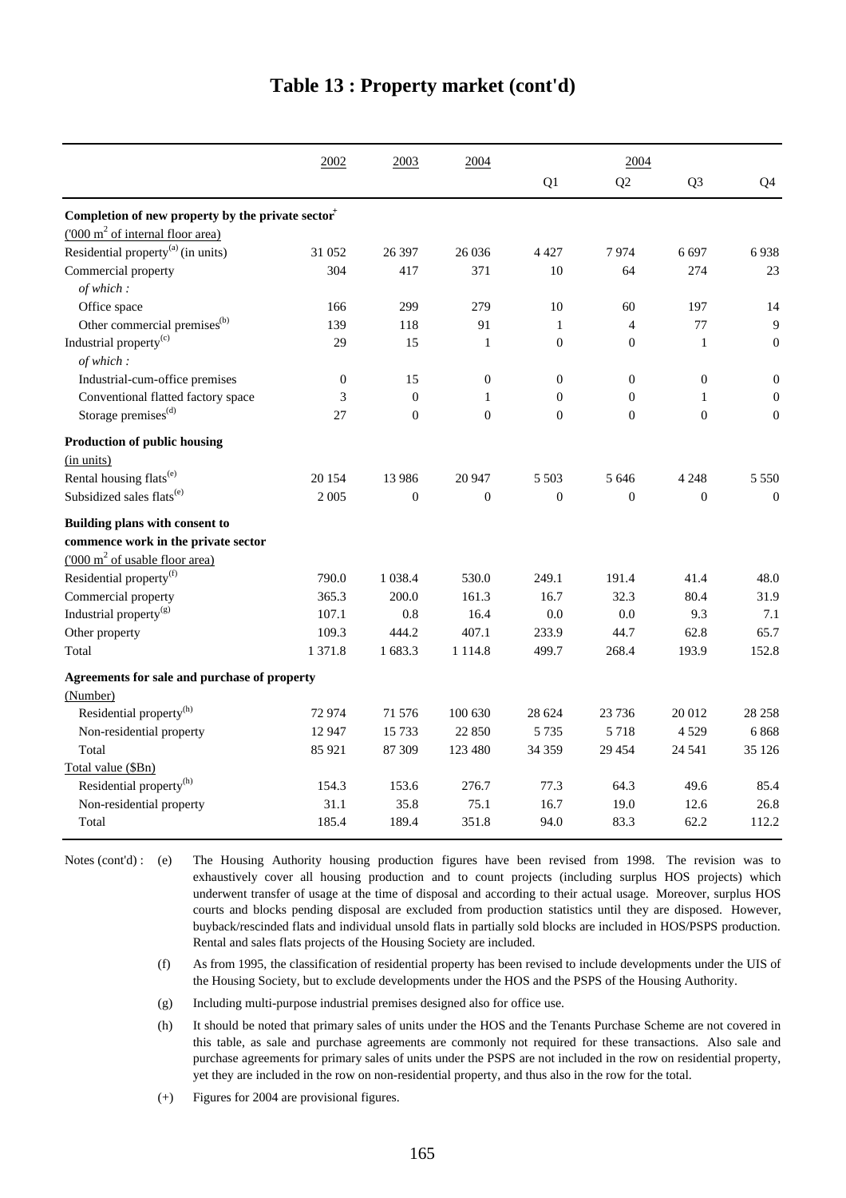# Table 13 : Property market (cont'd)

| | 2002 | 2003 | 2004 | 2004 | | | |
|---|---|---|---|---|---|---|---|
| | | | | Q1 | Q2 | Q3 | Q4 |
| **Completion of new property by the private sector**[+] | | | | | | | |
| ('000 $m^2$ of internal floor area) | | | | | | | |
| Residential property[(a)] (in units) | 31 052 | 26 397 | 26 036 | 4 427 | 7 974 | 6 697 | 6 938 |
| Commercial property | 304 | 417 | 371 | 10 | 64 | 274 | 23 |
| *of which :* | | | | | | | |
| Office space | 166 | 299 | 279 | 10 | 60 | 197 | 14 |
| Other commercial premises[(b)] | 139 | 118 | 91 | 1 | 4 | 77 | 9 |
| Industrial property[(c)] | 29 | 15 | 1 | 0 | 0 | 1 | 0 |
| *of which :* | | | | | | | |
| Industrial-cum-office premises | 0 | 15 | 0 | 0 | 0 | 0 | 0 |
| Conventional flatted factory space | 3 | 0 | 1 | 0 | 0 | 1 | 0 |
| Storage premises[(d)] | 27 | 0 | 0 | 0 | 0 | 0 | 0 |
| **Production of public housing** | | | | | | | |
| (in units) | | | | | | | |
| Rental housing flats[(e)] | 20 154 | 13 986 | 20 947 | 5 503 | 5 646 | 4 248 | 5 550 |
| Subsidized sales flats[(e)] | 2 005 | 0 | 0 | 0 | 0 | 0 | 0 |
| **Building plans with consent to commence work in the private sector** | | | | | | | |
| ('000 $m^2$ of usable floor area) | | | | | | | |
| Residential property[(f)] | 790.0 | 1 038.4 | 530.0 | 249.1 | 191.4 | 41.4 | 48.0 |
| Commercial property | 365.3 | 200.0 | 161.3 | 16.7 | 32.3 | 80.4 | 31.9 |
| Industrial property[(g)] | 107.1 | 0.8 | 16.4 | 0.0 | 0.0 | 9.3 | 7.1 |
| Other property | 109.3 | 444.2 | 407.1 | 233.9 | 44.7 | 62.8 | 65.7 |
| Total | 1 371.8 | 1 683.3 | 1 114.8 | 499.7 | 268.4 | 193.9 | 152.8 |
| **Agreements for sale and purchase of property** | | | | | | | |
| (Number) | | | | | | | |
| Residential property[(h)] | 72 974 | 71 576 | 100 630 | 28 624 | 23 736 | 20 012 | 28 258 |
| Non-residential property | 12 947 | 15 733 | 22 850 | 5 735 | 5 718 | 4 529 | 6 868 |
| Total | 85 921 | 87 309 | 123 480 | 34 359 | 29 454 | 24 541 | 35 126 |
| Total value ($Bn) | | | | | | | |
| Residential property[(h)] | 154.3 | 153.6 | 276.7 | 77.3 | 64.3 | 49.6 | 85.4 |
| Non-residential property | 31.1 | 35.8 | 75.1 | 16.7 | 19.0 | 12.6 | 26.8 |
| Total | 185.4 | 189.4 | 351.8 | 94.0 | 83.3 | 62.2 | 112.2 |

Notes (cont'd) :

(e) The Housing Authority housing production figures have been revised from 1998. The revision was to exhaustively cover all housing production and to count projects (including surplus HOS projects) which underwent transfer of usage at the time of disposal and according to their actual usage. Moreover, surplus HOS courts and blocks pending disposal are excluded from production statistics until they are disposed. However, buyback/rescinded flats and individual unsold flats in partially sold blocks are included in HOS/PSPS production. Rental and sales flats projects of the Housing Society are included.

(f) As from 1995, the classification of residential property has been revised to include developments under the UIS of the Housing Society, but to exclude developments under the HOS and the PSPS of the Housing Authority.

(g) Including multi-purpose industrial premises designed also for office use.

(h) It should be noted that primary sales of units under the HOS and the Tenants Purchase Scheme are not covered in this table, as sale and purchase agreements are commonly not required for these transactions. Also sale and purchase agreements for primary sales of units under the PSPS are not included in the row on residential property, yet they are included in the row on non-residential property, and thus also in the row for the total.

(+) Figures for 2004 are provisional figures.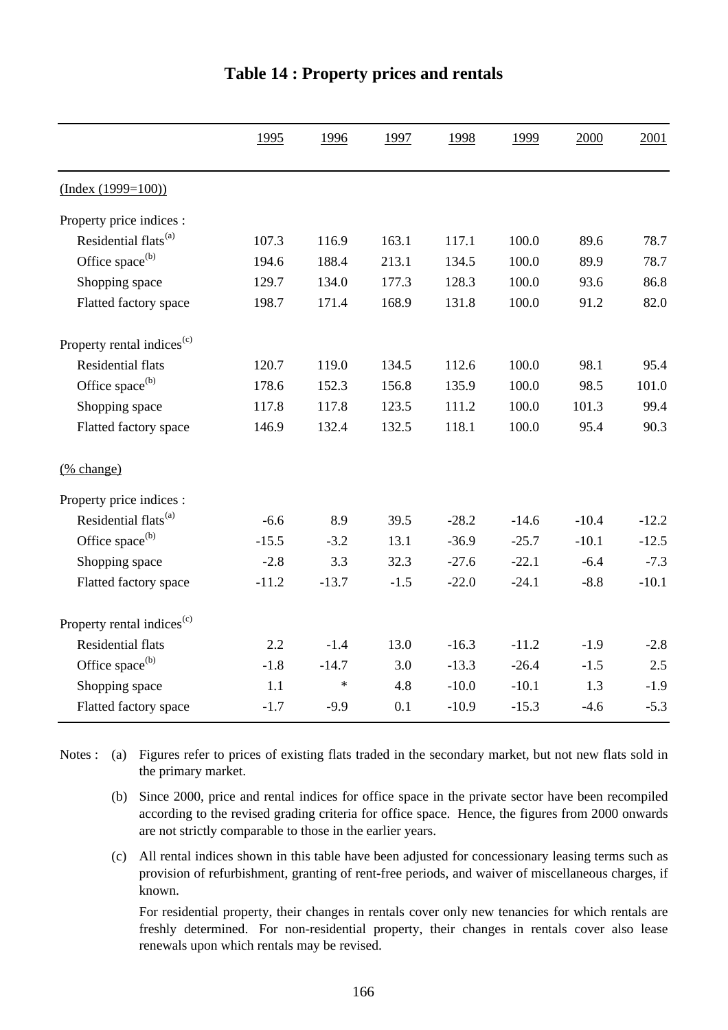# Table 14 : Property prices and rentals

| | 1995 | 1996 | 1997 | 1998 | 1999 | 2000 | 2001 |
|---|---|---|---|---|---|---|---|
| (Index (1999=100)) | | | | | | | |
| Property price indices : | | | | | | | |
| Residential flats[(a)] | 107.3 | 116.9 | 163.1 | 117.1 | 100.0 | 89.6 | 78.7 |
| Office space[(b)] | 194.6 | 188.4 | 213.1 | 134.5 | 100.0 | 89.9 | 78.7 |
| Shopping space | 129.7 | 134.0 | 177.3 | 128.3 | 100.0 | 93.6 | 86.8 |
| Flatted factory space | 198.7 | 171.4 | 168.9 | 131.8 | 100.0 | 91.2 | 82.0 |
| Property rental indices[(c)] | | | | | | | |
| Residential flats | 120.7 | 119.0 | 134.5 | 112.6 | 100.0 | 98.1 | 95.4 |
| Office space[(b)] | 178.6 | 152.3 | 156.8 | 135.9 | 100.0 | 98.5 | 101.0 |
| Shopping space | 117.8 | 117.8 | 123.5 | 111.2 | 100.0 | 101.3 | 99.4 |
| Flatted factory space | 146.9 | 132.4 | 132.5 | 118.1 | 100.0 | 95.4 | 90.3 |
| (% change) | | | | | | | |
| Property price indices : | | | | | | | |
| Residential flats[(a)] | -6.6 | 8.9 | 39.5 | -28.2 | -14.6 | -10.4 | -12.2 |
| Office space[(b)] | -15.5 | -3.2 | 13.1 | -36.9 | -25.7 | -10.1 | -12.5 |
| Shopping space | -2.8 | 3.3 | 32.3 | -27.6 | -22.1 | -6.4 | -7.3 |
| Flatted factory space | -11.2 | -13.7 | -1.5 | -22.0 | -24.1 | -8.8 | -10.1 |
| Property rental indices[(c)] | | | | | | | |
| Residential flats | 2.2 | -1.4 | 13.0 | -16.3 | -11.2 | -1.9 | -2.8 |
| Office space[(b)] | -1.8 | -14.7 | 3.0 | -13.3 | -26.4 | -1.5 | 2.5 |
| Shopping space | 1.1 | * | 4.8 | -10.0 | -10.1 | 1.3 | -1.9 |
| Flatted factory space | -1.7 | -9.9 | 0.1 | -10.9 | -15.3 | -4.6 | -5.3 |

Notes :

(a) Figures refer to prices of existing flats traded in the secondary market, but not new flats sold in the primary market.

(b) Since 2000, price and rental indices for office space in the private sector have been recompiled according to the revised grading criteria for office space. Hence, the figures from 2000 onwards are not strictly comparable to those in the earlier years.

(c) All rental indices shown in this table have been adjusted for concessionary leasing terms such as provision of refurbishment, granting of rent-free periods, and waiver of miscellaneous charges, if known.

For residential property, their changes in rentals cover only new tenancies for which rentals are freshly determined. For non-residential property, their changes in rentals cover also lease renewals upon which rentals may be revised.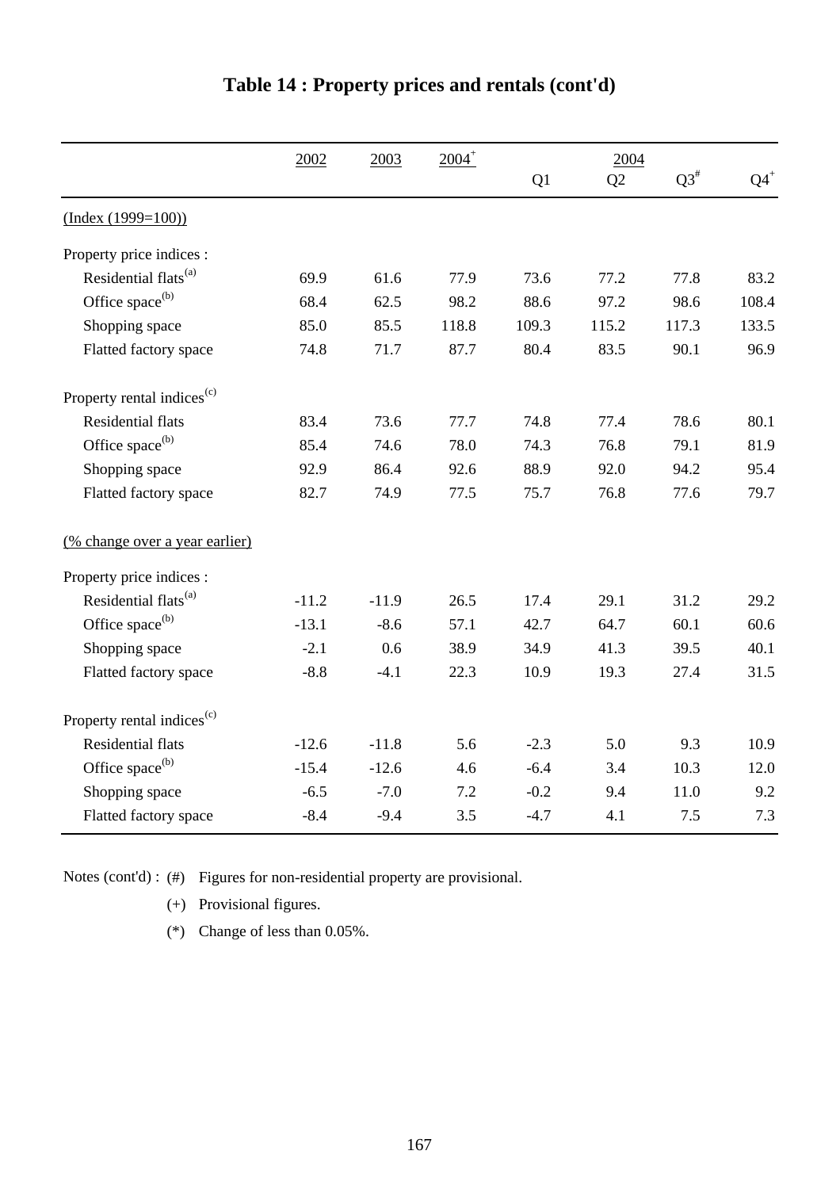# Table 14 : Property prices and rentals (cont'd)

| | 2002 | 2003 | 2004[+] | 2004 Q1 | Q2 | Q3[#] | Q4[+] |
|---|---|---|---|---|---|---|---|
| (Index (1999=100)) | | | | | | | |
| Property price indices : | | | | | | | |
| Residential flats[(a)] | 69.9 | 61.6 | 77.9 | 73.6 | 77.2 | 77.8 | 83.2 |
| Office space[(b)] | 68.4 | 62.5 | 98.2 | 88.6 | 97.2 | 98.6 | 108.4 |
| Shopping space | 85.0 | 85.5 | 118.8 | 109.3 | 115.2 | 117.3 | 133.5 |
| Flatted factory space | 74.8 | 71.7 | 87.7 | 80.4 | 83.5 | 90.1 | 96.9 |
| Property rental indices[(c)] | | | | | | | |
| Residential flats | 83.4 | 73.6 | 77.7 | 74.8 | 77.4 | 78.6 | 80.1 |
| Office space[(b)] | 85.4 | 74.6 | 78.0 | 74.3 | 76.8 | 79.1 | 81.9 |
| Shopping space | 92.9 | 86.4 | 92.6 | 88.9 | 92.0 | 94.2 | 95.4 |
| Flatted factory space | 82.7 | 74.9 | 77.5 | 75.7 | 76.8 | 77.6 | 79.7 |
| (% change over a year earlier) | | | | | | | |
| Property price indices : | | | | | | | |
| Residential flats[(a)] | -11.2 | -11.9 | 26.5 | 17.4 | 29.1 | 31.2 | 29.2 |
| Office space[(b)] | -13.1 | -8.6 | 57.1 | 42.7 | 64.7 | 60.1 | 60.6 |
| Shopping space | -2.1 | 0.6 | 38.9 | 34.9 | 41.3 | 39.5 | 40.1 |
| Flatted factory space | -8.8 | -4.1 | 22.3 | 10.9 | 19.3 | 27.4 | 31.5 |
| Property rental indices[(c)] | | | | | | | |
| Residential flats | -12.6 | -11.8 | 5.6 | -2.3 | 5.0 | 9.3 | 10.9 |
| Office space[(b)] | -15.4 | -12.6 | 4.6 | -6.4 | 3.4 | 10.3 | 12.0 |
| Shopping space | -6.5 | -7.0 | 7.2 | -0.2 | 9.4 | 11.0 | 9.2 |
| Flatted factory space | -8.4 | -9.4 | 3.5 | -4.7 | 4.1 | 7.5 | 7.3 |

Notes (cont'd) : (#) Figures for non-residential property are provisional.

(+) Provisional figures.

(*) Change of less than 0.05%.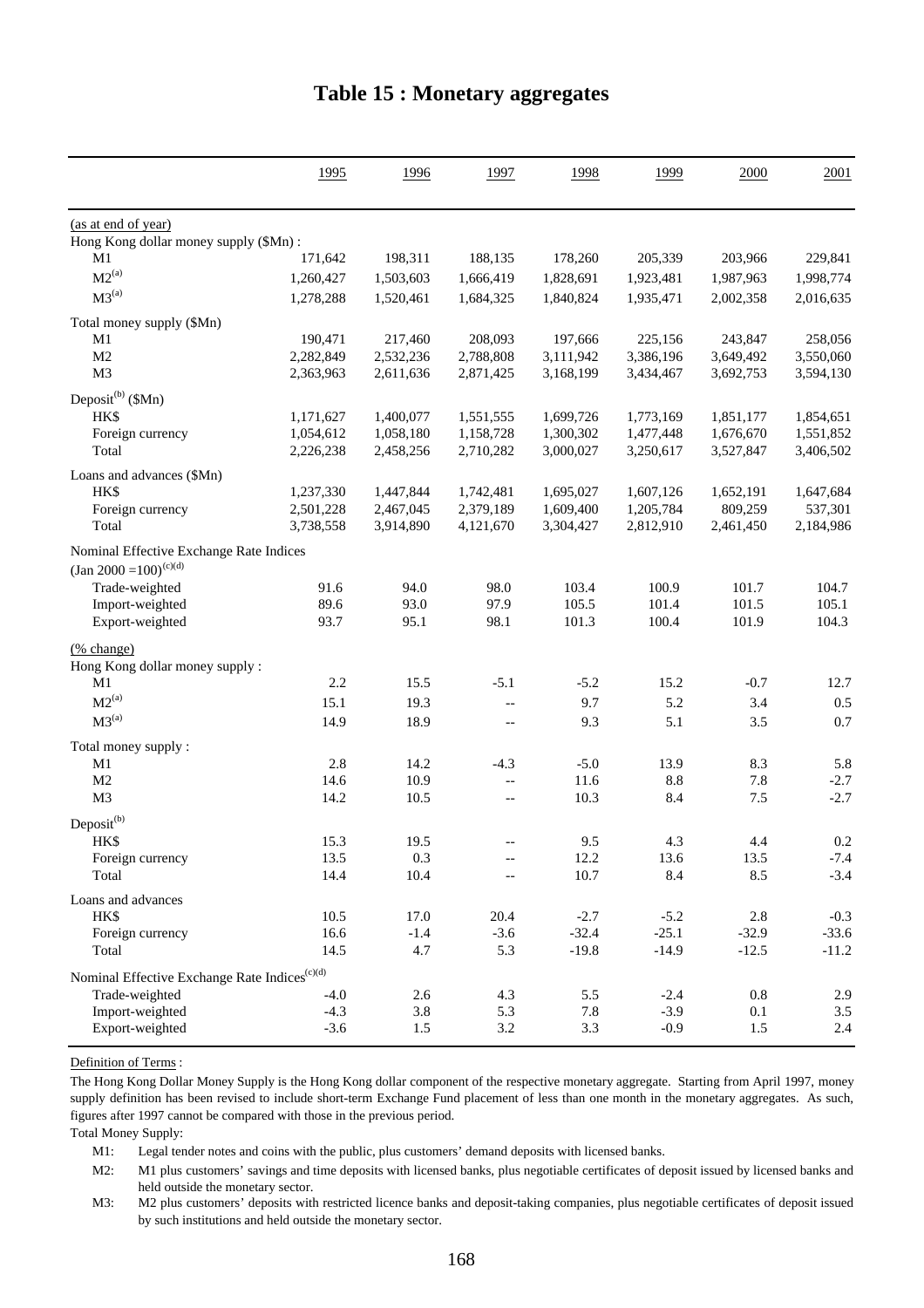# Table 15 : Monetary aggregates

| | 1995 | 1996 | 1997 | 1998 | 1999 | 2000 | 2001 |
|---|---|---|---|---|---|---|---|
| (as at end of year) | | | | | | | |
| Hong Kong dollar money supply ($Mn) : | | | | | | | |
| M1 | 171,642 | 198,311 | 188,135 | 178,260 | 205,339 | 203,966 | 229,841 |
| M2[(a)] | 1,260,427 | 1,503,603 | 1,666,419 | 1,828,691 | 1,923,481 | 1,987,963 | 1,998,774 |
| M3[(a)] | 1,278,288 | 1,520,461 | 1,684,325 | 1,840,824 | 1,935,471 | 2,002,358 | 2,016,635 |
| Total money supply ($Mn) | | | | | | | |
| M1 | 190,471 | 217,460 | 208,093 | 197,666 | 225,156 | 243,847 | 258,056 |
| M2 | 2,282,849 | 2,532,236 | 2,788,808 | 3,111,942 | 3,386,196 | 3,649,492 | 3,550,060 |
| M3 | 2,363,963 | 2,611,636 | 2,871,425 | 3,168,199 | 3,434,467 | 3,692,753 | 3,594,130 |
| Deposit[(b)] ($Mn) | | | | | | | |
| HK$ | 1,171,627 | 1,400,077 | 1,551,555 | 1,699,726 | 1,773,169 | 1,851,177 | 1,854,651 |
| Foreign currency | 1,054,612 | 1,058,180 | 1,158,728 | 1,300,302 | 1,477,448 | 1,676,670 | 1,551,852 |
| Total | 2,226,238 | 2,458,256 | 2,710,282 | 3,000,027 | 3,250,617 | 3,527,847 | 3,406,502 |
| Loans and advances ($Mn) | | | | | | | |
| HK$ | 1,237,330 | 1,447,844 | 1,742,481 | 1,695,027 | 1,607,126 | 1,652,191 | 1,647,684 |
| Foreign currency | 2,501,228 | 2,467,045 | 2,379,189 | 1,609,400 | 1,205,784 | 809,259 | 537,301 |
| Total | 3,738,558 | 3,914,890 | 4,121,670 | 3,304,427 | 2,812,910 | 2,461,450 | 2,184,986 |
| Nominal Effective Exchange Rate Indices (Jan 2000 =100)[(c)(d)] | | | | | | | |
| Trade-weighted | 91.6 | 94.0 | 98.0 | 103.4 | 100.9 | 101.7 | 104.7 |
| Import-weighted | 89.6 | 93.0 | 97.9 | 105.5 | 101.4 | 101.5 | 105.1 |
| Export-weighted | 93.7 | 95.1 | 98.1 | 101.3 | 100.4 | 101.9 | 104.3 |
| (% change) | | | | | | | |
| Hong Kong dollar money supply : | | | | | | | |
| M1 | 2.2 | 15.5 | -5.1 | -5.2 | 15.2 | -0.7 | 12.7 |
| M2[(a)] | 15.1 | 19.3 | -- | 9.7 | 5.2 | 3.4 | 0.5 |
| M3[(a)] | 14.9 | 18.9 | -- | 9.3 | 5.1 | 3.5 | 0.7 |
| Total money supply : | | | | | | | |
| M1 | 2.8 | 14.2 | -4.3 | -5.0 | 13.9 | 8.3 | 5.8 |
| M2 | 14.6 | 10.9 | -- | 11.6 | 8.8 | 7.8 | -2.7 |
| M3 | 14.2 | 10.5 | -- | 10.3 | 8.4 | 7.5 | -2.7 |
| Deposit[(b)] | | | | | | | |
| HK$ | 15.3 | 19.5 | -- | 9.5 | 4.3 | 4.4 | 0.2 |
| Foreign currency | 13.5 | 0.3 | -- | 12.2 | 13.6 | 13.5 | -7.4 |
| Total | 14.4 | 10.4 | -- | 10.7 | 8.4 | 8.5 | -3.4 |
| Loans and advances | | | | | | | |
| HK$ | 10.5 | 17.0 | 20.4 | -2.7 | -5.2 | 2.8 | -0.3 |
| Foreign currency | 16.6 | -1.4 | -3.6 | -32.4 | -25.1 | -32.9 | -33.6 |
| Total | 14.5 | 4.7 | 5.3 | -19.8 | -14.9 | -12.5 | -11.2 |
| Nominal Effective Exchange Rate Indices[(c)(d)] | | | | | | | |
| Trade-weighted | -4.0 | 2.6 | 4.3 | 5.5 | -2.4 | 0.8 | 2.9 |
| Import-weighted | -4.3 | 3.8 | 5.3 | 7.8 | -3.9 | 0.1 | 3.5 |
| Export-weighted | -3.6 | 1.5 | 3.2 | 3.3 | -0.9 | 1.5 | 2.4 |

Definition of Terms :

The Hong Kong Dollar Money Supply is the Hong Kong dollar component of the respective monetary aggregate. Starting from April 1997, money supply definition has been revised to include short-term Exchange Fund placement of less than one month in the monetary aggregates. As such, figures after 1997 cannot be compared with those in the previous period.

Total Money Supply:

M1: Legal tender notes and coins with the public, plus customers' demand deposits with licensed banks.

M2: M1 plus customers' savings and time deposits with licensed banks, plus negotiable certificates of deposit issued by licensed banks and held outside the monetary sector.

M3: M2 plus customers' deposits with restricted licence banks and deposit-taking companies, plus negotiable certificates of deposit issued by such institutions and held outside the monetary sector.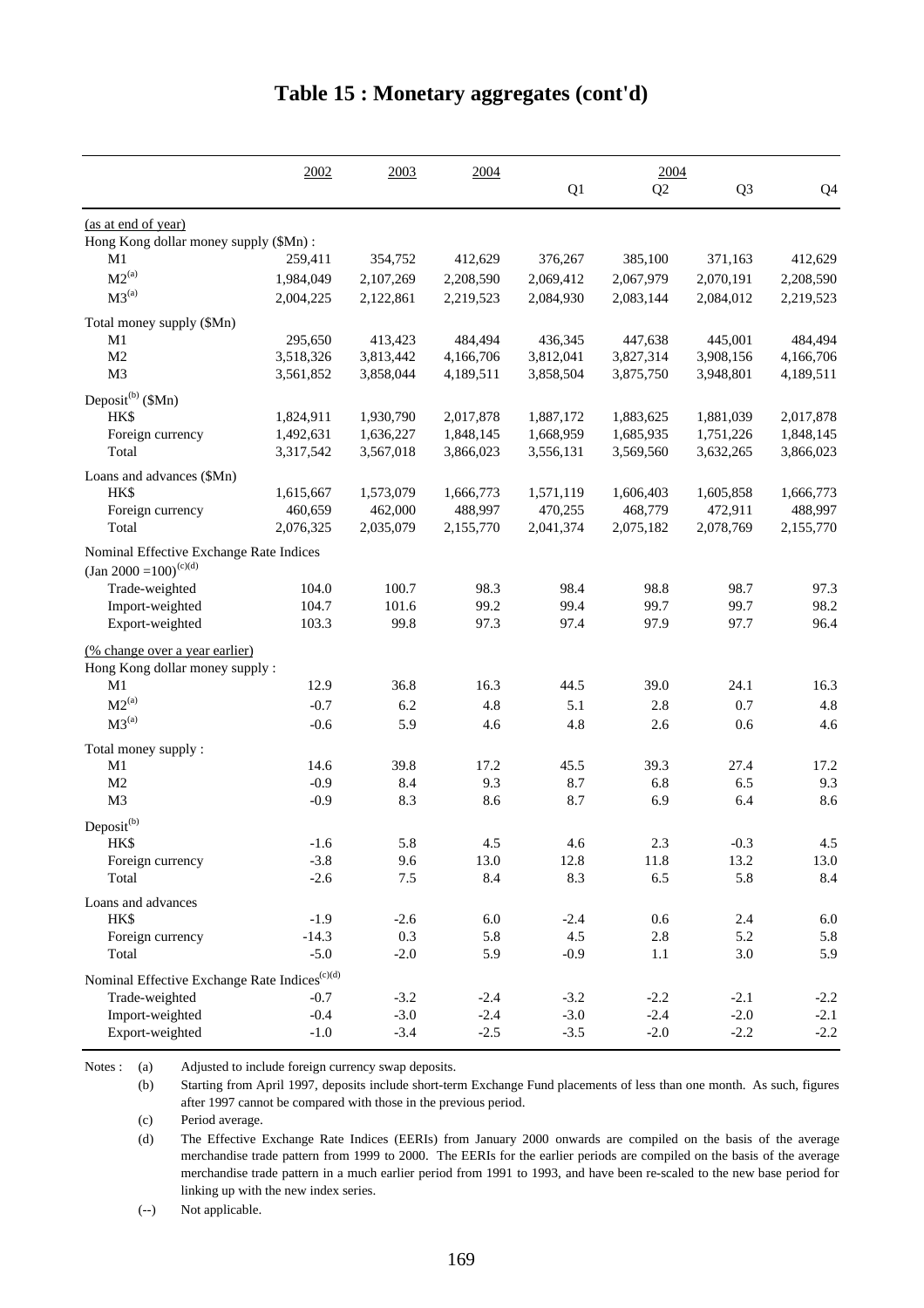# Table 15 : Monetary aggregates (cont'd)

| | 2002 | 2003 | 2004 | 2004 | | | |
|---|---|---|---|---|---|---|---|
| | | | | Q1 | Q2 | Q3 | Q4 |
| (as at end of year) | | | | | | | |
| Hong Kong dollar money supply ($Mn) : | | | | | | | |
| M1 | 259,411 | 354,752 | 412,629 | 376,267 | 385,100 | 371,163 | 412,629 |
| M2[(a)] | 1,984,049 | 2,107,269 | 2,208,590 | 2,069,412 | 2,067,979 | 2,070,191 | 2,208,590 |
| M3[(a)] | 2,004,225 | 2,122,861 | 2,219,523 | 2,084,930 | 2,083,144 | 2,084,012 | 2,219,523 |
| Total money supply ($Mn) | | | | | | | |
| M1 | 295,650 | 413,423 | 484,494 | 436,345 | 447,638 | 445,001 | 484,494 |
| M2 | 3,518,326 | 3,813,442 | 4,166,706 | 3,812,041 | 3,827,314 | 3,908,156 | 4,166,706 |
| M3 | 3,561,852 | 3,858,044 | 4,189,511 | 3,858,504 | 3,875,750 | 3,948,801 | 4,189,511 |
| Deposit[(b)] ($Mn) | | | | | | | |
| HK$ | 1,824,911 | 1,930,790 | 2,017,878 | 1,887,172 | 1,883,625 | 1,881,039 | 2,017,878 |
| Foreign currency | 1,492,631 | 1,636,227 | 1,848,145 | 1,668,959 | 1,685,935 | 1,751,226 | 1,848,145 |
| Total | 3,317,542 | 3,567,018 | 3,866,023 | 3,556,131 | 3,569,560 | 3,632,265 | 3,866,023 |
| Loans and advances ($Mn) | | | | | | | |
| HK$ | 1,615,667 | 1,573,079 | 1,666,773 | 1,571,119 | 1,606,403 | 1,605,858 | 1,666,773 |
| Foreign currency | 460,659 | 462,000 | 488,997 | 470,255 | 468,779 | 472,911 | 488,997 |
| Total | 2,076,325 | 2,035,079 | 2,155,770 | 2,041,374 | 2,075,182 | 2,078,769 | 2,155,770 |
| Nominal Effective Exchange Rate Indices (Jan 2000 =100)[(c)(d)] | | | | | | | |
| Trade-weighted | 104.0 | 100.7 | 98.3 | 98.4 | 98.8 | 98.7 | 97.3 |
| Import-weighted | 104.7 | 101.6 | 99.2 | 99.4 | 99.7 | 99.7 | 98.2 |
| Export-weighted | 103.3 | 99.8 | 97.3 | 97.4 | 97.9 | 97.7 | 96.4 |
| (% change over a year earlier) | | | | | | | |
| Hong Kong dollar money supply : | | | | | | | |
| M1 | 12.9 | 36.8 | 16.3 | 44.5 | 39.0 | 24.1 | 16.3 |
| M2[(a)] | -0.7 | 6.2 | 4.8 | 5.1 | 2.8 | 0.7 | 4.8 |
| M3[(a)] | -0.6 | 5.9 | 4.6 | 4.8 | 2.6 | 0.6 | 4.6 |
| Total money supply : | | | | | | | |
| M1 | 14.6 | 39.8 | 17.2 | 45.5 | 39.3 | 27.4 | 17.2 |
| M2 | -0.9 | 8.4 | 9.3 | 8.7 | 6.8 | 6.5 | 9.3 |
| M3 | -0.9 | 8.3 | 8.6 | 8.7 | 6.9 | 6.4 | 8.6 |
| Deposit[(b)] | | | | | | | |
| HK$ | -1.6 | 5.8 | 4.5 | 4.6 | 2.3 | -0.3 | 4.5 |
| Foreign currency | -3.8 | 9.6 | 13.0 | 12.8 | 11.8 | 13.2 | 13.0 |
| Total | -2.6 | 7.5 | 8.4 | 8.3 | 6.5 | 5.8 | 8.4 |
| Loans and advances | | | | | | | |
| HK$ | -1.9 | -2.6 | 6.0 | -2.4 | 0.6 | 2.4 | 6.0 |
| Foreign currency | -14.3 | 0.3 | 5.8 | 4.5 | 2.8 | 5.2 | 5.8 |
| Total | -5.0 | -2.0 | 5.9 | -0.9 | 1.1 | 3.0 | 5.9 |
| Nominal Effective Exchange Rate Indices[(c)(d)] | | | | | | | |
| Trade-weighted | -0.7 | -3.2 | -2.4 | -3.2 | -2.2 | -2.1 | -2.2 |
| Import-weighted | -0.4 | -3.0 | -2.4 | -3.0 | -2.4 | -2.0 | -2.1 |
| Export-weighted | -1.0 | -3.4 | -2.5 | -3.5 | -2.0 | -2.2 | -2.2 |

Notes :
- (a) Adjusted to include foreign currency swap deposits.
- (b) Starting from April 1997, deposits include short-term Exchange Fund placements of less than one month. As such, figures after 1997 cannot be compared with those in the previous period.
- (c) Period average.
- (d) The Effective Exchange Rate Indices (EERIs) from January 2000 onwards are compiled on the basis of the average merchandise trade pattern from 1999 to 2000. The EERIs for the earlier periods are compiled on the basis of the average merchandise trade pattern in a much earlier period from 1991 to 1993, and have been re-scaled to the new base period for linking up with the new index series.
- (--) Not applicable.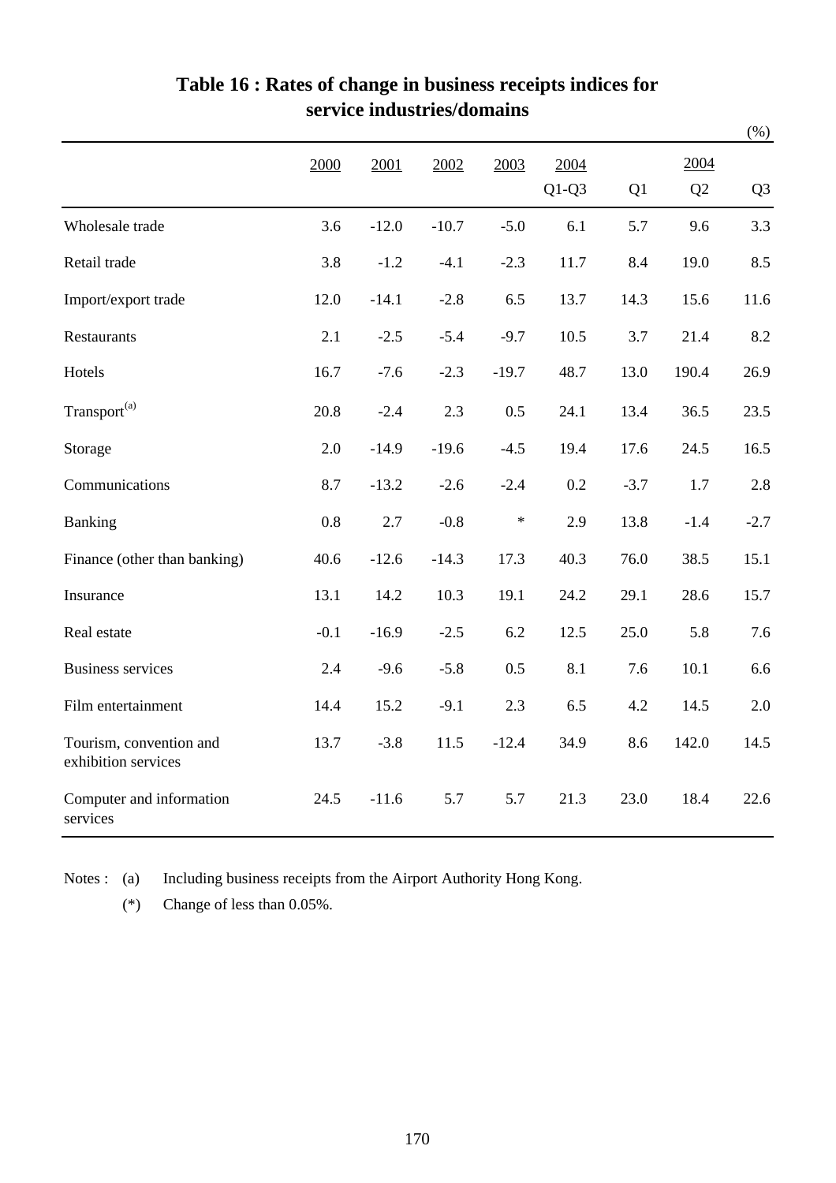## Table 16 : Rates of change in business receipts indices for service industries/domains

(%)

| | 2000 | 2001 | 2002 | 2003 | 2004 Q1-Q3 | 2004 Q1 | 2004 Q2 | 2004 Q3 |
|---|---|---|---|---|---|---|---|---|
| Wholesale trade | 3.6 | -12.0 | -10.7 | -5.0 | 6.1 | 5.7 | 9.6 | 3.3 |
| Retail trade | 3.8 | -1.2 | -4.1 | -2.3 | 11.7 | 8.4 | 19.0 | 8.5 |
| Import/export trade | 12.0 | -14.1 | -2.8 | 6.5 | 13.7 | 14.3 | 15.6 | 11.6 |
| Restaurants | 2.1 | -2.5 | -5.4 | -9.7 | 10.5 | 3.7 | 21.4 | 8.2 |
| Hotels | 16.7 | -7.6 | -2.3 | -19.7 | 48.7 | 13.0 | 190.4 | 26.9 |
| Transport[(a)] | 20.8 | -2.4 | 2.3 | 0.5 | 24.1 | 13.4 | 36.5 | 23.5 |
| Storage | 2.0 | -14.9 | -19.6 | -4.5 | 19.4 | 17.6 | 24.5 | 16.5 |
| Communications | 8.7 | -13.2 | -2.6 | -2.4 | 0.2 | -3.7 | 1.7 | 2.8 |
| Banking | 0.8 | 2.7 | -0.8 | * | 2.9 | 13.8 | -1.4 | -2.7 |
| Finance (other than banking) | 40.6 | -12.6 | -14.3 | 17.3 | 40.3 | 76.0 | 38.5 | 15.1 |
| Insurance | 13.1 | 14.2 | 10.3 | 19.1 | 24.2 | 29.1 | 28.6 | 15.7 |
| Real estate | -0.1 | -16.9 | -2.5 | 6.2 | 12.5 | 25.0 | 5.8 | 7.6 |
| Business services | 2.4 | -9.6 | -5.8 | 0.5 | 8.1 | 7.6 | 10.1 | 6.6 |
| Film entertainment | 14.4 | 15.2 | -9.1 | 2.3 | 6.5 | 4.2 | 14.5 | 2.0 |
| Tourism, convention and exhibition services | 13.7 | -3.8 | 11.5 | -12.4 | 34.9 | 8.6 | 142.0 | 14.5 |
| Computer and information services | 24.5 | -11.6 | 5.7 | 5.7 | 21.3 | 23.0 | 18.4 | 22.6 |

Notes : (a) Including business receipts from the Airport Authority Hong Kong.

(*) Change of less than 0.05%.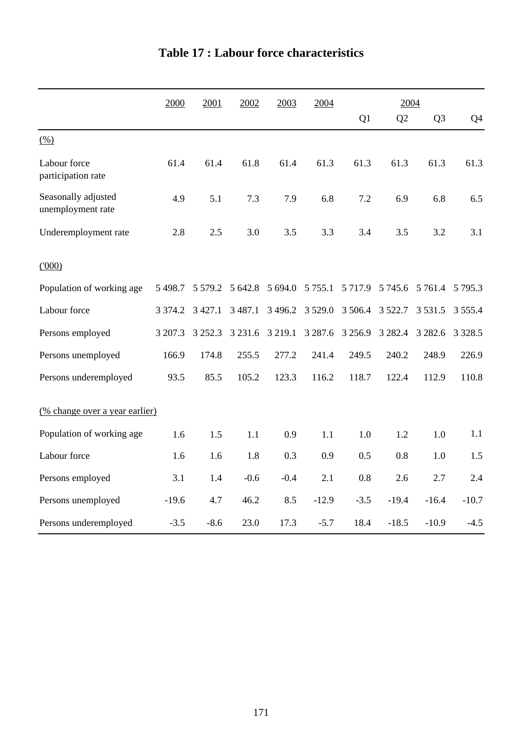# Table 17 : Labour force characteristics

| | 2000 | 2001 | 2002 | 2003 | 2004 | 2004 | | | |
|---|---|---|---|---|---|---|---|---|---|
| | | | | | | Q1 | Q2 | Q3 | Q4 |
| (%) | | | | | | | | | |
| Labour force participation rate | 61.4 | 61.4 | 61.8 | 61.4 | 61.3 | 61.3 | 61.3 | 61.3 | 61.3 |
| Seasonally adjusted unemployment rate | 4.9 | 5.1 | 7.3 | 7.9 | 6.8 | 7.2 | 6.9 | 6.8 | 6.5 |
| Underemployment rate | 2.8 | 2.5 | 3.0 | 3.5 | 3.3 | 3.4 | 3.5 | 3.2 | 3.1 |
| ('000) | | | | | | | | | |
| Population of working age | 5 498.7 | 5 579.2 | 5 642.8 | 5 694.0 | 5 755.1 | 5 717.9 | 5 745.6 | 5 761.4 | 5 795.3 |
| Labour force | 3 374.2 | 3 427.1 | 3 487.1 | 3 496.2 | 3 529.0 | 3 506.4 | 3 522.7 | 3 531.5 | 3 555.4 |
| Persons employed | 3 207.3 | 3 252.3 | 3 231.6 | 3 219.1 | 3 287.6 | 3 256.9 | 3 282.4 | 3 282.6 | 3 328.5 |
| Persons unemployed | 166.9 | 174.8 | 255.5 | 277.2 | 241.4 | 249.5 | 240.2 | 248.9 | 226.9 |
| Persons underemployed | 93.5 | 85.5 | 105.2 | 123.3 | 116.2 | 118.7 | 122.4 | 112.9 | 110.8 |
| (% change over a year earlier) | | | | | | | | | |
| Population of working age | 1.6 | 1.5 | 1.1 | 0.9 | 1.1 | 1.0 | 1.2 | 1.0 | 1.1 |
| Labour force | 1.6 | 1.6 | 1.8 | 0.3 | 0.9 | 0.5 | 0.8 | 1.0 | 1.5 |
| Persons employed | 3.1 | 1.4 | -0.6 | -0.4 | 2.1 | 0.8 | 2.6 | 2.7 | 2.4 |
| Persons unemployed | -19.6 | 4.7 | 46.2 | 8.5 | -12.9 | -3.5 | -19.4 | -16.4 | -10.7 |
| Persons underemployed | -3.5 | -8.6 | 23.0 | 17.3 | -5.7 | 18.4 | -18.5 | -10.9 | -4.5 |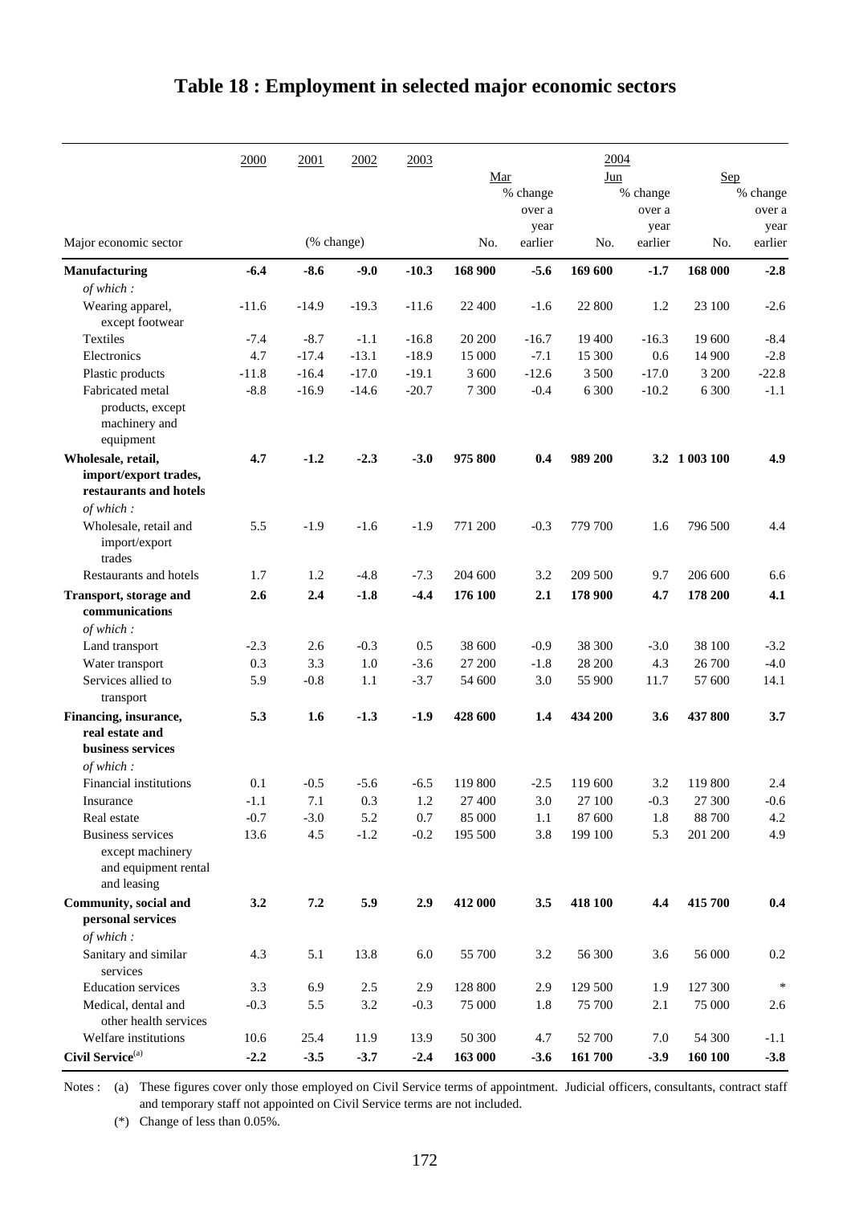# Table 18 : Employment in selected major economic sectors

| Major economic sector | 2000 | 2001 | 2002 | 2003 | 2004 | | | | | |
|---|---|---|---|---|---|---|---|---|---|---|
| | | | | | Mar | | Jun | | Sep | |
| | (% change) | | | | No. | % change over a year earlier | No. | % change over a year earlier | No. | % change over a year earlier |
| **Manufacturing** | **-6.4** | **-8.6** | **-9.0** | **-10.3** | **168 900** | **-5.6** | **169 600** | **-1.7** | **168 000** | **-2.8** |
| *of which :* | | | | | | | | | | |
| Wearing apparel, except footwear | -11.6 | -14.9 | -19.3 | -11.6 | 22 400 | -1.6 | 22 800 | 1.2 | 23 100 | -2.6 |
| Textiles | -7.4 | -8.7 | -1.1 | -16.8 | 20 200 | -16.7 | 19 400 | -16.3 | 19 600 | -8.4 |
| Electronics | 4.7 | -17.4 | -13.1 | -18.9 | 15 000 | -7.1 | 15 300 | 0.6 | 14 900 | -2.8 |
| Plastic products | -11.8 | -16.4 | -17.0 | -19.1 | 3 600 | -12.6 | 3 500 | -17.0 | 3 200 | -22.8 |
| Fabricated metal products, except machinery and equipment | -8.8 | -16.9 | -14.6 | -20.7 | 7 300 | -0.4 | 6 300 | -10.2 | 6 300 | -1.1 |
| **Wholesale, retail, import/export trades, restaurants and hotels** | **4.7** | **-1.2** | **-2.3** | **-3.0** | **975 800** | **0.4** | **989 200** | **3.2** | **1 003 100** | **4.9** |
| *of which :* | | | | | | | | | | |
| Wholesale, retail and import/export trades | 5.5 | -1.9 | -1.6 | -1.9 | 771 200 | -0.3 | 779 700 | 1.6 | 796 500 | 4.4 |
| Restaurants and hotels | 1.7 | 1.2 | -4.8 | -7.3 | 204 600 | 3.2 | 209 500 | 9.7 | 206 600 | 6.6 |
| **Transport, storage and communications** | **2.6** | **2.4** | **-1.8** | **-4.4** | **176 100** | **2.1** | **178 900** | **4.7** | **178 200** | **4.1** |
| *of which :* | | | | | | | | | | |
| Land transport | -2.3 | 2.6 | -0.3 | 0.5 | 38 600 | -0.9 | 38 300 | -3.0 | 38 100 | -3.2 |
| Water transport | 0.3 | 3.3 | 1.0 | -3.6 | 27 200 | -1.8 | 28 200 | 4.3 | 26 700 | -4.0 |
| Services allied to transport | 5.9 | -0.8 | 1.1 | -3.7 | 54 600 | 3.0 | 55 900 | 11.7 | 57 600 | 14.1 |
| **Financing, insurance, real estate and business services** | **5.3** | **1.6** | **-1.3** | **-1.9** | **428 600** | **1.4** | **434 200** | **3.6** | **437 800** | **3.7** |
| *of which :* | | | | | | | | | | |
| Financial institutions | 0.1 | -0.5 | -5.6 | -6.5 | 119 800 | -2.5 | 119 600 | 3.2 | 119 800 | 2.4 |
| Insurance | -1.1 | 7.1 | 0.3 | 1.2 | 27 400 | 3.0 | 27 100 | -0.3 | 27 300 | -0.6 |
| Real estate | -0.7 | -3.0 | 5.2 | 0.7 | 85 000 | 1.1 | 87 600 | 1.8 | 88 700 | 4.2 |
| Business services except machinery and equipment rental and leasing | 13.6 | 4.5 | -1.2 | -0.2 | 195 500 | 3.8 | 199 100 | 5.3 | 201 200 | 4.9 |
| **Community, social and personal services** | **3.2** | **7.2** | **5.9** | **2.9** | **412 000** | **3.5** | **418 100** | **4.4** | **415 700** | **0.4** |
| *of which :* | | | | | | | | | | |
| Sanitary and similar services | 4.3 | 5.1 | 13.8 | 6.0 | 55 700 | 3.2 | 56 300 | 3.6 | 56 000 | 0.2 |
| Education services | 3.3 | 6.9 | 2.5 | 2.9 | 128 800 | 2.9 | 129 500 | 1.9 | 127 300 | * |
| Medical, dental and other health services | -0.3 | 5.5 | 3.2 | -0.3 | 75 000 | 1.8 | 75 700 | 2.1 | 75 000 | 2.6 |
| Welfare institutions | 10.6 | 25.4 | 11.9 | 13.9 | 50 300 | 4.7 | 52 700 | 7.0 | 54 300 | -1.1 |
| **Civil Service**[(a)] | **-2.2** | **-3.5** | **-3.7** | **-2.4** | **163 000** | **-3.6** | **161 700** | **-3.9** | **160 100** | **-3.8** |

Notes : (a) These figures cover only those employed on Civil Service terms of appointment. Judicial officers, consultants, contract staff and temporary staff not appointed on Civil Service terms are not included.

(*) Change of less than 0.05%.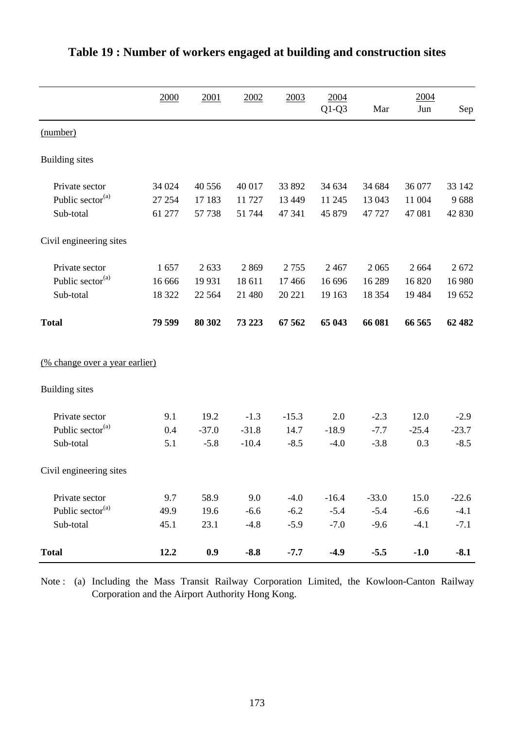# Table 19 : Number of workers engaged at building and construction sites

| | 2000 | 2001 | 2002 | 2003 | 2004 Q1-Q3 | 2004 Mar | Jun | Sep |
|---|---|---|---|---|---|---|---|---|
| (number) | | | | | | | | |
| Building sites | | | | | | | | |
| Private sector | 34 024 | 40 556 | 40 017 | 33 892 | 34 634 | 34 684 | 36 077 | 33 142 |
| Public sector[(a)] | 27 254 | 17 183 | 11 727 | 13 449 | 11 245 | 13 043 | 11 004 | 9 688 |
| Sub-total | 61 277 | 57 738 | 51 744 | 47 341 | 45 879 | 47 727 | 47 081 | 42 830 |
| Civil engineering sites | | | | | | | | |
| Private sector | 1 657 | 2 633 | 2 869 | 2 755 | 2 467 | 2 065 | 2 664 | 2 672 |
| Public sector[(a)] | 16 666 | 19 931 | 18 611 | 17 466 | 16 696 | 16 289 | 16 820 | 16 980 |
| Sub-total | 18 322 | 22 564 | 21 480 | 20 221 | 19 163 | 18 354 | 19 484 | 19 652 |
| **Total** | **79 599** | **80 302** | **73 223** | **67 562** | **65 043** | **66 081** | **66 565** | **62 482** |
| (% change over a year earlier) | | | | | | | | |
| Building sites | | | | | | | | |
| Private sector | 9.1 | 19.2 | -1.3 | -15.3 | 2.0 | -2.3 | 12.0 | -2.9 |
| Public sector[(a)] | 0.4 | -37.0 | -31.8 | 14.7 | -18.9 | -7.7 | -25.4 | -23.7 |
| Sub-total | 5.1 | -5.8 | -10.4 | -8.5 | -4.0 | -3.8 | 0.3 | -8.5 |
| Civil engineering sites | | | | | | | | |
| Private sector | 9.7 | 58.9 | 9.0 | -4.0 | -16.4 | -33.0 | 15.0 | -22.6 |
| Public sector[(a)] | 49.9 | 19.6 | -6.6 | -6.2 | -5.4 | -5.4 | -6.6 | -4.1 |
| Sub-total | 45.1 | 23.1 | -4.8 | -5.9 | -7.0 | -9.6 | -4.1 | -7.1 |
| **Total** | **12.2** | **0.9** | **-8.8** | **-7.7** | **-4.9** | **-5.5** | **-1.0** | **-8.1** |

Note : (a) Including the Mass Transit Railway Corporation Limited, the Kowloon-Canton Railway Corporation and the Airport Authority Hong Kong.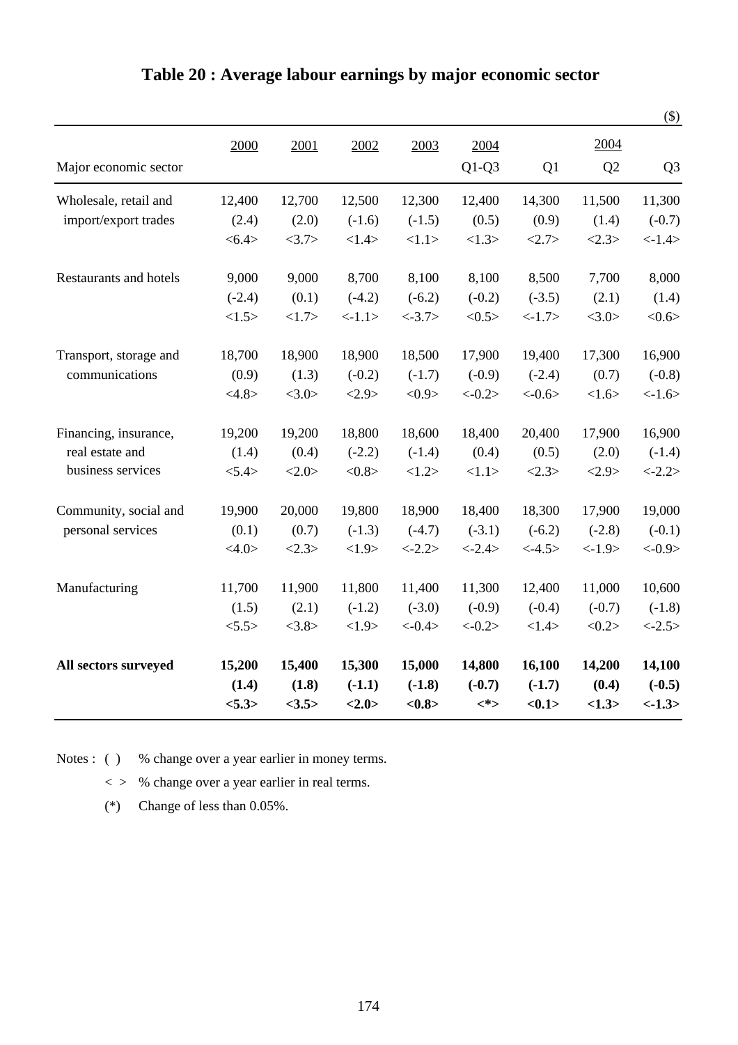# Table 20 : Average labour earnings by major economic sector

($)

| Major economic sector | 2000 | 2001 | 2002 | 2003 | 2004 Q1-Q3 | 2004 Q1 | 2004 Q2 | 2004 Q3 |
|---|---|---|---|---|---|---|---|---|
| Wholesale, retail and import/export trades | 12,400 | 12,700 | 12,500 | 12,300 | 12,400 | 14,300 | 11,500 | 11,300 |
| | (2.4) | (2.0) | (-1.6) | (-1.5) | (0.5) | (0.9) | (1.4) | (-0.7) |
| | <6.4> | <3.7> | <1.4> | <1.1> | <1.3> | <2.7> | <2.3> | <-1.4> |
| Restaurants and hotels | 9,000 | 9,000 | 8,700 | 8,100 | 8,100 | 8,500 | 7,700 | 8,000 |
| | (-2.4) | (0.1) | (-4.2) | (-6.2) | (-0.2) | (-3.5) | (2.1) | (1.4) |
| | <1.5> | <1.7> | <-1.1> | <-3.7> | <0.5> | <-1.7> | <3.0> | <0.6> |
| Transport, storage and communications | 18,700 | 18,900 | 18,900 | 18,500 | 17,900 | 19,400 | 17,300 | 16,900 |
| | (0.9) | (1.3) | (-0.2) | (-1.7) | (-0.9) | (-2.4) | (0.7) | (-0.8) |
| | <4.8> | <3.0> | <2.9> | <0.9> | <-0.2> | <-0.6> | <1.6> | <-1.6> |
| Financing, insurance, real estate and business services | 19,200 | 19,200 | 18,800 | 18,600 | 18,400 | 20,400 | 17,900 | 16,900 |
| | (1.4) | (0.4) | (-2.2) | (-1.4) | (0.4) | (0.5) | (2.0) | (-1.4) |
| | <5.4> | <2.0> | <0.8> | <1.2> | <1.1> | <2.3> | <2.9> | <-2.2> |
| Community, social and personal services | 19,900 | 20,000 | 19,800 | 18,900 | 18,400 | 18,300 | 17,900 | 19,000 |
| | (0.1) | (0.7) | (-1.3) | (-4.7) | (-3.1) | (-6.2) | (-2.8) | (-0.1) |
| | <4.0> | <2.3> | <1.9> | <-2.2> | <-2.4> | <-4.5> | <-1.9> | <-0.9> |
| Manufacturing | 11,700 | 11,900 | 11,800 | 11,400 | 11,300 | 12,400 | 11,000 | 10,600 |
| | (1.5) | (2.1) | (-1.2) | (-3.0) | (-0.9) | (-0.4) | (-0.7) | (-1.8) |
| | <5.5> | <3.8> | <1.9> | <-0.4> | <-0.2> | <1.4> | <0.2> | <-2.5> |
| **All sectors surveyed** | **15,200** | **15,400** | **15,300** | **15,000** | **14,800** | **16,100** | **14,200** | **14,100** |
| | **(1.4)** | **(1.8)** | **(-1.1)** | **(-1.8)** | **(-0.7)** | **(-1.7)** | **(0.4)** | **(-0.5)** |
| | **<5.3>** | **<3.5>** | **<2.0>** | **<0.8>** | **<*>** | **<0.1>** | **<1.3>** | **<-1.3>** |

Notes : ( ) % change over a year earlier in money terms.

< > % change over a year earlier in real terms.

(*) Change of less than 0.05%.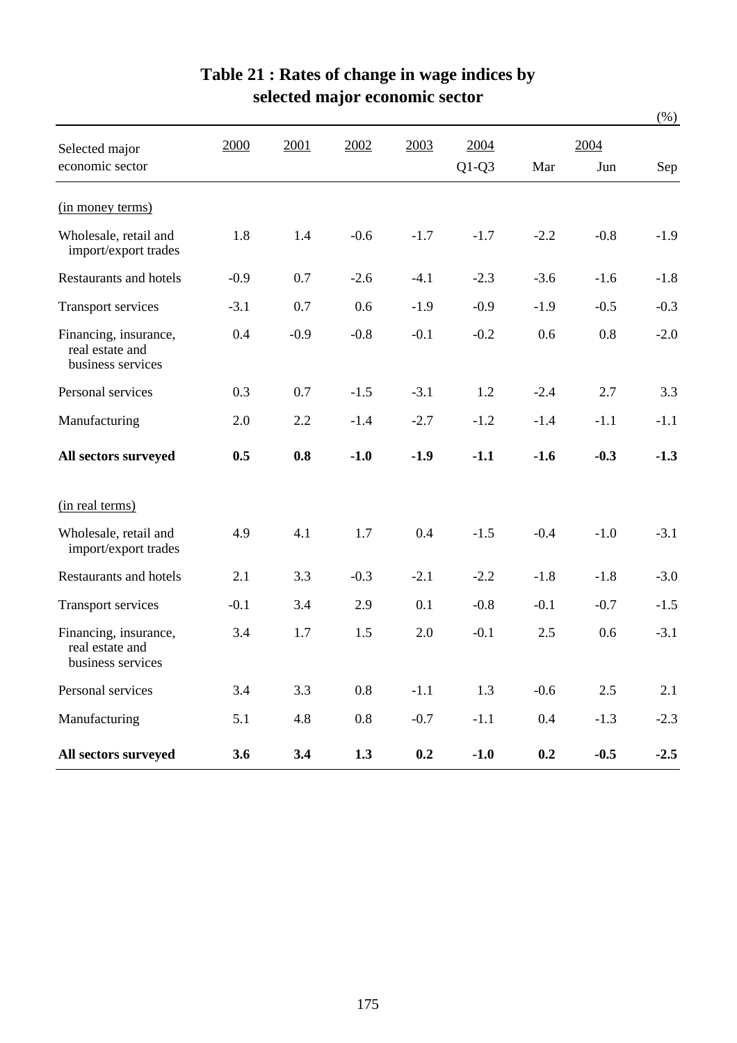# Table 21 : Rates of change in wage indices by selected major economic sector

(%)

| Selected major economic sector | 2000 | 2001 | 2002 | 2003 | 2004 Q1-Q3 | 2004 Mar | 2004 Jun | 2004 Sep |
|---|---|---|---|---|---|---|---|---|
| (in money terms) | | | | | | | | |
| Wholesale, retail and import/export trades | 1.8 | 1.4 | -0.6 | -1.7 | -1.7 | -2.2 | -0.8 | -1.9 |
| Restaurants and hotels | -0.9 | 0.7 | -2.6 | -4.1 | -2.3 | -3.6 | -1.6 | -1.8 |
| Transport services | -3.1 | 0.7 | 0.6 | -1.9 | -0.9 | -1.9 | -0.5 | -0.3 |
| Financing, insurance, real estate and business services | 0.4 | -0.9 | -0.8 | -0.1 | -0.2 | 0.6 | 0.8 | -2.0 |
| Personal services | 0.3 | 0.7 | -1.5 | -3.1 | 1.2 | -2.4 | 2.7 | 3.3 |
| Manufacturing | 2.0 | 2.2 | -1.4 | -2.7 | -1.2 | -1.4 | -1.1 | -1.1 |
| **All sectors surveyed** | **0.5** | **0.8** | **-1.0** | **-1.9** | **-1.1** | **-1.6** | **-0.3** | **-1.3** |
| (in real terms) | | | | | | | | |
| Wholesale, retail and import/export trades | 4.9 | 4.1 | 1.7 | 0.4 | -1.5 | -0.4 | -1.0 | -3.1 |
| Restaurants and hotels | 2.1 | 3.3 | -0.3 | -2.1 | -2.2 | -1.8 | -1.8 | -3.0 |
| Transport services | -0.1 | 3.4 | 2.9 | 0.1 | -0.8 | -0.1 | -0.7 | -1.5 |
| Financing, insurance, real estate and business services | 3.4 | 1.7 | 1.5 | 2.0 | -0.1 | 2.5 | 0.6 | -3.1 |
| Personal services | 3.4 | 3.3 | 0.8 | -1.1 | 1.3 | -0.6 | 2.5 | 2.1 |
| Manufacturing | 5.1 | 4.8 | 0.8 | -0.7 | -1.1 | 0.4 | -1.3 | -2.3 |
| **All sectors surveyed** | **3.6** | **3.4** | **1.3** | **0.2** | **-1.0** | **0.2** | **-0.5** | **-2.5** |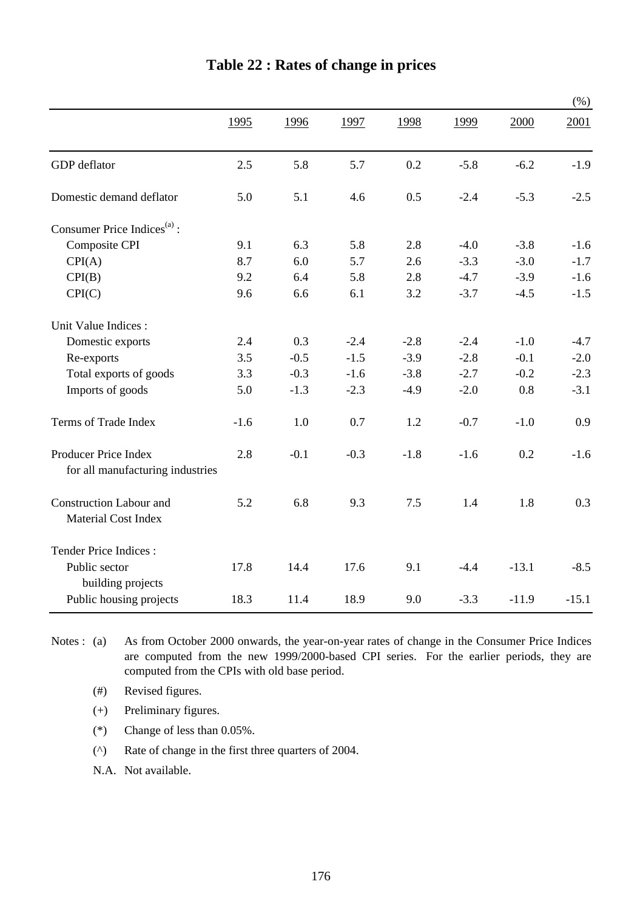# Table 22 : Rates of change in prices

(%)

| | 1995 | 1996 | 1997 | 1998 | 1999 | 2000 | 2001 |
|---|---|---|---|---|---|---|---|
| GDP deflator | 2.5 | 5.8 | 5.7 | 0.2 | -5.8 | -6.2 | -1.9 |
| Domestic demand deflator | 5.0 | 5.1 | 4.6 | 0.5 | -2.4 | -5.3 | -2.5 |
| Consumer Price Indices[(a)] : | | | | | | | |
| Composite CPI | 9.1 | 6.3 | 5.8 | 2.8 | -4.0 | -3.8 | -1.6 |
| CPI(A) | 8.7 | 6.0 | 5.7 | 2.6 | -3.3 | -3.0 | -1.7 |
| CPI(B) | 9.2 | 6.4 | 5.8 | 2.8 | -4.7 | -3.9 | -1.6 |
| CPI(C) | 9.6 | 6.6 | 6.1 | 3.2 | -3.7 | -4.5 | -1.5 |
| Unit Value Indices : | | | | | | | |
| Domestic exports | 2.4 | 0.3 | -2.4 | -2.8 | -2.4 | -1.0 | -4.7 |
| Re-exports | 3.5 | -0.5 | -1.5 | -3.9 | -2.8 | -0.1 | -2.0 |
| Total exports of goods | 3.3 | -0.3 | -1.6 | -3.8 | -2.7 | -0.2 | -2.3 |
| Imports of goods | 5.0 | -1.3 | -2.3 | -4.9 | -2.0 | 0.8 | -3.1 |
| Terms of Trade Index | -1.6 | 1.0 | 0.7 | 1.2 | -0.7 | -1.0 | 0.9 |
| Producer Price Index for all manufacturing industries | 2.8 | -0.1 | -0.3 | -1.8 | -1.6 | 0.2 | -1.6 |
| Construction Labour and Material Cost Index | 5.2 | 6.8 | 9.3 | 7.5 | 1.4 | 1.8 | 0.3 |
| Tender Price Indices : | | | | | | | |
| Public sector building projects | 17.8 | 14.4 | 17.6 | 9.1 | -4.4 | -13.1 | -8.5 |
| Public housing projects | 18.3 | 11.4 | 18.9 | 9.0 | -3.3 | -11.9 | -15.1 |

Notes : (a) As from October 2000 onwards, the year-on-year rates of change in the Consumer Price Indices are computed from the new 1999/2000-based CPI series. For the earlier periods, they are computed from the CPIs with old base period.

(#) Revised figures.

(+) Preliminary figures.

(*) Change of less than 0.05%.

(^) Rate of change in the first three quarters of 2004.

N.A. Not available.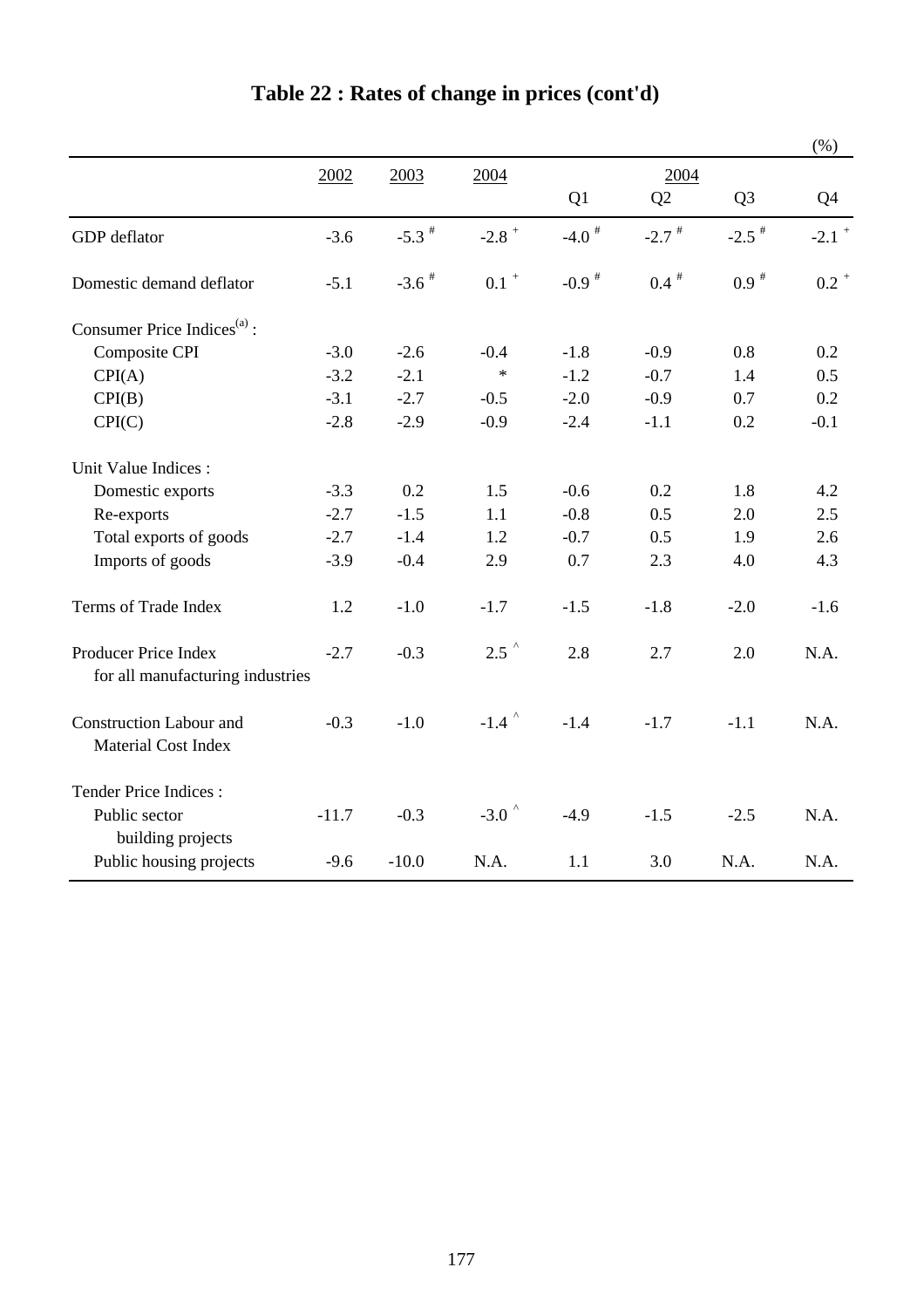# Table 22 : Rates of change in prices (cont'd)

(%)

| | 2002 | 2003 | 2004 | 2004 Q1 | 2004 Q2 | 2004 Q3 | 2004 Q4 |
|---|---|---|---|---|---|---|---|
| GDP deflator | -3.6 | -5.3 # | -2.8 + | -4.0 # | -2.7 # | -2.5 # | -2.1 + |
| Domestic demand deflator | -5.1 | -3.6 # | 0.1 + | -0.9 # | 0.4 # | 0.9 # | 0.2 + |
| Consumer Price Indices[(a)] : | | | | | | | |
| Composite CPI | -3.0 | -2.6 | -0.4 | -1.8 | -0.9 | 0.8 | 0.2 |
| CPI(A) | -3.2 | -2.1 | * | -1.2 | -0.7 | 1.4 | 0.5 |
| CPI(B) | -3.1 | -2.7 | -0.5 | -2.0 | -0.9 | 0.7 | 0.2 |
| CPI(C) | -2.8 | -2.9 | -0.9 | -2.4 | -1.1 | 0.2 | -0.1 |
| Unit Value Indices : | | | | | | | |
| Domestic exports | -3.3 | 0.2 | 1.5 | -0.6 | 0.2 | 1.8 | 4.2 |
| Re-exports | -2.7 | -1.5 | 1.1 | -0.8 | 0.5 | 2.0 | 2.5 |
| Total exports of goods | -2.7 | -1.4 | 1.2 | -0.7 | 0.5 | 1.9 | 2.6 |
| Imports of goods | -3.9 | -0.4 | 2.9 | 0.7 | 2.3 | 4.0 | 4.3 |
| Terms of Trade Index | 1.2 | -1.0 | -1.7 | -1.5 | -1.8 | -2.0 | -1.6 |
| Producer Price Index for all manufacturing industries | -2.7 | -0.3 | 2.5 ^ | 2.8 | 2.7 | 2.0 | N.A. |
| Construction Labour and Material Cost Index | -0.3 | -1.0 | -1.4 ^ | -1.4 | -1.7 | -1.1 | N.A. |
| Tender Price Indices : | | | | | | | |
| Public sector building projects | -11.7 | -0.3 | -3.0 ^ | -4.9 | -1.5 | -2.5 | N.A. |
| Public housing projects | -9.6 | -10.0 | N.A. | 1.1 | 3.0 | N.A. | N.A. |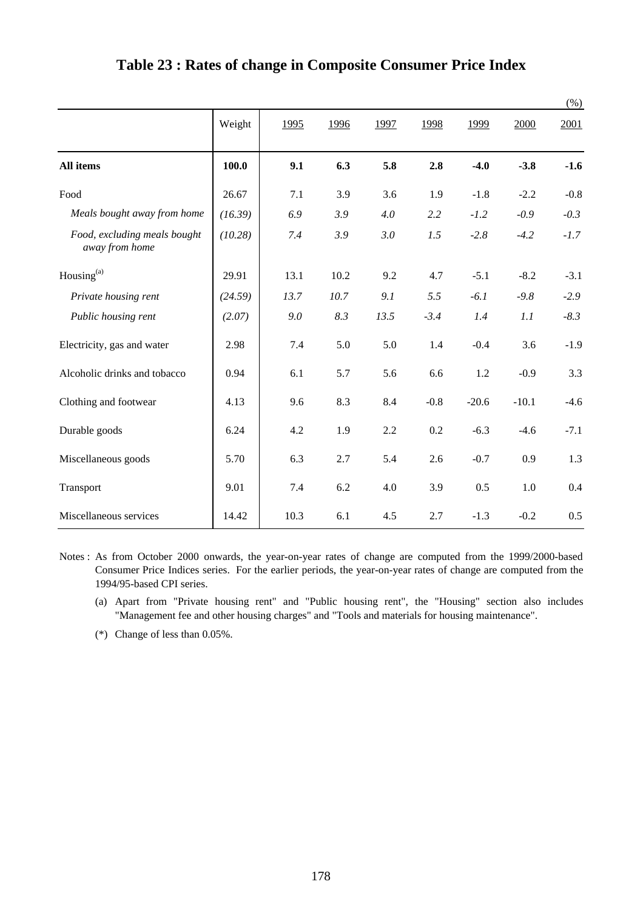# Table 23 : Rates of change in Composite Consumer Price Index

(%)

| | Weight | 1995 | 1996 | 1997 | 1998 | 1999 | 2000 | 2001 |
|---|---|---|---|---|---|---|---|---|
| **All items** | **100.0** | **9.1** | **6.3** | **5.8** | **2.8** | **-4.0** | **-3.8** | **-1.6** |
| Food | 26.67 | 7.1 | 3.9 | 3.6 | 1.9 | -1.8 | -2.2 | -0.8 |
| *Meals bought away from home* | *(16.39)* | *6.9* | *3.9* | *4.0* | *2.2* | *-1.2* | *-0.9* | *-0.3* |
| *Food, excluding meals bought away from home* | *(10.28)* | *7.4* | *3.9* | *3.0* | *1.5* | *-2.8* | *-4.2* | *-1.7* |
| Housing[(a)] | 29.91 | 13.1 | 10.2 | 9.2 | 4.7 | -5.1 | -8.2 | -3.1 |
| *Private housing rent* | *(24.59)* | *13.7* | *10.7* | *9.1* | *5.5* | *-6.1* | *-9.8* | *-2.9* |
| *Public housing rent* | *(2.07)* | *9.0* | *8.3* | *13.5* | *-3.4* | *1.4* | *1.1* | *-8.3* |
| Electricity, gas and water | 2.98 | 7.4 | 5.0 | 5.0 | 1.4 | -0.4 | 3.6 | -1.9 |
| Alcoholic drinks and tobacco | 0.94 | 6.1 | 5.7 | 5.6 | 6.6 | 1.2 | -0.9 | 3.3 |
| Clothing and footwear | 4.13 | 9.6 | 8.3 | 8.4 | -0.8 | -20.6 | -10.1 | -4.6 |
| Durable goods | 6.24 | 4.2 | 1.9 | 2.2 | 0.2 | -6.3 | -4.6 | -7.1 |
| Miscellaneous goods | 5.70 | 6.3 | 2.7 | 5.4 | 2.6 | -0.7 | 0.9 | 1.3 |
| Transport | 9.01 | 7.4 | 6.2 | 4.0 | 3.9 | 0.5 | 1.0 | 0.4 |
| Miscellaneous services | 14.42 | 10.3 | 6.1 | 4.5 | 2.7 | -1.3 | -0.2 | 0.5 |

Notes : As from October 2000 onwards, the year-on-year rates of change are computed from the 1999/2000-based Consumer Price Indices series. For the earlier periods, the year-on-year rates of change are computed from the 1994/95-based CPI series.

(a) Apart from "Private housing rent" and "Public housing rent", the "Housing" section also includes "Management fee and other housing charges" and "Tools and materials for housing maintenance".

(*) Change of less than 0.05%.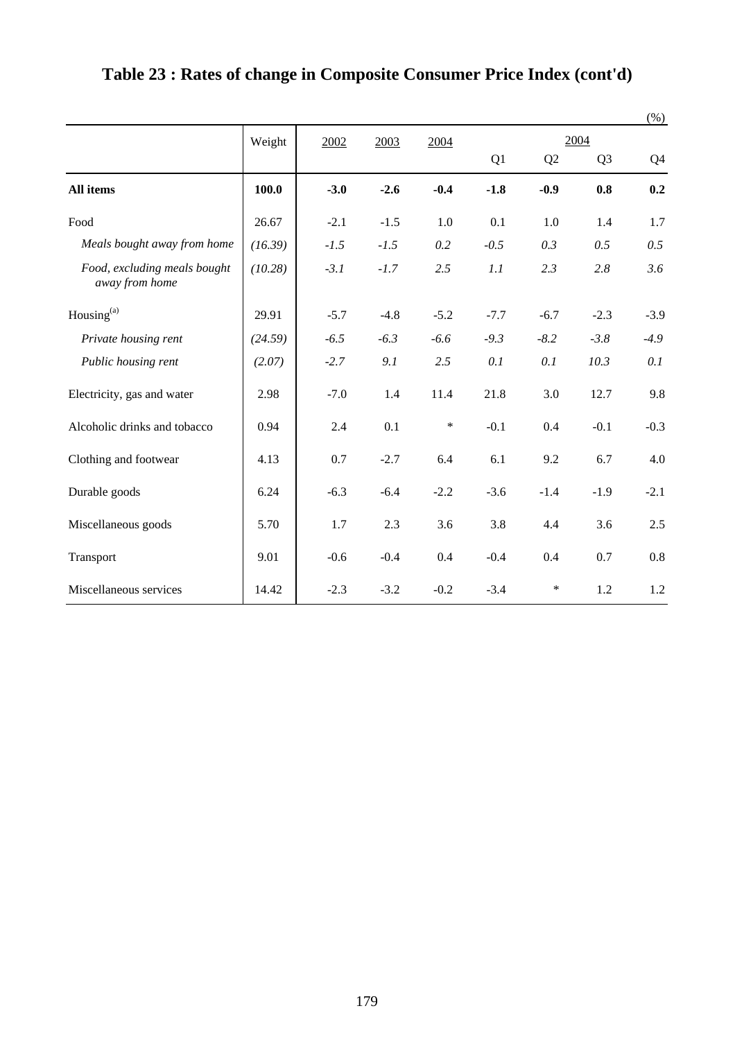# Table 23 : Rates of change in Composite Consumer Price Index (cont'd)

(%)

| | Weight | 2002 | 2003 | 2004 | 2004 | | | |
|---|---|---|---|---|---|---|---|---|
| | | | | | Q1 | Q2 | Q3 | Q4 |
| **All items** | **100.0** | **-3.0** | **-2.6** | **-0.4** | **-1.8** | **-0.9** | **0.8** | **0.2** |
| Food | 26.67 | -2.1 | -1.5 | 1.0 | 0.1 | 1.0 | 1.4 | 1.7 |
| *Meals bought away from home* | *(16.39)* | *-1.5* | *-1.5* | *0.2* | *-0.5* | *0.3* | *0.5* | *0.5* |
| *Food, excluding meals bought away from home* | *(10.28)* | *-3.1* | *-1.7* | *2.5* | *1.1* | *2.3* | *2.8* | *3.6* |
| Housing[(a)] | 29.91 | -5.7 | -4.8 | -5.2 | -7.7 | -6.7 | -2.3 | -3.9 |
| *Private housing rent* | *(24.59)* | *-6.5* | *-6.3* | *-6.6* | *-9.3* | *-8.2* | *-3.8* | *-4.9* |
| *Public housing rent* | *(2.07)* | *-2.7* | *9.1* | *2.5* | *0.1* | *0.1* | *10.3* | *0.1* |
| Electricity, gas and water | 2.98 | -7.0 | 1.4 | 11.4 | 21.8 | 3.0 | 12.7 | 9.8 |
| Alcoholic drinks and tobacco | 0.94 | 2.4 | 0.1 | * | -0.1 | 0.4 | -0.1 | -0.3 |
| Clothing and footwear | 4.13 | 0.7 | -2.7 | 6.4 | 6.1 | 9.2 | 6.7 | 4.0 |
| Durable goods | 6.24 | -6.3 | -6.4 | -2.2 | -3.6 | -1.4 | -1.9 | -2.1 |
| Miscellaneous goods | 5.70 | 1.7 | 2.3 | 3.6 | 3.8 | 4.4 | 3.6 | 2.5 |
| Transport | 9.01 | -0.6 | -0.4 | 0.4 | -0.4 | 0.4 | 0.7 | 0.8 |
| Miscellaneous services | 14.42 | -2.3 | -3.2 | -0.2 | -3.4 | * | 1.2 | 1.2 |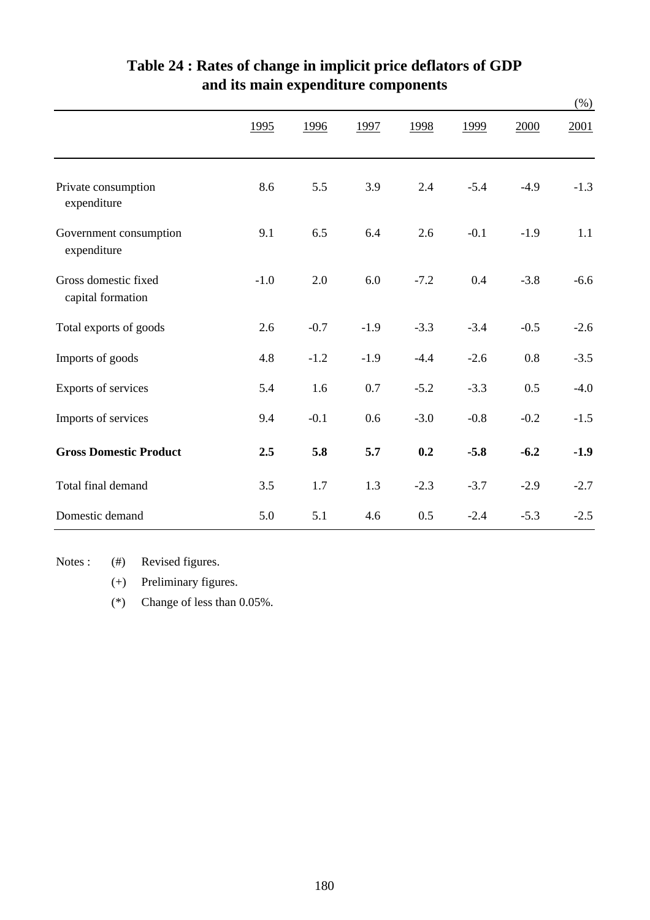# Table 24 : Rates of change in implicit price deflators of GDP and its main expenditure components

(%)

| | 1995 | 1996 | 1997 | 1998 | 1999 | 2000 | 2001 |
|---|---|---|---|---|---|---|---|
| Private consumption expenditure | 8.6 | 5.5 | 3.9 | 2.4 | -5.4 | -4.9 | -1.3 |
| Government consumption expenditure | 9.1 | 6.5 | 6.4 | 2.6 | -0.1 | -1.9 | 1.1 |
| Gross domestic fixed capital formation | -1.0 | 2.0 | 6.0 | -7.2 | 0.4 | -3.8 | -6.6 |
| Total exports of goods | 2.6 | -0.7 | -1.9 | -3.3 | -3.4 | -0.5 | -2.6 |
| Imports of goods | 4.8 | -1.2 | -1.9 | -4.4 | -2.6 | 0.8 | -3.5 |
| Exports of services | 5.4 | 1.6 | 0.7 | -5.2 | -3.3 | 0.5 | -4.0 |
| Imports of services | 9.4 | -0.1 | 0.6 | -3.0 | -0.8 | -0.2 | -1.5 |
| **Gross Domestic Product** | **2.5** | **5.8** | **5.7** | **0.2** | **-5.8** | **-6.2** | **-1.9** |
| Total final demand | 3.5 | 1.7 | 1.3 | -2.3 | -3.7 | -2.9 | -2.7 |
| Domestic demand | 5.0 | 5.1 | 4.6 | 0.5 | -2.4 | -5.3 | -2.5 |

Notes : (#) Revised figures.

(+) Preliminary figures.

(*) Change of less than 0.05%.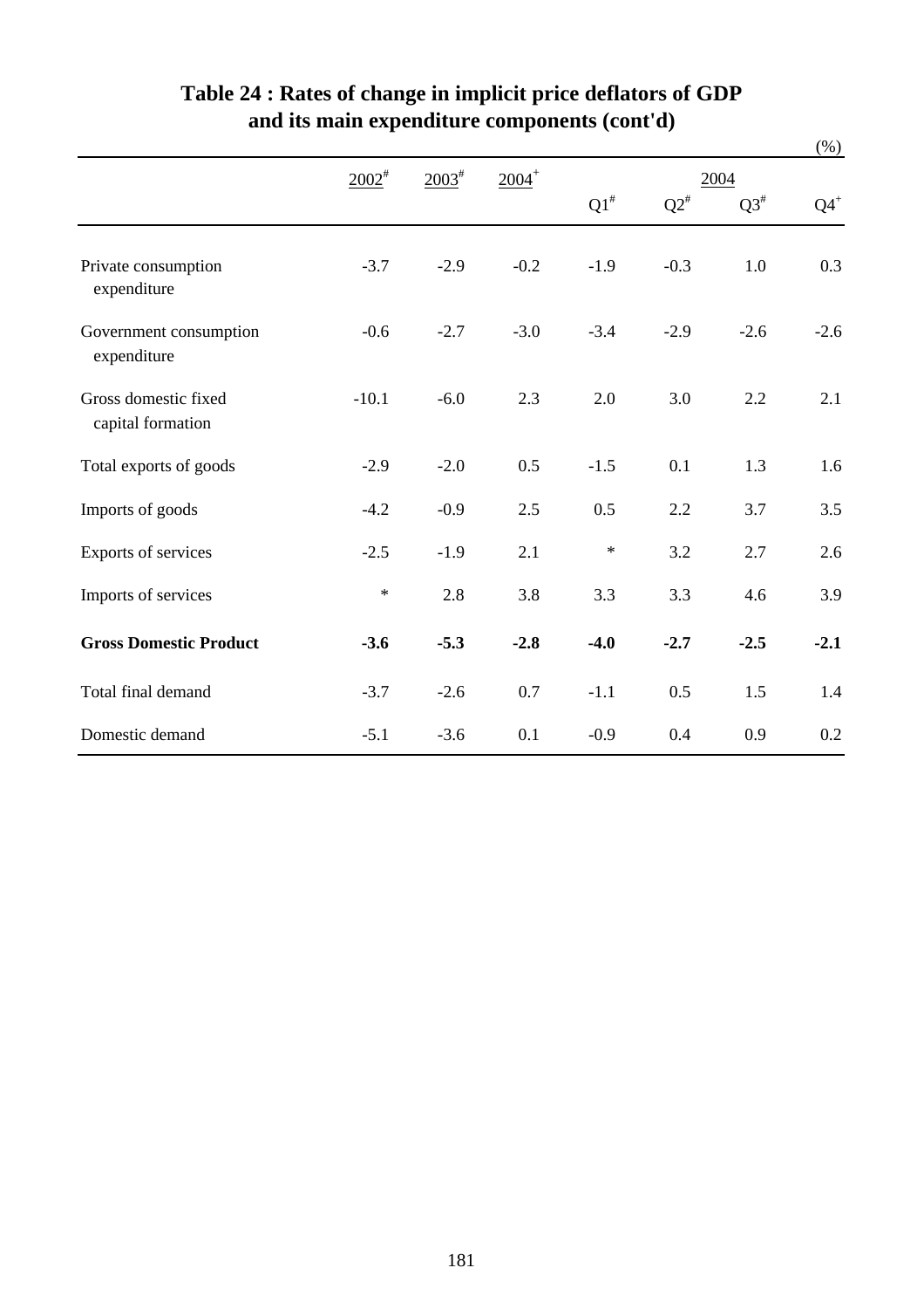# Table 24 : Rates of change in implicit price deflators of GDP and its main expenditure components (cont'd)

(%)

| | 2002# | 2003# | 2004+ | 2004 | | | |
|---|---|---|---|---|---|---|---|
| | | | | Q1# | Q2# | Q3# | Q4+ |
| Private consumption expenditure | -3.7 | -2.9 | -0.2 | -1.9 | -0.3 | 1.0 | 0.3 |
| Government consumption expenditure | -0.6 | -2.7 | -3.0 | -3.4 | -2.9 | -2.6 | -2.6 |
| Gross domestic fixed capital formation | -10.1 | -6.0 | 2.3 | 2.0 | 3.0 | 2.2 | 2.1 |
| Total exports of goods | -2.9 | -2.0 | 0.5 | -1.5 | 0.1 | 1.3 | 1.6 |
| Imports of goods | -4.2 | -0.9 | 2.5 | 0.5 | 2.2 | 3.7 | 3.5 |
| Exports of services | -2.5 | -1.9 | 2.1 | * | 3.2 | 2.7 | 2.6 |
| Imports of services | * | 2.8 | 3.8 | 3.3 | 3.3 | 4.6 | 3.9 |
| **Gross Domestic Product** | **-3.6** | **-5.3** | **-2.8** | **-4.0** | **-2.7** | **-2.5** | **-2.1** |
| Total final demand | -3.7 | -2.6 | 0.7 | -1.1 | 0.5 | 1.5 | 1.4 |
| Domestic demand | -5.1 | -3.6 | 0.1 | -0.9 | 0.4 | 0.9 | 0.2 |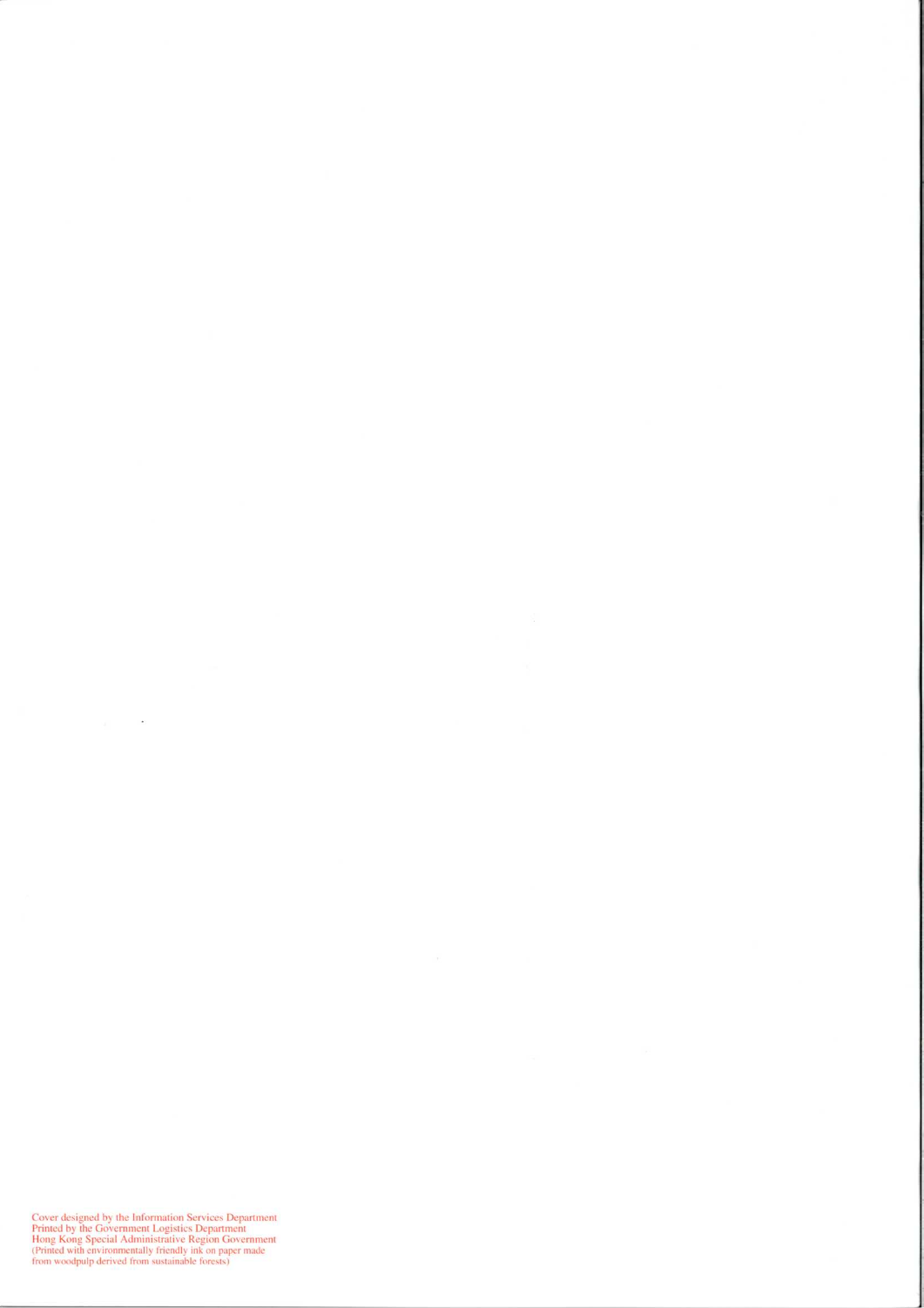Cover designed by the Information Services Department
Printed by the Government Logistics Department
Hong Kong Special Administrative Region Government
(Printed with environmentally friendly ink on paper made from woodpulp derived from sustainable forests)